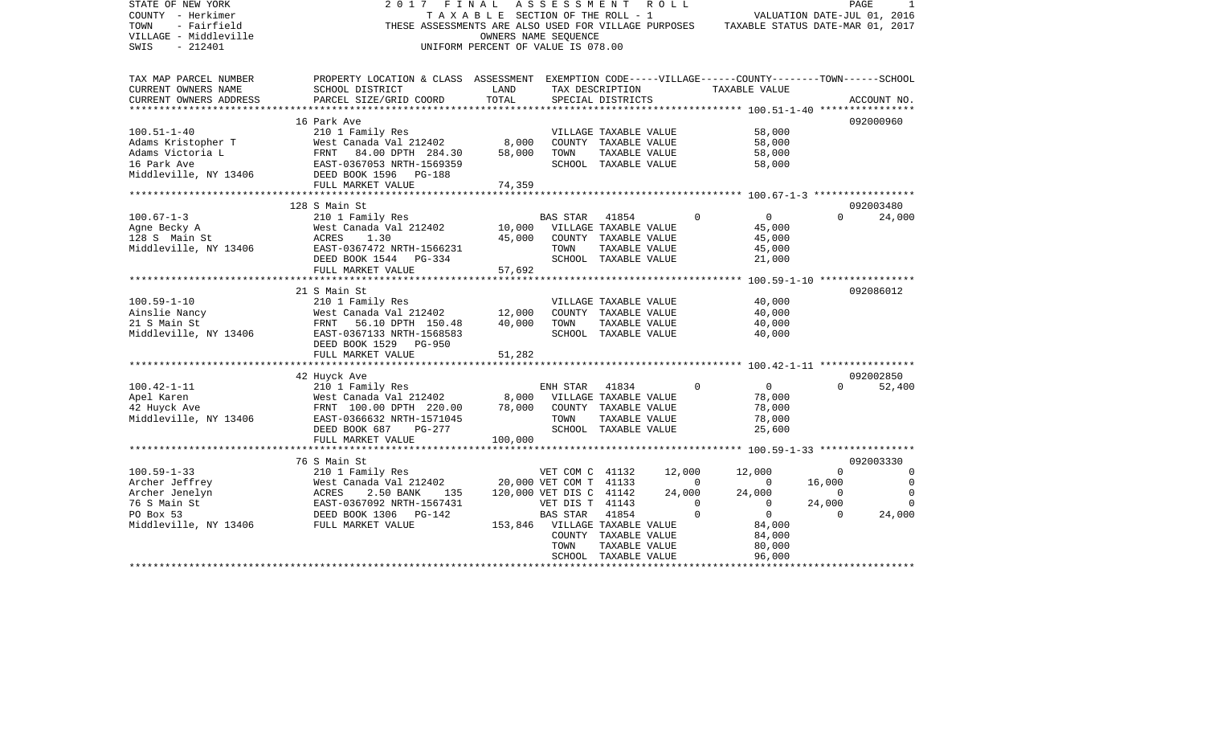STATE OF NEW YORK
COUNTY - Herkimer
TOWN - Fairfield
VILLAGE - Middleville
SWIS - 212401

2 0 1 7 F I N A L A S S E S S M E N T R O L L
T A X A B L E SECTION OF THE ROLL - 1
THESE ASSESSMENTS ARE ALSO USED FOR VILLAGE PURPOSES
OWNERS NAME SEQUENCE
UNIFORM PERCENT OF VALUE IS 078.00

VALUATION DATE-JUL 01, 2016
TAXABLE STATUS DATE-MAR 01, 2017

```
TAX MAP PARCEL NUMBER     PROPERTY LOCATION & CLASS  ASSESSMENT  EXEMPTION CODE-----VILLAGE------COUNTY--------TOWN------SCHOOL
CURRENT OWNERS NAME       SCHOOL DISTRICT               LAND      TAX DESCRIPTION            TAXABLE VALUE
CURRENT OWNERS ADDRESS    PARCEL SIZE/GRID COORD        TOTAL     SPECIAL DISTRICTS                                          ACCOUNT NO.
******************************************************************************************************* 100.51-1-40 ****************
                          16 Park Ave                                                                                   092000960
100.51-1-40               210 1 Family Res                        VILLAGE TAXABLE VALUE             58,000
Adams Kristopher T        West Canada Val 212402        8,000     COUNTY  TAXABLE VALUE             58,000
Adams Victoria L          FRNT   84.00 DPTH 284.30     58,000     TOWN    TAXABLE VALUE             58,000
16 Park Ave               EAST-0367053 NRTH-1569359               SCHOOL  TAXABLE VALUE             58,000
Middleville, NY 13406     DEED BOOK 1596   PG-188
                          FULL MARKET VALUE            74,359
******************************************************************************************************* 100.67-1-3 *****************
                          128 S Main St                                                                                 092003480
100.67-1-3                210 1 Family Res                        BAS STAR   41854          0          0          0       24,000
Agne Becky A              West Canada Val 212402       10,000     VILLAGE TAXABLE VALUE             45,000
128 S  Main St            ACRES     1.30               45,000     COUNTY  TAXABLE VALUE             45,000
Middleville, NY 13406     EAST-0367472 NRTH-1566231               TOWN    TAXABLE VALUE             45,000
                          DEED BOOK 1544   PG-334                 SCHOOL  TAXABLE VALUE             21,000
                          FULL MARKET VALUE            57,692
******************************************************************************************************* 100.59-1-10 ****************
                          21 S Main St                                                                                  092086012
100.59-1-10               210 1 Family Res                        VILLAGE TAXABLE VALUE             40,000
Ainslie Nancy             West Canada Val 212402       12,000     COUNTY  TAXABLE VALUE             40,000
21 S Main St              FRNT   56.10 DPTH 150.48     40,000     TOWN    TAXABLE VALUE             40,000
Middleville, NY 13406     EAST-0367133 NRTH-1568583               SCHOOL  TAXABLE VALUE             40,000
                          DEED BOOK 1529   PG-950
                          FULL MARKET VALUE            51,282
******************************************************************************************************* 100.42-1-11 ****************
                          42 Huyck Ave                                                                                  092002850
100.42-1-11               210 1 Family Res                        ENH STAR   41834          0          0          0       52,400
Apel Karen                West Canada Val 212402        8,000     VILLAGE TAXABLE VALUE             78,000
42 Huyck Ave              FRNT  100.00 DPTH 220.00     78,000     COUNTY  TAXABLE VALUE             78,000
Middleville, NY 13406     EAST-0366632 NRTH-1571045               TOWN    TAXABLE VALUE             78,000
                          DEED BOOK 687    PG-277                 SCHOOL  TAXABLE VALUE             25,600
                          FULL MARKET VALUE           100,000
******************************************************************************************************* 100.59-1-33 ****************
                          76 S Main St                                                                                  092003330
100.59-1-33               210 1 Family Res                        VET COM C  41132     12,000     12,000          0            0
Archer Jeffrey            West Canada Val 212402       20,000     VET COM T  41133          0          0     16,000            0
Archer Jenelyn            ACRES     2.50 BANK    135  120,000     VET DIS C  41142     24,000     24,000          0            0
76 S Main St              EAST-0367092 NRTH-1567431               VET DIS T  41143          0          0     24,000            0
PO Box 53                 DEED BOOK 1306   PG-142                 BAS STAR   41854          0          0          0       24,000
Middleville, NY 13406     FULL MARKET VALUE           153,846     VILLAGE TAXABLE VALUE             84,000
                                                                  COUNTY  TAXABLE VALUE             84,000
                                                                  TOWN    TAXABLE VALUE             80,000
                                                                  SCHOOL  TAXABLE VALUE             96,000
************************************************************************************************************************************
```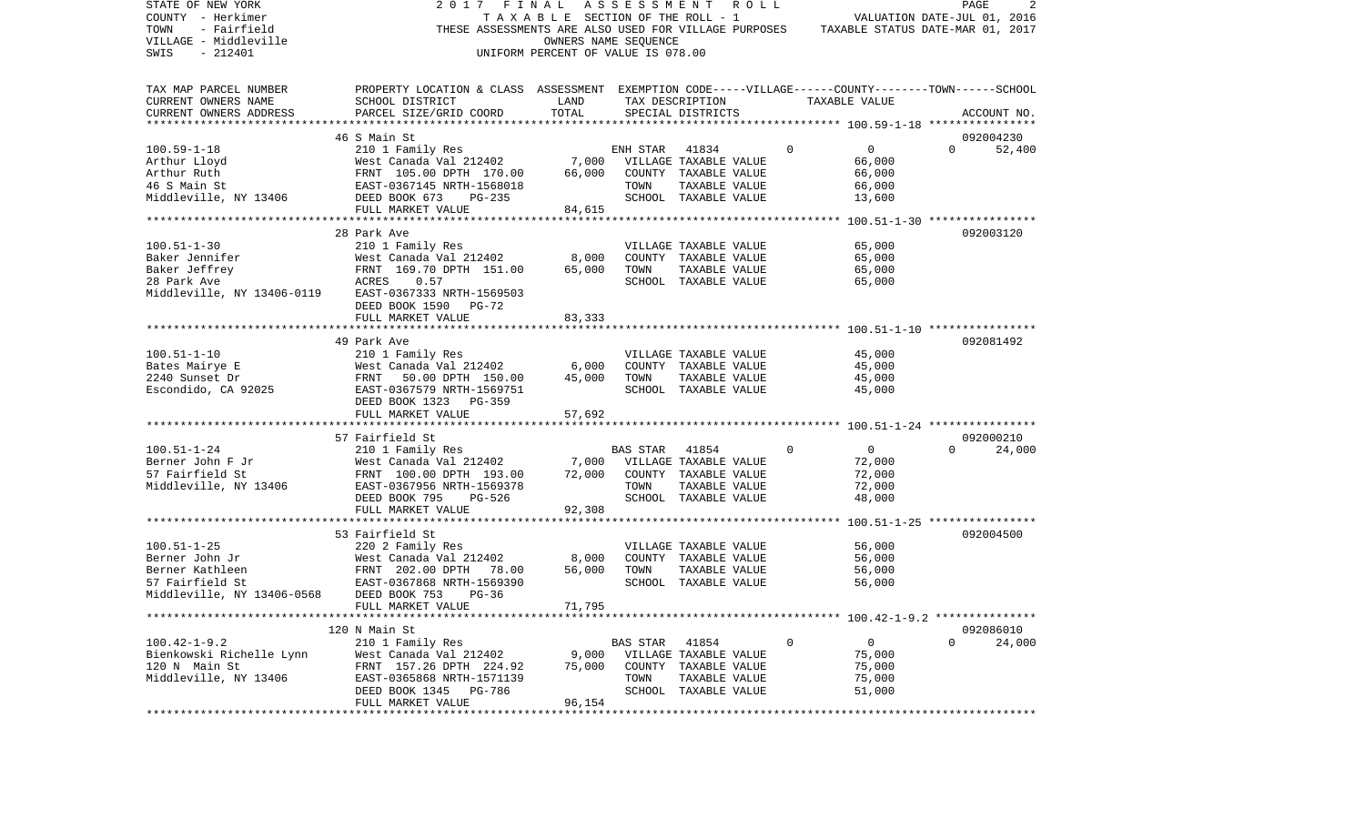STATE OF NEW YORK
COUNTY - Herkimer
TOWN - Fairfield
VILLAGE - Middleville
SWIS - 212401

2017 FINAL ASSESSMENT ROLL
TAXABLE SECTION OF THE ROLL - 1
THESE ASSESSMENTS ARE ALSO USED FOR VILLAGE PURPOSES
OWNERS NAME SEQUENCE
UNIFORM PERCENT OF VALUE IS 078.00

VALUATION DATE-JUL 01, 2016
TAXABLE STATUS DATE-MAR 01, 2017

| TAX MAP PARCEL NUMBER / CURRENT OWNERS NAME / CURRENT OWNERS ADDRESS | PROPERTY LOCATION & CLASS / SCHOOL DISTRICT / PARCEL SIZE/GRID COORD | ASSESSMENT LAND | TOTAL | EXEMPTION CODE / TAX DESCRIPTION / SPECIAL DISTRICTS | VILLAGE | COUNTY / TAXABLE VALUE | TOWN | SCHOOL / ACCOUNT NO. |
|---|---|---|---|---|---|---|---|---|
| | 46 S Main St | | | | | | | 092004230 |
| 100.59-1-18 | 210 1 Family Res | | | ENH STAR 41834 | 0 | 0 | 0 | 52,400 |
| Arthur Lloyd | West Canada Val 212402 | 7,000 | | VILLAGE TAXABLE VALUE | | 66,000 | | |
| Arthur Ruth | FRNT 105.00 DPTH 170.00 | | 66,000 | COUNTY TAXABLE VALUE | | 66,000 | | |
| 46 S Main St | EAST-0367145 NRTH-1568018 | | | TOWN TAXABLE VALUE | | 66,000 | | |
| Middleville, NY 13406 | DEED BOOK 673 PG-235 | | | SCHOOL TAXABLE VALUE | | 13,600 | | |
| | FULL MARKET VALUE | | 84,615 | | | | | |
| | 28 Park Ave | | | | | | | 092003120 |
| 100.51-1-30 | 210 1 Family Res | | | VILLAGE TAXABLE VALUE | | 65,000 | | |
| Baker Jennifer | West Canada Val 212402 | 8,000 | | COUNTY TAXABLE VALUE | | 65,000 | | |
| Baker Jeffrey | FRNT 169.70 DPTH 151.00 | | 65,000 | TOWN TAXABLE VALUE | | 65,000 | | |
| 28 Park Ave | ACRES 0.57 | | | SCHOOL TAXABLE VALUE | | 65,000 | | |
| Middleville, NY 13406-0119 | EAST-0367333 NRTH-1569503 | | | | | | | |
| | DEED BOOK 1590 PG-72 | | | | | | | |
| | FULL MARKET VALUE | | 83,333 | | | | | |
| | 49 Park Ave | | | | | | | 092081492 |
| 100.51-1-10 | 210 1 Family Res | | | VILLAGE TAXABLE VALUE | | 45,000 | | |
| Bates Mairye E | West Canada Val 212402 | 6,000 | | COUNTY TAXABLE VALUE | | 45,000 | | |
| 2240 Sunset Dr | FRNT 50.00 DPTH 150.00 | | 45,000 | TOWN TAXABLE VALUE | | 45,000 | | |
| Escondido, CA 92025 | EAST-0367579 NRTH-1569751 | | | SCHOOL TAXABLE VALUE | | 45,000 | | |
| | DEED BOOK 1323 PG-359 | | | | | | | |
| | FULL MARKET VALUE | | 57,692 | | | | | |
| | 57 Fairfield St | | | | | | | 092000210 |
| 100.51-1-24 | 210 1 Family Res | | | BAS STAR 41854 | 0 | 0 | 0 | 24,000 |
| Berner John F Jr | West Canada Val 212402 | 7,000 | | VILLAGE TAXABLE VALUE | | 72,000 | | |
| 57 Fairfield St | FRNT 100.00 DPTH 193.00 | | 72,000 | COUNTY TAXABLE VALUE | | 72,000 | | |
| Middleville, NY 13406 | EAST-0367956 NRTH-1569378 | | | TOWN TAXABLE VALUE | | 72,000 | | |
| | DEED BOOK 795 PG-526 | | | SCHOOL TAXABLE VALUE | | 48,000 | | |
| | FULL MARKET VALUE | | 92,308 | | | | | |
| | 53 Fairfield St | | | | | | | 092004500 |
| 100.51-1-25 | 220 2 Family Res | | | VILLAGE TAXABLE VALUE | | 56,000 | | |
| Berner John Jr | West Canada Val 212402 | 8,000 | | COUNTY TAXABLE VALUE | | 56,000 | | |
| Berner Kathleen | FRNT 202.00 DPTH 78.00 | | 56,000 | TOWN TAXABLE VALUE | | 56,000 | | |
| 57 Fairfield St | EAST-0367868 NRTH-1569390 | | | SCHOOL TAXABLE VALUE | | 56,000 | | |
| Middleville, NY 13406-0568 | DEED BOOK 753 PG-36 | | | | | | | |
| | FULL MARKET VALUE | | 71,795 | | | | | |
| | 120 N Main St | | | | | | | 092086010 |
| 100.42-1-9.2 | 210 1 Family Res | | | BAS STAR 41854 | 0 | 0 | 0 | 24,000 |
| Bienkowski Richelle Lynn | West Canada Val 212402 | 9,000 | | VILLAGE TAXABLE VALUE | | 75,000 | | |
| 120 N Main St | FRNT 157.26 DPTH 224.92 | | 75,000 | COUNTY TAXABLE VALUE | | 75,000 | | |
| Middleville, NY 13406 | EAST-0365868 NRTH-1571139 | | | TOWN TAXABLE VALUE | | 75,000 | | |
| | DEED BOOK 1345 PG-786 | | | SCHOOL TAXABLE VALUE | | 51,000 | | |
| | FULL MARKET VALUE | | 96,154 | | | | | |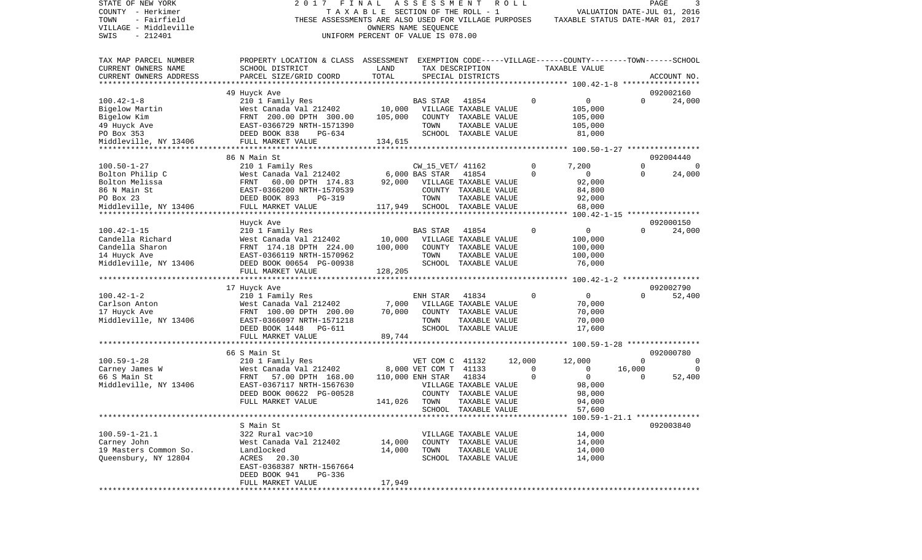STATE OF NEW YORK
COUNTY - Herkimer
TOWN - Fairfield
VILLAGE - Middleville
SWIS - 212401

2017 FINAL ASSESSMENT ROLL
TAXABLE SECTION OF THE ROLL - 1
THESE ASSESSMENTS ARE ALSO USED FOR VILLAGE PURPOSES
OWNERS NAME SEQUENCE
UNIFORM PERCENT OF VALUE IS 078.00

VALUATION DATE-JUL 01, 2016
TAXABLE STATUS DATE-MAR 01, 2017

| TAX MAP PARCEL NUMBER / CURRENT OWNERS NAME / CURRENT OWNERS ADDRESS | PROPERTY LOCATION & CLASS / SCHOOL DISTRICT / PARCEL SIZE/GRID COORD | ASSESSMENT LAND / TOTAL | EXEMPTION CODE / TAX DESCRIPTION / SPECIAL DISTRICTS | VILLAGE | COUNTY / TAXABLE VALUE | TOWN | SCHOOL / ACCOUNT NO. |
|---|---|---|---|---|---|---|---|
| | 49 Huyck Ave | | | | | | 092002160 |
| 100.42-1-8 | 210 1 Family Res | | BAS STAR 41854 | 0 | 0 | 0 | 24,000 |
| Bigelow Martin | West Canada Val 212402 | 10,000 | VILLAGE TAXABLE VALUE | | 105,000 | | |
| Bigelow Kim | FRNT 200.00 DPTH 300.00 | 105,000 | COUNTY TAXABLE VALUE | | 105,000 | | |
| 49 Huyck Ave | EAST-0366729 NRTH-1571390 | | TOWN TAXABLE VALUE | | 105,000 | | |
| PO Box 353 | DEED BOOK 838 PG-634 | | SCHOOL TAXABLE VALUE | | 81,000 | | |
| Middleville, NY 13406 | FULL MARKET VALUE | 134,615 | | | | | |
| | 86 N Main St | | | | | | 092004440 |
| 100.50-1-27 | 210 1 Family Res | | CW_15_VET/ 41162 | 0 | 7,200 | 0 | 0 |
| Bolton Philip C | West Canada Val 212402 | 6,000 | BAS STAR 41854 | 0 | 0 | 0 | 24,000 |
| Bolton Melissa | FRNT 60.00 DPTH 174.83 | 92,000 | VILLAGE TAXABLE VALUE | | 92,000 | | |
| 86 N Main St | EAST-0366200 NRTH-1570539 | | COUNTY TAXABLE VALUE | | 84,800 | | |
| PO Box 23 | DEED BOOK 893 PG-319 | | TOWN TAXABLE VALUE | | 92,000 | | |
| Middleville, NY 13406 | FULL MARKET VALUE | 117,949 | SCHOOL TAXABLE VALUE | | 68,000 | | |
| | Huyck Ave | | | | | | 092000150 |
| 100.42-1-15 | 210 1 Family Res | | BAS STAR 41854 | 0 | 0 | 0 | 24,000 |
| Candella Richard | West Canada Val 212402 | 10,000 | VILLAGE TAXABLE VALUE | | 100,000 | | |
| Candella Sharon | FRNT 174.18 DPTH 224.00 | 100,000 | COUNTY TAXABLE VALUE | | 100,000 | | |
| 14 Huyck Ave | EAST-0366119 NRTH-1570962 | | TOWN TAXABLE VALUE | | 100,000 | | |
| Middleville, NY 13406 | DEED BOOK 00654 PG-00938 | | SCHOOL TAXABLE VALUE | | 76,000 | | |
| | FULL MARKET VALUE | 128,205 | | | | | |
| | 17 Huyck Ave | | | | | | 092002790 |
| 100.42-1-2 | 210 1 Family Res | | ENH STAR 41834 | 0 | 0 | 0 | 52,400 |
| Carlson Anton | West Canada Val 212402 | 7,000 | VILLAGE TAXABLE VALUE | | 70,000 | | |
| 17 Huyck Ave | FRNT 100.00 DPTH 200.00 | 70,000 | COUNTY TAXABLE VALUE | | 70,000 | | |
| Middleville, NY 13406 | EAST-0366097 NRTH-1571218 | | TOWN TAXABLE VALUE | | 70,000 | | |
| | DEED BOOK 1448 PG-611 | | SCHOOL TAXABLE VALUE | | 17,600 | | |
| | FULL MARKET VALUE | 89,744 | | | | | |
| | 66 S Main St | | | | | | 092000780 |
| 100.59-1-28 | 210 1 Family Res | | VET COM C 41132 | 12,000 | 12,000 | 0 | 0 |
| Carney James W | West Canada Val 212402 | 8,000 | VET COM T 41133 | 0 | 0 | 16,000 | 0 |
| 66 S Main St | FRNT 57.00 DPTH 168.00 | 110,000 | ENH STAR 41834 | 0 | 0 | 0 | 52,400 |
| Middleville, NY 13406 | EAST-0367117 NRTH-1567630 | | VILLAGE TAXABLE VALUE | | 98,000 | | |
| | DEED BOOK 00622 PG-00528 | | COUNTY TAXABLE VALUE | | 98,000 | | |
| | FULL MARKET VALUE | 141,026 | TOWN TAXABLE VALUE | | 94,000 | | |
| | | | SCHOOL TAXABLE VALUE | | 57,600 | | |
| | S Main St | | | | | | 092003840 |
| 100.59-1-21.1 | 322 Rural vac>10 | | VILLAGE TAXABLE VALUE | | 14,000 | | |
| Carney John | West Canada Val 212402 | 14,000 | COUNTY TAXABLE VALUE | | 14,000 | | |
| 19 Masters Common So. | Landlocked | 14,000 | TOWN TAXABLE VALUE | | 14,000 | | |
| Queensbury, NY 12804 | ACRES 20.30 | | SCHOOL TAXABLE VALUE | | 14,000 | | |
| | EAST-0368387 NRTH-1567664 | | | | | | |
| | DEED BOOK 941 PG-336 | | | | | | |
| | FULL MARKET VALUE | 17,949 | | | | | |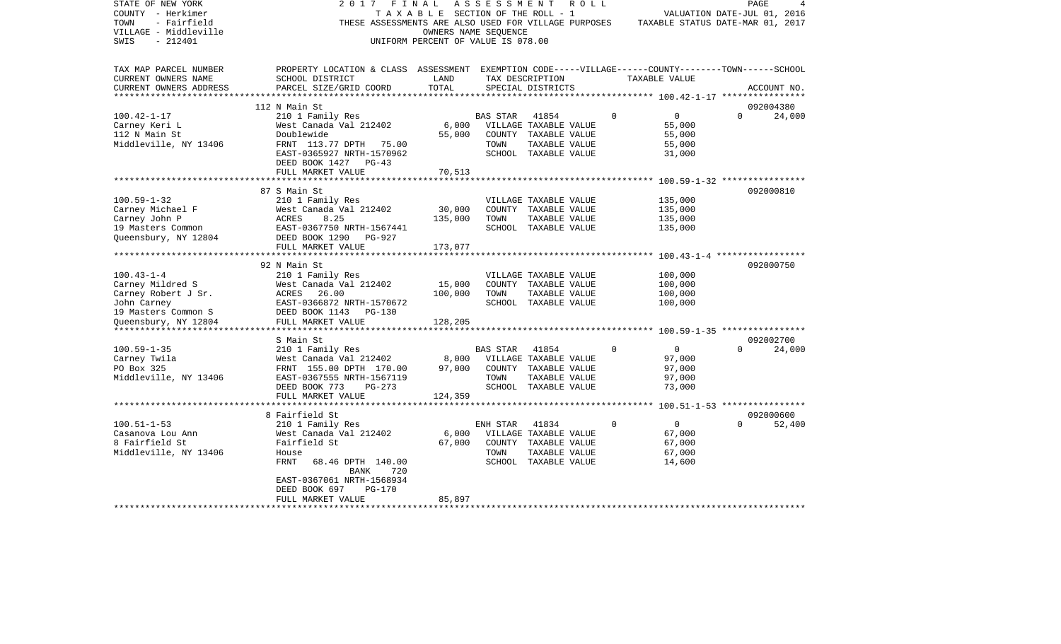STATE OF NEW YORK — 2017 FINAL ASSESSMENT ROLL
COUNTY - Herkimer — TAXABLE SECTION OF THE ROLL - 1 — VALUATION DATE-JUL 01, 2016
TOWN - Fairfield — THESE ASSESSMENTS ARE ALSO USED FOR VILLAGE PURPOSES — TAXABLE STATUS DATE-MAR 01, 2017
VILLAGE - Middleville — OWNERS NAME SEQUENCE
SWIS - 212401 — UNIFORM PERCENT OF VALUE IS 078.00

| TAX MAP PARCEL NUMBER / CURRENT OWNERS NAME / CURRENT OWNERS ADDRESS | PROPERTY LOCATION & CLASS / SCHOOL DISTRICT / PARCEL SIZE/GRID COORD | ASSESSMENT LAND | ASSESSMENT TOTAL | EXEMPTION CODE / TAX DESCRIPTION / SPECIAL DISTRICTS | VILLAGE | COUNTY / TAXABLE VALUE | TOWN | SCHOOL / ACCOUNT NO. |
|---|---|---|---|---|---|---|---|---|
| 100.42-1-17 | 112 N Main St | | | | | | | 092004380 |
| | 210 1 Family Res | | | BAS STAR 41854 | 0 | 0 | 0 | 24,000 |
| Carney Keri L | West Canada Val 212402 | 6,000 | | VILLAGE TAXABLE VALUE | | 55,000 | | |
| 112 N Main St | Doublewide | | 55,000 | COUNTY TAXABLE VALUE | | 55,000 | | |
| Middleville, NY 13406 | FRNT 113.77 DPTH 75.00 | | | TOWN TAXABLE VALUE | | 55,000 | | |
| | EAST-0365927 NRTH-1570962 | | | SCHOOL TAXABLE VALUE | | 31,000 | | |
| | DEED BOOK 1427 PG-43 | | | | | | | |
| | FULL MARKET VALUE | | 70,513 | | | | | |
| 100.59-1-32 | 87 S Main St | | | | | | | 092000810 |
| | 210 1 Family Res | | | VILLAGE TAXABLE VALUE | | 135,000 | | |
| Carney Michael F | West Canada Val 212402 | 30,000 | | COUNTY TAXABLE VALUE | | 135,000 | | |
| Carney John P | ACRES 8.25 | | 135,000 | TOWN TAXABLE VALUE | | 135,000 | | |
| 19 Masters Common | EAST-0367750 NRTH-1567441 | | | SCHOOL TAXABLE VALUE | | 135,000 | | |
| Queensbury, NY 12804 | DEED BOOK 1290 PG-927 | | | | | | | |
| | FULL MARKET VALUE | | 173,077 | | | | | |
| 100.43-1-4 | 92 N Main St | | | | | | | 092000750 |
| | 210 1 Family Res | | | VILLAGE TAXABLE VALUE | | 100,000 | | |
| Carney Mildred S | West Canada Val 212402 | 15,000 | | COUNTY TAXABLE VALUE | | 100,000 | | |
| Carney Robert J Sr. | ACRES 26.00 | | 100,000 | TOWN TAXABLE VALUE | | 100,000 | | |
| John Carney | EAST-0366872 NRTH-1570672 | | | SCHOOL TAXABLE VALUE | | 100,000 | | |
| 19 Masters Common S | DEED BOOK 1143 PG-130 | | | | | | | |
| Queensbury, NY 12804 | FULL MARKET VALUE | | 128,205 | | | | | |
| 100.59-1-35 | S Main St | | | | | | | 092002700 |
| | 210 1 Family Res | | | BAS STAR 41854 | 0 | 0 | 0 | 24,000 |
| Carney Twila | West Canada Val 212402 | 8,000 | | VILLAGE TAXABLE VALUE | | 97,000 | | |
| PO Box 325 | FRNT 155.00 DPTH 170.00 | | 97,000 | COUNTY TAXABLE VALUE | | 97,000 | | |
| Middleville, NY 13406 | EAST-0367555 NRTH-1567119 | | | TOWN TAXABLE VALUE | | 97,000 | | |
| | DEED BOOK 773 PG-273 | | | SCHOOL TAXABLE VALUE | | 73,000 | | |
| | FULL MARKET VALUE | | 124,359 | | | | | |
| 100.51-1-53 | 8 Fairfield St | | | | | | | 092000600 |
| | 210 1 Family Res | | | ENH STAR 41834 | 0 | 0 | 0 | 52,400 |
| Casanova Lou Ann | West Canada Val 212402 | 6,000 | | VILLAGE TAXABLE VALUE | | 67,000 | | |
| 8 Fairfield St | Fairfield St | | 67,000 | COUNTY TAXABLE VALUE | | 67,000 | | |
| Middleville, NY 13406 | House | | | TOWN TAXABLE VALUE | | 67,000 | | |
| | FRNT 68.46 DPTH 140.00 | | | SCHOOL TAXABLE VALUE | | 14,600 | | |
| | BANK 720 | | | | | | | |
| | EAST-0367061 NRTH-1568934 | | | | | | | |
| | DEED BOOK 697 PG-170 | | | | | | | |
| | FULL MARKET VALUE | | 85,897 | | | | | |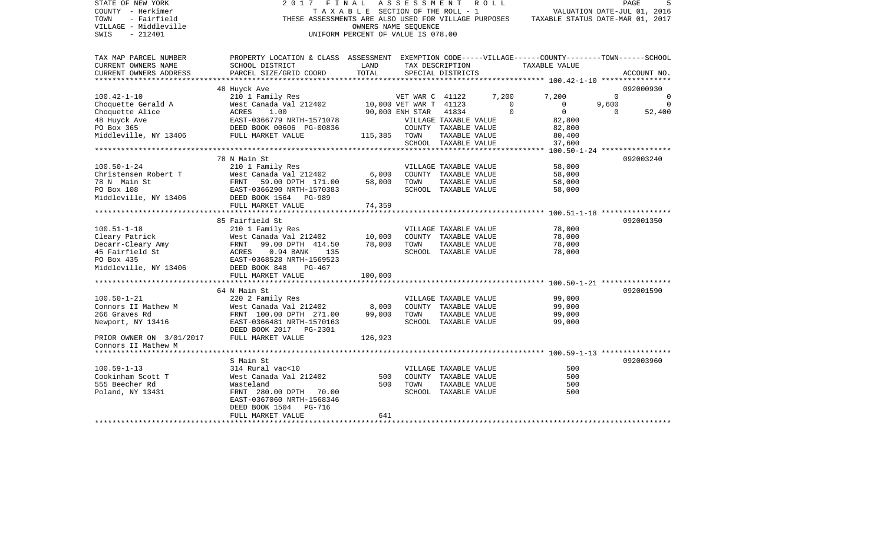STATE OF NEW YORK | 2017 FINAL ASSESSMENT ROLL | VALUATION DATE-JUL 01, 2016
COUNTY - Herkimer | TAXABLE SECTION OF THE ROLL - 1 | TAXABLE STATUS DATE-MAR 01, 2017
TOWN - Fairfield | THESE ASSESSMENTS ARE ALSO USED FOR VILLAGE PURPOSES
VILLAGE - Middleville | OWNERS NAME SEQUENCE
SWIS - 212401 | UNIFORM PERCENT OF VALUE IS 078.00

| TAX MAP PARCEL NUMBER / CURRENT OWNERS NAME / CURRENT OWNERS ADDRESS | PROPERTY LOCATION & CLASS / SCHOOL DISTRICT / PARCEL SIZE/GRID COORD | ASSESSMENT LAND | TOTAL | EXEMPTION CODE / TAX DESCRIPTION / SPECIAL DISTRICTS | VILLAGE | COUNTY | TOWN | SCHOOL | ACCOUNT NO. |
|---|---|---|---|---|---|---|---|---|---|
| | 48 Huyck Ave | | | | | | | | 092000930 |
| 100.42-1-10 | 210 1 Family Res | | | VET WAR C 41122 | 7,200 | 7,200 | 0 | 0 | |
| Choquette Gerald A | West Canada Val 212402 | 10,000 | | VET WAR T 41123 | 0 | 0 | 9,600 | 0 | |
| Choquette Alice | ACRES 1.00 | | 90,000 | ENH STAR 41834 | 0 | 0 | 0 | 52,400 | |
| 48 Huyck Ave | EAST-0366779 NRTH-1571078 | | | VILLAGE TAXABLE VALUE | | 82,800 | | | |
| PO Box 365 | DEED BOOK 00606 PG-00836 | | | COUNTY TAXABLE VALUE | | 82,800 | | | |
| Middleville, NY 13406 | FULL MARKET VALUE | | 115,385 | TOWN TAXABLE VALUE | | 80,400 | | | |
| | | | | SCHOOL TAXABLE VALUE | | 37,600 | | | |
| | 78 N Main St | | | | | | | | 092003240 |
| 100.50-1-24 | 210 1 Family Res | | | VILLAGE TAXABLE VALUE | | 58,000 | | | |
| Christensen Robert T | West Canada Val 212402 | 6,000 | | COUNTY TAXABLE VALUE | | 58,000 | | | |
| 78 N Main St | FRNT 59.00 DPTH 171.00 | | 58,000 | TOWN TAXABLE VALUE | | 58,000 | | | |
| PO Box 108 | EAST-0366290 NRTH-1570383 | | | SCHOOL TAXABLE VALUE | | 58,000 | | | |
| Middleville, NY 13406 | DEED BOOK 1564 PG-989 | | | | | | | | |
| | FULL MARKET VALUE | | 74,359 | | | | | | |
| | 85 Fairfield St | | | | | | | | 092001350 |
| 100.51-1-18 | 210 1 Family Res | | | VILLAGE TAXABLE VALUE | | 78,000 | | | |
| Cleary Patrick | West Canada Val 212402 | 10,000 | | COUNTY TAXABLE VALUE | | 78,000 | | | |
| Decarr-Cleary Amy | FRNT 99.00 DPTH 414.50 | | 78,000 | TOWN TAXABLE VALUE | | 78,000 | | | |
| 45 Fairfield St | ACRES 0.94 BANK 135 | | | SCHOOL TAXABLE VALUE | | 78,000 | | | |
| PO Box 435 | EAST-0368528 NRTH-1569523 | | | | | | | | |
| Middleville, NY 13406 | DEED BOOK 848 PG-467 | | | | | | | | |
| | FULL MARKET VALUE | | 100,000 | | | | | | |
| | 64 N Main St | | | | | | | | 092001590 |
| 100.50-1-21 | 220 2 Family Res | | | VILLAGE TAXABLE VALUE | | 99,000 | | | |
| Connors II Mathew M | West Canada Val 212402 | 8,000 | | COUNTY TAXABLE VALUE | | 99,000 | | | |
| 266 Graves Rd | FRNT 100.00 DPTH 271.00 | | 99,000 | TOWN TAXABLE VALUE | | 99,000 | | | |
| Newport, NY 13416 | EAST-0366481 NRTH-1570163 | | | SCHOOL TAXABLE VALUE | | 99,000 | | | |
| | DEED BOOK 2017 PG-2301 | | | | | | | | |
| PRIOR OWNER ON 3/01/2017 | FULL MARKET VALUE | | 126,923 | | | | | | |
| Connors II Mathew M | | | | | | | | | |
| | S Main St | | | | | | | | 092003960 |
| 100.59-1-13 | 314 Rural vac<10 | | | VILLAGE TAXABLE VALUE | | 500 | | | |
| Cookinham Scott T | West Canada Val 212402 | 500 | | COUNTY TAXABLE VALUE | | 500 | | | |
| 555 Beecher Rd | Wasteland | | 500 | TOWN TAXABLE VALUE | | 500 | | | |
| Poland, NY 13431 | FRNT 280.00 DPTH 70.00 | | | SCHOOL TAXABLE VALUE | | 500 | | | |
| | EAST-0367060 NRTH-1568346 | | | | | | | | |
| | DEED BOOK 1504 PG-716 | | | | | | | | |
| | FULL MARKET VALUE | | 641 | | | | | | |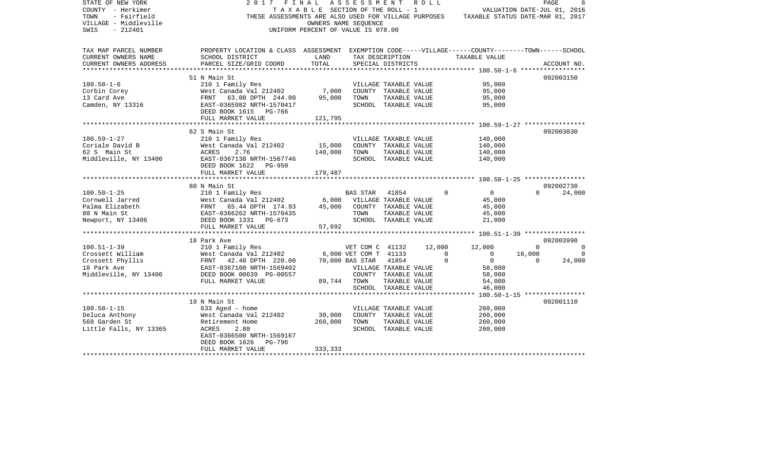STATE OF NEW YORK
COUNTY - Herkimer
TOWN - Fairfield
VILLAGE - Middleville
SWIS - 212401

2017 FINAL ASSESSMENT ROLL
TAXABLE SECTION OF THE ROLL - 1
THESE ASSESSMENTS ARE ALSO USED FOR VILLAGE PURPOSES
OWNERS NAME SEQUENCE
UNIFORM PERCENT OF VALUE IS 078.00

VALUATION DATE-JUL 01, 2016
TAXABLE STATUS DATE-MAR 01, 2017

| TAX MAP PARCEL NUMBER / CURRENT OWNERS NAME / CURRENT OWNERS ADDRESS | PROPERTY LOCATION & CLASS / SCHOOL DISTRICT / PARCEL SIZE/GRID COORD | ASSESSMENT LAND | TOTAL | EXEMPTION CODE / TAX DESCRIPTION / SPECIAL DISTRICTS | VILLAGE | COUNTY | TOWN | SCHOOL / ACCOUNT NO. |
|---|---|---|---|---|---|---|---|---|
| 100.50-1-6 | 51 N Main St | | | | | | | 092003150 |
| Corbin Corey | 210 1 Family Res | | | VILLAGE TAXABLE VALUE | | 95,000 | | |
| 13 Card Ave | West Canada Val 212402 | 7,000 | | COUNTY TAXABLE VALUE | | 95,000 | | |
| Camden, NY 13316 | FRNT 63.00 DPTH 244.00 | | 95,000 | TOWN TAXABLE VALUE | | 95,000 | | |
| | EAST-0365982 NRTH-1570417 | | | SCHOOL TAXABLE VALUE | | 95,000 | | |
| | DEED BOOK 1615 PG-766 | | | | | | | |
| | FULL MARKET VALUE | 121,795 | | | | | | |
| 100.59-1-27 | 62 S Main St | | | | | | | 092003030 |
| Coriale David B | 210 1 Family Res | | | VILLAGE TAXABLE VALUE | | 140,000 | | |
| 62 S Main St | West Canada Val 212402 | 15,000 | | COUNTY TAXABLE VALUE | | 140,000 | | |
| Middleville, NY 13406 | ACRES 2.76 | | 140,000 | TOWN TAXABLE VALUE | | 140,000 | | |
| | EAST-0367138 NRTH-1567746 | | | SCHOOL TAXABLE VALUE | | 140,000 | | |
| | DEED BOOK 1622 PG-950 | | | | | | | |
| | FULL MARKET VALUE | 179,487 | | | | | | |
| 100.50-1-25 | 80 N Main St | | | | | | | 092002730 |
| Cornwell Jarred | 210 1 Family Res | | | BAS STAR 41854 | 0 | 0 | 0 | 24,000 |
| Palma Elizabeth | West Canada Val 212402 | 6,000 | | VILLAGE TAXABLE VALUE | | 45,000 | | |
| 80 N Main St | FRNT 65.44 DPTH 174.93 | | 45,000 | COUNTY TAXABLE VALUE | | 45,000 | | |
| Newport, NY 13406 | EAST-0366262 NRTH-1570435 | | | TOWN TAXABLE VALUE | | 45,000 | | |
| | DEED BOOK 1331 PG-673 | | | SCHOOL TAXABLE VALUE | | 21,000 | | |
| | FULL MARKET VALUE | 57,692 | | | | | | |
| 100.51-1-39 | 18 Park Ave | | | | | | | 092003990 |
| Crossett William | 210 1 Family Res | | | VET COM C 41132 | 12,000 | 12,000 | 0 | 0 |
| Crossett Phyllis | West Canada Val 212402 | 6,000 | | VET COM T 41133 | 0 | 0 | 16,000 | 0 |
| 18 Park Ave | FRNT 42.40 DPTH 220.00 | | 70,000 | BAS STAR 41854 | 0 | 0 | 0 | 24,000 |
| Middleville, NY 13406 | EAST-0367100 NRTH-1569402 | | | VILLAGE TAXABLE VALUE | | 58,000 | | |
| | DEED BOOK 00639 PG-00557 | | | COUNTY TAXABLE VALUE | | 58,000 | | |
| | FULL MARKET VALUE | 89,744 | | TOWN TAXABLE VALUE | | 54,000 | | |
| | | | | SCHOOL TAXABLE VALUE | | 46,000 | | |
| 100.50-1-15 | 19 N Main St | | | | | | | 092001110 |
| Deluca Anthony | 633 Aged - home | | | VILLAGE TAXABLE VALUE | | 260,000 | | |
| 568 Garden St | West Canada Val 212402 | 30,000 | | COUNTY TAXABLE VALUE | | 260,000 | | |
| Little Falls, NY 13365 | Retirement Home | | 260,000 | TOWN TAXABLE VALUE | | 260,000 | | |
| | ACRES 2.80 | | | SCHOOL TAXABLE VALUE | | 260,000 | | |
| | EAST-0366500 NRTH-1569167 | | | | | | | |
| | DEED BOOK 1626 PG-796 | | | | | | | |
| | FULL MARKET VALUE | 333,333 | | | | | | |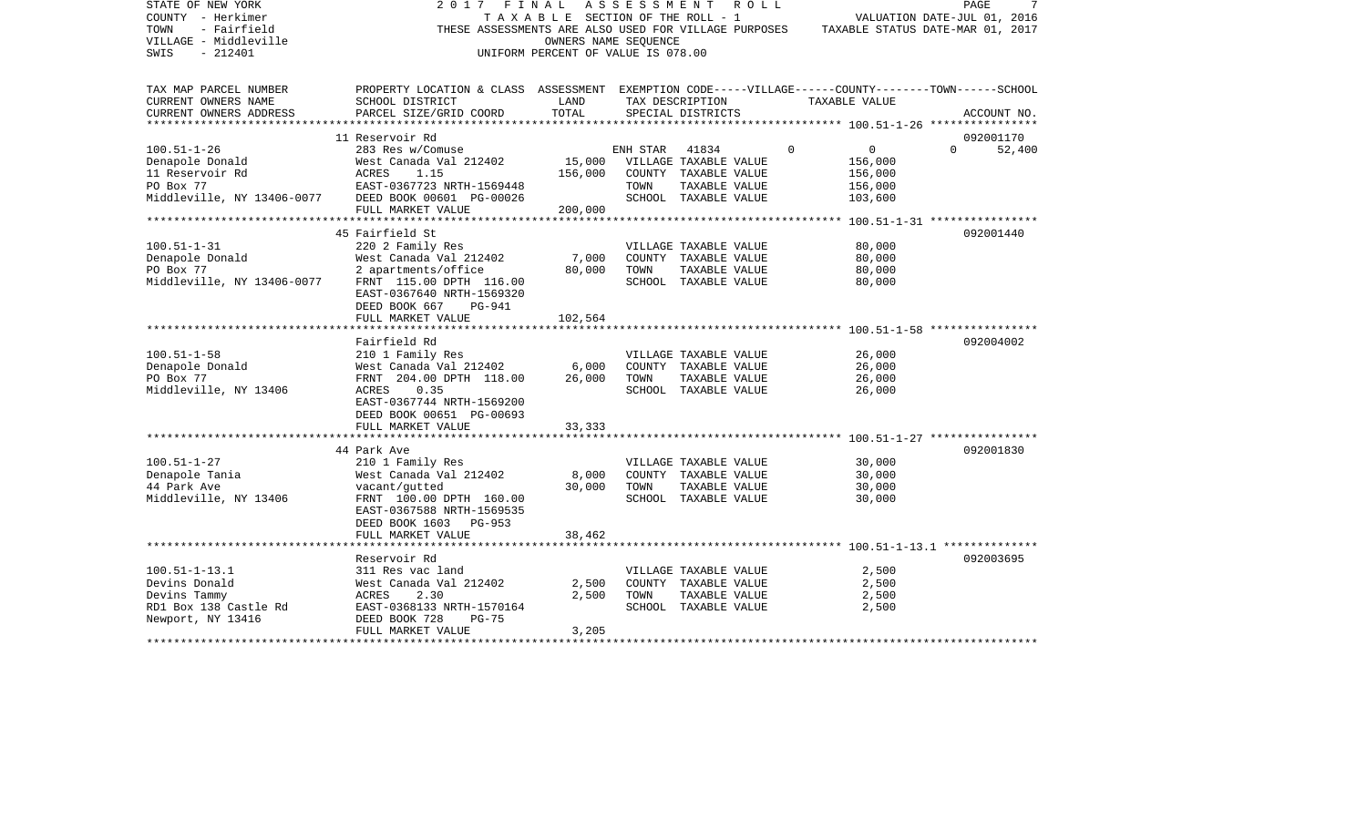STATE OF NEW YORK
COUNTY - Herkimer
TOWN - Fairfield
VILLAGE - Middleville
SWIS - 212401

2017 FINAL ASSESSMENT ROLL
TAXABLE SECTION OF THE ROLL - 1
THESE ASSESSMENTS ARE ALSO USED FOR VILLAGE PURPOSES
OWNERS NAME SEQUENCE
UNIFORM PERCENT OF VALUE IS 078.00

VALUATION DATE-JUL 01, 2016
TAXABLE STATUS DATE-MAR 01, 2017

```
TAX MAP PARCEL NUMBER        PROPERTY LOCATION & CLASS  ASSESSMENT  EXEMPTION CODE-----VILLAGE------COUNTY--------TOWN------SCHOOL
CURRENT OWNERS NAME          SCHOOL DISTRICT             LAND       TAX DESCRIPTION            TAXABLE VALUE
CURRENT OWNERS ADDRESS       PARCEL SIZE/GRID COORD      TOTAL      SPECIAL DISTRICTS                                   ACCOUNT NO.
******************************************************************************************************* 100.51-1-26 ****************
                             11 Reservoir Rd                                                                             092001170
100.51-1-26                  283 Res w/Comuse                       ENH STAR   41834            0          0          0     52,400
Denapole Donald              West Canada Val 212402      15,000     VILLAGE TAXABLE VALUE              156,000
11 Reservoir Rd              ACRES     1.15             156,000     COUNTY  TAXABLE VALUE              156,000
PO Box 77                    EAST-0367723 NRTH-1569448              TOWN    TAXABLE VALUE              156,000
Middleville, NY 13406-0077   DEED BOOK 00601 PG-00026               SCHOOL  TAXABLE VALUE              103,600
                             FULL MARKET VALUE          200,000
******************************************************************************************************* 100.51-1-31 ****************
                             45 Fairfield St                                                                             092001440
100.51-1-31                  220 2 Family Res                       VILLAGE TAXABLE VALUE               80,000
Denapole Donald              West Canada Val 212402       7,000     COUNTY  TAXABLE VALUE               80,000
PO Box 77                    2 apartments/office         80,000     TOWN    TAXABLE VALUE               80,000
Middleville, NY 13406-0077   FRNT  115.00 DPTH  116.00              SCHOOL  TAXABLE VALUE               80,000
                             EAST-0367640 NRTH-1569320
                             DEED BOOK 667     PG-941
                             FULL MARKET VALUE          102,564
******************************************************************************************************* 100.51-1-58 ****************
                             Fairfield Rd                                                                                092004002
100.51-1-58                  210 1 Family Res                       VILLAGE TAXABLE VALUE               26,000
Denapole Donald              West Canada Val 212402       6,000     COUNTY  TAXABLE VALUE               26,000
PO Box 77                    FRNT  204.00 DPTH  118.00   26,000     TOWN    TAXABLE VALUE               26,000
Middleville, NY 13406        ACRES     0.35                         SCHOOL  TAXABLE VALUE               26,000
                             EAST-0367744 NRTH-1569200
                             DEED BOOK 00651 PG-00693
                             FULL MARKET VALUE           33,333
******************************************************************************************************* 100.51-1-27 ****************
                             44 Park Ave                                                                                 092001830
100.51-1-27                  210 1 Family Res                       VILLAGE TAXABLE VALUE               30,000
Denapole Tania               West Canada Val 212402       8,000     COUNTY  TAXABLE VALUE               30,000
44 Park Ave                  vacant/gutted               30,000     TOWN    TAXABLE VALUE               30,000
Middleville, NY 13406        FRNT  100.00 DPTH  160.00              SCHOOL  TAXABLE VALUE               30,000
                             EAST-0367588 NRTH-1569535
                             DEED BOOK 1603    PG-953
                             FULL MARKET VALUE           38,462
******************************************************************************************************* 100.51-1-13.1 **************
                             Reservoir Rd                                                                                092003695
100.51-1-13.1                311 Res vac land                       VILLAGE TAXABLE VALUE                2,500
Devins Donald                West Canada Val 212402       2,500     COUNTY  TAXABLE VALUE                2,500
Devins Tammy                 ACRES     2.30               2,500     TOWN    TAXABLE VALUE                2,500
RD1 Box 138 Castle Rd        EAST-0368133 NRTH-1570164              SCHOOL  TAXABLE VALUE                2,500
Newport, NY 13416            DEED BOOK 728     PG-75
                             FULL MARKET VALUE            3,205
************************************************************************************************************************************
```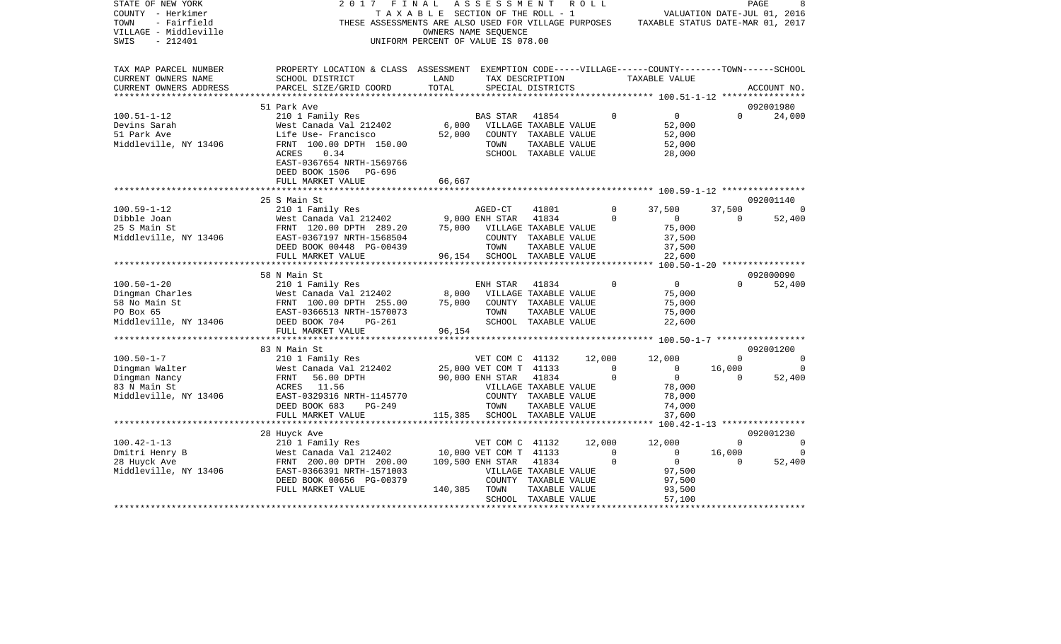STATE OF NEW YORK 2017 FINAL ASSESSMENT ROLL
COUNTY - Herkimer TAXABLE SECTION OF THE ROLL - 1 VALUATION DATE-JUL 01, 2016
TOWN - Fairfield THESE ASSESSMENTS ARE ALSO USED FOR VILLAGE PURPOSES TAXABLE STATUS DATE-MAR 01, 2017
VILLAGE - Middleville OWNERS NAME SEQUENCE
SWIS - 212401 UNIFORM PERCENT OF VALUE IS 078.00

```
TAX MAP PARCEL NUMBER     PROPERTY LOCATION & CLASS  ASSESSMENT  EXEMPTION CODE-----VILLAGE------COUNTY--------TOWN------SCHOOL
CURRENT OWNERS NAME       SCHOOL DISTRICT               LAND      TAX DESCRIPTION            TAXABLE VALUE
CURRENT OWNERS ADDRESS    PARCEL SIZE/GRID COORD        TOTAL     SPECIAL DISTRICTS                                        ACCOUNT NO.
******************************************************************************************************* 100.51-1-12 ****************
                          51 Park Ave                                                                                     092001980
100.51-1-12               210 1 Family Res                        BAS STAR   41854            0          0         0      24,000
Devins Sarah              West Canada Val 212402          6,000   VILLAGE TAXABLE VALUE                 52,000
51 Park Ave               Life Use- Francisco            52,000   COUNTY  TAXABLE VALUE                 52,000
Middleville, NY 13406     FRNT 100.00 DPTH 150.00                 TOWN    TAXABLE VALUE                 52,000
                          ACRES     0.34                          SCHOOL  TAXABLE VALUE                 28,000
                          EAST-0367654 NRTH-1569766
                          DEED BOOK 1506   PG-696
                          FULL MARKET VALUE              66,667
******************************************************************************************************* 100.59-1-12 ****************
                          25 S Main St                                                                                    092001140
100.59-1-12               210 1 Family Res                        AGED-CT    41801            0     37,500    37,500           0
Dibble Joan               West Canada Val 212402          9,000 ENH STAR   41834            0          0         0      52,400
25 S Main St              FRNT 120.00 DPTH 289.20        75,000   VILLAGE TAXABLE VALUE                 75,000
Middleville, NY 13406     EAST-0367197 NRTH-1568504               COUNTY  TAXABLE VALUE                 37,500
                          DEED BOOK 00448 PG-00439                TOWN    TAXABLE VALUE                 37,500
                          FULL MARKET VALUE              96,154   SCHOOL  TAXABLE VALUE                 22,600
******************************************************************************************************* 100.50-1-20 ****************
                          58 N Main St                                                                                    092000090
100.50-1-20               210 1 Family Res                        ENH STAR   41834            0          0         0      52,400
Dingman Charles           West Canada Val 212402          8,000   VILLAGE TAXABLE VALUE                 75,000
58 No Main St             FRNT 100.00 DPTH 255.00        75,000   COUNTY  TAXABLE VALUE                 75,000
PO Box 65                 EAST-0366513 NRTH-1570073               TOWN    TAXABLE VALUE                 75,000
Middleville, NY 13406     DEED BOOK 704    PG-261                 SCHOOL  TAXABLE VALUE                 22,600
                          FULL MARKET VALUE              96,154
******************************************************************************************************* 100.50-1-7 *****************
                          83 N Main St                                                                                    092001200
100.50-1-7                210 1 Family Res                        VET COM C  41132       12,000     12,000         0           0
Dingman Walter            West Canada Val 212402         25,000 VET COM T  41133            0          0    16,000           0
Dingman Nancy             FRNT  56.00 DPTH               90,000 ENH STAR   41834            0          0         0      52,400
83 N Main St              ACRES    11.56                          VILLAGE TAXABLE VALUE                 78,000
Middleville, NY 13406     EAST-0329316 NRTH-1145770               COUNTY  TAXABLE VALUE                 78,000
                          DEED BOOK 683    PG-249                 TOWN    TAXABLE VALUE                 74,000
                          FULL MARKET VALUE             115,385   SCHOOL  TAXABLE VALUE                 37,600
******************************************************************************************************* 100.42-1-13 ****************
                          28 Huyck Ave                                                                                    092001230
100.42-1-13               210 1 Family Res                        VET COM C  41132       12,000     12,000         0           0
Dmitri Henry B            West Canada Val 212402         10,000 VET COM T  41133            0          0    16,000           0
28 Huyck Ave              FRNT 200.00 DPTH 200.00       109,500 ENH STAR   41834            0          0         0      52,400
Middleville, NY 13406     EAST-0366391 NRTH-1571003               VILLAGE TAXABLE VALUE                 97,500
                          DEED BOOK 00656 PG-00379                COUNTY  TAXABLE VALUE                 97,500
                          FULL MARKET VALUE             140,385   TOWN    TAXABLE VALUE                 93,500
                                                                  SCHOOL  TAXABLE VALUE                 57,100
************************************************************************************************************************************
```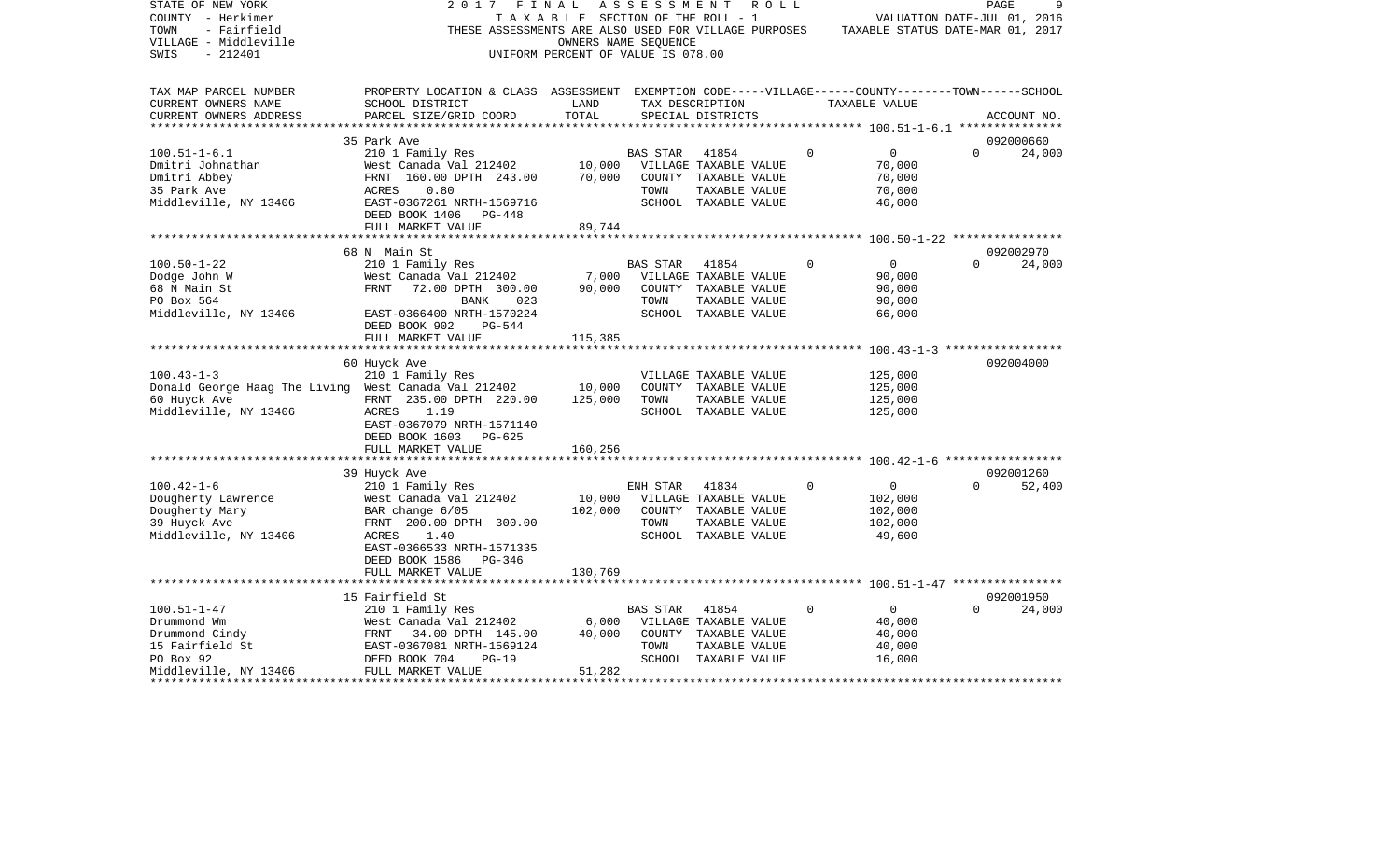STATE OF NEW YORK 2 0 1 7 F I N A L A S S E S S M E N T R O L L
COUNTY - Herkimer T A X A B L E SECTION OF THE ROLL - 1 VALUATION DATE-JUL 01, 2016
TOWN - Fairfield THESE ASSESSMENTS ARE ALSO USED FOR VILLAGE PURPOSES TAXABLE STATUS DATE-MAR 01, 2017
VILLAGE - Middleville OWNERS NAME SEQUENCE
SWIS - 212401 UNIFORM PERCENT OF VALUE IS 078.00

| TAX MAP PARCEL NUMBER / CURRENT OWNERS NAME / CURRENT OWNERS ADDRESS | PROPERTY LOCATION & CLASS / SCHOOL DISTRICT / PARCEL SIZE/GRID COORD | ASSESSMENT LAND | TOTAL | EXEMPTION CODE / TAX DESCRIPTION / SPECIAL DISTRICTS | VILLAGE | COUNTY / TAXABLE VALUE | TOWN | SCHOOL / ACCOUNT NO. |
|---|---|---|---|---|---|---|---|---|
| **100.51-1-6.1** | 35 Park Ave | | | | | | | 092000660 |
| 100.51-1-6.1 | 210 1 Family Res | | | BAS STAR 41854 | 0 | 0 | 0 | 24,000 |
| Dmitri Johnathan | West Canada Val 212402 | 10,000 | | VILLAGE TAXABLE VALUE | | 70,000 | | |
| Dmitri Abbey | FRNT 160.00 DPTH 243.00 | | 70,000 | COUNTY TAXABLE VALUE | | 70,000 | | |
| 35 Park Ave | ACRES 0.80 | | | TOWN TAXABLE VALUE | | 70,000 | | |
| Middleville, NY 13406 | EAST-0367261 NRTH-1569716 | | | SCHOOL TAXABLE VALUE | | 46,000 | | |
| | DEED BOOK 1406 PG-448 | | | | | | | |
| | FULL MARKET VALUE | | 89,744 | | | | | |
| **100.50-1-22** | 68 N Main St | | | | | | | 092002970 |
| 100.50-1-22 | 210 1 Family Res | | | BAS STAR 41854 | 0 | 0 | 0 | 24,000 |
| Dodge John W | West Canada Val 212402 | 7,000 | | VILLAGE TAXABLE VALUE | | 90,000 | | |
| 68 N Main St | FRNT 72.00 DPTH 300.00 | | 90,000 | COUNTY TAXABLE VALUE | | 90,000 | | |
| PO Box 564 | BANK 023 | | | TOWN TAXABLE VALUE | | 90,000 | | |
| Middleville, NY 13406 | EAST-0366400 NRTH-1570224 | | | SCHOOL TAXABLE VALUE | | 66,000 | | |
| | DEED BOOK 902 PG-544 | | | | | | | |
| | FULL MARKET VALUE | | 115,385 | | | | | |
| **100.43-1-3** | 60 Huyck Ave | | | | | | | 092004000 |
| 100.43-1-3 | 210 1 Family Res | | | VILLAGE TAXABLE VALUE | | 125,000 | | |
| Donald George Haag The Living | West Canada Val 212402 | 10,000 | | COUNTY TAXABLE VALUE | | 125,000 | | |
| 60 Huyck Ave | FRNT 235.00 DPTH 220.00 | | 125,000 | TOWN TAXABLE VALUE | | 125,000 | | |
| Middleville, NY 13406 | ACRES 1.19 | | | SCHOOL TAXABLE VALUE | | 125,000 | | |
| | EAST-0367079 NRTH-1571140 | | | | | | | |
| | DEED BOOK 1603 PG-625 | | | | | | | |
| | FULL MARKET VALUE | | 160,256 | | | | | |
| **100.42-1-6** | 39 Huyck Ave | | | | | | | 092001260 |
| 100.42-1-6 | 210 1 Family Res | | | ENH STAR 41834 | 0 | 0 | 0 | 52,400 |
| Dougherty Lawrence | West Canada Val 212402 | 10,000 | | VILLAGE TAXABLE VALUE | | 102,000 | | |
| Dougherty Mary | BAR change 6/05 | | 102,000 | COUNTY TAXABLE VALUE | | 102,000 | | |
| 39 Huyck Ave | FRNT 200.00 DPTH 300.00 | | | TOWN TAXABLE VALUE | | 102,000 | | |
| Middleville, NY 13406 | ACRES 1.40 | | | SCHOOL TAXABLE VALUE | | 49,600 | | |
| | EAST-0366533 NRTH-1571335 | | | | | | | |
| | DEED BOOK 1586 PG-346 | | | | | | | |
| | FULL MARKET VALUE | | 130,769 | | | | | |
| **100.51-1-47** | 15 Fairfield St | | | | | | | 092001950 |
| 100.51-1-47 | 210 1 Family Res | | | BAS STAR 41854 | 0 | 0 | 0 | 24,000 |
| Drummond Wm | West Canada Val 212402 | 6,000 | | VILLAGE TAXABLE VALUE | | 40,000 | | |
| Drummond Cindy | FRNT 34.00 DPTH 145.00 | | 40,000 | COUNTY TAXABLE VALUE | | 40,000 | | |
| 15 Fairfield St | EAST-0367081 NRTH-1569124 | | | TOWN TAXABLE VALUE | | 40,000 | | |
| PO Box 92 | DEED BOOK 704 PG-19 | | | SCHOOL TAXABLE VALUE | | 16,000 | | |
| Middleville, NY 13406 | FULL MARKET VALUE | | 51,282 | | | | | |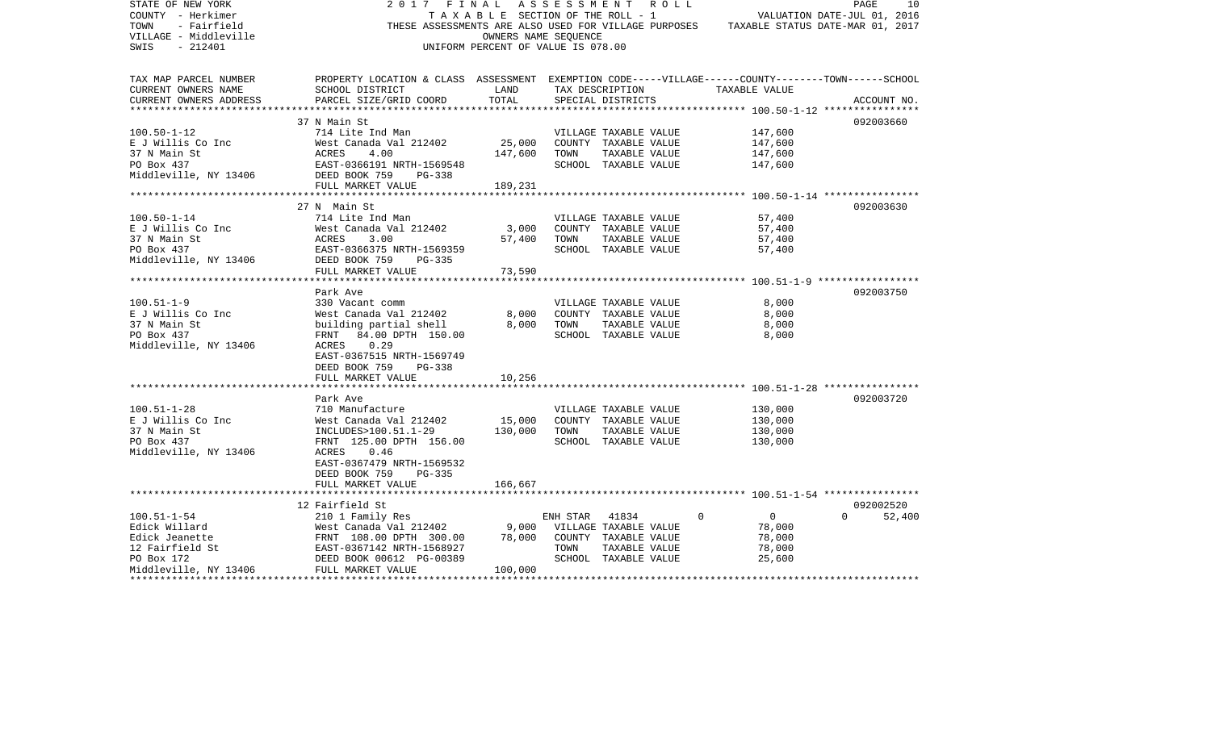STATE OF NEW YORK | 2017 FINAL ASSESSMENT ROLL | PAGE 10
COUNTY - Herkimer | TAXABLE SECTION OF THE ROLL - 1 | VALUATION DATE-JUL 01, 2016
TOWN - Fairfield | THESE ASSESSMENTS ARE ALSO USED FOR VILLAGE PURPOSES | TAXABLE STATUS DATE-MAR 01, 2017
VILLAGE - Middleville | OWNERS NAME SEQUENCE
SWIS - 212401 | UNIFORM PERCENT OF VALUE IS 078.00

| TAX MAP PARCEL NUMBER / CURRENT OWNERS NAME / CURRENT OWNERS ADDRESS | PROPERTY LOCATION & CLASS / SCHOOL DISTRICT / PARCEL SIZE/GRID COORD | ASSESSMENT LAND | TOTAL | EXEMPTION CODE / TAX DESCRIPTION / SPECIAL DISTRICTS | VILLAGE / COUNTY / TOWN / SCHOOL TAXABLE VALUE | ACCOUNT NO. |
|---|---|---|---|---|---|---|
| | 37 N Main St | | | | | 092003660 |
| 100.50-1-12 | 714 Lite Ind Man | | | VILLAGE TAXABLE VALUE | 147,600 | |
| E J Willis Co Inc | West Canada Val 212402 | 25,000 | | COUNTY TAXABLE VALUE | 147,600 | |
| 37 N Main St | ACRES 4.00 | | 147,600 | TOWN TAXABLE VALUE | 147,600 | |
| PO Box 437 | EAST-0366191 NRTH-1569548 | | | SCHOOL TAXABLE VALUE | 147,600 | |
| Middleville, NY 13406 | DEED BOOK 759 PG-338 | | | | | |
| | FULL MARKET VALUE | | 189,231 | | | |
| | 27 N Main St | | | | | 092003630 |
| 100.50-1-14 | 714 Lite Ind Man | | | VILLAGE TAXABLE VALUE | 57,400 | |
| E J Willis Co Inc | West Canada Val 212402 | 3,000 | | COUNTY TAXABLE VALUE | 57,400 | |
| 37 N Main St | ACRES 3.00 | | 57,400 | TOWN TAXABLE VALUE | 57,400 | |
| PO Box 437 | EAST-0366375 NRTH-1569359 | | | SCHOOL TAXABLE VALUE | 57,400 | |
| Middleville, NY 13406 | DEED BOOK 759 PG-335 | | | | | |
| | FULL MARKET VALUE | | 73,590 | | | |
| | Park Ave | | | | | 092003750 |
| 100.51-1-9 | 330 Vacant comm | | | VILLAGE TAXABLE VALUE | 8,000 | |
| E J Willis Co Inc | West Canada Val 212402 | 8,000 | | COUNTY TAXABLE VALUE | 8,000 | |
| 37 N Main St | building partial shell | | 8,000 | TOWN TAXABLE VALUE | 8,000 | |
| PO Box 437 | FRNT 84.00 DPTH 150.00 | | | SCHOOL TAXABLE VALUE | 8,000 | |
| Middleville, NY 13406 | ACRES 0.29 | | | | | |
| | EAST-0367515 NRTH-1569749 | | | | | |
| | DEED BOOK 759 PG-338 | | | | | |
| | FULL MARKET VALUE | | 10,256 | | | |
| | Park Ave | | | | | 092003720 |
| 100.51-1-28 | 710 Manufacture | | | VILLAGE TAXABLE VALUE | 130,000 | |
| E J Willis Co Inc | West Canada Val 212402 | 15,000 | | COUNTY TAXABLE VALUE | 130,000 | |
| 37 N Main St | INCLUDES>100.51.1-29 | | 130,000 | TOWN TAXABLE VALUE | 130,000 | |
| PO Box 437 | FRNT 125.00 DPTH 156.00 | | | SCHOOL TAXABLE VALUE | 130,000 | |
| Middleville, NY 13406 | ACRES 0.46 | | | | | |
| | EAST-0367479 NRTH-1569532 | | | | | |
| | DEED BOOK 759 PG-335 | | | | | |
| | FULL MARKET VALUE | | 166,667 | | | |
| | 12 Fairfield St | | | | | 092002520 |
| 100.51-1-54 | 210 1 Family Res | | | ENH STAR 41834 | 0 0 0 | 52,400 |
| Edick Willard | West Canada Val 212402 | 9,000 | | VILLAGE TAXABLE VALUE | 78,000 | |
| Edick Jeanette | FRNT 108.00 DPTH 300.00 | | 78,000 | COUNTY TAXABLE VALUE | 78,000 | |
| 12 Fairfield St | EAST-0367142 NRTH-1568927 | | | TOWN TAXABLE VALUE | 78,000 | |
| PO Box 172 | DEED BOOK 00612 PG-00389 | | | SCHOOL TAXABLE VALUE | 25,600 | |
| Middleville, NY 13406 | FULL MARKET VALUE | | 100,000 | | | |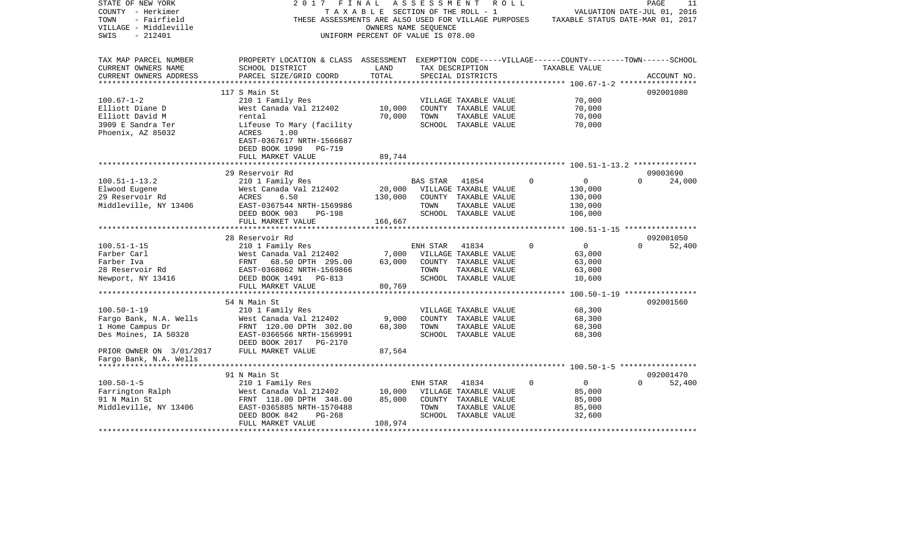STATE OF NEW YORK | 2017 FINAL ASSESSMENT ROLL | PAGE 11
COUNTY - Herkimer | TAXABLE SECTION OF THE ROLL - 1 | VALUATION DATE-JUL 01, 2016
TOWN - Fairfield | THESE ASSESSMENTS ARE ALSO USED FOR VILLAGE PURPOSES | TAXABLE STATUS DATE-MAR 01, 2017
VILLAGE - Middleville | OWNERS NAME SEQUENCE
SWIS - 212401 | UNIFORM PERCENT OF VALUE IS 078.00

| TAX MAP PARCEL NUMBER / CURRENT OWNERS NAME / CURRENT OWNERS ADDRESS | PROPERTY LOCATION & CLASS / SCHOOL DISTRICT / PARCEL SIZE/GRID COORD | ASSESSMENT LAND / TOTAL | EXEMPTION CODE / TAX DESCRIPTION / SPECIAL DISTRICTS | VILLAGE | COUNTY | TOWN | SCHOOL | TAXABLE VALUE | ACCOUNT NO. |
|---|---|---|---|---|---|---|---|---|---|
| **100.67-1-2** | 117 S Main St | | | | | | | | 092001080 |
| 100.67-1-2 | 210 1 Family Res | | VILLAGE TAXABLE VALUE | | | | | 70,000 | |
| Elliott Diane D | West Canada Val 212402 | 10,000 | COUNTY TAXABLE VALUE | | | | | 70,000 | |
| Elliott David M | rental | 70,000 | TOWN TAXABLE VALUE | | | | | 70,000 | |
| 3909 E Sandra Ter | Lifeuse To Mary (facility | | SCHOOL TAXABLE VALUE | | | | | 70,000 | |
| Phoenix, AZ 85032 | ACRES 1.00 | | | | | | | | |
| | EAST-0367617 NRTH-1566687 | | | | | | | | |
| | DEED BOOK 1090 PG-719 | | | | | | | | |
| | FULL MARKET VALUE | 89,744 | | | | | | | |
| **100.51-1-13.2** | 29 Reservoir Rd | | | | | | | | 09003690 |
| 100.51-1-13.2 | 210 1 Family Res | | BAS STAR 41854 | 0 | 0 | 0 | 24,000 | | |
| Elwood Eugene | West Canada Val 212402 | 20,000 | VILLAGE TAXABLE VALUE | | | | | 130,000 | |
| 29 Reservoir Rd | ACRES 6.50 | 130,000 | COUNTY TAXABLE VALUE | | | | | 130,000 | |
| Middleville, NY 13406 | EAST-0367544 NRTH-1569986 | | TOWN TAXABLE VALUE | | | | | 130,000 | |
| | DEED BOOK 903 PG-198 | | SCHOOL TAXABLE VALUE | | | | | 106,000 | |
| | FULL MARKET VALUE | 166,667 | | | | | | | |
| **100.51-1-15** | 28 Reservoir Rd | | | | | | | | 092001050 |
| 100.51-1-15 | 210 1 Family Res | | ENH STAR 41834 | 0 | 0 | 0 | 52,400 | | |
| Farber Carl | West Canada Val 212402 | 7,000 | VILLAGE TAXABLE VALUE | | | | | 63,000 | |
| Farber Iva | FRNT 68.50 DPTH 295.00 | 63,000 | COUNTY TAXABLE VALUE | | | | | 63,000 | |
| 28 Reservoir Rd | EAST-0368062 NRTH-1569866 | | TOWN TAXABLE VALUE | | | | | 63,000 | |
| Newport, NY 13416 | DEED BOOK 1491 PG-813 | | SCHOOL TAXABLE VALUE | | | | | 10,600 | |
| | FULL MARKET VALUE | 80,769 | | | | | | | |
| **100.50-1-19** | 54 N Main St | | | | | | | | 092001560 |
| 100.50-1-19 | 210 1 Family Res | | VILLAGE TAXABLE VALUE | | | | | 68,300 | |
| Fargo Bank, N.A. Wells | West Canada Val 212402 | 9,000 | COUNTY TAXABLE VALUE | | | | | 68,300 | |
| 1 Home Campus Dr | FRNT 120.00 DPTH 302.00 | 68,300 | TOWN TAXABLE VALUE | | | | | 68,300 | |
| Des Moines, IA 50328 | EAST-0366566 NRTH-1569991 | | SCHOOL TAXABLE VALUE | | | | | 68,300 | |
| | DEED BOOK 2017 PG-2170 | | | | | | | | |
| PRIOR OWNER ON 3/01/2017 | FULL MARKET VALUE | 87,564 | | | | | | | |
| Fargo Bank, N.A. Wells | | | | | | | | | |
| **100.50-1-5** | 91 N Main St | | | | | | | | 092001470 |
| 100.50-1-5 | 210 1 Family Res | | ENH STAR 41834 | 0 | 0 | 0 | 52,400 | | |
| Farrington Ralph | West Canada Val 212402 | 10,000 | VILLAGE TAXABLE VALUE | | | | | 85,000 | |
| 91 N Main St | FRNT 118.00 DPTH 348.00 | 85,000 | COUNTY TAXABLE VALUE | | | | | 85,000 | |
| Middleville, NY 13406 | EAST-0365885 NRTH-1570488 | | TOWN TAXABLE VALUE | | | | | 85,000 | |
| | DEED BOOK 842 PG-268 | | SCHOOL TAXABLE VALUE | | | | | 32,600 | |
| | FULL MARKET VALUE | 108,974 | | | | | | | |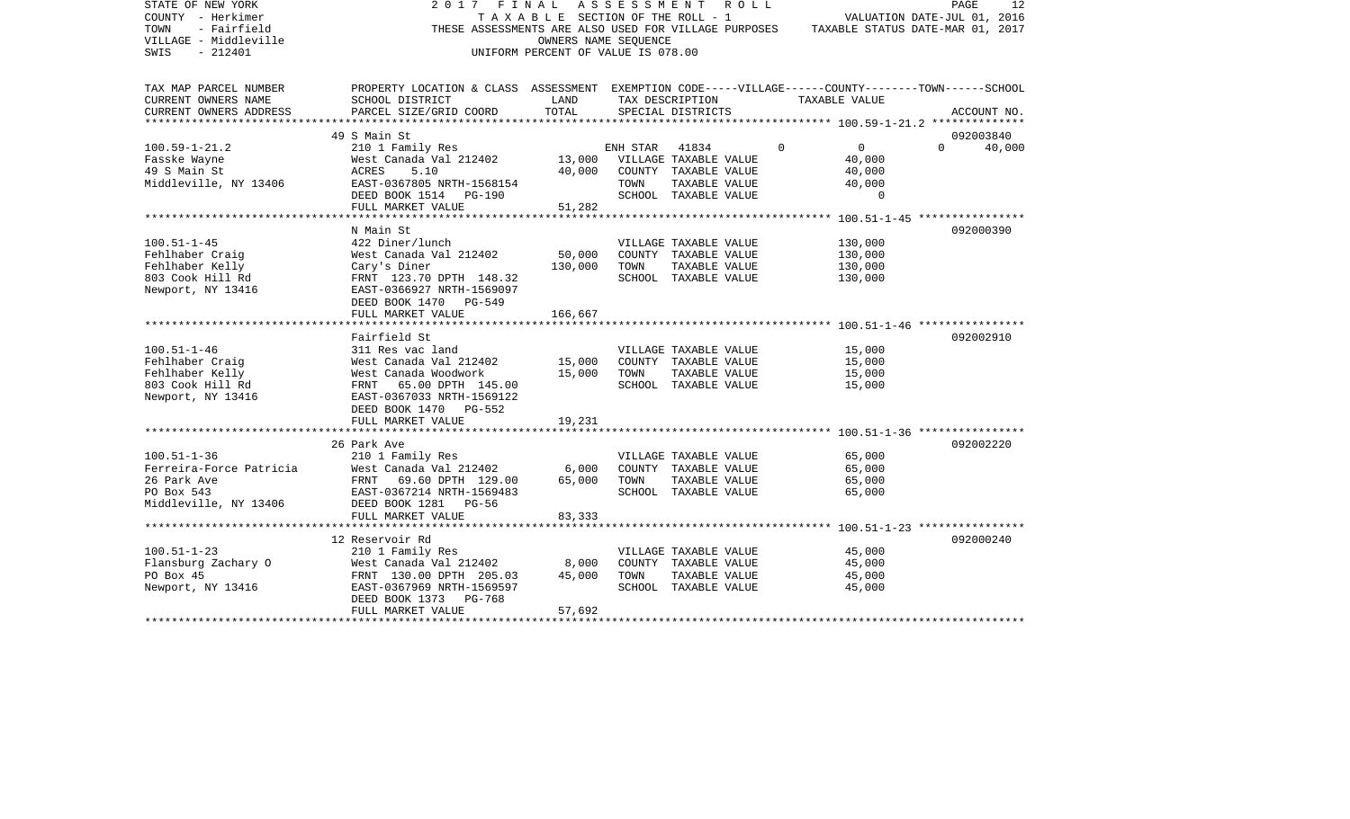STATE OF NEW YORK
COUNTY - Herkimer
TOWN - Fairfield
VILLAGE - Middleville
SWIS - 212401

2 0 1 7 F I N A L A S S E S S M E N T R O L L
T A X A B L E SECTION OF THE ROLL - 1
THESE ASSESSMENTS ARE ALSO USED FOR VILLAGE PURPOSES
OWNERS NAME SEQUENCE
UNIFORM PERCENT OF VALUE IS 078.00

VALUATION DATE-JUL 01, 2016
TAXABLE STATUS DATE-MAR 01, 2017

| TAX MAP PARCEL NUMBER / CURRENT OWNERS NAME / CURRENT OWNERS ADDRESS | PROPERTY LOCATION & CLASS / SCHOOL DISTRICT / PARCEL SIZE/GRID COORD | ASSESSMENT LAND | TOTAL | EXEMPTION CODE / TAX DESCRIPTION / SPECIAL DISTRICTS | VILLAGE | COUNTY / TAXABLE VALUE | TOWN | SCHOOL / ACCOUNT NO. |
|---|---|---|---|---|---|---|---|---|
| 100.59-1-21.2 | 49 S Main St | | | | | | | 092003840 |
| 100.59-1-21.2 | 210 1 Family Res | | | ENH STAR 41834 | 0 | 0 | 0 | 40,000 |
| Fasske Wayne | West Canada Val 212402 | 13,000 | | VILLAGE TAXABLE VALUE | | 40,000 | | |
| 49 S Main St | ACRES 5.10 | | 40,000 | COUNTY TAXABLE VALUE | | 40,000 | | |
| Middleville, NY 13406 | EAST-0367805 NRTH-1568154 | | | TOWN TAXABLE VALUE | | 40,000 | | |
| | DEED BOOK 1514 PG-190 | | | SCHOOL TAXABLE VALUE | | 0 | | |
| | FULL MARKET VALUE | | 51,282 | | | | | |
| 100.51-1-45 | N Main St | | | | | | | 092000390 |
| 100.51-1-45 | 422 Diner/lunch | | | VILLAGE TAXABLE VALUE | | 130,000 | | |
| Fehlhaber Craig | West Canada Val 212402 | 50,000 | | COUNTY TAXABLE VALUE | | 130,000 | | |
| Fehlhaber Kelly | Cary's Diner | | 130,000 | TOWN TAXABLE VALUE | | 130,000 | | |
| 803 Cook Hill Rd | FRNT 123.70 DPTH 148.32 | | | SCHOOL TAXABLE VALUE | | 130,000 | | |
| Newport, NY 13416 | EAST-0366927 NRTH-1569097 | | | | | | | |
| | DEED BOOK 1470 PG-549 | | | | | | | |
| | FULL MARKET VALUE | | 166,667 | | | | | |
| 100.51-1-46 | Fairfield St | | | | | | | 092002910 |
| 100.51-1-46 | 311 Res vac land | | | VILLAGE TAXABLE VALUE | | 15,000 | | |
| Fehlhaber Craig | West Canada Val 212402 | 15,000 | | COUNTY TAXABLE VALUE | | 15,000 | | |
| Fehlhaber Kelly | West Canada Woodwork | | 15,000 | TOWN TAXABLE VALUE | | 15,000 | | |
| 803 Cook Hill Rd | FRNT 65.00 DPTH 145.00 | | | SCHOOL TAXABLE VALUE | | 15,000 | | |
| Newport, NY 13416 | EAST-0367033 NRTH-1569122 | | | | | | | |
| | DEED BOOK 1470 PG-552 | | | | | | | |
| | FULL MARKET VALUE | | 19,231 | | | | | |
| 100.51-1-36 | 26 Park Ave | | | | | | | 092002220 |
| 100.51-1-36 | 210 1 Family Res | | | VILLAGE TAXABLE VALUE | | 65,000 | | |
| Ferreira-Force Patricia | West Canada Val 212402 | 6,000 | | COUNTY TAXABLE VALUE | | 65,000 | | |
| 26 Park Ave | FRNT 69.60 DPTH 129.00 | | 65,000 | TOWN TAXABLE VALUE | | 65,000 | | |
| PO Box 543 | EAST-0367214 NRTH-1569483 | | | SCHOOL TAXABLE VALUE | | 65,000 | | |
| Middleville, NY 13406 | DEED BOOK 1281 PG-56 | | | | | | | |
| | FULL MARKET VALUE | | 83,333 | | | | | |
| 100.51-1-23 | 12 Reservoir Rd | | | | | | | 092000240 |
| 100.51-1-23 | 210 1 Family Res | | | VILLAGE TAXABLE VALUE | | 45,000 | | |
| Flansburg Zachary O | West Canada Val 212402 | 8,000 | | COUNTY TAXABLE VALUE | | 45,000 | | |
| PO Box 45 | FRNT 130.00 DPTH 205.03 | | 45,000 | TOWN TAXABLE VALUE | | 45,000 | | |
| Newport, NY 13416 | EAST-0367969 NRTH-1569597 | | | SCHOOL TAXABLE VALUE | | 45,000 | | |
| | DEED BOOK 1373 PG-768 | | | | | | | |
| | FULL MARKET VALUE | | 57,692 | | | | | |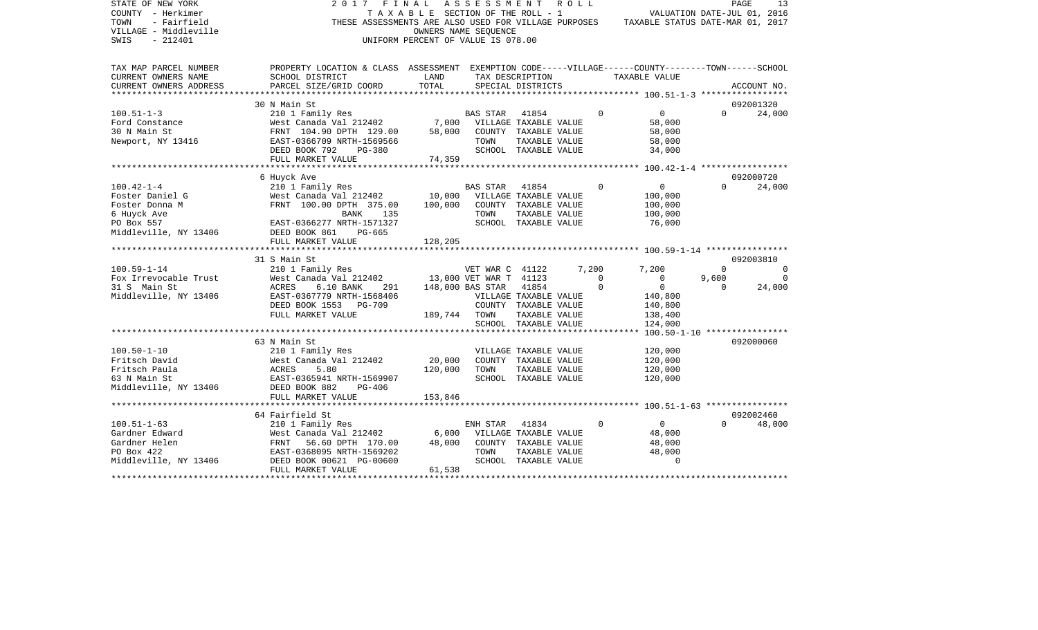STATE OF NEW YORK
COUNTY - Herkimer
TOWN - Fairfield
VILLAGE - Middleville
SWIS - 212401

2017 FINAL ASSESSMENT ROLL
TAXABLE SECTION OF THE ROLL - 1
THESE ASSESSMENTS ARE ALSO USED FOR VILLAGE PURPOSES
OWNERS NAME SEQUENCE
UNIFORM PERCENT OF VALUE IS 078.00

VALUATION DATE-JUL 01, 2016
TAXABLE STATUS DATE-MAR 01, 2017

| TAX MAP PARCEL NUMBER / CURRENT OWNERS NAME / CURRENT OWNERS ADDRESS | PROPERTY LOCATION & CLASS / SCHOOL DISTRICT / PARCEL SIZE/GRID COORD | ASSESSMENT LAND | TOTAL | EXEMPTION CODE / TAX DESCRIPTION / SPECIAL DISTRICTS | VILLAGE | COUNTY TAXABLE VALUE | TOWN | SCHOOL / ACCOUNT NO. |
|---|---|---|---|---|---|---|---|---|
| | 30 N Main St | | | | | | | 092001320 |
| 100.51-1-3 | 210 1 Family Res | | | BAS STAR 41854 | 0 | 0 | 0 | 24,000 |
| Ford Constance | West Canada Val 212402 | 7,000 | | VILLAGE TAXABLE VALUE | | 58,000 | | |
| 30 N Main St | FRNT 104.90 DPTH 129.00 | | 58,000 | COUNTY TAXABLE VALUE | | 58,000 | | |
| Newport, NY 13416 | EAST-0366709 NRTH-1569566 | | | TOWN TAXABLE VALUE | | 58,000 | | |
| | DEED BOOK 792 PG-380 | | | SCHOOL TAXABLE VALUE | | 34,000 | | |
| | FULL MARKET VALUE | | 74,359 | | | | | |
| | 6 Huyck Ave | | | | | | | 092000720 |
| 100.42-1-4 | 210 1 Family Res | | | BAS STAR 41854 | 0 | 0 | 0 | 24,000 |
| Foster Daniel G | West Canada Val 212402 | 10,000 | | VILLAGE TAXABLE VALUE | | 100,000 | | |
| Foster Donna M | FRNT 100.00 DPTH 375.00 | | 100,000 | COUNTY TAXABLE VALUE | | 100,000 | | |
| 6 Huyck Ave | BANK 135 | | | TOWN TAXABLE VALUE | | 100,000 | | |
| PO Box 557 | EAST-0366277 NRTH-1571327 | | | SCHOOL TAXABLE VALUE | | 76,000 | | |
| Middleville, NY 13406 | DEED BOOK 861 PG-665 | | | | | | | |
| | FULL MARKET VALUE | | 128,205 | | | | | |
| | 31 S Main St | | | | | | | 092003810 |
| 100.59-1-14 | 210 1 Family Res | | | VET WAR C 41122 | 7,200 | 7,200 | 0 | 0 |
| Fox Irrevocable Trust | West Canada Val 212402 | 13,000 | | VET WAR T 41123 | 0 | 0 | 9,600 | 0 |
| 31 S Main St | ACRES 6.10 BANK 291 | | 148,000 | BAS STAR 41854 | 0 | 0 | 0 | 24,000 |
| Middleville, NY 13406 | EAST-0367779 NRTH-1568406 | | | VILLAGE TAXABLE VALUE | | 140,800 | | |
| | DEED BOOK 1553 PG-709 | | | COUNTY TAXABLE VALUE | | 140,800 | | |
| | FULL MARKET VALUE | | 189,744 | TOWN TAXABLE VALUE | | 138,400 | | |
| | | | | SCHOOL TAXABLE VALUE | | 124,000 | | |
| | 63 N Main St | | | | | | | 092000060 |
| 100.50-1-10 | 210 1 Family Res | | | VILLAGE TAXABLE VALUE | | 120,000 | | |
| Fritsch David | West Canada Val 212402 | 20,000 | | COUNTY TAXABLE VALUE | | 120,000 | | |
| Fritsch Paula | ACRES 5.80 | | 120,000 | TOWN TAXABLE VALUE | | 120,000 | | |
| 63 N Main St | EAST-0365941 NRTH-1569907 | | | SCHOOL TAXABLE VALUE | | 120,000 | | |
| Middleville, NY 13406 | DEED BOOK 882 PG-406 | | | | | | | |
| | FULL MARKET VALUE | | 153,846 | | | | | |
| | 64 Fairfield St | | | | | | | 092002460 |
| 100.51-1-63 | 210 1 Family Res | | | ENH STAR 41834 | 0 | 0 | 0 | 48,000 |
| Gardner Edward | West Canada Val 212402 | 6,000 | | VILLAGE TAXABLE VALUE | | 48,000 | | |
| Gardner Helen | FRNT 56.60 DPTH 170.00 | | 48,000 | COUNTY TAXABLE VALUE | | 48,000 | | |
| PO Box 422 | EAST-0368095 NRTH-1569202 | | | TOWN TAXABLE VALUE | | 48,000 | | |
| Middleville, NY 13406 | DEED BOOK 00621 PG-00600 | | | SCHOOL TAXABLE VALUE | | 0 | | |
| | FULL MARKET VALUE | | 61,538 | | | | | |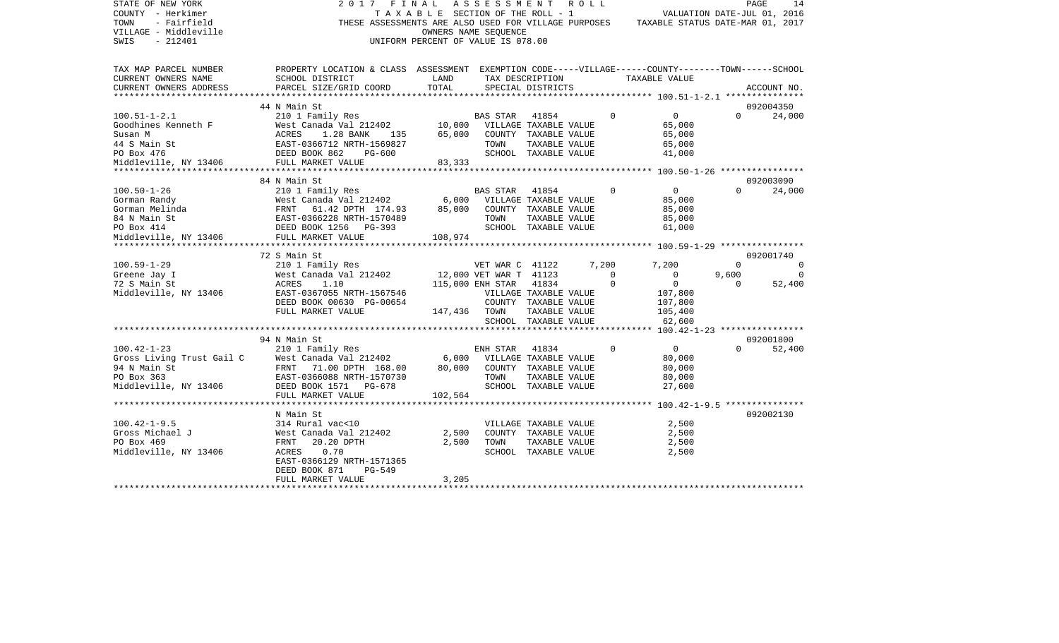STATE OF NEW YORK
COUNTY - Herkimer
TOWN - Fairfield
VILLAGE - Middleville
SWIS - 212401

2 0 1 7 F I N A L A S S E S S M E N T R O L L
T A X A B L E SECTION OF THE ROLL - 1
THESE ASSESSMENTS ARE ALSO USED FOR VILLAGE PURPOSES
OWNERS NAME SEQUENCE
UNIFORM PERCENT OF VALUE IS 078.00

VALUATION DATE-JUL 01, 2016
TAXABLE STATUS DATE-MAR 01, 2017

| TAX MAP PARCEL NUMBER / CURRENT OWNERS NAME / CURRENT OWNERS ADDRESS | PROPERTY LOCATION & CLASS / SCHOOL DISTRICT / PARCEL SIZE/GRID COORD | ASSESSMENT LAND | TOTAL | EXEMPTION CODE / TAX DESCRIPTION / SPECIAL DISTRICTS | VILLAGE | COUNTY / TAXABLE VALUE | TOWN | SCHOOL / ACCOUNT NO. |
|---|---|---|---|---|---|---|---|---|
| | 44 N Main St | | | | | | | 092004350 |
| 100.51-1-2.1 | 210 1 Family Res | | | BAS STAR 41854 | 0 | 0 | 0 | 24,000 |
| Goodhines Kenneth F | West Canada Val 212402 | 10,000 | | VILLAGE TAXABLE VALUE | | 65,000 | | |
| Susan M | ACRES 1.28 BANK 135 | | 65,000 | COUNTY TAXABLE VALUE | | 65,000 | | |
| 44 S Main St | EAST-0366712 NRTH-1569827 | | | TOWN TAXABLE VALUE | | 65,000 | | |
| PO Box 476 | DEED BOOK 862 PG-600 | | | SCHOOL TAXABLE VALUE | | 41,000 | | |
| Middleville, NY 13406 | FULL MARKET VALUE | | 83,333 | | | | | |
| | 84 N Main St | | | | | | | 092003090 |
| 100.50-1-26 | 210 1 Family Res | | | BAS STAR 41854 | 0 | 0 | 0 | 24,000 |
| Gorman Randy | West Canada Val 212402 | 6,000 | | VILLAGE TAXABLE VALUE | | 85,000 | | |
| Gorman Melinda | FRNT 61.42 DPTH 174.93 | | 85,000 | COUNTY TAXABLE VALUE | | 85,000 | | |
| 84 N Main St | EAST-0366228 NRTH-1570489 | | | TOWN TAXABLE VALUE | | 85,000 | | |
| PO Box 414 | DEED BOOK 1256 PG-393 | | | SCHOOL TAXABLE VALUE | | 61,000 | | |
| Middleville, NY 13406 | FULL MARKET VALUE | | 108,974 | | | | | |
| | 72 S Main St | | | | | | | 092001740 |
| 100.59-1-29 | 210 1 Family Res | | | VET WAR C 41122 | 7,200 | 7,200 | 0 | 0 |
| Greene Jay I | West Canada Val 212402 | 12,000 | | VET WAR T 41123 | 0 | 0 | 9,600 | 0 |
| 72 S Main St | ACRES 1.10 | | 115,000 | ENH STAR 41834 | 0 | 0 | 0 | 52,400 |
| Middleville, NY 13406 | EAST-0367055 NRTH-1567546 | | | VILLAGE TAXABLE VALUE | | 107,800 | | |
| | DEED BOOK 00630 PG-00654 | | | COUNTY TAXABLE VALUE | | 107,800 | | |
| | FULL MARKET VALUE | | 147,436 | TOWN TAXABLE VALUE | | 105,400 | | |
| | | | | SCHOOL TAXABLE VALUE | | 62,600 | | |
| | 94 N Main St | | | | | | | 092001800 |
| 100.42-1-23 | 210 1 Family Res | | | ENH STAR 41834 | 0 | 0 | 0 | 52,400 |
| Gross Living Trust Gail C | West Canada Val 212402 | 6,000 | | VILLAGE TAXABLE VALUE | | 80,000 | | |
| 94 N Main St | FRNT 71.00 DPTH 168.00 | | 80,000 | COUNTY TAXABLE VALUE | | 80,000 | | |
| PO Box 363 | EAST-0366088 NRTH-1570730 | | | TOWN TAXABLE VALUE | | 80,000 | | |
| Middleville, NY 13406 | DEED BOOK 1571 PG-678 | | | SCHOOL TAXABLE VALUE | | 27,600 | | |
| | FULL MARKET VALUE | | 102,564 | | | | | |
| | N Main St | | | | | | | 092002130 |
| 100.42-1-9.5 | 314 Rural vac<10 | | | VILLAGE TAXABLE VALUE | | 2,500 | | |
| Gross Michael J | West Canada Val 212402 | 2,500 | | COUNTY TAXABLE VALUE | | 2,500 | | |
| PO Box 469 | FRNT 20.20 DPTH | | 2,500 | TOWN TAXABLE VALUE | | 2,500 | | |
| Middleville, NY 13406 | ACRES 0.70 | | | SCHOOL TAXABLE VALUE | | 2,500 | | |
| | EAST-0366129 NRTH-1571365 | | | | | | | |
| | DEED BOOK 871 PG-549 | | | | | | | |
| | FULL MARKET VALUE | | 3,205 | | | | | |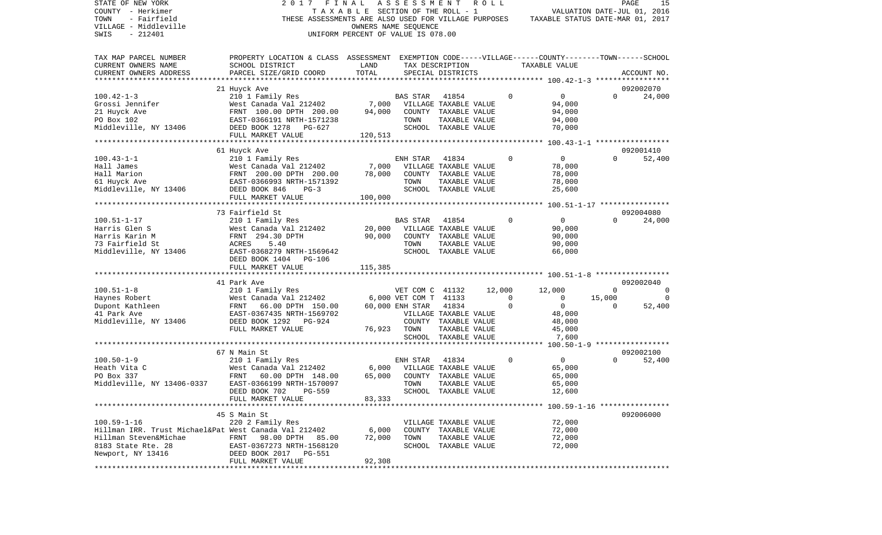STATE OF NEW YORK 2 0 1 7 F I N A L A S S E S S M E N T R O L L
COUNTY - Herkimer T A X A B L E SECTION OF THE ROLL - 1 VALUATION DATE-JUL 01, 2016
TOWN - Fairfield THESE ASSESSMENTS ARE ALSO USED FOR VILLAGE PURPOSES TAXABLE STATUS DATE-MAR 01, 2017
VILLAGE - Middleville OWNERS NAME SEQUENCE
SWIS - 212401 UNIFORM PERCENT OF VALUE IS 078.00

```
TAX MAP PARCEL NUMBER     PROPERTY LOCATION & CLASS  ASSESSMENT  EXEMPTION CODE------VILLAGE------COUNTY--------TOWN------SCHOOL
CURRENT OWNERS NAME       SCHOOL DISTRICT               LAND      TAX DESCRIPTION            TAXABLE VALUE
CURRENT OWNERS ADDRESS    PARCEL SIZE/GRID COORD        TOTAL     SPECIAL DISTRICTS                                       ACCOUNT NO.
******************************************************************************************************* 100.42-1-3 *****************
                          21 Huyck Ave                                                                                    092002070
100.42-1-3                210 1 Family Res                         BAS STAR   41854             0          0         0       24,000
Grossi Jennifer           West Canada Val 212402        7,000   VILLAGE TAXABLE VALUE              94,000
21 Huyck Ave              FRNT 100.00 DPTH 200.00      94,000   COUNTY  TAXABLE VALUE              94,000
PO Box 102                EAST-0366191 NRTH-1571238             TOWN    TAXABLE VALUE              94,000
Middleville, NY 13406     DEED BOOK 1278   PG-627               SCHOOL  TAXABLE VALUE              70,000
                          FULL MARKET VALUE           120,513
******************************************************************************************************* 100.43-1-1 *****************
                          61 Huyck Ave                                                                                    092001410
100.43-1-1                210 1 Family Res                         ENH STAR   41834             0          0         0       52,400
Hall James                West Canada Val 212402        7,000   VILLAGE TAXABLE VALUE              78,000
Hall Marion               FRNT 200.00 DPTH 200.00      78,000   COUNTY  TAXABLE VALUE              78,000
61 Huyck Ave              EAST-0366993 NRTH-1571392             TOWN    TAXABLE VALUE              78,000
Middleville, NY 13406     DEED BOOK 846    PG-3                 SCHOOL  TAXABLE VALUE              25,600
                          FULL MARKET VALUE           100,000
******************************************************************************************************* 100.51-1-17 ****************
                          73 Fairfield St                                                                                 092004080
100.51-1-17               210 1 Family Res                         BAS STAR   41854             0          0         0       24,000
Harris Glen S             West Canada Val 212402       20,000   VILLAGE TAXABLE VALUE              90,000
Harris Karin M            FRNT 294.30 DPTH             90,000   COUNTY  TAXABLE VALUE              90,000
73 Fairfield St           ACRES     5.40                        TOWN    TAXABLE VALUE              90,000
Middleville, NY 13406     EAST-0368279 NRTH-1569642             SCHOOL  TAXABLE VALUE              66,000
                          DEED BOOK 1404   PG-106
                          FULL MARKET VALUE           115,385
******************************************************************************************************* 100.51-1-8 *****************
                          41 Park Ave                                                                                     092002040
100.51-1-8                210 1 Family Res                         VET COM C  41132        12,000     12,000         0            0
Haynes Robert             West Canada Val 212402        6,000 VET COM T  41133             0          0    15,000            0
Dupont Kathleen           FRNT  66.00 DPTH 150.00      60,000 ENH STAR   41834             0          0         0       52,400
41 Park Ave               EAST-0367435 NRTH-1569702             VILLAGE TAXABLE VALUE              48,000
Middleville, NY 13406     DEED BOOK 1292   PG-924               COUNTY  TAXABLE VALUE              48,000
                          FULL MARKET VALUE            76,923   TOWN    TAXABLE VALUE              45,000
                                                                SCHOOL  TAXABLE VALUE               7,600
******************************************************************************************************* 100.50-1-9 *****************
                          67 N Main St                                                                                    092002100
100.50-1-9                210 1 Family Res                         ENH STAR   41834             0          0         0       52,400
Heath Vita C              West Canada Val 212402        6,000   VILLAGE TAXABLE VALUE              65,000
PO Box 337                FRNT  60.00 DPTH 148.00      65,000   COUNTY  TAXABLE VALUE              65,000
Middleville, NY 13406-0337 EAST-0366199 NRTH-1570097            TOWN    TAXABLE VALUE              65,000
                          DEED BOOK 702    PG-559               SCHOOL  TAXABLE VALUE              12,600
                          FULL MARKET VALUE            83,333
******************************************************************************************************* 100.59-1-16 ****************
                          45 S Main St                                                                                    092006000
100.59-1-16               220 2 Family Res                         VILLAGE TAXABLE VALUE              72,000
Hillman IRR. Trust Michael&Pat West Canada Val 212402   6,000   COUNTY  TAXABLE VALUE              72,000
Hillman Steven&Michae     FRNT  98.00 DPTH  85.00      72,000   TOWN    TAXABLE VALUE              72,000
8183 State Rte. 28        EAST-0367273 NRTH-1568120             SCHOOL  TAXABLE VALUE              72,000
Newport, NY 13416         DEED BOOK 2017   PG-551
                          FULL MARKET VALUE            92,308
************************************************************************************************************************************
```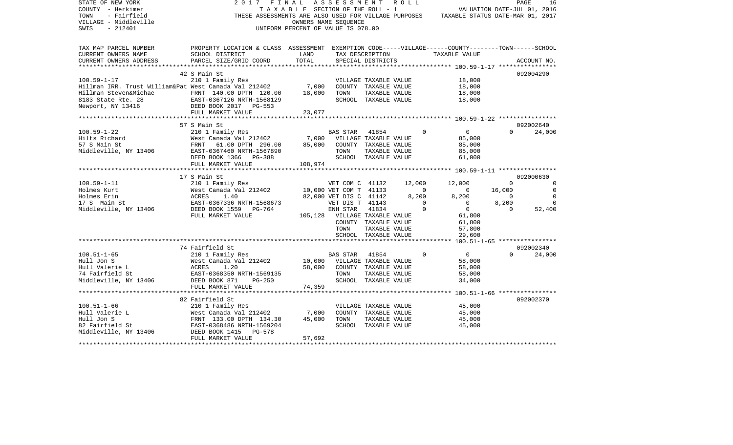STATE OF NEW YORK | 2017 FINAL ASSESSMENT ROLL
COUNTY - Herkimer | TAXABLE SECTION OF THE ROLL - 1 | VALUATION DATE-JUL 01, 2016
TOWN - Fairfield | THESE ASSESSMENTS ARE ALSO USED FOR VILLAGE PURPOSES | TAXABLE STATUS DATE-MAR 01, 2017
VILLAGE - Middleville | OWNERS NAME SEQUENCE
SWIS - 212401 | UNIFORM PERCENT OF VALUE IS 078.00

```
TAX MAP PARCEL NUMBER     PROPERTY LOCATION & CLASS  ASSESSMENT  EXEMPTION CODE-----VILLAGE------COUNTY--------TOWN------SCHOOL
CURRENT OWNERS NAME       SCHOOL DISTRICT              LAND      TAX DESCRIPTION            TAXABLE VALUE
CURRENT OWNERS ADDRESS    PARCEL SIZE/GRID COORD       TOTAL     SPECIAL DISTRICTS                                      ACCOUNT NO.
******************************************************************************************** 100.59-1-17 ****************
                          42 S Main St                                                                              092004290
100.59-1-17               210 1 Family Res                        VILLAGE TAXABLE VALUE         18,000
Hillman IRR. Trust William&Pat West Canada Val 212402    7,000    COUNTY  TAXABLE VALUE         18,000
Hillman Steven&Michae     FRNT 140.00 DPTH 120.00      18,000    TOWN    TAXABLE VALUE         18,000
8183 State Rte. 28        EAST-0367126 NRTH-1568129               SCHOOL  TAXABLE VALUE         18,000
Newport, NY 13416         DEED BOOK 2017   PG-553
                          FULL MARKET VALUE            23,077
******************************************************************************************** 100.59-1-22 ****************
                          57 S Main St                                                                              092002640
100.59-1-22               210 1 Family Res                        BAS STAR  41854           0          0          0     24,000
Hilts Richard             West Canada Val 212402        7,000    VILLAGE TAXABLE VALUE         85,000
57 S Main St              FRNT  61.00 DPTH 296.00      85,000    COUNTY  TAXABLE VALUE         85,000
Middleville, NY 13406     EAST-0367460 NRTH-1567890               TOWN    TAXABLE VALUE         85,000
                          DEED BOOK 1366   PG-388                 SCHOOL  TAXABLE VALUE         61,000
                          FULL MARKET VALUE           108,974
******************************************************************************************** 100.59-1-11 ****************
                          17 S Main St                                                                              092000630
100.59-1-11               210 1 Family Res                        VET COM C  41132     12,000     12,000          0          0
Holmes Kurt               West Canada Val 212402       10,000 VET COM T  41133          0          0     16,000          0
Holmes Erin               ACRES    1.40                82,000 VET DIS C  41142      8,200      8,200          0          0
17 S  Main St             EAST-0367336 NRTH-1568673               VET DIS T  41143          0          0      8,200          0
Middleville, NY 13406     DEED BOOK 1559   PG-764                 ENH STAR  41834           0          0          0     52,400
                          FULL MARKET VALUE           105,128    VILLAGE TAXABLE VALUE         61,800
                                                                  COUNTY  TAXABLE VALUE         61,800
                                                                  TOWN    TAXABLE VALUE         57,800
                                                                  SCHOOL  TAXABLE VALUE         29,600
******************************************************************************************** 100.51-1-65 ****************
                          74 Fairfield St                                                                           092002340
100.51-1-65               210 1 Family Res                        BAS STAR  41854           0          0          0     24,000
Hull Jon S                West Canada Val 212402       10,000    VILLAGE TAXABLE VALUE         58,000
Hull Valerie L            ACRES    1.20                58,000    COUNTY  TAXABLE VALUE         58,000
74 Fairfield St           EAST-0368350 NRTH-1569135               TOWN    TAXABLE VALUE         58,000
Middleville, NY 13406     DEED BOOK 871    PG-250                 SCHOOL  TAXABLE VALUE         34,000
                          FULL MARKET VALUE            74,359
******************************************************************************************** 100.51-1-66 ****************
                          82 Fairfield St                                                                           092002370
100.51-1-66               210 1 Family Res                        VILLAGE TAXABLE VALUE         45,000
Hull Valerie L            West Canada Val 212402        7,000    COUNTY  TAXABLE VALUE         45,000
Hull Jon S                FRNT 133.00 DPTH 134.30      45,000    TOWN    TAXABLE VALUE         45,000
82 Fairfield St           EAST-0368486 NRTH-1569204               SCHOOL  TAXABLE VALUE         45,000
Middleville, NY 13406     DEED BOOK 1415   PG-578
                          FULL MARKET VALUE            57,692
****************************************************************************************************************************
```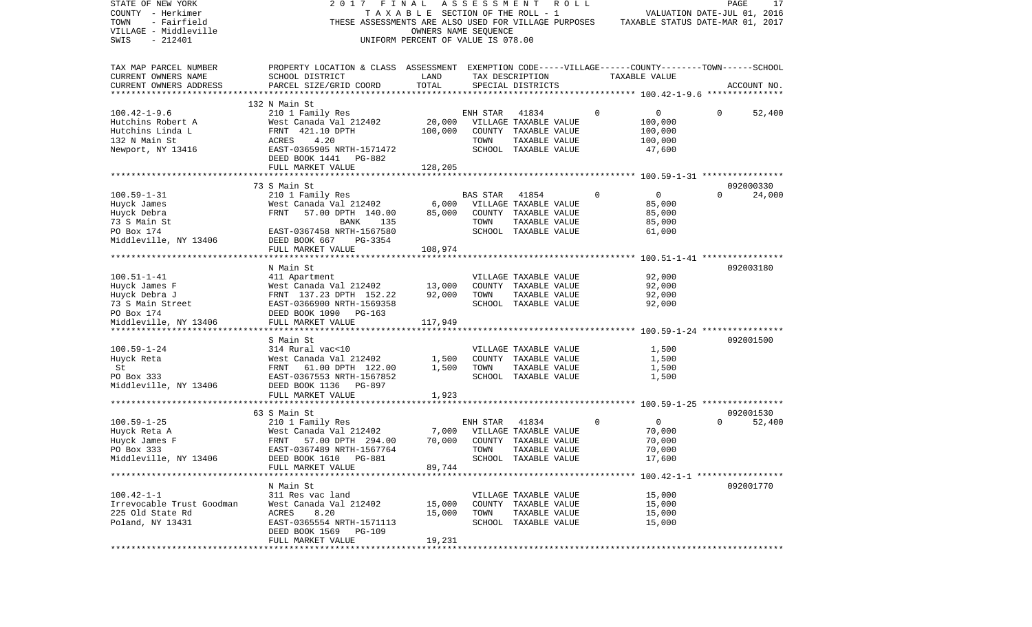STATE OF NEW YORK — 2017 FINAL ASSESSMENT ROLL
COUNTY - Herkimer — TAXABLE SECTION OF THE ROLL - 1 — VALUATION DATE-JUL 01, 2016
TOWN - Fairfield — THESE ASSESSMENTS ARE ALSO USED FOR VILLAGE PURPOSES — TAXABLE STATUS DATE-MAR 01, 2017
VILLAGE - Middleville — OWNERS NAME SEQUENCE
SWIS - 212401 — UNIFORM PERCENT OF VALUE IS 078.00

| TAX MAP PARCEL NUMBER / CURRENT OWNERS NAME / CURRENT OWNERS ADDRESS | PROPERTY LOCATION & CLASS / SCHOOL DISTRICT / PARCEL SIZE/GRID COORD | ASSESSMENT LAND | TOTAL | EXEMPTION CODE / TAX DESCRIPTION / SPECIAL DISTRICTS | VILLAGE | COUNTY / TAXABLE VALUE | TOWN | SCHOOL / ACCOUNT NO. |
|---|---|---|---|---|---|---|---|---|
| **100.42-1-9.6** | 132 N Main St | | | | | | | |
| 100.42-1-9.6 | 210 1 Family Res | | | ENH STAR 41834 | 0 | 0 | 0 | 52,400 |
| Hutchins Robert A | West Canada Val 212402 | 20,000 | | VILLAGE TAXABLE VALUE | | 100,000 | | |
| Hutchins Linda L | FRNT 421.10 DPTH | | 100,000 | COUNTY TAXABLE VALUE | | 100,000 | | |
| 132 N Main St | ACRES 4.20 | | | TOWN TAXABLE VALUE | | 100,000 | | |
| Newport, NY 13416 | EAST-0365905 NRTH-1571472 | | | SCHOOL TAXABLE VALUE | | 47,600 | | |
| | DEED BOOK 1441 PG-882 | | | | | | | |
| | FULL MARKET VALUE | | 128,205 | | | | | |
| **100.59-1-31** | 73 S Main St | | | | | | | 092000330 |
| 100.59-1-31 | 210 1 Family Res | | | BAS STAR 41854 | 0 | 0 | 0 | 24,000 |
| Huyck James | West Canada Val 212402 | 6,000 | | VILLAGE TAXABLE VALUE | | 85,000 | | |
| Huyck Debra | FRNT 57.00 DPTH 140.00 | | 85,000 | COUNTY TAXABLE VALUE | | 85,000 | | |
| 73 S Main St | BANK 135 | | | TOWN TAXABLE VALUE | | 85,000 | | |
| PO Box 174 | EAST-0367458 NRTH-1567580 | | | SCHOOL TAXABLE VALUE | | 61,000 | | |
| Middleville, NY 13406 | DEED BOOK 667 PG-3354 | | | | | | | |
| | FULL MARKET VALUE | | 108,974 | | | | | |
| **100.51-1-41** | N Main St | | | | | | | 092003180 |
| 100.51-1-41 | 411 Apartment | | | VILLAGE TAXABLE VALUE | | 92,000 | | |
| Huyck James F | West Canada Val 212402 | 13,000 | | COUNTY TAXABLE VALUE | | 92,000 | | |
| Huyck Debra J | FRNT 137.23 DPTH 152.22 | | 92,000 | TOWN TAXABLE VALUE | | 92,000 | | |
| 73 S Main Street | EAST-0366900 NRTH-1569358 | | | SCHOOL TAXABLE VALUE | | 92,000 | | |
| PO Box 174 | DEED BOOK 1090 PG-163 | | | | | | | |
| Middleville, NY 13406 | FULL MARKET VALUE | | 117,949 | | | | | |
| **100.59-1-24** | S Main St | | | | | | | 092001500 |
| 100.59-1-24 | 314 Rural vac<10 | | | VILLAGE TAXABLE VALUE | | 1,500 | | |
| Huyck Reta | West Canada Val 212402 | 1,500 | | COUNTY TAXABLE VALUE | | 1,500 | | |
| St | FRNT 61.00 DPTH 122.00 | | 1,500 | TOWN TAXABLE VALUE | | 1,500 | | |
| PO Box 333 | EAST-0367553 NRTH-1567852 | | | SCHOOL TAXABLE VALUE | | 1,500 | | |
| Middleville, NY 13406 | DEED BOOK 1136 PG-897 | | | | | | | |
| | FULL MARKET VALUE | | 1,923 | | | | | |
| **100.59-1-25** | 63 S Main St | | | | | | | 092001530 |
| 100.59-1-25 | 210 1 Family Res | | | ENH STAR 41834 | 0 | 0 | 0 | 52,400 |
| Huyck Reta A | West Canada Val 212402 | 7,000 | | VILLAGE TAXABLE VALUE | | 70,000 | | |
| Huyck James F | FRNT 57.00 DPTH 294.00 | | 70,000 | COUNTY TAXABLE VALUE | | 70,000 | | |
| PO Box 333 | EAST-0367489 NRTH-1567764 | | | TOWN TAXABLE VALUE | | 70,000 | | |
| Middleville, NY 13406 | DEED BOOK 1610 PG-881 | | | SCHOOL TAXABLE VALUE | | 17,600 | | |
| | FULL MARKET VALUE | | 89,744 | | | | | |
| **100.42-1-1** | N Main St | | | | | | | 092001770 |
| 100.42-1-1 | 311 Res vac land | | | VILLAGE TAXABLE VALUE | | 15,000 | | |
| Irrevocable Trust Goodman | West Canada Val 212402 | 15,000 | | COUNTY TAXABLE VALUE | | 15,000 | | |
| 225 Old State Rd | ACRES 8.20 | | 15,000 | TOWN TAXABLE VALUE | | 15,000 | | |
| Poland, NY 13431 | EAST-0365554 NRTH-1571113 | | | SCHOOL TAXABLE VALUE | | 15,000 | | |
| | DEED BOOK 1569 PG-109 | | | | | | | |
| | FULL MARKET VALUE | | 19,231 | | | | | |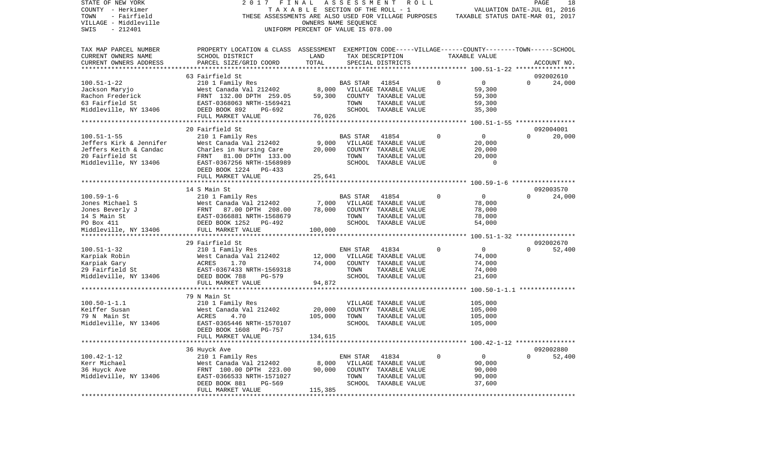STATE OF NEW YORK — 2017 FINAL ASSESSMENT ROLL
COUNTY - Herkimer — TAXABLE SECTION OF THE ROLL - 1 — VALUATION DATE-JUL 01, 2016
TOWN - Fairfield — THESE ASSESSMENTS ARE ALSO USED FOR VILLAGE PURPOSES — TAXABLE STATUS DATE-MAR 01, 2017
VILLAGE - Middleville — OWNERS NAME SEQUENCE
SWIS - 212401 — UNIFORM PERCENT OF VALUE IS 078.00

| TAX MAP PARCEL NUMBER / CURRENT OWNERS NAME / CURRENT OWNERS ADDRESS | PROPERTY LOCATION & CLASS / SCHOOL DISTRICT / PARCEL SIZE/GRID COORD | ASSESSMENT LAND / TOTAL | EXEMPTION CODE / TAX DESCRIPTION / SPECIAL DISTRICTS | VILLAGE | COUNTY / TAXABLE VALUE | TOWN | SCHOOL / ACCOUNT NO. |
|---|---|---|---|---|---|---|---|
| | 63 Fairfield St | | | | | | 092002610 |
| 100.51-1-22 | 210 1 Family Res | | BAS STAR 41854 | 0 | 0 | 0 | 24,000 |
| Jackson Maryjo | West Canada Val 212402 | 8,000 | VILLAGE TAXABLE VALUE | | 59,300 | | |
| Rachon Frederick | FRNT 132.00 DPTH 259.05 | 59,300 | COUNTY TAXABLE VALUE | | 59,300 | | |
| 63 Fairfield St | EAST-0368063 NRTH-1569421 | | TOWN TAXABLE VALUE | | 59,300 | | |
| Middleville, NY 13406 | DEED BOOK 892 PG-692 | | SCHOOL TAXABLE VALUE | | 35,300 | | |
| | FULL MARKET VALUE | 76,026 | | | | | |
| | 20 Fairfield St | | | | | | 092004001 |
| 100.51-1-55 | 210 1 Family Res | | BAS STAR 41854 | 0 | 0 | 0 | 20,000 |
| Jeffers Kirk & Jennifer | West Canada Val 212402 | 9,000 | VILLAGE TAXABLE VALUE | | 20,000 | | |
| Jeffers Keith & Candac | Charles in Nursing Care | 20,000 | COUNTY TAXABLE VALUE | | 20,000 | | |
| 20 Fairfield St | FRNT 81.00 DPTH 133.00 | | TOWN TAXABLE VALUE | | 20,000 | | |
| Middleville, NY 13406 | EAST-0367256 NRTH-1568989 | | SCHOOL TAXABLE VALUE | | 0 | | |
| | DEED BOOK 1224 PG-433 | | | | | | |
| | FULL MARKET VALUE | 25,641 | | | | | |
| | 14 S Main St | | | | | | 092003570 |
| 100.59-1-6 | 210 1 Family Res | | BAS STAR 41854 | 0 | 0 | 0 | 24,000 |
| Jones Michael S | West Canada Val 212402 | 7,000 | VILLAGE TAXABLE VALUE | | 78,000 | | |
| Jones Beverly J | FRNT 87.00 DPTH 208.00 | 78,000 | COUNTY TAXABLE VALUE | | 78,000 | | |
| 14 S Main St | EAST-0366881 NRTH-1568679 | | TOWN TAXABLE VALUE | | 78,000 | | |
| PO Box 411 | DEED BOOK 1252 PG-492 | | SCHOOL TAXABLE VALUE | | 54,000 | | |
| Middleville, NY 13406 | FULL MARKET VALUE | 100,000 | | | | | |
| | 29 Fairfield St | | | | | | 092002670 |
| 100.51-1-32 | 210 1 Family Res | | ENH STAR 41834 | 0 | 0 | 0 | 52,400 |
| Karpiak Robin | West Canada Val 212402 | 12,000 | VILLAGE TAXABLE VALUE | | 74,000 | | |
| Karpiak Gary | ACRES 1.70 | 74,000 | COUNTY TAXABLE VALUE | | 74,000 | | |
| 29 Fairfield St | EAST-0367433 NRTH-1569318 | | TOWN TAXABLE VALUE | | 74,000 | | |
| Middleville, NY 13406 | DEED BOOK 788 PG-579 | | SCHOOL TAXABLE VALUE | | 21,600 | | |
| | FULL MARKET VALUE | 94,872 | | | | | |
| | 79 N Main St | | | | | | |
| 100.50-1-1.1 | 210 1 Family Res | | VILLAGE TAXABLE VALUE | | 105,000 | | |
| Keiffer Susan | West Canada Val 212402 | 20,000 | COUNTY TAXABLE VALUE | | 105,000 | | |
| 79 N Main St | ACRES 4.70 | 105,000 | TOWN TAXABLE VALUE | | 105,000 | | |
| Middleville, NY 13406 | EAST-0365446 NRTH-1570107 | | SCHOOL TAXABLE VALUE | | 105,000 | | |
| | DEED BOOK 1608 PG-757 | | | | | | |
| | FULL MARKET VALUE | 134,615 | | | | | |
| | 36 Huyck Ave | | | | | | 092002880 |
| 100.42-1-12 | 210 1 Family Res | | ENH STAR 41834 | 0 | 0 | 0 | 52,400 |
| Kerr Michael | West Canada Val 212402 | 8,000 | VILLAGE TAXABLE VALUE | | 90,000 | | |
| 36 Huyck Ave | FRNT 100.00 DPTH 223.00 | 90,000 | COUNTY TAXABLE VALUE | | 90,000 | | |
| Middleville, NY 13406 | EAST-0366533 NRTH-1571027 | | TOWN TAXABLE VALUE | | 90,000 | | |
| | DEED BOOK 881 PG-569 | | SCHOOL TAXABLE VALUE | | 37,600 | | |
| | FULL MARKET VALUE | 115,385 | | | | | |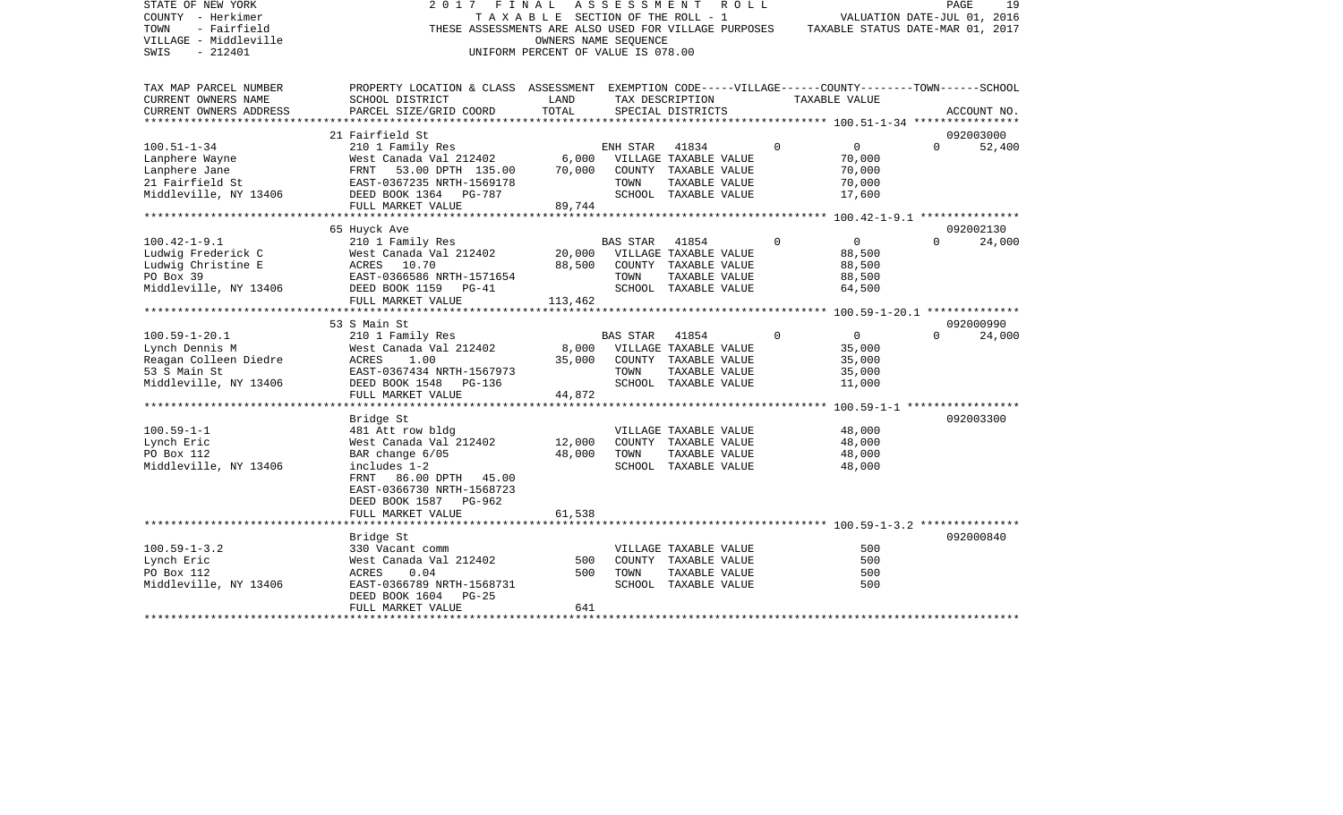STATE OF NEW YORK | 2017 FINAL ASSESSMENT ROLL | VALUATION DATE-JUL 01, 2016
COUNTY - Herkimer | TAXABLE SECTION OF THE ROLL - 1 | TAXABLE STATUS DATE-MAR 01, 2017
TOWN - Fairfield | THESE ASSESSMENTS ARE ALSO USED FOR VILLAGE PURPOSES
VILLAGE - Middleville | OWNERS NAME SEQUENCE
SWIS - 212401 | UNIFORM PERCENT OF VALUE IS 078.00

| TAX MAP PARCEL NUMBER / CURRENT OWNERS NAME / CURRENT OWNERS ADDRESS | PROPERTY LOCATION & CLASS / SCHOOL DISTRICT / PARCEL SIZE/GRID COORD | ASSESSMENT LAND | TOTAL | EXEMPTION CODE / TAX DESCRIPTION / SPECIAL DISTRICTS | VILLAGE | COUNTY / TAXABLE VALUE | TOWN | SCHOOL / ACCOUNT NO. |
|---|---|---|---|---|---|---|---|---|
| | 21 Fairfield St | | | | | | | 092003000 |
| 100.51-1-34 | 210 1 Family Res | | | ENH STAR 41834 | 0 | 0 | 0 | 52,400 |
| Lanphere Wayne | West Canada Val 212402 | 6,000 | | VILLAGE TAXABLE VALUE | | 70,000 | | |
| Lanphere Jane | FRNT 53.00 DPTH 135.00 | | 70,000 | COUNTY TAXABLE VALUE | | 70,000 | | |
| 21 Fairfield St | EAST-0367235 NRTH-1569178 | | | TOWN TAXABLE VALUE | | 70,000 | | |
| Middleville, NY 13406 | DEED BOOK 1364 PG-787 | | | SCHOOL TAXABLE VALUE | | 17,600 | | |
| | FULL MARKET VALUE | | 89,744 | | | | | |
| | 65 Huyck Ave | | | | | | | 092002130 |
| 100.42-1-9.1 | 210 1 Family Res | | | BAS STAR 41854 | 0 | 0 | 0 | 24,000 |
| Ludwig Frederick C | West Canada Val 212402 | 20,000 | | VILLAGE TAXABLE VALUE | | 88,500 | | |
| Ludwig Christine E | ACRES 10.70 | | 88,500 | COUNTY TAXABLE VALUE | | 88,500 | | |
| PO Box 39 | EAST-0366586 NRTH-1571654 | | | TOWN TAXABLE VALUE | | 88,500 | | |
| Middleville, NY 13406 | DEED BOOK 1159 PG-41 | | | SCHOOL TAXABLE VALUE | | 64,500 | | |
| | FULL MARKET VALUE | | 113,462 | | | | | |
| | 53 S Main St | | | | | | | 092000990 |
| 100.59-1-20.1 | 210 1 Family Res | | | BAS STAR 41854 | 0 | 0 | 0 | 24,000 |
| Lynch Dennis M | West Canada Val 212402 | 8,000 | | VILLAGE TAXABLE VALUE | | 35,000 | | |
| Reagan Colleen Diedre | ACRES 1.00 | | 35,000 | COUNTY TAXABLE VALUE | | 35,000 | | |
| 53 S Main St | EAST-0367434 NRTH-1567973 | | | TOWN TAXABLE VALUE | | 35,000 | | |
| Middleville, NY 13406 | DEED BOOK 1548 PG-136 | | | SCHOOL TAXABLE VALUE | | 11,000 | | |
| | FULL MARKET VALUE | | 44,872 | | | | | |
| | Bridge St | | | | | | | 092003300 |
| 100.59-1-1 | 481 Att row bldg | | | VILLAGE TAXABLE VALUE | | 48,000 | | |
| Lynch Eric | West Canada Val 212402 | 12,000 | | COUNTY TAXABLE VALUE | | 48,000 | | |
| PO Box 112 | BAR change 6/05 | | 48,000 | TOWN TAXABLE VALUE | | 48,000 | | |
| Middleville, NY 13406 | includes 1-2 | | | SCHOOL TAXABLE VALUE | | 48,000 | | |
| | FRNT 86.00 DPTH 45.00 | | | | | | | |
| | EAST-0366730 NRTH-1568723 | | | | | | | |
| | DEED BOOK 1587 PG-962 | | | | | | | |
| | FULL MARKET VALUE | | 61,538 | | | | | |
| | Bridge St | | | | | | | 092000840 |
| 100.59-1-3.2 | 330 Vacant comm | | | VILLAGE TAXABLE VALUE | | 500 | | |
| Lynch Eric | West Canada Val 212402 | 500 | | COUNTY TAXABLE VALUE | | 500 | | |
| PO Box 112 | ACRES 0.04 | | 500 | TOWN TAXABLE VALUE | | 500 | | |
| Middleville, NY 13406 | EAST-0366789 NRTH-1568731 | | | SCHOOL TAXABLE VALUE | | 500 | | |
| | DEED BOOK 1604 PG-25 | | | | | | | |
| | FULL MARKET VALUE | | 641 | | | | | |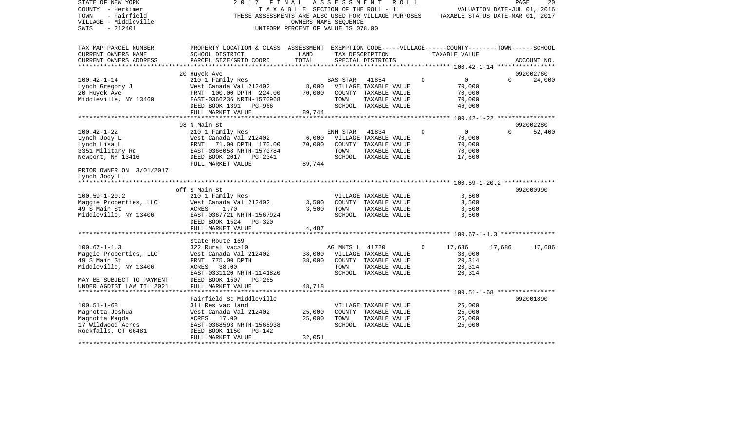STATE OF NEW YORK 2 0 1 7 F I N A L A S S E S S M E N T R O L L PAGE 20
COUNTY - Herkimer T A X A B L E SECTION OF THE ROLL - 1 VALUATION DATE-JUL 01, 2016
TOWN - Fairfield THESE ASSESSMENTS ARE ALSO USED FOR VILLAGE PURPOSES TAXABLE STATUS DATE-MAR 01, 2017
VILLAGE - Middleville OWNERS NAME SEQUENCE
SWIS - 212401 UNIFORM PERCENT OF VALUE IS 078.00

| TAX MAP PARCEL NUMBER / CURRENT OWNERS NAME / CURRENT OWNERS ADDRESS | PROPERTY LOCATION & CLASS / SCHOOL DISTRICT / PARCEL SIZE/GRID COORD | ASSESSMENT LAND | TOTAL | EXEMPTION CODE / TAX DESCRIPTION / SPECIAL DISTRICTS | VILLAGE | COUNTY TAXABLE VALUE | TOWN | SCHOOL | ACCOUNT NO. |
|---|---|---|---|---|---|---|---|---|---|
| **100.42-1-14** | 20 Huyck Ave | | | | | | | | 092002760 |
| 100.42-1-14 | 210 1 Family Res | | | BAS STAR 41854 | 0 | 0 | 0 | 24,000 | |
| Lynch Gregory J | West Canada Val 212402 | 8,000 | | VILLAGE TAXABLE VALUE | | 70,000 | | | |
| 20 Huyck Ave | FRNT 100.00 DPTH 224.00 | | 70,000 | COUNTY TAXABLE VALUE | | 70,000 | | | |
| Middleville, NY 13460 | EAST-0366236 NRTH-1570968 | | | TOWN TAXABLE VALUE | | 70,000 | | | |
| | DEED BOOK 1391 PG-966 | | | SCHOOL TAXABLE VALUE | | 46,000 | | | |
| | FULL MARKET VALUE | | 89,744 | | | | | | |
| **100.42-1-22** | 98 N Main St | | | | | | | | 092002280 |
| 100.42-1-22 | 210 1 Family Res | | | ENH STAR 41834 | 0 | 0 | 0 | 52,400 | |
| Lynch Jody L | West Canada Val 212402 | 6,000 | | VILLAGE TAXABLE VALUE | | 70,000 | | | |
| Lynch Lisa L | FRNT 71.00 DPTH 170.00 | | 70,000 | COUNTY TAXABLE VALUE | | 70,000 | | | |
| 3351 Military Rd | EAST-0366058 NRTH-1570784 | | | TOWN TAXABLE VALUE | | 70,000 | | | |
| Newport, NY 13416 | DEED BOOK 2017 PG-2341 | | | SCHOOL TAXABLE VALUE | | 17,600 | | | |
| | FULL MARKET VALUE | | 89,744 | | | | | | |
| PRIOR OWNER ON 3/01/2017 | | | | | | | | | |
| Lynch Jody L | | | | | | | | | |
| **100.59-1-20.2** | off S Main St | | | | | | | | 092000990 |
| 100.59-1-20.2 | 210 1 Family Res | | | VILLAGE TAXABLE VALUE | | 3,500 | | | |
| Maggie Properties, LLC | West Canada Val 212402 | 3,500 | | COUNTY TAXABLE VALUE | | 3,500 | | | |
| 49 S Main St | ACRES 1.70 | | 3,500 | TOWN TAXABLE VALUE | | 3,500 | | | |
| Middleville, NY 13406 | EAST-0367721 NRTH-1567924 | | | SCHOOL TAXABLE VALUE | | 3,500 | | | |
| | DEED BOOK 1524 PG-320 | | | | | | | | |
| | FULL MARKET VALUE | | 4,487 | | | | | | |
| **100.67-1-1.3** | State Route 169 | | | | | | | | |
| 100.67-1-1.3 | 322 Rural vac>10 | | | AG MKTS L 41720 | 0 | 17,686 | 17,686 | 17,686 | |
| Maggie Properties, LLC | West Canada Val 212402 | 38,000 | | VILLAGE TAXABLE VALUE | | 38,000 | | | |
| 49 S Main St | FRNT 775.00 DPTH | | 38,000 | COUNTY TAXABLE VALUE | | 20,314 | | | |
| Middleville, NY 13406 | ACRES 38.00 | | | TOWN TAXABLE VALUE | | 20,314 | | | |
| | EAST-0331120 NRTH-1141820 | | | SCHOOL TAXABLE VALUE | | 20,314 | | | |
| MAY BE SUBJECT TO PAYMENT | DEED BOOK 1507 PG-265 | | | | | | | | |
| UNDER AGDIST LAW TIL 2021 | FULL MARKET VALUE | | 48,718 | | | | | | |
| **100.51-1-68** | Fairfield St Middleville | | | | | | | | 092001890 |
| 100.51-1-68 | 311 Res vac land | | | VILLAGE TAXABLE VALUE | | 25,000 | | | |
| Magnotta Joshua | West Canada Val 212402 | 25,000 | | COUNTY TAXABLE VALUE | | 25,000 | | | |
| Magnotta Magda | ACRES 17.00 | | 25,000 | TOWN TAXABLE VALUE | | 25,000 | | | |
| 17 Wildwood Acres | EAST-0368593 NRTH-1568938 | | | SCHOOL TAXABLE VALUE | | 25,000 | | | |
| Rockfalls, CT 06481 | DEED BOOK 1150 PG-142 | | | | | | | | |
| | FULL MARKET VALUE | | 32,051 | | | | | | |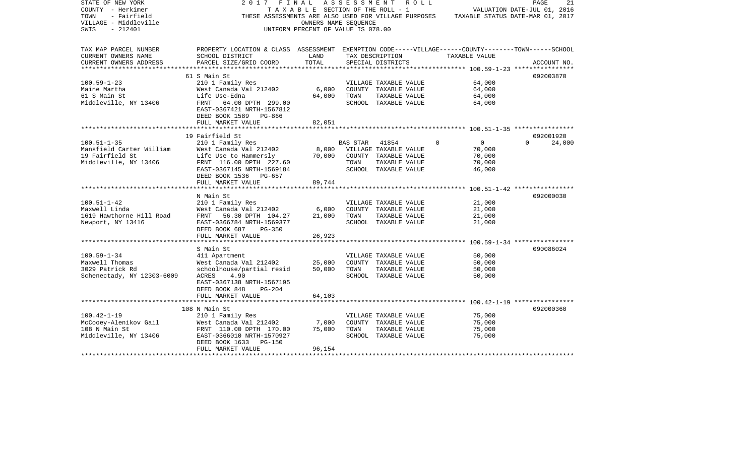STATE OF NEW YORK
COUNTY - Herkimer
TOWN - Fairfield
VILLAGE - Middleville
SWIS - 212401

2017 FINAL ASSESSMENT ROLL
TAXABLE SECTION OF THE ROLL - 1
THESE ASSESSMENTS ARE ALSO USED FOR VILLAGE PURPOSES
OWNERS NAME SEQUENCE
UNIFORM PERCENT OF VALUE IS 078.00

VALUATION DATE-JUL 01, 2016
TAXABLE STATUS DATE-MAR 01, 2017

| TAX MAP PARCEL NUMBER / CURRENT OWNERS NAME / CURRENT OWNERS ADDRESS | PROPERTY LOCATION & CLASS / SCHOOL DISTRICT / PARCEL SIZE/GRID COORD | ASSESSMENT LAND | ASSESSMENT TOTAL | EXEMPTION CODE / TAX DESCRIPTION / SPECIAL DISTRICTS | VILLAGE | COUNTY | TOWN | SCHOOL | TAXABLE VALUE | ACCOUNT NO. |
|---|---|---|---|---|---|---|---|---|---|---|
| | 61 S Main St | | | | | | | | | 092003870 |
| 100.59-1-23 | 210 1 Family Res | | | VILLAGE TAXABLE VALUE | | | | | 64,000 | |
| Maine Martha | West Canada Val 212402 | 6,000 | | COUNTY TAXABLE VALUE | | | | | 64,000 | |
| 61 S Main St | Life Use-Edna | | 64,000 | TOWN TAXABLE VALUE | | | | | 64,000 | |
| Middleville, NY 13406 | FRNT 64.00 DPTH 299.00 | | | SCHOOL TAXABLE VALUE | | | | | 64,000 | |
| | EAST-0367421 NRTH-1567812 | | | | | | | | | |
| | DEED BOOK 1589 PG-866 | | | | | | | | | |
| | FULL MARKET VALUE | | 82,051 | | | | | | | |
| | 19 Fairfield St | | | | | | | | | 092001920 |
| 100.51-1-35 | 210 1 Family Res | | | BAS STAR 41854 | 0 | 0 | | 0 | | 24,000 |
| Mansfield Carter William | West Canada Val 212402 | 8,000 | | VILLAGE TAXABLE VALUE | | | | | 70,000 | |
| 19 Fairfield St | Life Use to Hammersly | | 70,000 | COUNTY TAXABLE VALUE | | | | | 70,000 | |
| Middleville, NY 13406 | FRNT 116.00 DPTH 227.60 | | | TOWN TAXABLE VALUE | | | | | 70,000 | |
| | EAST-0367145 NRTH-1569184 | | | SCHOOL TAXABLE VALUE | | | | | 46,000 | |
| | DEED BOOK 1536 PG-657 | | | | | | | | | |
| | FULL MARKET VALUE | | 89,744 | | | | | | | |
| | N Main St | | | | | | | | | 092000030 |
| 100.51-1-42 | 210 1 Family Res | | | VILLAGE TAXABLE VALUE | | | | | 21,000 | |
| Maxwell Linda | West Canada Val 212402 | 6,000 | | COUNTY TAXABLE VALUE | | | | | 21,000 | |
| 1619 Hawthorne Hill Road | FRNT 56.30 DPTH 104.27 | | 21,000 | TOWN TAXABLE VALUE | | | | | 21,000 | |
| Newport, NY 13416 | EAST-0366784 NRTH-1569377 | | | SCHOOL TAXABLE VALUE | | | | | 21,000 | |
| | DEED BOOK 687 PG-350 | | | | | | | | | |
| | FULL MARKET VALUE | | 26,923 | | | | | | | |
| | S Main St | | | | | | | | | 090086024 |
| 100.59-1-34 | 411 Apartment | | | VILLAGE TAXABLE VALUE | | | | | 50,000 | |
| Maxwell Thomas | West Canada Val 212402 | 25,000 | | COUNTY TAXABLE VALUE | | | | | 50,000 | |
| 3029 Patrick Rd | schoolhouse/partial resid | | 50,000 | TOWN TAXABLE VALUE | | | | | 50,000 | |
| Schenectady, NY 12303-6009 | ACRES 4.90 | | | SCHOOL TAXABLE VALUE | | | | | 50,000 | |
| | EAST-0367138 NRTH-1567195 | | | | | | | | | |
| | DEED BOOK 848 PG-204 | | | | | | | | | |
| | FULL MARKET VALUE | | 64,103 | | | | | | | |
| | 108 N Main St | | | | | | | | | 092000360 |
| 100.42-1-19 | 210 1 Family Res | | | VILLAGE TAXABLE VALUE | | | | | 75,000 | |
| McCooey-Alenikov Gail | West Canada Val 212402 | 7,000 | | COUNTY TAXABLE VALUE | | | | | 75,000 | |
| 108 N Main St | FRNT 110.00 DPTH 170.00 | | 75,000 | TOWN TAXABLE VALUE | | | | | 75,000 | |
| Middleville, NY 13406 | EAST-0366010 NRTH-1570927 | | | SCHOOL TAXABLE VALUE | | | | | 75,000 | |
| | DEED BOOK 1633 PG-150 | | | | | | | | | |
| | FULL MARKET VALUE | | 96,154 | | | | | | | |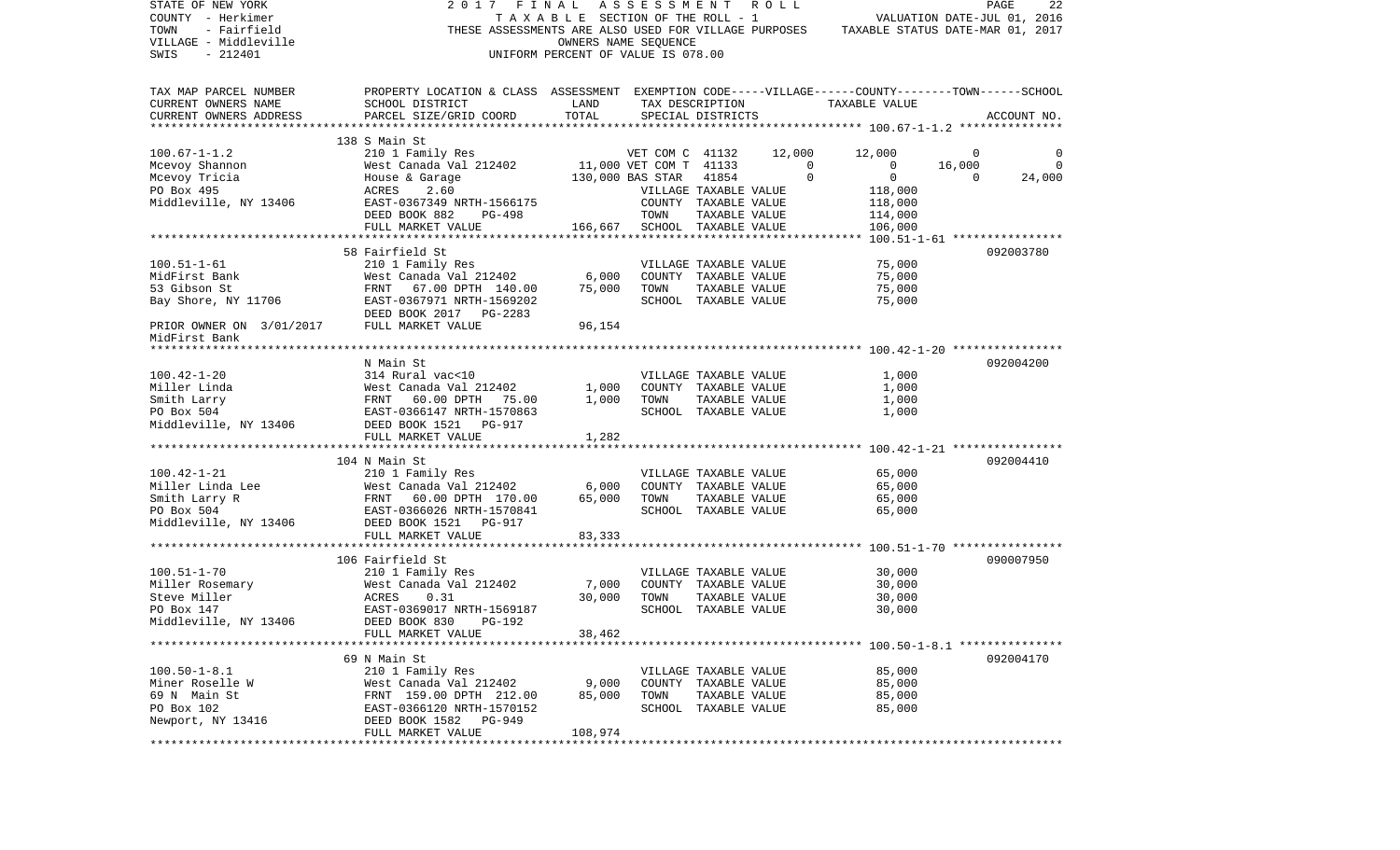STATE OF NEW YORK | 2 0 1 7 F I N A L A S S E S S M E N T R O L L
COUNTY - Herkimer | T A X A B L E SECTION OF THE ROLL - 1 | VALUATION DATE-JUL 01, 2016
TOWN - Fairfield | THESE ASSESSMENTS ARE ALSO USED FOR VILLAGE PURPOSES | TAXABLE STATUS DATE-MAR 01, 2017
VILLAGE - Middleville | OWNERS NAME SEQUENCE
SWIS - 212401 | UNIFORM PERCENT OF VALUE IS 078.00

| TAX MAP PARCEL NUMBER / CURRENT OWNERS NAME / CURRENT OWNERS ADDRESS | PROPERTY LOCATION & CLASS / SCHOOL DISTRICT / PARCEL SIZE/GRID COORD | ASSESSMENT LAND / TOTAL | EXEMPTION CODE / TAX DESCRIPTION / SPECIAL DISTRICTS | VILLAGE | COUNTY / TAXABLE VALUE | TOWN | SCHOOL / ACCOUNT NO. |
|---|---|---|---|---|---|---|---|
| **100.67-1-1.2** | 138 S Main St | | | | | | |
| 100.67-1-1.2 | 210 1 Family Res | | VET COM C 41132 | 12,000 | 12,000 | 0 | 0 |
| Mcevoy Shannon | West Canada Val 212402 | 11,000 | VET COM T 41133 | 0 | 0 | 16,000 | 0 |
| Mcevoy Tricia | House & Garage | 130,000 | BAS STAR 41854 | 0 | 0 | 0 | 24,000 |
| PO Box 495 | ACRES 2.60 | | VILLAGE TAXABLE VALUE | | 118,000 | | |
| Middleville, NY 13406 | EAST-0367349 NRTH-1566175 | | COUNTY TAXABLE VALUE | | 118,000 | | |
| | DEED BOOK 882 PG-498 | | TOWN TAXABLE VALUE | | 114,000 | | |
| | FULL MARKET VALUE | 166,667 | SCHOOL TAXABLE VALUE | | 106,000 | | |
| **100.51-1-61** | 58 Fairfield St | | | | | | 092003780 |
| 100.51-1-61 | 210 1 Family Res | | VILLAGE TAXABLE VALUE | | 75,000 | | |
| MidFirst Bank | West Canada Val 212402 | 6,000 | COUNTY TAXABLE VALUE | | 75,000 | | |
| 53 Gibson St | FRNT 67.00 DPTH 140.00 | 75,000 | TOWN TAXABLE VALUE | | 75,000 | | |
| Bay Shore, NY 11706 | EAST-0367971 NRTH-1569202 | | SCHOOL TAXABLE VALUE | | 75,000 | | |
| | DEED BOOK 2017 PG-2283 | | | | | | |
| PRIOR OWNER ON 3/01/2017 | FULL MARKET VALUE | 96,154 | | | | | |
| MidFirst Bank | | | | | | | |
| **100.42-1-20** | N Main St | | | | | | 092004200 |
| 100.42-1-20 | 314 Rural vac<10 | | VILLAGE TAXABLE VALUE | | 1,000 | | |
| Miller Linda | West Canada Val 212402 | 1,000 | COUNTY TAXABLE VALUE | | 1,000 | | |
| Smith Larry | FRNT 60.00 DPTH 75.00 | 1,000 | TOWN TAXABLE VALUE | | 1,000 | | |
| PO Box 504 | EAST-0366147 NRTH-1570863 | | SCHOOL TAXABLE VALUE | | 1,000 | | |
| Middleville, NY 13406 | DEED BOOK 1521 PG-917 | | | | | | |
| | FULL MARKET VALUE | 1,282 | | | | | |
| **100.42-1-21** | 104 N Main St | | | | | | 092004410 |
| 100.42-1-21 | 210 1 Family Res | | VILLAGE TAXABLE VALUE | | 65,000 | | |
| Miller Linda Lee | West Canada Val 212402 | 6,000 | COUNTY TAXABLE VALUE | | 65,000 | | |
| Smith Larry R | FRNT 60.00 DPTH 170.00 | 65,000 | TOWN TAXABLE VALUE | | 65,000 | | |
| PO Box 504 | EAST-0366026 NRTH-1570841 | | SCHOOL TAXABLE VALUE | | 65,000 | | |
| Middleville, NY 13406 | DEED BOOK 1521 PG-917 | | | | | | |
| | FULL MARKET VALUE | 83,333 | | | | | |
| **100.51-1-70** | 106 Fairfield St | | | | | | 090007950 |
| 100.51-1-70 | 210 1 Family Res | | VILLAGE TAXABLE VALUE | | 30,000 | | |
| Miller Rosemary | West Canada Val 212402 | 7,000 | COUNTY TAXABLE VALUE | | 30,000 | | |
| Steve Miller | ACRES 0.31 | 30,000 | TOWN TAXABLE VALUE | | 30,000 | | |
| PO Box 147 | EAST-0369017 NRTH-1569187 | | SCHOOL TAXABLE VALUE | | 30,000 | | |
| Middleville, NY 13406 | DEED BOOK 830 PG-192 | | | | | | |
| | FULL MARKET VALUE | 38,462 | | | | | |
| **100.50-1-8.1** | 69 N Main St | | | | | | 092004170 |
| 100.50-1-8.1 | 210 1 Family Res | | VILLAGE TAXABLE VALUE | | 85,000 | | |
| Miner Roselle W | West Canada Val 212402 | 9,000 | COUNTY TAXABLE VALUE | | 85,000 | | |
| 69 N Main St | FRNT 159.00 DPTH 212.00 | 85,000 | TOWN TAXABLE VALUE | | 85,000 | | |
| PO Box 102 | EAST-0366120 NRTH-1570152 | | SCHOOL TAXABLE VALUE | | 85,000 | | |
| Newport, NY 13416 | DEED BOOK 1582 PG-949 | | | | | | |
| | FULL MARKET VALUE | 108,974 | | | | | |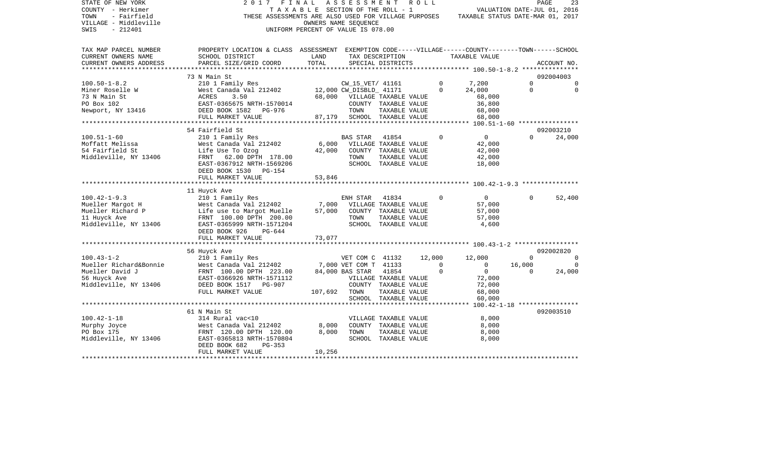STATE OF NEW YORK — 2017 FINAL ASSESSMENT ROLL
COUNTY - Herkimer — TAXABLE SECTION OF THE ROLL - 1 — VALUATION DATE-JUL 01, 2016
TOWN - Fairfield — THESE ASSESSMENTS ARE ALSO USED FOR VILLAGE PURPOSES — TAXABLE STATUS DATE-MAR 01, 2017
VILLAGE - Middleville — OWNERS NAME SEQUENCE
SWIS - 212401 — UNIFORM PERCENT OF VALUE IS 078.00

```
TAX MAP PARCEL NUMBER     PROPERTY LOCATION & CLASS  ASSESSMENT  EXEMPTION CODE------VILLAGE------COUNTY--------TOWN------SCHOOL
CURRENT OWNERS NAME       SCHOOL DISTRICT               LAND      TAX DESCRIPTION            TAXABLE VALUE
CURRENT OWNERS ADDRESS    PARCEL SIZE/GRID COORD        TOTAL     SPECIAL DISTRICTS                                          ACCOUNT NO.
******************************************************************************************************* 100.50-1-8.2 ***************
                          73 N Main St                                                                                   092004003
100.50-1-8.2              210 1 Family Res                     CW_15_VET/ 41161          0      7,200          0             0
Miner Roselle W           West Canada Val 212402        12,000 CW_DISBLD_ 41171          0     24,000          0             0
73 N Main St              ACRES     3.50                68,000   VILLAGE TAXABLE VALUE            68,000
PO Box 102                EAST-0365675 NRTH-1570014               COUNTY  TAXABLE VALUE            36,800
Newport, NY 13416         DEED BOOK 1582   PG-976                 TOWN    TAXABLE VALUE            68,000
                          FULL MARKET VALUE              87,179   SCHOOL  TAXABLE VALUE            68,000
******************************************************************************************************* 100.51-1-60 ****************
                          54 Fairfield St                                                                                092003210
100.51-1-60               210 1 Family Res                      BAS STAR  41854          0          0          0        24,000
Moffatt Melissa           West Canada Val 212402         6,000   VILLAGE TAXABLE VALUE            42,000
54 Fairfield St           Life Use To Ozog              42,000   COUNTY  TAXABLE VALUE            42,000
Middleville, NY 13406     FRNT    62.00 DPTH 178.00               TOWN    TAXABLE VALUE            42,000
                          EAST-0367912 NRTH-1569206               SCHOOL  TAXABLE VALUE            18,000
                          DEED BOOK 1530   PG-154
                          FULL MARKET VALUE              53,846
******************************************************************************************************* 100.42-1-9.3 ***************
                          11 Huyck Ave
100.42-1-9.3              210 1 Family Res                      ENH STAR  41834          0          0          0        52,400
Mueller Margot H          West Canada Val 212402         7,000   VILLAGE TAXABLE VALUE            57,000
Mueller Richard P         Life use to Margot Muelle     57,000   COUNTY  TAXABLE VALUE            57,000
11 Huyck Ave              FRNT   100.00 DPTH 200.00               TOWN    TAXABLE VALUE            57,000
Middleville, NY 13406     EAST-0365999 NRTH-1571204               SCHOOL  TAXABLE VALUE             4,600
                          DEED BOOK 926    PG-644
                          FULL MARKET VALUE              73,077
******************************************************************************************************* 100.43-1-2 *****************
                          56 Huyck Ave                                                                                   092002820
100.43-1-2                210 1 Family Res                      VET COM C 41132     12,000     12,000          0             0
Mueller Richard&Bonnie    West Canada Val 212402         7,000 VET COM T 41133          0          0     16,000             0
Mueller David J           FRNT   100.00 DPTH 223.00     84,000 BAS STAR  41854          0          0          0        24,000
56 Huyck Ave              EAST-0366926 NRTH-1571112               VILLAGE TAXABLE VALUE            72,000
Middleville, NY 13406     DEED BOOK 1517   PG-907                 COUNTY  TAXABLE VALUE            72,000
                          FULL MARKET VALUE             107,692   TOWN    TAXABLE VALUE            68,000
                                                                  SCHOOL  TAXABLE VALUE            60,000
******************************************************************************************************* 100.42-1-18 ****************
                          61 N Main St                                                                                   092003510
100.42-1-18               314 Rural vac<10                        VILLAGE TAXABLE VALUE             8,000
Murphy Joyce              West Canada Val 212402         8,000   COUNTY  TAXABLE VALUE             8,000
PO Box 175                FRNT   120.00 DPTH 120.00      8,000   TOWN    TAXABLE VALUE             8,000
Middleville, NY 13406     EAST-0365813 NRTH-1570804               SCHOOL  TAXABLE VALUE             8,000
                          DEED BOOK 682    PG-353
                          FULL MARKET VALUE              10,256
************************************************************************************************************************************
```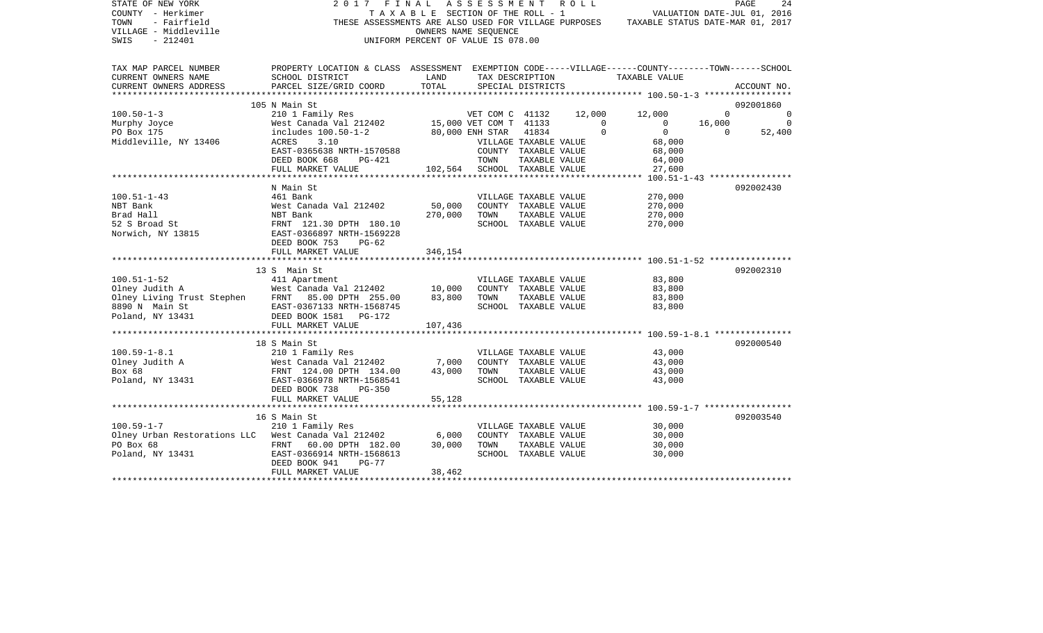STATE OF NEW YORK | COUNTY - Herkimer | TOWN - Fairfield | VILLAGE - Middleville | SWIS - 212401

**2017 FINAL ASSESSMENT ROLL**
TAXABLE SECTION OF THE ROLL - 1
THESE ASSESSMENTS ARE ALSO USED FOR VILLAGE PURPOSES
OWNERS NAME SEQUENCE
UNIFORM PERCENT OF VALUE IS 078.00

VALUATION DATE-JUL 01, 2016
TAXABLE STATUS DATE-MAR 01, 2017

| TAX MAP PARCEL NUMBER / CURRENT OWNERS NAME / CURRENT OWNERS ADDRESS | PROPERTY LOCATION & CLASS / SCHOOL DISTRICT / PARCEL SIZE/GRID COORD | ASSESSMENT LAND / TOTAL | EXEMPTION CODE / TAX DESCRIPTION / SPECIAL DISTRICTS | VILLAGE | COUNTY | TOWN | SCHOOL | ACCOUNT NO. |
|---|---|---|---|---|---|---|---|---|
| **100.50-1-3** | 105 N Main St | | | | | | | 092001860 |
| Murphy Joyce | 210 1 Family Res | | VET COM C 41132 | 12,000 | 12,000 | 0 | 0 | |
| PO Box 175 | West Canada Val 212402 | 15,000 | VET COM T 41133 | 0 | 0 | 16,000 | 0 | |
| Middleville, NY 13406 | includes 100.50-1-2 | 80,000 | ENH STAR 41834 | 0 | 0 | 0 | 52,400 | |
| | ACRES 3.10 | | VILLAGE TAXABLE VALUE | | 68,000 | | | |
| | EAST-0365638 NRTH-1570588 | | COUNTY TAXABLE VALUE | | 68,000 | | | |
| | DEED BOOK 668 PG-421 | | TOWN TAXABLE VALUE | | 64,000 | | | |
| | FULL MARKET VALUE | 102,564 | SCHOOL TAXABLE VALUE | | 27,600 | | | |
| **100.51-1-43** | N Main St | | | | | | | 092002430 |
| NBT Bank | 461 Bank | | VILLAGE TAXABLE VALUE | | 270,000 | | | |
| Brad Hall | West Canada Val 212402 | 50,000 | COUNTY TAXABLE VALUE | | 270,000 | | | |
| 52 S Broad St | NBT Bank | 270,000 | TOWN TAXABLE VALUE | | 270,000 | | | |
| Norwich, NY 13815 | FRNT 121.30 DPTH 180.10 | | SCHOOL TAXABLE VALUE | | 270,000 | | | |
| | EAST-0366897 NRTH-1569228 | | | | | | | |
| | DEED BOOK 753 PG-62 | | | | | | | |
| | FULL MARKET VALUE | 346,154 | | | | | | |
| **100.51-1-52** | 13 S Main St | | | | | | | 092002310 |
| Olney Judith A | 411 Apartment | | VILLAGE TAXABLE VALUE | | 83,800 | | | |
| Olney Living Trust Stephen | West Canada Val 212402 | 10,000 | COUNTY TAXABLE VALUE | | 83,800 | | | |
| 8890 N Main St | FRNT 85.00 DPTH 255.00 | 83,800 | TOWN TAXABLE VALUE | | 83,800 | | | |
| Poland, NY 13431 | EAST-0367133 NRTH-1568745 | | SCHOOL TAXABLE VALUE | | 83,800 | | | |
| | DEED BOOK 1581 PG-172 | | | | | | | |
| | FULL MARKET VALUE | 107,436 | | | | | | |
| **100.59-1-8.1** | 18 S Main St | | | | | | | 092000540 |
| Olney Judith A | 210 1 Family Res | | VILLAGE TAXABLE VALUE | | 43,000 | | | |
| Box 68 | West Canada Val 212402 | 7,000 | COUNTY TAXABLE VALUE | | 43,000 | | | |
| Poland, NY 13431 | FRNT 124.00 DPTH 134.00 | 43,000 | TOWN TAXABLE VALUE | | 43,000 | | | |
| | EAST-0366978 NRTH-1568541 | | SCHOOL TAXABLE VALUE | | 43,000 | | | |
| | DEED BOOK 738 PG-350 | | | | | | | |
| | FULL MARKET VALUE | 55,128 | | | | | | |
| **100.59-1-7** | 16 S Main St | | | | | | | 092003540 |
| Olney Urban Restorations LLC | 210 1 Family Res | | VILLAGE TAXABLE VALUE | | 30,000 | | | |
| PO Box 68 | West Canada Val 212402 | 6,000 | COUNTY TAXABLE VALUE | | 30,000 | | | |
| Poland, NY 13431 | FRNT 60.00 DPTH 182.00 | 30,000 | TOWN TAXABLE VALUE | | 30,000 | | | |
| | EAST-0366914 NRTH-1568613 | | SCHOOL TAXABLE VALUE | | 30,000 | | | |
| | DEED BOOK 941 PG-77 | | | | | | | |
| | FULL MARKET VALUE | 38,462 | | | | | | |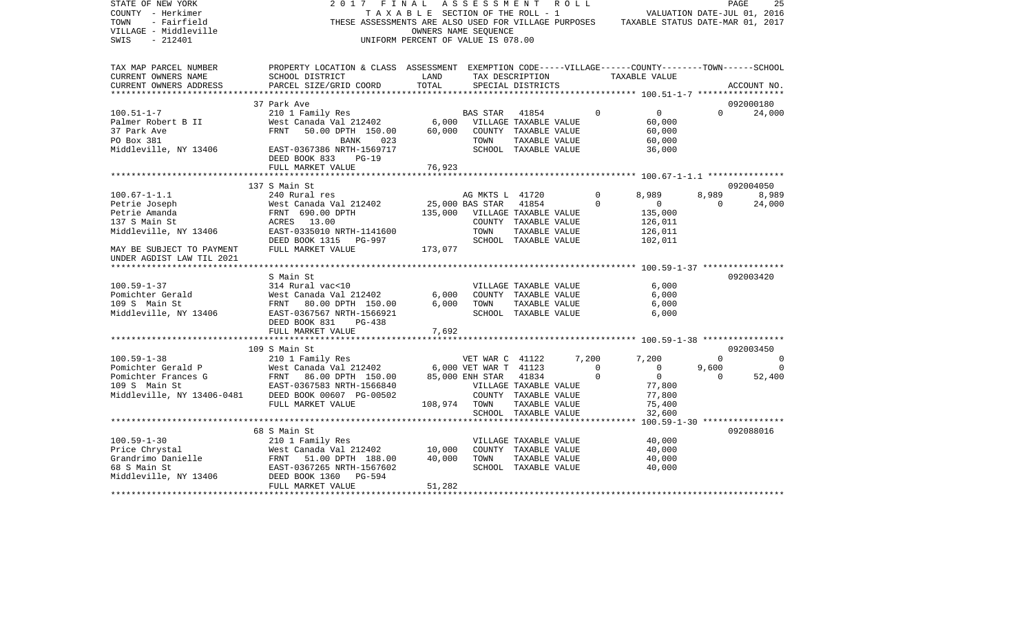STATE OF NEW YORK — 2017 FINAL ASSESSMENT ROLL
COUNTY - Herkimer — TAXABLE SECTION OF THE ROLL - 1 — VALUATION DATE-JUL 01, 2016
TOWN - Fairfield — THESE ASSESSMENTS ARE ALSO USED FOR VILLAGE PURPOSES — TAXABLE STATUS DATE-MAR 01, 2017
VILLAGE - Middleville — OWNERS NAME SEQUENCE
SWIS - 212401 — UNIFORM PERCENT OF VALUE IS 078.00

| TAX MAP PARCEL NUMBER / CURRENT OWNERS NAME / CURRENT OWNERS ADDRESS | PROPERTY LOCATION & CLASS / SCHOOL DISTRICT / PARCEL SIZE/GRID COORD | ASSESSMENT LAND / TOTAL | EXEMPTION CODE / TAX DESCRIPTION / SPECIAL DISTRICTS | VILLAGE | COUNTY TAXABLE VALUE | TOWN | SCHOOL / ACCOUNT NO. |
|---|---|---|---|---|---|---|---|
| **100.51-1-7** (37 Park Ave) | | | | | | | 092000180 |
| 100.51-1-7 | 210 1 Family Res | | BAS STAR 41854 | 0 | 0 | 0 | 24,000 |
| Palmer Robert B II | West Canada Val 212402 | 6,000 | VILLAGE TAXABLE VALUE | | 60,000 | | |
| 37 Park Ave | FRNT 50.00 DPTH 150.00 | 60,000 | COUNTY TAXABLE VALUE | | 60,000 | | |
| PO Box 381 | BANK 023 | | TOWN TAXABLE VALUE | | 60,000 | | |
| Middleville, NY 13406 | EAST-0367386 NRTH-1569717 | | SCHOOL TAXABLE VALUE | | 36,000 | | |
| | DEED BOOK 833 PG-19 | | | | | | |
| | FULL MARKET VALUE | 76,923 | | | | | |
| **100.67-1-1.1** (137 S Main St) | | | | | | | 092004050 |
| 100.67-1-1.1 | 240 Rural res | | AG MKTS L 41720 | 0 | 8,989 | 8,989 | 8,989 |
| Petrie Joseph | West Canada Val 212402 | 25,000 | BAS STAR 41854 | 0 | 0 | 0 | 24,000 |
| Petrie Amanda | FRNT 690.00 DPTH | 135,000 | VILLAGE TAXABLE VALUE | | 135,000 | | |
| 137 S Main St | ACRES 13.00 | | COUNTY TAXABLE VALUE | | 126,011 | | |
| Middleville, NY 13406 | EAST-0335010 NRTH-1141600 | | TOWN TAXABLE VALUE | | 126,011 | | |
| | DEED BOOK 1315 PG-997 | | SCHOOL TAXABLE VALUE | | 102,011 | | |
| MAY BE SUBJECT TO PAYMENT UNDER AGDIST LAW TIL 2021 | FULL MARKET VALUE | 173,077 | | | | | |
| **100.59-1-37** (S Main St) | | | | | | | 092003420 |
| 100.59-1-37 | 314 Rural vac<10 | | VILLAGE TAXABLE VALUE | | 6,000 | | |
| Pomichter Gerald | West Canada Val 212402 | 6,000 | COUNTY TAXABLE VALUE | | 6,000 | | |
| 109 S Main St | FRNT 80.00 DPTH 150.00 | 6,000 | TOWN TAXABLE VALUE | | 6,000 | | |
| Middleville, NY 13406 | EAST-0367567 NRTH-1566921 | | SCHOOL TAXABLE VALUE | | 6,000 | | |
| | DEED BOOK 831 PG-438 | | | | | | |
| | FULL MARKET VALUE | 7,692 | | | | | |
| **100.59-1-38** (109 S Main St) | | | | | | | 092003450 |
| 100.59-1-38 | 210 1 Family Res | | VET WAR C 41122 | 7,200 | 7,200 | 0 | 0 |
| Pomichter Gerald P | West Canada Val 212402 | 6,000 | VET WAR T 41123 | 0 | 0 | 9,600 | 0 |
| Pomichter Frances G | FRNT 86.00 DPTH 150.00 | 85,000 | ENH STAR 41834 | 0 | 0 | 0 | 52,400 |
| 109 S Main St | EAST-0367583 NRTH-1566840 | | VILLAGE TAXABLE VALUE | | 77,800 | | |
| Middleville, NY 13406-0481 | DEED BOOK 00607 PG-00502 | | COUNTY TAXABLE VALUE | | 77,800 | | |
| | FULL MARKET VALUE | 108,974 | TOWN TAXABLE VALUE | | 75,400 | | |
| | | | SCHOOL TAXABLE VALUE | | 32,600 | | |
| **100.59-1-30** (68 S Main St) | | | | | | | 092088016 |
| 100.59-1-30 | 210 1 Family Res | | VILLAGE TAXABLE VALUE | | 40,000 | | |
| Price Chrystal | West Canada Val 212402 | 10,000 | COUNTY TAXABLE VALUE | | 40,000 | | |
| Grandrimo Danielle | FRNT 51.00 DPTH 188.00 | 40,000 | TOWN TAXABLE VALUE | | 40,000 | | |
| 68 S Main St | EAST-0367265 NRTH-1567602 | | SCHOOL TAXABLE VALUE | | 40,000 | | |
| Middleville, NY 13406 | DEED BOOK 1360 PG-594 | | | | | | |
| | FULL MARKET VALUE | 51,282 | | | | | |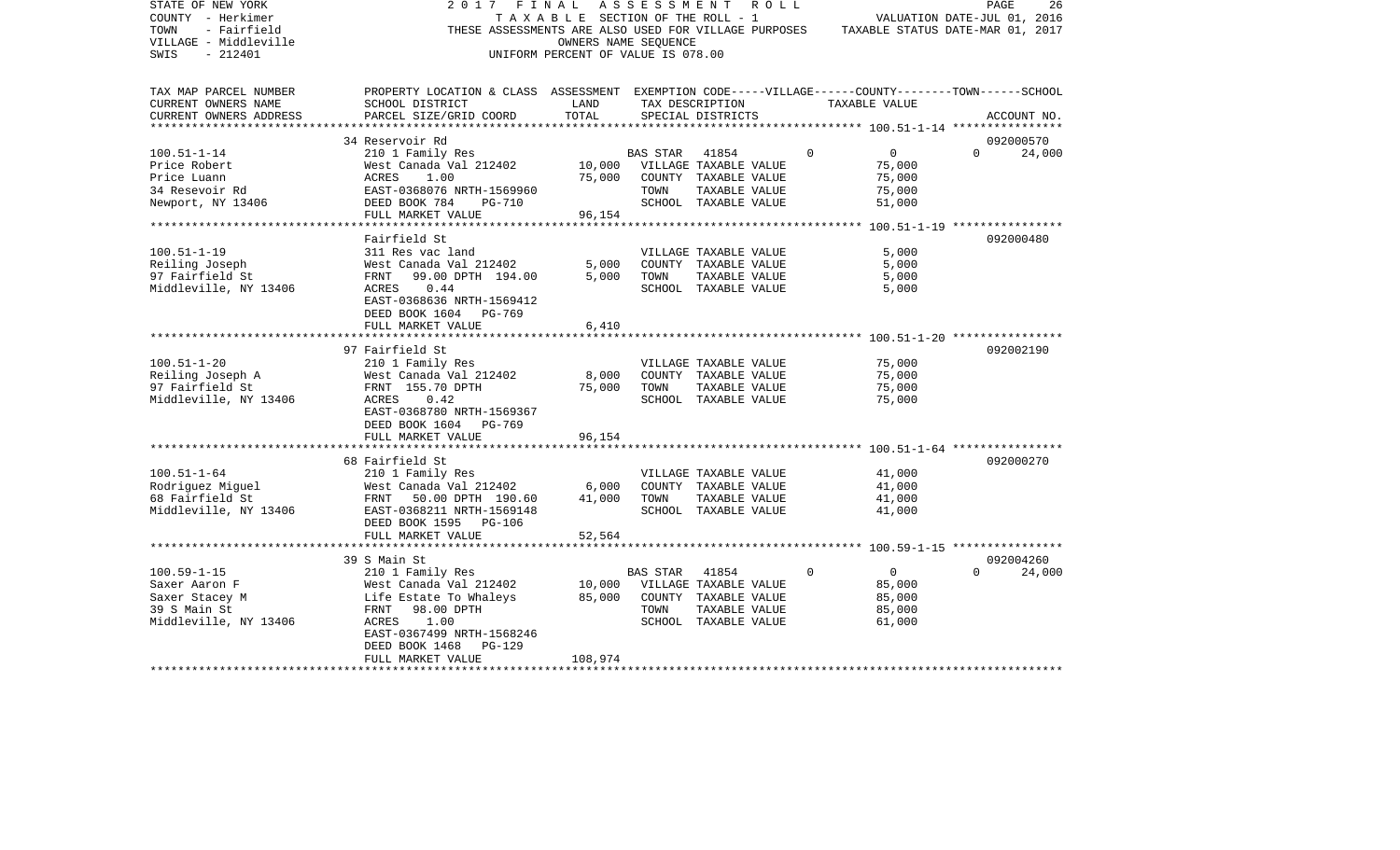STATE OF NEW YORK
COUNTY - Herkimer
TOWN - Fairfield
VILLAGE - Middleville
SWIS - 212401

2017 FINAL ASSESSMENT ROLL
TAXABLE SECTION OF THE ROLL - 1
THESE ASSESSMENTS ARE ALSO USED FOR VILLAGE PURPOSES
OWNERS NAME SEQUENCE
UNIFORM PERCENT OF VALUE IS 078.00

VALUATION DATE-JUL 01, 2016
TAXABLE STATUS DATE-MAR 01, 2017

| TAX MAP PARCEL NUMBER / CURRENT OWNERS NAME / CURRENT OWNERS ADDRESS | PROPERTY LOCATION & CLASS / SCHOOL DISTRICT / PARCEL SIZE/GRID COORD | ASSESSMENT LAND | TOTAL | EXEMPTION CODE / TAX DESCRIPTION / SPECIAL DISTRICTS | VILLAGE | COUNTY / TAXABLE VALUE | TOWN | SCHOOL | ACCOUNT NO. |
|---|---|---|---|---|---|---|---|---|---|
| | 34 Reservoir Rd | | | | | | | | 092000570 |
| 100.51-1-14 | 210 1 Family Res | | | BAS STAR 41854 | 0 | 0 | | 0 | 24,000 |
| Price Robert | West Canada Val 212402 | 10,000 | | VILLAGE TAXABLE VALUE | | 75,000 | | | |
| Price Luann | ACRES 1.00 | | 75,000 | COUNTY TAXABLE VALUE | | 75,000 | | | |
| 34 Resevoir Rd | EAST-0368076 NRTH-1569960 | | | TOWN TAXABLE VALUE | | 75,000 | | | |
| Newport, NY 13406 | DEED BOOK 784 PG-710 | | | SCHOOL TAXABLE VALUE | | 51,000 | | | |
| | FULL MARKET VALUE | | 96,154 | | | | | | |
| | Fairfield St | | | | | | | | 092000480 |
| 100.51-1-19 | 311 Res vac land | | | VILLAGE TAXABLE VALUE | | 5,000 | | | |
| Reiling Joseph | West Canada Val 212402 | 5,000 | | COUNTY TAXABLE VALUE | | 5,000 | | | |
| 97 Fairfield St | FRNT 99.00 DPTH 194.00 | | 5,000 | TOWN TAXABLE VALUE | | 5,000 | | | |
| Middleville, NY 13406 | ACRES 0.44 | | | SCHOOL TAXABLE VALUE | | 5,000 | | | |
| | EAST-0368636 NRTH-1569412 | | | | | | | | |
| | DEED BOOK 1604 PG-769 | | | | | | | | |
| | FULL MARKET VALUE | | 6,410 | | | | | | |
| | 97 Fairfield St | | | | | | | | 092002190 |
| 100.51-1-20 | 210 1 Family Res | | | VILLAGE TAXABLE VALUE | | 75,000 | | | |
| Reiling Joseph A | West Canada Val 212402 | 8,000 | | COUNTY TAXABLE VALUE | | 75,000 | | | |
| 97 Fairfield St | FRNT 155.70 DPTH | | 75,000 | TOWN TAXABLE VALUE | | 75,000 | | | |
| Middleville, NY 13406 | ACRES 0.42 | | | SCHOOL TAXABLE VALUE | | 75,000 | | | |
| | EAST-0368780 NRTH-1569367 | | | | | | | | |
| | DEED BOOK 1604 PG-769 | | | | | | | | |
| | FULL MARKET VALUE | | 96,154 | | | | | | |
| | 68 Fairfield St | | | | | | | | 092000270 |
| 100.51-1-64 | 210 1 Family Res | | | VILLAGE TAXABLE VALUE | | 41,000 | | | |
| Rodriguez Miguel | West Canada Val 212402 | 6,000 | | COUNTY TAXABLE VALUE | | 41,000 | | | |
| 68 Fairfield St | FRNT 50.00 DPTH 190.60 | | 41,000 | TOWN TAXABLE VALUE | | 41,000 | | | |
| Middleville, NY 13406 | EAST-0368211 NRTH-1569148 | | | SCHOOL TAXABLE VALUE | | 41,000 | | | |
| | DEED BOOK 1595 PG-106 | | | | | | | | |
| | FULL MARKET VALUE | | 52,564 | | | | | | |
| | 39 S Main St | | | | | | | | 092004260 |
| 100.59-1-15 | 210 1 Family Res | | | BAS STAR 41854 | 0 | 0 | | 0 | 24,000 |
| Saxer Aaron F | West Canada Val 212402 | 10,000 | | VILLAGE TAXABLE VALUE | | 85,000 | | | |
| Saxer Stacey M | Life Estate To Whaleys | | 85,000 | COUNTY TAXABLE VALUE | | 85,000 | | | |
| 39 S Main St | FRNT 98.00 DPTH | | | TOWN TAXABLE VALUE | | 85,000 | | | |
| Middleville, NY 13406 | ACRES 1.00 | | | SCHOOL TAXABLE VALUE | | 61,000 | | | |
| | EAST-0367499 NRTH-1568246 | | | | | | | | |
| | DEED BOOK 1468 PG-129 | | | | | | | | |
| | FULL MARKET VALUE | | 108,974 | | | | | | |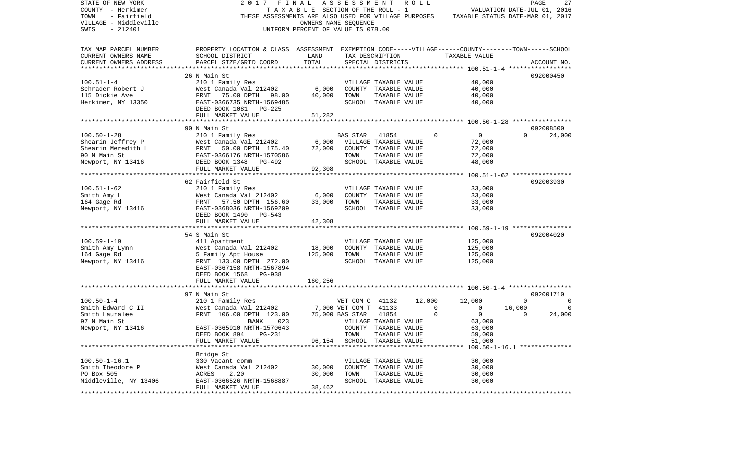STATE OF NEW YORK 2017 FINAL ASSESSMENT ROLL
COUNTY - Herkimer TAXABLE SECTION OF THE ROLL - 1 VALUATION DATE-JUL 01, 2016
TOWN - Fairfield THESE ASSESSMENTS ARE ALSO USED FOR VILLAGE PURPOSES TAXABLE STATUS DATE-MAR 01, 2017
VILLAGE - Middleville OWNERS NAME SEQUENCE
SWIS - 212401 UNIFORM PERCENT OF VALUE IS 078.00

| TAX MAP PARCEL NUMBER / CURRENT OWNERS NAME / CURRENT OWNERS ADDRESS | PROPERTY LOCATION & CLASS / SCHOOL DISTRICT / PARCEL SIZE/GRID COORD | ASSESSMENT LAND / TOTAL | EXEMPTION CODE / TAX DESCRIPTION / SPECIAL DISTRICTS | VILLAGE | COUNTY / TAXABLE VALUE | TOWN | SCHOOL / ACCOUNT NO. |
|---|---|---|---|---|---|---|---|
| **100.51-1-4** | 26 N Main St | | | | | | 092000450 |
| 100.51-1-4 | 210 1 Family Res | | VILLAGE TAXABLE VALUE | | 40,000 | | |
| Schrader Robert J | West Canada Val 212402 | 6,000 | COUNTY TAXABLE VALUE | | 40,000 | | |
| 115 Dickie Ave | FRNT 75.00 DPTH 98.00 | 40,000 | TOWN TAXABLE VALUE | | 40,000 | | |
| Herkimer, NY 13350 | EAST-0366735 NRTH-1569485 | | SCHOOL TAXABLE VALUE | | 40,000 | | |
| | DEED BOOK 1081 PG-225 | | | | | | |
| | FULL MARKET VALUE | 51,282 | | | | | |
| **100.50-1-28** | 90 N Main St | | | | | | 092008500 |
| 100.50-1-28 | 210 1 Family Res | | BAS STAR 41854 | 0 | 0 | 0 | 24,000 |
| Shearin Jeffrey P | West Canada Val 212402 | 6,000 | VILLAGE TAXABLE VALUE | | 72,000 | | |
| Shearin Meredith L | FRNT 50.00 DPTH 175.40 | 72,000 | COUNTY TAXABLE VALUE | | 72,000 | | |
| 90 N Main St | EAST-0366176 NRTH-1570586 | | TOWN TAXABLE VALUE | | 72,000 | | |
| Newport, NY 13416 | DEED BOOK 1348 PG-492 | | SCHOOL TAXABLE VALUE | | 48,000 | | |
| | FULL MARKET VALUE | 92,308 | | | | | |
| **100.51-1-62** | 62 Fairfield St | | | | | | 092003930 |
| 100.51-1-62 | 210 1 Family Res | | VILLAGE TAXABLE VALUE | | 33,000 | | |
| Smith Amy L | West Canada Val 212402 | 6,000 | COUNTY TAXABLE VALUE | | 33,000 | | |
| 164 Gage Rd | FRNT 57.50 DPTH 156.60 | 33,000 | TOWN TAXABLE VALUE | | 33,000 | | |
| Newport, NY 13416 | EAST-0368036 NRTH-1569209 | | SCHOOL TAXABLE VALUE | | 33,000 | | |
| | DEED BOOK 1490 PG-543 | | | | | | |
| | FULL MARKET VALUE | 42,308 | | | | | |
| **100.59-1-19** | 54 S Main St | | | | | | 092004020 |
| 100.59-1-19 | 411 Apartment | | VILLAGE TAXABLE VALUE | | 125,000 | | |
| Smith Amy Lynn | West Canada Val 212402 | 18,000 | COUNTY TAXABLE VALUE | | 125,000 | | |
| 164 Gage Rd | 5 Family Apt House | 125,000 | TOWN TAXABLE VALUE | | 125,000 | | |
| Newport, NY 13416 | FRNT 133.00 DPTH 272.00 | | SCHOOL TAXABLE VALUE | | 125,000 | | |
| | EAST-0367158 NRTH-1567894 | | | | | | |
| | DEED BOOK 1568 PG-938 | | | | | | |
| | FULL MARKET VALUE | 160,256 | | | | | |
| **100.50-1-4** | 97 N Main St | | | | | | 092001710 |
| 100.50-1-4 | 210 1 Family Res | | VET COM C 41132 | 12,000 | 12,000 | 0 | 0 |
| Smith Edward C II | West Canada Val 212402 | 7,000 | VET COM T 41133 | 0 | 0 | 16,000 | 0 |
| Smith Lauralee | FRNT 106.00 DPTH 123.00 | 75,000 | BAS STAR 41854 | 0 | 0 | 0 | 24,000 |
| 97 N Main St | BANK 023 | | VILLAGE TAXABLE VALUE | | 63,000 | | |
| Newport, NY 13416 | EAST-0365910 NRTH-1570643 | | COUNTY TAXABLE VALUE | | 63,000 | | |
| | DEED BOOK 894 PG-231 | | TOWN TAXABLE VALUE | | 59,000 | | |
| | FULL MARKET VALUE | 96,154 | SCHOOL TAXABLE VALUE | | 51,000 | | |
| **100.50-1-16.1** | Bridge St | | | | | | |
| 100.50-1-16.1 | 330 Vacant comm | | VILLAGE TAXABLE VALUE | | 30,000 | | |
| Smith Theodore P | West Canada Val 212402 | 30,000 | COUNTY TAXABLE VALUE | | 30,000 | | |
| PO Box 505 | ACRES 2.20 | 30,000 | TOWN TAXABLE VALUE | | 30,000 | | |
| Middleville, NY 13406 | EAST-0366526 NRTH-1568887 | | SCHOOL TAXABLE VALUE | | 30,000 | | |
| | FULL MARKET VALUE | 38,462 | | | | | |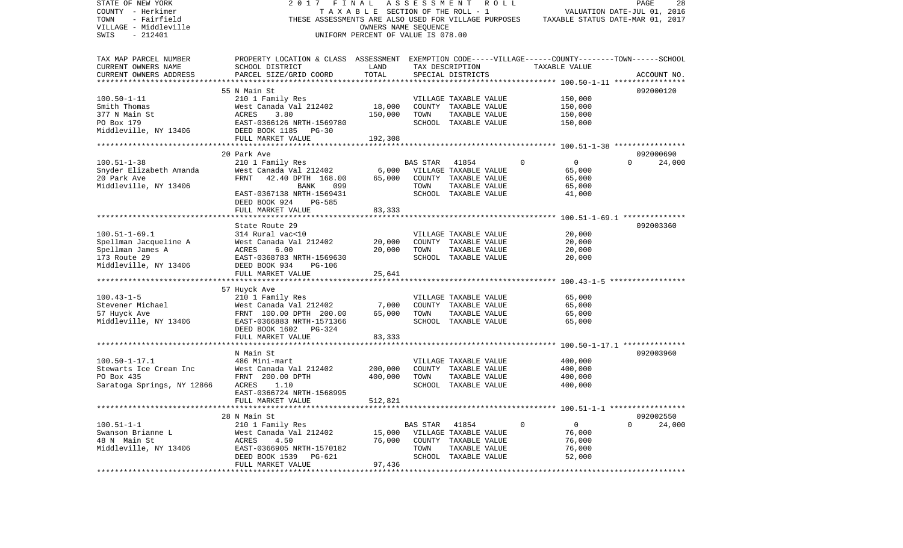STATE OF NEW YORK | 2017 FINAL ASSESSMENT ROLL | PAGE 28
COUNTY - Herkimer | TAXABLE SECTION OF THE ROLL - 1 | VALUATION DATE-JUL 01, 2016
TOWN - Fairfield | THESE ASSESSMENTS ARE ALSO USED FOR VILLAGE PURPOSES | TAXABLE STATUS DATE-MAR 01, 2017
VILLAGE - Middleville | OWNERS NAME SEQUENCE
SWIS - 212401 | UNIFORM PERCENT OF VALUE IS 078.00

| TAX MAP PARCEL NUMBER / CURRENT OWNERS NAME / CURRENT OWNERS ADDRESS | PROPERTY LOCATION & CLASS / SCHOOL DISTRICT / PARCEL SIZE/GRID COORD | ASSESSMENT LAND | TOTAL | EXEMPTION CODE / TAX DESCRIPTION / SPECIAL DISTRICTS | VILLAGE | COUNTY / TAXABLE VALUE | TOWN | SCHOOL / ACCOUNT NO. |
|---|---|---|---|---|---|---|---|---|
| | 55 N Main St | | | | | | | 092000120 |
| 100.50-1-11 | 210 1 Family Res | | | VILLAGE TAXABLE VALUE | | 150,000 | | |
| Smith Thomas | West Canada Val 212402 | 18,000 | | COUNTY TAXABLE VALUE | | 150,000 | | |
| 377 N Main St | ACRES 3.80 | | 150,000 | TOWN TAXABLE VALUE | | 150,000 | | |
| PO Box 179 | EAST-0366126 NRTH-1569780 | | | SCHOOL TAXABLE VALUE | | 150,000 | | |
| Middleville, NY 13406 | DEED BOOK 1185 PG-30 | | | | | | | |
| | FULL MARKET VALUE | | 192,308 | | | | | |
| | 20 Park Ave | | | | | | | 092000690 |
| 100.51-1-38 | 210 1 Family Res | | | BAS STAR 41854 | 0 | 0 | 0 | 24,000 |
| Snyder Elizabeth Amanda | West Canada Val 212402 | 6,000 | | VILLAGE TAXABLE VALUE | | 65,000 | | |
| 20 Park Ave | FRNT 42.40 DPTH 168.00 | | 65,000 | COUNTY TAXABLE VALUE | | 65,000 | | |
| Middleville, NY 13406 | BANK 099 | | | TOWN TAXABLE VALUE | | 65,000 | | |
| | EAST-0367138 NRTH-1569431 | | | SCHOOL TAXABLE VALUE | | 41,000 | | |
| | DEED BOOK 924 PG-585 | | | | | | | |
| | FULL MARKET VALUE | | 83,333 | | | | | |
| | State Route 29 | | | | | | | 092003360 |
| 100.51-1-69.1 | 314 Rural vac<10 | | | VILLAGE TAXABLE VALUE | | 20,000 | | |
| Spellman Jacqueline A | West Canada Val 212402 | 20,000 | | COUNTY TAXABLE VALUE | | 20,000 | | |
| Spellman James A | ACRES 6.00 | | 20,000 | TOWN TAXABLE VALUE | | 20,000 | | |
| 173 Route 29 | EAST-0368783 NRTH-1569630 | | | SCHOOL TAXABLE VALUE | | 20,000 | | |
| Middleville, NY 13406 | DEED BOOK 934 PG-106 | | | | | | | |
| | FULL MARKET VALUE | | 25,641 | | | | | |
| | 57 Huyck Ave | | | | | | | |
| 100.43-1-5 | 210 1 Family Res | | | VILLAGE TAXABLE VALUE | | 65,000 | | |
| Stevener Michael | West Canada Val 212402 | 7,000 | | COUNTY TAXABLE VALUE | | 65,000 | | |
| 57 Huyck Ave | FRNT 100.00 DPTH 200.00 | | 65,000 | TOWN TAXABLE VALUE | | 65,000 | | |
| Middleville, NY 13406 | EAST-0366883 NRTH-1571366 | | | SCHOOL TAXABLE VALUE | | 65,000 | | |
| | DEED BOOK 1602 PG-324 | | | | | | | |
| | FULL MARKET VALUE | | 83,333 | | | | | |
| | N Main St | | | | | | | 092003960 |
| 100.50-1-17.1 | 486 Mini-mart | | | VILLAGE TAXABLE VALUE | | 400,000 | | |
| Stewarts Ice Cream Inc | West Canada Val 212402 | 200,000 | | COUNTY TAXABLE VALUE | | 400,000 | | |
| PO Box 435 | FRNT 200.00 DPTH | | 400,000 | TOWN TAXABLE VALUE | | 400,000 | | |
| Saratoga Springs, NY 12866 | ACRES 1.10 | | | SCHOOL TAXABLE VALUE | | 400,000 | | |
| | EAST-0366724 NRTH-1568995 | | | | | | | |
| | FULL MARKET VALUE | | 512,821 | | | | | |
| | 28 N Main St | | | | | | | 092002550 |
| 100.51-1-1 | 210 1 Family Res | | | BAS STAR 41854 | 0 | 0 | 0 | 24,000 |
| Swanson Brianne L | West Canada Val 212402 | 15,000 | | VILLAGE TAXABLE VALUE | | 76,000 | | |
| 48 N Main St | ACRES 4.50 | | 76,000 | COUNTY TAXABLE VALUE | | 76,000 | | |
| Middleville, NY 13406 | EAST-0366905 NRTH-1570182 | | | TOWN TAXABLE VALUE | | 76,000 | | |
| | DEED BOOK 1539 PG-621 | | | SCHOOL TAXABLE VALUE | | 52,000 | | |
| | FULL MARKET VALUE | | 97,436 | | | | | |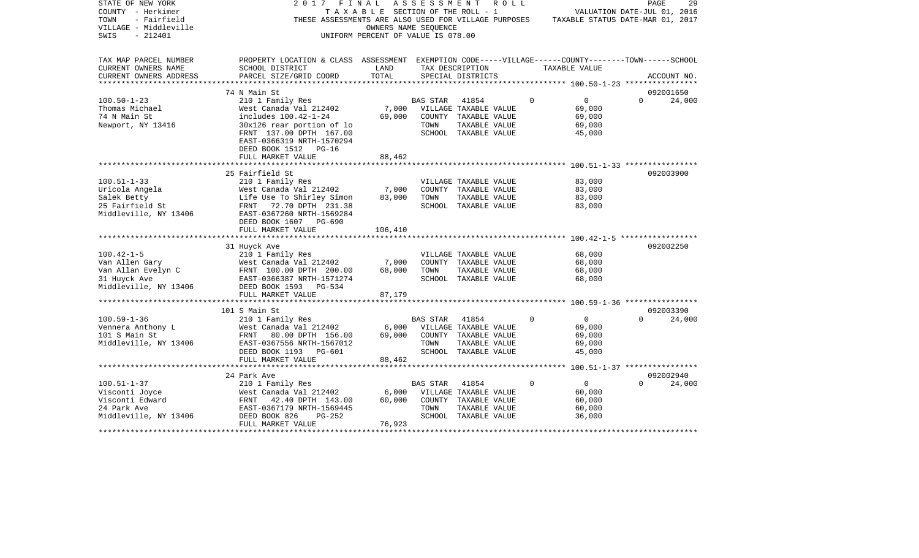STATE OF NEW YORK
COUNTY - Herkimer
TOWN - Fairfield
VILLAGE - Middleville
SWIS - 212401

2017 FINAL ASSESSMENT ROLL
TAXABLE SECTION OF THE ROLL - 1
THESE ASSESSMENTS ARE ALSO USED FOR VILLAGE PURPOSES
OWNERS NAME SEQUENCE
UNIFORM PERCENT OF VALUE IS 078.00

VALUATION DATE-JUL 01, 2016
TAXABLE STATUS DATE-MAR 01, 2017

| TAX MAP PARCEL NUMBER / CURRENT OWNERS NAME / CURRENT OWNERS ADDRESS | PROPERTY LOCATION & CLASS / SCHOOL DISTRICT / PARCEL SIZE/GRID COORD | ASSESSMENT LAND | ASSESSMENT TOTAL | EXEMPTION CODE / TAX DESCRIPTION / SPECIAL DISTRICTS | VILLAGE | COUNTY TAXABLE VALUE | TOWN | SCHOOL | ACCOUNT NO. |
|---|---|---|---|---|---|---|---|---|---|
| | 74 N Main St | | | | | | | | 092001650 |
| 100.50-1-23 | 210 1 Family Res | | | BAS STAR 41854 | 0 | 0 | 0 | 24,000 | |
| Thomas Michael | West Canada Val 212402 | 7,000 | | VILLAGE TAXABLE VALUE | | 69,000 | | | |
| 74 N Main St | includes 100.42-1-24 | | 69,000 | COUNTY TAXABLE VALUE | | 69,000 | | | |
| Newport, NY 13416 | 30x126 rear portion of lo | | | TOWN TAXABLE VALUE | | 69,000 | | | |
| | FRNT 137.00 DPTH 167.00 | | | SCHOOL TAXABLE VALUE | | 45,000 | | | |
| | EAST-0366319 NRTH-1570294 | | | | | | | | |
| | DEED BOOK 1512 PG-16 | | | | | | | | |
| | FULL MARKET VALUE | | 88,462 | | | | | | |
| | 25 Fairfield St | | | | | | | | 092003900 |
| 100.51-1-33 | 210 1 Family Res | | | VILLAGE TAXABLE VALUE | | 83,000 | | | |
| Uricola Angela | West Canada Val 212402 | 7,000 | | COUNTY TAXABLE VALUE | | 83,000 | | | |
| Salek Betty | Life Use To Shirley Simon | | 83,000 | TOWN TAXABLE VALUE | | 83,000 | | | |
| 25 Fairfield St | FRNT 72.70 DPTH 231.38 | | | SCHOOL TAXABLE VALUE | | 83,000 | | | |
| Middleville, NY 13406 | EAST-0367260 NRTH-1569284 | | | | | | | | |
| | DEED BOOK 1607 PG-690 | | | | | | | | |
| | FULL MARKET VALUE | | 106,410 | | | | | | |
| | 31 Huyck Ave | | | | | | | | 092002250 |
| 100.42-1-5 | 210 1 Family Res | | | VILLAGE TAXABLE VALUE | | 68,000 | | | |
| Van Allen Gary | West Canada Val 212402 | 7,000 | | COUNTY TAXABLE VALUE | | 68,000 | | | |
| Van Allan Evelyn C | FRNT 100.00 DPTH 200.00 | | 68,000 | TOWN TAXABLE VALUE | | 68,000 | | | |
| 31 Huyck Ave | EAST-0366387 NRTH-1571274 | | | SCHOOL TAXABLE VALUE | | 68,000 | | | |
| Middleville, NY 13406 | DEED BOOK 1593 PG-534 | | | | | | | | |
| | FULL MARKET VALUE | | 87,179 | | | | | | |
| | 101 S Main St | | | | | | | | 092003390 |
| 100.59-1-36 | 210 1 Family Res | | | BAS STAR 41854 | 0 | 0 | 0 | 24,000 | |
| Vennera Anthony L | West Canada Val 212402 | 6,000 | | VILLAGE TAXABLE VALUE | | 69,000 | | | |
| 101 S Main St | FRNT 80.00 DPTH 156.00 | | 69,000 | COUNTY TAXABLE VALUE | | 69,000 | | | |
| Middleville, NY 13406 | EAST-0367556 NRTH-1567012 | | | TOWN TAXABLE VALUE | | 69,000 | | | |
| | DEED BOOK 1193 PG-601 | | | SCHOOL TAXABLE VALUE | | 45,000 | | | |
| | FULL MARKET VALUE | | 88,462 | | | | | | |
| | 24 Park Ave | | | | | | | | 092002940 |
| 100.51-1-37 | 210 1 Family Res | | | BAS STAR 41854 | 0 | 0 | 0 | 24,000 | |
| Visconti Joyce | West Canada Val 212402 | 6,000 | | VILLAGE TAXABLE VALUE | | 60,000 | | | |
| Visconti Edward | FRNT 42.40 DPTH 143.00 | | 60,000 | COUNTY TAXABLE VALUE | | 60,000 | | | |
| 24 Park Ave | EAST-0367179 NRTH-1569445 | | | TOWN TAXABLE VALUE | | 60,000 | | | |
| Middleville, NY 13406 | DEED BOOK 826 PG-252 | | | SCHOOL TAXABLE VALUE | | 36,000 | | | |
| | FULL MARKET VALUE | | 76,923 | | | | | | |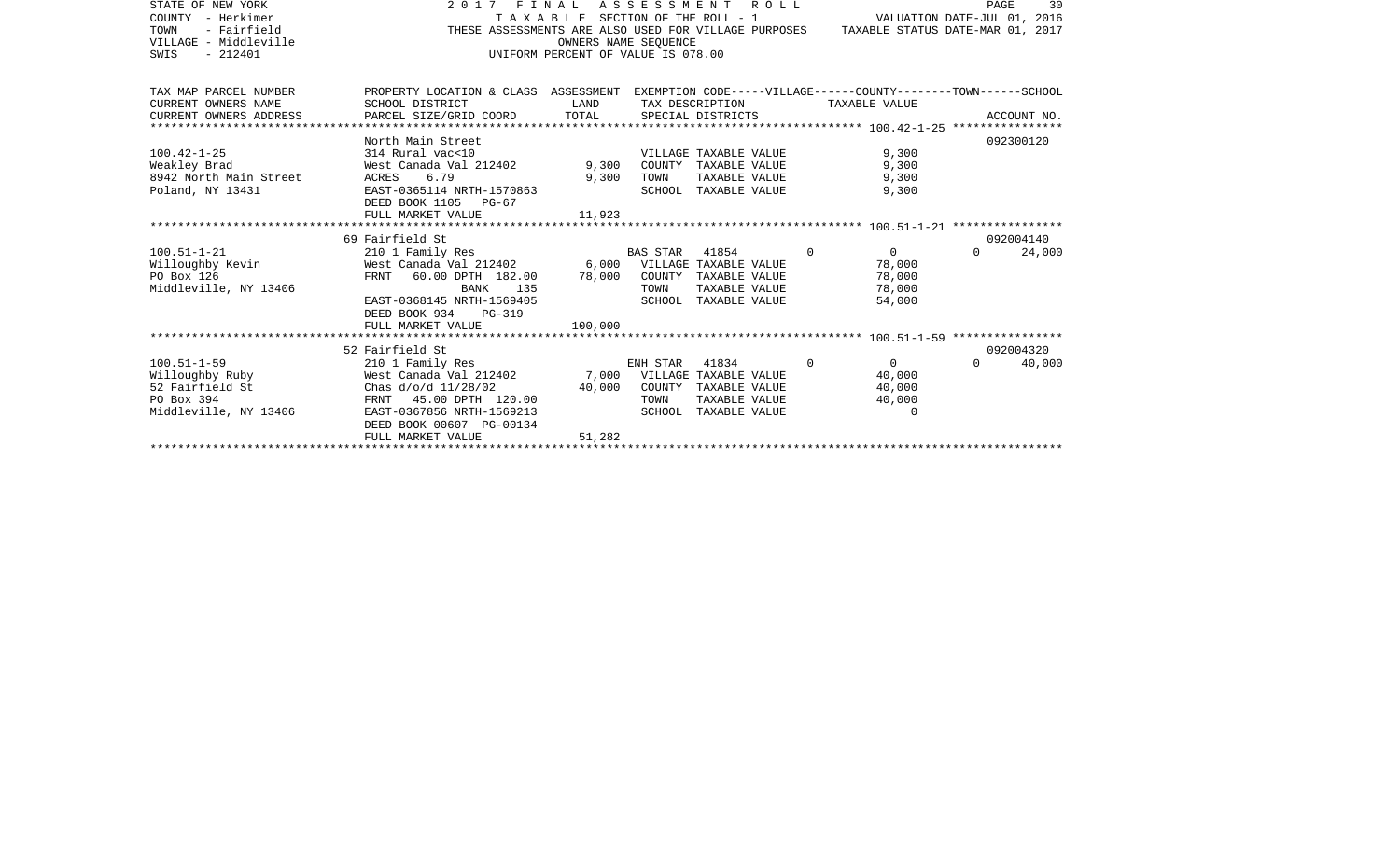STATE OF NEW YORK — 2 0 1 7 F I N A L A S S E S S M E N T R O L L
COUNTY - Herkimer — T A X A B L E SECTION OF THE ROLL - 1 — VALUATION DATE-JUL 01, 2016
TOWN - Fairfield — THESE ASSESSMENTS ARE ALSO USED FOR VILLAGE PURPOSES — TAXABLE STATUS DATE-MAR 01, 2017
VILLAGE - Middleville — OWNERS NAME SEQUENCE
SWIS - 212401 — UNIFORM PERCENT OF VALUE IS 078.00

| TAX MAP PARCEL NUMBER / CURRENT OWNERS NAME / CURRENT OWNERS ADDRESS | PROPERTY LOCATION & CLASS / SCHOOL DISTRICT / PARCEL SIZE/GRID COORD | ASSESSMENT LAND | TOTAL | EXEMPTION CODE / TAX DESCRIPTION / SPECIAL DISTRICTS | VILLAGE | COUNTY / TAXABLE VALUE | TOWN | SCHOOL | ACCOUNT NO. |
|---|---|---|---|---|---|---|---|---|---|
| 100.42-1-25 | North Main Street | | | | | | | | 092300120 |
| | 314 Rural vac<10 | | | VILLAGE TAXABLE VALUE | | 9,300 | | | |
| Weakley Brad | West Canada Val 212402 | 9,300 | | COUNTY TAXABLE VALUE | | 9,300 | | | |
| 8942 North Main Street | ACRES 6.79 | | 9,300 | TOWN TAXABLE VALUE | | 9,300 | | | |
| Poland, NY 13431 | EAST-0365114 NRTH-1570863 | | | SCHOOL TAXABLE VALUE | | 9,300 | | | |
| | DEED BOOK 1105 PG-67 | | | | | | | | |
| | FULL MARKET VALUE | | 11,923 | | | | | | |
| 100.51-1-21 | 69 Fairfield St | | | | | | | | 092004140 |
| | 210 1 Family Res | | | BAS STAR 41854 | 0 | 0 | | 0 | 24,000 |
| Willoughby Kevin | West Canada Val 212402 | 6,000 | | VILLAGE TAXABLE VALUE | | 78,000 | | | |
| PO Box 126 | FRNT 60.00 DPTH 182.00 | | 78,000 | COUNTY TAXABLE VALUE | | 78,000 | | | |
| Middleville, NY 13406 | BANK 135 | | | TOWN TAXABLE VALUE | | 78,000 | | | |
| | EAST-0368145 NRTH-1569405 | | | SCHOOL TAXABLE VALUE | | 54,000 | | | |
| | DEED BOOK 934 PG-319 | | | | | | | | |
| | FULL MARKET VALUE | | 100,000 | | | | | | |
| 100.51-1-59 | 52 Fairfield St | | | | | | | | 092004320 |
| | 210 1 Family Res | | | ENH STAR 41834 | 0 | 0 | | 0 | 40,000 |
| Willoughby Ruby | West Canada Val 212402 | 7,000 | | VILLAGE TAXABLE VALUE | | 40,000 | | | |
| 52 Fairfield St | Chas d/o/d 11/28/02 | | 40,000 | COUNTY TAXABLE VALUE | | 40,000 | | | |
| PO Box 394 | FRNT 45.00 DPTH 120.00 | | | TOWN TAXABLE VALUE | | 40,000 | | | |
| Middleville, NY 13406 | EAST-0367856 NRTH-1569213 | | | SCHOOL TAXABLE VALUE | | 0 | | | |
| | DEED BOOK 00607 PG-00134 | | | | | | | | |
| | FULL MARKET VALUE | | 51,282 | | | | | | |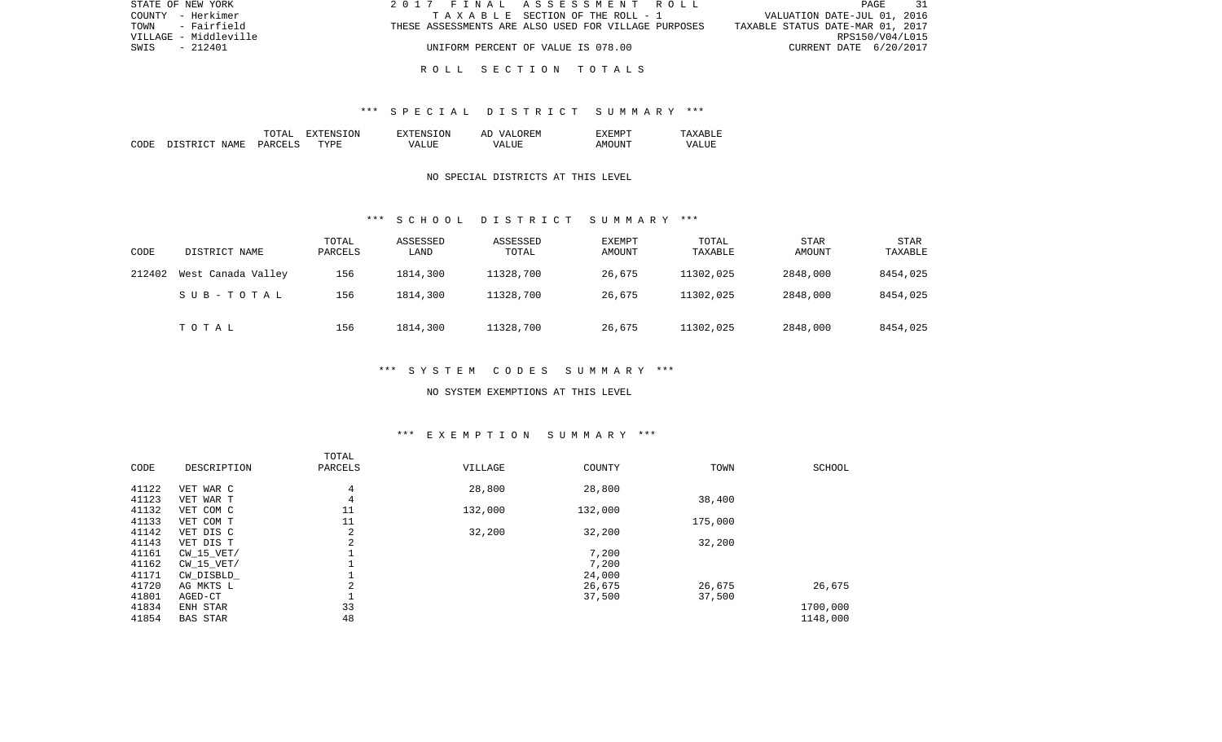STATE OF NEW YORK
COUNTY - Herkimer
TOWN - Fairfield
VILLAGE - Middleville
SWIS - 212401

2017 FINAL ASSESSMENT ROLL
TAXABLE SECTION OF THE ROLL - 1
THESE ASSESSMENTS ARE ALSO USED FOR VILLAGE PURPOSES
UNIFORM PERCENT OF VALUE IS 078.00

VALUATION DATE-JUL 01, 2016
TAXABLE STATUS DATE-MAR 01, 2017
RPS150/V04/L015
CURRENT DATE 6/20/2017

## ROLL SECTION TOTALS

### *** SPECIAL DISTRICT SUMMARY ***

| CODE | DISTRICT NAME | TOTAL PARCELS | EXTENSION TYPE | EXTENSION VALUE | AD VALOREM VALUE | EXEMPT AMOUNT | TAXABLE VALUE |
|---|---|---|---|---|---|---|---|

NO SPECIAL DISTRICTS AT THIS LEVEL

### *** SCHOOL DISTRICT SUMMARY ***

| CODE | DISTRICT NAME | TOTAL PARCELS | ASSESSED LAND | ASSESSED TOTAL | EXEMPT AMOUNT | TOTAL TAXABLE | STAR AMOUNT | STAR TAXABLE |
|---|---|---|---|---|---|---|---|---|
| 212402 | West Canada Valley | 156 | 1814,300 | 11328,700 | 26,675 | 11302,025 | 2848,000 | 8454,025 |
| | SUB-TOTAL | 156 | 1814,300 | 11328,700 | 26,675 | 11302,025 | 2848,000 | 8454,025 |
| | TOTAL | 156 | 1814,300 | 11328,700 | 26,675 | 11302,025 | 2848,000 | 8454,025 |

### *** SYSTEM CODES SUMMARY ***

NO SYSTEM EXEMPTIONS AT THIS LEVEL

### *** EXEMPTION SUMMARY ***

| CODE | DESCRIPTION | TOTAL PARCELS | VILLAGE | COUNTY | TOWN | SCHOOL |
|---|---|---|---|---|---|---|
| 41122 | VET WAR C | 4 | 28,800 | 28,800 | | |
| 41123 | VET WAR T | 4 | | | 38,400 | |
| 41132 | VET COM C | 11 | 132,000 | 132,000 | | |
| 41133 | VET COM T | 11 | | | 175,000 | |
| 41142 | VET DIS C | 2 | 32,200 | 32,200 | | |
| 41143 | VET DIS T | 2 | | | 32,200 | |
| 41161 | CW_15_VET/ | 1 | | 7,200 | | |
| 41162 | CW_15_VET/ | 1 | | 7,200 | | |
| 41171 | CW_DISBLD_ | 1 | | 24,000 | | |
| 41720 | AG MKTS L | 2 | | 26,675 | 26,675 | 26,675 |
| 41801 | AGED-CT | 1 | | 37,500 | 37,500 | |
| 41834 | ENH STAR | 33 | | | | 1700,000 |
| 41854 | BAS STAR | 48 | | | | 1148,000 |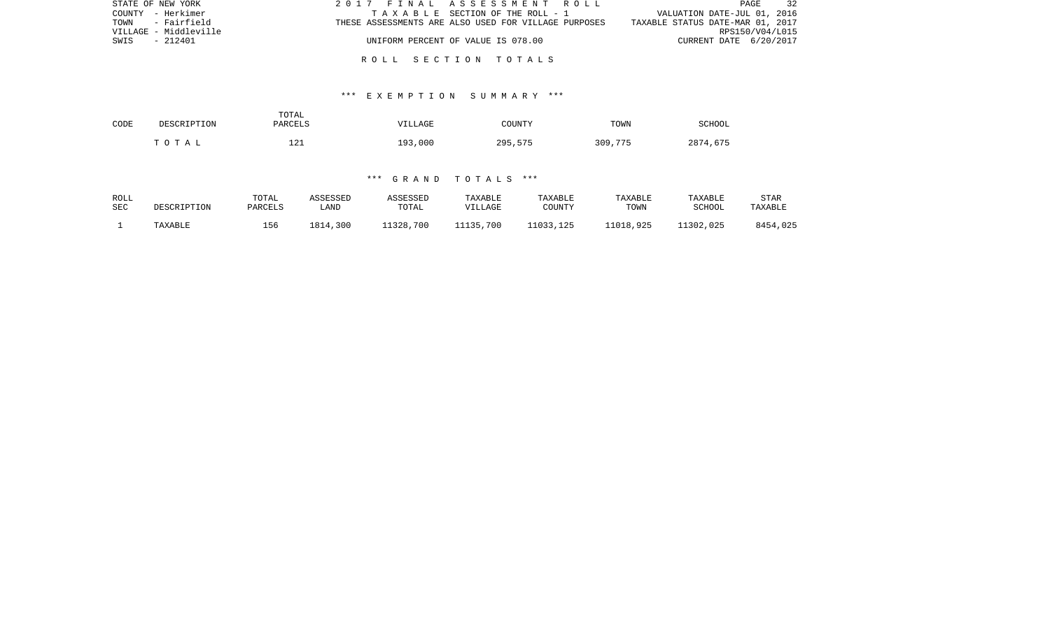STATE OF NEW YORK
COUNTY - Herkimer
TOWN - Fairfield
VILLAGE - Middleville
SWIS - 212401

2017 FINAL ASSESSMENT ROLL
TAXABLE SECTION OF THE ROLL - 1
THESE ASSESSMENTS ARE ALSO USED FOR VILLAGE PURPOSES
UNIFORM PERCENT OF VALUE IS 078.00

VALUATION DATE-JUL 01, 2016
TAXABLE STATUS DATE-MAR 01, 2017
RPS150/V04/L015
CURRENT DATE 6/20/2017

## ROLL SECTION TOTALS

### *** EXEMPTION SUMMARY ***

| CODE | DESCRIPTION | TOTAL PARCELS | VILLAGE | COUNTY | TOWN | SCHOOL |
|---|---|---|---|---|---|---|
| | TOTAL | 121 | 193,000 | 295,575 | 309,775 | 2874,675 |

### *** GRAND TOTALS ***

| ROLL SEC | DESCRIPTION | TOTAL PARCELS | ASSESSED LAND | ASSESSED TOTAL | TAXABLE VILLAGE | TAXABLE COUNTY | TAXABLE TOWN | TAXABLE SCHOOL | STAR TAXABLE |
|---|---|---|---|---|---|---|---|---|---|
| 1 | TAXABLE | 156 | 1814,300 | 11328,700 | 11135,700 | 11033,125 | 11018,925 | 11302,025 | 8454,025 |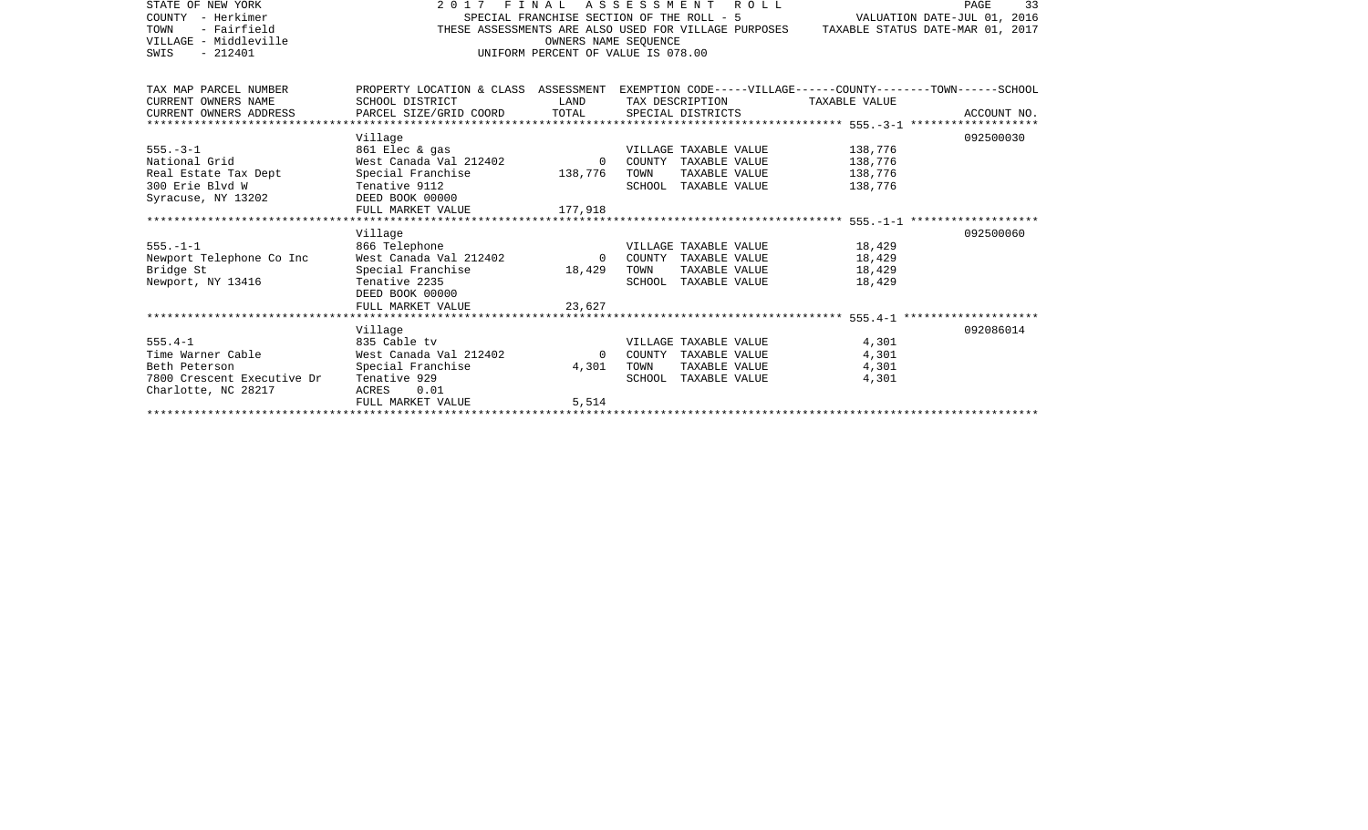STATE OF NEW YORK
COUNTY - Herkimer
TOWN - Fairfield
VILLAGE - Middleville
SWIS - 212401

2 0 1 7 F I N A L A S S E S S M E N T R O L L
SPECIAL FRANCHISE SECTION OF THE ROLL - 5
THESE ASSESSMENTS ARE ALSO USED FOR VILLAGE PURPOSES
OWNERS NAME SEQUENCE
UNIFORM PERCENT OF VALUE IS 078.00

VALUATION DATE-JUL 01, 2016
TAXABLE STATUS DATE-MAR 01, 2017

| TAX MAP PARCEL NUMBER / CURRENT OWNERS NAME / CURRENT OWNERS ADDRESS | PROPERTY LOCATION & CLASS / SCHOOL DISTRICT / PARCEL SIZE/GRID COORD | ASSESSMENT LAND / TOTAL | EXEMPTION CODE-----VILLAGE------COUNTY--------TOWN------SCHOOL / TAX DESCRIPTION / SPECIAL DISTRICTS | TAXABLE VALUE | ACCOUNT NO. |
|---|---|---|---|---|---|
| | Village | | | | 092500030 |
| 555.-3-1 | 861 Elec & gas | | VILLAGE TAXABLE VALUE | 138,776 | |
| National Grid | West Canada Val 212402 | 0 | COUNTY TAXABLE VALUE | 138,776 | |
| Real Estate Tax Dept | Special Franchise | 138,776 | TOWN TAXABLE VALUE | 138,776 | |
| 300 Erie Blvd W | Tenative 9112 | | SCHOOL TAXABLE VALUE | 138,776 | |
| Syracuse, NY 13202 | DEED BOOK 00000 | | | | |
| | FULL MARKET VALUE | 177,918 | | | |
| | Village | | | | 092500060 |
| 555.-1-1 | 866 Telephone | | VILLAGE TAXABLE VALUE | 18,429 | |
| Newport Telephone Co Inc | West Canada Val 212402 | 0 | COUNTY TAXABLE VALUE | 18,429 | |
| Bridge St | Special Franchise | 18,429 | TOWN TAXABLE VALUE | 18,429 | |
| Newport, NY 13416 | Tenative 2235 | | SCHOOL TAXABLE VALUE | 18,429 | |
| | DEED BOOK 00000 | | | | |
| | FULL MARKET VALUE | 23,627 | | | |
| | Village | | | | 092086014 |
| 555.4-1 | 835 Cable tv | | VILLAGE TAXABLE VALUE | 4,301 | |
| Time Warner Cable | West Canada Val 212402 | 0 | COUNTY TAXABLE VALUE | 4,301 | |
| Beth Peterson | Special Franchise | 4,301 | TOWN TAXABLE VALUE | 4,301 | |
| 7800 Crescent Executive Dr | Tenative 929 | | SCHOOL TAXABLE VALUE | 4,301 | |
| Charlotte, NC 28217 | ACRES 0.01 | | | | |
| | FULL MARKET VALUE | 5,514 | | | |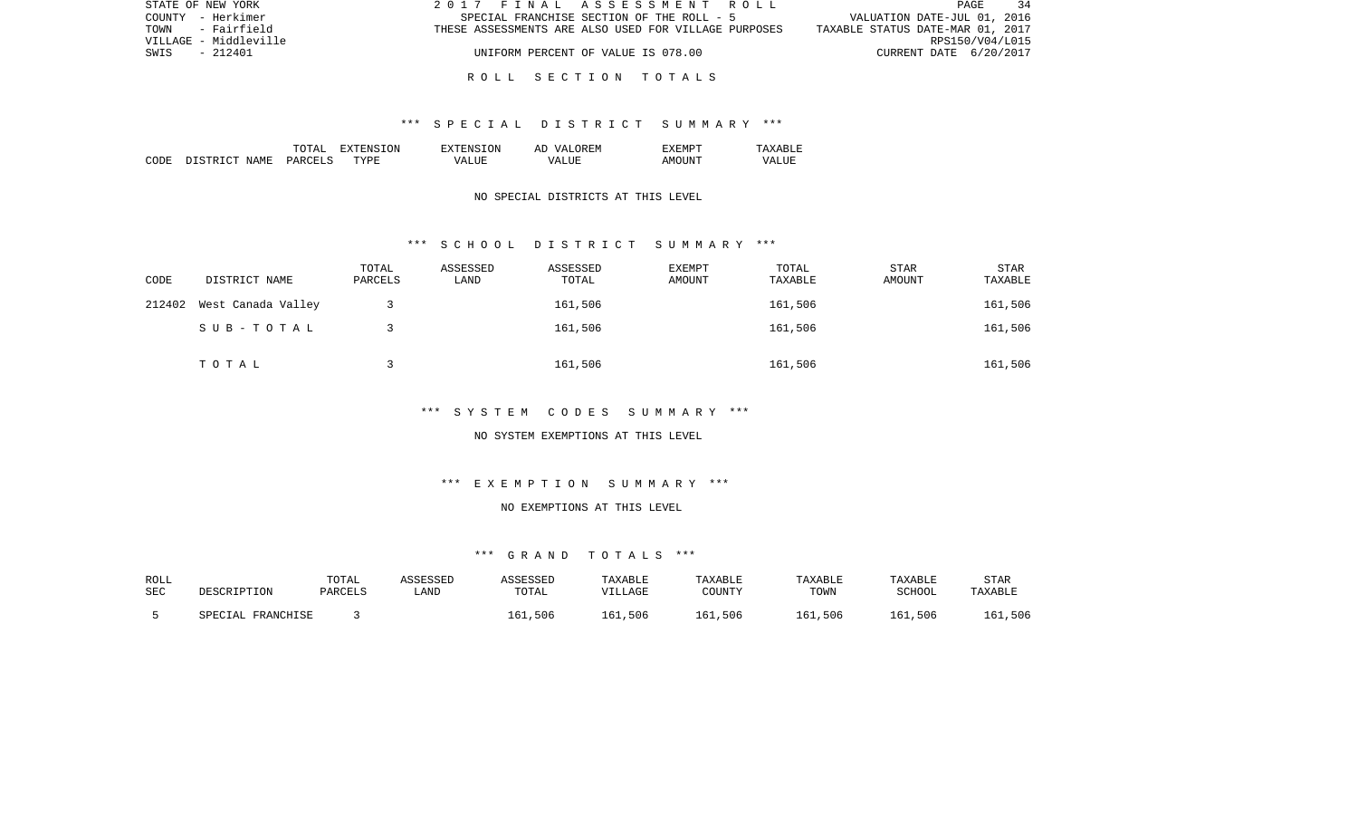STATE OF NEW YORK | 2017 FINAL ASSESSMENT ROLL
COUNTY - Herkimer | SPECIAL FRANCHISE SECTION OF THE ROLL - 5 | VALUATION DATE-JUL 01, 2016
TOWN - Fairfield | THESE ASSESSMENTS ARE ALSO USED FOR VILLAGE PURPOSES | TAXABLE STATUS DATE-MAR 01, 2017
VILLAGE - Middleville | RPS150/V04/L015
SWIS - 212401 | UNIFORM PERCENT OF VALUE IS 078.00 | CURRENT DATE 6/20/2017

ROLL SECTION TOTALS

*** SPECIAL DISTRICT SUMMARY ***

| CODE | DISTRICT NAME | TOTAL PARCELS | EXTENSION TYPE | EXTENSION VALUE | AD VALOREM VALUE | EXEMPT AMOUNT | TAXABLE VALUE |
|---|---|---|---|---|---|---|---|

NO SPECIAL DISTRICTS AT THIS LEVEL

*** SCHOOL DISTRICT SUMMARY ***

| CODE | DISTRICT NAME | TOTAL PARCELS | ASSESSED LAND | ASSESSED TOTAL | EXEMPT AMOUNT | TOTAL TAXABLE | STAR AMOUNT | STAR TAXABLE |
|---|---|---|---|---|---|---|---|---|
| 212402 | West Canada Valley | 3 | | 161,506 | | 161,506 | | 161,506 |
| | SUB-TOTAL | 3 | | 161,506 | | 161,506 | | 161,506 |
| | TOTAL | 3 | | 161,506 | | 161,506 | | 161,506 |

*** SYSTEM CODES SUMMARY ***

NO SYSTEM EXEMPTIONS AT THIS LEVEL

*** EXEMPTION SUMMARY ***

NO EXEMPTIONS AT THIS LEVEL

*** GRAND TOTALS ***

| ROLL SEC | DESCRIPTION | TOTAL PARCELS | ASSESSED LAND | ASSESSED TOTAL | TAXABLE VILLAGE | TAXABLE COUNTY | TAXABLE TOWN | TAXABLE SCHOOL | STAR TAXABLE |
|---|---|---|---|---|---|---|---|---|---|
| 5 | SPECIAL FRANCHISE | 3 | | 161,506 | 161,506 | 161,506 | 161,506 | 161,506 | 161,506 |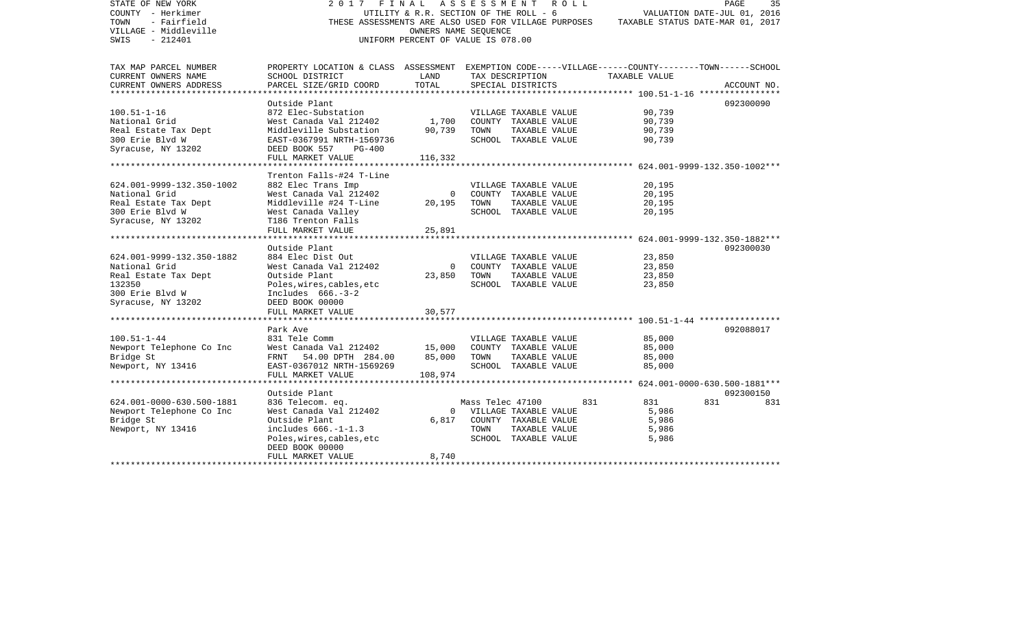STATE OF NEW YORK
COUNTY - Herkimer
TOWN - Fairfield
VILLAGE - Middleville
SWIS - 212401

2 0 1 7 F I N A L A S S E S S M E N T R O L L
UTILITY & R.R. SECTION OF THE ROLL - 6
THESE ASSESSMENTS ARE ALSO USED FOR VILLAGE PURPOSES
OWNERS NAME SEQUENCE
UNIFORM PERCENT OF VALUE IS 078.00

VALUATION DATE-JUL 01, 2016
TAXABLE STATUS DATE-MAR 01, 2017

| TAX MAP PARCEL NUMBER / CURRENT OWNERS NAME / CURRENT OWNERS ADDRESS | PROPERTY LOCATION & CLASS / SCHOOL DISTRICT / PARCEL SIZE/GRID COORD | ASSESSMENT LAND | TOTAL | EXEMPTION CODE / TAX DESCRIPTION / SPECIAL DISTRICTS | VILLAGE | COUNTY / TAXABLE VALUE | TOWN | SCHOOL | ACCOUNT NO. |
|---|---|---|---|---|---|---|---|---|---|
| **100.51-1-16** | Outside Plant | | | | | | | | 092300090 |
| 100.51-1-16 | 872 Elec-Substation | | | VILLAGE TAXABLE VALUE | | 90,739 | | | |
| National Grid | West Canada Val 212402 | 1,700 | | COUNTY TAXABLE VALUE | | 90,739 | | | |
| Real Estate Tax Dept | Middleville Substation | | 90,739 | TOWN TAXABLE VALUE | | 90,739 | | | |
| 300 Erie Blvd W | EAST-0367991 NRTH-1569736 | | | SCHOOL TAXABLE VALUE | | 90,739 | | | |
| Syracuse, NY 13202 | DEED BOOK 557 PG-400 | | | | | | | | |
| | FULL MARKET VALUE | | 116,332 | | | | | | |
| **624.001-9999-132.350-1002** | Trenton Falls-#24 T-Line | | | | | | | | |
| 624.001-9999-132.350-1002 | 882 Elec Trans Imp | | | VILLAGE TAXABLE VALUE | | 20,195 | | | |
| National Grid | West Canada Val 212402 | 0 | | COUNTY TAXABLE VALUE | | 20,195 | | | |
| Real Estate Tax Dept | Middleville #24 T-Line | | 20,195 | TOWN TAXABLE VALUE | | 20,195 | | | |
| 300 Erie Blvd W | West Canada Valley | | | SCHOOL TAXABLE VALUE | | 20,195 | | | |
| Syracuse, NY 13202 | T186 Trenton Falls | | | | | | | | |
| | FULL MARKET VALUE | | 25,891 | | | | | | |
| **624.001-9999-132.350-1882** | Outside Plant | | | | | | | | 092300030 |
| 624.001-9999-132.350-1882 | 884 Elec Dist Out | | | VILLAGE TAXABLE VALUE | | 23,850 | | | |
| National Grid | West Canada Val 212402 | 0 | | COUNTY TAXABLE VALUE | | 23,850 | | | |
| Real Estate Tax Dept | Outside Plant | | 23,850 | TOWN TAXABLE VALUE | | 23,850 | | | |
| 132350 | Poles,wires,cables,etc | | | SCHOOL TAXABLE VALUE | | 23,850 | | | |
| 300 Erie Blvd W | Includes 666.-3-2 | | | | | | | | |
| Syracuse, NY 13202 | DEED BOOK 00000 | | | | | | | | |
| | FULL MARKET VALUE | | 30,577 | | | | | | |
| **100.51-1-44** | Park Ave | | | | | | | | 092088017 |
| 100.51-1-44 | 831 Tele Comm | | | VILLAGE TAXABLE VALUE | | 85,000 | | | |
| Newport Telephone Co Inc | West Canada Val 212402 | 15,000 | | COUNTY TAXABLE VALUE | | 85,000 | | | |
| Bridge St | FRNT 54.00 DPTH 284.00 | | 85,000 | TOWN TAXABLE VALUE | | 85,000 | | | |
| Newport, NY 13416 | EAST-0367012 NRTH-1569269 | | | SCHOOL TAXABLE VALUE | | 85,000 | | | |
| | FULL MARKET VALUE | | 108,974 | | | | | | |
| **624.001-0000-630.500-1881** | Outside Plant | | | | | | | | 092300150 |
| 624.001-0000-630.500-1881 | 836 Telecom. eq. | | | Mass Telec 47100 | 831 | 831 | 831 | 831 | |
| Newport Telephone Co Inc | West Canada Val 212402 | 0 | | VILLAGE TAXABLE VALUE | | 5,986 | | | |
| Bridge St | Outside Plant | | 6,817 | COUNTY TAXABLE VALUE | | 5,986 | | | |
| Newport, NY 13416 | includes 666.-1-1.3 | | | TOWN TAXABLE VALUE | | 5,986 | | | |
| | Poles,wires,cables,etc | | | SCHOOL TAXABLE VALUE | | 5,986 | | | |
| | DEED BOOK 00000 | | | | | | | | |
| | FULL MARKET VALUE | | 8,740 | | | | | | |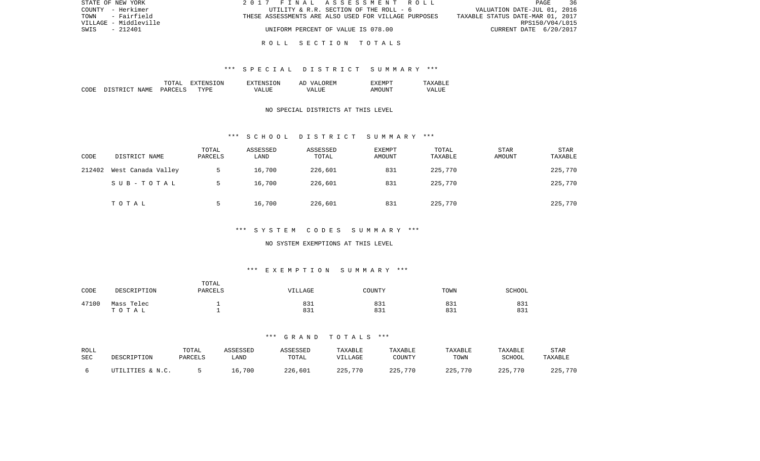STATE OF NEW YORK | 2017 FINAL ASSESSMENT ROLL
COUNTY - Herkimer | UTILITY & R.R. SECTION OF THE ROLL - 6 | VALUATION DATE-JUL 01, 2016
TOWN - Fairfield | THESE ASSESSMENTS ARE ALSO USED FOR VILLAGE PURPOSES | TAXABLE STATUS DATE-MAR 01, 2017
VILLAGE - Middleville | RPS150/V04/L015
SWIS - 212401 | UNIFORM PERCENT OF VALUE IS 078.00 | CURRENT DATE 6/20/2017

## ROLL SECTION TOTALS

### *** SPECIAL DISTRICT SUMMARY ***

| CODE | DISTRICT NAME | TOTAL PARCELS | EXTENSION TYPE | EXTENSION VALUE | AD VALOREM VALUE | EXEMPT AMOUNT | TAXABLE VALUE |
|---|---|---|---|---|---|---|---|

NO SPECIAL DISTRICTS AT THIS LEVEL

### *** SCHOOL DISTRICT SUMMARY ***

| CODE | DISTRICT NAME | TOTAL PARCELS | ASSESSED LAND | ASSESSED TOTAL | EXEMPT AMOUNT | TOTAL TAXABLE | STAR AMOUNT | STAR TAXABLE |
|---|---|---|---|---|---|---|---|---|
| 212402 | West Canada Valley | 5 | 16,700 | 226,601 | 831 | 225,770 | | 225,770 |
| | SUB-TOTAL | 5 | 16,700 | 226,601 | 831 | 225,770 | | 225,770 |
| | TOTAL | 5 | 16,700 | 226,601 | 831 | 225,770 | | 225,770 |

### *** SYSTEM CODES SUMMARY ***

NO SYSTEM EXEMPTIONS AT THIS LEVEL

### *** EXEMPTION SUMMARY ***

| CODE | DESCRIPTION | TOTAL PARCELS | VILLAGE | COUNTY | TOWN | SCHOOL |
|---|---|---|---|---|---|---|
| 47100 | Mass Telec | 1 | 831 | 831 | 831 | 831 |
| | TOTAL | 1 | 831 | 831 | 831 | 831 |

### *** GRAND TOTALS ***

| ROLL SEC | DESCRIPTION | TOTAL PARCELS | ASSESSED LAND | ASSESSED TOTAL | TAXABLE VILLAGE | TAXABLE COUNTY | TAXABLE TOWN | TAXABLE SCHOOL | STAR TAXABLE |
|---|---|---|---|---|---|---|---|---|---|
| 6 | UTILITIES & N.C. | 5 | 16,700 | 226,601 | 225,770 | 225,770 | 225,770 | 225,770 | 225,770 |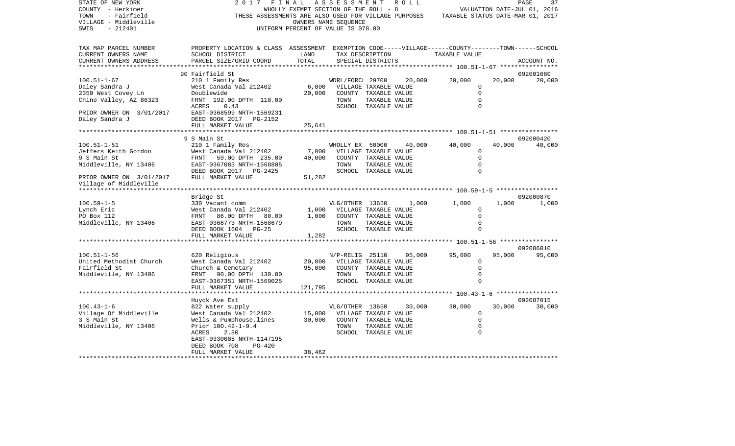STATE OF NEW YORK — 2017 FINAL ASSESSMENT ROLL
COUNTY - Herkimer — WHOLLY EXEMPT SECTION OF THE ROLL - 8 — VALUATION DATE-JUL 01, 2016
TOWN - Fairfield — THESE ASSESSMENTS ARE ALSO USED FOR VILLAGE PURPOSES — TAXABLE STATUS DATE-MAR 01, 2017
VILLAGE - Middleville — OWNERS NAME SEQUENCE
SWIS - 212401 — UNIFORM PERCENT OF VALUE IS 078.00

| TAX MAP PARCEL NUMBER / CURRENT OWNERS NAME / CURRENT OWNERS ADDRESS | PROPERTY LOCATION & CLASS / SCHOOL DISTRICT / PARCEL SIZE/GRID COORD | ASSESSMENT LAND | TOTAL | EXEMPTION CODE / TAX DESCRIPTION / SPECIAL DISTRICTS | VILLAGE | COUNTY | TOWN | SCHOOL / ACCOUNT NO. |
|---|---|---|---|---|---|---|---|---|
| | 90 Fairfield St | | | | | | | 092001680 |
| 100.51-1-67 | 210 1 Family Res | | | WDRL/FORCL 29700 | 20,000 | 20,000 | 20,000 | 20,000 |
| Daley Sandra J | West Canada Val 212402 | 6,000 | | VILLAGE TAXABLE VALUE | | 0 | | |
| 2350 West Covey Ln | Doublewide | | 20,000 | COUNTY TAXABLE VALUE | | 0 | | |
| Chino Valley, AZ 86323 | FRNT 192.00 DPTH 118.00 | | | TOWN TAXABLE VALUE | | 0 | | |
| | ACRES 0.43 | | | SCHOOL TAXABLE VALUE | | 0 | | |
| PRIOR OWNER ON 3/01/2017 | EAST-0368599 NRTH-1569231 | | | | | | | |
| Daley Sandra J | DEED BOOK 2017 PG-2152 | | | | | | | |
| | FULL MARKET VALUE | | 25,641 | | | | | |
| | 9 S Main St | | | | | | | 092000420 |
| 100.51-1-51 | 210 1 Family Res | | | WHOLLY EX 50000 | 40,000 | 40,000 | 40,000 | 40,000 |
| Jeffers Keith Gordon | West Canada Val 212402 | 7,000 | | VILLAGE TAXABLE VALUE | | 0 | | |
| 9 S Main St | FRNT 59.00 DPTH 235.00 | | 40,000 | COUNTY TAXABLE VALUE | | 0 | | |
| Middleville, NY 13406 | EAST-0367083 NRTH-1568805 | | | TOWN TAXABLE VALUE | | 0 | | |
| | DEED BOOK 2017 PG-2425 | | | SCHOOL TAXABLE VALUE | | 0 | | |
| PRIOR OWNER ON 3/01/2017 | FULL MARKET VALUE | | 51,282 | | | | | |
| Village of Middleville | | | | | | | | |
| | Bridge St | | | | | | | 092000870 |
| 100.59-1-5 | 330 Vacant comm | | | VLG/OTHER 13650 | 1,000 | 1,000 | 1,000 | 1,000 |
| Lynch Eric | West Canada Val 212402 | 1,000 | | VILLAGE TAXABLE VALUE | | 0 | | |
| PO Box 112 | FRNT 86.00 DPTH 80.00 | | 1,000 | COUNTY TAXABLE VALUE | | 0 | | |
| Middleville, NY 13406 | EAST-0366773 NRTH-1568679 | | | TOWN TAXABLE VALUE | | 0 | | |
| | DEED BOOK 1604 PG-25 | | | SCHOOL TAXABLE VALUE | | 0 | | |
| | FULL MARKET VALUE | | 1,282 | | | | | |
| | | | | | | | | 092086010 |
| 100.51-1-56 | 620 Religious | | | N/P-RELIG 25110 | 95,000 | 95,000 | 95,000 | 95,000 |
| United Methodist Church | West Canada Val 212402 | 20,000 | | VILLAGE TAXABLE VALUE | | 0 | | |
| Fairfield St | Church & Cemetary | | 95,000 | COUNTY TAXABLE VALUE | | 0 | | |
| Middleville, NY 13406 | FRNT 90.00 DPTH 130.00 | | | TOWN TAXABLE VALUE | | 0 | | |
| | EAST-0367351 NRTH-1569025 | | | SCHOOL TAXABLE VALUE | | 0 | | |
| | FULL MARKET VALUE | | 121,795 | | | | | |
| | Huyck Ave Ext | | | | | | | 092087015 |
| 100.43-1-6 | 822 Water supply | | | VLG/OTHER 13650 | 30,000 | 30,000 | 30,000 | 30,000 |
| Village Of Middleville | West Canada Val 212402 | 15,000 | | VILLAGE TAXABLE VALUE | | 0 | | |
| 3 S Main St | Wells & Pumphouse,lines | | 30,000 | COUNTY TAXABLE VALUE | | 0 | | |
| Middleville, NY 13406 | Prior 100.42-1-9.4 | | | TOWN TAXABLE VALUE | | 0 | | |
| | ACRES 2.80 | | | SCHOOL TAXABLE VALUE | | 0 | | |
| | EAST-0330085 NRTH-1147195 | | | | | | | |
| | DEED BOOK 708 PG-420 | | | | | | | |
| | FULL MARKET VALUE | | 38,462 | | | | | |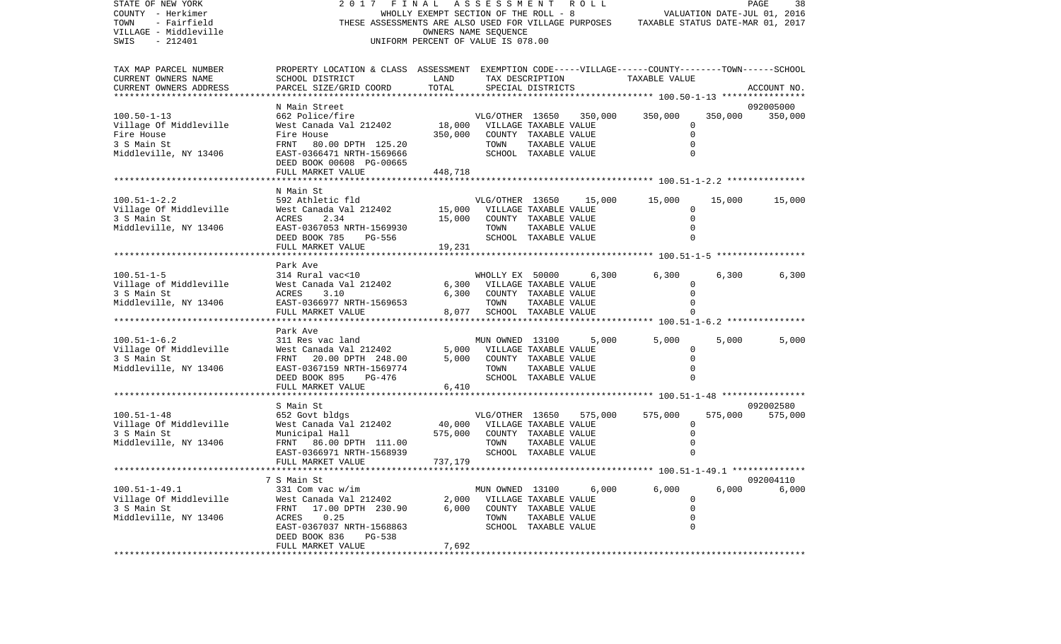STATE OF NEW YORK — 2017 FINAL ASSESSMENT ROLL
COUNTY - Herkimer — WHOLLY EXEMPT SECTION OF THE ROLL - 8 — VALUATION DATE-JUL 01, 2016
TOWN - Fairfield — THESE ASSESSMENTS ARE ALSO USED FOR VILLAGE PURPOSES — TAXABLE STATUS DATE-MAR 01, 2017
VILLAGE - Middleville — OWNERS NAME SEQUENCE
SWIS - 212401 — UNIFORM PERCENT OF VALUE IS 078.00

| TAX MAP PARCEL NUMBER / CURRENT OWNERS NAME / CURRENT OWNERS ADDRESS | PROPERTY LOCATION & CLASS / SCHOOL DISTRICT / PARCEL SIZE/GRID COORD | ASSESSMENT LAND / TOTAL | EXEMPTION CODE / TAX DESCRIPTION / SPECIAL DISTRICTS | VILLAGE | COUNTY | TOWN | SCHOOL / ACCOUNT NO. |
|---|---|---|---|---|---|---|---|
| **100.50-1-13** | N Main Street | | | | | | 092005000 |
| 100.50-1-13 | 662 Police/fire | | VLG/OTHER 13650 | 350,000 | 350,000 | 350,000 | 350,000 |
| Village Of Middleville | West Canada Val 212402 | 18,000 | VILLAGE TAXABLE VALUE | 0 | | | |
| Fire House | Fire House | 350,000 | COUNTY TAXABLE VALUE | 0 | | | |
| 3 S Main St | FRNT 80.00 DPTH 125.20 | | TOWN TAXABLE VALUE | 0 | | | |
| Middleville, NY 13406 | EAST-0366471 NRTH-1569666 | | SCHOOL TAXABLE VALUE | 0 | | | |
| | DEED BOOK 00608 PG-00665 | | | | | | |
| | FULL MARKET VALUE | 448,718 | | | | | |
| **100.51-1-2.2** | N Main St | | | | | | |
| 100.51-1-2.2 | 592 Athletic fld | | VLG/OTHER 13650 | 15,000 | 15,000 | 15,000 | 15,000 |
| Village Of Middleville | West Canada Val 212402 | 15,000 | VILLAGE TAXABLE VALUE | 0 | | | |
| 3 S Main St | ACRES 2.34 | 15,000 | COUNTY TAXABLE VALUE | 0 | | | |
| Middleville, NY 13406 | EAST-0367053 NRTH-1569930 | | TOWN TAXABLE VALUE | 0 | | | |
| | DEED BOOK 785 PG-556 | | SCHOOL TAXABLE VALUE | 0 | | | |
| | FULL MARKET VALUE | 19,231 | | | | | |
| **100.51-1-5** | Park Ave | | | | | | |
| 100.51-1-5 | 314 Rural vac<10 | | WHOLLY EX 50000 | 6,300 | 6,300 | 6,300 | 6,300 |
| Village of Middleville | West Canada Val 212402 | 6,300 | VILLAGE TAXABLE VALUE | 0 | | | |
| 3 S Main St | ACRES 3.10 | 6,300 | COUNTY TAXABLE VALUE | 0 | | | |
| Middleville, NY 13406 | EAST-0366977 NRTH-1569653 | | TOWN TAXABLE VALUE | 0 | | | |
| | FULL MARKET VALUE | 8,077 | SCHOOL TAXABLE VALUE | 0 | | | |
| **100.51-1-6.2** | Park Ave | | | | | | |
| 100.51-1-6.2 | 311 Res vac land | | MUN OWNED 13100 | 5,000 | 5,000 | 5,000 | 5,000 |
| Village Of Middleville | West Canada Val 212402 | 5,000 | VILLAGE TAXABLE VALUE | 0 | | | |
| 3 S Main St | FRNT 20.00 DPTH 248.00 | 5,000 | COUNTY TAXABLE VALUE | 0 | | | |
| Middleville, NY 13406 | EAST-0367159 NRTH-1569774 | | TOWN TAXABLE VALUE | 0 | | | |
| | DEED BOOK 895 PG-476 | | SCHOOL TAXABLE VALUE | 0 | | | |
| | FULL MARKET VALUE | 6,410 | | | | | |
| **100.51-1-48** | S Main St | | | | | | 092002580 |
| 100.51-1-48 | 652 Govt bldgs | | VLG/OTHER 13650 | 575,000 | 575,000 | 575,000 | 575,000 |
| Village Of Middleville | West Canada Val 212402 | 40,000 | VILLAGE TAXABLE VALUE | 0 | | | |
| 3 S Main St | Municipal Hall | 575,000 | COUNTY TAXABLE VALUE | 0 | | | |
| Middleville, NY 13406 | FRNT 86.00 DPTH 111.00 | | TOWN TAXABLE VALUE | 0 | | | |
| | EAST-0366971 NRTH-1568939 | | SCHOOL TAXABLE VALUE | 0 | | | |
| | FULL MARKET VALUE | 737,179 | | | | | |
| **100.51-1-49.1** | 7 S Main St | | | | | | 092004110 |
| 100.51-1-49.1 | 331 Com vac w/im | | MUN OWNED 13100 | 6,000 | 6,000 | 6,000 | 6,000 |
| Village Of Middleville | West Canada Val 212402 | 2,000 | VILLAGE TAXABLE VALUE | 0 | | | |
| 3 S Main St | FRNT 17.00 DPTH 230.90 | 6,000 | COUNTY TAXABLE VALUE | 0 | | | |
| Middleville, NY 13406 | ACRES 0.25 | | TOWN TAXABLE VALUE | 0 | | | |
| | EAST-0367037 NRTH-1568863 | | SCHOOL TAXABLE VALUE | 0 | | | |
| | DEED BOOK 836 PG-538 | | | | | | |
| | FULL MARKET VALUE | 7,692 | | | | | |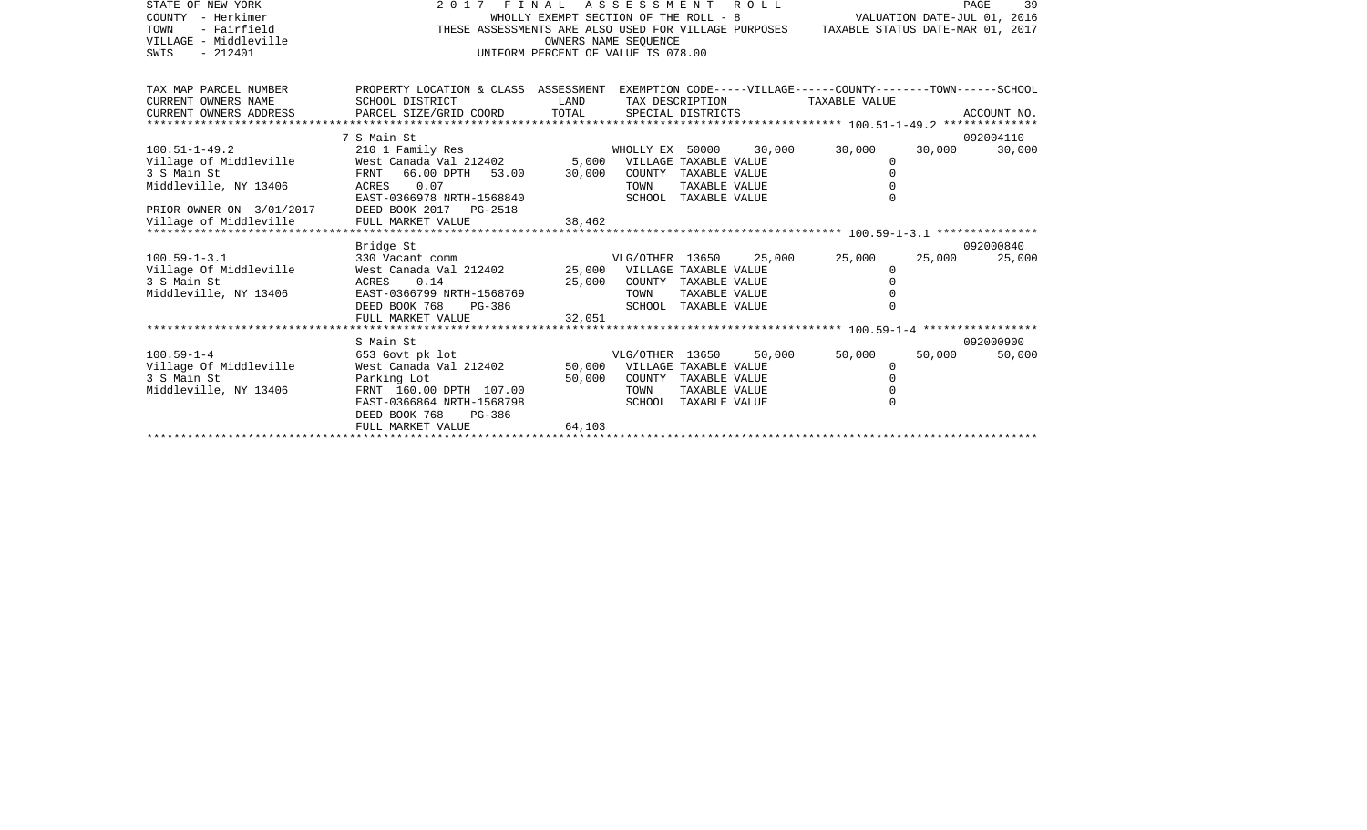STATE OF NEW YORK | 2 0 1 7 F I N A L A S S E S S M E N T R O L L
COUNTY - Herkimer | WHOLLY EXEMPT SECTION OF THE ROLL - 8 | VALUATION DATE-JUL 01, 2016
TOWN - Fairfield | THESE ASSESSMENTS ARE ALSO USED FOR VILLAGE PURPOSES | TAXABLE STATUS DATE-MAR 01, 2017
VILLAGE - Middleville | OWNERS NAME SEQUENCE
SWIS - 212401 | UNIFORM PERCENT OF VALUE IS 078.00

| TAX MAP PARCEL NUMBER / CURRENT OWNERS NAME / CURRENT OWNERS ADDRESS | PROPERTY LOCATION & CLASS / SCHOOL DISTRICT / PARCEL SIZE/GRID COORD | ASSESSMENT LAND | ASSESSMENT TOTAL | EXEMPTION CODE / TAX DESCRIPTION / SPECIAL DISTRICTS | VILLAGE | COUNTY | TOWN | SCHOOL / TAXABLE VALUE | ACCOUNT NO. |
|---|---|---|---|---|---|---|---|---|---|
| | 7 S Main St | | | | | | | | 092004110 |
| 100.51-1-49.2 | 210 1 Family Res | | | WHOLLY EX 50000 | 30,000 | 30,000 | 30,000 | 30,000 | |
| Village of Middleville | West Canada Val 212402 | 5,000 | | VILLAGE TAXABLE VALUE | | | | 0 | |
| 3 S Main St | FRNT 66.00 DPTH 53.00 | | 30,000 | COUNTY TAXABLE VALUE | | | | 0 | |
| Middleville, NY 13406 | ACRES 0.07 | | | TOWN TAXABLE VALUE | | | | 0 | |
| | EAST-0366978 NRTH-1568840 | | | SCHOOL TAXABLE VALUE | | | | 0 | |
| PRIOR OWNER ON 3/01/2017 | DEED BOOK 2017 PG-2518 | | | | | | | | |
| Village of Middleville | FULL MARKET VALUE | | 38,462 | | | | | | |
| | Bridge St | | | | | | | | 092000840 |
| 100.59-1-3.1 | 330 Vacant comm | | | VLG/OTHER 13650 | 25,000 | 25,000 | 25,000 | 25,000 | |
| Village Of Middleville | West Canada Val 212402 | 25,000 | | VILLAGE TAXABLE VALUE | | | | 0 | |
| 3 S Main St | ACRES 0.14 | | 25,000 | COUNTY TAXABLE VALUE | | | | 0 | |
| Middleville, NY 13406 | EAST-0366799 NRTH-1568769 | | | TOWN TAXABLE VALUE | | | | 0 | |
| | DEED BOOK 768 PG-386 | | | SCHOOL TAXABLE VALUE | | | | 0 | |
| | FULL MARKET VALUE | | 32,051 | | | | | | |
| | S Main St | | | | | | | | 092000900 |
| 100.59-1-4 | 653 Govt pk lot | | | VLG/OTHER 13650 | 50,000 | 50,000 | 50,000 | 50,000 | |
| Village Of Middleville | West Canada Val 212402 | 50,000 | | VILLAGE TAXABLE VALUE | | | | 0 | |
| 3 S Main St | Parking Lot | | 50,000 | COUNTY TAXABLE VALUE | | | | 0 | |
| Middleville, NY 13406 | FRNT 160.00 DPTH 107.00 | | | TOWN TAXABLE VALUE | | | | 0 | |
| | EAST-0366864 NRTH-1568798 | | | SCHOOL TAXABLE VALUE | | | | 0 | |
| | DEED BOOK 768 PG-386 | | | | | | | | |
| | FULL MARKET VALUE | | 64,103 | | | | | | |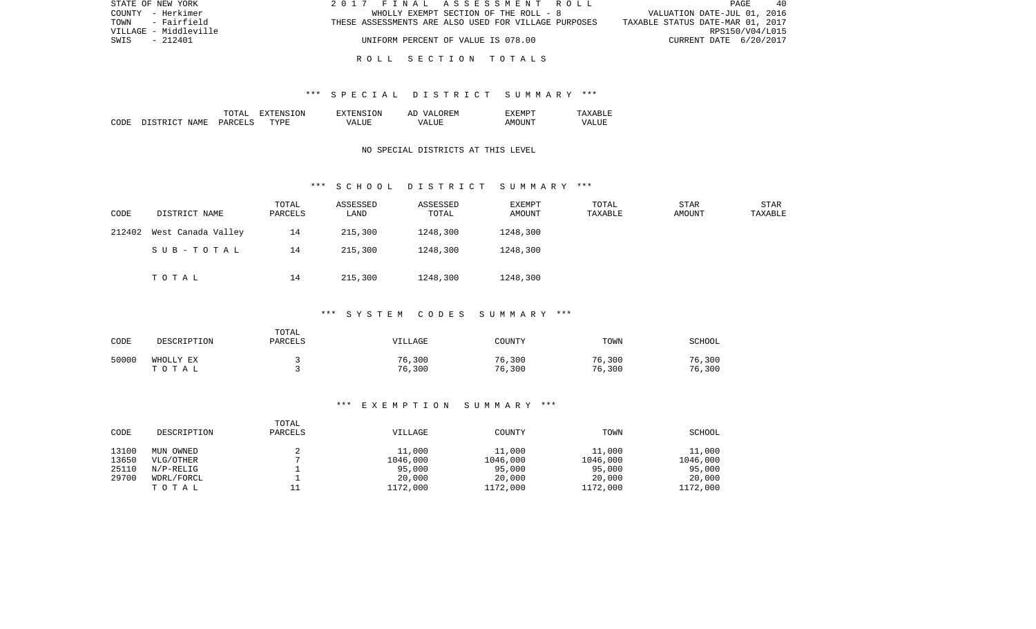STATE OF NEW YORK
COUNTY - Herkimer
TOWN - Fairfield
VILLAGE - Middleville
SWIS - 212401

2017 FINAL ASSESSMENT ROLL
WHOLLY EXEMPT SECTION OF THE ROLL - 8
THESE ASSESSMENTS ARE ALSO USED FOR VILLAGE PURPOSES
UNIFORM PERCENT OF VALUE IS 078.00

VALUATION DATE-JUL 01, 2016
TAXABLE STATUS DATE-MAR 01, 2017
RPS150/V04/L015
CURRENT DATE 6/20/2017

ROLL SECTION TOTALS

*** SPECIAL DISTRICT SUMMARY ***

| CODE | DISTRICT NAME | TOTAL PARCELS | EXTENSION TYPE | EXTENSION VALUE | AD VALOREM VALUE | EXEMPT AMOUNT | TAXABLE VALUE |
|---|---|---|---|---|---|---|---|

NO SPECIAL DISTRICTS AT THIS LEVEL

*** SCHOOL DISTRICT SUMMARY ***

| CODE | DISTRICT NAME | TOTAL PARCELS | ASSESSED LAND | ASSESSED TOTAL | EXEMPT AMOUNT | TOTAL TAXABLE | STAR AMOUNT | STAR TAXABLE |
|---|---|---|---|---|---|---|---|---|
| 212402 | West Canada Valley | 14 | 215,300 | 1248,300 | 1248,300 | | | |
| | SUB-TOTAL | 14 | 215,300 | 1248,300 | 1248,300 | | | |
| | TOTAL | 14 | 215,300 | 1248,300 | 1248,300 | | | |

*** SYSTEM CODES SUMMARY ***

| CODE | DESCRIPTION | TOTAL PARCELS | VILLAGE | COUNTY | TOWN | SCHOOL |
|---|---|---|---|---|---|---|
| 50000 | WHOLLY EX | 3 | 76,300 | 76,300 | 76,300 | 76,300 |
| | TOTAL | 3 | 76,300 | 76,300 | 76,300 | 76,300 |

*** EXEMPTION SUMMARY ***

| CODE | DESCRIPTION | TOTAL PARCELS | VILLAGE | COUNTY | TOWN | SCHOOL |
|---|---|---|---|---|---|---|
| 13100 | MUN OWNED | 2 | 11,000 | 11,000 | 11,000 | 11,000 |
| 13650 | VLG/OTHER | 7 | 1046,000 | 1046,000 | 1046,000 | 1046,000 |
| 25110 | N/P-RELIG | 1 | 95,000 | 95,000 | 95,000 | 95,000 |
| 29700 | WDRL/FORCL | 1 | 20,000 | 20,000 | 20,000 | 20,000 |
| | TOTAL | 11 | 1172,000 | 1172,000 | 1172,000 | 1172,000 |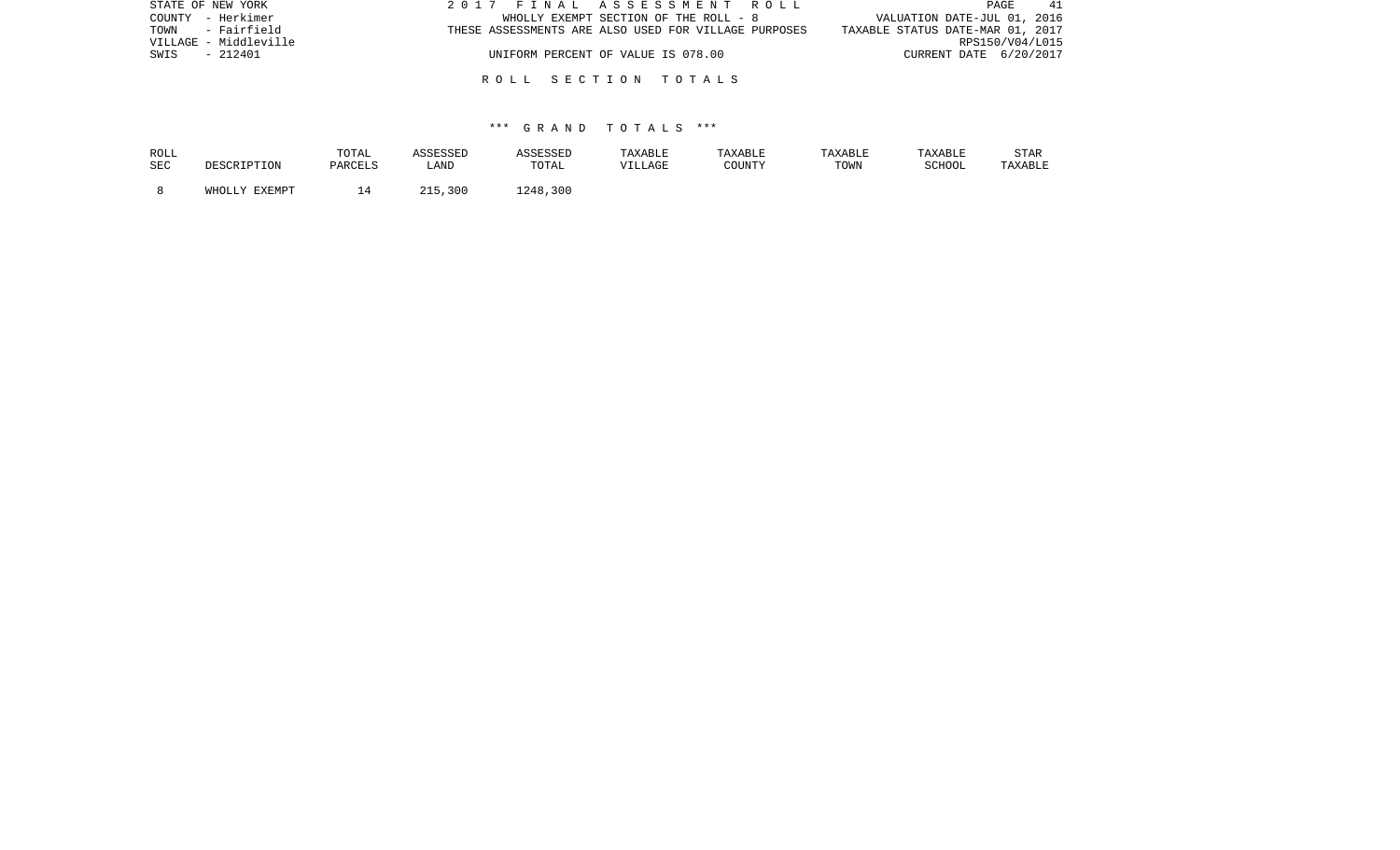STATE OF NEW YORK
COUNTY - Herkimer
TOWN - Fairfield
VILLAGE - Middleville
SWIS - 212401

2 0 1 7 F I N A L A S S E S S M E N T R O L L
WHOLLY EXEMPT SECTION OF THE ROLL - 8
THESE ASSESSMENTS ARE ALSO USED FOR VILLAGE PURPOSES
UNIFORM PERCENT OF VALUE IS 078.00

VALUATION DATE-JUL 01, 2016
TAXABLE STATUS DATE-MAR 01, 2017
RPS150/V04/L015
CURRENT DATE 6/20/2017

R O L L S E C T I O N T O T A L S

*** G R A N D T O T A L S ***

| ROLL SEC | DESCRIPTION | TOTAL PARCELS | ASSESSED LAND | ASSESSED TOTAL | TAXABLE VILLAGE | TAXABLE COUNTY | TAXABLE TOWN | TAXABLE SCHOOL | STAR TAXABLE |
|---|---|---|---|---|---|---|---|---|---|
| 8 | WHOLLY EXEMPT | 14 | 215,300 | 1248,300 | | | | | |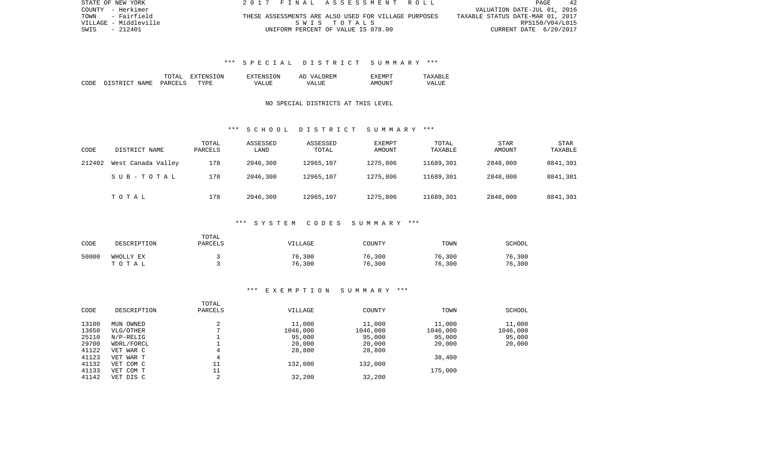STATE OF NEW YORK | 2017 FINAL ASSESSMENT ROLL
COUNTY - Herkimer | VALUATION DATE-JUL 01, 2016
TOWN - Fairfield | THESE ASSESSMENTS ARE ALSO USED FOR VILLAGE PURPOSES | TAXABLE STATUS DATE-MAR 01, 2017
VILLAGE - Middleville | SWIS TOTALS | RPS150/V04/L015
SWIS - 212401 | UNIFORM PERCENT OF VALUE IS 078.00 | CURRENT DATE 6/20/2017

### *** SPECIAL DISTRICT SUMMARY ***

| CODE | DISTRICT NAME | TOTAL PARCELS | EXTENSION TYPE | EXTENSION VALUE | AD VALOREM VALUE | EXEMPT AMOUNT | TAXABLE VALUE |
|---|---|---|---|---|---|---|---|

NO SPECIAL DISTRICTS AT THIS LEVEL

### *** SCHOOL DISTRICT SUMMARY ***

| CODE | DISTRICT NAME | TOTAL PARCELS | ASSESSED LAND | ASSESSED TOTAL | EXEMPT AMOUNT | TOTAL TAXABLE | STAR AMOUNT | STAR TAXABLE |
|---|---|---|---|---|---|---|---|---|
| 212402 | West Canada Valley | 178 | 2046,300 | 12965,107 | 1275,806 | 11689,301 | 2848,000 | 8841,301 |
| | SUB-TOTAL | 178 | 2046,300 | 12965,107 | 1275,806 | 11689,301 | 2848,000 | 8841,301 |
| | TOTAL | 178 | 2046,300 | 12965,107 | 1275,806 | 11689,301 | 2848,000 | 8841,301 |

### *** SYSTEM CODES SUMMARY ***

| CODE | DESCRIPTION | TOTAL PARCELS | VILLAGE | COUNTY | TOWN | SCHOOL |
|---|---|---|---|---|---|---|
| 50000 | WHOLLY EX | 3 | 76,300 | 76,300 | 76,300 | 76,300 |
| | TOTAL | 3 | 76,300 | 76,300 | 76,300 | 76,300 |

### *** EXEMPTION SUMMARY ***

| CODE | DESCRIPTION | TOTAL PARCELS | VILLAGE | COUNTY | TOWN | SCHOOL |
|---|---|---|---|---|---|---|
| 13100 | MUN OWNED | 2 | 11,000 | 11,000 | 11,000 | 11,000 |
| 13650 | VLG/OTHER | 7 | 1046,000 | 1046,000 | 1046,000 | 1046,000 |
| 25110 | N/P-RELIG | 1 | 95,000 | 95,000 | 95,000 | 95,000 |
| 29700 | WDRL/FORCL | 1 | 20,000 | 20,000 | 20,000 | 20,000 |
| 41122 | VET WAR C | 4 | 28,800 | 28,800 | | |
| 41123 | VET WAR T | 4 | | | 38,400 | |
| 41132 | VET COM C | 11 | 132,000 | 132,000 | | |
| 41133 | VET COM T | 11 | | | 175,000 | |
| 41142 | VET DIS C | 2 | 32,200 | 32,200 | | |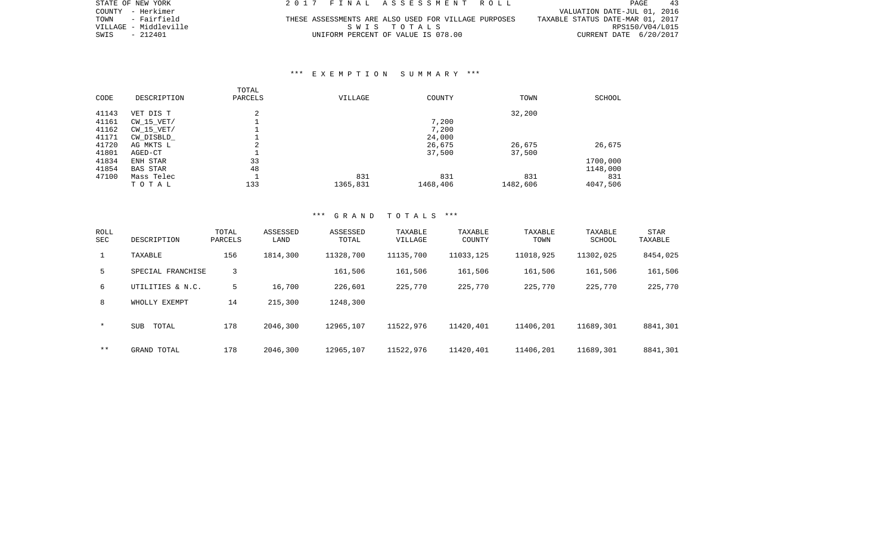STATE OF NEW YORK
COUNTY - Herkimer
TOWN - Fairfield
VILLAGE - Middleville
SWIS - 212401

2017 FINAL ASSESSMENT ROLL
THESE ASSESSMENTS ARE ALSO USED FOR VILLAGE PURPOSES
SWIS TOTALS
UNIFORM PERCENT OF VALUE IS 078.00

VALUATION DATE-JUL 01, 2016
TAXABLE STATUS DATE-MAR 01, 2017
RPS150/V04/L015
CURRENT DATE 6/20/2017

### *** EXEMPTION SUMMARY ***

| CODE | DESCRIPTION | TOTAL PARCELS | VILLAGE | COUNTY | TOWN | SCHOOL |
|---|---|---|---|---|---|---|
| 41143 | VET DIS T | 2 | | | 32,200 | |
| 41161 | CW_15_VET/ | 1 | | 7,200 | | |
| 41162 | CW_15_VET/ | 1 | | 7,200 | | |
| 41171 | CW_DISBLD_ | 1 | | 24,000 | | |
| 41720 | AG MKTS L | 2 | | 26,675 | 26,675 | 26,675 |
| 41801 | AGED-CT | 1 | | 37,500 | 37,500 | |
| 41834 | ENH STAR | 33 | | | | 1700,000 |
| 41854 | BAS STAR | 48 | | | | 1148,000 |
| 47100 | Mass Telec | 1 | 831 | 831 | 831 | 831 |
| | TOTAL | 133 | 1365,831 | 1468,406 | 1482,606 | 4047,506 |

### *** GRAND TOTALS ***

| ROLL SEC | DESCRIPTION | TOTAL PARCELS | ASSESSED LAND | ASSESSED TOTAL | TAXABLE VILLAGE | TAXABLE COUNTY | TAXABLE TOWN | TAXABLE SCHOOL | STAR TAXABLE |
|---|---|---|---|---|---|---|---|---|---|
| 1 | TAXABLE | 156 | 1814,300 | 11328,700 | 11135,700 | 11033,125 | 11018,925 | 11302,025 | 8454,025 |
| 5 | SPECIAL FRANCHISE | 3 | | 161,506 | 161,506 | 161,506 | 161,506 | 161,506 | 161,506 |
| 6 | UTILITIES & N.C. | 5 | 16,700 | 226,601 | 225,770 | 225,770 | 225,770 | 225,770 | 225,770 |
| 8 | WHOLLY EXEMPT | 14 | 215,300 | 1248,300 | | | | | |
| * | SUB TOTAL | 178 | 2046,300 | 12965,107 | 11522,976 | 11420,401 | 11406,201 | 11689,301 | 8841,301 |
| ** | GRAND TOTAL | 178 | 2046,300 | 12965,107 | 11522,976 | 11420,401 | 11406,201 | 11689,301 | 8841,301 |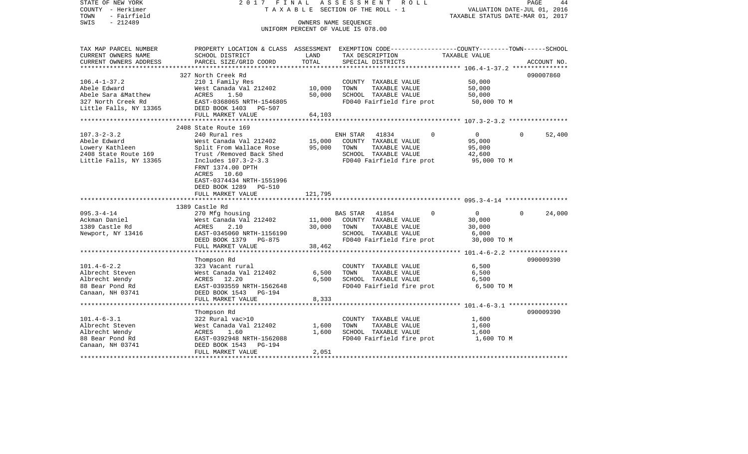STATE OF NEW YORK 2 0 1 7 F I N A L A S S E S S M E N T R O L L
COUNTY - Herkimer T A X A B L E SECTION OF THE ROLL - 1 VALUATION DATE-JUL 01, 2016
TOWN - Fairfield TAXABLE STATUS DATE-MAR 01, 2017
SWIS - 212489 OWNERS NAME SEQUENCE
UNIFORM PERCENT OF VALUE IS 078.00

```
TAX MAP PARCEL NUMBER     PROPERTY LOCATION & CLASS  ASSESSMENT  EXEMPTION CODE------------------COUNTY--------TOWN------SCHOOL
CURRENT OWNERS NAME       SCHOOL DISTRICT             LAND       TAX DESCRIPTION              TAXABLE VALUE
CURRENT OWNERS ADDRESS    PARCEL SIZE/GRID COORD      TOTAL      SPECIAL DISTRICTS                                     ACCOUNT NO.
******************************************************************************************************* 106.4-1-37.2 ***************
                          327 North Creek Rd                                                                           090007860
106.4-1-37.2              210 1 Family Res                       COUNTY  TAXABLE VALUE            50,000
Abele Edward              West Canada Val 212402      10,000     TOWN    TAXABLE VALUE            50,000
Abele Sara &Matthew       ACRES    1.50               50,000     SCHOOL  TAXABLE VALUE            50,000
327 North Creek Rd        EAST-0368065 NRTH-1546805              FD040 Fairfield fire prot         50,000 TO M
Little Falls, NY 13365    DEED BOOK 1403   PG-507
                          FULL MARKET VALUE           64,103
******************************************************************************************************* 107.3-2-3.2 ****************
                          2408 State Route 169
107.3-2-3.2               240 Rural res                          ENH STAR  41834          0            0           0      52,400
Abele Edward              West Canada Val 212402      15,000     COUNTY  TAXABLE VALUE            95,000
Lowery Kathleen           Split From Wallace Rose     95,000     TOWN    TAXABLE VALUE            95,000
2408 State Route 169      Trust /Removed Back Shed               SCHOOL  TAXABLE VALUE            42,600
Little Falls, NY 13365    Includes 107.3-2-3.3                   FD040 Fairfield fire prot         95,000 TO M
                          FRNT 1374.00 DPTH
                          ACRES   10.60
                          EAST-0374434 NRTH-1551996
                          DEED BOOK 1289   PG-510
                          FULL MARKET VALUE          121,795
******************************************************************************************************* 095.3-4-14 *****************
                          1389 Castle Rd
095.3-4-14                270 Mfg housing                        BAS STAR  41854          0            0           0      24,000
Ackman Daniel             West Canada Val 212402      11,000     COUNTY  TAXABLE VALUE            30,000
1389 Castle Rd            ACRES    2.10               30,000     TOWN    TAXABLE VALUE            30,000
Newport, NY 13416         EAST-0345060 NRTH-1156190              SCHOOL  TAXABLE VALUE             6,000
                          DEED BOOK 1379   PG-875                FD040 Fairfield fire prot         30,000 TO M
                          FULL MARKET VALUE           38,462
******************************************************************************************************* 101.4-6-2.2 ****************
                          Thompson Rd                                                                                  090009390
101.4-6-2.2               323 Vacant rural                       COUNTY  TAXABLE VALUE             6,500
Albrecht Steven           West Canada Val 212402       6,500     TOWN    TAXABLE VALUE             6,500
Albrecht Wendy            ACRES   12.20                6,500     SCHOOL  TAXABLE VALUE             6,500
88 Bear Pond Rd           EAST-0393559 NRTH-1562648              FD040 Fairfield fire prot          6,500 TO M
Canaan, NH 03741          DEED BOOK 1543   PG-194
                          FULL MARKET VALUE            8,333
******************************************************************************************************* 101.4-6-3.1 ****************
                          Thompson Rd                                                                                  090009390
101.4-6-3.1               322 Rural vac>10                       COUNTY  TAXABLE VALUE             1,600
Albrecht Steven           West Canada Val 212402       1,600     TOWN    TAXABLE VALUE             1,600
Albrecht Wendy            ACRES    1.60                1,600     SCHOOL  TAXABLE VALUE             1,600
88 Bear Pond Rd           EAST-0392948 NRTH-1562088              FD040 Fairfield fire prot          1,600 TO M
Canaan, NH 03741          DEED BOOK 1543   PG-194
                          FULL MARKET VALUE            2,051
************************************************************************************************************************************
```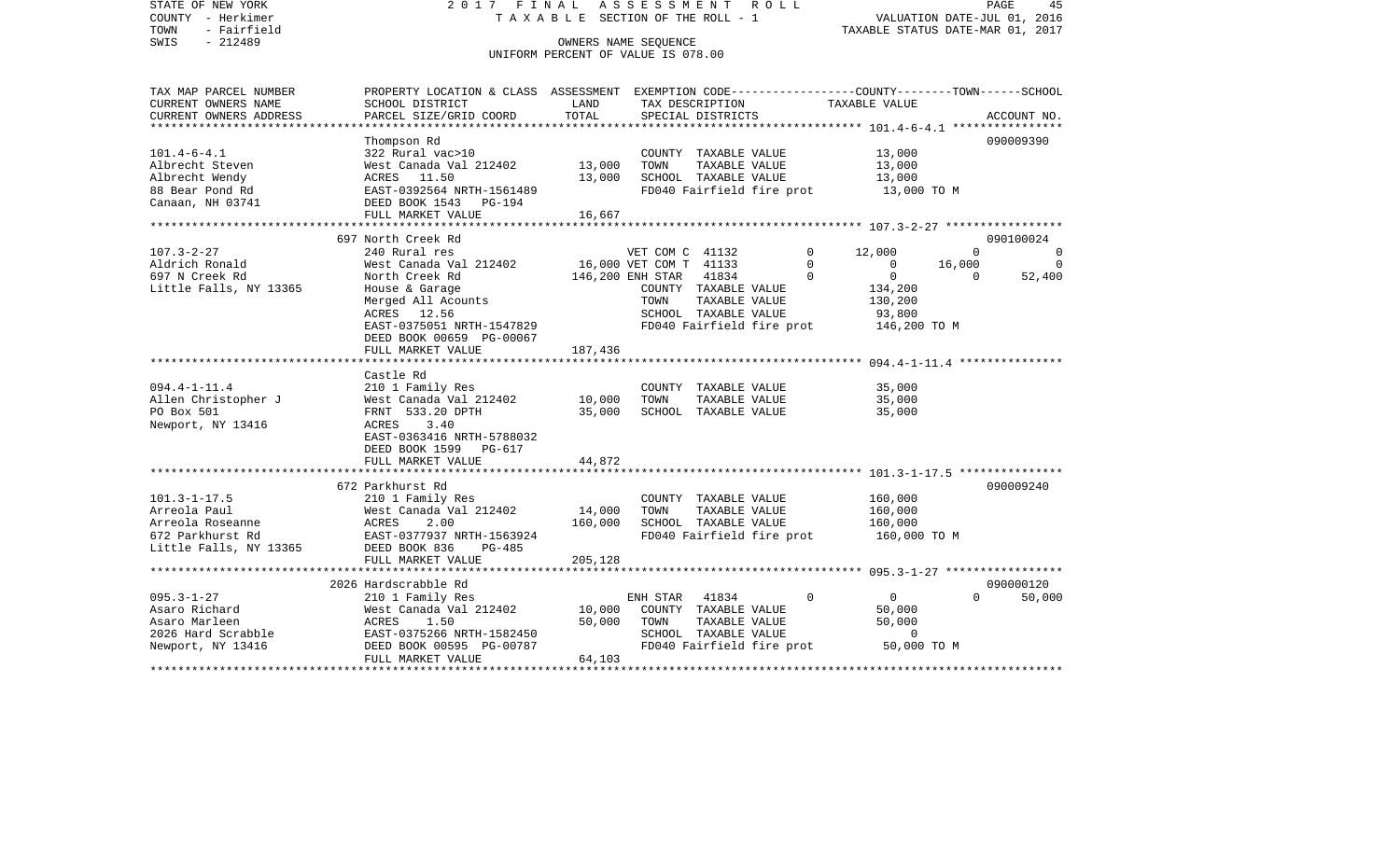STATE OF NEW YORK  
COUNTY - Herkimer  
TOWN - Fairfield  
SWIS - 212489

2017 FINAL ASSESSMENT ROLL  
TAXABLE SECTION OF THE ROLL - 1  
OWNERS NAME SEQUENCE  
UNIFORM PERCENT OF VALUE IS 078.00

VALUATION DATE-JUL 01, 2016  
TAXABLE STATUS DATE-MAR 01, 2017

| TAX MAP PARCEL NUMBER / CURRENT OWNERS NAME / CURRENT OWNERS ADDRESS | PROPERTY LOCATION & CLASS / SCHOOL DISTRICT / PARCEL SIZE/GRID COORD | ASSESSMENT LAND | ASSESSMENT TOTAL | EXEMPTION CODE / TAX DESCRIPTION / SPECIAL DISTRICTS | COUNTY TAXABLE VALUE | TOWN TAXABLE VALUE | SCHOOL TAXABLE VALUE | ACCOUNT NO. |
|---|---|---|---|---|---|---|---|---|
| **101.4-6-4.1** | Thompson Rd | | | | | | | 090009390 |
| Albrecht Steven | 322 Rural vac>10 | | | COUNTY TAXABLE VALUE | 13,000 | | | |
| Albrecht Wendy | West Canada Val 212402 | 13,000 | | TOWN TAXABLE VALUE | | 13,000 | | |
| 88 Bear Pond Rd | ACRES 11.50 | | 13,000 | SCHOOL TAXABLE VALUE | | | 13,000 | |
| Canaan, NH 03741 | EAST-0392564 NRTH-1561489 | | | FD040 Fairfield fire prot | 13,000 TO M | | | |
| | DEED BOOK 1543 PG-194 | | | | | | | |
| | FULL MARKET VALUE | 16,667 | | | | | | |
| **107.3-2-27** | 697 North Creek Rd | | | | | | | 090100024 |
| Aldrich Ronald | 240 Rural res | | | VET COM C 41132 0 | 12,000 | 0 | 0 | |
| 697 N Creek Rd | West Canada Val 212402 | 16,000 | | VET COM T 41133 0 | 0 | 16,000 | 0 | |
| Little Falls, NY 13365 | North Creek Rd | | 146,200 | ENH STAR 41834 0 | 0 | 0 | 52,400 | |
| | House & Garage | | | COUNTY TAXABLE VALUE | 134,200 | | | |
| | Merged All Acounts | | | TOWN TAXABLE VALUE | | 130,200 | | |
| | ACRES 12.56 | | | SCHOOL TAXABLE VALUE | | | 93,800 | |
| | EAST-0375051 NRTH-1547829 | | | FD040 Fairfield fire prot | 146,200 TO M | | | |
| | DEED BOOK 00659 PG-00067 | | | | | | | |
| | FULL MARKET VALUE | 187,436 | | | | | | |
| **094.4-1-11.4** | Castle Rd | | | | | | | |
| Allen Christopher J | 210 1 Family Res | | | COUNTY TAXABLE VALUE | 35,000 | | | |
| PO Box 501 | West Canada Val 212402 | 10,000 | | TOWN TAXABLE VALUE | | 35,000 | | |
| Newport, NY 13416 | FRNT 533.20 DPTH | | 35,000 | SCHOOL TAXABLE VALUE | | | 35,000 | |
| | ACRES 3.40 | | | | | | | |
| | EAST-0363416 NRTH-5788032 | | | | | | | |
| | DEED BOOK 1599 PG-617 | | | | | | | |
| | FULL MARKET VALUE | 44,872 | | | | | | |
| **101.3-1-17.5** | 672 Parkhurst Rd | | | | | | | 090009240 |
| Arreola Paul | 210 1 Family Res | | | COUNTY TAXABLE VALUE | 160,000 | | | |
| Arreola Roseanne | West Canada Val 212402 | 14,000 | | TOWN TAXABLE VALUE | | 160,000 | | |
| 672 Parkhurst Rd | ACRES 2.00 | | 160,000 | SCHOOL TAXABLE VALUE | | | 160,000 | |
| Little Falls, NY 13365 | EAST-0377937 NRTH-1563924 | | | FD040 Fairfield fire prot | 160,000 TO M | | | |
| | DEED BOOK 836 PG-485 | | | | | | | |
| | FULL MARKET VALUE | 205,128 | | | | | | |
| **095.3-1-27** | 2026 Hardscrabble Rd | | | | | | | 090000120 |
| Asaro Richard | 210 1 Family Res | | | ENH STAR 41834 0 | 0 | 0 | 50,000 | |
| Asaro Marleen | West Canada Val 212402 | 10,000 | | COUNTY TAXABLE VALUE | 50,000 | | | |
| 2026 Hard Scrabble | ACRES 1.50 | | 50,000 | TOWN TAXABLE VALUE | | 50,000 | | |
| Newport, NY 13416 | EAST-0375266 NRTH-1582450 | | | SCHOOL TAXABLE VALUE | | | 0 | |
| | DEED BOOK 00595 PG-00787 | | | FD040 Fairfield fire prot | 50,000 TO M | | | |
| | FULL MARKET VALUE | 64,103 | | | | | | |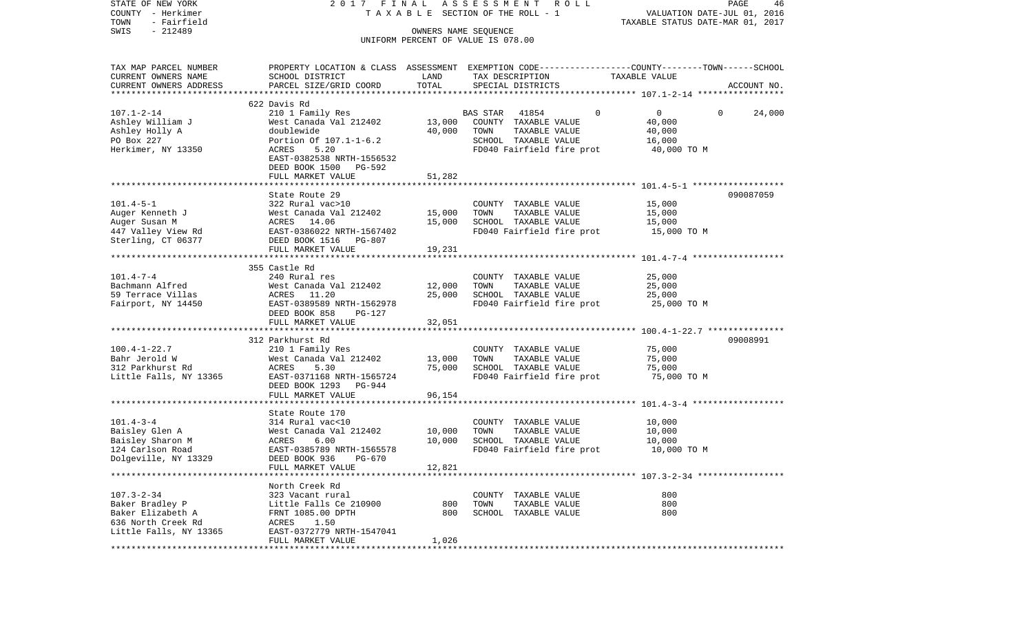STATE OF NEW YORK 2017 FINAL ASSESSMENT ROLL
COUNTY - Herkimer TAXABLE SECTION OF THE ROLL - 1 VALUATION DATE-JUL 01, 2016
TOWN - Fairfield TAXABLE STATUS DATE-MAR 01, 2017
SWIS - 212489 OWNERS NAME SEQUENCE
UNIFORM PERCENT OF VALUE IS 078.00

| TAX MAP PARCEL NUMBER / CURRENT OWNERS NAME / CURRENT OWNERS ADDRESS | PROPERTY LOCATION & CLASS / SCHOOL DISTRICT / PARCEL SIZE/GRID COORD | ASSESSMENT LAND | TOTAL | EXEMPTION CODE / TAX DESCRIPTION / SPECIAL DISTRICTS | COUNTY | TOWN | SCHOOL TAXABLE VALUE | ACCOUNT NO. |
|---|---|---|---|---|---|---|---|---|
| 107.1-2-14 | 622 Davis Rd | | | | | | | |
| Ashley William J | 210 1 Family Res | | | BAS STAR 41854 | 0 | 0 | 0 | 24,000 |
| Ashley Holly A | West Canada Val 212402 | 13,000 | | COUNTY TAXABLE VALUE | 40,000 | | | |
| PO Box 227 | doublewide | | 40,000 | TOWN TAXABLE VALUE | 40,000 | | | |
| Herkimer, NY 13350 | Portion Of 107.1-1-6.2 | | | SCHOOL TAXABLE VALUE | 16,000 | | | |
| | ACRES 5.20 | | | FD040 Fairfield fire prot | 40,000 TO M | | | |
| | EAST-0382538 NRTH-1556532 | | | | | | | |
| | DEED BOOK 1500 PG-592 | | | | | | | |
| | FULL MARKET VALUE | | 51,282 | | | | | |
| 101.4-5-1 | State Route 29 | | | | | | | 090087059 |
| Auger Kenneth J | 322 Rural vac>10 | | | COUNTY TAXABLE VALUE | 15,000 | | | |
| Auger Susan M | West Canada Val 212402 | 15,000 | | TOWN TAXABLE VALUE | 15,000 | | | |
| 447 Valley View Rd | ACRES 14.06 | | 15,000 | SCHOOL TAXABLE VALUE | 15,000 | | | |
| Sterling, CT 06377 | EAST-0386022 NRTH-1567402 | | | FD040 Fairfield fire prot | 15,000 TO M | | | |
| | DEED BOOK 1516 PG-807 | | | | | | | |
| | FULL MARKET VALUE | | 19,231 | | | | | |
| 101.4-7-4 | 355 Castle Rd | | | | | | | |
| Bachmann Alfred | 240 Rural res | | | COUNTY TAXABLE VALUE | 25,000 | | | |
| 59 Terrace Villas | West Canada Val 212402 | 12,000 | | TOWN TAXABLE VALUE | 25,000 | | | |
| Fairport, NY 14450 | ACRES 11.20 | | 25,000 | SCHOOL TAXABLE VALUE | 25,000 | | | |
| | EAST-0389589 NRTH-1562978 | | | FD040 Fairfield fire prot | 25,000 TO M | | | |
| | DEED BOOK 858 PG-127 | | | | | | | |
| | FULL MARKET VALUE | | 32,051 | | | | | |
| 100.4-1-22.7 | 312 Parkhurst Rd | | | | | | | 09008991 |
| Bahr Jerold W | 210 1 Family Res | | | COUNTY TAXABLE VALUE | 75,000 | | | |
| 312 Parkhurst Rd | West Canada Val 212402 | 13,000 | | TOWN TAXABLE VALUE | 75,000 | | | |
| Little Falls, NY 13365 | ACRES 5.30 | | 75,000 | SCHOOL TAXABLE VALUE | 75,000 | | | |
| | EAST-0371168 NRTH-1565724 | | | FD040 Fairfield fire prot | 75,000 TO M | | | |
| | DEED BOOK 1293 PG-944 | | | | | | | |
| | FULL MARKET VALUE | | 96,154 | | | | | |
| 101.4-3-4 | State Route 170 | | | | | | | |
| Baisley Glen A | 314 Rural vac<10 | | | COUNTY TAXABLE VALUE | 10,000 | | | |
| Baisley Sharon M | West Canada Val 212402 | 10,000 | | TOWN TAXABLE VALUE | 10,000 | | | |
| 124 Carlson Road | ACRES 6.00 | | 10,000 | SCHOOL TAXABLE VALUE | 10,000 | | | |
| Dolgeville, NY 13329 | EAST-0385789 NRTH-1565578 | | | FD040 Fairfield fire prot | 10,000 TO M | | | |
| | DEED BOOK 936 PG-670 | | | | | | | |
| | FULL MARKET VALUE | | 12,821 | | | | | |
| 107.3-2-34 | North Creek Rd | | | | | | | |
| Baker Bradley P | 323 Vacant rural | | | COUNTY TAXABLE VALUE | 800 | | | |
| Baker Elizabeth A | Little Falls Ce 210900 | 800 | | TOWN TAXABLE VALUE | 800 | | | |
| 636 North Creek Rd | FRNT 1085.00 DPTH | | 800 | SCHOOL TAXABLE VALUE | 800 | | | |
| Little Falls, NY 13365 | ACRES 1.50 | | | | | | | |
| | EAST-0372779 NRTH-1547041 | | | | | | | |
| | FULL MARKET VALUE | | 1,026 | | | | | |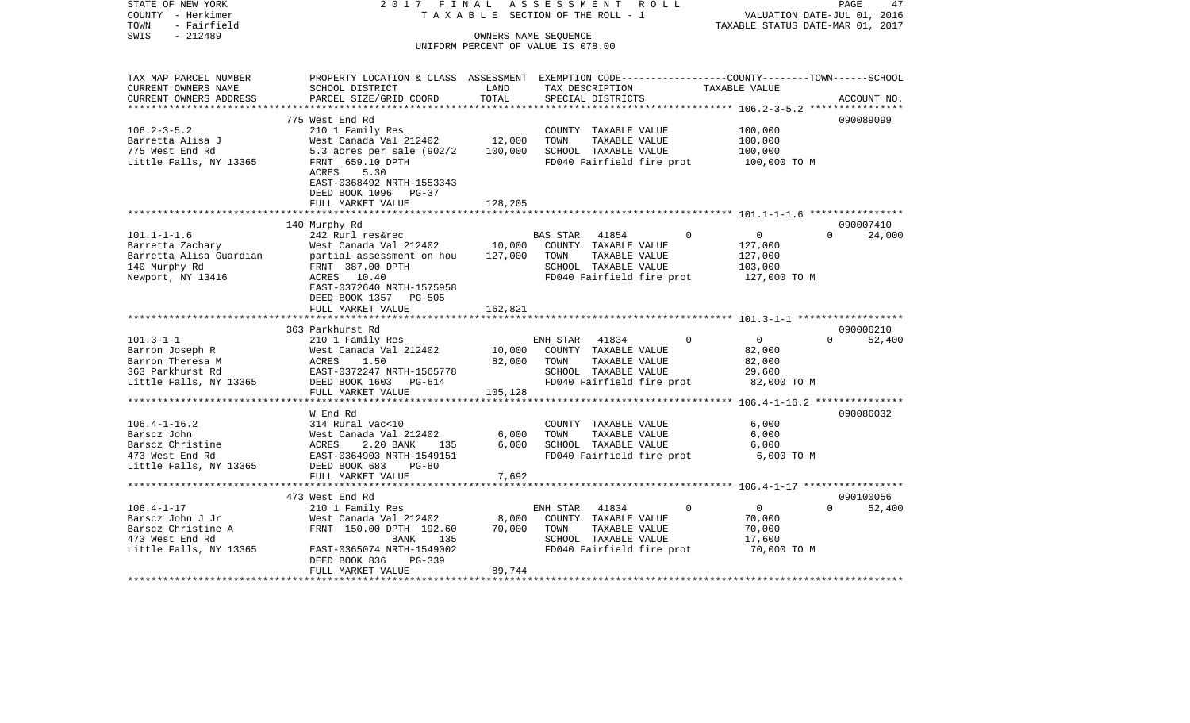STATE OF NEW YORK — 2017 FINAL ASSESSMENT ROLL
COUNTY - Herkimer — TAXABLE SECTION OF THE ROLL - 1 — VALUATION DATE-JUL 01, 2016
TOWN - Fairfield — TAXABLE STATUS DATE-MAR 01, 2017
SWIS - 212489 — OWNERS NAME SEQUENCE
UNIFORM PERCENT OF VALUE IS 078.00

| TAX MAP PARCEL NUMBER<br>CURRENT OWNERS NAME<br>CURRENT OWNERS ADDRESS | PROPERTY LOCATION & CLASS<br>SCHOOL DISTRICT<br>PARCEL SIZE/GRID COORD | ASSESSMENT<br>LAND<br>TOTAL | EXEMPTION CODE<br>TAX DESCRIPTION<br>SPECIAL DISTRICTS | COUNTY | TOWN | SCHOOL<br>TAXABLE VALUE<br>ACCOUNT NO. |
|---|---|---|---|---|---|---|
| 106.2-3-5.2 | 775 West End Rd | | | | | 090089099 |
| 106.2-3-5.2 | 210 1 Family Res | | COUNTY TAXABLE VALUE | 100,000 | | |
| Barretta Alisa J | West Canada Val 212402 | 12,000 | TOWN TAXABLE VALUE | | 100,000 | |
| 775 West End Rd | 5.3 acres per sale (902/2 | 100,000 | SCHOOL TAXABLE VALUE | | | 100,000 |
| Little Falls, NY 13365 | FRNT 659.10 DPTH | | FD040 Fairfield fire prot | 100,000 TO M | | |
| | ACRES 5.30 | | | | | |
| | EAST-0368492 NRTH-1553343 | | | | | |
| | DEED BOOK 1096 PG-37 | | | | | |
| | FULL MARKET VALUE | 128,205 | | | | |
| 101.1-1-1.6 | 140 Murphy Rd | | | | | 090007410 |
| 101.1-1-1.6 | 242 Rurl res&rec | | BAS STAR 41854 | 0 | 0 | 24,000 |
| Barretta Zachary | West Canada Val 212402 | 10,000 | COUNTY TAXABLE VALUE | 127,000 | | |
| Barretta Alisa Guardian | partial assessment on hou | 127,000 | TOWN TAXABLE VALUE | | 127,000 | |
| 140 Murphy Rd | FRNT 387.00 DPTH | | SCHOOL TAXABLE VALUE | | | 103,000 |
| Newport, NY 13416 | ACRES 10.40 | | FD040 Fairfield fire prot | 127,000 TO M | | |
| | EAST-0372640 NRTH-1575958 | | | | | |
| | DEED BOOK 1357 PG-505 | | | | | |
| | FULL MARKET VALUE | 162,821 | | | | |
| 101.3-1-1 | 363 Parkhurst Rd | | | | | 090006210 |
| 101.3-1-1 | 210 1 Family Res | | ENH STAR 41834 | 0 | 0 | 52,400 |
| Barron Joseph R | West Canada Val 212402 | 10,000 | COUNTY TAXABLE VALUE | 82,000 | | |
| Barron Theresa M | ACRES 1.50 | 82,000 | TOWN TAXABLE VALUE | | 82,000 | |
| 363 Parkhurst Rd | EAST-0372247 NRTH-1565778 | | SCHOOL TAXABLE VALUE | | | 29,600 |
| Little Falls, NY 13365 | DEED BOOK 1603 PG-614 | | FD040 Fairfield fire prot | 82,000 TO M | | |
| | FULL MARKET VALUE | 105,128 | | | | |
| 106.4-1-16.2 | W End Rd | | | | | 090086032 |
| 106.4-1-16.2 | 314 Rural vac<10 | | COUNTY TAXABLE VALUE | 6,000 | | |
| Barscz John | West Canada Val 212402 | 6,000 | TOWN TAXABLE VALUE | | 6,000 | |
| Barscz Christine | ACRES 2.20 BANK 135 | 6,000 | SCHOOL TAXABLE VALUE | | | 6,000 |
| 473 West End Rd | EAST-0364903 NRTH-1549151 | | FD040 Fairfield fire prot | 6,000 TO M | | |
| Little Falls, NY 13365 | DEED BOOK 683 PG-80 | | | | | |
| | FULL MARKET VALUE | 7,692 | | | | |
| 106.4-1-17 | 473 West End Rd | | | | | 090100056 |
| 106.4-1-17 | 210 1 Family Res | | ENH STAR 41834 | 0 | 0 | 52,400 |
| Barscz John J Jr | West Canada Val 212402 | 8,000 | COUNTY TAXABLE VALUE | 70,000 | | |
| Barscz Christine A | FRNT 150.00 DPTH 192.60 | 70,000 | TOWN TAXABLE VALUE | | 70,000 | |
| 473 West End Rd | BANK 135 | | SCHOOL TAXABLE VALUE | | | 17,600 |
| Little Falls, NY 13365 | EAST-0365074 NRTH-1549002 | | FD040 Fairfield fire prot | 70,000 TO M | | |
| | DEED BOOK 836 PG-339 | | | | | |
| | FULL MARKET VALUE | 89,744 | | | | |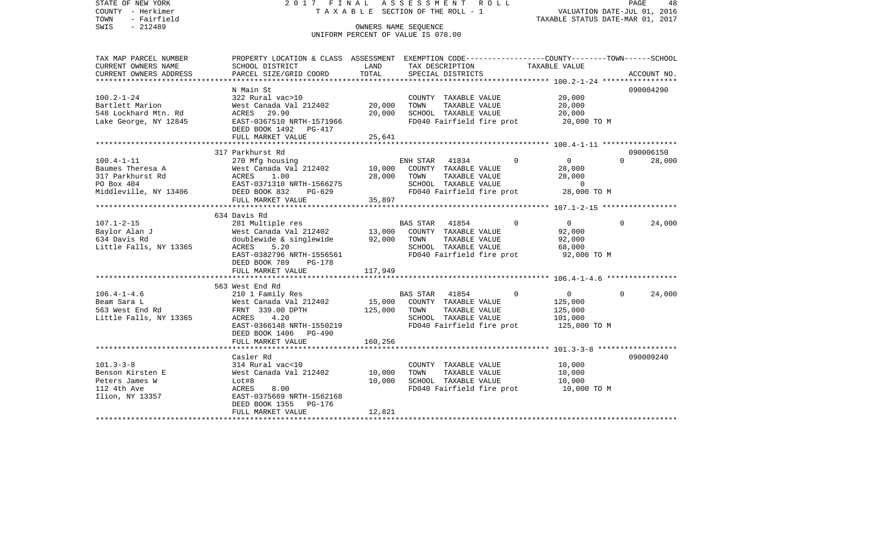STATE OF NEW YORK 2 0 1 7 F I N A L A S S E S S M E N T R O L L
COUNTY - Herkimer T A X A B L E SECTION OF THE ROLL - 1 VALUATION DATE-JUL 01, 2016
TOWN - Fairfield TAXABLE STATUS DATE-MAR 01, 2017
SWIS - 212489 OWNERS NAME SEQUENCE
UNIFORM PERCENT OF VALUE IS 078.00

| TAX MAP PARCEL NUMBER / CURRENT OWNERS NAME / CURRENT OWNERS ADDRESS | PROPERTY LOCATION & CLASS / SCHOOL DISTRICT / PARCEL SIZE/GRID COORD | ASSESSMENT LAND | TOTAL | EXEMPTION CODE / TAX DESCRIPTION / SPECIAL DISTRICTS | COUNTY | TOWN | SCHOOL | ACCOUNT NO. |
|---|---|---|---|---|---|---|---|---|
| **100.2-1-24** | N Main St | | | | | | | 090004290 |
| Bartlett Marion | 322 Rural vac>10 | | | COUNTY TAXABLE VALUE | 20,000 | | | |
| 548 Lockhard Mtn. Rd | West Canada Val 212402 | 20,000 | | TOWN TAXABLE VALUE | | 20,000 | | |
| Lake George, NY 12845 | ACRES 29.90 | | 20,000 | SCHOOL TAXABLE VALUE | | | 20,000 | |
| | EAST-0367510 NRTH-1571966 | | | FD040 Fairfield fire prot | 20,000 TO M | | | |
| | DEED BOOK 1492 PG-417 | | | | | | | |
| | FULL MARKET VALUE | | 25,641 | | | | | |
| **100.4-1-11** | 317 Parkhurst Rd | | | | | | | 090006150 |
| Baumes Theresa A | 270 Mfg housing | | | ENH STAR 41834 0 | 0 | 0 | 28,000 | |
| 317 Parkhurst Rd | West Canada Val 212402 | 10,000 | | COUNTY TAXABLE VALUE | 28,000 | | | |
| PO Box 404 | ACRES 1.00 | | 28,000 | TOWN TAXABLE VALUE | | 28,000 | | |
| Middleville, NY 13406 | EAST-0371310 NRTH-1566275 | | | SCHOOL TAXABLE VALUE | | | 0 | |
| | DEED BOOK 832 PG-629 | | | FD040 Fairfield fire prot | 28,000 TO M | | | |
| | FULL MARKET VALUE | | 35,897 | | | | | |
| **107.1-2-15** | 634 Davis Rd | | | | | | | |
| Baylor Alan J | 281 Multiple res | | | BAS STAR 41854 0 | 0 | 0 | 24,000 | |
| 634 Davis Rd | West Canada Val 212402 | 13,000 | | COUNTY TAXABLE VALUE | 92,000 | | | |
| Little Falls, NY 13365 | doublewide & singlewide | | 92,000 | TOWN TAXABLE VALUE | | 92,000 | | |
| | ACRES 5.20 | | | SCHOOL TAXABLE VALUE | | | 68,000 | |
| | EAST-0382796 NRTH-1556561 | | | FD040 Fairfield fire prot | 92,000 TO M | | | |
| | DEED BOOK 789 PG-178 | | | | | | | |
| | FULL MARKET VALUE | | 117,949 | | | | | |
| **106.4-1-4.6** | 563 West End Rd | | | | | | | |
| Beam Sara L | 210 1 Family Res | | | BAS STAR 41854 0 | 0 | 0 | 24,000 | |
| 563 West End Rd | West Canada Val 212402 | 15,000 | | COUNTY TAXABLE VALUE | 125,000 | | | |
| Little Falls, NY 13365 | FRNT 339.00 DPTH | | 125,000 | TOWN TAXABLE VALUE | | 125,000 | | |
| | ACRES 4.20 | | | SCHOOL TAXABLE VALUE | | | 101,000 | |
| | EAST-0366148 NRTH-1550219 | | | FD040 Fairfield fire prot | 125,000 TO M | | | |
| | DEED BOOK 1406 PG-490 | | | | | | | |
| | FULL MARKET VALUE | | 160,256 | | | | | |
| **101.3-3-8** | Casler Rd | | | | | | | 090009240 |
| Benson Kirsten E | 314 Rural vac<10 | | | COUNTY TAXABLE VALUE | 10,000 | | | |
| Peters James W | West Canada Val 212402 | 10,000 | | TOWN TAXABLE VALUE | | 10,000 | | |
| 112 4th Ave | Lot#8 | | 10,000 | SCHOOL TAXABLE VALUE | | | 10,000 | |
| Ilion, NY 13357 | ACRES 8.00 | | | FD040 Fairfield fire prot | 10,000 TO M | | | |
| | EAST-0375669 NRTH-1562168 | | | | | | | |
| | DEED BOOK 1355 PG-176 | | | | | | | |
| | FULL MARKET VALUE | | 12,821 | | | | | |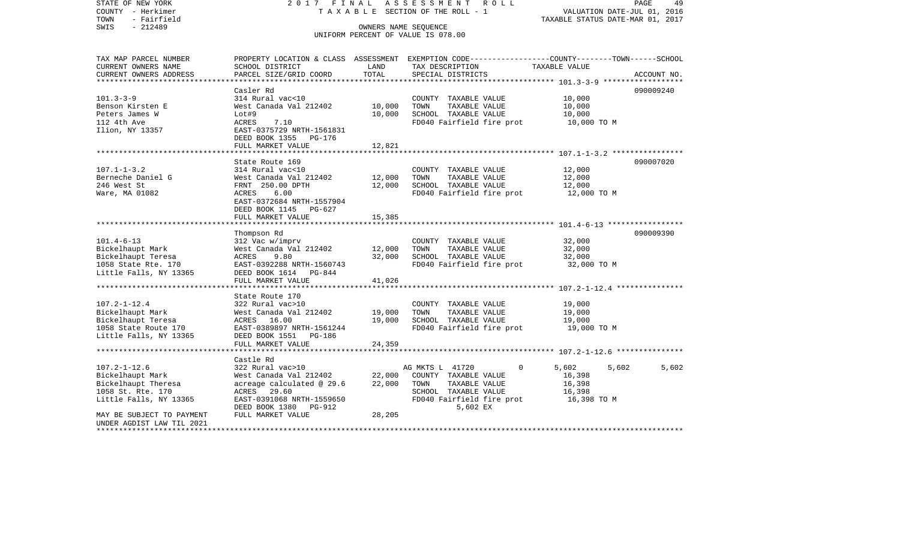STATE OF NEW YORK | 2017 FINAL ASSESSMENT ROLL
COUNTY - Herkimer | TAXABLE SECTION OF THE ROLL - 1 | VALUATION DATE-JUL 01, 2016
TOWN - Fairfield | TAXABLE STATUS DATE-MAR 01, 2017
SWIS - 212489 | OWNERS NAME SEQUENCE
UNIFORM PERCENT OF VALUE IS 078.00

| TAX MAP PARCEL NUMBER / CURRENT OWNERS NAME / CURRENT OWNERS ADDRESS | PROPERTY LOCATION & CLASS / SCHOOL DISTRICT / PARCEL SIZE/GRID COORD | ASSESSMENT LAND | TOTAL | EXEMPTION CODE / TAX DESCRIPTION / SPECIAL DISTRICTS | COUNTY | TOWN | SCHOOL (TAXABLE VALUE) | ACCOUNT NO. |
|---|---|---|---|---|---|---|---|---|
| **101.3-3-9** | Casler Rd | | | | | | | 090009240 |
| Benson Kirsten E | 314 Rural vac<10 | | | COUNTY TAXABLE VALUE | 10,000 | | | |
| Peters James W | West Canada Val 212402 | 10,000 | | TOWN TAXABLE VALUE | | 10,000 | | |
| 112 4th Ave | Lot#9 | | 10,000 | SCHOOL TAXABLE VALUE | | | 10,000 | |
| Ilion, NY 13357 | ACRES 7.10 | | | FD040 Fairfield fire prot | 10,000 TO M | | | |
| | EAST-0375729 NRTH-1561831 | | | | | | | |
| | DEED BOOK 1355 PG-176 | | | | | | | |
| | FULL MARKET VALUE | | 12,821 | | | | | |
| **107.1-1-3.2** | State Route 169 | | | | | | | 090007020 |
| Berneche Daniel G | 314 Rural vac<10 | | | COUNTY TAXABLE VALUE | 12,000 | | | |
| 246 West St | West Canada Val 212402 | 12,000 | | TOWN TAXABLE VALUE | | 12,000 | | |
| Ware, MA 01082 | FRNT 250.00 DPTH | | 12,000 | SCHOOL TAXABLE VALUE | | | 12,000 | |
| | ACRES 6.00 | | | FD040 Fairfield fire prot | 12,000 TO M | | | |
| | EAST-0372684 NRTH-1557904 | | | | | | | |
| | DEED BOOK 1145 PG-627 | | | | | | | |
| | FULL MARKET VALUE | | 15,385 | | | | | |
| **101.4-6-13** | Thompson Rd | | | | | | | 090009390 |
| Bickelhaupt Mark | 312 Vac w/imprv | | | COUNTY TAXABLE VALUE | 32,000 | | | |
| Bickelhaupt Teresa | West Canada Val 212402 | 12,000 | | TOWN TAXABLE VALUE | | 32,000 | | |
| 1058 State Rte. 170 | ACRES 9.80 | | 32,000 | SCHOOL TAXABLE VALUE | | | 32,000 | |
| Little Falls, NY 13365 | EAST-0392288 NRTH-1560743 | | | FD040 Fairfield fire prot | 32,000 TO M | | | |
| | DEED BOOK 1614 PG-844 | | | | | | | |
| | FULL MARKET VALUE | | 41,026 | | | | | |
| **107.2-1-12.4** | State Route 170 | | | | | | | |
| Bickelhaupt Mark | 322 Rural vac>10 | | | COUNTY TAXABLE VALUE | 19,000 | | | |
| Bickelhaupt Teresa | West Canada Val 212402 | 19,000 | | TOWN TAXABLE VALUE | | 19,000 | | |
| 1058 State Route 170 | ACRES 16.00 | | 19,000 | SCHOOL TAXABLE VALUE | | | 19,000 | |
| Little Falls, NY 13365 | EAST-0389897 NRTH-1561244 | | | FD040 Fairfield fire prot | 19,000 TO M | | | |
| | DEED BOOK 1551 PG-186 | | | | | | | |
| | FULL MARKET VALUE | | 24,359 | | | | | |
| **107.2-1-12.6** | Castle Rd | | | | | | | |
| Bickelhaupt Mark | 322 Rural vac>10 | | | AG MKTS L 41720 0 | 5,602 | 5,602 | 5,602 | |
| Bickelhaupt Theresa | West Canada Val 212402 | 22,000 | | COUNTY TAXABLE VALUE | 16,398 | | | |
| 1058 St. Rte. 170 | acreage calculated @ 29.6 | | 22,000 | TOWN TAXABLE VALUE | | 16,398 | | |
| Little Falls, NY 13365 | ACRES 29.60 | | | SCHOOL TAXABLE VALUE | | | 16,398 | |
| | EAST-0391068 NRTH-1559650 | | | FD040 Fairfield fire prot | 16,398 TO M | | | |
| | DEED BOOK 1380 PG-912 | | | 5,602 EX | | | | |
| MAY BE SUBJECT TO PAYMENT | FULL MARKET VALUE | | 28,205 | | | | | |
| UNDER AGDIST LAW TIL 2021 | | | | | | | | |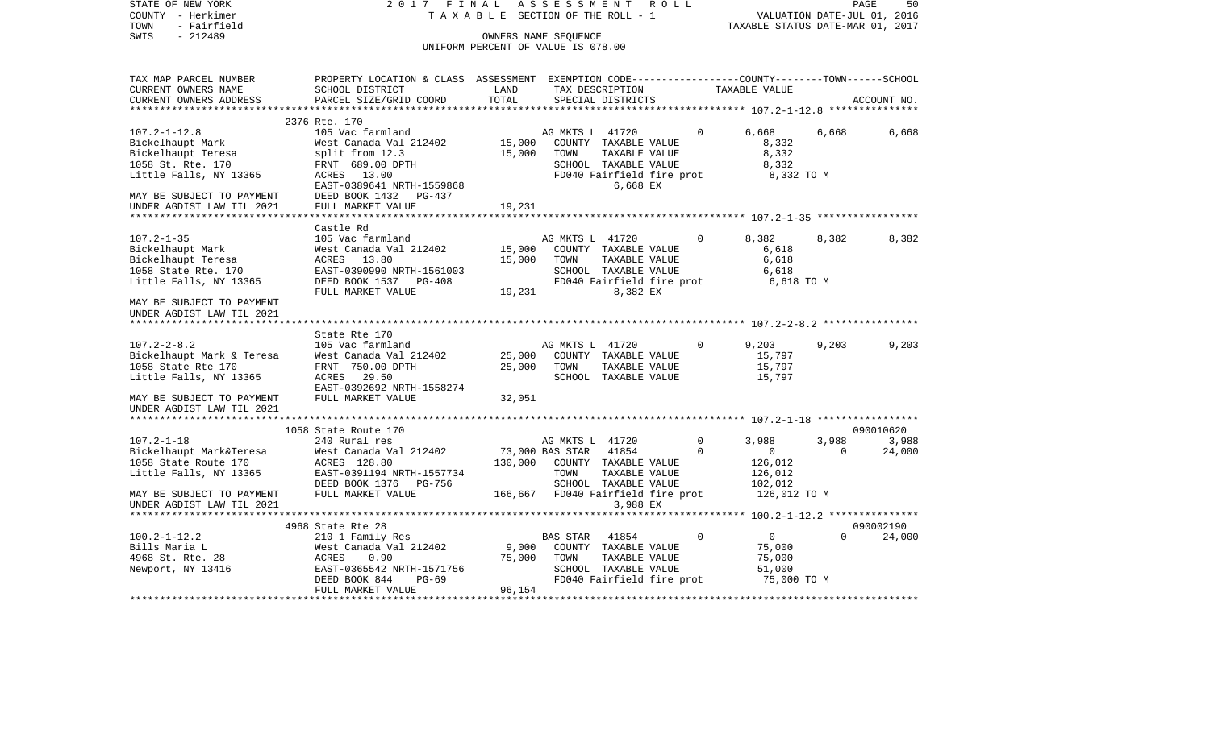STATE OF NEW YORK 2017 FINAL ASSESSMENT ROLL
COUNTY - Herkimer TAXABLE SECTION OF THE ROLL - 1 VALUATION DATE-JUL 01, 2016
TOWN - Fairfield TAXABLE STATUS DATE-MAR 01, 2017
SWIS - 212489 OWNERS NAME SEQUENCE
UNIFORM PERCENT OF VALUE IS 078.00

| TAX MAP PARCEL NUMBER / CURRENT OWNERS NAME / CURRENT OWNERS ADDRESS | PROPERTY LOCATION & CLASS / SCHOOL DISTRICT / PARCEL SIZE/GRID COORD | ASSESSMENT LAND / TOTAL | EXEMPTION CODE / TAX DESCRIPTION / SPECIAL DISTRICTS | | COUNTY TAXABLE VALUE | TOWN | SCHOOL / ACCOUNT NO. |
|---|---|---|---|---|---|---|---|
| **107.2-1-12.8** | 2376 Rte. 170 | | | | | | |
| 107.2-1-12.8 | 105 Vac farmland | | AG MKTS L 41720 | 0 | 6,668 | 6,668 | 6,668 |
| Bickelhaupt Mark | West Canada Val 212402 | 15,000 | COUNTY TAXABLE VALUE | | 8,332 | | |
| Bickelhaupt Teresa | split from 12.3 | 15,000 | TOWN TAXABLE VALUE | | 8,332 | | |
| 1058 St. Rte. 170 | FRNT 689.00 DPTH | | SCHOOL TAXABLE VALUE | | 8,332 | | |
| Little Falls, NY 13365 | ACRES 13.00 | | FD040 Fairfield fire prot | | 8,332 TO M | | |
| | EAST-0389641 NRTH-1559868 | | 6,668 EX | | | | |
| MAY BE SUBJECT TO PAYMENT | DEED BOOK 1432 PG-437 | | | | | | |
| UNDER AGDIST LAW TIL 2021 | FULL MARKET VALUE | 19,231 | | | | | |
| **107.2-1-35** | Castle Rd | | | | | | |
| 107.2-1-35 | 105 Vac farmland | | AG MKTS L 41720 | 0 | 8,382 | 8,382 | 8,382 |
| Bickelhaupt Mark | West Canada Val 212402 | 15,000 | COUNTY TAXABLE VALUE | | 6,618 | | |
| Bickelhaupt Teresa | ACRES 13.80 | 15,000 | TOWN TAXABLE VALUE | | 6,618 | | |
| 1058 State Rte. 170 | EAST-0390990 NRTH-1561003 | | SCHOOL TAXABLE VALUE | | 6,618 | | |
| Little Falls, NY 13365 | DEED BOOK 1537 PG-408 | | FD040 Fairfield fire prot | | 6,618 TO M | | |
| | FULL MARKET VALUE | 19,231 | 8,382 EX | | | | |
| MAY BE SUBJECT TO PAYMENT | | | | | | | |
| UNDER AGDIST LAW TIL 2021 | | | | | | | |
| **107.2-2-8.2** | State Rte 170 | | | | | | |
| 107.2-2-8.2 | 105 Vac farmland | | AG MKTS L 41720 | 0 | 9,203 | 9,203 | 9,203 |
| Bickelhaupt Mark & Teresa | West Canada Val 212402 | 25,000 | COUNTY TAXABLE VALUE | | 15,797 | | |
| 1058 State Rte 170 | FRNT 750.00 DPTH | 25,000 | TOWN TAXABLE VALUE | | 15,797 | | |
| Little Falls, NY 13365 | ACRES 29.50 | | SCHOOL TAXABLE VALUE | | 15,797 | | |
| | EAST-0392692 NRTH-1558274 | | | | | | |
| MAY BE SUBJECT TO PAYMENT | FULL MARKET VALUE | 32,051 | | | | | |
| UNDER AGDIST LAW TIL 2021 | | | | | | | |
| **107.2-1-18** | 1058 State Route 170 | | | | | | 090010620 |
| 107.2-1-18 | 240 Rural res | | AG MKTS L 41720 | 0 | 3,988 | 3,988 | 3,988 |
| Bickelhaupt Mark&Teresa | West Canada Val 212402 | 73,000 | BAS STAR 41854 | 0 | 0 | 0 | 24,000 |
| 1058 State Route 170 | ACRES 128.80 | 130,000 | COUNTY TAXABLE VALUE | | 126,012 | | |
| Little Falls, NY 13365 | EAST-0391194 NRTH-1557734 | | TOWN TAXABLE VALUE | | 126,012 | | |
| | DEED BOOK 1376 PG-756 | | SCHOOL TAXABLE VALUE | | 102,012 | | |
| MAY BE SUBJECT TO PAYMENT | FULL MARKET VALUE | 166,667 | FD040 Fairfield fire prot | | 126,012 TO M | | |
| UNDER AGDIST LAW TIL 2021 | | | 3,988 EX | | | | |
| **100.2-1-12.2** | 4968 State Rte 28 | | | | | | 090002190 |
| 100.2-1-12.2 | 210 1 Family Res | | BAS STAR 41854 | 0 | 0 | 0 | 24,000 |
| Bills Maria L | West Canada Val 212402 | 9,000 | COUNTY TAXABLE VALUE | | 75,000 | | |
| 4968 St. Rte. 28 | ACRES 0.90 | 75,000 | TOWN TAXABLE VALUE | | 75,000 | | |
| Newport, NY 13416 | EAST-0365542 NRTH-1571756 | | SCHOOL TAXABLE VALUE | | 51,000 | | |
| | DEED BOOK 844 PG-69 | | FD040 Fairfield fire prot | | 75,000 TO M | | |
| | FULL MARKET VALUE | 96,154 | | | | | |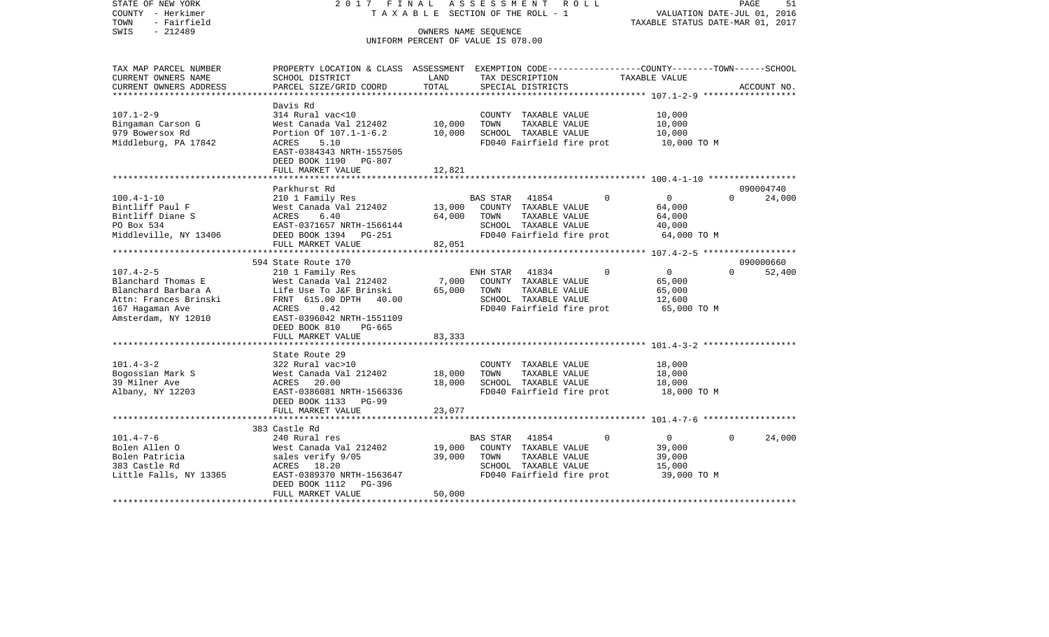STATE OF NEW YORK 2017 FINAL ASSESSMENT ROLL
COUNTY - Herkimer TAXABLE SECTION OF THE ROLL - 1 VALUATION DATE-JUL 01, 2016
TOWN - Fairfield TAXABLE STATUS DATE-MAR 01, 2017
SWIS - 212489 OWNERS NAME SEQUENCE
UNIFORM PERCENT OF VALUE IS 078.00

| TAX MAP PARCEL NUMBER / CURRENT OWNERS NAME / CURRENT OWNERS ADDRESS | PROPERTY LOCATION & CLASS / SCHOOL DISTRICT / PARCEL SIZE/GRID COORD | ASSESSMENT LAND | ASSESSMENT TOTAL | EXEMPTION CODE / TAX DESCRIPTION / SPECIAL DISTRICTS | COUNTY | TOWN | SCHOOL | TAXABLE VALUE | ACCOUNT NO. |
|---|---|---|---|---|---|---|---|---|---|
| **107.1-2-9** | Davis Rd | | | | | | | | |
| 107.1-2-9 | 314 Rural vac<10 | | | COUNTY TAXABLE VALUE | | | | 10,000 | |
| Bingaman Carson G | West Canada Val 212402 | 10,000 | | TOWN TAXABLE VALUE | | | | 10,000 | |
| 979 Bowersox Rd | Portion Of 107.1-1-6.2 | | 10,000 | SCHOOL TAXABLE VALUE | | | | 10,000 | |
| Middleburg, PA 17842 | ACRES 5.10 | | | FD040 Fairfield fire prot | | | | 10,000 TO M | |
| | EAST-0384343 NRTH-1557505 | | | | | | | | |
| | DEED BOOK 1190 PG-807 | | | | | | | | |
| | FULL MARKET VALUE | | 12,821 | | | | | | |
| **100.4-1-10** | Parkhurst Rd | | | | | | | | 090004740 |
| 100.4-1-10 | 210 1 Family Res | | | BAS STAR 41854 | 0 | 0 | 24,000 | | |
| Bintliff Paul F | West Canada Val 212402 | 13,000 | | COUNTY TAXABLE VALUE | | | | 64,000 | |
| Bintliff Diane S | ACRES 6.40 | | 64,000 | TOWN TAXABLE VALUE | | | | 64,000 | |
| PO Box 534 | EAST-0371657 NRTH-1566144 | | | SCHOOL TAXABLE VALUE | | | | 40,000 | |
| Middleville, NY 13406 | DEED BOOK 1394 PG-251 | | | FD040 Fairfield fire prot | | | | 64,000 TO M | |
| | FULL MARKET VALUE | | 82,051 | | | | | | |
| **107.4-2-5** | 594 State Route 170 | | | | | | | | 090000660 |
| 107.4-2-5 | 210 1 Family Res | | | ENH STAR 41834 | 0 | 0 | 52,400 | | |
| Blanchard Thomas E | West Canada Val 212402 | 7,000 | | COUNTY TAXABLE VALUE | | | | 65,000 | |
| Blanchard Barbara A | Life Use To J&F Brinski | | 65,000 | TOWN TAXABLE VALUE | | | | 65,000 | |
| Attn: Frances Brinski | FRNT 615.00 DPTH 40.00 | | | SCHOOL TAXABLE VALUE | | | | 12,600 | |
| 167 Hagaman Ave | ACRES 0.42 | | | FD040 Fairfield fire prot | | | | 65,000 TO M | |
| Amsterdam, NY 12010 | EAST-0396042 NRTH-1551109 | | | | | | | | |
| | DEED BOOK 810 PG-665 | | | | | | | | |
| | FULL MARKET VALUE | | 83,333 | | | | | | |
| **101.4-3-2** | State Route 29 | | | | | | | | |
| 101.4-3-2 | 322 Rural vac>10 | | | COUNTY TAXABLE VALUE | | | | 18,000 | |
| Bogossian Mark S | West Canada Val 212402 | 18,000 | | TOWN TAXABLE VALUE | | | | 18,000 | |
| 39 Milner Ave | ACRES 20.00 | | 18,000 | SCHOOL TAXABLE VALUE | | | | 18,000 | |
| Albany, NY 12203 | EAST-0386081 NRTH-1566336 | | | FD040 Fairfield fire prot | | | | 18,000 TO M | |
| | DEED BOOK 1133 PG-99 | | | | | | | | |
| | FULL MARKET VALUE | | 23,077 | | | | | | |
| **101.4-7-6** | 383 Castle Rd | | | | | | | | |
| 101.4-7-6 | 240 Rural res | | | BAS STAR 41854 | 0 | 0 | 24,000 | | |
| Bolen Allen O | West Canada Val 212402 | 19,000 | | COUNTY TAXABLE VALUE | | | | 39,000 | |
| Bolen Patricia | sales verify 9/05 | | 39,000 | TOWN TAXABLE VALUE | | | | 39,000 | |
| 383 Castle Rd | ACRES 18.20 | | | SCHOOL TAXABLE VALUE | | | | 15,000 | |
| Little Falls, NY 13365 | EAST-0389370 NRTH-1563647 | | | FD040 Fairfield fire prot | | | | 39,000 TO M | |
| | DEED BOOK 1112 PG-396 | | | | | | | | |
| | FULL MARKET VALUE | | 50,000 | | | | | | |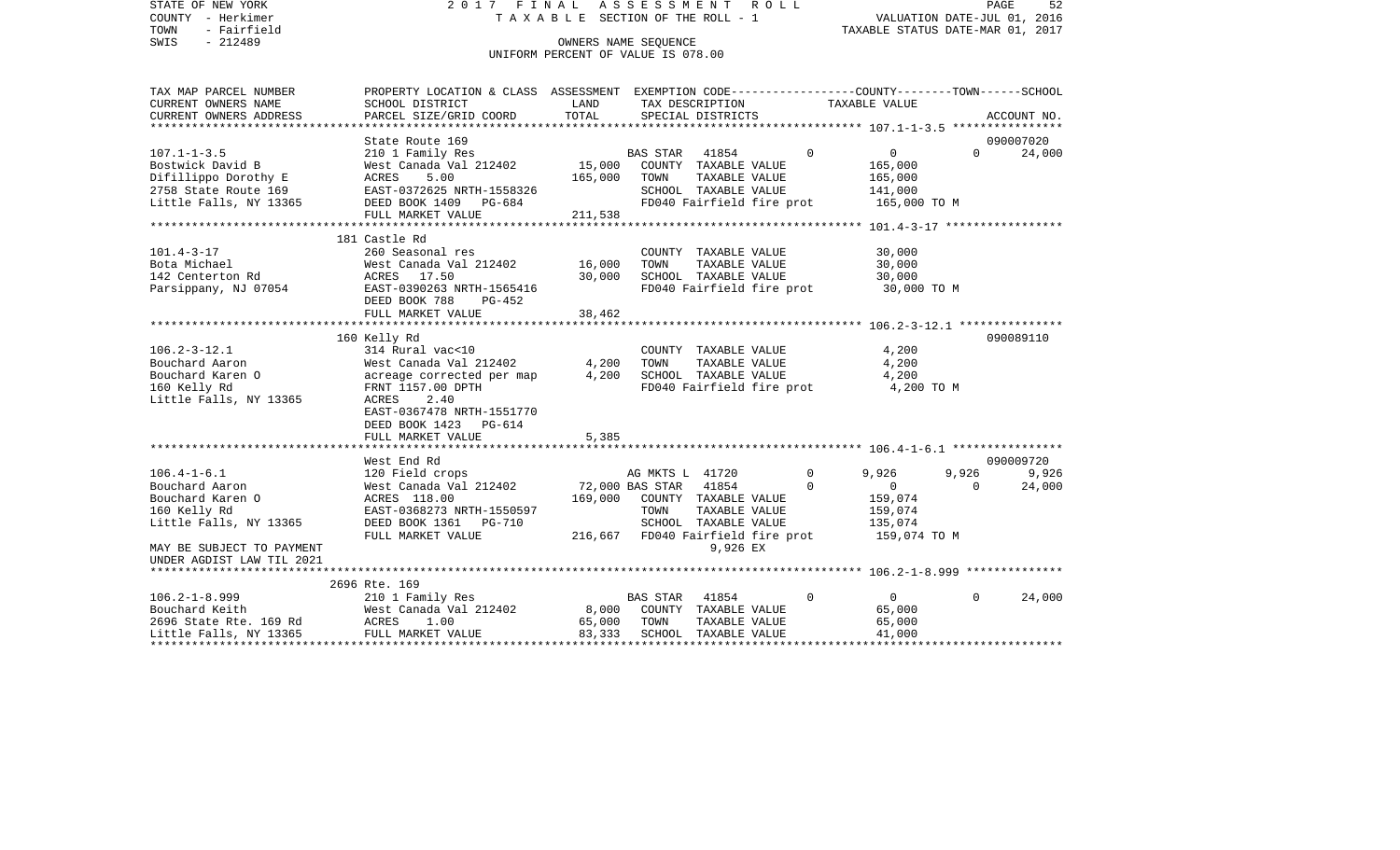STATE OF NEW YORK 2 0 1 7 F I N A L A S S E S S M E N T R O L L
COUNTY - Herkimer T A X A B L E SECTION OF THE ROLL - 1 VALUATION DATE-JUL 01, 2016
TOWN - Fairfield TAXABLE STATUS DATE-MAR 01, 2017
SWIS - 212489 OWNERS NAME SEQUENCE
UNIFORM PERCENT OF VALUE IS 078.00

```
TAX MAP PARCEL NUMBER     PROPERTY LOCATION & CLASS  ASSESSMENT  EXEMPTION CODE-----------------COUNTY--------TOWN------SCHOOL
CURRENT OWNERS NAME       SCHOOL DISTRICT             LAND       TAX DESCRIPTION            TAXABLE VALUE
CURRENT OWNERS ADDRESS    PARCEL SIZE/GRID COORD      TOTAL      SPECIAL DISTRICTS                                  ACCOUNT NO.
****************************************************************************************************** 107.1-1-3.5 ****************
                          State Route 169                                                                         090007020
107.1-1-3.5               210 1 Family Res                      BAS STAR   41854         0          0          0      24,000
Bostwick David B          West Canada Val 212402      15,000    COUNTY  TAXABLE VALUE             165,000
Difillippo Dorothy E      ACRES     5.00             165,000    TOWN    TAXABLE VALUE             165,000
2758 State Route 169      EAST-0372625 NRTH-1558326             SCHOOL  TAXABLE VALUE             141,000
Little Falls, NY 13365    DEED BOOK 1409   PG-684               FD040 Fairfield fire prot         165,000 TO M
                          FULL MARKET VALUE          211,538
****************************************************************************************************** 101.4-3-17 *****************
                          181 Castle Rd
101.4-3-17                260 Seasonal res                      COUNTY  TAXABLE VALUE              30,000
Bota Michael              West Canada Val 212402      16,000    TOWN    TAXABLE VALUE              30,000
142 Centerton Rd          ACRES    17.50               30,000   SCHOOL  TAXABLE VALUE              30,000
Parsippany, NJ 07054      EAST-0390263 NRTH-1565416             FD040 Fairfield fire prot          30,000 TO M
                          DEED BOOK 788    PG-452
                          FULL MARKET VALUE           38,462
****************************************************************************************************** 106.2-3-12.1 ***************
                          160 Kelly Rd                                                                            090089110
106.2-3-12.1              314 Rural vac<10                      COUNTY  TAXABLE VALUE               4,200
Bouchard Aaron            West Canada Val 212402       4,200    TOWN    TAXABLE VALUE               4,200
Bouchard Karen O          acreage corrected per map    4,200    SCHOOL  TAXABLE VALUE               4,200
160 Kelly Rd              FRNT 1157.00 DPTH                     FD040 Fairfield fire prot           4,200 TO M
Little Falls, NY 13365    ACRES     2.40
                          EAST-0367478 NRTH-1551770
                          DEED BOOK 1423   PG-614
                          FULL MARKET VALUE            5,385
****************************************************************************************************** 106.4-1-6.1 ****************
                          West End Rd                                                                             090009720
106.4-1-6.1               120 Field crops                       AG MKTS L  41720         0      9,926      9,926       9,926
Bouchard Aaron            West Canada Val 212402      72,000 BAS STAR  41854         0          0          0      24,000
Bouchard Karen O          ACRES   118.00             169,000    COUNTY  TAXABLE VALUE             159,074
160 Kelly Rd              EAST-0368273 NRTH-1550597             TOWN    TAXABLE VALUE             159,074
Little Falls, NY 13365    DEED BOOK 1361   PG-710               SCHOOL  TAXABLE VALUE             135,074
                          FULL MARKET VALUE          216,667    FD040 Fairfield fire prot         159,074 TO M
MAY BE SUBJECT TO PAYMENT                                                9,926 EX
UNDER AGDIST LAW TIL 2021
****************************************************************************************************** 106.2-1-8.999 **************
                          2696 Rte. 169
106.2-1-8.999             210 1 Family Res                      BAS STAR   41854         0          0          0      24,000
Bouchard Keith            West Canada Val 212402       8,000    COUNTY  TAXABLE VALUE              65,000
2696 State Rte. 169 Rd    ACRES     1.00               65,000   TOWN    TAXABLE VALUE              65,000
Little Falls, NY 13365    FULL MARKET VALUE           83,333    SCHOOL  TAXABLE VALUE              41,000
************************************************************************************************************************************
```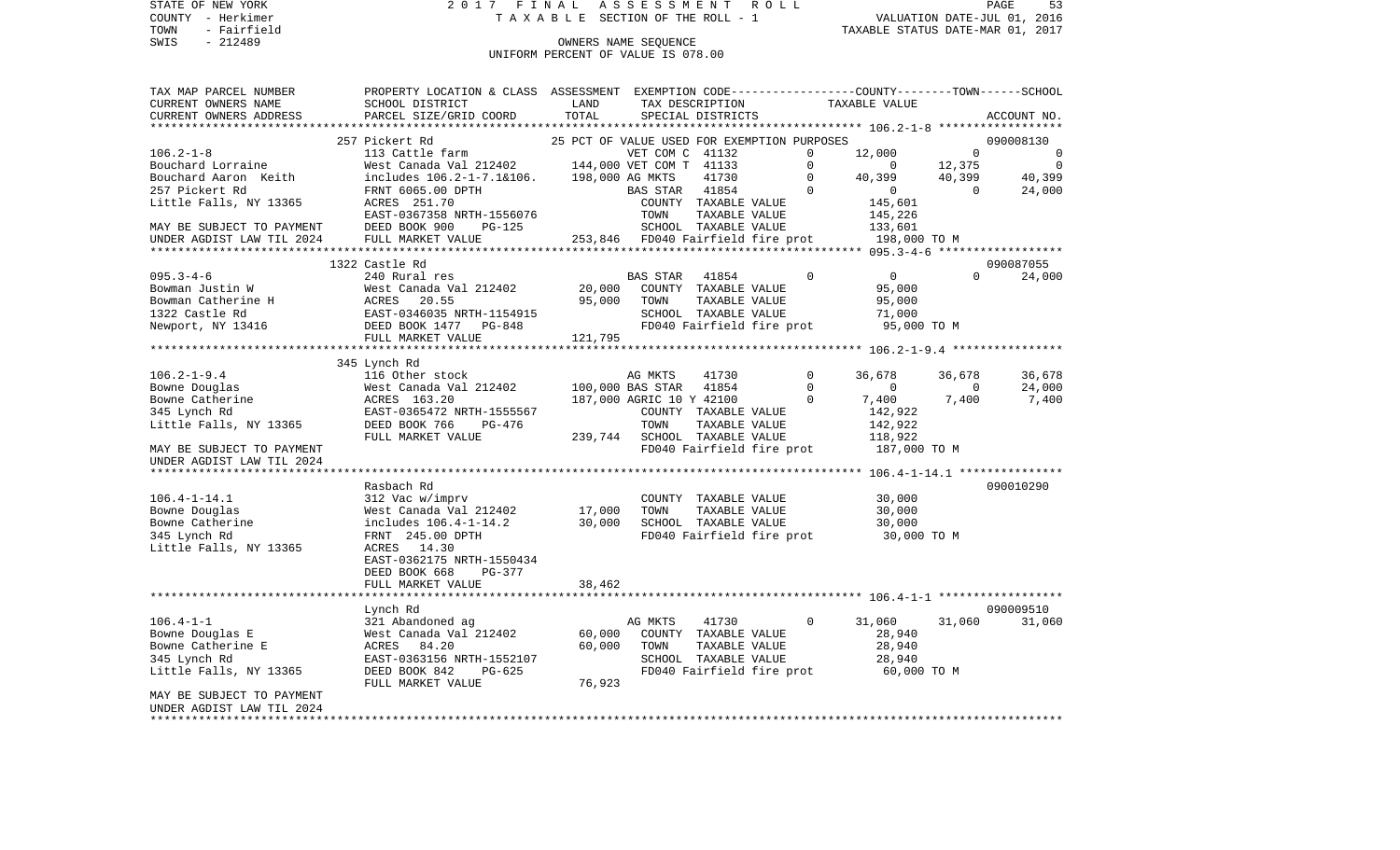STATE OF NEW YORK 2017 FINAL ASSESSMENT ROLL
COUNTY - Herkimer TAXABLE SECTION OF THE ROLL - 1 VALUATION DATE-JUL 01, 2016
TOWN - Fairfield TAXABLE STATUS DATE-MAR 01, 2017
SWIS - 212489 OWNERS NAME SEQUENCE
UNIFORM PERCENT OF VALUE IS 078.00

```
TAX MAP PARCEL NUMBER      PROPERTY LOCATION & CLASS  ASSESSMENT  EXEMPTION CODE-----------------COUNTY--------TOWN------SCHOOL
CURRENT OWNERS NAME        SCHOOL DISTRICT            LAND        TAX DESCRIPTION              TAXABLE VALUE
CURRENT OWNERS ADDRESS     PARCEL SIZE/GRID COORD     TOTAL       SPECIAL DISTRICTS                                    ACCOUNT NO.
****************************************************************************************** 106.2-1-8 ******************
                           257 Pickert Rd                          25 PCT OF VALUE USED FOR EXEMPTION PURPOSES         090008130
106.2-1-8                  113 Cattle farm                      VET COM C  41132        0     12,000          0            0
Bouchard Lorraine          West Canada Val 212402   144,000 VET COM T  41133        0          0     12,375            0
Bouchard Aaron  Keith      includes 106.2-1-7.1&106.   198,000 AG MKTS    41730        0     40,399     40,399       40,399
257 Pickert Rd             FRNT 6065.00 DPTH                    BAS STAR   41854        0          0          0       24,000
Little Falls, NY 13365     ACRES  251.70                         COUNTY  TAXABLE VALUE          145,601
                           EAST-0367358 NRTH-1556076             TOWN    TAXABLE VALUE          145,226
MAY BE SUBJECT TO PAYMENT  DEED BOOK 900    PG-125               SCHOOL  TAXABLE VALUE          133,601
UNDER AGDIST LAW TIL 2024  FULL MARKET VALUE        253,846     FD040 Fairfield fire prot      198,000 TO M
****************************************************************************************** 095.3-4-6 ******************
                           1322 Castle Rd                                                                      090087055
095.3-4-6                  240 Rural res                        BAS STAR   41854        0          0          0       24,000
Bowman Justin W            West Canada Val 212402    20,000    COUNTY  TAXABLE VALUE           95,000
Bowman Catherine H         ACRES  20.55               95,000    TOWN    TAXABLE VALUE           95,000
1322 Castle Rd             EAST-0346035 NRTH-1154915             SCHOOL  TAXABLE VALUE           71,000
Newport, NY 13416          DEED BOOK 1477   PG-848               FD040 Fairfield fire prot       95,000 TO M
                           FULL MARKET VALUE        121,795
****************************************************************************************** 106.2-1-9.4 ****************
                           345 Lynch Rd
106.2-1-9.4                116 Other stock                      AG MKTS    41730        0     36,678     36,678       36,678
Bowne Douglas              West Canada Val 212402   100,000 BAS STAR   41854        0          0          0       24,000
Bowne Catherine            ACRES  163.20            187,000 AGRIC 10 Y 42100        0      7,400      7,400        7,400
345 Lynch Rd               EAST-0365472 NRTH-1555567             COUNTY  TAXABLE VALUE          142,922
Little Falls, NY 13365     DEED BOOK 766    PG-476               TOWN    TAXABLE VALUE          142,922
                           FULL MARKET VALUE        239,744     SCHOOL  TAXABLE VALUE          118,922
MAY BE SUBJECT TO PAYMENT                                        FD040 Fairfield fire prot      187,000 TO M
UNDER AGDIST LAW TIL 2024
****************************************************************************************** 106.4-1-14.1 ***************
                           Rasbach Rd                                                                          090010290
106.4-1-14.1               312 Vac w/imprv                       COUNTY  TAXABLE VALUE           30,000
Bowne Douglas              West Canada Val 212402    17,000    TOWN    TAXABLE VALUE           30,000
Bowne Catherine            includes 106.4-1-14.2      30,000    SCHOOL  TAXABLE VALUE           30,000
345 Lynch Rd               FRNT 245.00 DPTH                      FD040 Fairfield fire prot       30,000 TO M
Little Falls, NY 13365     ACRES  14.30
                           EAST-0362175 NRTH-1550434
                           DEED BOOK 668    PG-377
                           FULL MARKET VALUE         38,462
****************************************************************************************** 106.4-1-1 ******************
                           Lynch Rd                                                                            090009510
106.4-1-1                  321 Abandoned ag                     AG MKTS    41730        0     31,060     31,060       31,060
Bowne Douglas E            West Canada Val 212402    60,000    COUNTY  TAXABLE VALUE           28,940
Bowne Catherine E          ACRES  84.20               60,000    TOWN    TAXABLE VALUE           28,940
345 Lynch Rd               EAST-0363156 NRTH-1552107             SCHOOL  TAXABLE VALUE           28,940
Little Falls, NY 13365     DEED BOOK 842    PG-625               FD040 Fairfield fire prot       60,000 TO M
                           FULL MARKET VALUE         76,923
MAY BE SUBJECT TO PAYMENT
UNDER AGDIST LAW TIL 2024
************************************************************************************************************************
```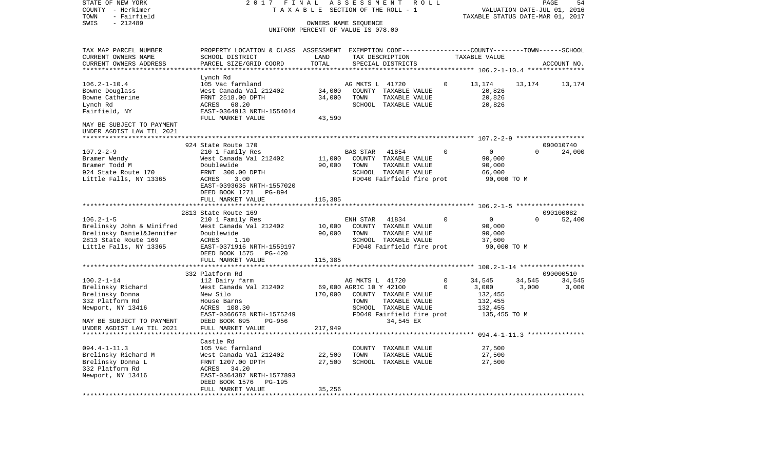STATE OF NEW YORK
COUNTY - Herkimer
TOWN - Fairfield
SWIS - 212489

2017 FINAL ASSESSMENT ROLL
TAXABLE SECTION OF THE ROLL - 1
OWNERS NAME SEQUENCE
UNIFORM PERCENT OF VALUE IS 078.00

VALUATION DATE-JUL 01, 2016
TAXABLE STATUS DATE-MAR 01, 2017

```
TAX MAP PARCEL NUMBER     PROPERTY LOCATION & CLASS  ASSESSMENT  EXEMPTION CODE-----------------COUNTY--------TOWN------SCHOOL
CURRENT OWNERS NAME       SCHOOL DISTRICT               LAND      TAX DESCRIPTION            TAXABLE VALUE
CURRENT OWNERS ADDRESS    PARCEL SIZE/GRID COORD       TOTAL      SPECIAL DISTRICTS                                  ACCOUNT NO.
******************************************************************************************** 106.2-1-10.4 ***************
                          Lynch Rd
106.2-1-10.4              105 Vac farmland                    AG MKTS L  41720          0      13,174     13,174     13,174
Bowne Douglass            West Canada Val 212402    34,000    COUNTY  TAXABLE VALUE            20,826
Bowne Catherine           FRNT 2518.00 DPTH         34,000    TOWN    TAXABLE VALUE            20,826
Lynch Rd                  ACRES   68.20                       SCHOOL  TAXABLE VALUE            20,826
Fairfield, NY             EAST-0364913 NRTH-1554014
                          FULL MARKET VALUE         43,590
MAY BE SUBJECT TO PAYMENT
UNDER AGDIST LAW TIL 2021
******************************************************************************************** 107.2-2-9 ******************
                          924 State Route 170                                                                090010740
107.2-2-9                 210 1 Family Res                    BAS STAR   41854          0           0          0     24,000
Bramer Wendy              West Canada Val 212402    11,000    COUNTY  TAXABLE VALUE            90,000
Bramer Todd M             Doublewide                90,000    TOWN    TAXABLE VALUE            90,000
924 State Route 170       FRNT  300.00 DPTH                   SCHOOL  TAXABLE VALUE            66,000
Little Falls, NY 13365    ACRES    3.00                       FD040 Fairfield fire prot        90,000 TO M
                          EAST-0393635 NRTH-1557020
                          DEED BOOK 1271   PG-894
                          FULL MARKET VALUE        115,385
******************************************************************************************** 106.2-1-5 ******************
                          2813 State Route 169                                                               090100082
106.2-1-5                 210 1 Family Res                    ENH STAR   41834          0           0          0     52,400
Brelinsky John & Winifred West Canada Val 212402    10,000    COUNTY  TAXABLE VALUE            90,000
Brelinsky Daniel&Jennifer Doublewide                90,000    TOWN    TAXABLE VALUE            90,000
2813 State Route 169      ACRES    1.10                       SCHOOL  TAXABLE VALUE            37,600
Little Falls, NY 13365    EAST-0371916 NRTH-1559197           FD040 Fairfield fire prot        90,000 TO M
                          DEED BOOK 1575   PG-420
                          FULL MARKET VALUE        115,385
******************************************************************************************** 100.2-1-14 *****************
                          332 Platform Rd                                                                    090000510
100.2-1-14                112 Dairy farm                      AG MKTS L  41720          0      34,545     34,545     34,545
Brelinsky Richard         West Canada Val 212402    69,000 AGRIC 10 Y 42100             0       3,000      3,000      3,000
Brelinsky Donna           New Silo                 170,000    COUNTY  TAXABLE VALUE           132,455
332 Platform Rd           House Barns                         TOWN    TAXABLE VALUE           132,455
Newport, NY 13416         ACRES  108.30                       SCHOOL  TAXABLE VALUE           132,455
                          EAST-0366678 NRTH-1575249           FD040 Fairfield fire prot       135,455 TO M
MAY BE SUBJECT TO PAYMENT DEED BOOK 695    PG-956                        34,545 EX
UNDER AGDIST LAW TIL 2021 FULL MARKET VALUE        217,949
******************************************************************************************** 094.4-1-11.3 ***************
                          Castle Rd
094.4-1-11.3              105 Vac farmland                    COUNTY  TAXABLE VALUE            27,500
Brelinsky Richard M       West Canada Val 212402    22,500    TOWN    TAXABLE VALUE            27,500
Brelinsky Donna L         FRNT 1207.00 DPTH         27,500    SCHOOL  TAXABLE VALUE            27,500
332 Platform Rd           ACRES   34.20
Newport, NY 13416         EAST-0364387 NRTH-1577893
                          DEED BOOK 1576   PG-195
                          FULL MARKET VALUE         35,256
****************************************************************************************************************************
```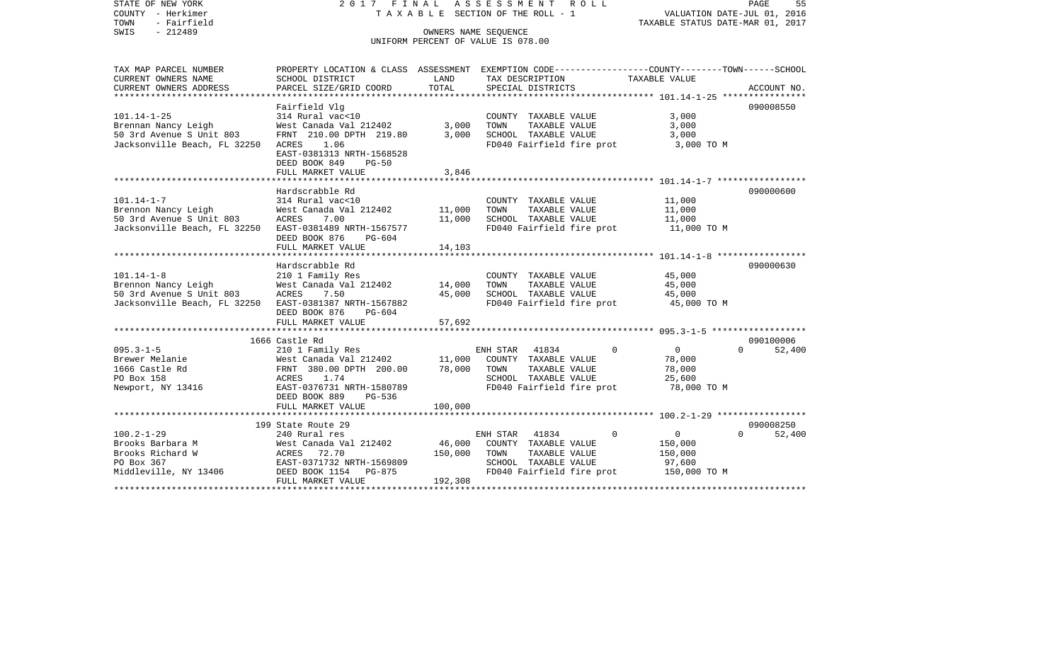STATE OF NEW YORK
COUNTY - Herkimer
TOWN - Fairfield
SWIS - 212489

2 0 1 7 F I N A L A S S E S S M E N T R O L L
T A X A B L E SECTION OF THE ROLL - 1
OWNERS NAME SEQUENCE
UNIFORM PERCENT OF VALUE IS 078.00

VALUATION DATE-JUL 01, 2016
TAXABLE STATUS DATE-MAR 01, 2017

| TAX MAP PARCEL NUMBER<br>CURRENT OWNERS NAME<br>CURRENT OWNERS ADDRESS | PROPERTY LOCATION & CLASS<br>SCHOOL DISTRICT<br>PARCEL SIZE/GRID COORD | ASSESSMENT LAND | TOTAL | EXEMPTION CODE<br>TAX DESCRIPTION<br>SPECIAL DISTRICTS | COUNTY / TOWN TAXABLE VALUE | SCHOOL | ACCOUNT NO. |
|---|---|---|---|---|---|---|---|
| **101.14-1-25** | Fairfield Vlg | | | | | | 090008550 |
| 101.14-1-25 | 314 Rural vac<10 | | | COUNTY TAXABLE VALUE | 3,000 | | |
| Brennan Nancy Leigh | West Canada Val 212402 | 3,000 | | TOWN TAXABLE VALUE | 3,000 | | |
| 50 3rd Avenue S Unit 803 | FRNT 210.00 DPTH 219.80 | | 3,000 | SCHOOL TAXABLE VALUE | 3,000 | | |
| Jacksonville Beach, FL 32250 | ACRES 1.06 | | | FD040 Fairfield fire prot | 3,000 TO M | | |
| | EAST-0381313 NRTH-1568528 | | | | | | |
| | DEED BOOK 849 PG-50 | | | | | | |
| | FULL MARKET VALUE | | 3,846 | | | | |
| **101.14-1-7** | Hardscrabble Rd | | | | | | 090000600 |
| 101.14-1-7 | 314 Rural vac<10 | | | COUNTY TAXABLE VALUE | 11,000 | | |
| Brennon Nancy Leigh | West Canada Val 212402 | 11,000 | | TOWN TAXABLE VALUE | 11,000 | | |
| 50 3rd Avenue S Unit 803 | ACRES 7.00 | | 11,000 | SCHOOL TAXABLE VALUE | 11,000 | | |
| Jacksonville Beach, FL 32250 | EAST-0381489 NRTH-1567577 | | | FD040 Fairfield fire prot | 11,000 TO M | | |
| | DEED BOOK 876 PG-604 | | | | | | |
| | FULL MARKET VALUE | | 14,103 | | | | |
| **101.14-1-8** | Hardscrabble Rd | | | | | | 090000630 |
| 101.14-1-8 | 210 1 Family Res | | | COUNTY TAXABLE VALUE | 45,000 | | |
| Brennon Nancy Leigh | West Canada Val 212402 | 14,000 | | TOWN TAXABLE VALUE | 45,000 | | |
| 50 3rd Avenue S Unit 803 | ACRES 7.50 | | 45,000 | SCHOOL TAXABLE VALUE | 45,000 | | |
| Jacksonville Beach, FL 32250 | EAST-0381387 NRTH-1567882 | | | FD040 Fairfield fire prot | 45,000 TO M | | |
| | DEED BOOK 876 PG-604 | | | | | | |
| | FULL MARKET VALUE | | 57,692 | | | | |
| **095.3-1-5** | 1666 Castle Rd | | | | | | 090100006 |
| 095.3-1-5 | 210 1 Family Res | | | ENH STAR 41834 | 0 0 | 0 52,400 | |
| Brewer Melanie | West Canada Val 212402 | 11,000 | | COUNTY TAXABLE VALUE | 78,000 | | |
| 1666 Castle Rd | FRNT 380.00 DPTH 200.00 | | 78,000 | TOWN TAXABLE VALUE | 78,000 | | |
| PO Box 158 | ACRES 1.74 | | | SCHOOL TAXABLE VALUE | 25,600 | | |
| Newport, NY 13416 | EAST-0376731 NRTH-1580789 | | | FD040 Fairfield fire prot | 78,000 TO M | | |
| | DEED BOOK 889 PG-536 | | | | | | |
| | FULL MARKET VALUE | | 100,000 | | | | |
| **100.2-1-29** | 199 State Route 29 | | | | | | 090008250 |
| 100.2-1-29 | 240 Rural res | | | ENH STAR 41834 | 0 0 | 0 52,400 | |
| Brooks Barbara M | West Canada Val 212402 | 46,000 | | COUNTY TAXABLE VALUE | 150,000 | | |
| Brooks Richard W | ACRES 72.70 | | 150,000 | TOWN TAXABLE VALUE | 150,000 | | |
| PO Box 367 | EAST-0371732 NRTH-1569809 | | | SCHOOL TAXABLE VALUE | 97,600 | | |
| Middleville, NY 13406 | DEED BOOK 1154 PG-875 | | | FD040 Fairfield fire prot | 150,000 TO M | | |
| | FULL MARKET VALUE | | 192,308 | | | | |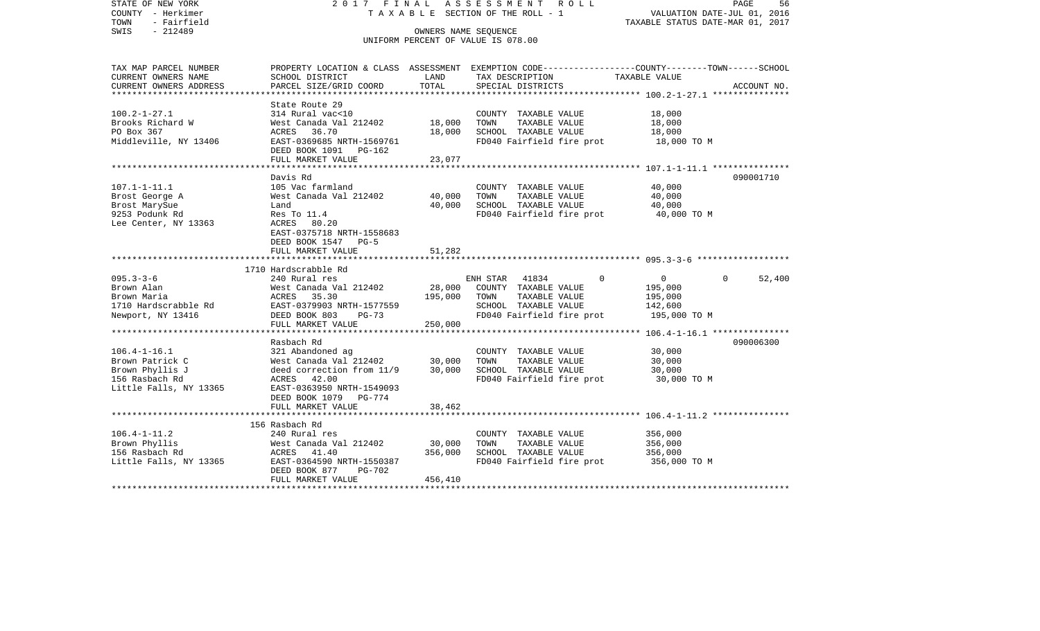STATE OF NEW YORK 2 0 1 7 F I N A L A S S E S S M E N T R O L L
COUNTY - Herkimer T A X A B L E SECTION OF THE ROLL - 1 VALUATION DATE-JUL 01, 2016
TOWN - Fairfield TAXABLE STATUS DATE-MAR 01, 2017
SWIS - 212489 OWNERS NAME SEQUENCE
UNIFORM PERCENT OF VALUE IS 078.00

```
TAX MAP PARCEL NUMBER     PROPERTY LOCATION & CLASS  ASSESSMENT  EXEMPTION CODE-----------------COUNTY--------TOWN------SCHOOL
CURRENT OWNERS NAME       SCHOOL DISTRICT             LAND       TAX DESCRIPTION               TAXABLE VALUE
CURRENT OWNERS ADDRESS    PARCEL SIZE/GRID COORD      TOTAL      SPECIAL DISTRICTS                                    ACCOUNT NO.
******************************************************************************************************* 100.2-1-27.1 ***************
                          State Route 29
100.2-1-27.1              314 Rural vac<10                       COUNTY  TAXABLE VALUE            18,000
Brooks Richard W          West Canada Val 212402      18,000     TOWN    TAXABLE VALUE            18,000
PO Box 367                ACRES   36.70               18,000     SCHOOL  TAXABLE VALUE            18,000
Middleville, NY 13406     EAST-0369685 NRTH-1569761              FD040 Fairfield fire prot         18,000 TO M
                          DEED BOOK 1091   PG-162
                          FULL MARKET VALUE           23,077
******************************************************************************************************* 107.1-1-11.1 ***************
                          Davis Rd                                                                                  090001710
107.1-1-11.1              105 Vac farmland                       COUNTY  TAXABLE VALUE            40,000
Brost George A            West Canada Val 212402      40,000     TOWN    TAXABLE VALUE            40,000
Brost MarySue             Land                        40,000     SCHOOL  TAXABLE VALUE            40,000
9253 Podunk Rd            Res To 11.4                            FD040 Fairfield fire prot         40,000 TO M
Lee Center, NY 13363      ACRES   80.20
                          EAST-0375718 NRTH-1558683
                          DEED BOOK 1547   PG-5
                          FULL MARKET VALUE           51,282
******************************************************************************************************* 095.3-3-6 ******************
                          1710 Hardscrabble Rd
095.3-3-6                 240 Rural res                          ENH STAR  41834          0            0            0      52,400
Brown Alan                West Canada Val 212402      28,000     COUNTY  TAXABLE VALUE           195,000
Brown Maria               ACRES   35.30              195,000     TOWN    TAXABLE VALUE           195,000
1710 Hardscrabble Rd      EAST-0379903 NRTH-1577559              SCHOOL  TAXABLE VALUE           142,600
Newport, NY 13416         DEED BOOK 803    PG-73                 FD040 Fairfield fire prot        195,000 TO M
                          FULL MARKET VALUE          250,000
******************************************************************************************************* 106.4-1-16.1 ***************
                          Rasbach Rd                                                                                090006300
106.4-1-16.1              321 Abandoned ag                       COUNTY  TAXABLE VALUE            30,000
Brown Patrick C           West Canada Val 212402      30,000     TOWN    TAXABLE VALUE            30,000
Brown Phyllis J           deed correction from 11/9   30,000     SCHOOL  TAXABLE VALUE            30,000
156 Rasbach Rd            ACRES   42.00                          FD040 Fairfield fire prot         30,000 TO M
Little Falls, NY 13365    EAST-0363950 NRTH-1549093
                          DEED BOOK 1079   PG-774
                          FULL MARKET VALUE           38,462
******************************************************************************************************* 106.4-1-11.2 ***************
                          156 Rasbach Rd
106.4-1-11.2              240 Rural res                          COUNTY  TAXABLE VALUE           356,000
Brown Phyllis             West Canada Val 212402      30,000     TOWN    TAXABLE VALUE           356,000
156 Rasbach Rd            ACRES   41.40              356,000     SCHOOL  TAXABLE VALUE           356,000
Little Falls, NY 13365    EAST-0364590 NRTH-1550387              FD040 Fairfield fire prot        356,000 TO M
                          DEED BOOK 877    PG-702
                          FULL MARKET VALUE          456,410
************************************************************************************************************************************
```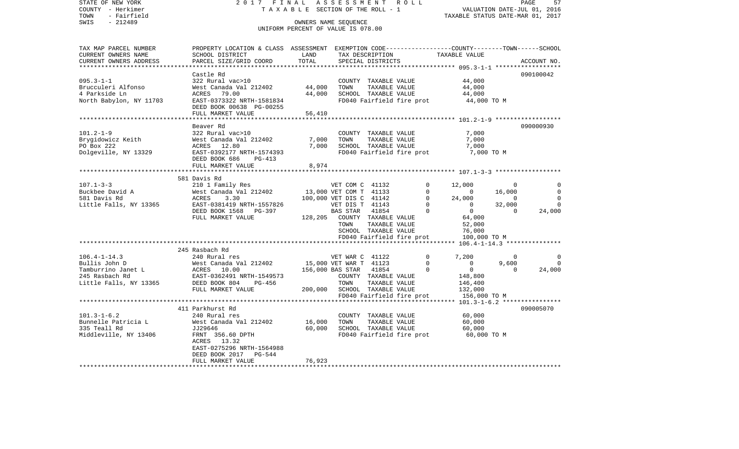STATE OF NEW YORK 2 0 1 7 F I N A L A S S E S S M E N T R O L L
COUNTY - Herkimer T A X A B L E SECTION OF THE ROLL - 1 VALUATION DATE-JUL 01, 2016
TOWN - Fairfield TAXABLE STATUS DATE-MAR 01, 2017
SWIS - 212489 OWNERS NAME SEQUENCE
UNIFORM PERCENT OF VALUE IS 078.00

```
TAX MAP PARCEL NUMBER     PROPERTY LOCATION & CLASS  ASSESSMENT  EXEMPTION CODE-----------------COUNTY--------TOWN------SCHOOL
CURRENT OWNERS NAME       SCHOOL DISTRICT             LAND       TAX DESCRIPTION              TAXABLE VALUE
CURRENT OWNERS ADDRESS    PARCEL SIZE/GRID COORD      TOTAL      SPECIAL DISTRICTS                                         ACCOUNT NO.
******************************************************************************************** 095.3-1-1 ******************
                          Castle Rd                                                                                   090100042
095.3-1-1                 322 Rural vac>10                       COUNTY  TAXABLE VALUE            44,000
Brucculeri Alfonso        West Canada Val 212402      44,000     TOWN    TAXABLE VALUE            44,000
4 Parkside Ln             ACRES   79.00               44,000     SCHOOL  TAXABLE VALUE            44,000
North Babylon, NY 11703   EAST-0373322 NRTH-1581834              FD040 Fairfield fire prot         44,000 TO M
                          DEED BOOK 00638 PG-00255
                          FULL MARKET VALUE           56,410
******************************************************************************************** 101.2-1-9 ******************
                          Beaver Rd                                                                                   090000930
101.2-1-9                 322 Rural vac>10                       COUNTY  TAXABLE VALUE             7,000
Brygidowicz Keith         West Canada Val 212402       7,000     TOWN    TAXABLE VALUE             7,000
PO Box 222                ACRES   12.80                7,000     SCHOOL  TAXABLE VALUE             7,000
Dolgeville, NY 13329      EAST-0392177 NRTH-1574393              FD040 Fairfield fire prot          7,000 TO M
                          DEED BOOK 686    PG-413
                          FULL MARKET VALUE            8,974
******************************************************************************************** 107.1-3-3 ******************
                          581 Davis Rd
107.1-3-3                 210 1 Family Res                       VET COM C  41132          0     12,000          0          0
Buckbee David A           West Canada Val 212402      13,000 VET COM T  41133          0          0     16,000          0
581 Davis Rd              ACRES    3.30              100,000 VET DIS C  41142          0     24,000          0          0
Little Falls, NY 13365    EAST-0381419 NRTH-1557826              VET DIS T  41143          0          0     32,000          0
                          DEED BOOK 1568   PG-397                BAS STAR   41854          0          0          0     24,000
                          FULL MARKET VALUE          128,205     COUNTY  TAXABLE VALUE            64,000
                                                                 TOWN    TAXABLE VALUE            52,000
                                                                 SCHOOL  TAXABLE VALUE            76,000
                                                                 FD040 Fairfield fire prot        100,000 TO M
******************************************************************************************** 106.4-1-14.3 ***************
                          245 Rasbach Rd
106.4-1-14.3              240 Rural res                          VET WAR C  41122          0      7,200          0          0
Bullis John D             West Canada Val 212402      15,000 VET WAR T  41123          0          0      9,600          0
Tamburrino Janet L        ACRES   10.00              156,000 BAS STAR   41854          0          0          0     24,000
245 Rasbach Rd            EAST-0362491 NRTH-1549573              COUNTY  TAXABLE VALUE           148,800
Little Falls, NY 13365    DEED BOOK 804    PG-456                TOWN    TAXABLE VALUE           146,400
                          FULL MARKET VALUE          200,000     SCHOOL  TAXABLE VALUE           132,000
                                                                 FD040 Fairfield fire prot        156,000 TO M
******************************************************************************************** 101.3-1-6.2 ****************
                          411 Parkhurst Rd                                                                            090005070
101.3-1-6.2               240 Rural res                          COUNTY  TAXABLE VALUE            60,000
Bunnelle Patricia L       West Canada Val 212402      16,000     TOWN    TAXABLE VALUE            60,000
335 Teall Rd              JJ29646                     60,000     SCHOOL  TAXABLE VALUE            60,000
Middleville, NY 13406     FRNT 356.60 DPTH                       FD040 Fairfield fire prot         60,000 TO M
                          ACRES   13.32
                          EAST-0275296 NRTH-1564988
                          DEED BOOK 2017   PG-544
                          FULL MARKET VALUE           76,923
************************************************************************************************************************
```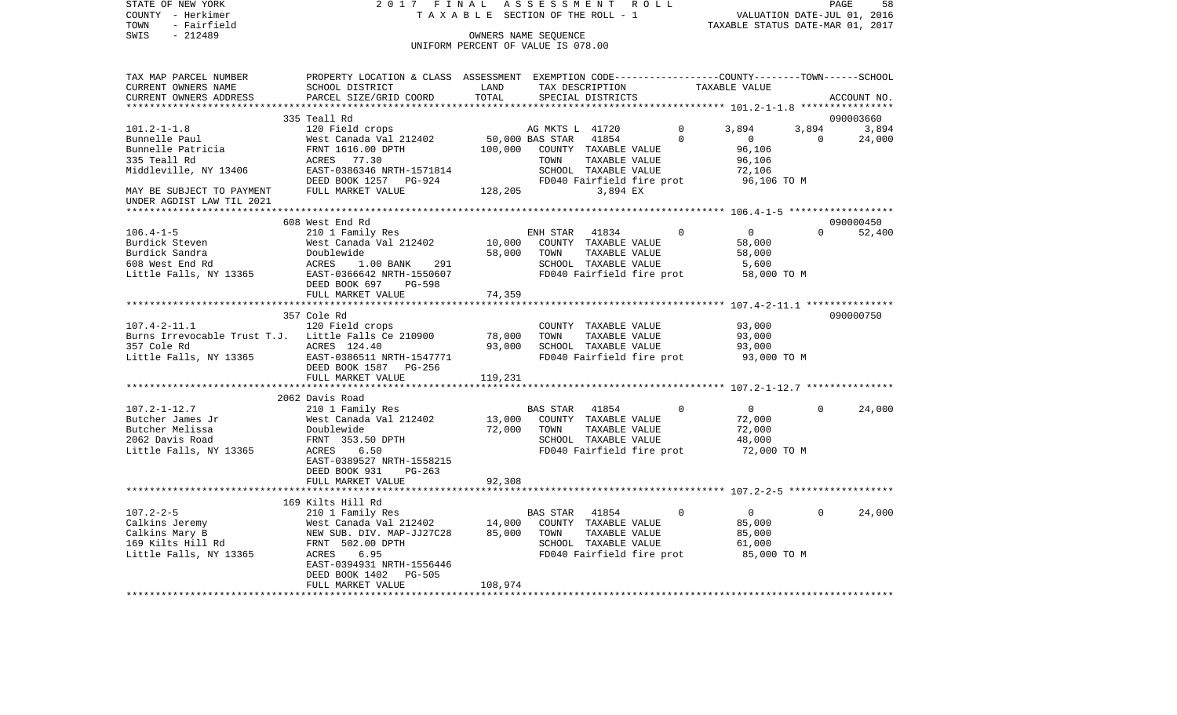STATE OF NEW YORK — 2017 FINAL ASSESSMENT ROLL — TAXABLE SECTION OF THE ROLL - 1 — VALUATION DATE-JUL 01, 2016
COUNTY - Herkimer — TAXABLE STATUS DATE-MAR 01, 2017
TOWN - Fairfield — OWNERS NAME SEQUENCE
SWIS - 212489 — UNIFORM PERCENT OF VALUE IS 078.00

```
TAX MAP PARCEL NUMBER          PROPERTY LOCATION & CLASS  ASSESSMENT  EXEMPTION CODE------------------COUNTY--------TOWN------SCHOOL
CURRENT OWNERS NAME            SCHOOL DISTRICT              LAND      TAX DESCRIPTION               TAXABLE VALUE
CURRENT OWNERS ADDRESS         PARCEL SIZE/GRID COORD      TOTAL      SPECIAL DISTRICTS                                      ACCOUNT NO.
******************************************************************************************************* 101.2-1-1.8 ****************
                               335 Teall Rd                                                                               090003660
101.2-1-1.8                    120 Field crops                        AG MKTS L  41720          0       3,894      3,894      3,894
Bunnelle Paul                  West Canada Val 212402       50,000 BAS STAR   41854          0           0          0     24,000
Bunnelle Patricia              FRNT 1616.00 DPTH           100,000    COUNTY  TAXABLE VALUE              96,106
335 Teall Rd                   ACRES   77.30                          TOWN    TAXABLE VALUE              96,106
Middleville, NY 13406          EAST-0386346 NRTH-1571814              SCHOOL  TAXABLE VALUE              72,106
                               DEED BOOK 1257   PG-924                FD040 Fairfield fire prot          96,106 TO M
MAY BE SUBJECT TO PAYMENT      FULL MARKET VALUE           128,205            3,894 EX
UNDER AGDIST LAW TIL 2021
******************************************************************************************************* 106.4-1-5 ******************
                               608 West End Rd                                                                            090000450
106.4-1-5                      210 1 Family Res                       ENH STAR   41834          0           0          0     52,400
Burdick Steven                 West Canada Val 212402       10,000    COUNTY  TAXABLE VALUE              58,000
Burdick Sandra                 Doublewide                   58,000    TOWN    TAXABLE VALUE              58,000
608 West End Rd                ACRES    1.00 BANK     291             SCHOOL  TAXABLE VALUE               5,600
Little Falls, NY 13365         EAST-0366642 NRTH-1550607              FD040 Fairfield fire prot          58,000 TO M
                               DEED BOOK 697    PG-598
                               FULL MARKET VALUE            74,359
******************************************************************************************************* 107.4-2-11.1 ***************
                               357 Cole Rd                                                                                090000750
107.4-2-11.1                   120 Field crops                        COUNTY  TAXABLE VALUE              93,000
Burns Irrevocable Trust T.J.   Little Falls Ce 210900       78,000    TOWN    TAXABLE VALUE              93,000
357 Cole Rd                    ACRES  124.40                93,000    SCHOOL  TAXABLE VALUE              93,000
Little Falls, NY 13365         EAST-0386511 NRTH-1547771              FD040 Fairfield fire prot          93,000 TO M
                               DEED BOOK 1587   PG-256
                               FULL MARKET VALUE           119,231
******************************************************************************************************* 107.2-1-12.7 ***************
                               2062 Davis Road
107.2-1-12.7                   210 1 Family Res                       BAS STAR   41854          0           0          0     24,000
Butcher James Jr               West Canada Val 212402       13,000    COUNTY  TAXABLE VALUE              72,000
Butcher Melissa                Doublewide                   72,000    TOWN    TAXABLE VALUE              72,000
2062 Davis Road                FRNT  353.50 DPTH                      SCHOOL  TAXABLE VALUE              48,000
Little Falls, NY 13365         ACRES    6.50                          FD040 Fairfield fire prot          72,000 TO M
                               EAST-0389527 NRTH-1558215
                               DEED BOOK 931    PG-263
                               FULL MARKET VALUE            92,308
******************************************************************************************************* 107.2-2-5 ******************
                               169 Kilts Hill Rd
107.2-2-5                      210 1 Family Res                       BAS STAR   41854          0           0          0     24,000
Calkins Jeremy                 West Canada Val 212402       14,000    COUNTY  TAXABLE VALUE              85,000
Calkins Mary B                 NEW SUB. DIV. MAP-JJ27C28    85,000    TOWN    TAXABLE VALUE              85,000
169 Kilts Hill Rd              FRNT  502.00 DPTH                      SCHOOL  TAXABLE VALUE              61,000
Little Falls, NY 13365         ACRES    6.95                          FD040 Fairfield fire prot          85,000 TO M
                               EAST-0394931 NRTH-1556446
                               DEED BOOK 1402   PG-505
                               FULL MARKET VALUE           108,974
************************************************************************************************************************************
```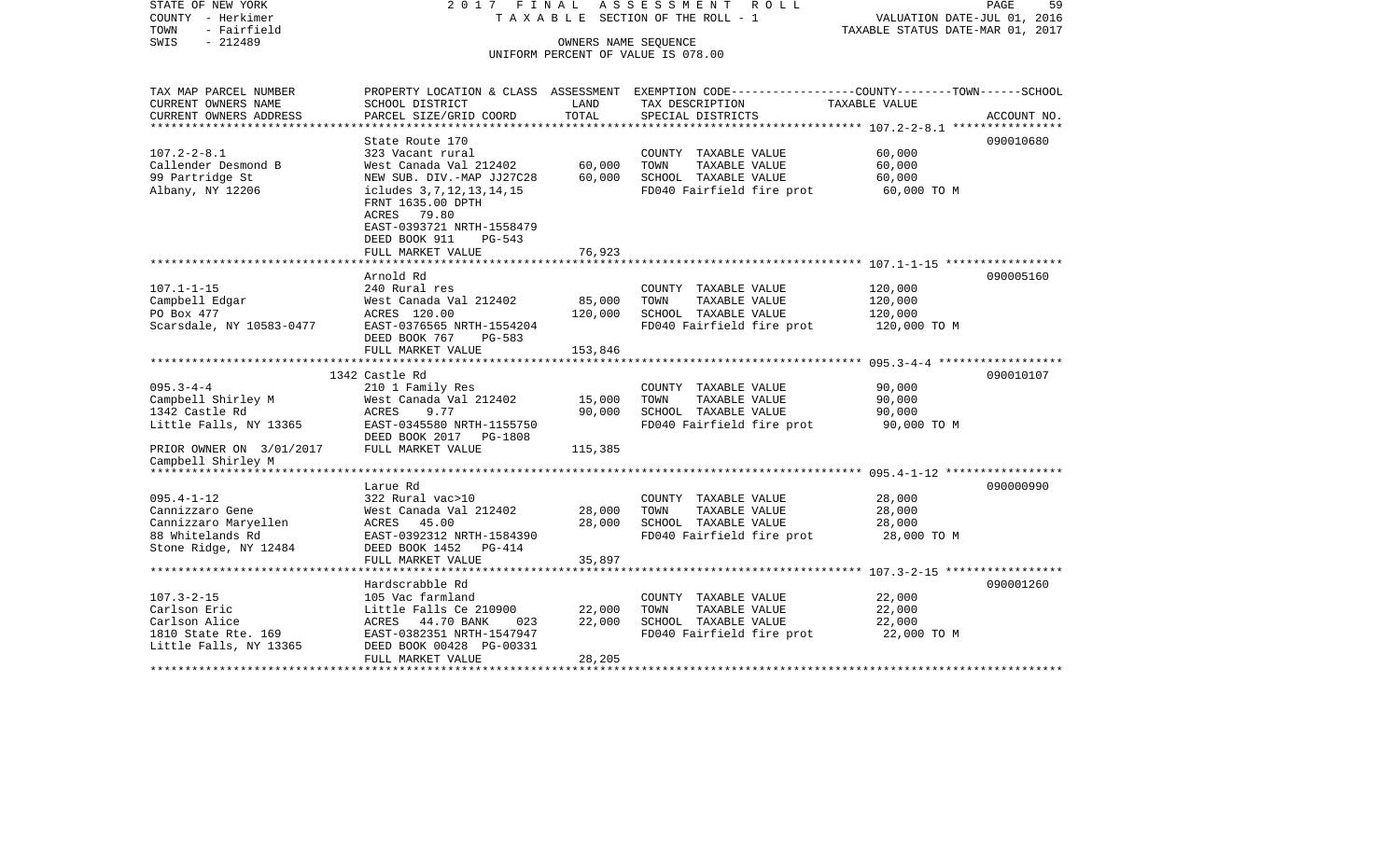STATE OF NEW YORK　　　2 0 1 7　F I N A L　A S S E S S M E N T　R O L L　　　PAGE 59
COUNTY - Herkimer　　　T A X A B L E SECTION OF THE ROLL - 1　　　VALUATION DATE-JUL 01, 2016
TOWN - Fairfield　　　TAXABLE STATUS DATE-MAR 01, 2017
SWIS - 212489　　　OWNERS NAME SEQUENCE
UNIFORM PERCENT OF VALUE IS 078.00

| TAX MAP PARCEL NUMBER<br>CURRENT OWNERS NAME<br>CURRENT OWNERS ADDRESS | PROPERTY LOCATION & CLASS<br>SCHOOL DISTRICT<br>PARCEL SIZE/GRID COORD | ASSESSMENT<br>LAND<br>TOTAL | EXEMPTION CODE-----COUNTY-----TOWN-----SCHOOL<br>TAX DESCRIPTION<br>SPECIAL DISTRICTS | TAXABLE VALUE | ACCOUNT NO. |
|---|---|---|---|---|---|
| 107.2-2-8.1 | State Route 170 | | | | 090010680 |
| | 323 Vacant rural | | COUNTY TAXABLE VALUE | 60,000 | |
| Callender Desmond B | West Canada Val 212402 | 60,000 | TOWN TAXABLE VALUE | 60,000 | |
| 99 Partridge St | NEW SUB. DIV.-MAP JJ27C28 | 60,000 | SCHOOL TAXABLE VALUE | 60,000 | |
| Albany, NY 12206 | icludes 3,7,12,13,14,15 | | FD040 Fairfield fire prot | 60,000 TO M | |
| | FRNT 1635.00 DPTH | | | | |
| | ACRES 79.80 | | | | |
| | EAST-0393721 NRTH-1558479 | | | | |
| | DEED BOOK 911 PG-543 | | | | |
| | FULL MARKET VALUE | 76,923 | | | |
| 107.1-1-15 | Arnold Rd | | | | 090005160 |
| | 240 Rural res | | COUNTY TAXABLE VALUE | 120,000 | |
| Campbell Edgar | West Canada Val 212402 | 85,000 | TOWN TAXABLE VALUE | 120,000 | |
| PO Box 477 | ACRES 120.00 | 120,000 | SCHOOL TAXABLE VALUE | 120,000 | |
| Scarsdale, NY 10583-0477 | EAST-0376565 NRTH-1554204 | | FD040 Fairfield fire prot | 120,000 TO M | |
| | DEED BOOK 767 PG-583 | | | | |
| | FULL MARKET VALUE | 153,846 | | | |
| 095.3-4-4 | 1342 Castle Rd | | | | 090010107 |
| | 210 1 Family Res | | COUNTY TAXABLE VALUE | 90,000 | |
| Campbell Shirley M | West Canada Val 212402 | 15,000 | TOWN TAXABLE VALUE | 90,000 | |
| 1342 Castle Rd | ACRES 9.77 | 90,000 | SCHOOL TAXABLE VALUE | 90,000 | |
| Little Falls, NY 13365 | EAST-0345580 NRTH-1155750 | | FD040 Fairfield fire prot | 90,000 TO M | |
| | DEED BOOK 2017 PG-1808 | | | | |
| PRIOR OWNER ON 3/01/2017 | FULL MARKET VALUE | 115,385 | | | |
| Campbell Shirley M | | | | | |
| 095.4-1-12 | Larue Rd | | | | 090000990 |
| | 322 Rural vac>10 | | COUNTY TAXABLE VALUE | 28,000 | |
| Cannizzaro Gene | West Canada Val 212402 | 28,000 | TOWN TAXABLE VALUE | 28,000 | |
| Cannizzaro Maryellen | ACRES 45.00 | 28,000 | SCHOOL TAXABLE VALUE | 28,000 | |
| 88 Whitelands Rd | EAST-0392312 NRTH-1584390 | | FD040 Fairfield fire prot | 28,000 TO M | |
| Stone Ridge, NY 12484 | DEED BOOK 1452 PG-414 | | | | |
| | FULL MARKET VALUE | 35,897 | | | |
| 107.3-2-15 | Hardscrabble Rd | | | | 090001260 |
| | 105 Vac farmland | | COUNTY TAXABLE VALUE | 22,000 | |
| Carlson Eric | Little Falls Ce 210900 | 22,000 | TOWN TAXABLE VALUE | 22,000 | |
| Carlson Alice | ACRES 44.70 BANK 023 | 22,000 | SCHOOL TAXABLE VALUE | 22,000 | |
| 1810 State Rte. 169 | EAST-0382351 NRTH-1547947 | | FD040 Fairfield fire prot | 22,000 TO M | |
| Little Falls, NY 13365 | DEED BOOK 00428 PG-00331 | | | | |
| | FULL MARKET VALUE | 28,205 | | | |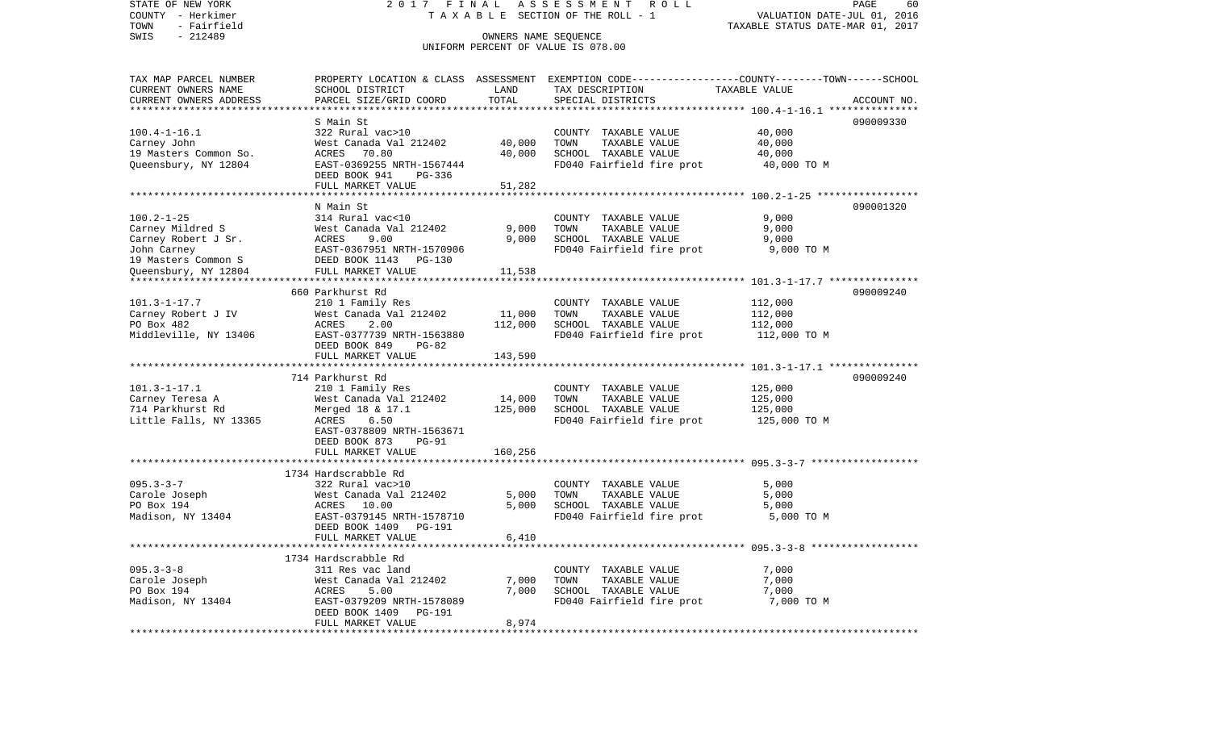STATE OF NEW YORK 2017 FINAL ASSESSMENT ROLL
COUNTY - Herkimer TAXABLE SECTION OF THE ROLL - 1 VALUATION DATE-JUL 01, 2016
TOWN - Fairfield TAXABLE STATUS DATE-MAR 01, 2017
SWIS - 212489 OWNERS NAME SEQUENCE
UNIFORM PERCENT OF VALUE IS 078.00

| TAX MAP PARCEL NUMBER / CURRENT OWNERS NAME / CURRENT OWNERS ADDRESS | PROPERTY LOCATION & CLASS / SCHOOL DISTRICT / PARCEL SIZE/GRID COORD | ASSESSMENT LAND | TOTAL | EXEMPTION CODE / TAX DESCRIPTION / SPECIAL DISTRICTS | TAXABLE VALUE (COUNTY--TOWN--SCHOOL) | ACCOUNT NO. |
|---|---|---|---|---|---|---|
| 100.4-1-16.1 | S Main St | | | | | 090009330 |
| | 322 Rural vac>10 | | | COUNTY TAXABLE VALUE | 40,000 | |
| Carney John | West Canada Val 212402 | 40,000 | | TOWN TAXABLE VALUE | 40,000 | |
| 19 Masters Common So. | ACRES 70.80 | | 40,000 | SCHOOL TAXABLE VALUE | 40,000 | |
| Queensbury, NY 12804 | EAST-0369255 NRTH-1567444 | | | FD040 Fairfield fire prot | 40,000 TO M | |
| | DEED BOOK 941 PG-336 | | | | | |
| | FULL MARKET VALUE | | 51,282 | | | |
| 100.2-1-25 | N Main St | | | | | 090001320 |
| | 314 Rural vac<10 | | | COUNTY TAXABLE VALUE | 9,000 | |
| Carney Mildred S | West Canada Val 212402 | 9,000 | | TOWN TAXABLE VALUE | 9,000 | |
| Carney Robert J Sr. | ACRES 9.00 | | 9,000 | SCHOOL TAXABLE VALUE | 9,000 | |
| John Carney | EAST-0367951 NRTH-1570906 | | | FD040 Fairfield fire prot | 9,000 TO M | |
| 19 Masters Common S | DEED BOOK 1143 PG-130 | | | | | |
| Queensbury, NY 12804 | FULL MARKET VALUE | | 11,538 | | | |
| 101.3-1-17.7 | 660 Parkhurst Rd | | | | | 090009240 |
| | 210 1 Family Res | | | COUNTY TAXABLE VALUE | 112,000 | |
| Carney Robert J IV | West Canada Val 212402 | 11,000 | | TOWN TAXABLE VALUE | 112,000 | |
| PO Box 482 | ACRES 2.00 | | 112,000 | SCHOOL TAXABLE VALUE | 112,000 | |
| Middleville, NY 13406 | EAST-0377739 NRTH-1563880 | | | FD040 Fairfield fire prot | 112,000 TO M | |
| | DEED BOOK 849 PG-82 | | | | | |
| | FULL MARKET VALUE | | 143,590 | | | |
| 101.3-1-17.1 | 714 Parkhurst Rd | | | | | 090009240 |
| | 210 1 Family Res | | | COUNTY TAXABLE VALUE | 125,000 | |
| Carney Teresa A | West Canada Val 212402 | 14,000 | | TOWN TAXABLE VALUE | 125,000 | |
| 714 Parkhurst Rd | Merged 18 & 17.1 | | 125,000 | SCHOOL TAXABLE VALUE | 125,000 | |
| Little Falls, NY 13365 | ACRES 6.50 | | | FD040 Fairfield fire prot | 125,000 TO M | |
| | EAST-0378809 NRTH-1563671 | | | | | |
| | DEED BOOK 873 PG-91 | | | | | |
| | FULL MARKET VALUE | | 160,256 | | | |
| 095.3-3-7 | 1734 Hardscrabble Rd | | | | | |
| | 322 Rural vac>10 | | | COUNTY TAXABLE VALUE | 5,000 | |
| Carole Joseph | West Canada Val 212402 | 5,000 | | TOWN TAXABLE VALUE | 5,000 | |
| PO Box 194 | ACRES 10.00 | | 5,000 | SCHOOL TAXABLE VALUE | 5,000 | |
| Madison, NY 13404 | EAST-0379145 NRTH-1578710 | | | FD040 Fairfield fire prot | 5,000 TO M | |
| | DEED BOOK 1409 PG-191 | | | | | |
| | FULL MARKET VALUE | | 6,410 | | | |
| 095.3-3-8 | 1734 Hardscrabble Rd | | | | | |
| | 311 Res vac land | | | COUNTY TAXABLE VALUE | 7,000 | |
| Carole Joseph | West Canada Val 212402 | 7,000 | | TOWN TAXABLE VALUE | 7,000 | |
| PO Box 194 | ACRES 5.00 | | 7,000 | SCHOOL TAXABLE VALUE | 7,000 | |
| Madison, NY 13404 | EAST-0379209 NRTH-1578089 | | | FD040 Fairfield fire prot | 7,000 TO M | |
| | DEED BOOK 1409 PG-191 | | | | | |
| | FULL MARKET VALUE | | 8,974 | | | |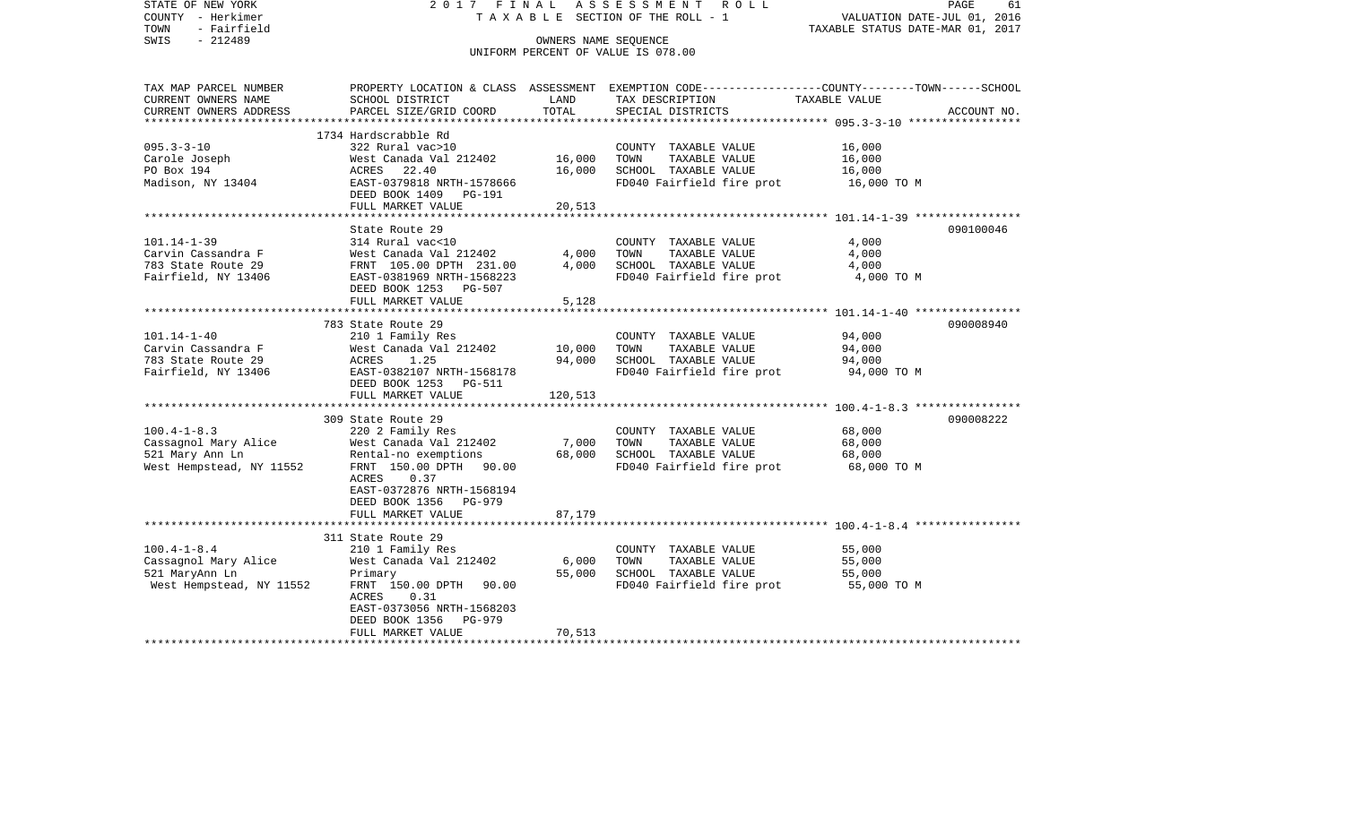STATE OF NEW YORK
COUNTY - Herkimer
TOWN - Fairfield
SWIS - 212489

2017 FINAL ASSESSMENT ROLL
TAXABLE SECTION OF THE ROLL - 1
OWNERS NAME SEQUENCE
UNIFORM PERCENT OF VALUE IS 078.00

VALUATION DATE-JUL 01, 2016
TAXABLE STATUS DATE-MAR 01, 2017

| TAX MAP PARCEL NUMBER / CURRENT OWNERS NAME / CURRENT OWNERS ADDRESS | PROPERTY LOCATION & CLASS / SCHOOL DISTRICT / PARCEL SIZE/GRID COORD | ASSESSMENT LAND | ASSESSMENT TOTAL | EXEMPTION CODE / TAX DESCRIPTION / SPECIAL DISTRICTS | COUNTY--------TOWN------SCHOOL TAXABLE VALUE | ACCOUNT NO. |
|---|---|---|---|---|---|---|
| **095.3-3-10** | 1734 Hardscrabble Rd | | | | | |
| 095.3-3-10 | 322 Rural vac>10 | | | COUNTY TAXABLE VALUE | 16,000 | |
| Carole Joseph | West Canada Val 212402 | 16,000 | | TOWN TAXABLE VALUE | 16,000 | |
| PO Box 194 | ACRES 22.40 | | 16,000 | SCHOOL TAXABLE VALUE | 16,000 | |
| Madison, NY 13404 | EAST-0379818 NRTH-1578666 | | | FD040 Fairfield fire prot | 16,000 TO M | |
| | DEED BOOK 1409 PG-191 | | | | | |
| | FULL MARKET VALUE | | 20,513 | | | |
| **101.14-1-39** | State Route 29 | | | | | 090100046 |
| 101.14-1-39 | 314 Rural vac<10 | | | COUNTY TAXABLE VALUE | 4,000 | |
| Carvin Cassandra F | West Canada Val 212402 | 4,000 | | TOWN TAXABLE VALUE | 4,000 | |
| 783 State Route 29 | FRNT 105.00 DPTH 231.00 | | 4,000 | SCHOOL TAXABLE VALUE | 4,000 | |
| Fairfield, NY 13406 | EAST-0381969 NRTH-1568223 | | | FD040 Fairfield fire prot | 4,000 TO M | |
| | DEED BOOK 1253 PG-507 | | | | | |
| | FULL MARKET VALUE | | 5,128 | | | |
| **101.14-1-40** | 783 State Route 29 | | | | | 090008940 |
| 101.14-1-40 | 210 1 Family Res | | | COUNTY TAXABLE VALUE | 94,000 | |
| Carvin Cassandra F | West Canada Val 212402 | 10,000 | | TOWN TAXABLE VALUE | 94,000 | |
| 783 State Route 29 | ACRES 1.25 | | 94,000 | SCHOOL TAXABLE VALUE | 94,000 | |
| Fairfield, NY 13406 | EAST-0382107 NRTH-1568178 | | | FD040 Fairfield fire prot | 94,000 TO M | |
| | DEED BOOK 1253 PG-511 | | | | | |
| | FULL MARKET VALUE | | 120,513 | | | |
| **100.4-1-8.3** | 309 State Route 29 | | | | | 090008222 |
| 100.4-1-8.3 | 220 2 Family Res | | | COUNTY TAXABLE VALUE | 68,000 | |
| Cassagnol Mary Alice | West Canada Val 212402 | 7,000 | | TOWN TAXABLE VALUE | 68,000 | |
| 521 Mary Ann Ln | Rental-no exemptions | | 68,000 | SCHOOL TAXABLE VALUE | 68,000 | |
| West Hempstead, NY 11552 | FRNT 150.00 DPTH 90.00 | | | FD040 Fairfield fire prot | 68,000 TO M | |
| | ACRES 0.37 | | | | | |
| | EAST-0372876 NRTH-1568194 | | | | | |
| | DEED BOOK 1356 PG-979 | | | | | |
| | FULL MARKET VALUE | | 87,179 | | | |
| **100.4-1-8.4** | 311 State Route 29 | | | | | |
| 100.4-1-8.4 | 210 1 Family Res | | | COUNTY TAXABLE VALUE | 55,000 | |
| Cassagnol Mary Alice | West Canada Val 212402 | 6,000 | | TOWN TAXABLE VALUE | 55,000 | |
| 521 MaryAnn Ln | Primary | | 55,000 | SCHOOL TAXABLE VALUE | 55,000 | |
| West Hempstead, NY 11552 | FRNT 150.00 DPTH 90.00 | | | FD040 Fairfield fire prot | 55,000 TO M | |
| | ACRES 0.31 | | | | | |
| | EAST-0373056 NRTH-1568203 | | | | | |
| | DEED BOOK 1356 PG-979 | | | | | |
| | FULL MARKET VALUE | | 70,513 | | | |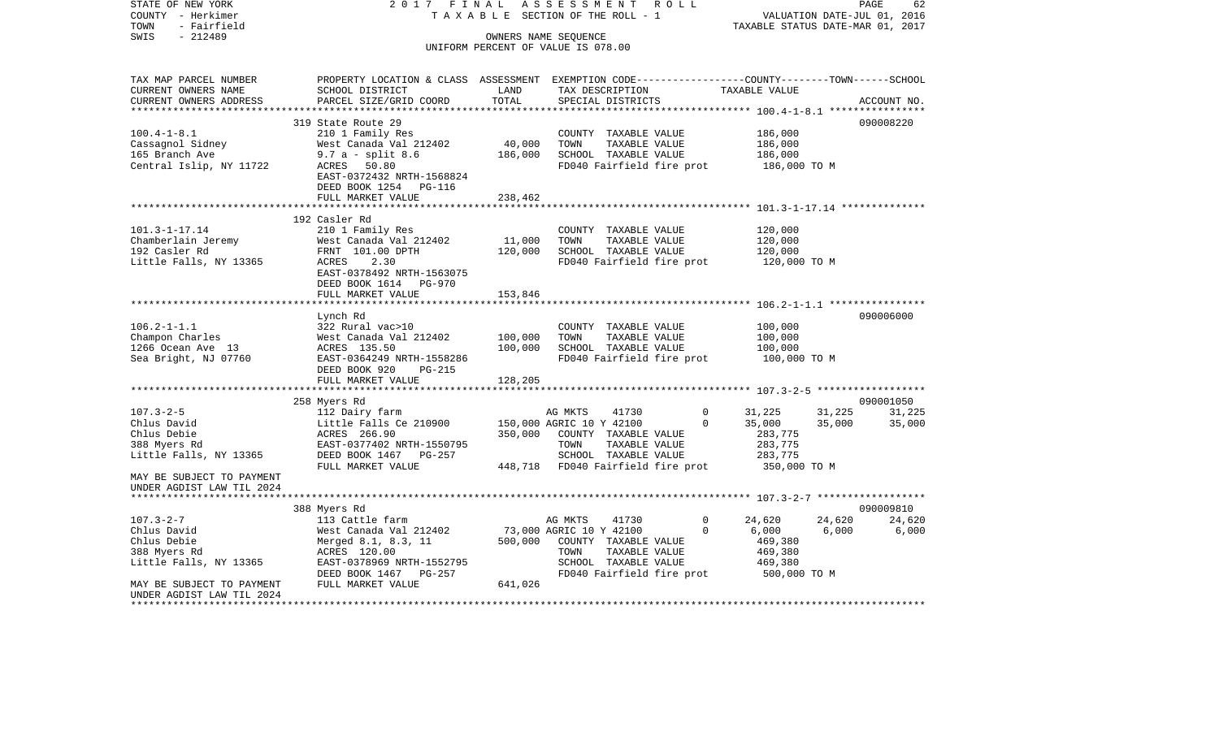STATE OF NEW YORK
COUNTY - Herkimer
TOWN - Fairfield
SWIS - 212489

2 0 1 7 F I N A L A S S E S S M E N T R O L L
T A X A B L E SECTION OF THE ROLL - 1
OWNERS NAME SEQUENCE
UNIFORM PERCENT OF VALUE IS 078.00

VALUATION DATE-JUL 01, 2016
TAXABLE STATUS DATE-MAR 01, 2017

| TAX MAP PARCEL NUMBER<br>CURRENT OWNERS NAME<br>CURRENT OWNERS ADDRESS | PROPERTY LOCATION & CLASS<br>SCHOOL DISTRICT<br>PARCEL SIZE/GRID COORD | ASSESSMENT<br>LAND<br>TOTAL | EXEMPTION CODE<br>TAX DESCRIPTION<br>SPECIAL DISTRICTS | | COUNTY<br>TAXABLE VALUE | TOWN | SCHOOL<br>ACCOUNT NO. |
|---|---|---|---|---|---|---|---|
| 100.4-1-8.1 | 319 State Route 29 | | | | | | 090008220 |
| 100.4-1-8.1 | 210 1 Family Res | | COUNTY TAXABLE VALUE | | 186,000 | | |
| Cassagnol Sidney | West Canada Val 212402 | 40,000 | TOWN TAXABLE VALUE | | 186,000 | | |
| 165 Branch Ave | 9.7 a - split 8.6 | 186,000 | SCHOOL TAXABLE VALUE | | 186,000 | | |
| Central Islip, NY 11722 | ACRES 50.80 | | FD040 Fairfield fire prot | | 186,000 TO M | | |
| | EAST-0372432 NRTH-1568824 | | | | | | |
| | DEED BOOK 1254 PG-116 | | | | | | |
| | FULL MARKET VALUE | 238,462 | | | | | |
| 101.3-1-17.14 | 192 Casler Rd | | | | | | |
| 101.3-1-17.14 | 210 1 Family Res | | COUNTY TAXABLE VALUE | | 120,000 | | |
| Chamberlain Jeremy | West Canada Val 212402 | 11,000 | TOWN TAXABLE VALUE | | 120,000 | | |
| 192 Casler Rd | FRNT 101.00 DPTH | 120,000 | SCHOOL TAXABLE VALUE | | 120,000 | | |
| Little Falls, NY 13365 | ACRES 2.30 | | FD040 Fairfield fire prot | | 120,000 TO M | | |
| | EAST-0378492 NRTH-1563075 | | | | | | |
| | DEED BOOK 1614 PG-970 | | | | | | |
| | FULL MARKET VALUE | 153,846 | | | | | |
| 106.2-1-1.1 | Lynch Rd | | | | | | 090006000 |
| 106.2-1-1.1 | 322 Rural vac>10 | | COUNTY TAXABLE VALUE | | 100,000 | | |
| Champon Charles | West Canada Val 212402 | 100,000 | TOWN TAXABLE VALUE | | 100,000 | | |
| 1266 Ocean Ave 13 | ACRES 135.50 | 100,000 | SCHOOL TAXABLE VALUE | | 100,000 | | |
| Sea Bright, NJ 07760 | EAST-0364249 NRTH-1558286 | | FD040 Fairfield fire prot | | 100,000 TO M | | |
| | DEED BOOK 920 PG-215 | | | | | | |
| | FULL MARKET VALUE | 128,205 | | | | | |
| 107.3-2-5 | 258 Myers Rd | | | | | | 090001050 |
| 107.3-2-5 | 112 Dairy farm | | AG MKTS 41730 | 0 | 31,225 | 31,225 | 31,225 |
| Chlus David | Little Falls Ce 210900 | 150,000 | AGRIC 10 Y 42100 | 0 | 35,000 | 35,000 | 35,000 |
| Chlus Debie | ACRES 266.90 | 350,000 | COUNTY TAXABLE VALUE | | 283,775 | | |
| 388 Myers Rd | EAST-0377402 NRTH-1550795 | | TOWN TAXABLE VALUE | | 283,775 | | |
| Little Falls, NY 13365 | DEED BOOK 1467 PG-257 | | SCHOOL TAXABLE VALUE | | 283,775 | | |
| | FULL MARKET VALUE | 448,718 | FD040 Fairfield fire prot | | 350,000 TO M | | |
| MAY BE SUBJECT TO PAYMENT<br>UNDER AGDIST LAW TIL 2024 | | | | | | | |
| 107.3-2-7 | 388 Myers Rd | | | | | | 090009810 |
| 107.3-2-7 | 113 Cattle farm | | AG MKTS 41730 | 0 | 24,620 | 24,620 | 24,620 |
| Chlus David | West Canada Val 212402 | 73,000 | AGRIC 10 Y 42100 | 0 | 6,000 | 6,000 | 6,000 |
| Chlus Debie | Merged 8.1, 8.3, 11 | 500,000 | COUNTY TAXABLE VALUE | | 469,380 | | |
| 388 Myers Rd | ACRES 120.00 | | TOWN TAXABLE VALUE | | 469,380 | | |
| Little Falls, NY 13365 | EAST-0378969 NRTH-1552795 | | SCHOOL TAXABLE VALUE | | 469,380 | | |
| | DEED BOOK 1467 PG-257 | | FD040 Fairfield fire prot | | 500,000 TO M | | |
| MAY BE SUBJECT TO PAYMENT<br>UNDER AGDIST LAW TIL 2024 | FULL MARKET VALUE | 641,026 | | | | | |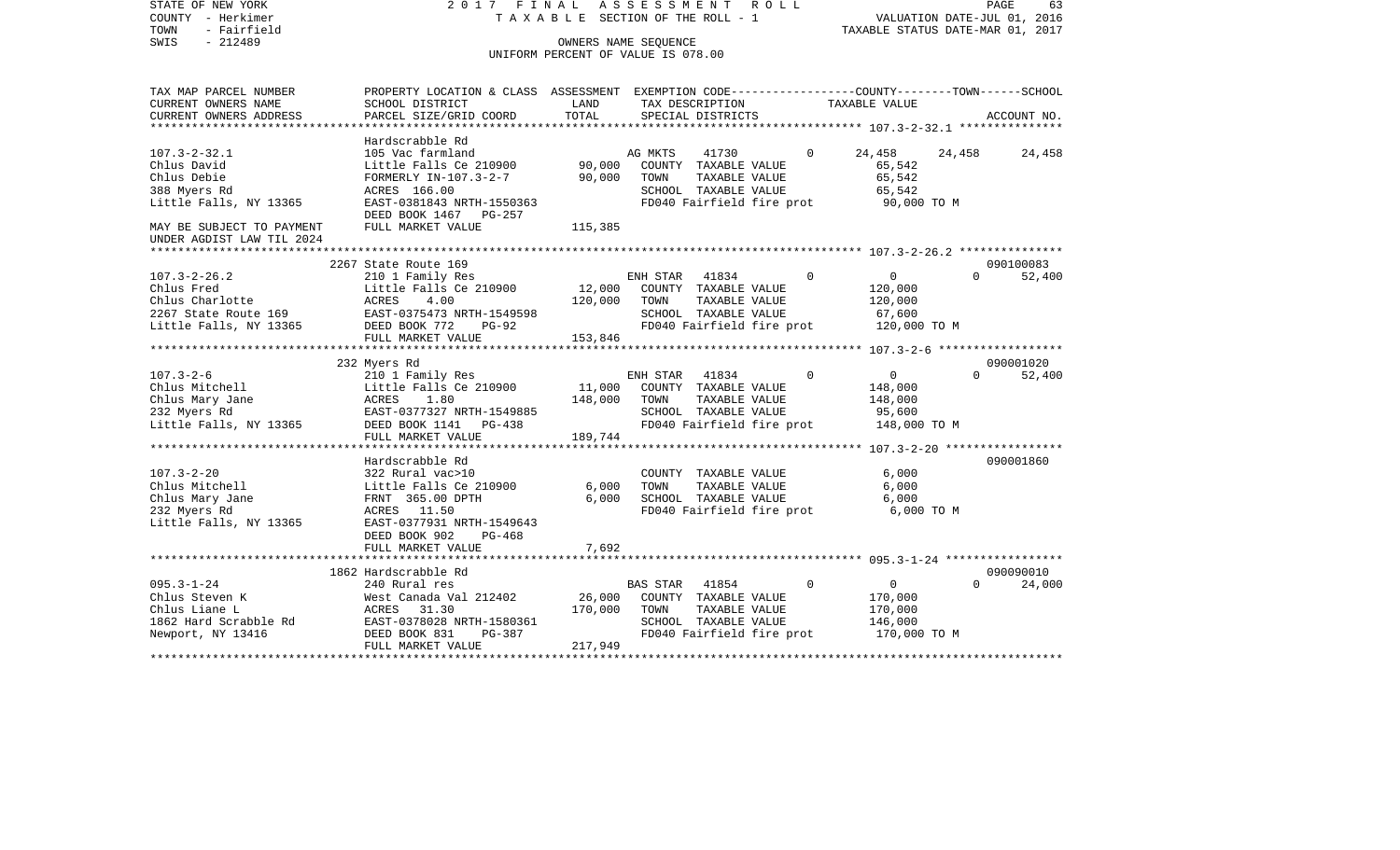STATE OF NEW YORK
COUNTY - Herkimer
TOWN - Fairfield
SWIS - 212489

2017 FINAL ASSESSMENT ROLL
TAXABLE SECTION OF THE ROLL - 1
OWNERS NAME SEQUENCE
UNIFORM PERCENT OF VALUE IS 078.00

VALUATION DATE-JUL 01, 2016
TAXABLE STATUS DATE-MAR 01, 2017

| TAX MAP PARCEL NUMBER / CURRENT OWNERS NAME / CURRENT OWNERS ADDRESS | PROPERTY LOCATION & CLASS / SCHOOL DISTRICT / PARCEL SIZE/GRID COORD | ASSESSMENT LAND | TOTAL | EXEMPTION CODE / TAX DESCRIPTION / SPECIAL DISTRICTS | COUNTY | TOWN | SCHOOL | ACCOUNT NO. |
|---|---|---|---|---|---|---|---|---|
| **107.3-2-32.1** | Hardscrabble Rd | | | | | | | |
| 107.3-2-32.1 | 105 Vac farmland | | | AG MKTS 41730 0 | 24,458 | 24,458 | 24,458 | |
| Chlus David | Little Falls Ce 210900 | 90,000 | | COUNTY TAXABLE VALUE | 65,542 | | | |
| Chlus Debie | FORMERLY IN-107.3-2-7 | | 90,000 | TOWN TAXABLE VALUE | | 65,542 | | |
| 388 Myers Rd | ACRES 166.00 | | | SCHOOL TAXABLE VALUE | | | 65,542 | |
| Little Falls, NY 13365 | EAST-0381843 NRTH-1550363 | | | FD040 Fairfield fire prot | 90,000 TO M | | | |
| | DEED BOOK 1467 PG-257 | | | | | | | |
| MAY BE SUBJECT TO PAYMENT UNDER AGDIST LAW TIL 2024 | FULL MARKET VALUE | | 115,385 | | | | | |
| **107.3-2-26.2** | 2267 State Route 169 | | | | | | | 090100083 |
| 107.3-2-26.2 | 210 1 Family Res | | | ENH STAR 41834 0 | 0 | 0 | 52,400 | |
| Chlus Fred | Little Falls Ce 210900 | 12,000 | | COUNTY TAXABLE VALUE | 120,000 | | | |
| Chlus Charlotte | ACRES 4.00 | | 120,000 | TOWN TAXABLE VALUE | | 120,000 | | |
| 2267 State Route 169 | EAST-0375473 NRTH-1549598 | | | SCHOOL TAXABLE VALUE | | | 67,600 | |
| Little Falls, NY 13365 | DEED BOOK 772 PG-92 | | | FD040 Fairfield fire prot | 120,000 TO M | | | |
| | FULL MARKET VALUE | | 153,846 | | | | | |
| **107.3-2-6** | 232 Myers Rd | | | | | | | 090001020 |
| 107.3-2-6 | 210 1 Family Res | | | ENH STAR 41834 0 | 0 | 0 | 52,400 | |
| Chlus Mitchell | Little Falls Ce 210900 | 11,000 | | COUNTY TAXABLE VALUE | 148,000 | | | |
| Chlus Mary Jane | ACRES 1.80 | | 148,000 | TOWN TAXABLE VALUE | | 148,000 | | |
| 232 Myers Rd | EAST-0377327 NRTH-1549885 | | | SCHOOL TAXABLE VALUE | | | 95,600 | |
| Little Falls, NY 13365 | DEED BOOK 1141 PG-438 | | | FD040 Fairfield fire prot | 148,000 TO M | | | |
| | FULL MARKET VALUE | | 189,744 | | | | | |
| **107.3-2-20** | Hardscrabble Rd | | | | | | | 090001860 |
| 107.3-2-20 | 322 Rural vac>10 | | | COUNTY TAXABLE VALUE | 6,000 | | | |
| Chlus Mitchell | Little Falls Ce 210900 | 6,000 | | TOWN TAXABLE VALUE | | 6,000 | | |
| Chlus Mary Jane | FRNT 365.00 DPTH | | 6,000 | SCHOOL TAXABLE VALUE | | | 6,000 | |
| 232 Myers Rd | ACRES 11.50 | | | FD040 Fairfield fire prot | 6,000 TO M | | | |
| Little Falls, NY 13365 | EAST-0377931 NRTH-1549643 | | | | | | | |
| | DEED BOOK 902 PG-468 | | | | | | | |
| | FULL MARKET VALUE | | 7,692 | | | | | |
| **095.3-1-24** | 1862 Hardscrabble Rd | | | | | | | 090090010 |
| 095.3-1-24 | 240 Rural res | | | BAS STAR 41854 0 | 0 | 0 | 24,000 | |
| Chlus Steven K | West Canada Val 212402 | 26,000 | | COUNTY TAXABLE VALUE | 170,000 | | | |
| Chlus Liane L | ACRES 31.30 | | 170,000 | TOWN TAXABLE VALUE | | 170,000 | | |
| 1862 Hard Scrabble Rd | EAST-0378028 NRTH-1580361 | | | SCHOOL TAXABLE VALUE | | | 146,000 | |
| Newport, NY 13416 | DEED BOOK 831 PG-387 | | | FD040 Fairfield fire prot | 170,000 TO M | | | |
| | FULL MARKET VALUE | | 217,949 | | | | | |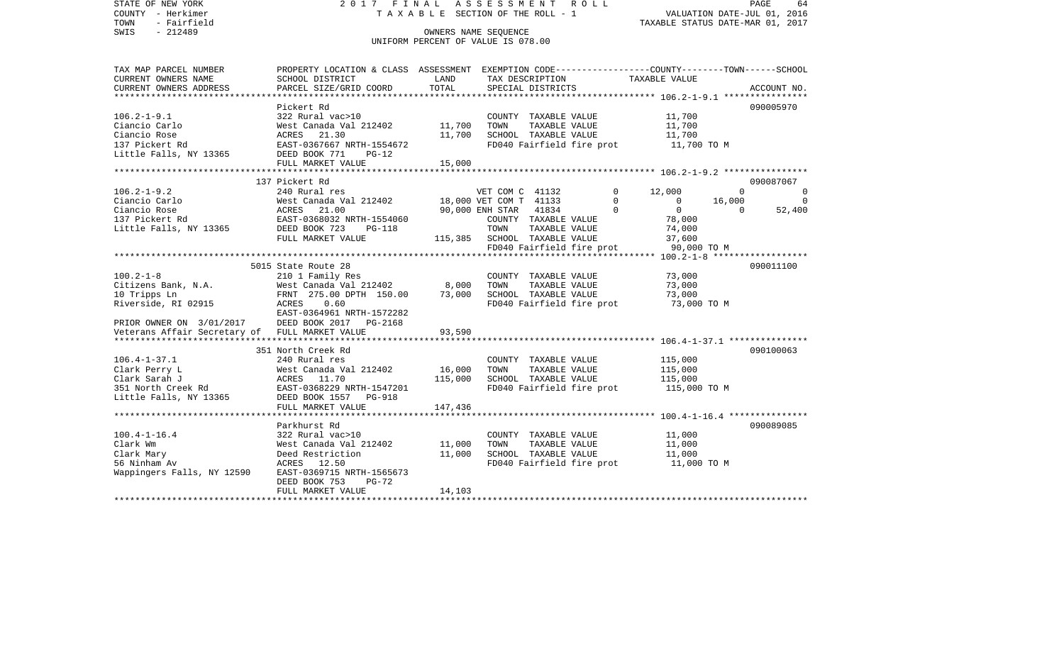STATE OF NEW YORK
COUNTY - Herkimer
TOWN - Fairfield
SWIS - 212489

2 0 1 7 F I N A L A S S E S S M E N T R O L L
T A X A B L E SECTION OF THE ROLL - 1
OWNERS NAME SEQUENCE
UNIFORM PERCENT OF VALUE IS 078.00

VALUATION DATE-JUL 01, 2016
TAXABLE STATUS DATE-MAR 01, 2017

```
TAX MAP PARCEL NUMBER     PROPERTY LOCATION & CLASS  ASSESSMENT  EXEMPTION CODE-----------------COUNTY--------TOWN------SCHOOL
CURRENT OWNERS NAME       SCHOOL DISTRICT               LAND      TAX DESCRIPTION             TAXABLE VALUE
CURRENT OWNERS ADDRESS    PARCEL SIZE/GRID COORD        TOTAL     SPECIAL DISTRICTS                                   ACCOUNT NO.
******************************************************************************************************* 106.2-1-9.1 ****************
                          Pickert Rd                                                                                  090005970
106.2-1-9.1               322 Rural vac>10                        COUNTY  TAXABLE VALUE          11,700
Ciancio Carlo             West Canada Val 212402     11,700       TOWN    TAXABLE VALUE          11,700
Ciancio Rose              ACRES   21.30              11,700       SCHOOL  TAXABLE VALUE          11,700
137 Pickert Rd            EAST-0367667 NRTH-1554672               FD040 Fairfield fire prot       11,700 TO M
Little Falls, NY 13365    DEED BOOK 771    PG-12
                          FULL MARKET VALUE          15,000
******************************************************************************************************* 106.2-1-9.2 ****************
                          137 Pickert Rd                                                                              090087067
106.2-1-9.2               240 Rural res                           VET COM C  41132        0     12,000          0            0
Ciancio Carlo             West Canada Val 212402     18,000 VET COM T  41133              0          0     16,000            0
Ciancio Rose              ACRES   21.00              90,000 ENH STAR   41834              0          0          0       52,400
137 Pickert Rd            EAST-0368032 NRTH-1554060               COUNTY  TAXABLE VALUE          78,000
Little Falls, NY 13365    DEED BOOK 723    PG-118                 TOWN    TAXABLE VALUE          74,000
                          FULL MARKET VALUE         115,385       SCHOOL  TAXABLE VALUE          37,600
                                                                  FD040 Fairfield fire prot       90,000 TO M
******************************************************************************************************* 100.2-1-8 ******************
                          5015 State Route 28                                                                         090011100
100.2-1-8                 210 1 Family Res                        COUNTY  TAXABLE VALUE          73,000
Citizens Bank, N.A.       West Canada Val 212402      8,000       TOWN    TAXABLE VALUE          73,000
10 Tripps Ln              FRNT 275.00 DPTH 150.00    73,000       SCHOOL  TAXABLE VALUE          73,000
Riverside, RI 02915       ACRES    0.60                           FD040 Fairfield fire prot       73,000 TO M
                          EAST-0364961 NRTH-1572282
PRIOR OWNER ON 3/01/2017  DEED BOOK 2017   PG-2168
Veterans Affair Secretary of  FULL MARKET VALUE      93,590
******************************************************************************************************* 106.4-1-37.1 ***************
                          351 North Creek Rd                                                                          090100063
106.4-1-37.1              240 Rural res                           COUNTY  TAXABLE VALUE         115,000
Clark Perry L             West Canada Val 212402     16,000       TOWN    TAXABLE VALUE         115,000
Clark Sarah J             ACRES   11.70             115,000       SCHOOL  TAXABLE VALUE         115,000
351 North Creek Rd        EAST-0368229 NRTH-1547201               FD040 Fairfield fire prot      115,000 TO M
Little Falls, NY 13365    DEED BOOK 1557   PG-918
                          FULL MARKET VALUE         147,436
******************************************************************************************************* 100.4-1-16.4 ***************
                          Parkhurst Rd                                                                                090089085
100.4-1-16.4              322 Rural vac>10                        COUNTY  TAXABLE VALUE          11,000
Clark Wm                  West Canada Val 212402     11,000       TOWN    TAXABLE VALUE          11,000
Clark Mary                Deed Restriction           11,000       SCHOOL  TAXABLE VALUE          11,000
56 Ninham Av              ACRES   12.50                           FD040 Fairfield fire prot       11,000 TO M
Wappingers Falls, NY 12590  EAST-0369715 NRTH-1565673
                          DEED BOOK 753    PG-72
                          FULL MARKET VALUE          14,103
************************************************************************************************************************************
```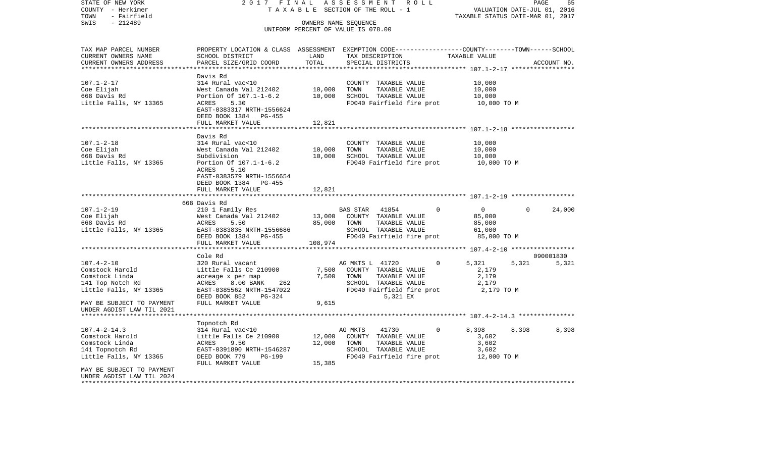STATE OF NEW YORK — 2017 FINAL ASSESSMENT ROLL
COUNTY - Herkimer — TAXABLE SECTION OF THE ROLL - 1 — VALUATION DATE-JUL 01, 2016
TOWN - Fairfield — TAXABLE STATUS DATE-MAR 01, 2017
SWIS - 212489 — OWNERS NAME SEQUENCE
UNIFORM PERCENT OF VALUE IS 078.00

```
TAX MAP PARCEL NUMBER      PROPERTY LOCATION & CLASS  ASSESSMENT  EXEMPTION CODE-----------------COUNTY--------TOWN------SCHOOL
CURRENT OWNERS NAME        SCHOOL DISTRICT               LAND      TAX DESCRIPTION            TAXABLE VALUE
CURRENT OWNERS ADDRESS     PARCEL SIZE/GRID COORD        TOTAL     SPECIAL DISTRICTS                                      ACCOUNT NO.
******************************************************************************************************* 107.1-2-17 *****************
                           Davis Rd
107.1-2-17                 314 Rural vac<10                        COUNTY  TAXABLE VALUE             10,000
Coe Elijah                 West Canada Val 212402      10,000      TOWN    TAXABLE VALUE             10,000
668 Davis Rd               Portion Of 107.1-1-6.2      10,000      SCHOOL  TAXABLE VALUE             10,000
Little Falls, NY 13365     ACRES    5.30                           FD040 Fairfield fire prot          10,000 TO M
                           EAST-0383317 NRTH-1556624
                           DEED BOOK 1384   PG-455
                           FULL MARKET VALUE           12,821
******************************************************************************************************* 107.1-2-18 *****************
                           Davis Rd
107.1-2-18                 314 Rural vac<10                        COUNTY  TAXABLE VALUE             10,000
Coe Elijah                 West Canada Val 212402      10,000      TOWN    TAXABLE VALUE             10,000
668 Davis Rd               Subdivision                 10,000      SCHOOL  TAXABLE VALUE             10,000
Little Falls, NY 13365     Portion Of 107.1-1-6.2                  FD040 Fairfield fire prot          10,000 TO M
                           ACRES    5.10
                           EAST-0383579 NRTH-1556654
                           DEED BOOK 1384   PG-455
                           FULL MARKET VALUE           12,821
******************************************************************************************************* 107.1-2-19 *****************
                           668 Davis Rd
107.1-2-19                 210 1 Family Res                        BAS STAR  41854          0          0            0       24,000
Coe Elijah                 West Canada Val 212402      13,000      COUNTY  TAXABLE VALUE             85,000
668 Davis Rd               ACRES    5.50               85,000      TOWN    TAXABLE VALUE             85,000
Little Falls, NY 13365     EAST-0383835 NRTH-1556686               SCHOOL  TAXABLE VALUE             61,000
                           DEED BOOK 1384   PG-455                 FD040 Fairfield fire prot          85,000 TO M
                           FULL MARKET VALUE          108,974
******************************************************************************************************* 107.4-2-10 *****************
                           Cole Rd                                                                                    090001830
107.4-2-10                 320 Rural vacant                        AG MKTS L 41720          0      5,321        5,321        5,321
Comstock Harold            Little Falls Ce 210900       7,500      COUNTY  TAXABLE VALUE              2,179
Comstock Linda             acreage x per map            7,500      TOWN    TAXABLE VALUE              2,179
141 Top Notch Rd           ACRES    8.00 BANK    262               SCHOOL  TAXABLE VALUE              2,179
Little Falls, NY 13365     EAST-0385562 NRTH-1547022               FD040 Fairfield fire prot           2,179 TO M
                           DEED BOOK 852    PG-324                       5,321 EX
MAY BE SUBJECT TO PAYMENT  FULL MARKET VALUE            9,615
UNDER AGDIST LAW TIL 2021
******************************************************************************************************* 107.4-2-14.3 ***************
                           Topnotch Rd
107.4-2-14.3               314 Rural vac<10                        AG MKTS    41730          0      8,398        8,398        8,398
Comstock Harold            Little Falls Ce 210900      12,000      COUNTY  TAXABLE VALUE              3,602
Comstock Linda             ACRES    9.50               12,000      TOWN    TAXABLE VALUE              3,602
141 Topnotch Rd            EAST-0391890 NRTH-1546287               SCHOOL  TAXABLE VALUE              3,602
Little Falls, NY 13365     DEED BOOK 779    PG-199                 FD040 Fairfield fire prot          12,000 TO M
                           FULL MARKET VALUE           15,385
MAY BE SUBJECT TO PAYMENT
UNDER AGDIST LAW TIL 2024
************************************************************************************************************************************
```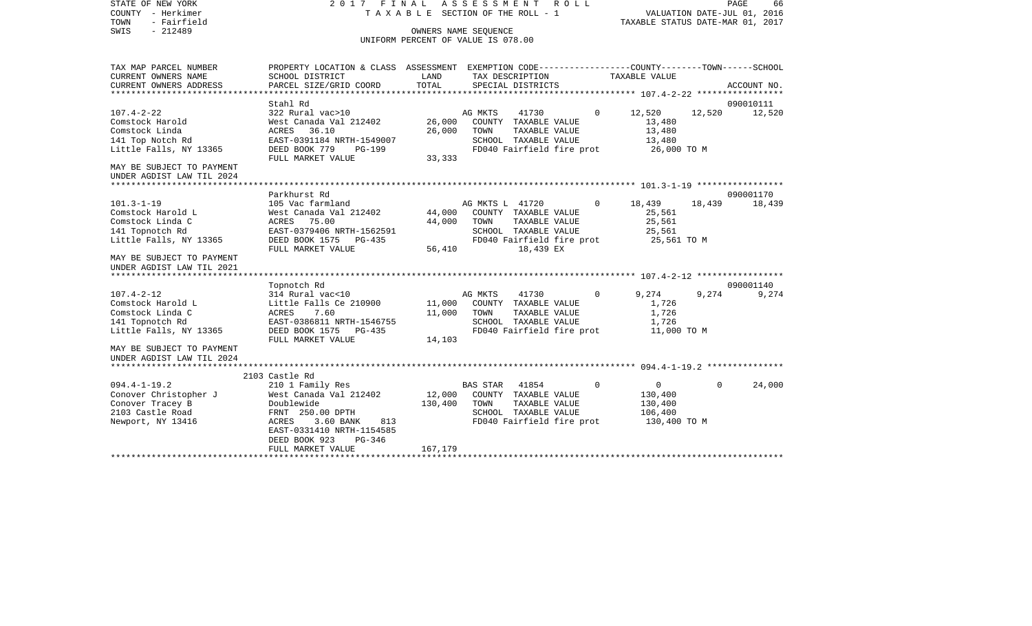STATE OF NEW YORK 2 0 1 7 F I N A L A S S E S S M E N T R O L L
COUNTY - Herkimer T A X A B L E SECTION OF THE ROLL - 1 VALUATION DATE-JUL 01, 2016
TOWN - Fairfield TAXABLE STATUS DATE-MAR 01, 2017
SWIS - 212489 OWNERS NAME SEQUENCE
UNIFORM PERCENT OF VALUE IS 078.00

| TAX MAP PARCEL NUMBER / CURRENT OWNERS NAME / CURRENT OWNERS ADDRESS | PROPERTY LOCATION & CLASS / SCHOOL DISTRICT / PARCEL SIZE/GRID COORD | ASSESSMENT LAND | ASSESSMENT TOTAL | EXEMPTION CODE / TAX DESCRIPTION / SPECIAL DISTRICTS | COUNTY TAXABLE VALUE | TOWN | SCHOOL | ACCOUNT NO. |
|---|---|---|---|---|---|---|---|---|
| | Stahl Rd | | | | | | | 090010111 |
| 107.4-2-22 | 322 Rural vac>10 | | | AG MKTS 41730 0 | 12,520 | 12,520 | 12,520 | |
| Comstock Harold | West Canada Val 212402 | 26,000 | | COUNTY TAXABLE VALUE | 13,480 | | | |
| Comstock Linda | ACRES 36.10 | | 26,000 | TOWN TAXABLE VALUE | 13,480 | | | |
| 141 Top Notch Rd | EAST-0391184 NRTH-1549007 | | | SCHOOL TAXABLE VALUE | 13,480 | | | |
| Little Falls, NY 13365 | DEED BOOK 779 PG-199 | | | FD040 Fairfield fire prot | 26,000 TO M | | | |
| | FULL MARKET VALUE | | 33,333 | | | | | |
| MAY BE SUBJECT TO PAYMENT UNDER AGDIST LAW TIL 2024 | | | | | | | | |
| | Parkhurst Rd | | | | | | | 090001170 |
| 101.3-1-19 | 105 Vac farmland | | | AG MKTS L 41720 0 | 18,439 | 18,439 | 18,439 | |
| Comstock Harold L | West Canada Val 212402 | 44,000 | | COUNTY TAXABLE VALUE | 25,561 | | | |
| Comstock Linda C | ACRES 75.00 | | 44,000 | TOWN TAXABLE VALUE | 25,561 | | | |
| 141 Topnotch Rd | EAST-0379406 NRTH-1562591 | | | SCHOOL TAXABLE VALUE | 25,561 | | | |
| Little Falls, NY 13365 | DEED BOOK 1575 PG-435 | | | FD040 Fairfield fire prot | 25,561 TO M | | | |
| | FULL MARKET VALUE | | 56,410 | 18,439 EX | | | | |
| MAY BE SUBJECT TO PAYMENT UNDER AGDIST LAW TIL 2021 | | | | | | | | |
| | Topnotch Rd | | | | | | | 090001140 |
| 107.4-2-12 | 314 Rural vac<10 | | | AG MKTS 41730 0 | 9,274 | 9,274 | 9,274 | |
| Comstock Harold L | Little Falls Ce 210900 | 11,000 | | COUNTY TAXABLE VALUE | 1,726 | | | |
| Comstock Linda C | ACRES 7.60 | | 11,000 | TOWN TAXABLE VALUE | 1,726 | | | |
| 141 Topnotch Rd | EAST-0386811 NRTH-1546755 | | | SCHOOL TAXABLE VALUE | 1,726 | | | |
| Little Falls, NY 13365 | DEED BOOK 1575 PG-435 | | | FD040 Fairfield fire prot | 11,000 TO M | | | |
| | FULL MARKET VALUE | | 14,103 | | | | | |
| MAY BE SUBJECT TO PAYMENT UNDER AGDIST LAW TIL 2024 | | | | | | | | |
| | 2103 Castle Rd | | | | | | | |
| 094.4-1-19.2 | 210 1 Family Res | | | BAS STAR 41854 0 | 0 | 0 | 24,000 | |
| Conover Christopher J | West Canada Val 212402 | 12,000 | | COUNTY TAXABLE VALUE | 130,400 | | | |
| Conover Tracey B | Doublewide | | 130,400 | TOWN TAXABLE VALUE | 130,400 | | | |
| 2103 Castle Road | FRNT 250.00 DPTH | | | SCHOOL TAXABLE VALUE | 106,400 | | | |
| Newport, NY 13416 | ACRES 3.60 BANK 813 | | | FD040 Fairfield fire prot | 130,400 TO M | | | |
| | EAST-0331410 NRTH-1154585 | | | | | | | |
| | DEED BOOK 923 PG-346 | | | | | | | |
| | FULL MARKET VALUE | | 167,179 | | | | | |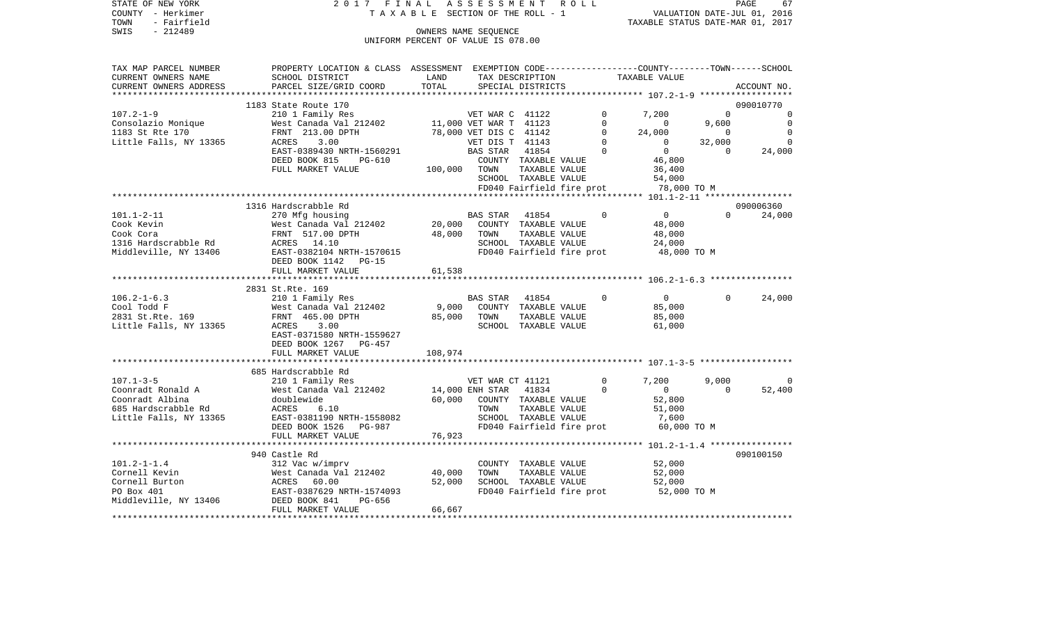STATE OF NEW YORK — 2017 FINAL ASSESSMENT ROLL
COUNTY - Herkimer — TAXABLE SECTION OF THE ROLL - 1 — VALUATION DATE-JUL 01, 2016
TOWN - Fairfield — TAXABLE STATUS DATE-MAR 01, 2017
SWIS - 212489 — OWNERS NAME SEQUENCE
UNIFORM PERCENT OF VALUE IS 078.00

| TAX MAP PARCEL NUMBER / CURRENT OWNERS NAME / CURRENT OWNERS ADDRESS | PROPERTY LOCATION & CLASS / SCHOOL DISTRICT / PARCEL SIZE/GRID COORD | ASSESSMENT LAND | TOTAL | EXEMPTION CODE / TAX DESCRIPTION / SPECIAL DISTRICTS | | COUNTY TAXABLE VALUE | TOWN | SCHOOL | ACCOUNT NO. |
|---|---|---|---|---|---|---|---|---|---|
| **107.2-1-9** | 1183 State Route 170 | | | | | | | | 090010770 |
| 107.2-1-9 | 210 1 Family Res | | | VET WAR C 41122 | 0 | 7,200 | 0 | 0 | |
| Consolazio Monique | West Canada Val 212402 | 11,000 | | VET WAR T 41123 | 0 | 0 | 9,600 | 0 | |
| 1183 St Rte 170 | FRNT 213.00 DPTH | | 78,000 | VET DIS C 41142 | 0 | 24,000 | 0 | 0 | |
| Little Falls, NY 13365 | ACRES 3.00 | | | VET DIS T 41143 | 0 | 0 | 32,000 | 0 | |
| | EAST-0389430 NRTH-1560291 | | | BAS STAR 41854 | 0 | 0 | 0 | 24,000 | |
| | DEED BOOK 815 PG-610 | | | COUNTY TAXABLE VALUE | | 46,800 | | | |
| | FULL MARKET VALUE | 100,000 | | TOWN TAXABLE VALUE | | 36,400 | | | |
| | | | | SCHOOL TAXABLE VALUE | | 54,000 | | | |
| | | | | FD040 Fairfield fire prot | | 78,000 TO M | | | |
| **101.1-2-11** | 1316 Hardscrabble Rd | | | | | | | | 090006360 |
| 101.1-2-11 | 270 Mfg housing | | | BAS STAR 41854 | 0 | 0 | 0 | 24,000 | |
| Cook Kevin | West Canada Val 212402 | 20,000 | | COUNTY TAXABLE VALUE | | 48,000 | | | |
| Cook Cora | FRNT 517.00 DPTH | | 48,000 | TOWN TAXABLE VALUE | | 48,000 | | | |
| 1316 Hardscrabble Rd | ACRES 14.10 | | | SCHOOL TAXABLE VALUE | | 24,000 | | | |
| Middleville, NY 13406 | EAST-0382104 NRTH-1570615 | | | FD040 Fairfield fire prot | | 48,000 TO M | | | |
| | DEED BOOK 1142 PG-15 | | | | | | | | |
| | FULL MARKET VALUE | 61,538 | | | | | | | |
| **106.2-1-6.3** | 2831 St.Rte. 169 | | | | | | | | |
| 106.2-1-6.3 | 210 1 Family Res | | | BAS STAR 41854 | 0 | 0 | 0 | 24,000 | |
| Cool Todd F | West Canada Val 212402 | 9,000 | | COUNTY TAXABLE VALUE | | 85,000 | | | |
| 2831 St.Rte. 169 | FRNT 465.00 DPTH | | 85,000 | TOWN TAXABLE VALUE | | 85,000 | | | |
| Little Falls, NY 13365 | ACRES 3.00 | | | SCHOOL TAXABLE VALUE | | 61,000 | | | |
| | EAST-0371580 NRTH-1559627 | | | | | | | | |
| | DEED BOOK 1267 PG-457 | | | | | | | | |
| | FULL MARKET VALUE | 108,974 | | | | | | | |
| **107.1-3-5** | 685 Hardscrabble Rd | | | | | | | | |
| 107.1-3-5 | 210 1 Family Res | | | VET WAR CT 41121 | 0 | 7,200 | 9,000 | 0 | |
| Coonradt Ronald A | West Canada Val 212402 | 14,000 | | ENH STAR 41834 | 0 | 0 | 0 | 52,400 | |
| Coonradt Albina | doublewide | | 60,000 | COUNTY TAXABLE VALUE | | 52,800 | | | |
| 685 Hardscrabble Rd | ACRES 6.10 | | | TOWN TAXABLE VALUE | | 51,000 | | | |
| Little Falls, NY 13365 | EAST-0381190 NRTH-1558082 | | | SCHOOL TAXABLE VALUE | | 7,600 | | | |
| | DEED BOOK 1526 PG-987 | | | FD040 Fairfield fire prot | | 60,000 TO M | | | |
| | FULL MARKET VALUE | 76,923 | | | | | | | |
| **101.2-1-1.4** | 940 Castle Rd | | | | | | | | 090100150 |
| 101.2-1-1.4 | 312 Vac w/imprv | | | COUNTY TAXABLE VALUE | | 52,000 | | | |
| Cornell Kevin | West Canada Val 212402 | 40,000 | | TOWN TAXABLE VALUE | | 52,000 | | | |
| Cornell Burton | ACRES 60.00 | | 52,000 | SCHOOL TAXABLE VALUE | | 52,000 | | | |
| PO Box 401 | EAST-0387629 NRTH-1574093 | | | FD040 Fairfield fire prot | | 52,000 TO M | | | |
| Middleville, NY 13406 | DEED BOOK 841 PG-656 | | | | | | | | |
| | FULL MARKET VALUE | 66,667 | | | | | | | |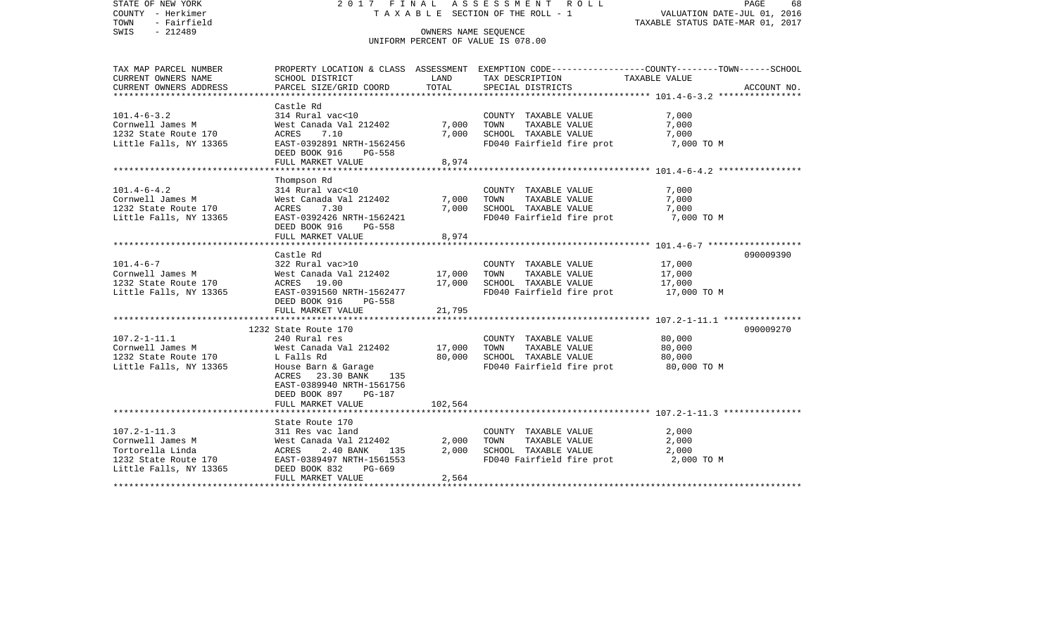STATE OF NEW YORK
COUNTY - Herkimer
TOWN - Fairfield
SWIS - 212489

2 0 1 7 F I N A L A S S E S S M E N T R O L L
T A X A B L E SECTION OF THE ROLL - 1
OWNERS NAME SEQUENCE
UNIFORM PERCENT OF VALUE IS 078.00

VALUATION DATE-JUL 01, 2016
TAXABLE STATUS DATE-MAR 01, 2017

| TAX MAP PARCEL NUMBER<br>CURRENT OWNERS NAME<br>CURRENT OWNERS ADDRESS | PROPERTY LOCATION & CLASS<br>SCHOOL DISTRICT<br>PARCEL SIZE/GRID COORD | ASSESSMENT<br>LAND<br>TOTAL | EXEMPTION CODE-----COUNTY-----TOWN-----SCHOOL<br>TAX DESCRIPTION<br>SPECIAL DISTRICTS | TAXABLE VALUE | ACCOUNT NO. |
|---|---|---|---|---|---|
| 101.4-6-3.2<br>Cornwell James M<br>1232 State Route 170<br>Little Falls, NY 13365 | Castle Rd<br>314 Rural vac<10<br>West Canada Val 212402<br>ACRES 7.10<br>EAST-0392891 NRTH-1562456<br>DEED BOOK 916 PG-558<br>FULL MARKET VALUE | <br><br>7,000<br>7,000<br><br><br>8,974 | COUNTY TAXABLE VALUE<br>TOWN TAXABLE VALUE<br>SCHOOL TAXABLE VALUE<br>FD040 Fairfield fire prot | 7,000<br>7,000<br>7,000<br>7,000 TO M | |
| 101.4-6-4.2<br>Cornwell James M<br>1232 State Route 170<br>Little Falls, NY 13365 | Thompson Rd<br>314 Rural vac<10<br>West Canada Val 212402<br>ACRES 7.30<br>EAST-0392426 NRTH-1562421<br>DEED BOOK 916 PG-558<br>FULL MARKET VALUE | <br><br>7,000<br>7,000<br><br><br>8,974 | COUNTY TAXABLE VALUE<br>TOWN TAXABLE VALUE<br>SCHOOL TAXABLE VALUE<br>FD040 Fairfield fire prot | 7,000<br>7,000<br>7,000<br>7,000 TO M | |
| 101.4-6-7<br>Cornwell James M<br>1232 State Route 170<br>Little Falls, NY 13365 | Castle Rd<br>322 Rural vac>10<br>West Canada Val 212402<br>ACRES 19.00<br>EAST-0391560 NRTH-1562477<br>DEED BOOK 916 PG-558<br>FULL MARKET VALUE | <br><br>17,000<br>17,000<br><br><br>21,795 | COUNTY TAXABLE VALUE<br>TOWN TAXABLE VALUE<br>SCHOOL TAXABLE VALUE<br>FD040 Fairfield fire prot | 17,000<br>17,000<br>17,000<br>17,000 TO M | 090009390 |
| 107.2-1-11.1<br>Cornwell James M<br>1232 State Route 170<br>Little Falls, NY 13365 | 1232 State Route 170<br>240 Rural res<br>West Canada Val 212402<br>L Falls Rd<br>House Barn & Garage<br>ACRES 23.30 BANK 135<br>EAST-0389940 NRTH-1561756<br>DEED BOOK 897 PG-187<br>FULL MARKET VALUE | <br><br>17,000<br>80,000<br><br><br><br><br>102,564 | COUNTY TAXABLE VALUE<br>TOWN TAXABLE VALUE<br>SCHOOL TAXABLE VALUE<br>FD040 Fairfield fire prot | 80,000<br>80,000<br>80,000<br>80,000 TO M | 090009270 |
| 107.2-1-11.3<br>Cornwell James M<br>Tortorella Linda<br>1232 State Route 170<br>Little Falls, NY 13365 | State Route 170<br>311 Res vac land<br>West Canada Val 212402<br>ACRES 2.40 BANK 135<br>EAST-0389497 NRTH-1561553<br>DEED BOOK 832 PG-669<br>FULL MARKET VALUE | <br><br>2,000<br>2,000<br><br><br>2,564 | COUNTY TAXABLE VALUE<br>TOWN TAXABLE VALUE<br>SCHOOL TAXABLE VALUE<br>FD040 Fairfield fire prot | 2,000<br>2,000<br>2,000<br>2,000 TO M | |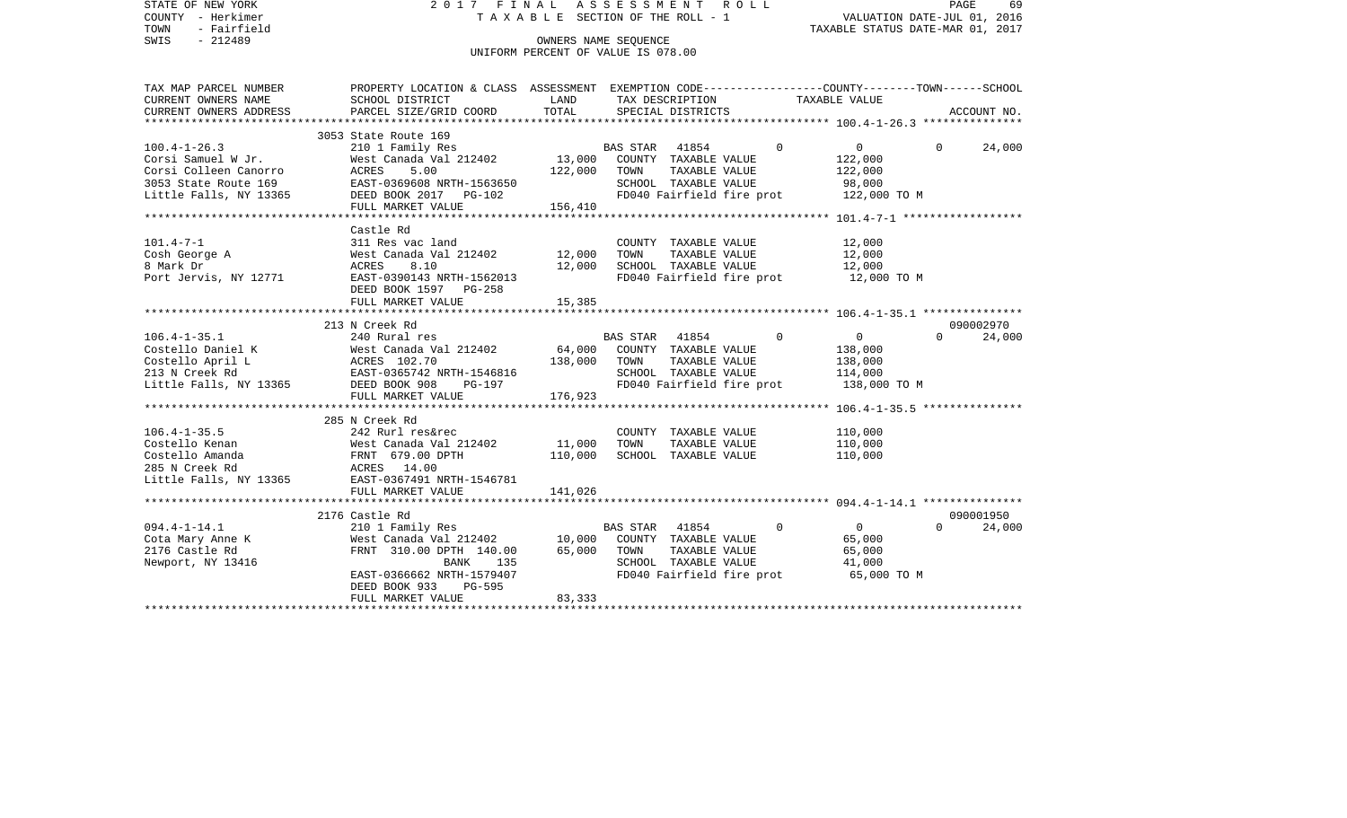STATE OF NEW YORK
COUNTY - Herkimer
TOWN - Fairfield
SWIS - 212489

2017 FINAL ASSESSMENT ROLL
TAXABLE SECTION OF THE ROLL - 1
OWNERS NAME SEQUENCE
UNIFORM PERCENT OF VALUE IS 078.00

VALUATION DATE-JUL 01, 2016
TAXABLE STATUS DATE-MAR 01, 2017

| TAX MAP PARCEL NUMBER / CURRENT OWNERS NAME / CURRENT OWNERS ADDRESS | PROPERTY LOCATION & CLASS / SCHOOL DISTRICT / PARCEL SIZE/GRID COORD | ASSESSMENT LAND / TOTAL | EXEMPTION CODE / TAX DESCRIPTION / SPECIAL DISTRICTS | COUNTY | TOWN | SCHOOL / TAXABLE VALUE | ACCOUNT NO. |
|---|---|---|---|---|---|---|---|
| | 3053 State Route 169 | | | | | | |
| 100.4-1-26.3 | 210 1 Family Res | | BAS STAR 41854 | 0 | 0 | 0 | 24,000 |
| Corsi Samuel W Jr. | West Canada Val 212402 | 13,000 | COUNTY TAXABLE VALUE | 122,000 | | | |
| Corsi Colleen Canorro | ACRES 5.00 | 122,000 | TOWN TAXABLE VALUE | 122,000 | | | |
| 3053 State Route 169 | EAST-0369608 NRTH-1563650 | | SCHOOL TAXABLE VALUE | 98,000 | | | |
| Little Falls, NY 13365 | DEED BOOK 2017 PG-102 | | FD040 Fairfield fire prot | 122,000 TO M | | | |
| | FULL MARKET VALUE | 156,410 | | | | | |
| | Castle Rd | | | | | | |
| 101.4-7-1 | 311 Res vac land | | COUNTY TAXABLE VALUE | 12,000 | | | |
| Cosh George A | West Canada Val 212402 | 12,000 | TOWN TAXABLE VALUE | 12,000 | | | |
| 8 Mark Dr | ACRES 8.10 | 12,000 | SCHOOL TAXABLE VALUE | 12,000 | | | |
| Port Jervis, NY 12771 | EAST-0390143 NRTH-1562013 | | FD040 Fairfield fire prot | 12,000 TO M | | | |
| | DEED BOOK 1597 PG-258 | | | | | | |
| | FULL MARKET VALUE | 15,385 | | | | | |
| | 213 N Creek Rd | | | | | | 090002970 |
| 106.4-1-35.1 | 240 Rural res | | BAS STAR 41854 | 0 | 0 | 0 | 24,000 |
| Costello Daniel K | West Canada Val 212402 | 64,000 | COUNTY TAXABLE VALUE | 138,000 | | | |
| Costello April L | ACRES 102.70 | 138,000 | TOWN TAXABLE VALUE | 138,000 | | | |
| 213 N Creek Rd | EAST-0365742 NRTH-1546816 | | SCHOOL TAXABLE VALUE | 114,000 | | | |
| Little Falls, NY 13365 | DEED BOOK 908 PG-197 | | FD040 Fairfield fire prot | 138,000 TO M | | | |
| | FULL MARKET VALUE | 176,923 | | | | | |
| | 285 N Creek Rd | | | | | | |
| 106.4-1-35.5 | 242 Rurl res&rec | | COUNTY TAXABLE VALUE | 110,000 | | | |
| Costello Kenan | West Canada Val 212402 | 11,000 | TOWN TAXABLE VALUE | 110,000 | | | |
| Costello Amanda | FRNT 679.00 DPTH | 110,000 | SCHOOL TAXABLE VALUE | 110,000 | | | |
| 285 N Creek Rd | ACRES 14.00 | | | | | | |
| Little Falls, NY 13365 | EAST-0367491 NRTH-1546781 | | | | | | |
| | FULL MARKET VALUE | 141,026 | | | | | |
| | 2176 Castle Rd | | | | | | 090001950 |
| 094.4-1-14.1 | 210 1 Family Res | | BAS STAR 41854 | 0 | 0 | 0 | 24,000 |
| Cota Mary Anne K | West Canada Val 212402 | 10,000 | COUNTY TAXABLE VALUE | 65,000 | | | |
| 2176 Castle Rd | FRNT 310.00 DPTH 140.00 | 65,000 | TOWN TAXABLE VALUE | 65,000 | | | |
| Newport, NY 13416 | BANK 135 | | SCHOOL TAXABLE VALUE | 41,000 | | | |
| | EAST-0366662 NRTH-1579407 | | FD040 Fairfield fire prot | 65,000 TO M | | | |
| | DEED BOOK 933 PG-595 | | | | | | |
| | FULL MARKET VALUE | 83,333 | | | | | |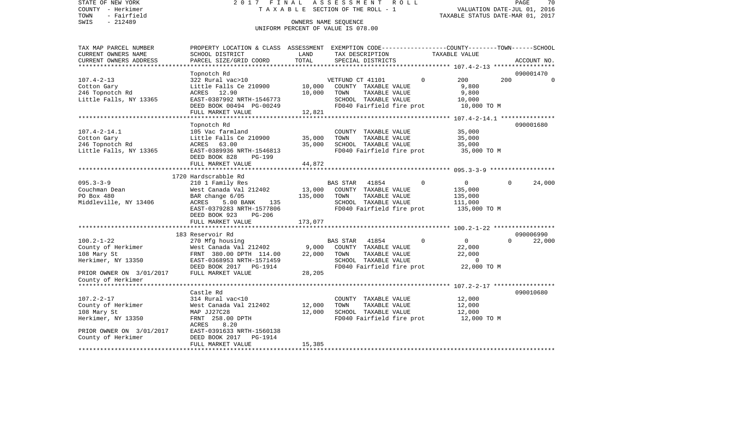STATE OF NEW YORK 2 0 1 7 F I N A L A S S E S S M E N T R O L L
COUNTY - Herkimer T A X A B L E SECTION OF THE ROLL - 1 VALUATION DATE-JUL 01, 2016
TOWN - Fairfield TAXABLE STATUS DATE-MAR 01, 2017
SWIS - 212489 OWNERS NAME SEQUENCE
UNIFORM PERCENT OF VALUE IS 078.00

```
TAX MAP PARCEL NUMBER      PROPERTY LOCATION & CLASS  ASSESSMENT  EXEMPTION CODE-----------------COUNTY--------TOWN------SCHOOL
CURRENT OWNERS NAME        SCHOOL DISTRICT               LAND      TAX DESCRIPTION            TAXABLE VALUE
CURRENT OWNERS ADDRESS     PARCEL SIZE/GRID COORD        TOTAL     SPECIAL DISTRICTS                                  ACCOUNT NO.
******************************************************************************************************* 107.4-2-13 *****************
                           Topnotch Rd                                                                               090001470
107.4-2-13                 322 Rural vac>10                        VETFUND CT 41101          0          200        200          0
Cotton Gary                Little Falls Ce 210900       10,000     COUNTY  TAXABLE VALUE              9,800
246 Topnotch Rd            ACRES   12.90                10,000     TOWN    TAXABLE VALUE              9,800
Little Falls, NY 13365     EAST-0387992 NRTH-1546773               SCHOOL  TAXABLE VALUE             10,000
                           DEED BOOK 00494 PG-00249                FD040 Fairfield fire prot          10,000 TO M
                           FULL MARKET VALUE            12,821
******************************************************************************************************* 107.4-2-14.1 ***************
                           Topnotch Rd                                                                               090001680
107.4-2-14.1               105 Vac farmland                        COUNTY  TAXABLE VALUE             35,000
Cotton Gary                Little Falls Ce 210900       35,000     TOWN    TAXABLE VALUE             35,000
246 Topnotch Rd            ACRES   63.00                35,000     SCHOOL  TAXABLE VALUE             35,000
Little Falls, NY 13365     EAST-0389936 NRTH-1546813               FD040 Fairfield fire prot          35,000 TO M
                           DEED BOOK 828    PG-199
                           FULL MARKET VALUE            44,872
******************************************************************************************************* 095.3-3-9 ******************
                           1720 Hardscrabble Rd
095.3-3-9                  210 1 Family Res                        BAS STAR   41854          0            0          0     24,000
Couchman Dean              West Canada Val 212402       13,000     COUNTY  TAXABLE VALUE            135,000
PO Box 480                 BAR change 6/05             135,000     TOWN    TAXABLE VALUE            135,000
Middleville, NY 13406      ACRES     5.00 BANK    135              SCHOOL  TAXABLE VALUE            111,000
                           EAST-0379283 NRTH-1577806               FD040 Fairfield fire prot         135,000 TO M
                           DEED BOOK 923    PG-206
                           FULL MARKET VALUE           173,077
******************************************************************************************************* 100.2-1-22 *****************
                           183 Reservoir Rd                                                                          090006990
100.2-1-22                 270 Mfg housing                         BAS STAR   41854          0            0          0     22,000
County of Herkimer         West Canada Val 212402        9,000     COUNTY  TAXABLE VALUE             22,000
108 Mary St                FRNT  380.00 DPTH  114.00    22,000     TOWN    TAXABLE VALUE             22,000
Herkimer, NY 13350         EAST-0368953 NRTH-1571459               SCHOOL  TAXABLE VALUE                  0
                           DEED BOOK 2017   PG-1914                FD040 Fairfield fire prot          22,000 TO M
PRIOR OWNER ON  3/01/2017  FULL MARKET VALUE            28,205
County of Herkimer
******************************************************************************************************* 107.2-2-17 *****************
                           Castle Rd                                                                                 090010680
107.2-2-17                 314 Rural vac<10                        COUNTY  TAXABLE VALUE             12,000
County of Herkimer         West Canada Val 212402       12,000     TOWN    TAXABLE VALUE             12,000
108 Mary St                MAP JJ27C28                  12,000     SCHOOL  TAXABLE VALUE             12,000
Herkimer, NY 13350         FRNT  258.00 DPTH                       FD040 Fairfield fire prot          12,000 TO M
                           ACRES     8.20
PRIOR OWNER ON  3/01/2017  EAST-0391633 NRTH-1560138
County of Herkimer         DEED BOOK 2017   PG-1914
                           FULL MARKET VALUE            15,385
************************************************************************************************************************************
```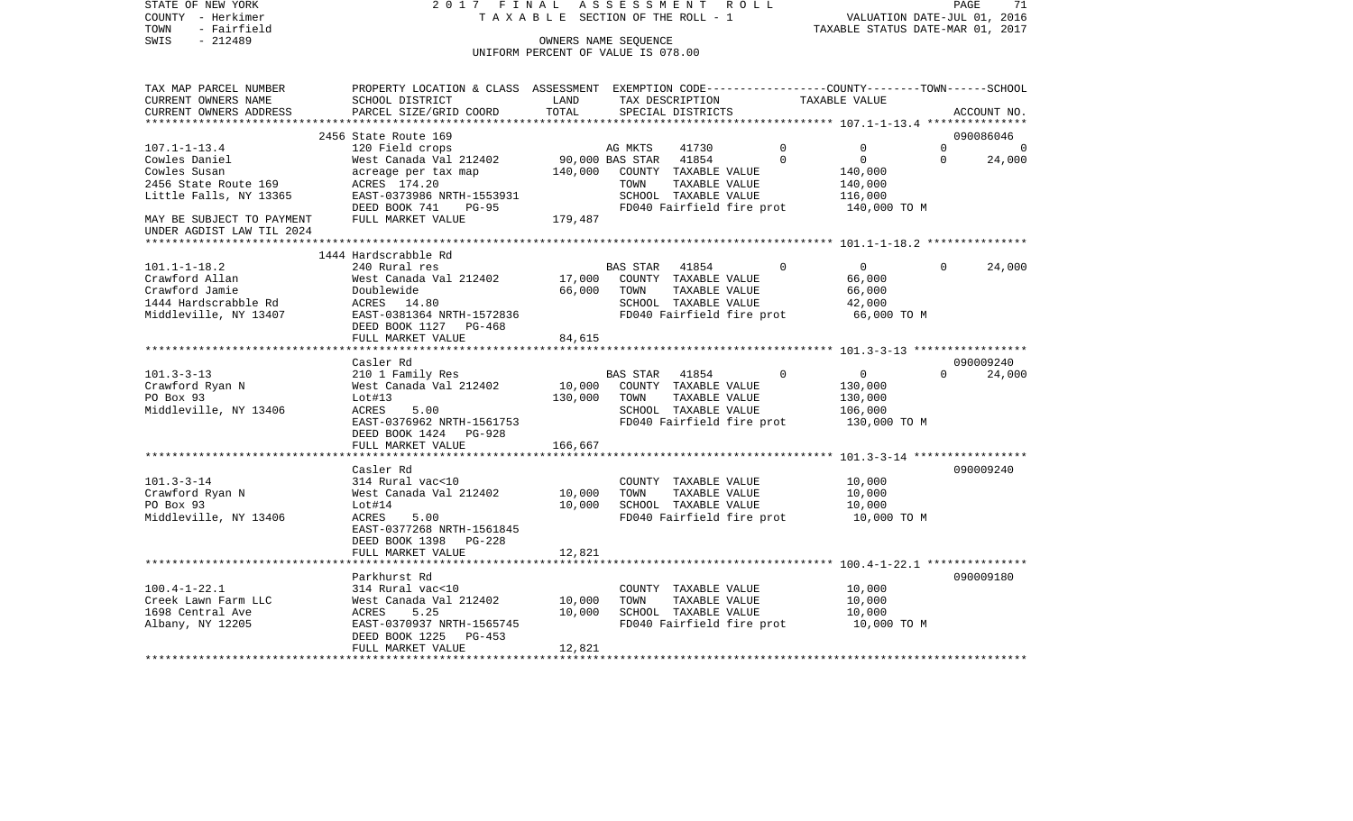STATE OF NEW YORK 2 0 1 7 F I N A L A S S E S S M E N T R O L L
COUNTY - Herkimer T A X A B L E SECTION OF THE ROLL - 1 VALUATION DATE-JUL 01, 2016
TOWN - Fairfield TAXABLE STATUS DATE-MAR 01, 2017
SWIS - 212489 OWNERS NAME SEQUENCE
UNIFORM PERCENT OF VALUE IS 078.00

```
TAX MAP PARCEL NUMBER      PROPERTY LOCATION & CLASS  ASSESSMENT  EXEMPTION CODE------------------COUNTY--------TOWN------SCHOOL
CURRENT OWNERS NAME        SCHOOL DISTRICT               LAND      TAX DESCRIPTION             TAXABLE VALUE
CURRENT OWNERS ADDRESS     PARCEL SIZE/GRID COORD        TOTAL     SPECIAL DISTRICTS                                    ACCOUNT NO.
******************************************************************************************************* 107.1-1-13.4 ***************
                           2456 State Route 169                                                                        090086046
107.1-1-13.4               120 Field crops                      AG MKTS    41730           0             0            0            0
Cowles Daniel              West Canada Val 212402       90,000 BAS STAR   41854           0             0            0       24,000
Cowles Susan               acreage per tax map         140,000    COUNTY  TAXABLE VALUE              140,000
2456 State Route 169       ACRES  174.20                          TOWN    TAXABLE VALUE              140,000
Little Falls, NY 13365     EAST-0373986 NRTH-1553931              SCHOOL  TAXABLE VALUE              116,000
                           DEED BOOK 741     PG-95                FD040 Fairfield fire prot          140,000 TO M
MAY BE SUBJECT TO PAYMENT  FULL MARKET VALUE           179,487
UNDER AGDIST LAW TIL 2024
******************************************************************************************************* 101.1-1-18.2 ***************
                           1444 Hardscrabble Rd
101.1-1-18.2               240 Rural res                         BAS STAR   41854           0             0            0       24,000
Crawford Allan             West Canada Val 212402       17,000    COUNTY  TAXABLE VALUE               66,000
Crawford Jamie             Doublewide                   66,000    TOWN    TAXABLE VALUE               66,000
1444 Hardscrabble Rd       ACRES   14.80                          SCHOOL  TAXABLE VALUE               42,000
Middleville, NY 13407      EAST-0381364 NRTH-1572836              FD040 Fairfield fire prot           66,000 TO M
                           DEED BOOK 1127   PG-468
                           FULL MARKET VALUE            84,615
******************************************************************************************************* 101.3-3-13 *****************
                           Casler Rd                                                                                   090009240
101.3-3-13                 210 1 Family Res                      BAS STAR   41854           0             0            0       24,000
Crawford Ryan N            West Canada Val 212402       10,000    COUNTY  TAXABLE VALUE              130,000
PO Box 93                  Lot#13                      130,000    TOWN    TAXABLE VALUE              130,000
Middleville, NY 13406      ACRES    5.00                          SCHOOL  TAXABLE VALUE              106,000
                           EAST-0376962 NRTH-1561753              FD040 Fairfield fire prot          130,000 TO M
                           DEED BOOK 1424   PG-928
                           FULL MARKET VALUE           166,667
******************************************************************************************************* 101.3-3-14 *****************
                           Casler Rd                                                                                   090009240
101.3-3-14                 314 Rural vac<10                       COUNTY  TAXABLE VALUE               10,000
Crawford Ryan N            West Canada Val 212402       10,000    TOWN    TAXABLE VALUE               10,000
PO Box 93                  Lot#14                       10,000    SCHOOL  TAXABLE VALUE               10,000
Middleville, NY 13406      ACRES    5.00                          FD040 Fairfield fire prot           10,000 TO M
                           EAST-0377268 NRTH-1561845
                           DEED BOOK 1398   PG-228
                           FULL MARKET VALUE            12,821
******************************************************************************************************* 100.4-1-22.1 ***************
                           Parkhurst Rd                                                                                090009180
100.4-1-22.1               314 Rural vac<10                       COUNTY  TAXABLE VALUE               10,000
Creek Lawn Farm LLC        West Canada Val 212402       10,000    TOWN    TAXABLE VALUE               10,000
1698 Central Ave           ACRES    5.25                10,000    SCHOOL  TAXABLE VALUE               10,000
Albany, NY 12205           EAST-0370937 NRTH-1565745              FD040 Fairfield fire prot           10,000 TO M
                           DEED BOOK 1225   PG-453
                           FULL MARKET VALUE            12,821
************************************************************************************************************************************
```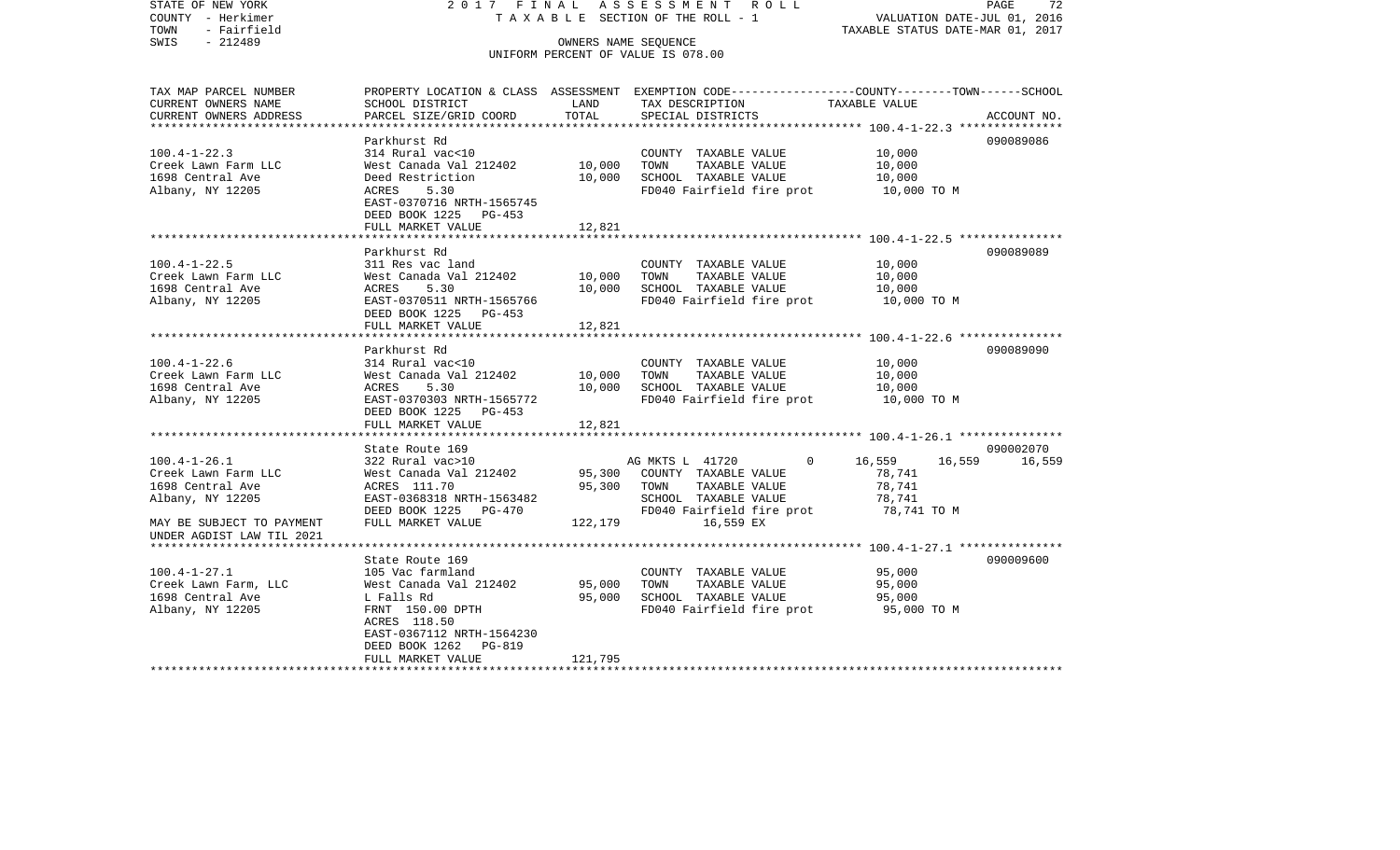STATE OF NEW YORK
COUNTY - Herkimer
TOWN - Fairfield
SWIS - 212489

2017 FINAL ASSESSMENT ROLL
TAXABLE SECTION OF THE ROLL - 1
OWNERS NAME SEQUENCE
UNIFORM PERCENT OF VALUE IS 078.00

VALUATION DATE-JUL 01, 2016
TAXABLE STATUS DATE-MAR 01, 2017

| TAX MAP PARCEL NUMBER / CURRENT OWNERS NAME / CURRENT OWNERS ADDRESS | PROPERTY LOCATION & CLASS / SCHOOL DISTRICT / PARCEL SIZE/GRID COORD | ASSESSMENT LAND | ASSESSMENT TOTAL | EXEMPTION CODE / TAX DESCRIPTION / SPECIAL DISTRICTS | COUNTY TAXABLE VALUE | TOWN | SCHOOL | ACCOUNT NO. |
|---|---|---|---|---|---|---|---|---|
| **100.4-1-22.3** | Parkhurst Rd | | | | | | | 090089086 |
| 100.4-1-22.3 | 314 Rural vac<10 | | | COUNTY TAXABLE VALUE | 10,000 | | | |
| Creek Lawn Farm LLC | West Canada Val 212402 | 10,000 | | TOWN TAXABLE VALUE | 10,000 | | | |
| 1698 Central Ave | Deed Restriction | | 10,000 | SCHOOL TAXABLE VALUE | 10,000 | | | |
| Albany, NY 12205 | ACRES 5.30 | | | FD040 Fairfield fire prot | 10,000 TO M | | | |
| | EAST-0370716 NRTH-1565745 | | | | | | | |
| | DEED BOOK 1225 PG-453 | | | | | | | |
| | FULL MARKET VALUE | 12,821 | | | | | | |
| **100.4-1-22.5** | Parkhurst Rd | | | | | | | 090089089 |
| 100.4-1-22.5 | 311 Res vac land | | | COUNTY TAXABLE VALUE | 10,000 | | | |
| Creek Lawn Farm LLC | West Canada Val 212402 | 10,000 | | TOWN TAXABLE VALUE | 10,000 | | | |
| 1698 Central Ave | ACRES 5.30 | | 10,000 | SCHOOL TAXABLE VALUE | 10,000 | | | |
| Albany, NY 12205 | EAST-0370511 NRTH-1565766 | | | FD040 Fairfield fire prot | 10,000 TO M | | | |
| | DEED BOOK 1225 PG-453 | | | | | | | |
| | FULL MARKET VALUE | 12,821 | | | | | | |
| **100.4-1-22.6** | Parkhurst Rd | | | | | | | 090089090 |
| 100.4-1-22.6 | 314 Rural vac<10 | | | COUNTY TAXABLE VALUE | 10,000 | | | |
| Creek Lawn Farm LLC | West Canada Val 212402 | 10,000 | | TOWN TAXABLE VALUE | 10,000 | | | |
| 1698 Central Ave | ACRES 5.30 | | 10,000 | SCHOOL TAXABLE VALUE | 10,000 | | | |
| Albany, NY 12205 | EAST-0370303 NRTH-1565772 | | | FD040 Fairfield fire prot | 10,000 TO M | | | |
| | DEED BOOK 1225 PG-453 | | | | | | | |
| | FULL MARKET VALUE | 12,821 | | | | | | |
| **100.4-1-26.1** | State Route 169 | | | | | | | 090002070 |
| 100.4-1-26.1 | 322 Rural vac>10 | | | AG MKTS L 41720 0 | 16,559 | 16,559 | 16,559 | |
| Creek Lawn Farm LLC | West Canada Val 212402 | 95,300 | | COUNTY TAXABLE VALUE | 78,741 | | | |
| 1698 Central Ave | ACRES 111.70 | | 95,300 | TOWN TAXABLE VALUE | 78,741 | | | |
| Albany, NY 12205 | EAST-0368318 NRTH-1563482 | | | SCHOOL TAXABLE VALUE | 78,741 | | | |
| | DEED BOOK 1225 PG-470 | | | FD040 Fairfield fire prot | 78,741 TO M | | | |
| MAY BE SUBJECT TO PAYMENT | FULL MARKET VALUE | 122,179 | | 16,559 EX | | | | |
| UNDER AGDIST LAW TIL 2021 | | | | | | | | |
| **100.4-1-27.1** | State Route 169 | | | | | | | 090009600 |
| 100.4-1-27.1 | 105 Vac farmland | | | COUNTY TAXABLE VALUE | 95,000 | | | |
| Creek Lawn Farm, LLC | West Canada Val 212402 | 95,000 | | TOWN TAXABLE VALUE | 95,000 | | | |
| 1698 Central Ave | L Falls Rd | | 95,000 | SCHOOL TAXABLE VALUE | 95,000 | | | |
| Albany, NY 12205 | FRNT 150.00 DPTH | | | FD040 Fairfield fire prot | 95,000 TO M | | | |
| | ACRES 118.50 | | | | | | | |
| | EAST-0367112 NRTH-1564230 | | | | | | | |
| | DEED BOOK 1262 PG-819 | | | | | | | |
| | FULL MARKET VALUE | 121,795 | | | | | | |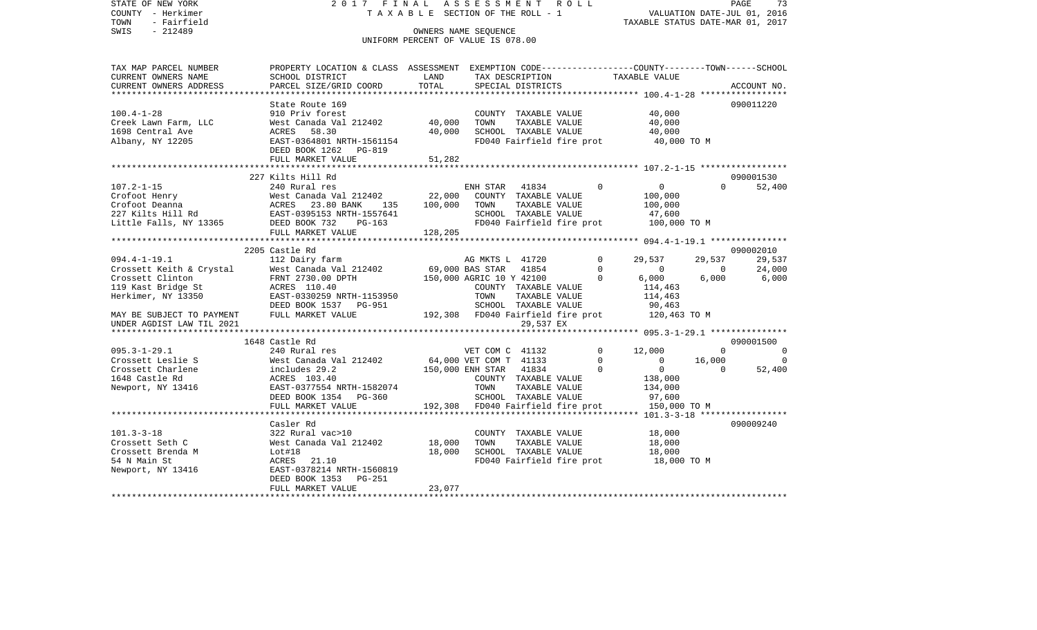STATE OF NEW YORK — 2017 FINAL ASSESSMENT ROLL — TAXABLE SECTION OF THE ROLL - 1
COUNTY - Herkimer — VALUATION DATE-JUL 01, 2016
TOWN - Fairfield — TAXABLE STATUS DATE-MAR 01, 2017
SWIS - 212489 — OWNERS NAME SEQUENCE
UNIFORM PERCENT OF VALUE IS 078.00

| TAX MAP PARCEL NUMBER / CURRENT OWNERS NAME / CURRENT OWNERS ADDRESS | PROPERTY LOCATION & CLASS / SCHOOL DISTRICT / PARCEL SIZE/GRID COORD | ASSESSMENT LAND | ASSESSMENT TOTAL | EXEMPTION CODE / TAX DESCRIPTION / SPECIAL DISTRICTS | | COUNTY | TOWN | SCHOOL | ACCOUNT NO. |
|---|---|---|---|---|---|---|---|---|---|
| **100.4-1-28** | State Route 169 | | | | | | | | 090011220 |
| 100.4-1-28 | 910 Priv forest | | | COUNTY TAXABLE VALUE | | 40,000 | | | |
| Creek Lawn Farm, LLC | West Canada Val 212402 | 40,000 | | TOWN TAXABLE VALUE | | | 40,000 | | |
| 1698 Central Ave | ACRES 58.30 | | 40,000 | SCHOOL TAXABLE VALUE | | | | 40,000 | |
| Albany, NY 12205 | EAST-0364801 NRTH-1561154 | | | FD040 Fairfield fire prot | | 40,000 TO M | | | |
| | DEED BOOK 1262 PG-819 | | | | | | | | |
| | FULL MARKET VALUE | | 51,282 | | | | | | |
| **107.2-1-15** | 227 Kilts Hill Rd | | | | | | | | 090001530 |
| 107.2-1-15 | 240 Rural res | | | ENH STAR 41834 | 0 | 0 | 0 | 52,400 | |
| Crofoot Henry | West Canada Val 212402 | 22,000 | | COUNTY TAXABLE VALUE | | 100,000 | | | |
| Crofoot Deanna | ACRES 23.80 BANK 135 | | 100,000 | TOWN TAXABLE VALUE | | | 100,000 | | |
| 227 Kilts Hill Rd | EAST-0395153 NRTH-1557641 | | | SCHOOL TAXABLE VALUE | | | | 47,600 | |
| Little Falls, NY 13365 | DEED BOOK 732 PG-163 | | | FD040 Fairfield fire prot | | 100,000 TO M | | | |
| | FULL MARKET VALUE | | 128,205 | | | | | | |
| **094.4-1-19.1** | 2205 Castle Rd | | | | | | | | 090002010 |
| 094.4-1-19.1 | 112 Dairy farm | | | AG MKTS L 41720 | 0 | 29,537 | 29,537 | 29,537 | |
| Crossett Keith & Crystal | West Canada Val 212402 | 69,000 | | BAS STAR 41854 | 0 | 0 | 0 | 24,000 | |
| Crossett Clinton | FRNT 2730.00 DPTH | | 150,000 | AGRIC 10 Y 42100 | 0 | 6,000 | 6,000 | 6,000 | |
| 119 Kast Bridge St | ACRES 110.40 | | | COUNTY TAXABLE VALUE | | 114,463 | | | |
| Herkimer, NY 13350 | EAST-0330259 NRTH-1153950 | | | TOWN TAXABLE VALUE | | | 114,463 | | |
| | DEED BOOK 1537 PG-951 | | | SCHOOL TAXABLE VALUE | | | | 90,463 | |
| MAY BE SUBJECT TO PAYMENT | FULL MARKET VALUE | | 192,308 | FD040 Fairfield fire prot | | 120,463 TO M | | | |
| UNDER AGDIST LAW TIL 2021 | | | | 29,537 EX | | | | | |
| **095.3-1-29.1** | 1648 Castle Rd | | | | | | | | 090001500 |
| 095.3-1-29.1 | 240 Rural res | | | VET COM C 41132 | 0 | 12,000 | 0 | 0 | |
| Crossett Leslie S | West Canada Val 212402 | 64,000 | | VET COM T 41133 | 0 | 0 | 16,000 | 0 | |
| Crossett Charlene | includes 29.2 | | 150,000 | ENH STAR 41834 | 0 | 0 | 0 | 52,400 | |
| 1648 Castle Rd | ACRES 103.40 | | | COUNTY TAXABLE VALUE | | 138,000 | | | |
| Newport, NY 13416 | EAST-0377554 NRTH-1582074 | | | TOWN TAXABLE VALUE | | | 134,000 | | |
| | DEED BOOK 1354 PG-360 | | | SCHOOL TAXABLE VALUE | | | | 97,600 | |
| | FULL MARKET VALUE | | 192,308 | FD040 Fairfield fire prot | | 150,000 TO M | | | |
| **101.3-3-18** | Casler Rd | | | | | | | | 090009240 |
| 101.3-3-18 | 322 Rural vac>10 | | | COUNTY TAXABLE VALUE | | 18,000 | | | |
| Crossett Seth C | West Canada Val 212402 | 18,000 | | TOWN TAXABLE VALUE | | | 18,000 | | |
| Crossett Brenda M | Lot#18 | | 18,000 | SCHOOL TAXABLE VALUE | | | | 18,000 | |
| 54 N Main St | ACRES 21.10 | | | FD040 Fairfield fire prot | | 18,000 TO M | | | |
| Newport, NY 13416 | EAST-0378214 NRTH-1560819 | | | | | | | | |
| | DEED BOOK 1353 PG-251 | | | | | | | | |
| | FULL MARKET VALUE | | 23,077 | | | | | | |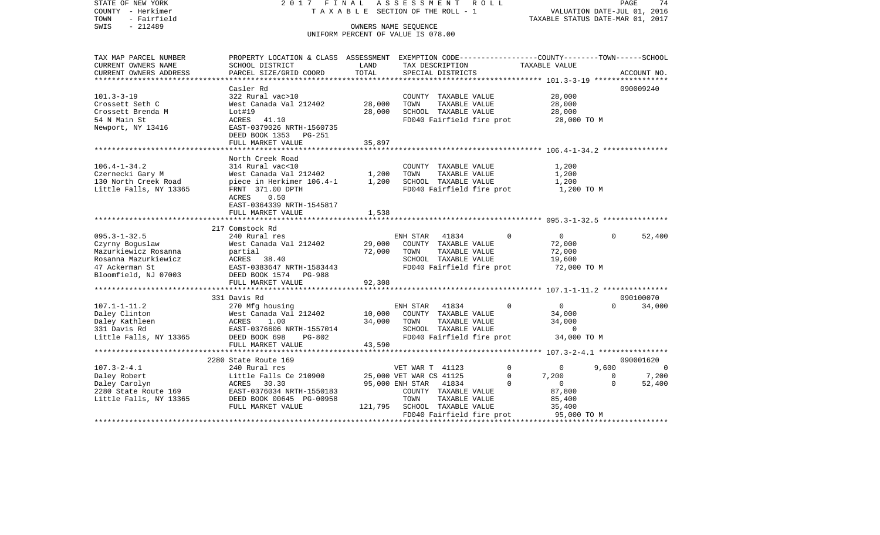STATE OF NEW YORK
COUNTY - Herkimer
TOWN - Fairfield
SWIS - 212489

2017 FINAL ASSESSMENT ROLL
TAXABLE SECTION OF THE ROLL - 1
OWNERS NAME SEQUENCE
UNIFORM PERCENT OF VALUE IS 078.00

VALUATION DATE-JUL 01, 2016
TAXABLE STATUS DATE-MAR 01, 2017

| TAX MAP PARCEL NUMBER / CURRENT OWNERS NAME / CURRENT OWNERS ADDRESS | PROPERTY LOCATION & CLASS / SCHOOL DISTRICT / PARCEL SIZE/GRID COORD | ASSESSMENT LAND | TOTAL | EXEMPTION CODE / TAX DESCRIPTION / SPECIAL DISTRICTS | COUNTY | TOWN | SCHOOL | ACCOUNT NO. |
|---|---|---|---|---|---|---|---|---|
| **101.3-3-19** | Casler Rd | | | | | | | 090009240 |
| 101.3-3-19 | 322 Rural vac>10 | | | COUNTY TAXABLE VALUE | 28,000 | | | |
| Crossett Seth C | West Canada Val 212402 | 28,000 | | TOWN TAXABLE VALUE | | 28,000 | | |
| Crossett Brenda M | Lot#19 | | 28,000 | SCHOOL TAXABLE VALUE | | | 28,000 | |
| 54 N Main St | ACRES 41.10 | | | FD040 Fairfield fire prot | 28,000 TO M | | | |
| Newport, NY 13416 | EAST-0379026 NRTH-1560735 | | | | | | | |
| | DEED BOOK 1353 PG-251 | | | | | | | |
| | FULL MARKET VALUE | | 35,897 | | | | | |
| **106.4-1-34.2** | North Creek Road | | | | | | | |
| 106.4-1-34.2 | 314 Rural vac<10 | | | COUNTY TAXABLE VALUE | 1,200 | | | |
| Czernecki Gary M | West Canada Val 212402 | 1,200 | | TOWN TAXABLE VALUE | | 1,200 | | |
| 130 North Creek Road | piece in Herkimer 106.4-1 | | 1,200 | SCHOOL TAXABLE VALUE | | | 1,200 | |
| Little Falls, NY 13365 | FRNT 371.00 DPTH | | | FD040 Fairfield fire prot | 1,200 TO M | | | |
| | ACRES 0.50 | | | | | | | |
| | EAST-0364339 NRTH-1545817 | | | | | | | |
| | FULL MARKET VALUE | | 1,538 | | | | | |
| **095.3-1-32.5** | 217 Comstock Rd | | | | | | | |
| 095.3-1-32.5 | 240 Rural res | | | ENH STAR 41834 0 | 0 | 0 | 52,400 | |
| Czyrny Boguslaw | West Canada Val 212402 | 29,000 | | COUNTY TAXABLE VALUE | 72,000 | | | |
| Mazurkiewicz Rosanna | partial | | 72,000 | TOWN TAXABLE VALUE | | 72,000 | | |
| Rosanna Mazurkiewicz | ACRES 38.40 | | | SCHOOL TAXABLE VALUE | | | 19,600 | |
| 47 Ackerman St | EAST-0383647 NRTH-1583443 | | | FD040 Fairfield fire prot | 72,000 TO M | | | |
| Bloomfield, NJ 07003 | DEED BOOK 1574 PG-988 | | | | | | | |
| | FULL MARKET VALUE | | 92,308 | | | | | |
| **107.1-1-11.2** | 331 Davis Rd | | | | | | | 090100070 |
| 107.1-1-11.2 | 270 Mfg housing | | | ENH STAR 41834 0 | 0 | 0 | 34,000 | |
| Daley Clinton | West Canada Val 212402 | 10,000 | | COUNTY TAXABLE VALUE | 34,000 | | | |
| Daley Kathleen | ACRES 1.00 | | 34,000 | TOWN TAXABLE VALUE | | 34,000 | | |
| 331 Davis Rd | EAST-0376606 NRTH-1557014 | | | SCHOOL TAXABLE VALUE | | | 0 | |
| Little Falls, NY 13365 | DEED BOOK 698 PG-802 | | | FD040 Fairfield fire prot | 34,000 TO M | | | |
| | FULL MARKET VALUE | | 43,590 | | | | | |
| **107.3-2-4.1** | 2280 State Route 169 | | | | | | | 090001620 |
| 107.3-2-4.1 | 240 Rural res | | | VET WAR T 41123 0 | 0 | 9,600 | 0 | |
| Daley Robert | Little Falls Ce 210900 | 25,000 | | VET WAR CS 41125 0 | 7,200 | 0 | 7,200 | |
| Daley Carolyn | ACRES 30.30 | | 95,000 | ENH STAR 41834 0 | 0 | 0 | 52,400 | |
| 2280 State Route 169 | EAST-0376034 NRTH-1550183 | | | COUNTY TAXABLE VALUE | 87,800 | | | |
| Little Falls, NY 13365 | DEED BOOK 00645 PG-00958 | | | TOWN TAXABLE VALUE | | 85,400 | | |
| | FULL MARKET VALUE | | 121,795 | SCHOOL TAXABLE VALUE | | | 35,400 | |
| | | | | FD040 Fairfield fire prot | 95,000 TO M | | | |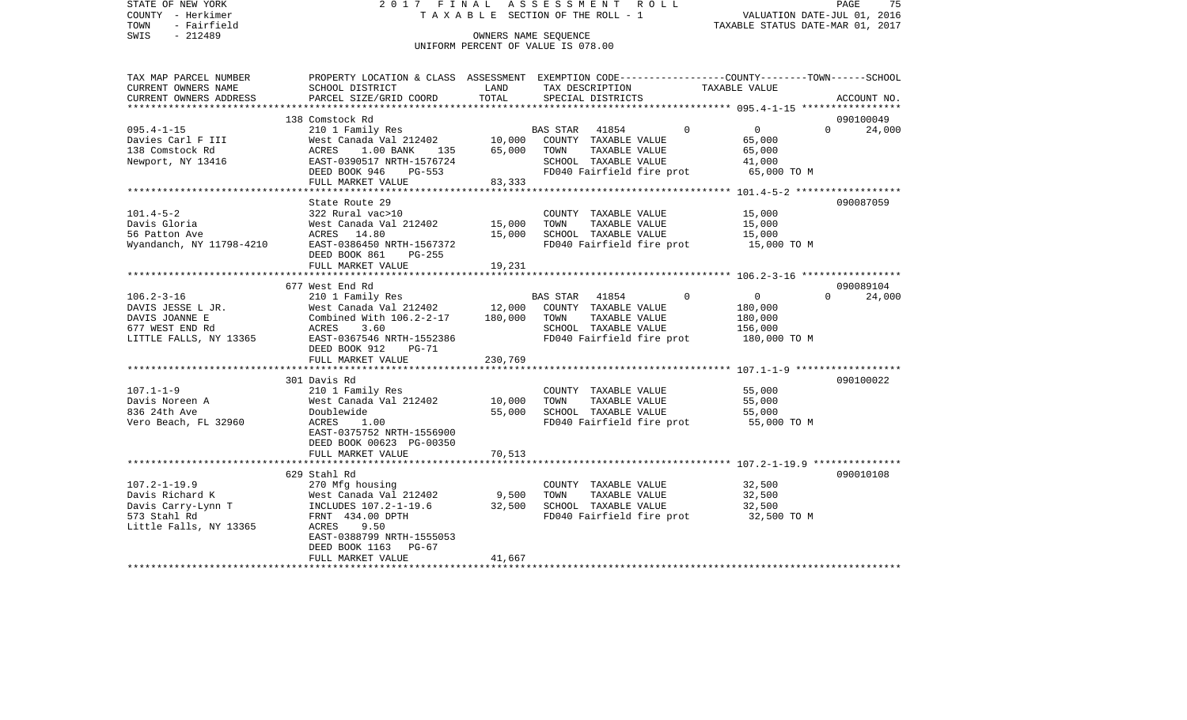STATE OF NEW YORK — 2017 FINAL ASSESSMENT ROLL
COUNTY - Herkimer — TAXABLE SECTION OF THE ROLL - 1 — VALUATION DATE-JUL 01, 2016
TOWN - Fairfield — TAXABLE STATUS DATE-MAR 01, 2017
SWIS - 212489 — OWNERS NAME SEQUENCE
UNIFORM PERCENT OF VALUE IS 078.00

| TAX MAP PARCEL NUMBER / CURRENT OWNERS NAME / CURRENT OWNERS ADDRESS | PROPERTY LOCATION & CLASS / SCHOOL DISTRICT / PARCEL SIZE/GRID COORD | ASSESSMENT LAND | TOTAL | EXEMPTION CODE / TAX DESCRIPTION / SPECIAL DISTRICTS | COUNTY | TOWN | SCHOOL | ACCOUNT NO. |
|---|---|---|---|---|---|---|---|---|
| **095.4-1-15** | 138 Comstock Rd | | | | | | | 090100049 |
| Davies Carl F III | 210 1 Family Res | | | BAS STAR 41854 | 0 | 0 | 24,000 | |
| 138 Comstock Rd | West Canada Val 212402 | 10,000 | | COUNTY TAXABLE VALUE | 65,000 | | | |
| Newport, NY 13416 | ACRES 1.00 BANK 135 | | 65,000 | TOWN TAXABLE VALUE | | 65,000 | | |
| | EAST-0390517 NRTH-1576724 | | | SCHOOL TAXABLE VALUE | | | 41,000 | |
| | DEED BOOK 946 PG-553 | | | FD040 Fairfield fire prot | 65,000 TO M | | | |
| | FULL MARKET VALUE | | 83,333 | | | | | |
| **101.4-5-2** | State Route 29 | | | | | | | 090087059 |
| Davis Gloria | 322 Rural vac>10 | | | COUNTY TAXABLE VALUE | 15,000 | | | |
| 56 Patton Ave | West Canada Val 212402 | 15,000 | | TOWN TAXABLE VALUE | | 15,000 | | |
| Wyandanch, NY 11798-4210 | ACRES 14.80 | | 15,000 | SCHOOL TAXABLE VALUE | | | 15,000 | |
| | EAST-0386450 NRTH-1567372 | | | FD040 Fairfield fire prot | 15,000 TO M | | | |
| | DEED BOOK 861 PG-255 | | | | | | | |
| | FULL MARKET VALUE | | 19,231 | | | | | |
| **106.2-3-16** | 677 West End Rd | | | | | | | 090089104 |
| DAVIS JESSE L JR. | 210 1 Family Res | | | BAS STAR 41854 | 0 | 0 | 24,000 | |
| DAVIS JOANNE E | West Canada Val 212402 | 12,000 | | COUNTY TAXABLE VALUE | 180,000 | | | |
| 677 WEST END Rd | Combined With 106.2-2-17 | | 180,000 | TOWN TAXABLE VALUE | | 180,000 | | |
| LITTLE FALLS, NY 13365 | ACRES 3.60 | | | SCHOOL TAXABLE VALUE | | | 156,000 | |
| | EAST-0367546 NRTH-1552386 | | | FD040 Fairfield fire prot | 180,000 TO M | | | |
| | DEED BOOK 912 PG-71 | | | | | | | |
| | FULL MARKET VALUE | | 230,769 | | | | | |
| **107.1-1-9** | 301 Davis Rd | | | | | | | 090100022 |
| Davis Noreen A | 210 1 Family Res | | | COUNTY TAXABLE VALUE | 55,000 | | | |
| 836 24th Ave | West Canada Val 212402 | 10,000 | | TOWN TAXABLE VALUE | | 55,000 | | |
| Vero Beach, FL 32960 | Doublewide | | 55,000 | SCHOOL TAXABLE VALUE | | | 55,000 | |
| | ACRES 1.00 | | | FD040 Fairfield fire prot | 55,000 TO M | | | |
| | EAST-0375752 NRTH-1556900 | | | | | | | |
| | DEED BOOK 00623 PG-00350 | | | | | | | |
| | FULL MARKET VALUE | | 70,513 | | | | | |
| **107.2-1-19.9** | 629 Stahl Rd | | | | | | | 090010108 |
| Davis Richard K | 270 Mfg housing | | | COUNTY TAXABLE VALUE | 32,500 | | | |
| Davis Carry-Lynn T | West Canada Val 212402 | 9,500 | | TOWN TAXABLE VALUE | | 32,500 | | |
| 573 Stahl Rd | INCLUDES 107.2-1-19.6 | | 32,500 | SCHOOL TAXABLE VALUE | | | 32,500 | |
| Little Falls, NY 13365 | FRNT 434.00 DPTH | | | FD040 Fairfield fire prot | 32,500 TO M | | | |
| | ACRES 9.50 | | | | | | | |
| | EAST-0388799 NRTH-1555053 | | | | | | | |
| | DEED BOOK 1163 PG-67 | | | | | | | |
| | FULL MARKET VALUE | | 41,667 | | | | | |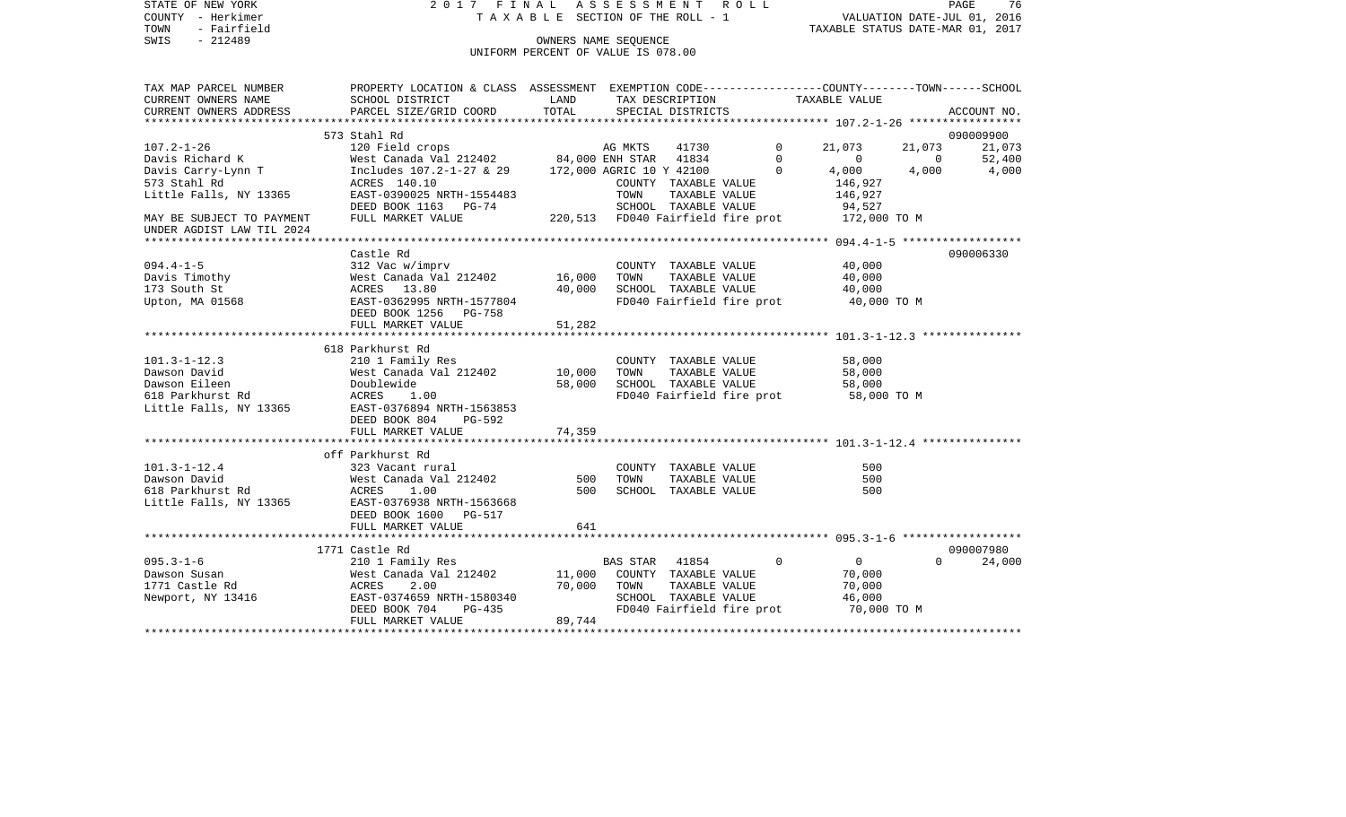STATE OF NEW YORK 2 0 1 7 F I N A L A S S E S S M E N T R O L L
COUNTY - Herkimer T A X A B L E SECTION OF THE ROLL - 1 VALUATION DATE-JUL 01, 2016
TOWN - Fairfield TAXABLE STATUS DATE-MAR 01, 2017
SWIS - 212489 OWNERS NAME SEQUENCE
UNIFORM PERCENT OF VALUE IS 078.00

| TAX MAP PARCEL NUMBER<br>CURRENT OWNERS NAME<br>CURRENT OWNERS ADDRESS | PROPERTY LOCATION & CLASS<br>SCHOOL DISTRICT<br>PARCEL SIZE/GRID COORD | ASSESSMENT<br>LAND<br>TOTAL | EXEMPTION CODE<br>TAX DESCRIPTION<br>SPECIAL DISTRICTS | | COUNTY<br>TAXABLE VALUE | TOWN | SCHOOL<br>ACCOUNT NO. |
|---|---|---|---|---|---|---|---|
| | 573 Stahl Rd | | | | | | 090009900 |
| 107.2-1-26 | 120 Field crops | | AG MKTS 41730 | 0 | 21,073 | 21,073 | 21,073 |
| Davis Richard K | West Canada Val 212402 | 84,000 | ENH STAR 41834 | 0 | 0 | 0 | 52,400 |
| Davis Carry-Lynn T | Includes 107.2-1-27 & 29 | 172,000 | AGRIC 10 Y 42100 | 0 | 4,000 | 4,000 | 4,000 |
| 573 Stahl Rd | ACRES 140.10 | | COUNTY TAXABLE VALUE | | 146,927 | | |
| Little Falls, NY 13365 | EAST-0390025 NRTH-1554483 | | TOWN TAXABLE VALUE | | 146,927 | | |
| | DEED BOOK 1163 PG-74 | | SCHOOL TAXABLE VALUE | | 94,527 | | |
| MAY BE SUBJECT TO PAYMENT<br>UNDER AGDIST LAW TIL 2024 | FULL MARKET VALUE | 220,513 | FD040 Fairfield fire prot | | 172,000 TO M | | |
| | Castle Rd | | | | | | 090006330 |
| 094.4-1-5 | 312 Vac w/imprv | | COUNTY TAXABLE VALUE | | 40,000 | | |
| Davis Timothy | West Canada Val 212402 | 16,000 | TOWN TAXABLE VALUE | | 40,000 | | |
| 173 South St | ACRES 13.80 | 40,000 | SCHOOL TAXABLE VALUE | | 40,000 | | |
| Upton, MA 01568 | EAST-0362995 NRTH-1577804 | | FD040 Fairfield fire prot | | 40,000 TO M | | |
| | DEED BOOK 1256 PG-758 | | | | | | |
| | FULL MARKET VALUE | 51,282 | | | | | |
| | 618 Parkhurst Rd | | | | | | |
| 101.3-1-12.3 | 210 1 Family Res | | COUNTY TAXABLE VALUE | | 58,000 | | |
| Dawson David | West Canada Val 212402 | 10,000 | TOWN TAXABLE VALUE | | 58,000 | | |
| Dawson Eileen | Doublewide | 58,000 | SCHOOL TAXABLE VALUE | | 58,000 | | |
| 618 Parkhurst Rd | ACRES 1.00 | | FD040 Fairfield fire prot | | 58,000 TO M | | |
| Little Falls, NY 13365 | EAST-0376894 NRTH-1563853 | | | | | | |
| | DEED BOOK 804 PG-592 | | | | | | |
| | FULL MARKET VALUE | 74,359 | | | | | |
| | off Parkhurst Rd | | | | | | |
| 101.3-1-12.4 | 323 Vacant rural | | COUNTY TAXABLE VALUE | | 500 | | |
| Dawson David | West Canada Val 212402 | 500 | TOWN TAXABLE VALUE | | 500 | | |
| 618 Parkhurst Rd | ACRES 1.00 | 500 | SCHOOL TAXABLE VALUE | | 500 | | |
| Little Falls, NY 13365 | EAST-0376938 NRTH-1563668 | | | | | | |
| | DEED BOOK 1600 PG-517 | | | | | | |
| | FULL MARKET VALUE | 641 | | | | | |
| | 1771 Castle Rd | | | | | | 090007980 |
| 095.3-1-6 | 210 1 Family Res | | BAS STAR 41854 | 0 | 0 | 0 | 24,000 |
| Dawson Susan | West Canada Val 212402 | 11,000 | COUNTY TAXABLE VALUE | | 70,000 | | |
| 1771 Castle Rd | ACRES 2.00 | 70,000 | TOWN TAXABLE VALUE | | 70,000 | | |
| Newport, NY 13416 | EAST-0374659 NRTH-1580340 | | SCHOOL TAXABLE VALUE | | 46,000 | | |
| | DEED BOOK 704 PG-435 | | FD040 Fairfield fire prot | | 70,000 TO M | | |
| | FULL MARKET VALUE | 89,744 | | | | | |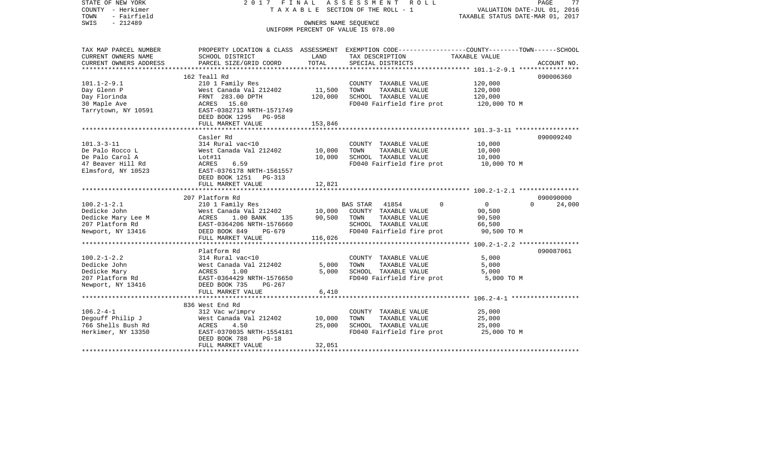STATE OF NEW YORK 2 0 1 7 F I N A L A S S E S S M E N T R O L L
COUNTY - Herkimer T A X A B L E SECTION OF THE ROLL - 1 VALUATION DATE-JUL 01, 2016
TOWN - Fairfield TAXABLE STATUS DATE-MAR 01, 2017
SWIS - 212489 OWNERS NAME SEQUENCE
UNIFORM PERCENT OF VALUE IS 078.00

| TAX MAP PARCEL NUMBER / CURRENT OWNERS NAME / CURRENT OWNERS ADDRESS | PROPERTY LOCATION & CLASS / SCHOOL DISTRICT / PARCEL SIZE/GRID COORD | ASSESSMENT LAND | ASSESSMENT TOTAL | EXEMPTION CODE / TAX DESCRIPTION / SPECIAL DISTRICTS | COUNTY | TOWN | SCHOOL | TAXABLE VALUE / ACCOUNT NO. |
|---|---|---|---|---|---|---|---|---|
| **101.1-2-9.1** | 162 Teall Rd | | | | | | | 090006360 |
| 101.1-2-9.1 | 210 1 Family Res | | | COUNTY TAXABLE VALUE | | | | 120,000 |
| Day Glenn P | West Canada Val 212402 | 11,500 | | TOWN TAXABLE VALUE | | | | 120,000 |
| Day Florinda | FRNT 283.00 DPTH | | 120,000 | SCHOOL TAXABLE VALUE | | | | 120,000 |
| 30 Maple Ave | ACRES 15.60 | | | FD040 Fairfield fire prot | | | | 120,000 TO M |
| Tarrytown, NY 10591 | EAST-0382713 NRTH-1571749 | | | | | | | |
| | DEED BOOK 1295 PG-958 | | | | | | | |
| | FULL MARKET VALUE | | 153,846 | | | | | |
| **101.3-3-11** | Casler Rd | | | | | | | 090009240 |
| 101.3-3-11 | 314 Rural vac<10 | | | COUNTY TAXABLE VALUE | | | | 10,000 |
| De Palo Rocco L | West Canada Val 212402 | 10,000 | | TOWN TAXABLE VALUE | | | | 10,000 |
| De Palo Carol A | Lot#11 | | 10,000 | SCHOOL TAXABLE VALUE | | | | 10,000 |
| 47 Beaver Hill Rd | ACRES 6.59 | | | FD040 Fairfield fire prot | | | | 10,000 TO M |
| Elmsford, NY 10523 | EAST-0376178 NRTH-1561557 | | | | | | | |
| | DEED BOOK 1251 PG-313 | | | | | | | |
| | FULL MARKET VALUE | | 12,821 | | | | | |
| **100.2-1-2.1** | 207 Platform Rd | | | | | | | 090090000 |
| 100.2-1-2.1 | 210 1 Family Res | | | BAS STAR 41854 | 0 | 0 | 0 | 24,000 |
| Dedicke John | West Canada Val 212402 | 10,000 | | COUNTY TAXABLE VALUE | | | | 90,500 |
| Dedicke Mary Lee M | ACRES 1.00 BANK 135 | | 90,500 | TOWN TAXABLE VALUE | | | | 90,500 |
| 207 Platform Rd | EAST-0364206 NRTH-1576660 | | | SCHOOL TAXABLE VALUE | | | | 66,500 |
| Newport, NY 13416 | DEED BOOK 849 PG-679 | | | FD040 Fairfield fire prot | | | | 90,500 TO M |
| | FULL MARKET VALUE | | 116,026 | | | | | |
| **100.2-1-2.2** | Platform Rd | | | | | | | 090087061 |
| 100.2-1-2.2 | 314 Rural vac<10 | | | COUNTY TAXABLE VALUE | | | | 5,000 |
| Dedicke John | West Canada Val 212402 | 5,000 | | TOWN TAXABLE VALUE | | | | 5,000 |
| Dedicke Mary | ACRES 1.00 | | 5,000 | SCHOOL TAXABLE VALUE | | | | 5,000 |
| 207 Platform Rd | EAST-0364429 NRTH-1576650 | | | FD040 Fairfield fire prot | | | | 5,000 TO M |
| Newport, NY 13416 | DEED BOOK 735 PG-267 | | | | | | | |
| | FULL MARKET VALUE | | 6,410 | | | | | |
| **106.2-4-1** | 836 West End Rd | | | | | | | |
| 106.2-4-1 | 312 Vac w/imprv | | | COUNTY TAXABLE VALUE | | | | 25,000 |
| Degouff Philip J | West Canada Val 212402 | 10,000 | | TOWN TAXABLE VALUE | | | | 25,000 |
| 766 Shells Bush Rd | ACRES 4.50 | | 25,000 | SCHOOL TAXABLE VALUE | | | | 25,000 |
| Herkimer, NY 13350 | EAST-0370035 NRTH-1554181 | | | FD040 Fairfield fire prot | | | | 25,000 TO M |
| | DEED BOOK 788 PG-18 | | | | | | | |
| | FULL MARKET VALUE | | 32,051 | | | | | |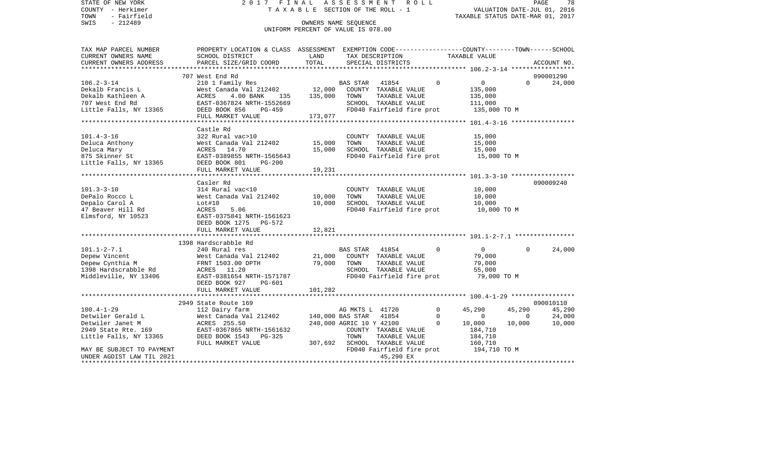STATE OF NEW YORK — 2017 FINAL ASSESSMENT ROLL
COUNTY - Herkimer — TAXABLE SECTION OF THE ROLL - 1 — VALUATION DATE-JUL 01, 2016
TOWN - Fairfield — TAXABLE STATUS DATE-MAR 01, 2017
SWIS - 212489 — OWNERS NAME SEQUENCE
UNIFORM PERCENT OF VALUE IS 078.00

| TAX MAP PARCEL NUMBER / CURRENT OWNERS NAME / CURRENT OWNERS ADDRESS | PROPERTY LOCATION & CLASS / SCHOOL DISTRICT / PARCEL SIZE/GRID COORD | ASSESSMENT LAND | ASSESSMENT TOTAL | EXEMPTION CODE / TAX DESCRIPTION / SPECIAL DISTRICTS | COUNTY TAXABLE VALUE | TOWN | SCHOOL | ACCOUNT NO. |
|---|---|---|---|---|---|---|---|---|
| **106.2-3-14** | 707 West End Rd | | | | | | | 090001290 |
| Dekalb Francis L | 210 1 Family Res | | | BAS STAR 41854 0 | 0 | 0 | 24,000 | |
| Dekalb Kathleen A | West Canada Val 212402 | 12,000 | | COUNTY TAXABLE VALUE | 135,000 | | | |
| 707 West End Rd | ACRES 4.00 BANK 135 | | 135,000 | TOWN TAXABLE VALUE | 135,000 | | | |
| Little Falls, NY 13365 | EAST-0367824 NRTH-1552669 | | | SCHOOL TAXABLE VALUE | 111,000 | | | |
| | DEED BOOK 856 PG-459 | | | FD040 Fairfield fire prot | 135,000 TO M | | | |
| | FULL MARKET VALUE | | 173,077 | | | | | |
| **101.4-3-16** | Castle Rd | | | | | | | |
| Deluca Anthony | 322 Rural vac>10 | | | COUNTY TAXABLE VALUE | 15,000 | | | |
| Deluca Mary | West Canada Val 212402 | 15,000 | | TOWN TAXABLE VALUE | 15,000 | | | |
| 875 Skinner St | ACRES 14.70 | | 15,000 | SCHOOL TAXABLE VALUE | 15,000 | | | |
| Little Falls, NY 13365 | EAST-0389855 NRTH-1565643 | | | FD040 Fairfield fire prot | 15,000 TO M | | | |
| | DEED BOOK 801 PG-200 | | | | | | | |
| | FULL MARKET VALUE | | 19,231 | | | | | |
| **101.3-3-10** | Casler Rd | | | | | | | 090009240 |
| DePalo Rocco L | 314 Rural vac<10 | | | COUNTY TAXABLE VALUE | 10,000 | | | |
| Depalo Carol A | West Canada Val 212402 | 10,000 | | TOWN TAXABLE VALUE | 10,000 | | | |
| 47 Beaver Hill Rd | Lot#10 | | 10,000 | SCHOOL TAXABLE VALUE | 10,000 | | | |
| Elmsford, NY 10523 | ACRES 5.06 | | | FD040 Fairfield fire prot | 10,000 TO M | | | |
| | EAST-0375841 NRTH-1561623 | | | | | | | |
| | DEED BOOK 1275 PG-572 | | | | | | | |
| | FULL MARKET VALUE | | 12,821 | | | | | |
| **101.1-2-7.1** | 1398 Hardscrabble Rd | | | | | | | |
| Depew Vincent | 240 Rural res | | | BAS STAR 41854 0 | 0 | 0 | 24,000 | |
| Depew Cynthia M | West Canada Val 212402 | 21,000 | | COUNTY TAXABLE VALUE | 79,000 | | | |
| 1398 Hardscrabble Rd | FRNT 1503.00 DPTH | | 79,000 | TOWN TAXABLE VALUE | 79,000 | | | |
| Middleville, NY 13406 | ACRES 11.20 | | | SCHOOL TAXABLE VALUE | 55,000 | | | |
| | EAST-0381654 NRTH-1571787 | | | FD040 Fairfield fire prot | 79,000 TO M | | | |
| | DEED BOOK 927 PG-601 | | | | | | | |
| | FULL MARKET VALUE | | 101,282 | | | | | |
| **100.4-1-29** | 2949 State Route 169 | | | | | | | 090010110 |
| Detwiler Gerald L | 112 Dairy farm | | | AG MKTS L 41720 0 | 45,290 | 45,290 | 45,290 | |
| Detwiler Janet M | West Canada Val 212402 | 140,000 | | BAS STAR 41854 0 | 0 | 0 | 24,000 | |
| 2949 State Rte. 169 | ACRES 255.50 | | 240,000 | AGRIC 10 Y 42100 0 | 10,000 | 10,000 | 10,000 | |
| Little Falls, NY 13365 | EAST-0367865 NRTH-1561632 | | | COUNTY TAXABLE VALUE | 184,710 | | | |
| | DEED BOOK 1543 PG-325 | | | TOWN TAXABLE VALUE | 184,710 | | | |
| | FULL MARKET VALUE | | 307,692 | SCHOOL TAXABLE VALUE | 160,710 | | | |
| MAY BE SUBJECT TO PAYMENT | | | | FD040 Fairfield fire prot | 194,710 TO M | | | |
| UNDER AGDIST LAW TIL 2021 | | | | 45,290 EX | | | | |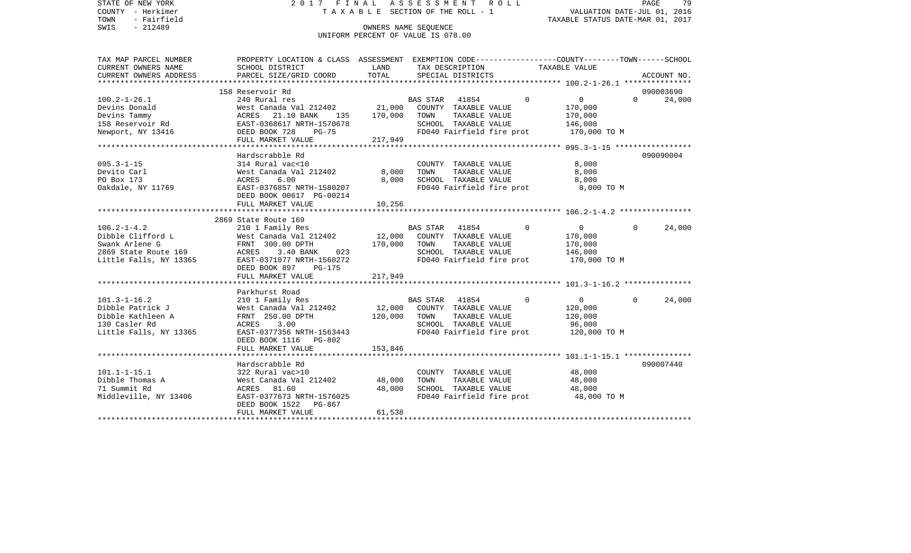STATE OF NEW YORK
COUNTY - Herkimer
TOWN - Fairfield
SWIS - 212489

2 0 1 7 F I N A L A S S E S S M E N T R O L L
T A X A B L E SECTION OF THE ROLL - 1
OWNERS NAME SEQUENCE
UNIFORM PERCENT OF VALUE IS 078.00

VALUATION DATE-JUL 01, 2016
TAXABLE STATUS DATE-MAR 01, 2017

| TAX MAP PARCEL NUMBER / CURRENT OWNERS NAME / CURRENT OWNERS ADDRESS | PROPERTY LOCATION & CLASS / SCHOOL DISTRICT / PARCEL SIZE/GRID COORD | ASSESSMENT LAND | TOTAL | EXEMPTION CODE / TAX DESCRIPTION / SPECIAL DISTRICTS | COUNTY--------TOWN------SCHOOL TAXABLE VALUE | ACCOUNT NO. |
|---|---|---|---|---|---|---|
| **100.2-1-26.1** | 158 Reservoir Rd | | | | | 090003690 |
| 100.2-1-26.1 | 240 Rural res | | | BAS STAR 41854 0 | 0 0 | 24,000 |
| Devins Donald | West Canada Val 212402 | 21,000 | | COUNTY TAXABLE VALUE | 170,000 | |
| Devins Tammy | ACRES 21.10 BANK 135 | | 170,000 | TOWN TAXABLE VALUE | 170,000 | |
| 158 Reservoir Rd | EAST-0368617 NRTH-1570678 | | | SCHOOL TAXABLE VALUE | 146,000 | |
| Newport, NY 13416 | DEED BOOK 728 PG-75 | | | FD040 Fairfield fire prot | 170,000 TO M | |
| | FULL MARKET VALUE | | 217,949 | | | |
| **095.3-1-15** | Hardscrabble Rd | | | | | 090090004 |
| 095.3-1-15 | 314 Rural vac<10 | | | COUNTY TAXABLE VALUE | 8,000 | |
| Devito Carl | West Canada Val 212402 | 8,000 | | TOWN TAXABLE VALUE | 8,000 | |
| PO Box 173 | ACRES 6.00 | | 8,000 | SCHOOL TAXABLE VALUE | 8,000 | |
| Oakdale, NY 11769 | EAST-0376857 NRTH-1580207 | | | FD040 Fairfield fire prot | 8,000 TO M | |
| | DEED BOOK 00617 PG-00214 | | | | | |
| | FULL MARKET VALUE | | 10,256 | | | |
| **106.2-1-4.2** | 2869 State Route 169 | | | | | |
| 106.2-1-4.2 | 210 1 Family Res | | | BAS STAR 41854 0 | 0 0 | 24,000 |
| Dibble Clifford L | West Canada Val 212402 | 12,000 | | COUNTY TAXABLE VALUE | 170,000 | |
| Swank Arlene G | FRNT 300.00 DPTH | | 170,000 | TOWN TAXABLE VALUE | 170,000 | |
| 2869 State Route 169 | ACRES 3.40 BANK 023 | | | SCHOOL TAXABLE VALUE | 146,000 | |
| Little Falls, NY 13365 | EAST-0371077 NRTH-1560272 | | | FD040 Fairfield fire prot | 170,000 TO M | |
| | DEED BOOK 897 PG-175 | | | | | |
| | FULL MARKET VALUE | | 217,949 | | | |
| **101.3-1-16.2** | Parkhurst Road | | | | | |
| 101.3-1-16.2 | 210 1 Family Res | | | BAS STAR 41854 0 | 0 0 | 24,000 |
| Dibble Patrick J | West Canada Val 212402 | 12,000 | | COUNTY TAXABLE VALUE | 120,000 | |
| Dibble Kathleen A | FRNT 250.00 DPTH | | 120,000 | TOWN TAXABLE VALUE | 120,000 | |
| 130 Casler Rd | ACRES 3.00 | | | SCHOOL TAXABLE VALUE | 96,000 | |
| Little Falls, NY 13365 | EAST-0377356 NRTH-1563443 | | | FD040 Fairfield fire prot | 120,000 TO M | |
| | DEED BOOK 1116 PG-802 | | | | | |
| | FULL MARKET VALUE | | 153,846 | | | |
| **101.1-1-15.1** | Hardscrabble Rd | | | | | 090007440 |
| 101.1-1-15.1 | 322 Rural vac>10 | | | COUNTY TAXABLE VALUE | 48,000 | |
| Dibble Thomas A | West Canada Val 212402 | 48,000 | | TOWN TAXABLE VALUE | 48,000 | |
| 71 Summit Rd | ACRES 81.60 | | 48,000 | SCHOOL TAXABLE VALUE | 48,000 | |
| Middleville, NY 13406 | EAST-0377673 NRTH-1576025 | | | FD040 Fairfield fire prot | 48,000 TO M | |
| | DEED BOOK 1522 PG-867 | | | | | |
| | FULL MARKET VALUE | | 61,538 | | | |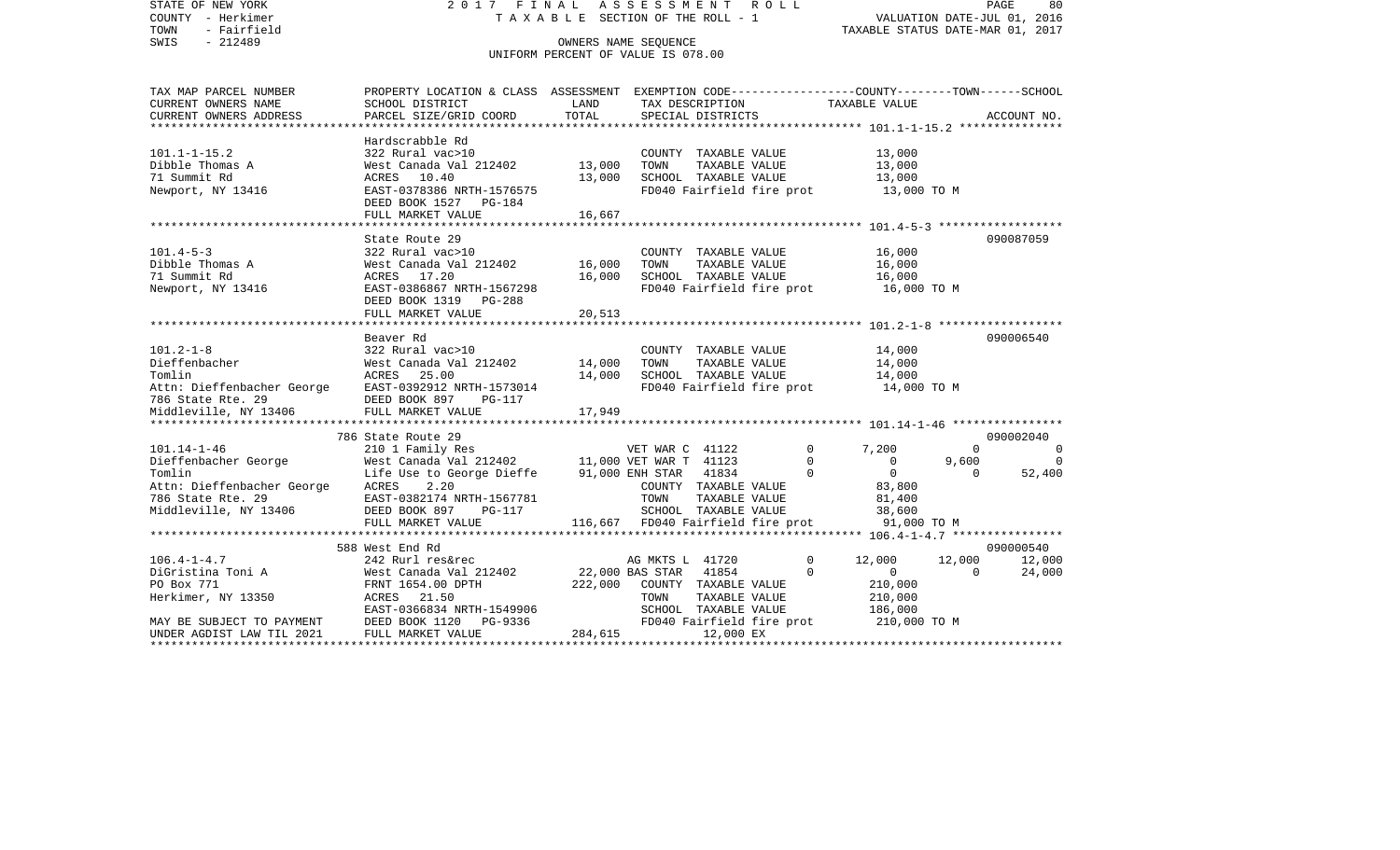STATE OF NEW YORK
COUNTY - Herkimer
TOWN - Fairfield
SWIS - 212489

2017 FINAL ASSESSMENT ROLL
TAXABLE SECTION OF THE ROLL - 1
OWNERS NAME SEQUENCE
UNIFORM PERCENT OF VALUE IS 078.00

VALUATION DATE-JUL 01, 2016
TAXABLE STATUS DATE-MAR 01, 2017

| TAX MAP PARCEL NUMBER / CURRENT OWNERS NAME / CURRENT OWNERS ADDRESS | PROPERTY LOCATION & CLASS / SCHOOL DISTRICT / PARCEL SIZE/GRID COORD | ASSESSMENT LAND | TOTAL | EXEMPTION CODE / TAX DESCRIPTION / SPECIAL DISTRICTS | COUNTY TAXABLE VALUE | TOWN | SCHOOL | ACCOUNT NO. |
|---|---|---|---|---|---|---|---|---|
| 101.1-1-15.2 | Hardscrabble Rd | | | | | | | |
| Dibble Thomas A | 322 Rural vac>10 | | | COUNTY TAXABLE VALUE | 13,000 | | | |
| 71 Summit Rd | West Canada Val 212402 | 13,000 | | TOWN TAXABLE VALUE | 13,000 | | | |
| Newport, NY 13416 | ACRES 10.40 | | 13,000 | SCHOOL TAXABLE VALUE | 13,000 | | | |
| | EAST-0378386 NRTH-1576575 | | | FD040 Fairfield fire prot | 13,000 TO M | | | |
| | DEED BOOK 1527 PG-184 | | | | | | | |
| | FULL MARKET VALUE | | 16,667 | | | | | |
| 101.4-5-3 | State Route 29 | | | | | | | 090087059 |
| Dibble Thomas A | 322 Rural vac>10 | | | COUNTY TAXABLE VALUE | 16,000 | | | |
| 71 Summit Rd | West Canada Val 212402 | 16,000 | | TOWN TAXABLE VALUE | 16,000 | | | |
| Newport, NY 13416 | ACRES 17.20 | | 16,000 | SCHOOL TAXABLE VALUE | 16,000 | | | |
| | EAST-0386867 NRTH-1567298 | | | FD040 Fairfield fire prot | 16,000 TO M | | | |
| | DEED BOOK 1319 PG-288 | | | | | | | |
| | FULL MARKET VALUE | | 20,513 | | | | | |
| 101.2-1-8 | Beaver Rd | | | | | | | 090006540 |
| Dieffenbacher | 322 Rural vac>10 | | | COUNTY TAXABLE VALUE | 14,000 | | | |
| Tomlin | West Canada Val 212402 | 14,000 | | TOWN TAXABLE VALUE | 14,000 | | | |
| Attn: Dieffenbacher George | ACRES 25.00 | | 14,000 | SCHOOL TAXABLE VALUE | 14,000 | | | |
| 786 State Rte. 29 | EAST-0392912 NRTH-1573014 | | | FD040 Fairfield fire prot | 14,000 TO M | | | |
| Middleville, NY 13406 | DEED BOOK 897 PG-117 | | | | | | | |
| | FULL MARKET VALUE | | 17,949 | | | | | |
| 101.14-1-46 | 786 State Route 29 | | | | | | | 090002040 |
| Dieffenbacher George | 210 1 Family Res | | | VET WAR C 41122 0 | 7,200 | 0 | 0 | |
| Tomlin | West Canada Val 212402 | 11,000 | | VET WAR T 41123 0 | 0 | 9,600 | 0 | |
| Attn: Dieffenbacher George | Life Use to George Dieffe | | 91,000 | ENH STAR 41834 0 | 0 | 0 | 52,400 | |
| 786 State Rte. 29 | ACRES 2.20 | | | COUNTY TAXABLE VALUE | 83,800 | | | |
| Middleville, NY 13406 | EAST-0382174 NRTH-1567781 | | | TOWN TAXABLE VALUE | 81,400 | | | |
| | DEED BOOK 897 PG-117 | | | SCHOOL TAXABLE VALUE | 38,600 | | | |
| | FULL MARKET VALUE | | 116,667 | FD040 Fairfield fire prot | 91,000 TO M | | | |
| 106.4-1-4.7 | 588 West End Rd | | | | | | | 090000540 |
| DiGristina Toni A | 242 Rurl res&rec | | | AG MKTS L 41720 0 | 12,000 | 12,000 | 12,000 | |
| PO Box 771 | West Canada Val 212402 | 22,000 | | BAS STAR 41854 0 | 0 | 0 | 24,000 | |
| Herkimer, NY 13350 | FRNT 1654.00 DPTH | | 222,000 | COUNTY TAXABLE VALUE | 210,000 | | | |
| | ACRES 21.50 | | | TOWN TAXABLE VALUE | 210,000 | | | |
| | EAST-0366834 NRTH-1549906 | | | SCHOOL TAXABLE VALUE | 186,000 | | | |
| MAY BE SUBJECT TO PAYMENT | DEED BOOK 1120 PG-9336 | | | FD040 Fairfield fire prot | 210,000 TO M | | | |
| UNDER AGDIST LAW TIL 2021 | FULL MARKET VALUE | | 284,615 | 12,000 EX | | | | |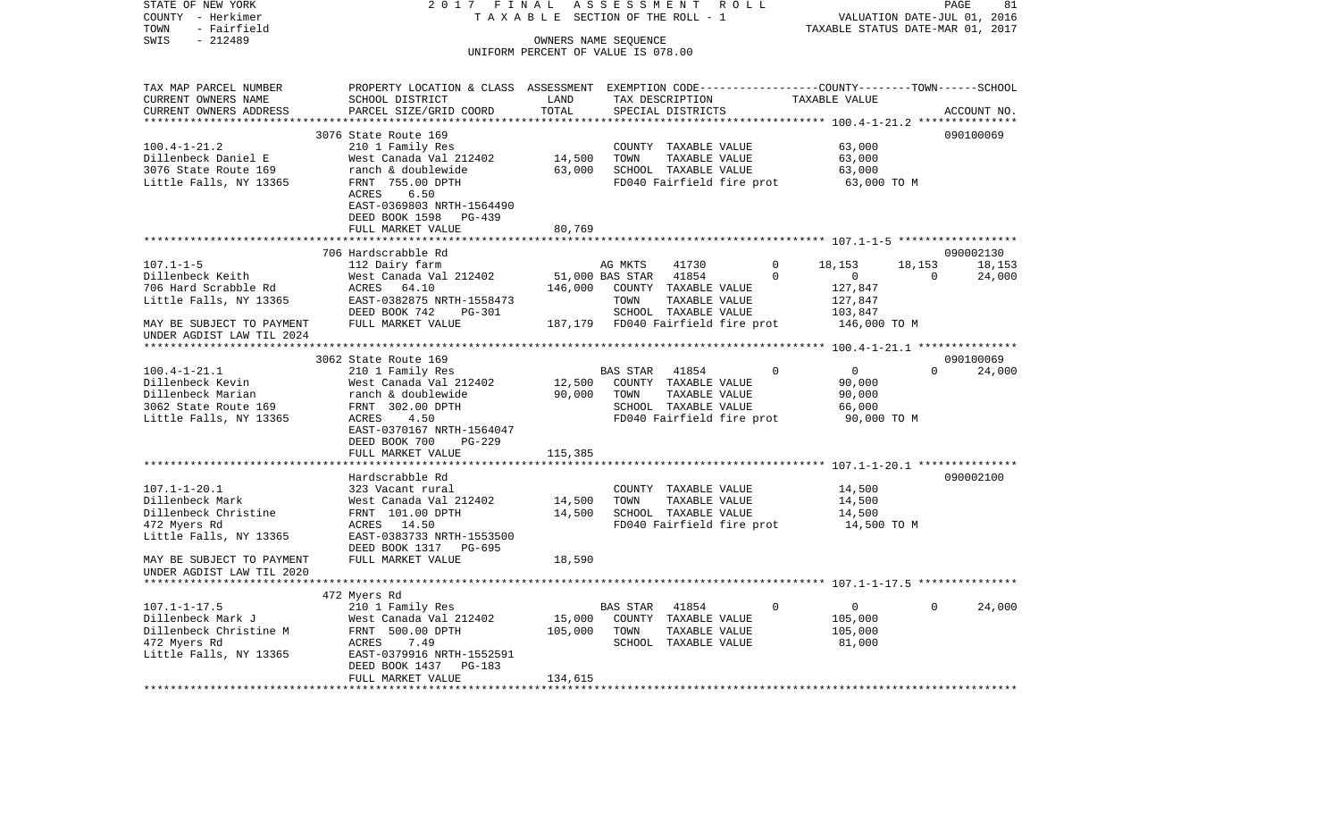STATE OF NEW YORK — 2017 FINAL ASSESSMENT ROLL — PAGE 81
COUNTY - Herkimer — TAXABLE SECTION OF THE ROLL - 1 — VALUATION DATE-JUL 01, 2016
TOWN - Fairfield — TAXABLE STATUS DATE-MAR 01, 2017
SWIS - 212489 — OWNERS NAME SEQUENCE
UNIFORM PERCENT OF VALUE IS 078.00

| TAX MAP PARCEL NUMBER / CURRENT OWNERS NAME / CURRENT OWNERS ADDRESS | PROPERTY LOCATION & CLASS / SCHOOL DISTRICT / PARCEL SIZE/GRID COORD | ASSESSMENT LAND | TOTAL | EXEMPTION CODE / TAX DESCRIPTION / SPECIAL DISTRICTS | COUNTY | TOWN | SCHOOL | ACCOUNT NO. |
|---|---|---|---|---|---|---|---|---|
| **100.4-1-21.2** | 3076 State Route 169 | | | | | | | 090100069 |
| Dillenbeck Daniel E | 210 1 Family Res | | | COUNTY TAXABLE VALUE | 63,000 | | | |
| 3076 State Route 169 | West Canada Val 212402 | 14,500 | | TOWN TAXABLE VALUE | 63,000 | | | |
| Little Falls, NY 13365 | ranch & doublewide | | 63,000 | SCHOOL TAXABLE VALUE | 63,000 | | | |
| | FRNT 755.00 DPTH | | | FD040 Fairfield fire prot | 63,000 TO M | | | |
| | ACRES 6.50 | | | | | | | |
| | EAST-0369803 NRTH-1564490 | | | | | | | |
| | DEED BOOK 1598 PG-439 | | | | | | | |
| | FULL MARKET VALUE | 80,769 | | | | | | |
| **107.1-1-5** | 706 Hardscrabble Rd | | | | | | | 090002130 |
| Dillenbeck Keith | 112 Dairy farm | | | AG MKTS 41730 0 | 18,153 | 18,153 | 18,153 | |
| 706 Hard Scrabble Rd | West Canada Val 212402 | 51,000 | | BAS STAR 41854 0 | 0 | 0 | 24,000 | |
| Little Falls, NY 13365 | ACRES 64.10 | | 146,000 | COUNTY TAXABLE VALUE | 127,847 | | | |
| | EAST-0382875 NRTH-1558473 | | | TOWN TAXABLE VALUE | 127,847 | | | |
| | DEED BOOK 742 PG-301 | | | SCHOOL TAXABLE VALUE | 103,847 | | | |
| MAY BE SUBJECT TO PAYMENT | FULL MARKET VALUE | 187,179 | | FD040 Fairfield fire prot | 146,000 TO M | | | |
| UNDER AGDIST LAW TIL 2024 | | | | | | | | |
| **100.4-1-21.1** | 3062 State Route 169 | | | | | | | 090100069 |
| Dillenbeck Kevin | 210 1 Family Res | | | BAS STAR 41854 0 | 0 | 0 | 24,000 | |
| Dillenbeck Marian | West Canada Val 212402 | 12,500 | | COUNTY TAXABLE VALUE | 90,000 | | | |
| 3062 State Route 169 | ranch & doublewide | | 90,000 | TOWN TAXABLE VALUE | 90,000 | | | |
| Little Falls, NY 13365 | FRNT 302.00 DPTH | | | SCHOOL TAXABLE VALUE | 66,000 | | | |
| | ACRES 4.50 | | | FD040 Fairfield fire prot | 90,000 TO M | | | |
| | EAST-0370167 NRTH-1564047 | | | | | | | |
| | DEED BOOK 700 PG-229 | | | | | | | |
| | FULL MARKET VALUE | 115,385 | | | | | | |
| **107.1-1-20.1** | Hardscrabble Rd | | | | | | | 090002100 |
| Dillenbeck Mark | 323 Vacant rural | | | COUNTY TAXABLE VALUE | 14,500 | | | |
| Dillenbeck Christine | West Canada Val 212402 | 14,500 | | TOWN TAXABLE VALUE | 14,500 | | | |
| 472 Myers Rd | FRNT 101.00 DPTH | | 14,500 | SCHOOL TAXABLE VALUE | 14,500 | | | |
| Little Falls, NY 13365 | ACRES 14.50 | | | FD040 Fairfield fire prot | 14,500 TO M | | | |
| | EAST-0383733 NRTH-1553500 | | | | | | | |
| | DEED BOOK 1317 PG-695 | | | | | | | |
| MAY BE SUBJECT TO PAYMENT | FULL MARKET VALUE | 18,590 | | | | | | |
| UNDER AGDIST LAW TIL 2020 | | | | | | | | |
| **107.1-1-17.5** | 472 Myers Rd | | | | | | | |
| Dillenbeck Mark J | 210 1 Family Res | | | BAS STAR 41854 0 | 0 | 0 | 24,000 | |
| Dillenbeck Christine M | West Canada Val 212402 | 15,000 | | COUNTY TAXABLE VALUE | 105,000 | | | |
| 472 Myers Rd | FRNT 500.00 DPTH | | 105,000 | TOWN TAXABLE VALUE | 105,000 | | | |
| Little Falls, NY 13365 | ACRES 7.49 | | | SCHOOL TAXABLE VALUE | 81,000 | | | |
| | EAST-0379916 NRTH-1552591 | | | | | | | |
| | DEED BOOK 1437 PG-183 | | | | | | | |
| | FULL MARKET VALUE | 134,615 | | | | | | |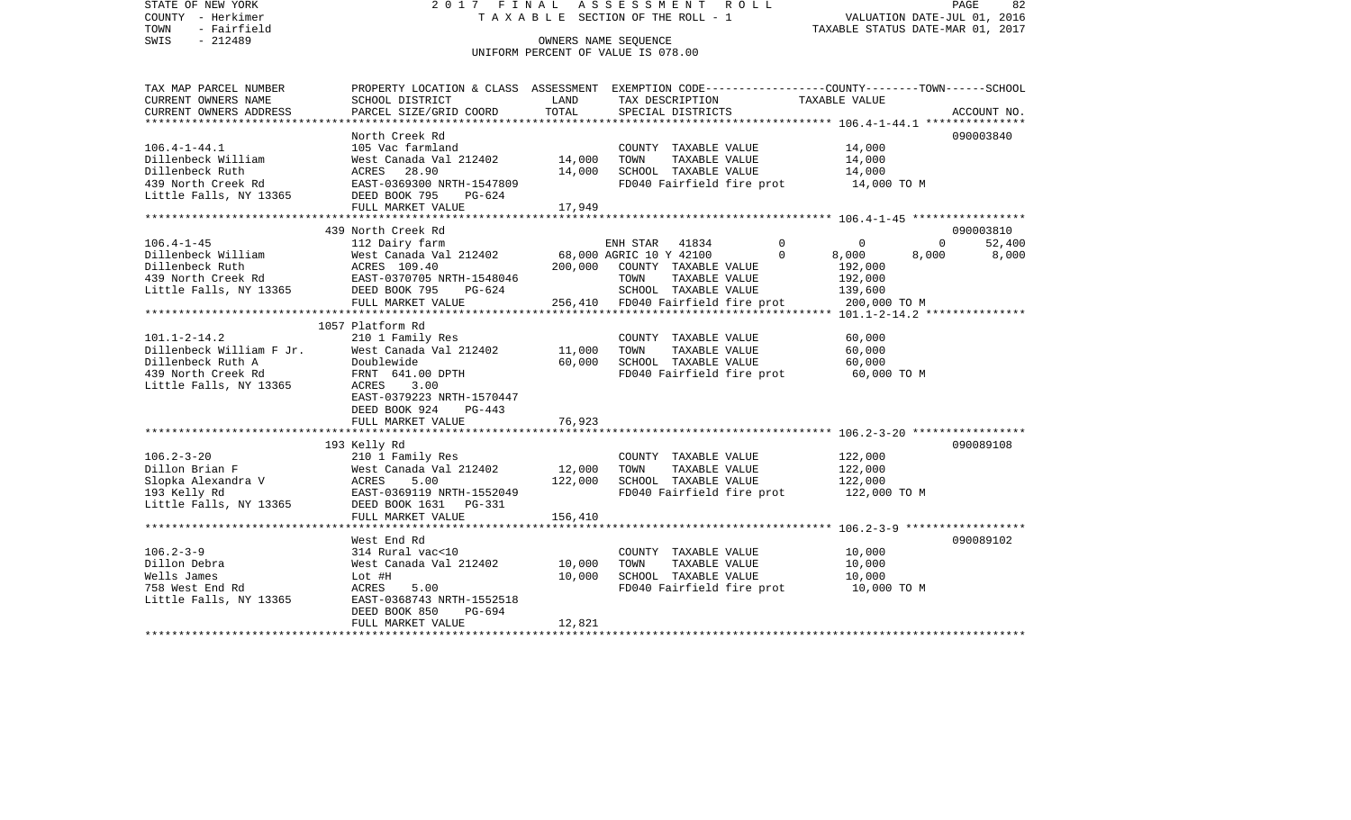STATE OF NEW YORK 2 0 1 7 F I N A L A S S E S S M E N T R O L L
COUNTY - Herkimer T A X A B L E SECTION OF THE ROLL - 1 VALUATION DATE-JUL 01, 2016
TOWN - Fairfield TAXABLE STATUS DATE-MAR 01, 2017
SWIS - 212489 OWNERS NAME SEQUENCE
UNIFORM PERCENT OF VALUE IS 078.00

| TAX MAP PARCEL NUMBER / CURRENT OWNERS NAME / CURRENT OWNERS ADDRESS | PROPERTY LOCATION & CLASS / SCHOOL DISTRICT / PARCEL SIZE/GRID COORD | ASSESSMENT LAND | TOTAL | EXEMPTION CODE / TAX DESCRIPTION / SPECIAL DISTRICTS | COUNTY | TOWN | SCHOOL | ACCOUNT NO. |
|---|---|---|---|---|---|---|---|---|
| **106.4-1-44.1** | North Creek Rd | | | | | | | 090003840 |
| Dillenbeck William | 105 Vac farmland | | | COUNTY TAXABLE VALUE | 14,000 | | | |
| Dillenbeck Ruth | West Canada Val 212402 | 14,000 | | TOWN TAXABLE VALUE | | 14,000 | | |
| 439 North Creek Rd | ACRES 28.90 | | 14,000 | SCHOOL TAXABLE VALUE | | | 14,000 | |
| Little Falls, NY 13365 | EAST-0369300 NRTH-1547809 | | | FD040 Fairfield fire prot | 14,000 TO M | | | |
| | DEED BOOK 795 PG-624 | | | | | | | |
| | FULL MARKET VALUE | | 17,949 | | | | | |
| **106.4-1-45** | 439 North Creek Rd | | | | | | | 090003810 |
| Dillenbeck William | 112 Dairy farm | | | ENH STAR 41834 | 0 | 0 | 52,400 | |
| Dillenbeck Ruth | West Canada Val 212402 | 68,000 | | AGRIC 10 Y 42100 | 8,000 | 8,000 | 8,000 | |
| 439 North Creek Rd | ACRES 109.40 | | 200,000 | COUNTY TAXABLE VALUE | 192,000 | | | |
| Little Falls, NY 13365 | EAST-0370705 NRTH-1548046 | | | TOWN TAXABLE VALUE | | 192,000 | | |
| | DEED BOOK 795 PG-624 | | | SCHOOL TAXABLE VALUE | | | 139,600 | |
| | FULL MARKET VALUE | | 256,410 | FD040 Fairfield fire prot | 200,000 TO M | | | |
| **101.1-2-14.2** | 1057 Platform Rd | | | | | | | |
| Dillenbeck William F Jr. | 210 1 Family Res | | | COUNTY TAXABLE VALUE | 60,000 | | | |
| Dillenbeck Ruth A | West Canada Val 212402 | 11,000 | | TOWN TAXABLE VALUE | | 60,000 | | |
| 439 North Creek Rd | Doublewide | | 60,000 | SCHOOL TAXABLE VALUE | | | 60,000 | |
| Little Falls, NY 13365 | FRNT 641.00 DPTH | | | FD040 Fairfield fire prot | 60,000 TO M | | | |
| | ACRES 3.00 | | | | | | | |
| | EAST-0379223 NRTH-1570447 | | | | | | | |
| | DEED BOOK 924 PG-443 | | | | | | | |
| | FULL MARKET VALUE | | 76,923 | | | | | |
| **106.2-3-20** | 193 Kelly Rd | | | | | | | 090089108 |
| Dillon Brian F | 210 1 Family Res | | | COUNTY TAXABLE VALUE | 122,000 | | | |
| Slopka Alexandra V | West Canada Val 212402 | 12,000 | | TOWN TAXABLE VALUE | | 122,000 | | |
| 193 Kelly Rd | ACRES 5.00 | | 122,000 | SCHOOL TAXABLE VALUE | | | 122,000 | |
| Little Falls, NY 13365 | EAST-0369119 NRTH-1552049 | | | FD040 Fairfield fire prot | 122,000 TO M | | | |
| | DEED BOOK 1631 PG-331 | | | | | | | |
| | FULL MARKET VALUE | | 156,410 | | | | | |
| **106.2-3-9** | West End Rd | | | | | | | 090089102 |
| Dillon Debra | 314 Rural vac<10 | | | COUNTY TAXABLE VALUE | 10,000 | | | |
| Wells James | West Canada Val 212402 | 10,000 | | TOWN TAXABLE VALUE | | 10,000 | | |
| 758 West End Rd | Lot #H | | 10,000 | SCHOOL TAXABLE VALUE | | | 10,000 | |
| Little Falls, NY 13365 | ACRES 5.00 | | | FD040 Fairfield fire prot | 10,000 TO M | | | |
| | EAST-0368743 NRTH-1552518 | | | | | | | |
| | DEED BOOK 850 PG-694 | | | | | | | |
| | FULL MARKET VALUE | | 12,821 | | | | | |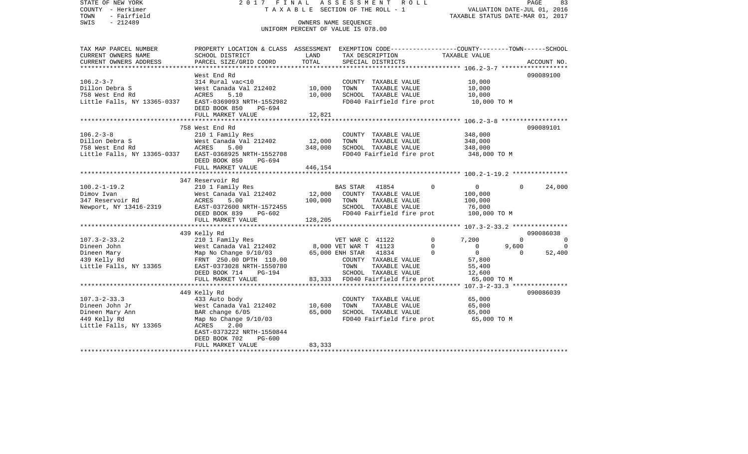STATE OF NEW YORK
COUNTY - Herkimer
TOWN - Fairfield
SWIS - 212489

2 0 1 7 F I N A L A S S E S S M E N T R O L L
T A X A B L E SECTION OF THE ROLL - 1
OWNERS NAME SEQUENCE
UNIFORM PERCENT OF VALUE IS 078.00

VALUATION DATE-JUL 01, 2016
TAXABLE STATUS DATE-MAR 01, 2017

| TAX MAP PARCEL NUMBER / CURRENT OWNERS NAME / CURRENT OWNERS ADDRESS | PROPERTY LOCATION & CLASS / SCHOOL DISTRICT / PARCEL SIZE/GRID COORD | ASSESSMENT LAND / TOTAL | EXEMPTION CODE / TAX DESCRIPTION / SPECIAL DISTRICTS | COUNTY | TOWN | SCHOOL | ACCOUNT NO. |
|---|---|---|---|---|---|---|---|
| **106.2-3-7** | West End Rd | | | | | | 090089100 |
| Dillon Debra S | 314 Rural vac<10 | | COUNTY TAXABLE VALUE | 10,000 | | | |
| 758 West End Rd | West Canada Val 212402 | 10,000 | TOWN TAXABLE VALUE | | 10,000 | | |
| Little Falls, NY 13365-0337 | ACRES 5.10 | 10,000 | SCHOOL TAXABLE VALUE | | | 10,000 | |
| | EAST-0369093 NRTH-1552982 | | FD040 Fairfield fire prot | 10,000 TO M | | | |
| | DEED BOOK 850 PG-694 | | | | | | |
| | FULL MARKET VALUE | 12,821 | | | | | |
| **106.2-3-8** | 758 West End Rd | | | | | | 090089101 |
| Dillon Debra S | 210 1 Family Res | | COUNTY TAXABLE VALUE | 348,000 | | | |
| 758 West End Rd | West Canada Val 212402 | 12,000 | TOWN TAXABLE VALUE | | 348,000 | | |
| Little Falls, NY 13365-0337 | ACRES 5.00 | 348,000 | SCHOOL TAXABLE VALUE | | | 348,000 | |
| | EAST-0368925 NRTH-1552708 | | FD040 Fairfield fire prot | 348,000 TO M | | | |
| | DEED BOOK 850 PG-694 | | | | | | |
| | FULL MARKET VALUE | 446,154 | | | | | |
| **100.2-1-19.2** | 347 Reservoir Rd | | | | | | |
| Dimov Ivan | 210 1 Family Res | | BAS STAR 41854 0 | 0 | 0 | 24,000 | |
| 347 Reservoir Rd | West Canada Val 212402 | 12,000 | COUNTY TAXABLE VALUE | 100,000 | | | |
| Newport, NY 13416-2319 | ACRES 5.00 | 100,000 | TOWN TAXABLE VALUE | | 100,000 | | |
| | EAST-0372600 NRTH-1572455 | | SCHOOL TAXABLE VALUE | | | 76,000 | |
| | DEED BOOK 839 PG-602 | | FD040 Fairfield fire prot | 100,000 TO M | | | |
| | FULL MARKET VALUE | 128,205 | | | | | |
| **107.3-2-33.2** | 439 Kelly Rd | | | | | | 090086038 |
| Dineen John | 210 1 Family Res | | VET WAR C 41122 0 | 7,200 | 0 | 0 | |
| Dineen Mary | West Canada Val 212402 | 8,000 | VET WAR T 41123 0 | 0 | 9,600 | 0 | |
| 439 Kelly Rd | Map No Change 9/10/03 | 65,000 | ENH STAR 41834 0 | 0 | 0 | 52,400 | |
| Little Falls, NY 13365 | FRNT 250.00 DPTH 110.00 | | COUNTY TAXABLE VALUE | 57,800 | | | |
| | EAST-0373028 NRTH-1550780 | | TOWN TAXABLE VALUE | | 55,400 | | |
| | DEED BOOK 714 PG-194 | | SCHOOL TAXABLE VALUE | | | 12,600 | |
| | FULL MARKET VALUE | 83,333 | FD040 Fairfield fire prot | 65,000 TO M | | | |
| **107.3-2-33.3** | 449 Kelly Rd | | | | | | 090086039 |
| Dineen John Jr | 433 Auto body | | COUNTY TAXABLE VALUE | 65,000 | | | |
| Dineen Mary Ann | West Canada Val 212402 | 10,600 | TOWN TAXABLE VALUE | | 65,000 | | |
| 449 Kelly Rd | BAR change 6/05 | 65,000 | SCHOOL TAXABLE VALUE | | | 65,000 | |
| Little Falls, NY 13365 | Map No Change 9/10/03 | | FD040 Fairfield fire prot | 65,000 TO M | | | |
| | ACRES 2.00 | | | | | | |
| | EAST-0373222 NRTH-1550844 | | | | | | |
| | DEED BOOK 702 PG-600 | | | | | | |
| | FULL MARKET VALUE | 83,333 | | | | | |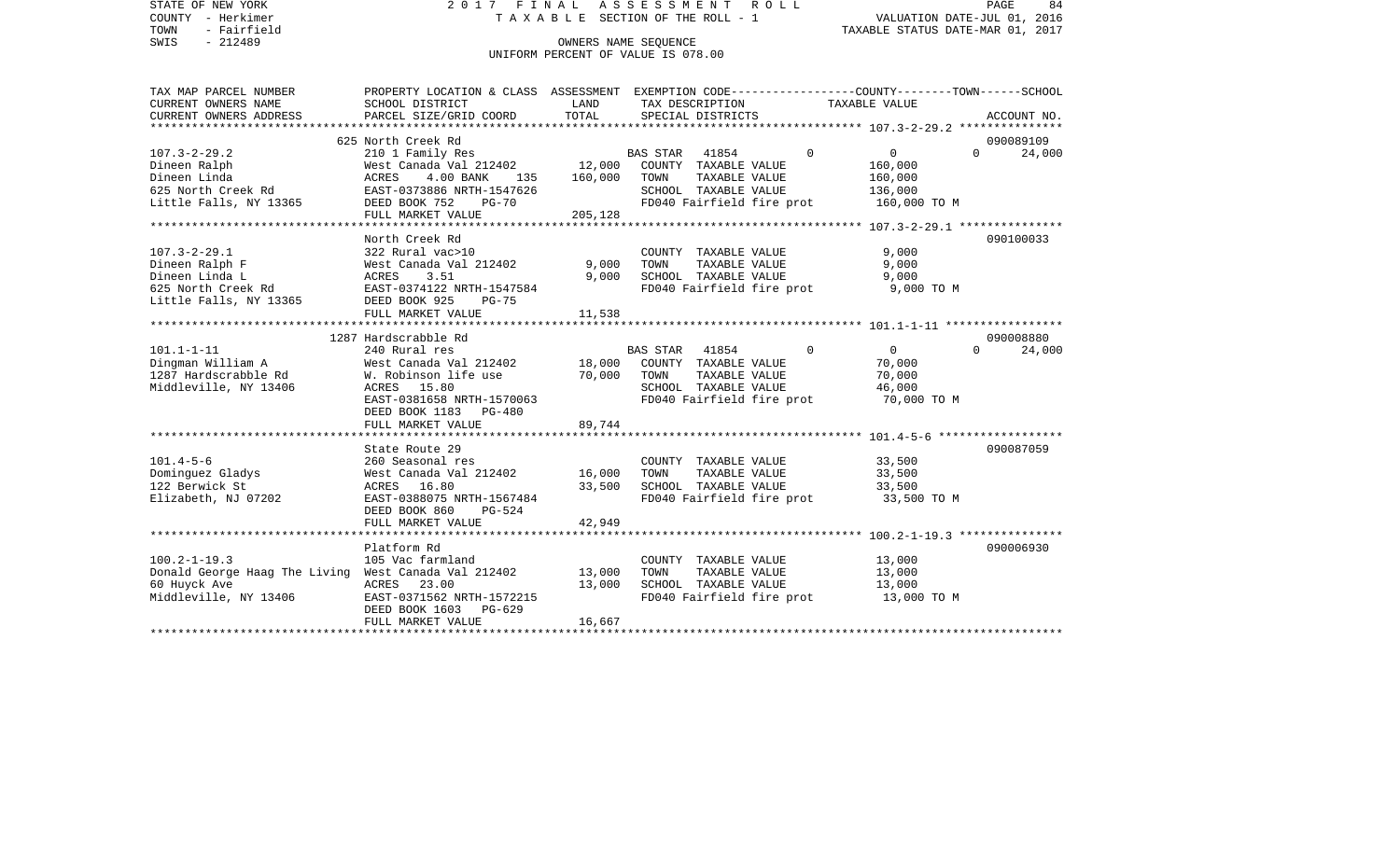STATE OF NEW YORK
COUNTY - Herkimer
TOWN - Fairfield
SWIS - 212489

2017 FINAL ASSESSMENT ROLL
TAXABLE SECTION OF THE ROLL - 1
OWNERS NAME SEQUENCE
UNIFORM PERCENT OF VALUE IS 078.00

VALUATION DATE-JUL 01, 2016
TAXABLE STATUS DATE-MAR 01, 2017

| TAX MAP PARCEL NUMBER<br>CURRENT OWNERS NAME<br>CURRENT OWNERS ADDRESS | PROPERTY LOCATION & CLASS<br>SCHOOL DISTRICT<br>PARCEL SIZE/GRID COORD | ASSESSMENT<br>LAND<br>TOTAL | EXEMPTION CODE-----COUNTY-----TOWN-----SCHOOL<br>TAX DESCRIPTION<br>SPECIAL DISTRICTS | TAXABLE VALUE | ACCOUNT NO. |
|---|---|---|---|---|---|
| | 625 North Creek Rd | | | | 090089109 |
| 107.3-2-29.2<br>Dineen Ralph<br>Dineen Linda<br>625 North Creek Rd<br>Little Falls, NY 13365 | 210 1 Family Res<br>West Canada Val 212402<br>ACRES 4.00 BANK 135<br>EAST-0373886 NRTH-1547626<br>DEED BOOK 752 PG-70<br>FULL MARKET VALUE | 12,000<br>160,000<br><br><br><br>205,128 | BAS STAR 41854 0<br>COUNTY TAXABLE VALUE<br>TOWN TAXABLE VALUE<br>SCHOOL TAXABLE VALUE<br>FD040 Fairfield fire prot | 0 0 24,000<br>160,000<br>160,000<br>136,000<br>160,000 TO M | |
| | North Creek Rd | | | | 090100033 |
| 107.3-2-29.1<br>Dineen Ralph F<br>Dineen Linda L<br>625 North Creek Rd<br>Little Falls, NY 13365 | 322 Rural vac>10<br>West Canada Val 212402<br>ACRES 3.51<br>EAST-0374122 NRTH-1547584<br>DEED BOOK 925 PG-75<br>FULL MARKET VALUE | 9,000<br>9,000<br><br><br><br>11,538 | COUNTY TAXABLE VALUE<br>TOWN TAXABLE VALUE<br>SCHOOL TAXABLE VALUE<br>FD040 Fairfield fire prot | 9,000<br>9,000<br>9,000<br>9,000 TO M | |
| | 1287 Hardscrabble Rd | | | | 090008880 |
| 101.1-1-11<br>Dingman William A<br>1287 Hardscrabble Rd<br>Middleville, NY 13406 | 240 Rural res<br>West Canada Val 212402<br>W. Robinson life use<br>ACRES 15.80<br>EAST-0381658 NRTH-1570063<br>DEED BOOK 1183 PG-480<br>FULL MARKET VALUE | 18,000<br>70,000<br><br><br><br><br>89,744 | BAS STAR 41854 0<br>COUNTY TAXABLE VALUE<br>TOWN TAXABLE VALUE<br>SCHOOL TAXABLE VALUE<br>FD040 Fairfield fire prot | 0 0 24,000<br>70,000<br>70,000<br>46,000<br>70,000 TO M | |
| | State Route 29 | | | | 090087059 |
| 101.4-5-6<br>Dominguez Gladys<br>122 Berwick St<br>Elizabeth, NJ 07202 | 260 Seasonal res<br>West Canada Val 212402<br>ACRES 16.80<br>EAST-0388075 NRTH-1567484<br>DEED BOOK 860 PG-524<br>FULL MARKET VALUE | 16,000<br>33,500<br><br><br><br>42,949 | COUNTY TAXABLE VALUE<br>TOWN TAXABLE VALUE<br>SCHOOL TAXABLE VALUE<br>FD040 Fairfield fire prot | 33,500<br>33,500<br>33,500<br>33,500 TO M | |
| | Platform Rd | | | | 090006930 |
| 100.2-1-19.3<br>Donald George Haag The Living<br>60 Huyck Ave<br>Middleville, NY 13406 | 105 Vac farmland<br>West Canada Val 212402<br>ACRES 23.00<br>EAST-0371562 NRTH-1572215<br>DEED BOOK 1603 PG-629<br>FULL MARKET VALUE | 13,000<br>13,000<br><br><br><br>16,667 | COUNTY TAXABLE VALUE<br>TOWN TAXABLE VALUE<br>SCHOOL TAXABLE VALUE<br>FD040 Fairfield fire prot | 13,000<br>13,000<br>13,000<br>13,000 TO M | |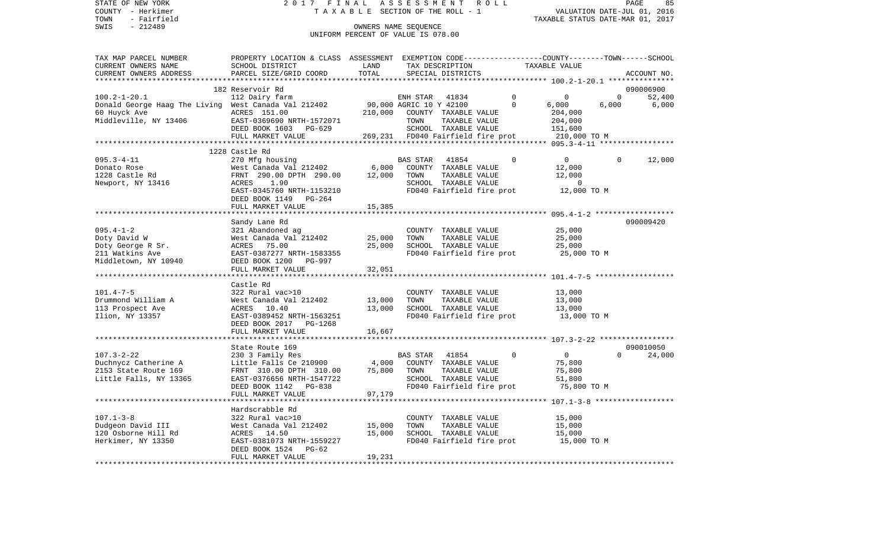STATE OF NEW YORK 2017 FINAL ASSESSMENT ROLL
COUNTY - Herkimer TAXABLE SECTION OF THE ROLL - 1 VALUATION DATE-JUL 01, 2016
TOWN - Fairfield TAXABLE STATUS DATE-MAR 01, 2017
SWIS - 212489 OWNERS NAME SEQUENCE
UNIFORM PERCENT OF VALUE IS 078.00

| TAX MAP PARCEL NUMBER / CURRENT OWNERS NAME / CURRENT OWNERS ADDRESS | PROPERTY LOCATION & CLASS / SCHOOL DISTRICT / PARCEL SIZE/GRID COORD | ASSESSMENT LAND | TOTAL | EXEMPTION CODE / TAX DESCRIPTION / SPECIAL DISTRICTS | COUNTY | TOWN | SCHOOL | ACCOUNT NO. |
|---|---|---|---|---|---|---|---|---|
| **100.2-1-20.1** | 182 Reservoir Rd | | | | | | | 090006900 |
| | 112 Dairy farm | | | ENH STAR 41834 | 0 | 0 | 52,400 | |
| Donald George Haag The Living | West Canada Val 212402 | 90,000 | | AGRIC 10 Y 42100 | 6,000 | 6,000 | 6,000 | |
| 60 Huyck Ave | ACRES 151.00 | | 210,000 | COUNTY TAXABLE VALUE | 204,000 | | | |
| Middleville, NY 13406 | EAST-0369690 NRTH-1572071 | | | TOWN TAXABLE VALUE | | 204,000 | | |
| | DEED BOOK 1603 PG-629 | | | SCHOOL TAXABLE VALUE | | | 151,600 | |
| | FULL MARKET VALUE | | 269,231 | FD040 Fairfield fire prot | 210,000 TO M | | | |
| **095.3-4-11** | 1228 Castle Rd | | | | | | | |
| | 270 Mfg housing | | | BAS STAR 41854 | 0 | 0 | 12,000 | |
| Donato Rose | West Canada Val 212402 | 6,000 | | COUNTY TAXABLE VALUE | 12,000 | | | |
| 1228 Castle Rd | FRNT 290.00 DPTH 290.00 | | 12,000 | TOWN TAXABLE VALUE | | 12,000 | | |
| Newport, NY 13416 | ACRES 1.90 | | | SCHOOL TAXABLE VALUE | | | 0 | |
| | EAST-0345760 NRTH-1153210 | | | FD040 Fairfield fire prot | 12,000 TO M | | | |
| | DEED BOOK 1149 PG-264 | | | | | | | |
| | FULL MARKET VALUE | | 15,385 | | | | | |
| **095.4-1-2** | Sandy Lane Rd | | | | | | | 090009420 |
| | 321 Abandoned ag | | | COUNTY TAXABLE VALUE | 25,000 | | | |
| Doty David W | West Canada Val 212402 | 25,000 | | TOWN TAXABLE VALUE | | 25,000 | | |
| Doty George R Sr. | ACRES 75.00 | | 25,000 | SCHOOL TAXABLE VALUE | | | 25,000 | |
| 211 Watkins Ave | EAST-0387277 NRTH-1583355 | | | FD040 Fairfield fire prot | 25,000 TO M | | | |
| Middletown, NY 10940 | DEED BOOK 1200 PG-997 | | | | | | | |
| | FULL MARKET VALUE | | 32,051 | | | | | |
| **101.4-7-5** | Castle Rd | | | | | | | |
| | 322 Rural vac>10 | | | COUNTY TAXABLE VALUE | 13,000 | | | |
| Drummond William A | West Canada Val 212402 | 13,000 | | TOWN TAXABLE VALUE | | 13,000 | | |
| 113 Prospect Ave | ACRES 10.40 | | 13,000 | SCHOOL TAXABLE VALUE | | | 13,000 | |
| Ilion, NY 13357 | EAST-0389452 NRTH-1563251 | | | FD040 Fairfield fire prot | 13,000 TO M | | | |
| | DEED BOOK 2017 PG-1268 | | | | | | | |
| | FULL MARKET VALUE | | 16,667 | | | | | |
| **107.3-2-22** | State Route 169 | | | | | | | 090010050 |
| | 230 3 Family Res | | | BAS STAR 41854 | 0 | 0 | 24,000 | |
| Duchnycz Catherine A | Little Falls Ce 210900 | 4,000 | | COUNTY TAXABLE VALUE | 75,800 | | | |
| 2153 State Route 169 | FRNT 310.00 DPTH 310.00 | | 75,800 | TOWN TAXABLE VALUE | | 75,800 | | |
| Little Falls, NY 13365 | EAST-0376656 NRTH-1547722 | | | SCHOOL TAXABLE VALUE | | | 51,800 | |
| | DEED BOOK 1142 PG-838 | | | FD040 Fairfield fire prot | 75,800 TO M | | | |
| | FULL MARKET VALUE | | 97,179 | | | | | |
| **107.1-3-8** | Hardscrabble Rd | | | | | | | |
| | 322 Rural vac>10 | | | COUNTY TAXABLE VALUE | 15,000 | | | |
| Dudgeon David III | West Canada Val 212402 | 15,000 | | TOWN TAXABLE VALUE | | 15,000 | | |
| 120 Osborne Hill Rd | ACRES 14.50 | | 15,000 | SCHOOL TAXABLE VALUE | | | 15,000 | |
| Herkimer, NY 13350 | EAST-0381073 NRTH-1559227 | | | FD040 Fairfield fire prot | 15,000 TO M | | | |
| | DEED BOOK 1524 PG-62 | | | | | | | |
| | FULL MARKET VALUE | | 19,231 | | | | | |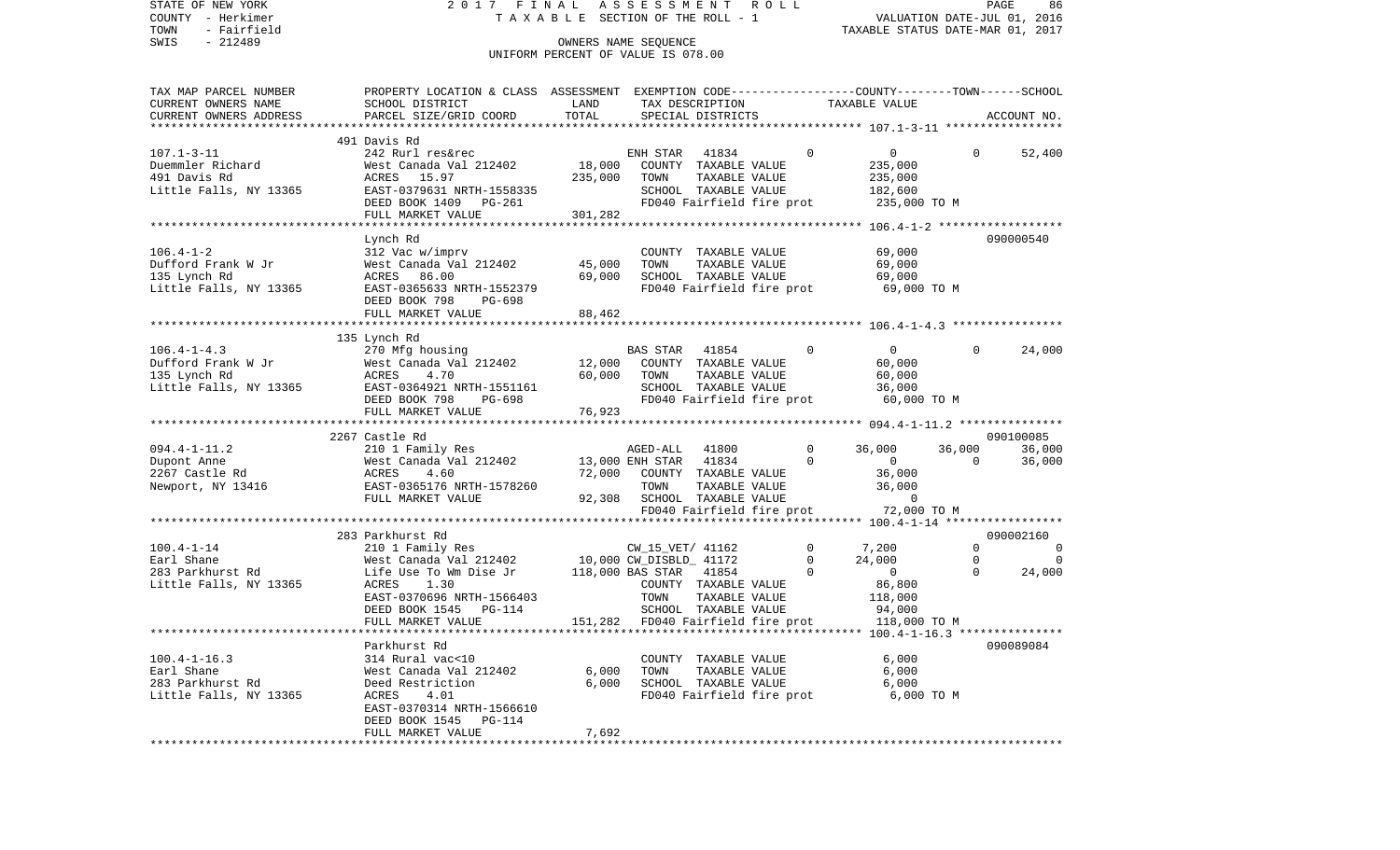STATE OF NEW YORK — 2017 FINAL ASSESSMENT ROLL — PAGE 86
COUNTY - Herkimer — TAXABLE SECTION OF THE ROLL - 1 — VALUATION DATE-JUL 01, 2016
TOWN - Fairfield — TAXABLE STATUS DATE-MAR 01, 2017
SWIS - 212489 — OWNERS NAME SEQUENCE
UNIFORM PERCENT OF VALUE IS 078.00

| TAX MAP PARCEL NUMBER / CURRENT OWNERS NAME / CURRENT OWNERS ADDRESS | PROPERTY LOCATION & CLASS / SCHOOL DISTRICT / PARCEL SIZE/GRID COORD | ASSESSMENT LAND / TOTAL | EXEMPTION CODE / TAX DESCRIPTION / SPECIAL DISTRICTS | | COUNTY TAXABLE VALUE | TOWN | SCHOOL / ACCOUNT NO. |
|---|---|---|---|---|---|---|---|
| | 491 Davis Rd | | | | | | |
| 107.1-3-11 | 242 Rurl res&rec | | ENH STAR 41834 | 0 | 0 | 0 | 52,400 |
| Duemmler Richard | West Canada Val 212402 | 18,000 | COUNTY TAXABLE VALUE | | 235,000 | | |
| 491 Davis Rd | ACRES 15.97 | 235,000 | TOWN TAXABLE VALUE | | 235,000 | | |
| Little Falls, NY 13365 | EAST-0379631 NRTH-1558335 | | SCHOOL TAXABLE VALUE | | 182,600 | | |
| | DEED BOOK 1409 PG-261 | | FD040 Fairfield fire prot | | 235,000 TO M | | |
| | FULL MARKET VALUE | 301,282 | | | | | |
| | Lynch Rd | | | | | | 090000540 |
| 106.4-1-2 | 312 Vac w/imprv | | COUNTY TAXABLE VALUE | | 69,000 | | |
| Dufford Frank W Jr | West Canada Val 212402 | 45,000 | TOWN TAXABLE VALUE | | 69,000 | | |
| 135 Lynch Rd | ACRES 86.00 | 69,000 | SCHOOL TAXABLE VALUE | | 69,000 | | |
| Little Falls, NY 13365 | EAST-0365633 NRTH-1552379 | | FD040 Fairfield fire prot | | 69,000 TO M | | |
| | DEED BOOK 798 PG-698 | | | | | | |
| | FULL MARKET VALUE | 88,462 | | | | | |
| | 135 Lynch Rd | | | | | | |
| 106.4-1-4.3 | 270 Mfg housing | | BAS STAR 41854 | 0 | 0 | 0 | 24,000 |
| Dufford Frank W Jr | West Canada Val 212402 | 12,000 | COUNTY TAXABLE VALUE | | 60,000 | | |
| 135 Lynch Rd | ACRES 4.70 | 60,000 | TOWN TAXABLE VALUE | | 60,000 | | |
| Little Falls, NY 13365 | EAST-0364921 NRTH-1551161 | | SCHOOL TAXABLE VALUE | | 36,000 | | |
| | DEED BOOK 798 PG-698 | | FD040 Fairfield fire prot | | 60,000 TO M | | |
| | FULL MARKET VALUE | 76,923 | | | | | |
| | 2267 Castle Rd | | | | | | 090100085 |
| 094.4-1-11.2 | 210 1 Family Res | | AGED-ALL 41800 | 0 | 36,000 | 36,000 | 36,000 |
| Dupont Anne | West Canada Val 212402 | 13,000 | ENH STAR 41834 | 0 | 0 | 0 | 36,000 |
| 2267 Castle Rd | ACRES 4.60 | 72,000 | COUNTY TAXABLE VALUE | | 36,000 | | |
| Newport, NY 13416 | EAST-0365176 NRTH-1578260 | | TOWN TAXABLE VALUE | | 36,000 | | |
| | FULL MARKET VALUE | 92,308 | SCHOOL TAXABLE VALUE | | 0 | | |
| | | | FD040 Fairfield fire prot | | 72,000 TO M | | |
| | 283 Parkhurst Rd | | | | | | 090002160 |
| 100.4-1-14 | 210 1 Family Res | | CW_15_VET/ 41162 | 0 | 7,200 | 0 | 0 |
| Earl Shane | West Canada Val 212402 | 10,000 | CW_DISBLD_ 41172 | 0 | 24,000 | 0 | 0 |
| 283 Parkhurst Rd | Life Use To Wm Dise Jr | 118,000 | BAS STAR 41854 | 0 | 0 | 0 | 24,000 |
| Little Falls, NY 13365 | ACRES 1.30 | | COUNTY TAXABLE VALUE | | 86,800 | | |
| | EAST-0370696 NRTH-1566403 | | TOWN TAXABLE VALUE | | 118,000 | | |
| | DEED BOOK 1545 PG-114 | | SCHOOL TAXABLE VALUE | | 94,000 | | |
| | FULL MARKET VALUE | 151,282 | FD040 Fairfield fire prot | | 118,000 TO M | | |
| | Parkhurst Rd | | | | | | 090089084 |
| 100.4-1-16.3 | 314 Rural vac<10 | | COUNTY TAXABLE VALUE | | 6,000 | | |
| Earl Shane | West Canada Val 212402 | 6,000 | TOWN TAXABLE VALUE | | 6,000 | | |
| 283 Parkhurst Rd | Deed Restriction | 6,000 | SCHOOL TAXABLE VALUE | | 6,000 | | |
| Little Falls, NY 13365 | ACRES 4.01 | | FD040 Fairfield fire prot | | 6,000 TO M | | |
| | EAST-0370314 NRTH-1566610 | | | | | | |
| | DEED BOOK 1545 PG-114 | | | | | | |
| | FULL MARKET VALUE | 7,692 | | | | | |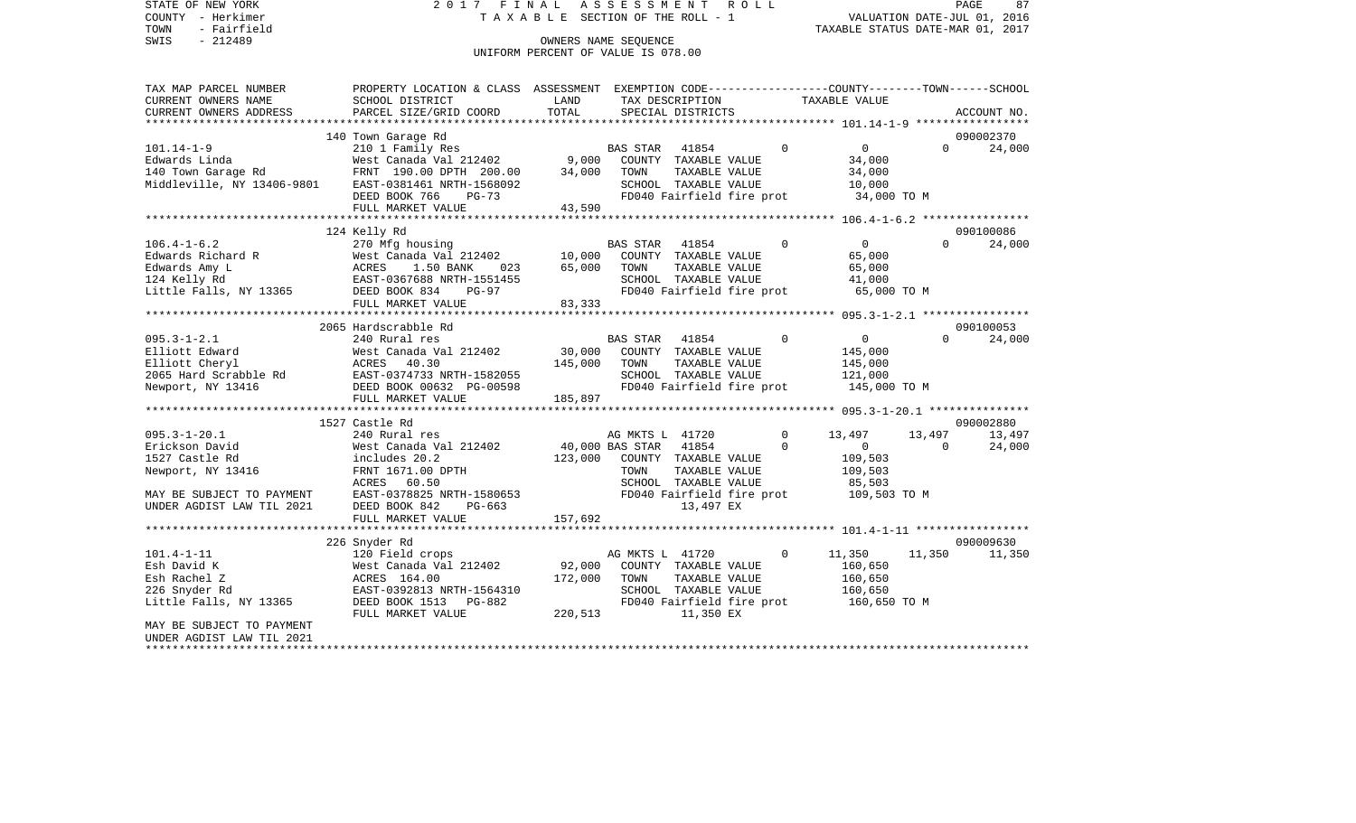STATE OF NEW YORK
COUNTY - Herkimer
TOWN - Fairfield
SWIS - 212489

2017 FINAL ASSESSMENT ROLL
TAXABLE SECTION OF THE ROLL - 1
OWNERS NAME SEQUENCE
UNIFORM PERCENT OF VALUE IS 078.00

VALUATION DATE-JUL 01, 2016
TAXABLE STATUS DATE-MAR 01, 2017

```
TAX MAP PARCEL NUMBER      PROPERTY LOCATION & CLASS  ASSESSMENT  EXEMPTION CODE-----------------COUNTY--------TOWN------SCHOOL
CURRENT OWNERS NAME        SCHOOL DISTRICT             LAND       TAX DESCRIPTION              TAXABLE VALUE
CURRENT OWNERS ADDRESS     PARCEL SIZE/GRID COORD      TOTAL      SPECIAL DISTRICTS                                        ACCOUNT NO.
******************************************************************************************************* 101.14-1-9 *****************
                           140 Town Garage Rd                                                                             090002370
101.14-1-9                 210 1 Family Res                        BAS STAR  41854          0         0          0       24,000
Edwards Linda              West Canada Val 212402        9,000     COUNTY  TAXABLE VALUE            34,000
140 Town Garage Rd         FRNT 190.00 DPTH 200.00      34,000     TOWN    TAXABLE VALUE            34,000
Middleville, NY 13406-9801 EAST-0381461 NRTH-1568092               SCHOOL  TAXABLE VALUE            10,000
                           DEED BOOK 766    PG-73                  FD040 Fairfield fire prot        34,000 TO M
                           FULL MARKET VALUE            43,590
******************************************************************************************************* 106.4-1-6.2 ****************
                           124 Kelly Rd                                                                                   090100086
106.4-1-6.2                270 Mfg housing                         BAS STAR  41854          0         0          0       24,000
Edwards Richard R          West Canada Val 212402       10,000     COUNTY  TAXABLE VALUE            65,000
Edwards Amy L              ACRES    1.50 BANK    023    65,000     TOWN    TAXABLE VALUE            65,000
124 Kelly Rd               EAST-0367688 NRTH-1551455               SCHOOL  TAXABLE VALUE            41,000
Little Falls, NY 13365     DEED BOOK 834    PG-97                  FD040 Fairfield fire prot        65,000 TO M
                           FULL MARKET VALUE            83,333
******************************************************************************************************* 095.3-1-2.1 ****************
                           2065 Hardscrabble Rd                                                                           090100053
095.3-1-2.1                240 Rural res                           BAS STAR  41854          0         0          0       24,000
Elliott Edward             West Canada Val 212402       30,000     COUNTY  TAXABLE VALUE           145,000
Elliott Cheryl             ACRES   40.30               145,000     TOWN    TAXABLE VALUE           145,000
2065 Hard Scrabble Rd      EAST-0374733 NRTH-1582055               SCHOOL  TAXABLE VALUE           121,000
Newport, NY 13416          DEED BOOK 00632 PG-00598                FD040 Fairfield fire prot       145,000 TO M
                           FULL MARKET VALUE           185,897
******************************************************************************************************* 095.3-1-20.1 ***************
                           1527 Castle Rd                                                                                 090002880
095.3-1-20.1               240 Rural res                           AG MKTS L 41720          0    13,497     13,497       13,497
Erickson David             West Canada Val 212402       40,000 BAS STAR  41854          0         0          0       24,000
1527 Castle Rd             includes 20.2               123,000     COUNTY  TAXABLE VALUE           109,503
Newport, NY 13416          FRNT 1671.00 DPTH                       TOWN    TAXABLE VALUE           109,503
                           ACRES   60.50                           SCHOOL  TAXABLE VALUE            85,503
MAY BE SUBJECT TO PAYMENT  EAST-0378825 NRTH-1580653               FD040 Fairfield fire prot       109,503 TO M
UNDER AGDIST LAW TIL 2021  DEED BOOK 842    PG-663                       13,497 EX
                           FULL MARKET VALUE           157,692
******************************************************************************************************* 101.4-1-11 *****************
                           226 Snyder Rd                                                                                  090009630
101.4-1-11                 120 Field crops                         AG MKTS L 41720          0    11,350     11,350       11,350
Esh David K                West Canada Val 212402       92,000     COUNTY  TAXABLE VALUE           160,650
Esh Rachel Z               ACRES  164.00               172,000     TOWN    TAXABLE VALUE           160,650
226 Snyder Rd              EAST-0392813 NRTH-1564310               SCHOOL  TAXABLE VALUE           160,650
Little Falls, NY 13365     DEED BOOK 1513   PG-882                 FD040 Fairfield fire prot       160,650 TO M
                           FULL MARKET VALUE           220,513           11,350 EX
MAY BE SUBJECT TO PAYMENT
UNDER AGDIST LAW TIL 2021
************************************************************************************************************************************
```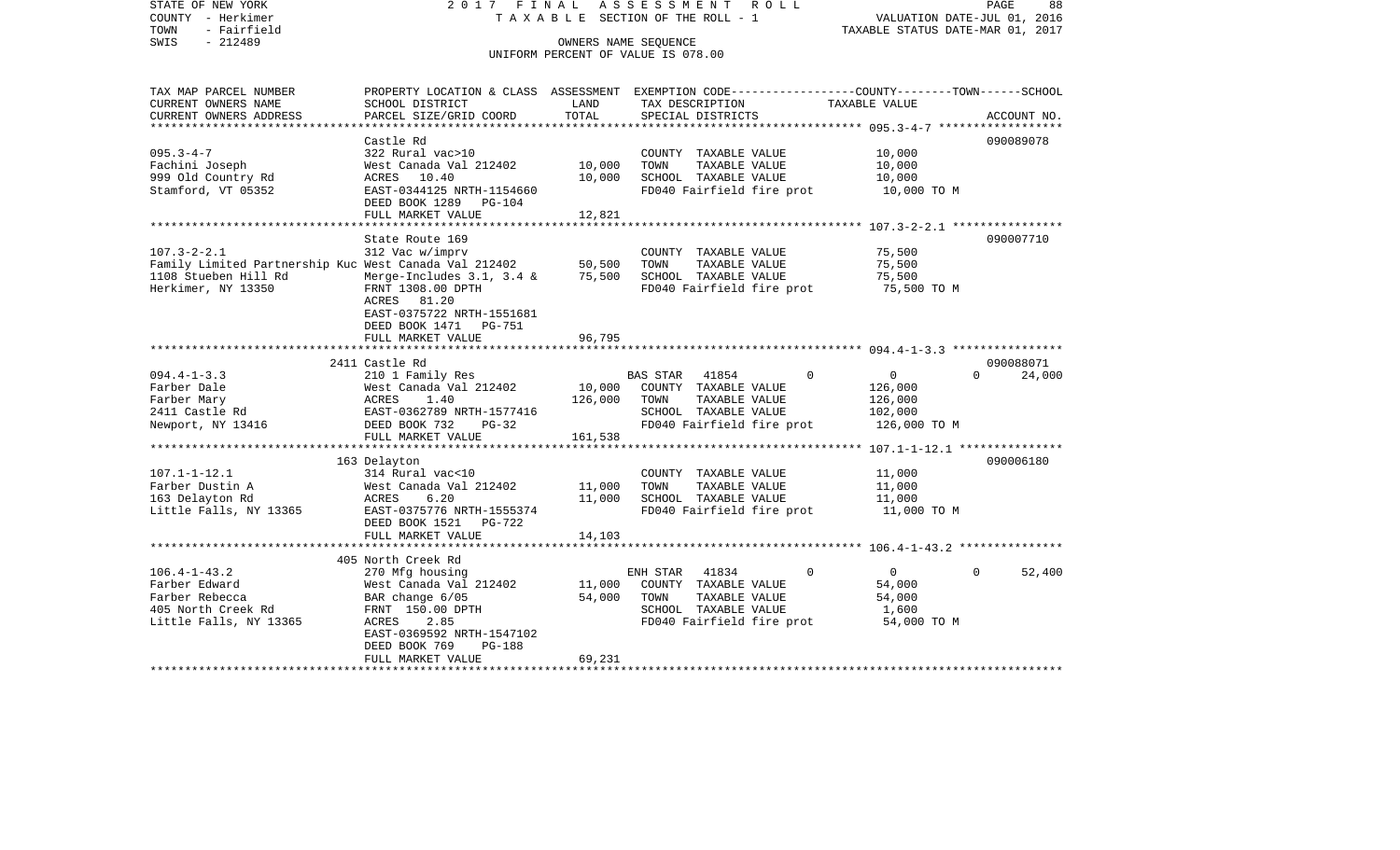STATE OF NEW YORK — 2017 FINAL ASSESSMENT ROLL — PAGE 88
COUNTY - Herkimer — TAXABLE SECTION OF THE ROLL - 1 — VALUATION DATE-JUL 01, 2016
TOWN - Fairfield — TAXABLE STATUS DATE-MAR 01, 2017
SWIS - 212489 — OWNERS NAME SEQUENCE
UNIFORM PERCENT OF VALUE IS 078.00

| TAX MAP PARCEL NUMBER / CURRENT OWNERS NAME / CURRENT OWNERS ADDRESS | PROPERTY LOCATION & CLASS / SCHOOL DISTRICT / PARCEL SIZE/GRID COORD | ASSESSMENT LAND / TOTAL | EXEMPTION CODE / TAX DESCRIPTION / SPECIAL DISTRICTS | COUNTY | TOWN | SCHOOL | TAXABLE VALUE | ACCOUNT NO. |
|---|---|---|---|---|---|---|---|---|
| 095.3-4-7 | Castle Rd | | | | | | | 090089078 |
| 095.3-4-7 | 322 Rural vac>10 | | COUNTY TAXABLE VALUE | | | | 10,000 | |
| Fachini Joseph | West Canada Val 212402 | 10,000 | TOWN TAXABLE VALUE | | | | 10,000 | |
| 999 Old Country Rd | ACRES 10.40 | 10,000 | SCHOOL TAXABLE VALUE | | | | 10,000 | |
| Stamford, VT 05352 | EAST-0344125 NRTH-1154660 | | FD040 Fairfield fire prot | | | | 10,000 TO M | |
| | DEED BOOK 1289 PG-104 | | | | | | | |
| | FULL MARKET VALUE | 12,821 | | | | | | |
| 107.3-2-2.1 | State Route 169 | | | | | | | 090007710 |
| 107.3-2-2.1 | 312 Vac w/imprv | | COUNTY TAXABLE VALUE | | | | 75,500 | |
| Family Limited Partnership Kuc | West Canada Val 212402 | 50,500 | TOWN TAXABLE VALUE | | | | 75,500 | |
| 1108 Stueben Hill Rd | Merge-Includes 3.1, 3.4 & | 75,500 | SCHOOL TAXABLE VALUE | | | | 75,500 | |
| Herkimer, NY 13350 | FRNT 1308.00 DPTH | | FD040 Fairfield fire prot | | | | 75,500 TO M | |
| | ACRES 81.20 | | | | | | | |
| | EAST-0375722 NRTH-1551681 | | | | | | | |
| | DEED BOOK 1471 PG-751 | | | | | | | |
| | FULL MARKET VALUE | 96,795 | | | | | | |
| 094.4-1-3.3 | 2411 Castle Rd | | | | | | | 090088071 |
| 094.4-1-3.3 | 210 1 Family Res | | BAS STAR 41854 | 0 | 0 | 24,000 | | |
| Farber Dale | West Canada Val 212402 | 10,000 | COUNTY TAXABLE VALUE | | | | 126,000 | |
| Farber Mary | ACRES 1.40 | 126,000 | TOWN TAXABLE VALUE | | | | 126,000 | |
| 2411 Castle Rd | EAST-0362789 NRTH-1577416 | | SCHOOL TAXABLE VALUE | | | | 102,000 | |
| Newport, NY 13416 | DEED BOOK 732 PG-32 | | FD040 Fairfield fire prot | | | | 126,000 TO M | |
| | FULL MARKET VALUE | 161,538 | | | | | | |
| 107.1-1-12.1 | 163 Delayton | | | | | | | 090006180 |
| 107.1-1-12.1 | 314 Rural vac<10 | | COUNTY TAXABLE VALUE | | | | 11,000 | |
| Farber Dustin A | West Canada Val 212402 | 11,000 | TOWN TAXABLE VALUE | | | | 11,000 | |
| 163 Delayton Rd | ACRES 6.20 | 11,000 | SCHOOL TAXABLE VALUE | | | | 11,000 | |
| Little Falls, NY 13365 | EAST-0375776 NRTH-1555374 | | FD040 Fairfield fire prot | | | | 11,000 TO M | |
| | DEED BOOK 1521 PG-722 | | | | | | | |
| | FULL MARKET VALUE | 14,103 | | | | | | |
| 106.4-1-43.2 | 405 North Creek Rd | | | | | | | |
| 106.4-1-43.2 | 270 Mfg housing | | ENH STAR 41834 | 0 | 0 | 52,400 | | |
| Farber Edward | West Canada Val 212402 | 11,000 | COUNTY TAXABLE VALUE | | | | 54,000 | |
| Farber Rebecca | BAR change 6/05 | 54,000 | TOWN TAXABLE VALUE | | | | 54,000 | |
| 405 North Creek Rd | FRNT 150.00 DPTH | | SCHOOL TAXABLE VALUE | | | | 1,600 | |
| Little Falls, NY 13365 | ACRES 2.85 | | FD040 Fairfield fire prot | | | | 54,000 TO M | |
| | EAST-0369592 NRTH-1547102 | | | | | | | |
| | DEED BOOK 769 PG-188 | | | | | | | |
| | FULL MARKET VALUE | 69,231 | | | | | | |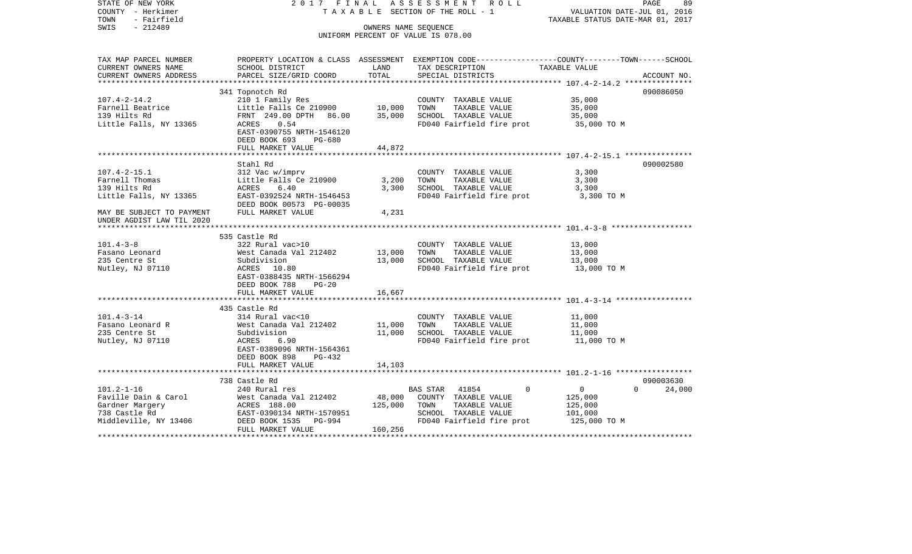STATE OF NEW YORK 2 0 1 7 F I N A L A S S E S S M E N T R O L L
COUNTY - Herkimer T A X A B L E SECTION OF THE ROLL - 1 VALUATION DATE-JUL 01, 2016
TOWN - Fairfield TAXABLE STATUS DATE-MAR 01, 2017
SWIS - 212489 OWNERS NAME SEQUENCE
UNIFORM PERCENT OF VALUE IS 078.00

| TAX MAP PARCEL NUMBER / CURRENT OWNERS NAME / CURRENT OWNERS ADDRESS | PROPERTY LOCATION & CLASS / SCHOOL DISTRICT / PARCEL SIZE/GRID COORD | ASSESSMENT LAND | TOTAL | EXEMPTION CODE / TAX DESCRIPTION / SPECIAL DISTRICTS | COUNTY | TOWN | SCHOOL | TAXABLE VALUE | ACCOUNT NO. |
|---|---|---|---|---|---|---|---|---|---|
| **107.4-2-14.2** | 341 Topnotch Rd | | | | | | | | 090086050 |
| Farnell Beatrice | 210 1 Family Res | | | COUNTY TAXABLE VALUE | | | | 35,000 | |
| 139 Hilts Rd | Little Falls Ce 210900 | 10,000 | | TOWN TAXABLE VALUE | | | | 35,000 | |
| Little Falls, NY 13365 | FRNT 249.00 DPTH 86.00 | | 35,000 | SCHOOL TAXABLE VALUE | | | | 35,000 | |
| | ACRES 0.54 | | | FD040 Fairfield fire prot | | | | 35,000 TO M | |
| | EAST-0390755 NRTH-1546120 | | | | | | | | |
| | DEED BOOK 693 PG-680 | | | | | | | | |
| | FULL MARKET VALUE | | 44,872 | | | | | | |
| **107.4-2-15.1** | Stahl Rd | | | | | | | | 090002580 |
| Farnell Thomas | 312 Vac w/imprv | | | COUNTY TAXABLE VALUE | | | | 3,300 | |
| 139 Hilts Rd | Little Falls Ce 210900 | 3,200 | | TOWN TAXABLE VALUE | | | | 3,300 | |
| Little Falls, NY 13365 | ACRES 6.40 | | 3,300 | SCHOOL TAXABLE VALUE | | | | 3,300 | |
| | EAST-0392524 NRTH-1546453 | | | FD040 Fairfield fire prot | | | | 3,300 TO M | |
| | DEED BOOK 00573 PG-00035 | | | | | | | | |
| MAY BE SUBJECT TO PAYMENT UNDER AGDIST LAW TIL 2020 | FULL MARKET VALUE | | 4,231 | | | | | | |
| **101.4-3-8** | 535 Castle Rd | | | | | | | | |
| Fasano Leonard | 322 Rural vac>10 | | | COUNTY TAXABLE VALUE | | | | 13,000 | |
| 235 Centre St | West Canada Val 212402 | 13,000 | | TOWN TAXABLE VALUE | | | | 13,000 | |
| Nutley, NJ 07110 | Subdivision | | 13,000 | SCHOOL TAXABLE VALUE | | | | 13,000 | |
| | ACRES 10.80 | | | FD040 Fairfield fire prot | | | | 13,000 TO M | |
| | EAST-0388435 NRTH-1566294 | | | | | | | | |
| | DEED BOOK 788 PG-20 | | | | | | | | |
| | FULL MARKET VALUE | | 16,667 | | | | | | |
| **101.4-3-14** | 435 Castle Rd | | | | | | | | |
| Fasano Leonard R | 314 Rural vac<10 | | | COUNTY TAXABLE VALUE | | | | 11,000 | |
| 235 Centre St | West Canada Val 212402 | 11,000 | | TOWN TAXABLE VALUE | | | | 11,000 | |
| Nutley, NJ 07110 | Subdivision | | 11,000 | SCHOOL TAXABLE VALUE | | | | 11,000 | |
| | ACRES 6.90 | | | FD040 Fairfield fire prot | | | | 11,000 TO M | |
| | EAST-0389096 NRTH-1564361 | | | | | | | | |
| | DEED BOOK 898 PG-432 | | | | | | | | |
| | FULL MARKET VALUE | | 14,103 | | | | | | |
| **101.2-1-16** | 738 Castle Rd | | | | | | | | 090003630 |
| Faville Dain & Carol | 240 Rural res | | | BAS STAR 41854 | 0 | 0 | 24,000 | | |
| Gardner Margery | West Canada Val 212402 | 48,000 | | COUNTY TAXABLE VALUE | | | | 125,000 | |
| 738 Castle Rd | ACRES 188.00 | | 125,000 | TOWN TAXABLE VALUE | | | | 125,000 | |
| Middleville, NY 13406 | EAST-0390134 NRTH-1570951 | | | SCHOOL TAXABLE VALUE | | | | 101,000 | |
| | DEED BOOK 1535 PG-994 | | | FD040 Fairfield fire prot | | | | 125,000 TO M | |
| | FULL MARKET VALUE | | 160,256 | | | | | | |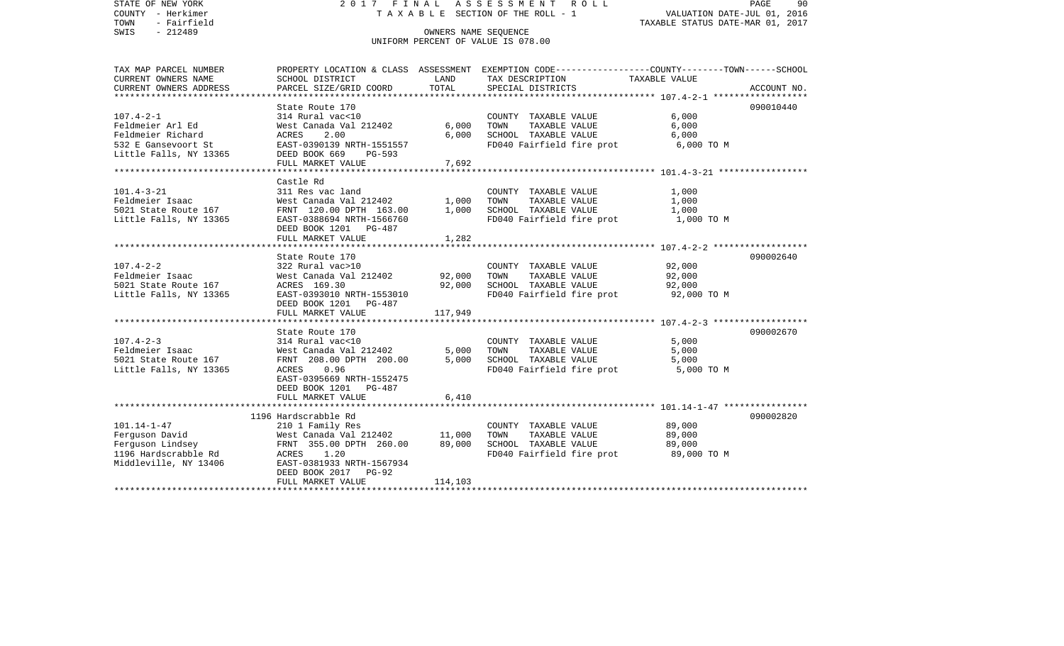STATE OF NEW YORK | COUNTY - Herkimer | TOWN - Fairfield | SWIS - 212489

2 0 1 7 F I N A L A S S E S S M E N T R O L L
T A X A B L E SECTION OF THE ROLL - 1
OWNERS NAME SEQUENCE
UNIFORM PERCENT OF VALUE IS 078.00

VALUATION DATE-JUL 01, 2016
TAXABLE STATUS DATE-MAR 01, 2017

| TAX MAP PARCEL NUMBER / CURRENT OWNERS NAME / CURRENT OWNERS ADDRESS | PROPERTY LOCATION & CLASS / SCHOOL DISTRICT / PARCEL SIZE/GRID COORD | ASSESSMENT LAND | TOTAL | EXEMPTION CODE / TAX DESCRIPTION / SPECIAL DISTRICTS | TAXABLE VALUE (COUNTY--TOWN--SCHOOL) | ACCOUNT NO. |
|---|---|---|---|---|---|---|
| | State Route 170 | | | | | 090010440 |
| 107.4-2-1 | 314 Rural vac<10 | | | COUNTY TAXABLE VALUE | 6,000 | |
| Feldmeier Arl Ed | West Canada Val 212402 | 6,000 | | TOWN TAXABLE VALUE | 6,000 | |
| Feldmeier Richard | ACRES 2.00 | | 6,000 | SCHOOL TAXABLE VALUE | 6,000 | |
| 532 E Gansevoort St | EAST-0390139 NRTH-1551557 | | | FD040 Fairfield fire prot | 6,000 TO M | |
| Little Falls, NY 13365 | DEED BOOK 669 PG-593 | | | | | |
| | FULL MARKET VALUE | | 7,692 | | | |
| | Castle Rd | | | | | |
| 101.4-3-21 | 311 Res vac land | | | COUNTY TAXABLE VALUE | 1,000 | |
| Feldmeier Isaac | West Canada Val 212402 | 1,000 | | TOWN TAXABLE VALUE | 1,000 | |
| 5021 State Route 167 | FRNT 120.00 DPTH 163.00 | | 1,000 | SCHOOL TAXABLE VALUE | 1,000 | |
| Little Falls, NY 13365 | EAST-0388694 NRTH-1566760 | | | FD040 Fairfield fire prot | 1,000 TO M | |
| | DEED BOOK 1201 PG-487 | | | | | |
| | FULL MARKET VALUE | | 1,282 | | | |
| | State Route 170 | | | | | 090002640 |
| 107.4-2-2 | 322 Rural vac>10 | | | COUNTY TAXABLE VALUE | 92,000 | |
| Feldmeier Isaac | West Canada Val 212402 | 92,000 | | TOWN TAXABLE VALUE | 92,000 | |
| 5021 State Route 167 | ACRES 169.30 | | 92,000 | SCHOOL TAXABLE VALUE | 92,000 | |
| Little Falls, NY 13365 | EAST-0393010 NRTH-1553010 | | | FD040 Fairfield fire prot | 92,000 TO M | |
| | DEED BOOK 1201 PG-487 | | | | | |
| | FULL MARKET VALUE | | 117,949 | | | |
| | State Route 170 | | | | | 090002670 |
| 107.4-2-3 | 314 Rural vac<10 | | | COUNTY TAXABLE VALUE | 5,000 | |
| Feldmeier Isaac | West Canada Val 212402 | 5,000 | | TOWN TAXABLE VALUE | 5,000 | |
| 5021 State Route 167 | FRNT 208.00 DPTH 200.00 | | 5,000 | SCHOOL TAXABLE VALUE | 5,000 | |
| Little Falls, NY 13365 | ACRES 0.96 | | | FD040 Fairfield fire prot | 5,000 TO M | |
| | EAST-0395669 NRTH-1552475 | | | | | |
| | DEED BOOK 1201 PG-487 | | | | | |
| | FULL MARKET VALUE | | 6,410 | | | |
| | 1196 Hardscrabble Rd | | | | | 090002820 |
| 101.14-1-47 | 210 1 Family Res | | | COUNTY TAXABLE VALUE | 89,000 | |
| Ferguson David | West Canada Val 212402 | 11,000 | | TOWN TAXABLE VALUE | 89,000 | |
| Ferguson Lindsey | FRNT 355.00 DPTH 260.00 | | 89,000 | SCHOOL TAXABLE VALUE | 89,000 | |
| 1196 Hardscrabble Rd | ACRES 1.20 | | | FD040 Fairfield fire prot | 89,000 TO M | |
| Middleville, NY 13406 | EAST-0381933 NRTH-1567934 | | | | | |
| | DEED BOOK 2017 PG-92 | | | | | |
| | FULL MARKET VALUE | | 114,103 | | | |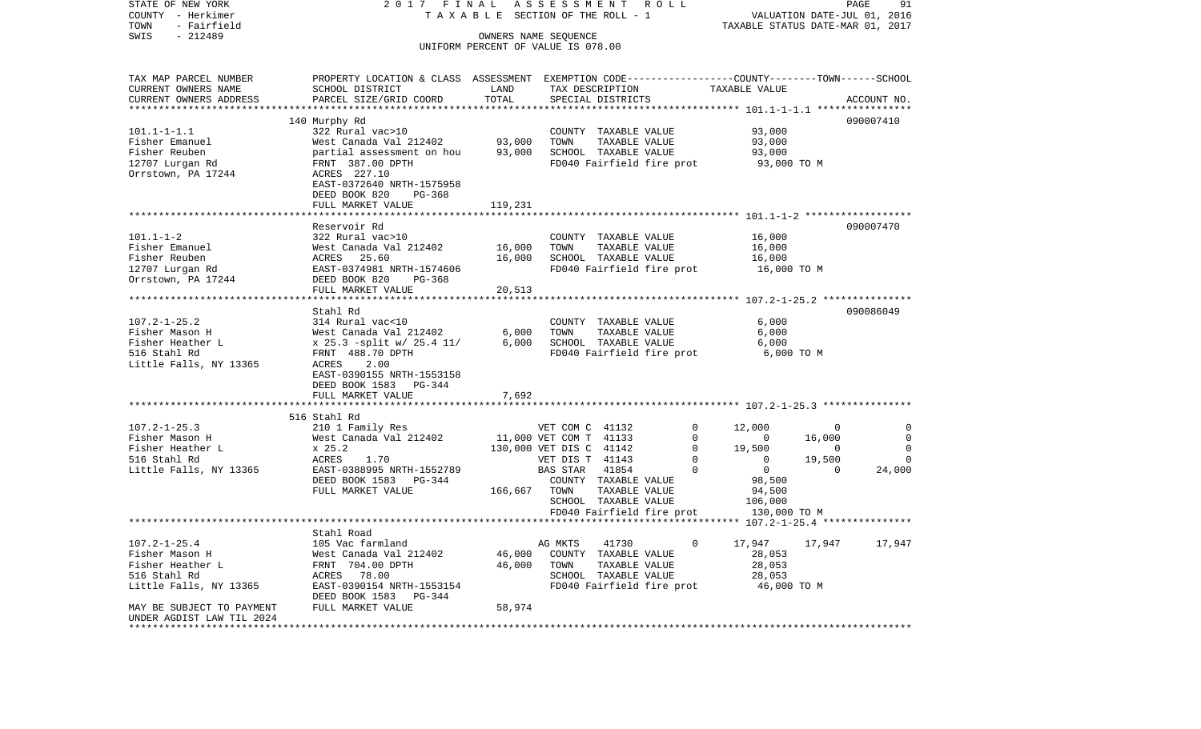STATE OF NEW YORK — 2017 FINAL ASSESSMENT ROLL — PAGE 91
COUNTY - Herkimer — TAXABLE SECTION OF THE ROLL - 1 — VALUATION DATE-JUL 01, 2016
TOWN - Fairfield — TAXABLE STATUS DATE-MAR 01, 2017
SWIS - 212489 — OWNERS NAME SEQUENCE
UNIFORM PERCENT OF VALUE IS 078.00

| TAX MAP PARCEL NUMBER / CURRENT OWNERS NAME / CURRENT OWNERS ADDRESS | PROPERTY LOCATION & CLASS / SCHOOL DISTRICT / PARCEL SIZE/GRID COORD | ASSESSMENT LAND / TOTAL | EXEMPTION CODE / TAX DESCRIPTION / SPECIAL DISTRICTS | COUNTY | TOWN | SCHOOL | ACCOUNT NO. |
|---|---|---|---|---|---|---|---|
| | 140 Murphy Rd | | | | | | 090007410 |
| 101.1-1-1.1 | 322 Rural vac>10 | | COUNTY TAXABLE VALUE | 93,000 | | | |
| Fisher Emanuel | West Canada Val 212402 | 93,000 | TOWN TAXABLE VALUE | | 93,000 | | |
| Fisher Reuben | partial assessment on hou | 93,000 | SCHOOL TAXABLE VALUE | | | 93,000 | |
| 12707 Lurgan Rd | FRNT 387.00 DPTH | | FD040 Fairfield fire prot | 93,000 TO M | | | |
| Orrstown, PA 17244 | ACRES 227.10 | | | | | | |
| | EAST-0372640 NRTH-1575958 | | | | | | |
| | DEED BOOK 820 PG-368 | | | | | | |
| | FULL MARKET VALUE | 119,231 | | | | | |
| | Reservoir Rd | | | | | | 090007470 |
| 101.1-1-2 | 322 Rural vac>10 | | COUNTY TAXABLE VALUE | 16,000 | | | |
| Fisher Emanuel | West Canada Val 212402 | 16,000 | TOWN TAXABLE VALUE | | 16,000 | | |
| Fisher Reuben | ACRES 25.60 | 16,000 | SCHOOL TAXABLE VALUE | | | 16,000 | |
| 12707 Lurgan Rd | EAST-0374981 NRTH-1574606 | | FD040 Fairfield fire prot | 16,000 TO M | | | |
| Orrstown, PA 17244 | DEED BOOK 820 PG-368 | | | | | | |
| | FULL MARKET VALUE | 20,513 | | | | | |
| | Stahl Rd | | | | | | 090086049 |
| 107.2-1-25.2 | 314 Rural vac<10 | | COUNTY TAXABLE VALUE | 6,000 | | | |
| Fisher Mason H | West Canada Val 212402 | 6,000 | TOWN TAXABLE VALUE | | 6,000 | | |
| Fisher Heather L | x 25.3 -split w/ 25.4 11/ | 6,000 | SCHOOL TAXABLE VALUE | | | 6,000 | |
| 516 Stahl Rd | FRNT 488.70 DPTH | | FD040 Fairfield fire prot | 6,000 TO M | | | |
| Little Falls, NY 13365 | ACRES 2.00 | | | | | | |
| | EAST-0390155 NRTH-1553158 | | | | | | |
| | DEED BOOK 1583 PG-344 | | | | | | |
| | FULL MARKET VALUE | 7,692 | | | | | |
| | 516 Stahl Rd | | | | | | |
| 107.2-1-25.3 | 210 1 Family Res | | VET COM C 41132 0 | 12,000 | 0 | 0 | |
| Fisher Mason H | West Canada Val 212402 | 11,000 | VET COM T 41133 0 | 0 | 16,000 | 0 | |
| Fisher Heather L | x 25.2 | 130,000 | VET DIS C 41142 0 | 19,500 | 0 | 0 | |
| 516 Stahl Rd | ACRES 1.70 | | VET DIS T 41143 0 | 0 | 19,500 | 0 | |
| Little Falls, NY 13365 | EAST-0388995 NRTH-1552789 | | BAS STAR 41854 0 | 0 | 0 | 24,000 | |
| | DEED BOOK 1583 PG-344 | | COUNTY TAXABLE VALUE | 98,500 | | | |
| | FULL MARKET VALUE | 166,667 | TOWN TAXABLE VALUE | | 94,500 | | |
| | | | SCHOOL TAXABLE VALUE | | | 106,000 | |
| | | | FD040 Fairfield fire prot | 130,000 TO M | | | |
| | Stahl Road | | | | | | |
| 107.2-1-25.4 | 105 Vac farmland | | AG MKTS 41730 0 | 17,947 | 17,947 | 17,947 | |
| Fisher Mason H | West Canada Val 212402 | 46,000 | COUNTY TAXABLE VALUE | 28,053 | | | |
| Fisher Heather L | FRNT 704.00 DPTH | 46,000 | TOWN TAXABLE VALUE | | 28,053 | | |
| 516 Stahl Rd | ACRES 78.00 | | SCHOOL TAXABLE VALUE | | | 28,053 | |
| Little Falls, NY 13365 | EAST-0390154 NRTH-1553154 | | FD040 Fairfield fire prot | 46,000 TO M | | | |
| | DEED BOOK 1583 PG-344 | | | | | | |
| MAY BE SUBJECT TO PAYMENT UNDER AGDIST LAW TIL 2024 | FULL MARKET VALUE | 58,974 | | | | | |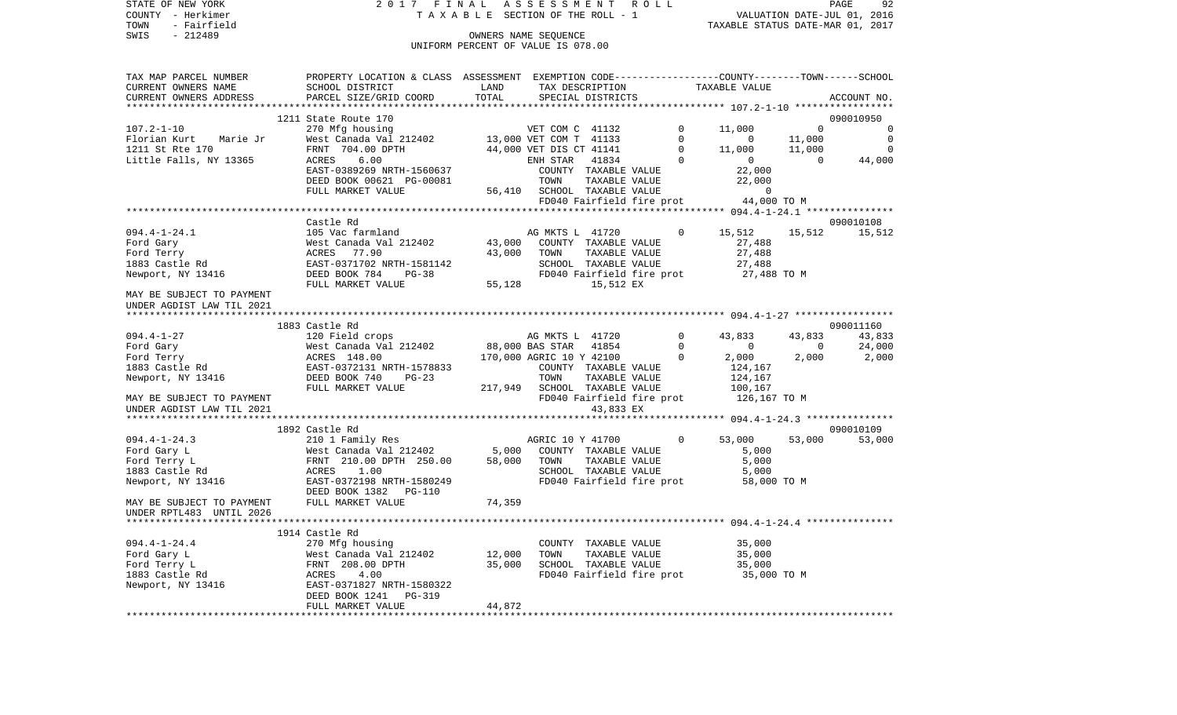STATE OF NEW YORK 2017 FINAL ASSESSMENT ROLL
COUNTY - Herkimer T A X A B L E SECTION OF THE ROLL - 1 VALUATION DATE-JUL 01, 2016
TOWN - Fairfield TAXABLE STATUS DATE-MAR 01, 2017
SWIS - 212489 OWNERS NAME SEQUENCE
UNIFORM PERCENT OF VALUE IS 078.00

| TAX MAP PARCEL NUMBER / CURRENT OWNERS NAME / CURRENT OWNERS ADDRESS | PROPERTY LOCATION & CLASS / SCHOOL DISTRICT / PARCEL SIZE/GRID COORD | ASSESSMENT LAND / TOTAL | EXEMPTION CODE / TAX DESCRIPTION / SPECIAL DISTRICTS | | COUNTY TAXABLE VALUE | TOWN | SCHOOL / ACCOUNT NO. |
|---|---|---|---|---|---|---|---|
| **107.2-1-10** | 1211 State Route 170 | | | | | | 090010950 |
| | 270 Mfg housing | | VET COM C 41132 | 0 | 11,000 | 0 | 0 |
| Florian Kurt Marie Jr | West Canada Val 212402 | 13,000 | VET COM T 41133 | 0 | 0 | 11,000 | 0 |
| 1211 St Rte 170 | FRNT 704.00 DPTH | 44,000 | VET DIS CT 41141 | 0 | 11,000 | 11,000 | 0 |
| Little Falls, NY 13365 | ACRES 6.00 | | ENH STAR 41834 | 0 | 0 | 0 | 44,000 |
| | EAST-0389269 NRTH-1560637 | | COUNTY TAXABLE VALUE | | 22,000 | | |
| | DEED BOOK 00621 PG-00081 | | TOWN TAXABLE VALUE | | 22,000 | | |
| | FULL MARKET VALUE | 56,410 | SCHOOL TAXABLE VALUE | | 0 | | |
| | | | FD040 Fairfield fire prot | | 44,000 TO M | | |
| **094.4-1-24.1** | Castle Rd | | | | | | 090010108 |
| | 105 Vac farmland | | AG MKTS L 41720 | 0 | 15,512 | 15,512 | 15,512 |
| Ford Gary | West Canada Val 212402 | 43,000 | COUNTY TAXABLE VALUE | | 27,488 | | |
| Ford Terry | ACRES 77.90 | 43,000 | TOWN TAXABLE VALUE | | 27,488 | | |
| 1883 Castle Rd | EAST-0371702 NRTH-1581142 | | SCHOOL TAXABLE VALUE | | 27,488 | | |
| Newport, NY 13416 | DEED BOOK 784 PG-38 | | FD040 Fairfield fire prot | | 27,488 TO M | | |
| | FULL MARKET VALUE | 55,128 | 15,512 EX | | | | |
| MAY BE SUBJECT TO PAYMENT UNDER AGDIST LAW TIL 2021 | | | | | | | |
| **094.4-1-27** | 1883 Castle Rd | | | | | | 090011160 |
| | 120 Field crops | | AG MKTS L 41720 | 0 | 43,833 | 43,833 | 43,833 |
| Ford Gary | West Canada Val 212402 | 88,000 | BAS STAR 41854 | 0 | 0 | 0 | 24,000 |
| Ford Terry | ACRES 148.00 | 170,000 | AGRIC 10 Y 42100 | 0 | 2,000 | 2,000 | 2,000 |
| 1883 Castle Rd | EAST-0372131 NRTH-1578833 | | COUNTY TAXABLE VALUE | | 124,167 | | |
| Newport, NY 13416 | DEED BOOK 740 PG-23 | | TOWN TAXABLE VALUE | | 124,167 | | |
| | FULL MARKET VALUE | 217,949 | SCHOOL TAXABLE VALUE | | 100,167 | | |
| MAY BE SUBJECT TO PAYMENT | | | FD040 Fairfield fire prot | | 126,167 TO M | | |
| UNDER AGDIST LAW TIL 2021 | | | 43,833 EX | | | | |
| **094.4-1-24.3** | 1892 Castle Rd | | | | | | 090010109 |
| | 210 1 Family Res | | AGRIC 10 Y 41700 | 0 | 53,000 | 53,000 | 53,000 |
| Ford Gary L | West Canada Val 212402 | 5,000 | COUNTY TAXABLE VALUE | | 5,000 | | |
| Ford Terry L | FRNT 210.00 DPTH 250.00 | 58,000 | TOWN TAXABLE VALUE | | 5,000 | | |
| 1883 Castle Rd | ACRES 1.00 | | SCHOOL TAXABLE VALUE | | 5,000 | | |
| Newport, NY 13416 | EAST-0372198 NRTH-1580249 | | FD040 Fairfield fire prot | | 58,000 TO M | | |
| | DEED BOOK 1382 PG-110 | | | | | | |
| MAY BE SUBJECT TO PAYMENT | FULL MARKET VALUE | 74,359 | | | | | |
| UNDER RPTL483 UNTIL 2026 | | | | | | | |
| **094.4-1-24.4** | 1914 Castle Rd | | | | | | |
| | 270 Mfg housing | | COUNTY TAXABLE VALUE | | 35,000 | | |
| Ford Gary L | West Canada Val 212402 | 12,000 | TOWN TAXABLE VALUE | | 35,000 | | |
| Ford Terry L | FRNT 208.00 DPTH | 35,000 | SCHOOL TAXABLE VALUE | | 35,000 | | |
| 1883 Castle Rd | ACRES 4.00 | | FD040 Fairfield fire prot | | 35,000 TO M | | |
| Newport, NY 13416 | EAST-0371827 NRTH-1580322 | | | | | | |
| | DEED BOOK 1241 PG-319 | | | | | | |
| | FULL MARKET VALUE | 44,872 | | | | | |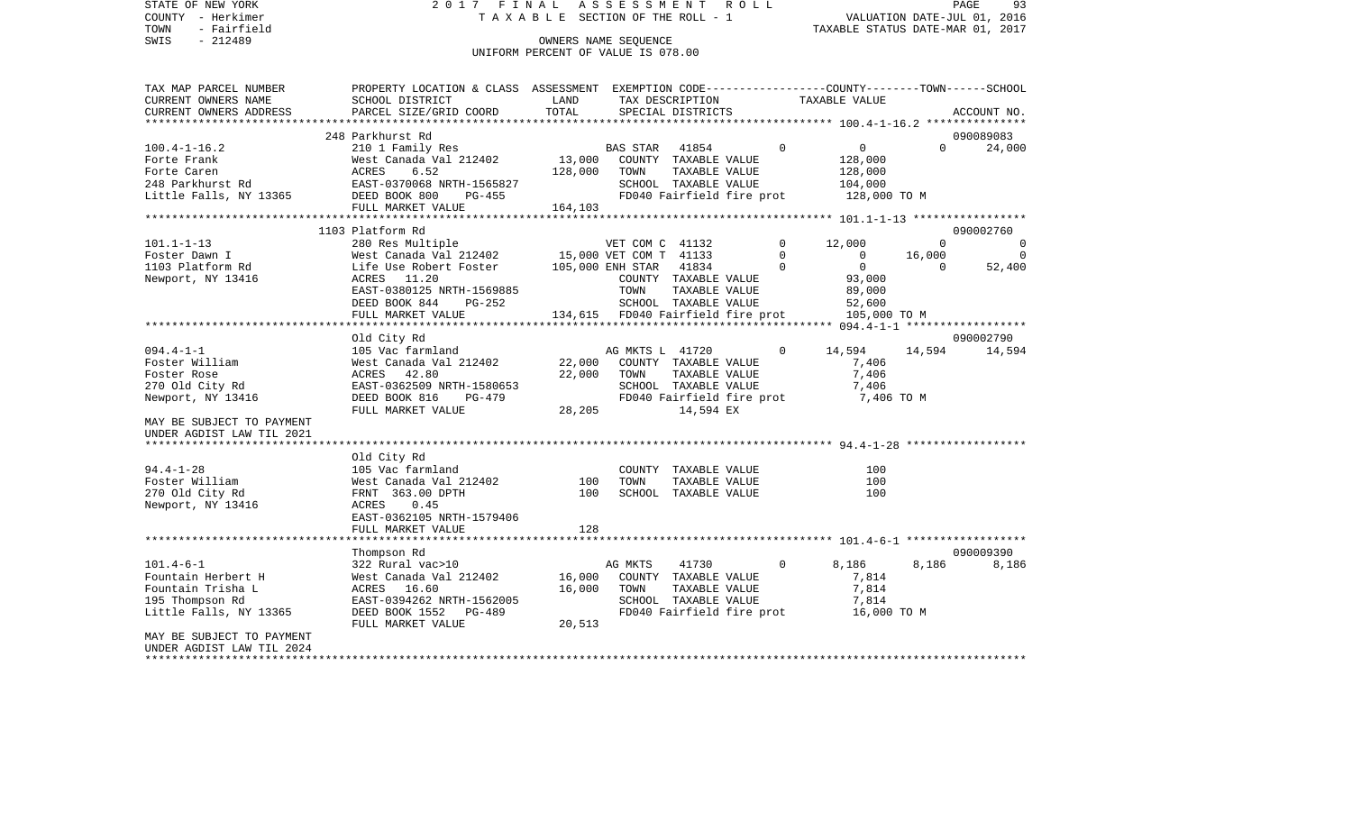STATE OF NEW YORK 2017 FINAL ASSESSMENT ROLL
COUNTY - Herkimer T A X A B L E SECTION OF THE ROLL - 1 VALUATION DATE-JUL 01, 2016
TOWN - Fairfield TAXABLE STATUS DATE-MAR 01, 2017
SWIS - 212489 OWNERS NAME SEQUENCE
UNIFORM PERCENT OF VALUE IS 078.00

| TAX MAP PARCEL NUMBER / CURRENT OWNERS NAME / CURRENT OWNERS ADDRESS | PROPERTY LOCATION & CLASS / SCHOOL DISTRICT / PARCEL SIZE/GRID COORD | ASSESSMENT LAND / TOTAL | EXEMPTION CODE / TAX DESCRIPTION / SPECIAL DISTRICTS | COUNTY | TOWN | SCHOOL / ACCOUNT NO. |
|---|---|---|---|---|---|---|
| | 248 Parkhurst Rd | | | | | 090089083 |
| 100.4-1-16.2 | 210 1 Family Res | | BAS STAR 41854 0 | 0 | 0 | 24,000 |
| Forte Frank | West Canada Val 212402 | 13,000 | COUNTY TAXABLE VALUE | 128,000 | | |
| Forte Caren | ACRES 6.52 | 128,000 | TOWN TAXABLE VALUE | 128,000 | | |
| 248 Parkhurst Rd | EAST-0370068 NRTH-1565827 | | SCHOOL TAXABLE VALUE | 104,000 | | |
| Little Falls, NY 13365 | DEED BOOK 800 PG-455 | | FD040 Fairfield fire prot | 128,000 TO M | | |
| | FULL MARKET VALUE | 164,103 | | | | |
| | 1103 Platform Rd | | | | | 090002760 |
| 101.1-1-13 | 280 Res Multiple | | VET COM C 41132 0 | 12,000 | 0 | 0 |
| Foster Dawn I | West Canada Val 212402 | 15,000 | VET COM T 41133 0 | 0 | 16,000 | 0 |
| 1103 Platform Rd | Life Use Robert Foster | 105,000 | ENH STAR 41834 0 | 0 | 0 | 52,400 |
| Newport, NY 13416 | ACRES 11.20 | | COUNTY TAXABLE VALUE | 93,000 | | |
| | EAST-0380125 NRTH-1569885 | | TOWN TAXABLE VALUE | 89,000 | | |
| | DEED BOOK 844 PG-252 | | SCHOOL TAXABLE VALUE | 52,600 | | |
| | FULL MARKET VALUE | 134,615 | FD040 Fairfield fire prot | 105,000 TO M | | |
| | Old City Rd | | | | | 090002790 |
| 094.4-1-1 | 105 Vac farmland | | AG MKTS L 41720 0 | 14,594 | 14,594 | 14,594 |
| Foster William | West Canada Val 212402 | 22,000 | COUNTY TAXABLE VALUE | 7,406 | | |
| Foster Rose | ACRES 42.80 | 22,000 | TOWN TAXABLE VALUE | 7,406 | | |
| 270 Old City Rd | EAST-0362509 NRTH-1580653 | | SCHOOL TAXABLE VALUE | 7,406 | | |
| Newport, NY 13416 | DEED BOOK 816 PG-479 | | FD040 Fairfield fire prot | 7,406 TO M | | |
| | FULL MARKET VALUE | 28,205 | 14,594 EX | | | |
| MAY BE SUBJECT TO PAYMENT UNDER AGDIST LAW TIL 2021 | | | | | | |
| | Old City Rd | | | | | |
| 94.4-1-28 | 105 Vac farmland | | COUNTY TAXABLE VALUE | 100 | | |
| Foster William | West Canada Val 212402 | 100 | TOWN TAXABLE VALUE | 100 | | |
| 270 Old City Rd | FRNT 363.00 DPTH | 100 | SCHOOL TAXABLE VALUE | 100 | | |
| Newport, NY 13416 | ACRES 0.45 | | | | | |
| | EAST-0362105 NRTH-1579406 | | | | | |
| | FULL MARKET VALUE | 128 | | | | |
| | Thompson Rd | | | | | 090009390 |
| 101.4-6-1 | 322 Rural vac>10 | | AG MKTS 41730 0 | 8,186 | 8,186 | 8,186 |
| Fountain Herbert H | West Canada Val 212402 | 16,000 | COUNTY TAXABLE VALUE | 7,814 | | |
| Fountain Trisha L | ACRES 16.60 | 16,000 | TOWN TAXABLE VALUE | 7,814 | | |
| 195 Thompson Rd | EAST-0394262 NRTH-1562005 | | SCHOOL TAXABLE VALUE | 7,814 | | |
| Little Falls, NY 13365 | DEED BOOK 1552 PG-489 | | FD040 Fairfield fire prot | 16,000 TO M | | |
| | FULL MARKET VALUE | 20,513 | | | | |
| MAY BE SUBJECT TO PAYMENT UNDER AGDIST LAW TIL 2024 | | | | | | |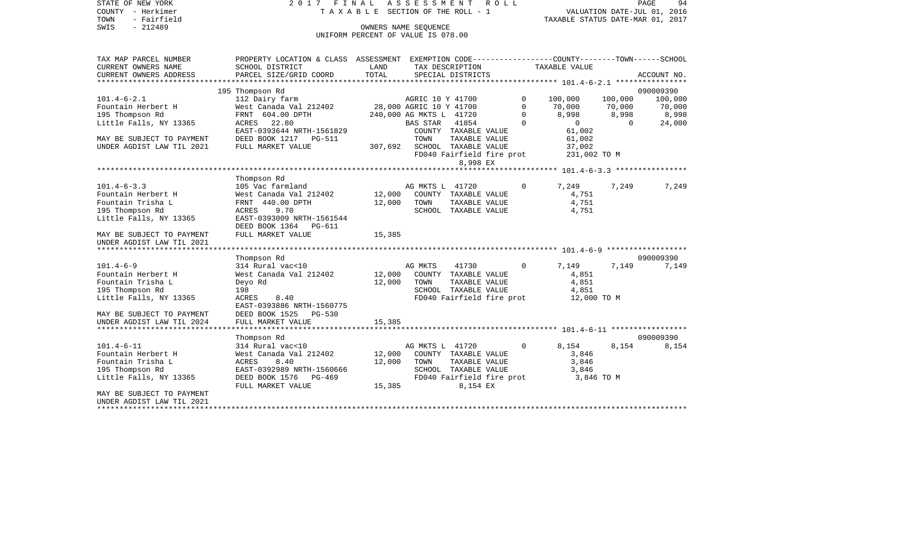STATE OF NEW YORK 2 0 1 7 F I N A L A S S E S S M E N T R O L L
COUNTY - Herkimer T A X A B L E SECTION OF THE ROLL - 1 VALUATION DATE-JUL 01, 2016
TOWN - Fairfield TAXABLE STATUS DATE-MAR 01, 2017
SWIS - 212489 OWNERS NAME SEQUENCE
UNIFORM PERCENT OF VALUE IS 078.00

```
TAX MAP PARCEL NUMBER      PROPERTY LOCATION & CLASS  ASSESSMENT  EXEMPTION CODE-----------------COUNTY--------TOWN------SCHOOL
CURRENT OWNERS NAME        SCHOOL DISTRICT            LAND        TAX DESCRIPTION              TAXABLE VALUE
CURRENT OWNERS ADDRESS     PARCEL SIZE/GRID COORD     TOTAL       SPECIAL DISTRICTS                                    ACCOUNT NO.
******************************************************************************************** 101.4-6-2.1 ****************
                           195 Thompson Rd                                                                          090009390
101.4-6-2.1                112 Dairy farm                         AGRIC 10 Y 41700        0     100,000    100,000    100,000
Fountain Herbert H         West Canada Val 212402     28,000 AGRIC 10 Y 41700             0      70,000     70,000     70,000
195 Thompson Rd            FRNT  604.00 DPTH         240,000 AG MKTS L  41720             0       8,998      8,998      8,998
Little Falls, NY 13365     ACRES  22.80                       BAS STAR   41854             0           0          0     24,000
                           EAST-0393644 NRTH-1561829          COUNTY  TAXABLE VALUE              61,002
MAY BE SUBJECT TO PAYMENT  DEED BOOK 1217   PG-511            TOWN    TAXABLE VALUE              61,002
UNDER AGDIST LAW TIL 2021  FULL MARKET VALUE          307,692 SCHOOL  TAXABLE VALUE              37,002
                                                              FD040 Fairfield fire prot         231,002 TO M
                                                                   8,998 EX
******************************************************************************************** 101.4-6-3.3 ****************
                           Thompson Rd
101.4-6-3.3                105 Vac farmland                       AG MKTS L  41720        0       7,249      7,249      7,249
Fountain Herbert H         West Canada Val 212402     12,000   COUNTY  TAXABLE VALUE              4,751
Fountain Trisha L          FRNT  440.00 DPTH          12,000   TOWN    TAXABLE VALUE              4,751
195 Thompson Rd            ACRES   9.70                        SCHOOL  TAXABLE VALUE              4,751
Little Falls, NY 13365     EAST-0393009 NRTH-1561544
                           DEED BOOK 1364   PG-611
MAY BE SUBJECT TO PAYMENT  FULL MARKET VALUE           15,385
UNDER AGDIST LAW TIL 2021
******************************************************************************************** 101.4-6-9 ******************
                           Thompson Rd                                                                              090009390
101.4-6-9                  314 Rural vac<10                       AG MKTS    41730        0       7,149      7,149      7,149
Fountain Herbert H         West Canada Val 212402     12,000   COUNTY  TAXABLE VALUE              4,851
Fountain Trisha L          Deyo Rd                    12,000   TOWN    TAXABLE VALUE              4,851
195 Thompson Rd            198                                 SCHOOL  TAXABLE VALUE              4,851
Little Falls, NY 13365     ACRES   8.40                        FD040 Fairfield fire prot          12,000 TO M
                           EAST-0393886 NRTH-1560775
MAY BE SUBJECT TO PAYMENT  DEED BOOK 1525   PG-530
UNDER AGDIST LAW TIL 2024  FULL MARKET VALUE           15,385
******************************************************************************************** 101.4-6-11 *****************
                           Thompson Rd                                                                              090009390
101.4-6-11                 314 Rural vac<10                       AG MKTS L  41720        0       8,154      8,154      8,154
Fountain Herbert H         West Canada Val 212402     12,000   COUNTY  TAXABLE VALUE              3,846
Fountain Trisha L          ACRES   8.40               12,000   TOWN    TAXABLE VALUE              3,846
195 Thompson Rd            EAST-0392989 NRTH-1560666           SCHOOL  TAXABLE VALUE              3,846
Little Falls, NY 13365     DEED BOOK 1576   PG-469             FD040 Fairfield fire prot           3,846 TO M
                           FULL MARKET VALUE           15,385           8,154 EX
MAY BE SUBJECT TO PAYMENT
UNDER AGDIST LAW TIL 2021
****************************************************************************************************************************
```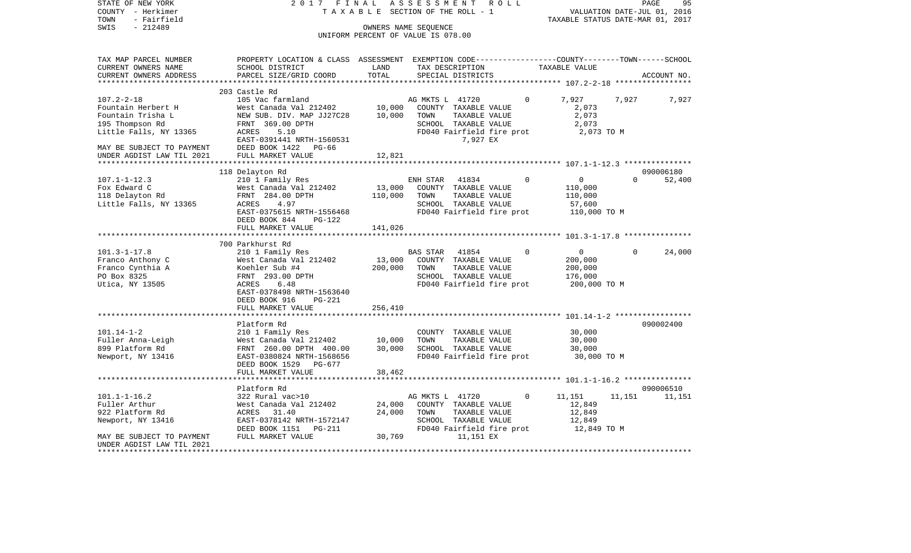STATE OF NEW YORK　　　　　　2017 FINAL ASSESSMENT ROLL
COUNTY - Herkimer　　　　　　TAXABLE SECTION OF THE ROLL - 1　　　　　　VALUATION DATE-JUL 01, 2016
TOWN - Fairfield　　　　　　　　　　　　　　　　　　　　　　　　　　　TAXABLE STATUS DATE-MAR 01, 2017
SWIS - 212489　　　　　　　　　OWNERS NAME SEQUENCE
UNIFORM PERCENT OF VALUE IS 078.00

| TAX MAP PARCEL NUMBER / CURRENT OWNERS NAME / CURRENT OWNERS ADDRESS | PROPERTY LOCATION & CLASS / SCHOOL DISTRICT / PARCEL SIZE/GRID COORD | ASSESSMENT LAND | TOTAL | EXEMPTION CODE / TAX DESCRIPTION / SPECIAL DISTRICTS | COUNTY | TOWN | SCHOOL | ACCOUNT NO. |
|---|---|---|---|---|---|---|---|---|
| 107.2-2-18 | 203 Castle Rd | | | | | | | |
| | 105 Vac farmland | | | AG MKTS L 41720 0 | 7,927 | 7,927 | 7,927 | |
| Fountain Herbert H | West Canada Val 212402 | 10,000 | | COUNTY TAXABLE VALUE | 2,073 | | | |
| Fountain Trisha L | NEW SUB. DIV. MAP JJ27C28 | | 10,000 | TOWN TAXABLE VALUE | | 2,073 | | |
| 195 Thompson Rd | FRNT 369.00 DPTH | | | SCHOOL TAXABLE VALUE | | | 2,073 | |
| Little Falls, NY 13365 | ACRES 5.10 | | | FD040 Fairfield fire prot | 2,073 TO M | | | |
| | EAST-0391441 NRTH-1560531 | | | 7,927 EX | | | | |
| MAY BE SUBJECT TO PAYMENT | DEED BOOK 1422 PG-66 | | | | | | | |
| UNDER AGDIST LAW TIL 2021 | FULL MARKET VALUE | | 12,821 | | | | | |
| 107.1-1-12.3 | 118 Delayton Rd | | | | | | | 090006180 |
| | 210 1 Family Res | | | ENH STAR 41834 0 | 0 | 0 | 52,400 | |
| Fox Edward C | West Canada Val 212402 | 13,000 | | COUNTY TAXABLE VALUE | 110,000 | | | |
| 118 Delayton Rd | FRNT 284.00 DPTH | | 110,000 | TOWN TAXABLE VALUE | | 110,000 | | |
| Little Falls, NY 13365 | ACRES 4.97 | | | SCHOOL TAXABLE VALUE | | | 57,600 | |
| | EAST-0375615 NRTH-1556468 | | | FD040 Fairfield fire prot | 110,000 TO M | | | |
| | DEED BOOK 844 PG-122 | | | | | | | |
| | FULL MARKET VALUE | | 141,026 | | | | | |
| 101.3-1-17.8 | 700 Parkhurst Rd | | | | | | | |
| | 210 1 Family Res | | | BAS STAR 41854 0 | 0 | 0 | 24,000 | |
| Franco Anthony C | West Canada Val 212402 | 13,000 | | COUNTY TAXABLE VALUE | 200,000 | | | |
| Franco Cynthia A | Koehler Sub #4 | | 200,000 | TOWN TAXABLE VALUE | | 200,000 | | |
| PO Box 8325 | FRNT 293.00 DPTH | | | SCHOOL TAXABLE VALUE | | | 176,000 | |
| Utica, NY 13505 | ACRES 6.48 | | | FD040 Fairfield fire prot | 200,000 TO M | | | |
| | EAST-0378498 NRTH-1563640 | | | | | | | |
| | DEED BOOK 916 PG-221 | | | | | | | |
| | FULL MARKET VALUE | | 256,410 | | | | | |
| 101.14-1-2 | Platform Rd | | | | | | | 090002400 |
| | 210 1 Family Res | | | COUNTY TAXABLE VALUE | 30,000 | | | |
| Fuller Anna-Leigh | West Canada Val 212402 | 10,000 | | TOWN TAXABLE VALUE | | 30,000 | | |
| 899 Platform Rd | FRNT 260.00 DPTH 400.00 | | 30,000 | SCHOOL TAXABLE VALUE | | | 30,000 | |
| Newport, NY 13416 | EAST-0380824 NRTH-1568656 | | | FD040 Fairfield fire prot | 30,000 TO M | | | |
| | DEED BOOK 1529 PG-677 | | | | | | | |
| | FULL MARKET VALUE | | 38,462 | | | | | |
| 101.1-1-16.2 | Platform Rd | | | | | | | 090006510 |
| | 322 Rural vac>10 | | | AG MKTS L 41720 0 | 11,151 | 11,151 | 11,151 | |
| Fuller Arthur | West Canada Val 212402 | 24,000 | | COUNTY TAXABLE VALUE | 12,849 | | | |
| 922 Platform Rd | ACRES 31.40 | | 24,000 | TOWN TAXABLE VALUE | | 12,849 | | |
| Newport, NY 13416 | EAST-0378142 NRTH-1572147 | | | SCHOOL TAXABLE VALUE | | | 12,849 | |
| | DEED BOOK 1151 PG-211 | | | FD040 Fairfield fire prot | 12,849 TO M | | | |
| MAY BE SUBJECT TO PAYMENT | FULL MARKET VALUE | | 30,769 | 11,151 EX | | | | |
| UNDER AGDIST LAW TIL 2021 | | | | | | | | |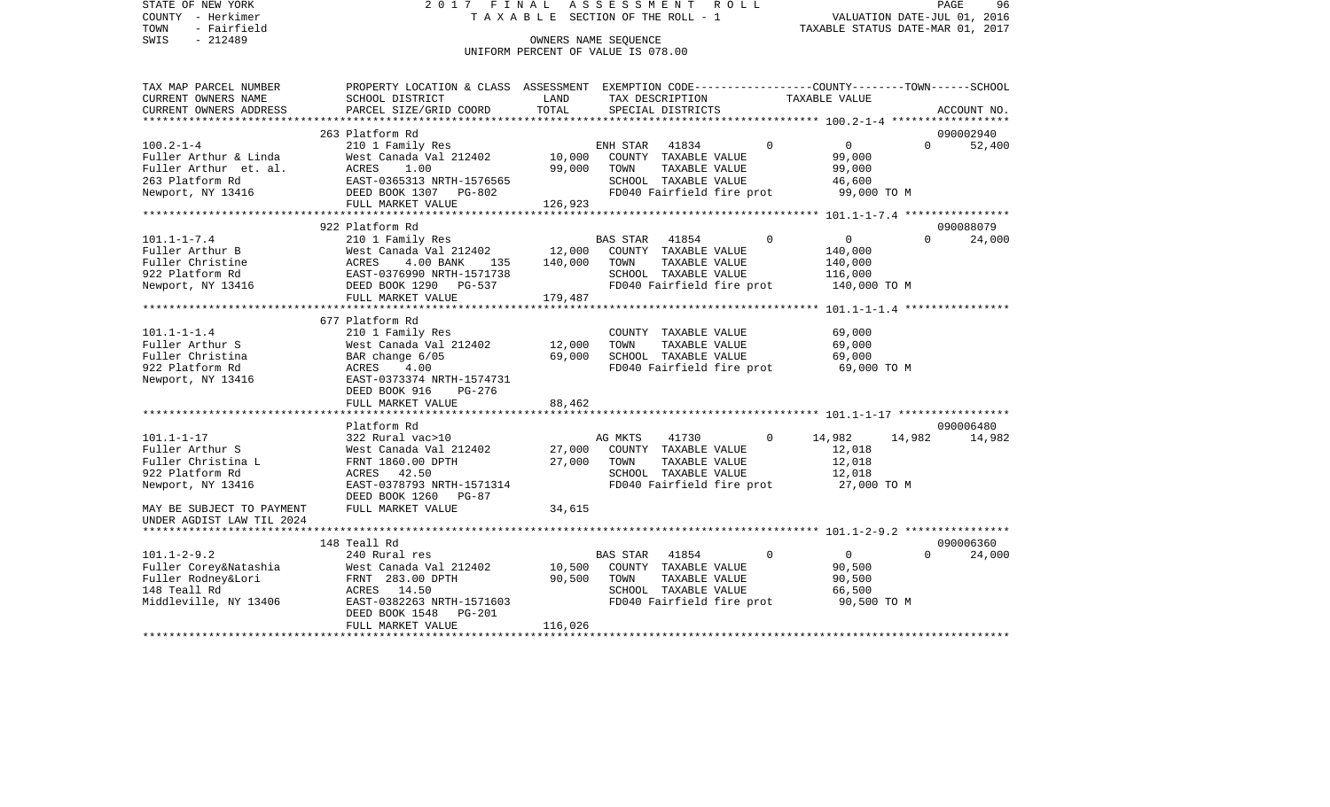STATE OF NEW YORK 2017 FINAL ASSESSMENT ROLL
COUNTY - Herkimer TAXABLE SECTION OF THE ROLL - 1 VALUATION DATE-JUL 01, 2016
TOWN - Fairfield TAXABLE STATUS DATE-MAR 01, 2017
SWIS - 212489 OWNERS NAME SEQUENCE
UNIFORM PERCENT OF VALUE IS 078.00

| TAX MAP PARCEL NUMBER<br>CURRENT OWNERS NAME<br>CURRENT OWNERS ADDRESS | PROPERTY LOCATION & CLASS<br>SCHOOL DISTRICT<br>PARCEL SIZE/GRID COORD | ASSESSMENT<br>LAND<br>TOTAL | EXEMPTION CODE<br>TAX DESCRIPTION<br>SPECIAL DISTRICTS | | COUNTY<br>TAXABLE VALUE | TOWN | SCHOOL<br>ACCOUNT NO. |
|---|---|---|---|---|---|---|---|
| **100.2-1-4** | 263 Platform Rd | | | | | | 090002940 |
| 100.2-1-4 | 210 1 Family Res | | ENH STAR 41834 | 0 | 0 | 0 | 52,400 |
| Fuller Arthur & Linda | West Canada Val 212402 | 10,000 | COUNTY TAXABLE VALUE | | 99,000 | | |
| Fuller Arthur et. al. | ACRES 1.00 | 99,000 | TOWN TAXABLE VALUE | | 99,000 | | |
| 263 Platform Rd | EAST-0365313 NRTH-1576565 | | SCHOOL TAXABLE VALUE | | 46,600 | | |
| Newport, NY 13416 | DEED BOOK 1307 PG-802 | | FD040 Fairfield fire prot | | 99,000 TO M | | |
| | FULL MARKET VALUE | 126,923 | | | | | |
| **101.1-1-7.4** | 922 Platform Rd | | | | | | 090088079 |
| 101.1-1-7.4 | 210 1 Family Res | | BAS STAR 41854 | 0 | 0 | 0 | 24,000 |
| Fuller Arthur B | West Canada Val 212402 | 12,000 | COUNTY TAXABLE VALUE | | 140,000 | | |
| Fuller Christine | ACRES 4.00 BANK 135 | 140,000 | TOWN TAXABLE VALUE | | 140,000 | | |
| 922 Platform Rd | EAST-0376990 NRTH-1571738 | | SCHOOL TAXABLE VALUE | | 116,000 | | |
| Newport, NY 13416 | DEED BOOK 1290 PG-537 | | FD040 Fairfield fire prot | | 140,000 TO M | | |
| | FULL MARKET VALUE | 179,487 | | | | | |
| **101.1-1-1.4** | 677 Platform Rd | | | | | | |
| 101.1-1-1.4 | 210 1 Family Res | | COUNTY TAXABLE VALUE | | 69,000 | | |
| Fuller Arthur S | West Canada Val 212402 | 12,000 | TOWN TAXABLE VALUE | | 69,000 | | |
| Fuller Christina | BAR change 6/05 | 69,000 | SCHOOL TAXABLE VALUE | | 69,000 | | |
| 922 Platform Rd | ACRES 4.00 | | FD040 Fairfield fire prot | | 69,000 TO M | | |
| Newport, NY 13416 | EAST-0373374 NRTH-1574731 | | | | | | |
| | DEED BOOK 916 PG-276 | | | | | | |
| | FULL MARKET VALUE | 88,462 | | | | | |
| **101.1-1-17** | Platform Rd | | | | | | 090006480 |
| 101.1-1-17 | 322 Rural vac>10 | | AG MKTS 41730 | 0 | 14,982 | 14,982 | 14,982 |
| Fuller Arthur S | West Canada Val 212402 | 27,000 | COUNTY TAXABLE VALUE | | 12,018 | | |
| Fuller Christina L | FRNT 1860.00 DPTH | 27,000 | TOWN TAXABLE VALUE | | 12,018 | | |
| 922 Platform Rd | ACRES 42.50 | | SCHOOL TAXABLE VALUE | | 12,018 | | |
| Newport, NY 13416 | EAST-0378793 NRTH-1571314 | | FD040 Fairfield fire prot | | 27,000 TO M | | |
| | DEED BOOK 1260 PG-87 | | | | | | |
| MAY BE SUBJECT TO PAYMENT | FULL MARKET VALUE | 34,615 | | | | | |
| UNDER AGDIST LAW TIL 2024 | | | | | | | |
| **101.1-2-9.2** | 148 Teall Rd | | | | | | 090006360 |
| 101.1-2-9.2 | 240 Rural res | | BAS STAR 41854 | 0 | 0 | 0 | 24,000 |
| Fuller Corey&Natashia | West Canada Val 212402 | 10,500 | COUNTY TAXABLE VALUE | | 90,500 | | |
| Fuller Rodney&Lori | FRNT 283.00 DPTH | 90,500 | TOWN TAXABLE VALUE | | 90,500 | | |
| 148 Teall Rd | ACRES 14.50 | | SCHOOL TAXABLE VALUE | | 66,500 | | |
| Middleville, NY 13406 | EAST-0382263 NRTH-1571603 | | FD040 Fairfield fire prot | | 90,500 TO M | | |
| | DEED BOOK 1548 PG-201 | | | | | | |
| | FULL MARKET VALUE | 116,026 | | | | | |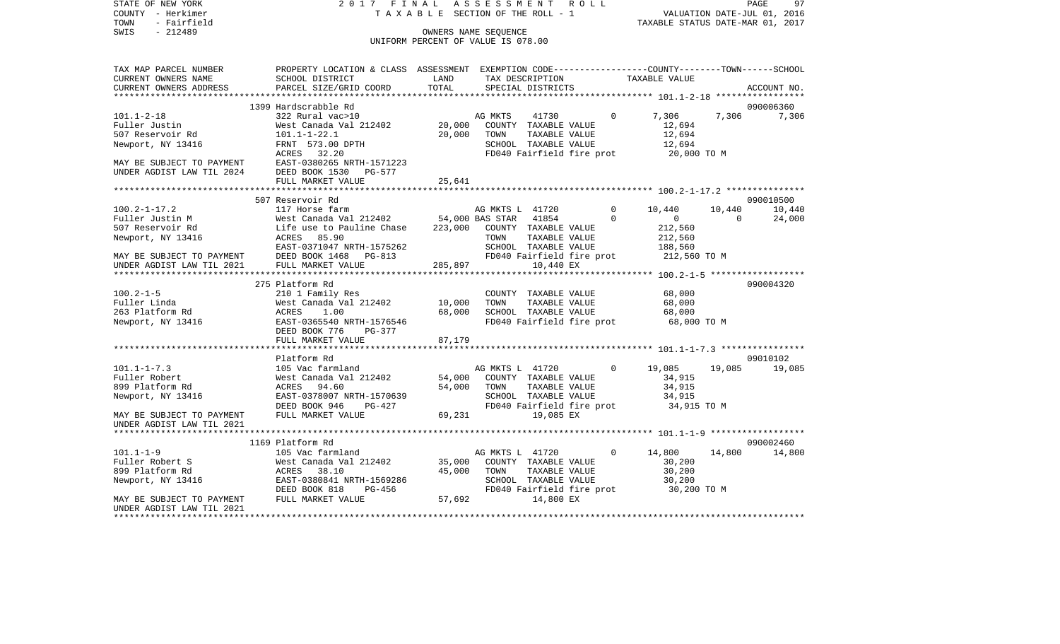STATE OF NEW YORK 2 0 1 7 F I N A L A S S E S S M E N T R O L L
COUNTY - Herkimer T A X A B L E SECTION OF THE ROLL - 1 VALUATION DATE-JUL 01, 2016
TOWN - Fairfield TAXABLE STATUS DATE-MAR 01, 2017
SWIS - 212489 OWNERS NAME SEQUENCE
UNIFORM PERCENT OF VALUE IS 078.00

```
TAX MAP PARCEL NUMBER          PROPERTY LOCATION & CLASS  ASSESSMENT  EXEMPTION CODE------------------COUNTY--------TOWN------SCHOOL
CURRENT OWNERS NAME            SCHOOL DISTRICT              LAND      TAX DESCRIPTION              TAXABLE VALUE
CURRENT OWNERS ADDRESS         PARCEL SIZE/GRID COORD       TOTAL     SPECIAL DISTRICTS                                    ACCOUNT NO.
******************************************************************************************************* 101.1-2-18 *****************
                             1399 Hardscrabble Rd                                                                           090006360
101.1-2-18                   322 Rural vac>10                          AG MKTS     41730          0      7,306      7,306      7,306
Fuller Justin                West Canada Val 212402         20,000     COUNTY  TAXABLE VALUE            12,694
507 Reservoir Rd             101.1-1-22.1                   20,000     TOWN    TAXABLE VALUE            12,694
Newport, NY 13416            FRNT  573.00 DPTH                         SCHOOL  TAXABLE VALUE            12,694
                             ACRES   32.20                             FD040 Fairfield fire prot        20,000 TO M
MAY BE SUBJECT TO PAYMENT    EAST-0380265 NRTH-1571223
UNDER AGDIST LAW TIL 2024    DEED BOOK 1530   PG-577
                             FULL MARKET VALUE              25,641
******************************************************************************************************* 100.2-1-17.2 ***************
                             507 Reservoir Rd                                                                               090010500
100.2-1-17.2                 117 Horse farm                            AG MKTS L  41720           0     10,440     10,440     10,440
Fuller Justin M              West Canada Val 212402        54,000 BAS STAR    41854           0          0          0     24,000
507 Reservoir Rd             Life use to Pauline Chase    223,000     COUNTY  TAXABLE VALUE           212,560
Newport, NY 13416            ACRES   85.90                             TOWN    TAXABLE VALUE           212,560
                             EAST-0371047 NRTH-1575262                 SCHOOL  TAXABLE VALUE           188,560
MAY BE SUBJECT TO PAYMENT    DEED BOOK 1468   PG-813                   FD040 Fairfield fire prot       212,560 TO M
UNDER AGDIST LAW TIL 2021    FULL MARKET VALUE             285,897             10,440 EX
******************************************************************************************************* 100.2-1-5 ******************
                             275 Platform Rd                                                                                090004320
100.2-1-5                    210 1 Family Res                          COUNTY  TAXABLE VALUE            68,000
Fuller Linda                 West Canada Val 212402         10,000     TOWN    TAXABLE VALUE            68,000
263 Platform Rd              ACRES    1.00                  68,000     SCHOOL  TAXABLE VALUE            68,000
Newport, NY 13416            EAST-0365540 NRTH-1576546                 FD040 Fairfield fire prot        68,000 TO M
                             DEED BOOK 776    PG-377
                             FULL MARKET VALUE              87,179
******************************************************************************************************* 101.1-1-7.3 ****************
                             Platform Rd                                                                                    09010102
101.1-1-7.3                  105 Vac farmland                          AG MKTS L  41720           0     19,085     19,085     19,085
Fuller Robert                West Canada Val 212402         54,000     COUNTY  TAXABLE VALUE            34,915
899 Platform Rd              ACRES   94.60                  54,000     TOWN    TAXABLE VALUE            34,915
Newport, NY 13416            EAST-0378007 NRTH-1570639                 SCHOOL  TAXABLE VALUE            34,915
                             DEED BOOK 946    PG-427                   FD040 Fairfield fire prot        34,915 TO M
MAY BE SUBJECT TO PAYMENT    FULL MARKET VALUE              69,231             19,085 EX
UNDER AGDIST LAW TIL 2021
******************************************************************************************************* 101.1-1-9 ******************
                             1169 Platform Rd                                                                               090002460
101.1-1-9                    105 Vac farmland                          AG MKTS L  41720           0     14,800     14,800     14,800
Fuller Robert S              West Canada Val 212402         35,000     COUNTY  TAXABLE VALUE            30,200
899 Platform Rd              ACRES   38.10                  45,000     TOWN    TAXABLE VALUE            30,200
Newport, NY 13416            EAST-0380841 NRTH-1569286                 SCHOOL  TAXABLE VALUE            30,200
                             DEED BOOK 818    PG-456                   FD040 Fairfield fire prot        30,200 TO M
MAY BE SUBJECT TO PAYMENT    FULL MARKET VALUE              57,692             14,800 EX
UNDER AGDIST LAW TIL 2021
************************************************************************************************************************************
```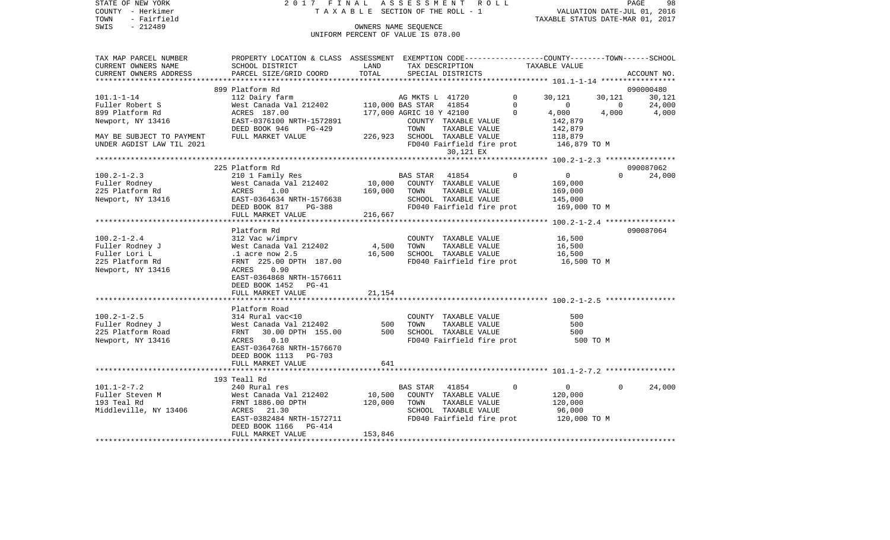STATE OF NEW YORK
COUNTY - Herkimer
TOWN - Fairfield
SWIS - 212489

2017 FINAL ASSESSMENT ROLL
TAXABLE SECTION OF THE ROLL - 1
OWNERS NAME SEQUENCE
UNIFORM PERCENT OF VALUE IS 078.00

VALUATION DATE-JUL 01, 2016
TAXABLE STATUS DATE-MAR 01, 2017

| TAX MAP PARCEL NUMBER / CURRENT OWNERS NAME / CURRENT OWNERS ADDRESS | PROPERTY LOCATION & CLASS / SCHOOL DISTRICT / PARCEL SIZE/GRID COORD | ASSESSMENT LAND / TOTAL | EXEMPTION CODE / TAX DESCRIPTION / SPECIAL DISTRICTS | | COUNTY | TOWN | SCHOOL / ACCOUNT NO. |
|---|---|---|---|---|---|---|---|
| 101.1-1-14 | 899 Platform Rd | | | | | | 090000480 |
| Fuller Robert S | 112 Dairy farm | | AG MKTS L 41720 | 0 | 30,121 | 30,121 | 30,121 |
| 899 Platform Rd | West Canada Val 212402 | 110,000 | BAS STAR 41854 | 0 | 0 | 0 | 24,000 |
| Newport, NY 13416 | ACRES 187.00 | 177,000 | AGRIC 10 Y 42100 | 0 | 4,000 | 4,000 | 4,000 |
| | EAST-0376100 NRTH-1572891 | | COUNTY TAXABLE VALUE | | 142,879 | | |
| | DEED BOOK 946 PG-429 | | TOWN TAXABLE VALUE | | 142,879 | | |
| MAY BE SUBJECT TO PAYMENT | FULL MARKET VALUE | 226,923 | SCHOOL TAXABLE VALUE | | 118,879 | | |
| UNDER AGDIST LAW TIL 2021 | | | FD040 Fairfield fire prot | | 146,879 TO M | | |
| | | | 30,121 EX | | | | |
| 100.2-1-2.3 | 225 Platform Rd | | | | | | 090087062 |
| Fuller Rodney | 210 1 Family Res | | BAS STAR 41854 | 0 | 0 | 0 | 24,000 |
| 225 Platform Rd | West Canada Val 212402 | 10,000 | COUNTY TAXABLE VALUE | | 169,000 | | |
| Newport, NY 13416 | ACRES 1.00 | 169,000 | TOWN TAXABLE VALUE | | 169,000 | | |
| | EAST-0364634 NRTH-1576638 | | SCHOOL TAXABLE VALUE | | 145,000 | | |
| | DEED BOOK 817 PG-388 | | FD040 Fairfield fire prot | | 169,000 TO M | | |
| | FULL MARKET VALUE | 216,667 | | | | | |
| 100.2-1-2.4 | Platform Rd | | | | | | 090087064 |
| Fuller Rodney J | 312 Vac w/imprv | | COUNTY TAXABLE VALUE | | 16,500 | | |
| Fuller Lori L | West Canada Val 212402 | 4,500 | TOWN TAXABLE VALUE | | 16,500 | | |
| 225 Platform Rd | .1 acre now 2.5 | 16,500 | SCHOOL TAXABLE VALUE | | 16,500 | | |
| Newport, NY 13416 | FRNT 225.00 DPTH 187.00 | | FD040 Fairfield fire prot | | 16,500 TO M | | |
| | ACRES 0.90 | | | | | | |
| | EAST-0364868 NRTH-1576611 | | | | | | |
| | DEED BOOK 1452 PG-41 | | | | | | |
| | FULL MARKET VALUE | 21,154 | | | | | |
| 100.2-1-2.5 | Platform Road | | | | | | |
| Fuller Rodney J | 314 Rural vac<10 | | COUNTY TAXABLE VALUE | | 500 | | |
| 225 Platform Road | West Canada Val 212402 | 500 | TOWN TAXABLE VALUE | | 500 | | |
| Newport, NY 13416 | FRNT 30.00 DPTH 155.00 | 500 | SCHOOL TAXABLE VALUE | | 500 | | |
| | ACRES 0.10 | | FD040 Fairfield fire prot | | 500 TO M | | |
| | EAST-0364768 NRTH-1576670 | | | | | | |
| | DEED BOOK 1113 PG-703 | | | | | | |
| | FULL MARKET VALUE | 641 | | | | | |
| 101.1-2-7.2 | 193 Teall Rd | | | | | | |
| Fuller Steven M | 240 Rural res | | BAS STAR 41854 | 0 | 0 | 0 | 24,000 |
| 193 Teal Rd | West Canada Val 212402 | 10,500 | COUNTY TAXABLE VALUE | | 120,000 | | |
| Middleville, NY 13406 | FRNT 1886.00 DPTH | 120,000 | TOWN TAXABLE VALUE | | 120,000 | | |
| | ACRES 21.30 | | SCHOOL TAXABLE VALUE | | 96,000 | | |
| | EAST-0382484 NRTH-1572711 | | FD040 Fairfield fire prot | | 120,000 TO M | | |
| | DEED BOOK 1166 PG-414 | | | | | | |
| | FULL MARKET VALUE | 153,846 | | | | | |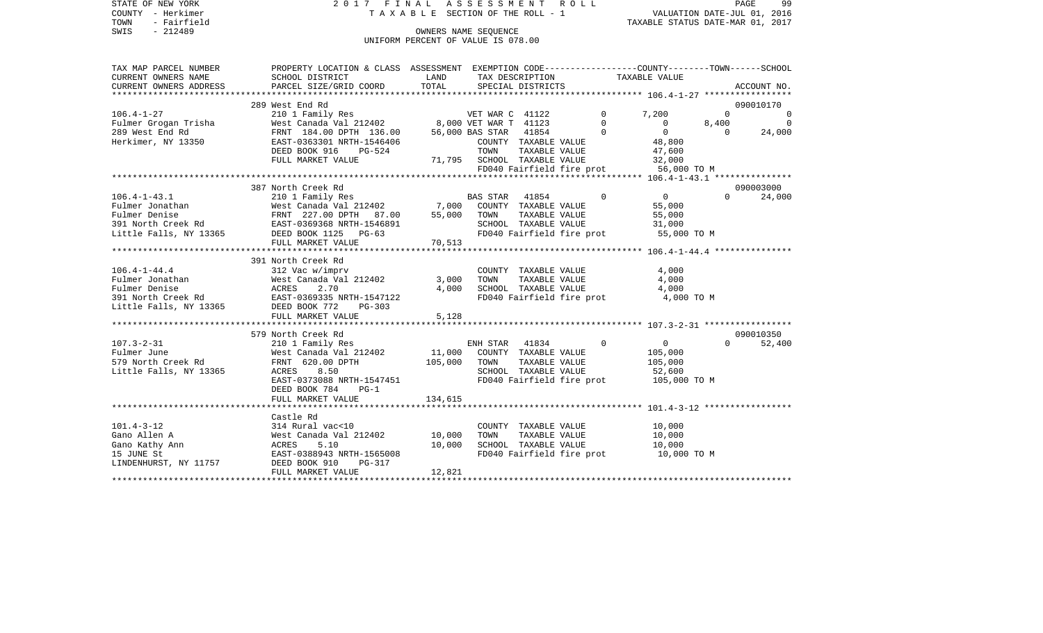STATE OF NEW YORK — 2017 FINAL ASSESSMENT ROLL — TAXABLE SECTION OF THE ROLL - 1
COUNTY - Herkimer — VALUATION DATE-JUL 01, 2016
TOWN - Fairfield — TAXABLE STATUS DATE-MAR 01, 2017
SWIS - 212489 — OWNERS NAME SEQUENCE
UNIFORM PERCENT OF VALUE IS 078.00

| TAX MAP PARCEL NUMBER / CURRENT OWNERS NAME / CURRENT OWNERS ADDRESS | PROPERTY LOCATION & CLASS / SCHOOL DISTRICT / PARCEL SIZE/GRID COORD | ASSESSMENT LAND | TOTAL | EXEMPTION CODE / TAX DESCRIPTION / SPECIAL DISTRICTS | | COUNTY | TOWN | SCHOOL TAXABLE VALUE | ACCOUNT NO. |
|---|---|---|---|---|---|---|---|---|---|
| **106.4-1-27** | 289 West End Rd | | | | | | | | 090010170 |
| Fulmer Grogan Trisha | 210 1 Family Res | | | VET WAR C 41122 | 0 | 7,200 | 0 | 0 | |
| 289 West End Rd | West Canada Val 212402 | 8,000 | | VET WAR T 41123 | 0 | 0 | 8,400 | 0 | |
| Herkimer, NY 13350 | FRNT 184.00 DPTH 136.00 | | 56,000 | BAS STAR 41854 | 0 | 0 | 0 | 24,000 | |
| | EAST-0363301 NRTH-1546406 | | | COUNTY TAXABLE VALUE | | 48,800 | | | |
| | DEED BOOK 916 PG-524 | | | TOWN TAXABLE VALUE | | 47,600 | | | |
| | FULL MARKET VALUE | 71,795 | | SCHOOL TAXABLE VALUE | | 32,000 | | | |
| | | | | FD040 Fairfield fire prot | | 56,000 TO M | | | |
| **106.4-1-43.1** | 387 North Creek Rd | | | | | | | | 090003000 |
| Fulmer Jonathan | 210 1 Family Res | | | BAS STAR 41854 | 0 | 0 | 0 | 24,000 | |
| Fulmer Denise | West Canada Val 212402 | 7,000 | | COUNTY TAXABLE VALUE | | 55,000 | | | |
| 391 North Creek Rd | FRNT 227.00 DPTH 87.00 | | 55,000 | TOWN TAXABLE VALUE | | 55,000 | | | |
| Little Falls, NY 13365 | EAST-0369368 NRTH-1546891 | | | SCHOOL TAXABLE VALUE | | 31,000 | | | |
| | DEED BOOK 1125 PG-63 | | | FD040 Fairfield fire prot | | 55,000 TO M | | | |
| | FULL MARKET VALUE | 70,513 | | | | | | | |
| **106.4-1-44.4** | 391 North Creek Rd | | | | | | | | |
| Fulmer Jonathan | 312 Vac w/imprv | | | COUNTY TAXABLE VALUE | | 4,000 | | | |
| Fulmer Denise | West Canada Val 212402 | 3,000 | | TOWN TAXABLE VALUE | | 4,000 | | | |
| 391 North Creek Rd | ACRES 2.70 | | 4,000 | SCHOOL TAXABLE VALUE | | 4,000 | | | |
| Little Falls, NY 13365 | EAST-0369335 NRTH-1547122 | | | FD040 Fairfield fire prot | | 4,000 TO M | | | |
| | DEED BOOK 772 PG-303 | | | | | | | | |
| | FULL MARKET VALUE | 5,128 | | | | | | | |
| **107.3-2-31** | 579 North Creek Rd | | | | | | | | 090010350 |
| Fulmer June | 210 1 Family Res | | | ENH STAR 41834 | 0 | 0 | 0 | 52,400 | |
| 579 North Creek Rd | West Canada Val 212402 | 11,000 | | COUNTY TAXABLE VALUE | | 105,000 | | | |
| Little Falls, NY 13365 | FRNT 620.00 DPTH | | 105,000 | TOWN TAXABLE VALUE | | 105,000 | | | |
| | ACRES 8.50 | | | SCHOOL TAXABLE VALUE | | 52,600 | | | |
| | EAST-0373088 NRTH-1547451 | | | FD040 Fairfield fire prot | | 105,000 TO M | | | |
| | DEED BOOK 784 PG-1 | | | | | | | | |
| | FULL MARKET VALUE | 134,615 | | | | | | | |
| **101.4-3-12** | Castle Rd | | | | | | | | |
| Gano Allen A | 314 Rural vac<10 | | | COUNTY TAXABLE VALUE | | 10,000 | | | |
| Gano Kathy Ann | West Canada Val 212402 | 10,000 | | TOWN TAXABLE VALUE | | 10,000 | | | |
| 15 JUNE St | ACRES 5.10 | | 10,000 | SCHOOL TAXABLE VALUE | | 10,000 | | | |
| LINDENHURST, NY 11757 | EAST-0388943 NRTH-1565008 | | | FD040 Fairfield fire prot | | 10,000 TO M | | | |
| | DEED BOOK 910 PG-317 | | | | | | | | |
| | FULL MARKET VALUE | 12,821 | | | | | | | |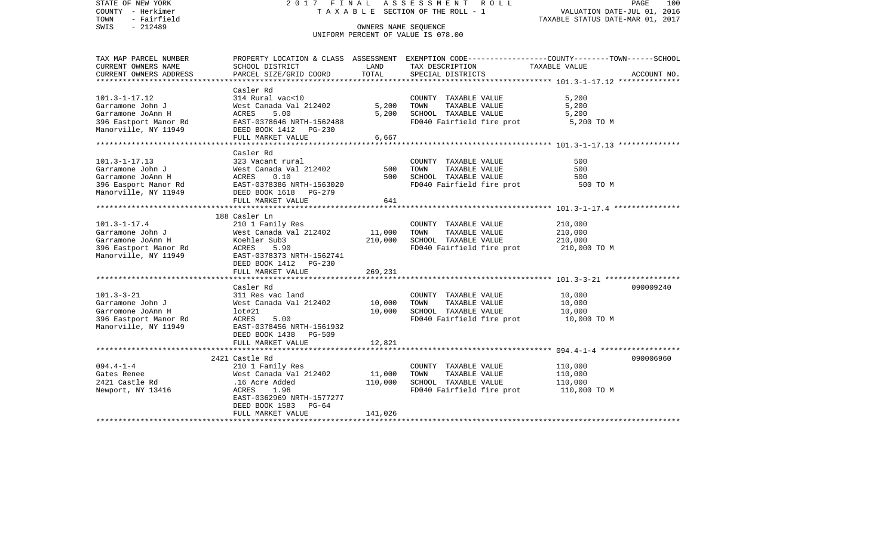STATE OF NEW YORK 2 0 1 7 F I N A L A S S E S S M E N T R O L L
COUNTY - Herkimer T A X A B L E SECTION OF THE ROLL - 1 VALUATION DATE-JUL 01, 2016
TOWN - Fairfield TAXABLE STATUS DATE-MAR 01, 2017
SWIS - 212489 OWNERS NAME SEQUENCE
UNIFORM PERCENT OF VALUE IS 078.00

| TAX MAP PARCEL NUMBER<br>CURRENT OWNERS NAME<br>CURRENT OWNERS ADDRESS | PROPERTY LOCATION & CLASS<br>SCHOOL DISTRICT<br>PARCEL SIZE/GRID COORD | ASSESSMENT<br>LAND<br>TOTAL | EXEMPTION CODE-----COUNTY-----TOWN-----SCHOOL<br>TAX DESCRIPTION<br>SPECIAL DISTRICTS | TAXABLE VALUE | ACCOUNT NO. |
|---|---|---|---|---|---|
| 101.3-1-17.12<br>Garramone John J<br>Garramone JoAnn H<br>396 Eastport Manor Rd<br>Manorville, NY 11949 | Casler Rd<br>314 Rural vac<10<br>West Canada Val 212402<br>ACRES 5.00<br>EAST-0378646 NRTH-1562488<br>DEED BOOK 1412 PG-230<br>FULL MARKET VALUE | <br><br>5,200<br>5,200<br><br><br>6,667 | COUNTY TAXABLE VALUE<br>TOWN TAXABLE VALUE<br>SCHOOL TAXABLE VALUE<br>FD040 Fairfield fire prot | 5,200<br>5,200<br>5,200<br>5,200 TO M | |
| 101.3-1-17.13<br>Garramone John J<br>Garramone JoAnn H<br>396 Easport Manor Rd<br>Manorville, NY 11949 | Casler Rd<br>323 Vacant rural<br>West Canada Val 212402<br>ACRES 0.10<br>EAST-0378386 NRTH-1563020<br>DEED BOOK 1618 PG-279<br>FULL MARKET VALUE | <br><br>500<br>500<br><br><br>641 | COUNTY TAXABLE VALUE<br>TOWN TAXABLE VALUE<br>SCHOOL TAXABLE VALUE<br>FD040 Fairfield fire prot | 500<br>500<br>500<br>500 TO M | |
| 101.3-1-17.4<br>Garramone John J<br>Garramone JoAnn H<br>396 Eastport Manor Rd<br>Manorville, NY 11949 | 188 Casler Ln<br>210 1 Family Res<br>West Canada Val 212402<br>Koehler Sub3<br>ACRES 5.90<br>EAST-0378373 NRTH-1562741<br>DEED BOOK 1412 PG-230<br>FULL MARKET VALUE | <br><br>11,000<br>210,000<br><br><br><br>269,231 | COUNTY TAXABLE VALUE<br>TOWN TAXABLE VALUE<br>SCHOOL TAXABLE VALUE<br>FD040 Fairfield fire prot | 210,000<br>210,000<br>210,000<br>210,000 TO M | |
| 101.3-3-21<br>Garramone John J<br>Garromone JoAnn H<br>396 Eastport Manor Rd<br>Manorville, NY 11949 | Casler Rd<br>311 Res vac land<br>West Canada Val 212402<br>lot#21<br>ACRES 5.00<br>EAST-0378456 NRTH-1561932<br>DEED BOOK 1438 PG-509<br>FULL MARKET VALUE | <br><br>10,000<br>10,000<br><br><br><br>12,821 | COUNTY TAXABLE VALUE<br>TOWN TAXABLE VALUE<br>SCHOOL TAXABLE VALUE<br>FD040 Fairfield fire prot | 10,000<br>10,000<br>10,000<br>10,000 TO M | 090009240 |
| 094.4-1-4<br>Gates Renee<br>2421 Castle Rd<br>Newport, NY 13416 | 2421 Castle Rd<br>210 1 Family Res<br>West Canada Val 212402<br>.16 Acre Added<br>ACRES 1.96<br>EAST-0362969 NRTH-1577277<br>DEED BOOK 1583 PG-64<br>FULL MARKET VALUE | <br><br>11,000<br>110,000<br><br><br><br>141,026 | COUNTY TAXABLE VALUE<br>TOWN TAXABLE VALUE<br>SCHOOL TAXABLE VALUE<br>FD040 Fairfield fire prot | 110,000<br>110,000<br>110,000<br>110,000 TO M | 090006960 |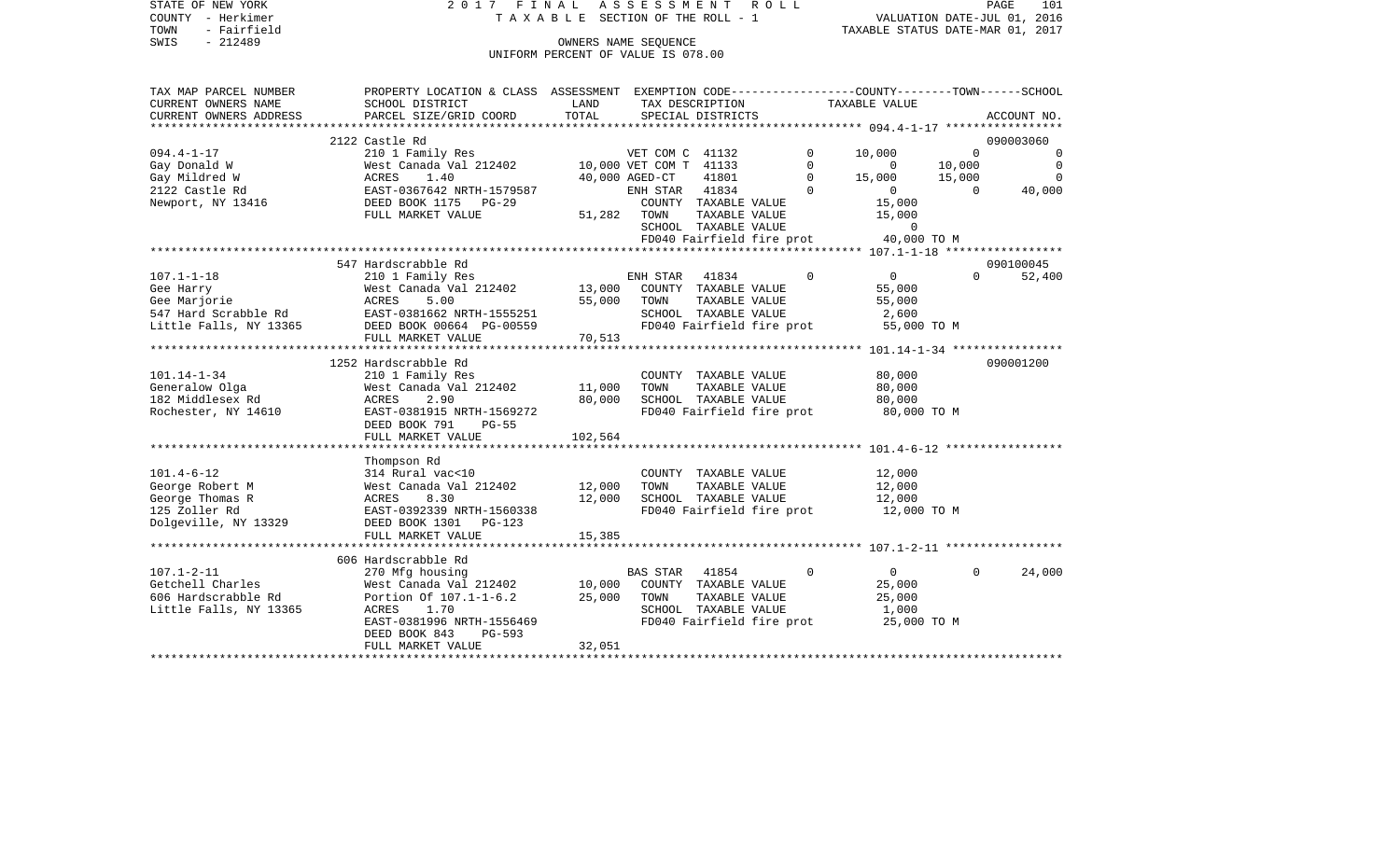STATE OF NEW YORK
COUNTY - Herkimer
TOWN - Fairfield
SWIS - 212489

2 0 1 7 F I N A L A S S E S S M E N T R O L L
T A X A B L E SECTION OF THE ROLL - 1
OWNERS NAME SEQUENCE
UNIFORM PERCENT OF VALUE IS 078.00

VALUATION DATE-JUL 01, 2016
TAXABLE STATUS DATE-MAR 01, 2017

```
TAX MAP PARCEL NUMBER     PROPERTY LOCATION & CLASS  ASSESSMENT  EXEMPTION CODE-----------------COUNTY--------TOWN------SCHOOL
CURRENT OWNERS NAME       SCHOOL DISTRICT               LAND      TAX DESCRIPTION              TAXABLE VALUE
CURRENT OWNERS ADDRESS    PARCEL SIZE/GRID COORD        TOTAL     SPECIAL DISTRICTS                                     ACCOUNT NO.
******************************************************************************************************* 094.4-1-17 *****************
                          2122 Castle Rd                                                                                090003060
094.4-1-17                210 1 Family Res                     VET COM C  41132        0     10,000         0            0
Gay Donald W              West Canada Val 212402        10,000 VET COM T  41133        0          0    10,000            0
Gay Mildred W             ACRES     1.40                40,000 AGED-CT    41801        0     15,000    15,000            0
2122 Castle Rd            EAST-0367642 NRTH-1579587            ENH STAR   41834        0          0         0       40,000
Newport, NY 13416         DEED BOOK 1175   PG-29               COUNTY  TAXABLE VALUE            15,000
                          FULL MARKET VALUE             51,282 TOWN    TAXABLE VALUE            15,000
                                                               SCHOOL  TAXABLE VALUE                 0
                                                               FD040 Fairfield fire prot        40,000 TO M
******************************************************************************************************* 107.1-1-18 *****************
                          547 Hardscrabble Rd                                                                           090100045
107.1-1-18                210 1 Family Res                     ENH STAR   41834        0          0         0       52,400
Gee Harry                 West Canada Val 212402        13,000    COUNTY  TAXABLE VALUE         55,000
Gee Marjorie              ACRES     5.00                55,000    TOWN    TAXABLE VALUE         55,000
547 Hard Scrabble Rd      EAST-0381662 NRTH-1555251               SCHOOL  TAXABLE VALUE          2,600
Little Falls, NY 13365    DEED BOOK 00664 PG-00559                FD040 Fairfield fire prot      55,000 TO M
                          FULL MARKET VALUE             70,513
******************************************************************************************************* 101.14-1-34 ****************
                          1252 Hardscrabble Rd                                                                          090001200
101.14-1-34               210 1 Family Res                        COUNTY  TAXABLE VALUE         80,000
Generalow Olga            West Canada Val 212402        11,000    TOWN    TAXABLE VALUE         80,000
182 Middlesex Rd          ACRES     2.90                80,000    SCHOOL  TAXABLE VALUE         80,000
Rochester, NY 14610       EAST-0381915 NRTH-1569272               FD040 Fairfield fire prot      80,000 TO M
                          DEED BOOK 791    PG-55
                          FULL MARKET VALUE            102,564
******************************************************************************************************* 101.4-6-12 *****************
                          Thompson Rd
101.4-6-12                314 Rural vac<10                        COUNTY  TAXABLE VALUE         12,000
George Robert M           West Canada Val 212402        12,000    TOWN    TAXABLE VALUE         12,000
George Thomas R           ACRES     8.30                12,000    SCHOOL  TAXABLE VALUE         12,000
125 Zoller Rd             EAST-0392339 NRTH-1560338               FD040 Fairfield fire prot      12,000 TO M
Dolgeville, NY 13329      DEED BOOK 1301   PG-123
                          FULL MARKET VALUE             15,385
******************************************************************************************************* 107.1-2-11 *****************
                          606 Hardscrabble Rd
107.1-2-11                270 Mfg housing                      BAS STAR   41854        0          0         0       24,000
Getchell Charles          West Canada Val 212402        10,000    COUNTY  TAXABLE VALUE         25,000
606 Hardscrabble Rd       Portion Of 107.1-1-6.2        25,000    TOWN    TAXABLE VALUE         25,000
Little Falls, NY 13365    ACRES     1.70                          SCHOOL  TAXABLE VALUE          1,000
                          EAST-0381996 NRTH-1556469               FD040 Fairfield fire prot      25,000 TO M
                          DEED BOOK 843    PG-593
                          FULL MARKET VALUE             32,051
************************************************************************************************************************************
```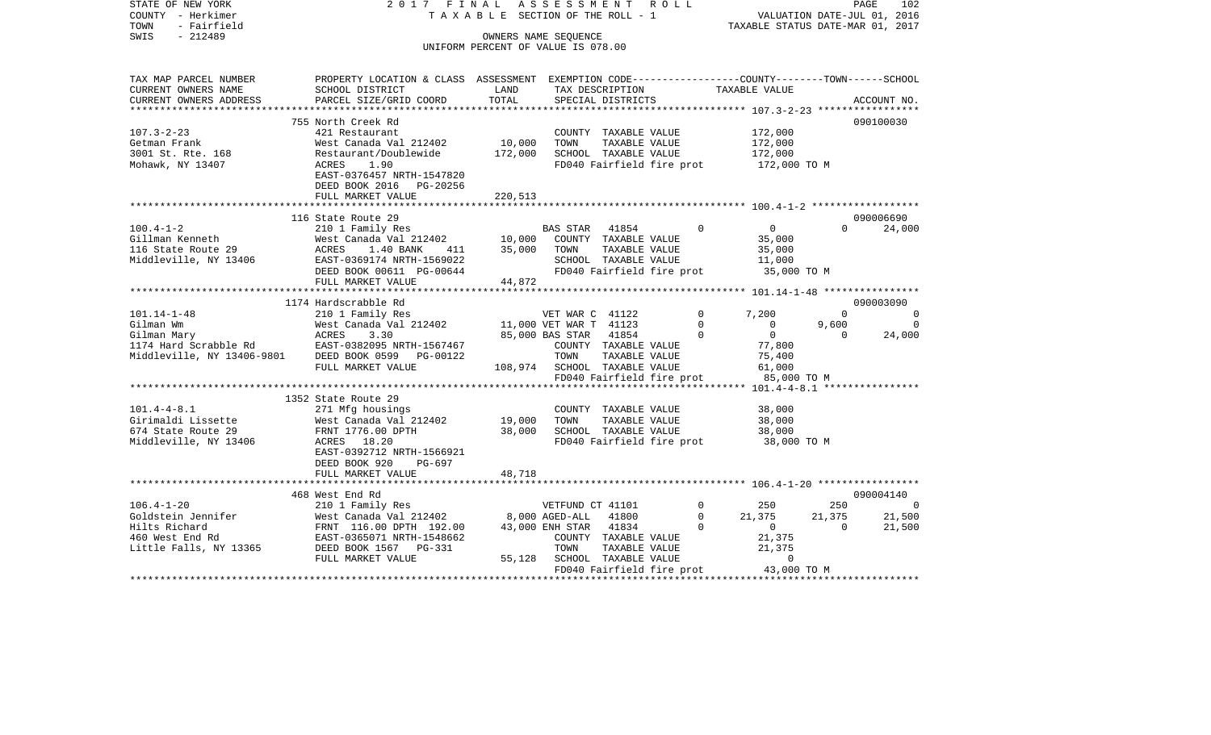STATE OF NEW YORK
COUNTY - Herkimer
TOWN - Fairfield
SWIS - 212489

2 0 1 7 F I N A L A S S E S S M E N T R O L L
T A X A B L E SECTION OF THE ROLL - 1
OWNERS NAME SEQUENCE
UNIFORM PERCENT OF VALUE IS 078.00

VALUATION DATE-JUL 01, 2016
TAXABLE STATUS DATE-MAR 01, 2017

| TAX MAP PARCEL NUMBER / CURRENT OWNERS NAME / CURRENT OWNERS ADDRESS | PROPERTY LOCATION & CLASS / SCHOOL DISTRICT / PARCEL SIZE/GRID COORD | ASSESSMENT LAND / TOTAL | EXEMPTION CODE / TAX DESCRIPTION / SPECIAL DISTRICTS | | COUNTY TAXABLE VALUE | TOWN | SCHOOL | ACCOUNT NO. |
|---|---|---|---|---|---|---|---|---|
| **107.3-2-23** | 755 North Creek Rd | | | | | | | 090100030 |
| 107.3-2-23 | 421 Restaurant | | COUNTY TAXABLE VALUE | | 172,000 | | | |
| Getman Frank | West Canada Val 212402 | 10,000 | TOWN TAXABLE VALUE | | 172,000 | | | |
| 3001 St. Rte. 168 | Restaurant/Doublewide | 172,000 | SCHOOL TAXABLE VALUE | | 172,000 | | | |
| Mohawk, NY 13407 | ACRES 1.90 | | FD040 Fairfield fire prot | | 172,000 TO M | | | |
| | EAST-0376457 NRTH-1547820 | | | | | | | |
| | DEED BOOK 2016 PG-20256 | | | | | | | |
| | FULL MARKET VALUE | 220,513 | | | | | | |
| **100.4-1-2** | 116 State Route 29 | | | | | | | 090006690 |
| 100.4-1-2 | 210 1 Family Res | | BAS STAR 41854 | 0 | 0 | 0 | 24,000 | |
| Gillman Kenneth | West Canada Val 212402 | 10,000 | COUNTY TAXABLE VALUE | | 35,000 | | | |
| 116 State Route 29 | ACRES 1.40 BANK 411 | 35,000 | TOWN TAXABLE VALUE | | 35,000 | | | |
| Middleville, NY 13406 | EAST-0369174 NRTH-1569022 | | SCHOOL TAXABLE VALUE | | 11,000 | | | |
| | DEED BOOK 00611 PG-00644 | | FD040 Fairfield fire prot | | 35,000 TO M | | | |
| | FULL MARKET VALUE | 44,872 | | | | | | |
| **101.14-1-48** | 1174 Hardscrabble Rd | | | | | | | 090003090 |
| 101.14-1-48 | 210 1 Family Res | | VET WAR C 41122 | 0 | 7,200 | 0 | 0 | |
| Gilman Wm | West Canada Val 212402 | 11,000 | VET WAR T 41123 | 0 | 0 | 9,600 | 0 | |
| Gilman Mary | ACRES 3.30 | 85,000 | BAS STAR 41854 | 0 | 0 | 0 | 24,000 | |
| 1174 Hard Scrabble Rd | EAST-0382095 NRTH-1567467 | | COUNTY TAXABLE VALUE | | 77,800 | | | |
| Middleville, NY 13406-9801 | DEED BOOK 0599 PG-00122 | | TOWN TAXABLE VALUE | | 75,400 | | | |
| | FULL MARKET VALUE | 108,974 | SCHOOL TAXABLE VALUE | | 61,000 | | | |
| | | | FD040 Fairfield fire prot | | 85,000 TO M | | | |
| **101.4-4-8.1** | 1352 State Route 29 | | | | | | | |
| 101.4-4-8.1 | 271 Mfg housings | | COUNTY TAXABLE VALUE | | 38,000 | | | |
| Girimaldi Lissette | West Canada Val 212402 | 19,000 | TOWN TAXABLE VALUE | | 38,000 | | | |
| 674 State Route 29 | FRNT 1776.00 DPTH | 38,000 | SCHOOL TAXABLE VALUE | | 38,000 | | | |
| Middleville, NY 13406 | ACRES 18.20 | | FD040 Fairfield fire prot | | 38,000 TO M | | | |
| | EAST-0392712 NRTH-1566921 | | | | | | | |
| | DEED BOOK 920 PG-697 | | | | | | | |
| | FULL MARKET VALUE | 48,718 | | | | | | |
| **106.4-1-20** | 468 West End Rd | | | | | | | 090004140 |
| 106.4-1-20 | 210 1 Family Res | | VETFUND CT 41101 | 0 | 250 | 250 | 0 | |
| Goldstein Jennifer | West Canada Val 212402 | 8,000 | AGED-ALL 41800 | 0 | 21,375 | 21,375 | 21,500 | |
| Hilts Richard | FRNT 116.00 DPTH 192.00 | 43,000 | ENH STAR 41834 | 0 | 0 | 0 | 21,500 | |
| 460 West End Rd | EAST-0365071 NRTH-1548662 | | COUNTY TAXABLE VALUE | | 21,375 | | | |
| Little Falls, NY 13365 | DEED BOOK 1567 PG-331 | | TOWN TAXABLE VALUE | | 21,375 | | | |
| | FULL MARKET VALUE | 55,128 | SCHOOL TAXABLE VALUE | | 0 | | | |
| | | | FD040 Fairfield fire prot | | 43,000 TO M | | | |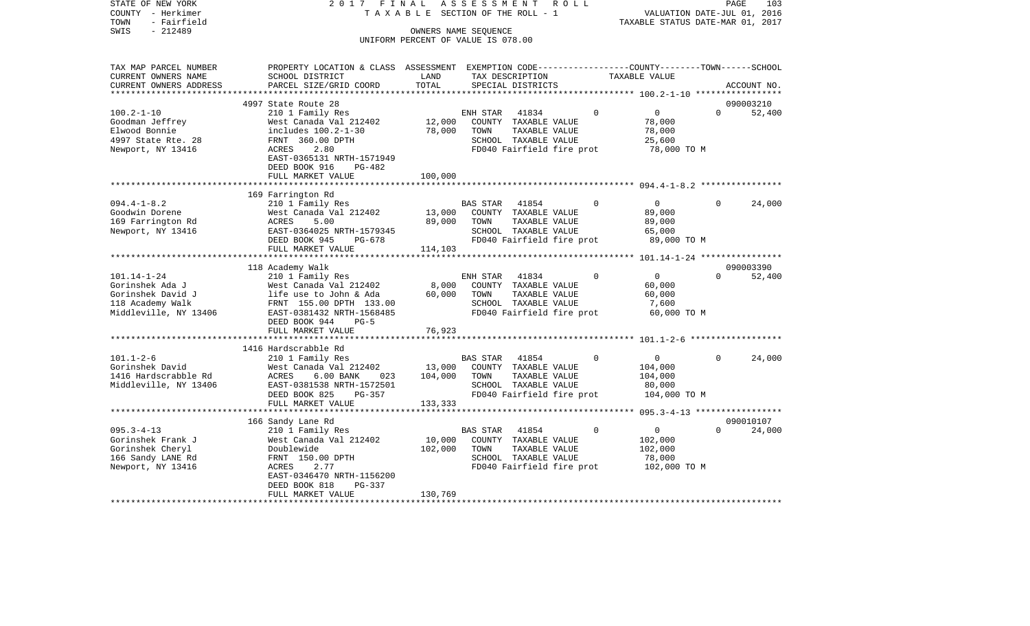STATE OF NEW YORK 2017 FINAL ASSESSMENT ROLL
COUNTY - Herkimer TAXABLE SECTION OF THE ROLL - 1 VALUATION DATE-JUL 01, 2016
TOWN - Fairfield TAXABLE STATUS DATE-MAR 01, 2017
SWIS - 212489 OWNERS NAME SEQUENCE
UNIFORM PERCENT OF VALUE IS 078.00

| TAX MAP PARCEL NUMBER / CURRENT OWNERS NAME / CURRENT OWNERS ADDRESS | PROPERTY LOCATION & CLASS / SCHOOL DISTRICT / PARCEL SIZE/GRID COORD | ASSESSMENT LAND / TOTAL | EXEMPTION CODE / TAX DESCRIPTION / SPECIAL DISTRICTS | COUNTY | TOWN | SCHOOL / ACCOUNT NO. |
|---|---|---|---|---|---|---|
| | 4997 State Route 28 | | | | | 090003210 |
| 100.2-1-10 | 210 1 Family Res | | ENH STAR 41834 | 0 | 0 | 0 52,400 |
| Goodman Jeffrey | West Canada Val 212402 | 12,000 | COUNTY TAXABLE VALUE | 78,000 | | |
| Elwood Bonnie | includes 100.2-1-30 | 78,000 | TOWN TAXABLE VALUE | | 78,000 | |
| 4997 State Rte. 28 | FRNT 360.00 DPTH | | SCHOOL TAXABLE VALUE | | | 25,600 |
| Newport, NY 13416 | ACRES 2.80 | | FD040 Fairfield fire prot | 78,000 TO M | | |
| | EAST-0365131 NRTH-1571949 | | | | | |
| | DEED BOOK 916 PG-482 | | | | | |
| | FULL MARKET VALUE | 100,000 | | | | |
| | 169 Farrington Rd | | | | | |
| 094.4-1-8.2 | 210 1 Family Res | | BAS STAR 41854 | 0 | 0 | 0 24,000 |
| Goodwin Dorene | West Canada Val 212402 | 13,000 | COUNTY TAXABLE VALUE | 89,000 | | |
| 169 Farrington Rd | ACRES 5.00 | 89,000 | TOWN TAXABLE VALUE | | 89,000 | |
| Newport, NY 13416 | EAST-0364025 NRTH-1579345 | | SCHOOL TAXABLE VALUE | | | 65,000 |
| | DEED BOOK 945 PG-678 | | FD040 Fairfield fire prot | 89,000 TO M | | |
| | FULL MARKET VALUE | 114,103 | | | | |
| | 118 Academy Walk | | | | | 090003390 |
| 101.14-1-24 | 210 1 Family Res | | ENH STAR 41834 | 0 | 0 | 0 52,400 |
| Gorinshek Ada J | West Canada Val 212402 | 8,000 | COUNTY TAXABLE VALUE | 60,000 | | |
| Gorinshek David J | life use to John & Ada | 60,000 | TOWN TAXABLE VALUE | | 60,000 | |
| 118 Academy Walk | FRNT 155.00 DPTH 133.00 | | SCHOOL TAXABLE VALUE | | | 7,600 |
| Middleville, NY 13406 | EAST-0381432 NRTH-1568485 | | FD040 Fairfield fire prot | 60,000 TO M | | |
| | DEED BOOK 944 PG-5 | | | | | |
| | FULL MARKET VALUE | 76,923 | | | | |
| | 1416 Hardscrabble Rd | | | | | |
| 101.1-2-6 | 210 1 Family Res | | BAS STAR 41854 | 0 | 0 | 0 24,000 |
| Gorinshek David | West Canada Val 212402 | 13,000 | COUNTY TAXABLE VALUE | 104,000 | | |
| 1416 Hardscrabble Rd | ACRES 6.00 BANK 023 | 104,000 | TOWN TAXABLE VALUE | | 104,000 | |
| Middleville, NY 13406 | EAST-0381538 NRTH-1572501 | | SCHOOL TAXABLE VALUE | | | 80,000 |
| | DEED BOOK 825 PG-357 | | FD040 Fairfield fire prot | 104,000 TO M | | |
| | FULL MARKET VALUE | 133,333 | | | | |
| | 166 Sandy Lane Rd | | | | | 090010107 |
| 095.3-4-13 | 210 1 Family Res | | BAS STAR 41854 | 0 | 0 | 0 24,000 |
| Gorinshek Frank J | West Canada Val 212402 | 10,000 | COUNTY TAXABLE VALUE | 102,000 | | |
| Gorinshek Cheryl | Doublewide | 102,000 | TOWN TAXABLE VALUE | | 102,000 | |
| 166 Sandy LANE Rd | FRNT 150.00 DPTH | | SCHOOL TAXABLE VALUE | | | 78,000 |
| Newport, NY 13416 | ACRES 2.77 | | FD040 Fairfield fire prot | 102,000 TO M | | |
| | EAST-0346470 NRTH-1156200 | | | | | |
| | DEED BOOK 818 PG-337 | | | | | |
| | FULL MARKET VALUE | 130,769 | | | | |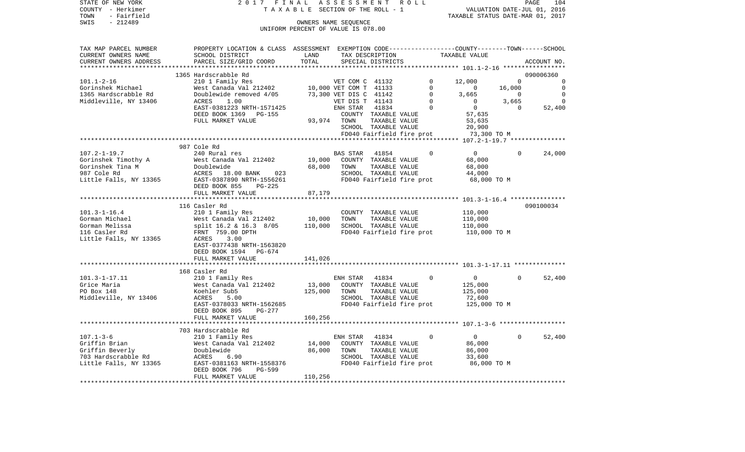STATE OF NEW YORK
COUNTY - Herkimer
TOWN - Fairfield
SWIS - 212489

2017 FINAL ASSESSMENT ROLL
TAXABLE SECTION OF THE ROLL - 1
OWNERS NAME SEQUENCE
UNIFORM PERCENT OF VALUE IS 078.00

VALUATION DATE-JUL 01, 2016
TAXABLE STATUS DATE-MAR 01, 2017

| TAX MAP PARCEL NUMBER / CURRENT OWNERS NAME / CURRENT OWNERS ADDRESS | PROPERTY LOCATION & CLASS / SCHOOL DISTRICT / PARCEL SIZE/GRID COORD | ASSESSMENT LAND | TOTAL | EXEMPTION CODE / TAX DESCRIPTION / SPECIAL DISTRICTS | | COUNTY | TOWN | SCHOOL | ACCOUNT NO. |
|---|---|---|---|---|---|---|---|---|---|
| **101.1-2-16** | 1365 Hardscrabble Rd | | | | | | | | 090006360 |
| Gorinshek Michael | 210 1 Family Res | | | VET COM C 41132 | 0 | 12,000 | 0 | 0 | |
| 1365 Hardscrabble Rd | West Canada Val 212402 | 10,000 | | VET COM T 41133 | 0 | 0 | 16,000 | 0 | |
| Middleville, NY 13406 | Doublewide removed 4/05 | | 73,300 | VET DIS C 41142 | 0 | 3,665 | 0 | 0 | |
| | ACRES 1.00 | | | VET DIS T 41143 | 0 | 0 | 3,665 | 0 | |
| | EAST-0381223 NRTH-1571425 | | | ENH STAR 41834 | 0 | 0 | 0 | 52,400 | |
| | DEED BOOK 1369 PG-155 | | | COUNTY TAXABLE VALUE | | 57,635 | | | |
| | FULL MARKET VALUE | | 93,974 | TOWN TAXABLE VALUE | | 53,635 | | | |
| | | | | SCHOOL TAXABLE VALUE | | 20,900 | | | |
| | | | | FD040 Fairfield fire prot | | 73,300 TO M | | | |
| **107.2-1-19.7** | 987 Cole Rd | | | | | | | | |
| Gorinshek Timothy A | 240 Rural res | | | BAS STAR 41854 | 0 | 0 | 0 | 24,000 | |
| Gorinshek Tina M | West Canada Val 212402 | 19,000 | | COUNTY TAXABLE VALUE | | 68,000 | | | |
| 987 Cole Rd | Doublewide | | 68,000 | TOWN TAXABLE VALUE | | 68,000 | | | |
| Little Falls, NY 13365 | ACRES 18.00 BANK 023 | | | SCHOOL TAXABLE VALUE | | 44,000 | | | |
| | EAST-0387890 NRTH-1556261 | | | FD040 Fairfield fire prot | | 68,000 TO M | | | |
| | DEED BOOK 855 PG-225 | | | | | | | | |
| | FULL MARKET VALUE | | 87,179 | | | | | | |
| **101.3-1-16.4** | 116 Casler Rd | | | | | | | | 090100034 |
| Gorman Michael | 210 1 Family Res | | | COUNTY TAXABLE VALUE | | 110,000 | | | |
| Gorman Melissa | West Canada Val 212402 | 10,000 | | TOWN TAXABLE VALUE | | 110,000 | | | |
| 116 Casler Rd | split 16.2 & 16.3 8/05 | | 110,000 | SCHOOL TAXABLE VALUE | | 110,000 | | | |
| Little Falls, NY 13365 | FRNT 759.00 DPTH | | | FD040 Fairfield fire prot | | 110,000 TO M | | | |
| | ACRES 3.00 | | | | | | | | |
| | EAST-0377438 NRTH-1563820 | | | | | | | | |
| | DEED BOOK 1594 PG-674 | | | | | | | | |
| | FULL MARKET VALUE | | 141,026 | | | | | | |
| **101.3-1-17.11** | 168 Casler Rd | | | | | | | | |
| Grice Maria | 210 1 Family Res | | | ENH STAR 41834 | 0 | 0 | 0 | 52,400 | |
| PO Box 148 | West Canada Val 212402 | 13,000 | | COUNTY TAXABLE VALUE | | 125,000 | | | |
| Middleville, NY 13406 | Koehler Sub5 | | 125,000 | TOWN TAXABLE VALUE | | 125,000 | | | |
| | ACRES 5.00 | | | SCHOOL TAXABLE VALUE | | 72,600 | | | |
| | EAST-0378033 NRTH-1562685 | | | FD040 Fairfield fire prot | | 125,000 TO M | | | |
| | DEED BOOK 895 PG-277 | | | | | | | | |
| | FULL MARKET VALUE | | 160,256 | | | | | | |
| **107.1-3-6** | 703 Hardscrabble Rd | | | | | | | | |
| Griffin Brian | 210 1 Family Res | | | ENH STAR 41834 | 0 | 0 | 0 | 52,400 | |
| Griffin Beverly | West Canada Val 212402 | 14,000 | | COUNTY TAXABLE VALUE | | 86,000 | | | |
| 703 Hardscrabble Rd | Doublewide | | 86,000 | TOWN TAXABLE VALUE | | 86,000 | | | |
| Little Falls, NY 13365 | ACRES 6.90 | | | SCHOOL TAXABLE VALUE | | 33,600 | | | |
| | EAST-0381163 NRTH-1558376 | | | FD040 Fairfield fire prot | | 86,000 TO M | | | |
| | DEED BOOK 796 PG-599 | | | | | | | | |
| | FULL MARKET VALUE | | 110,256 | | | | | | |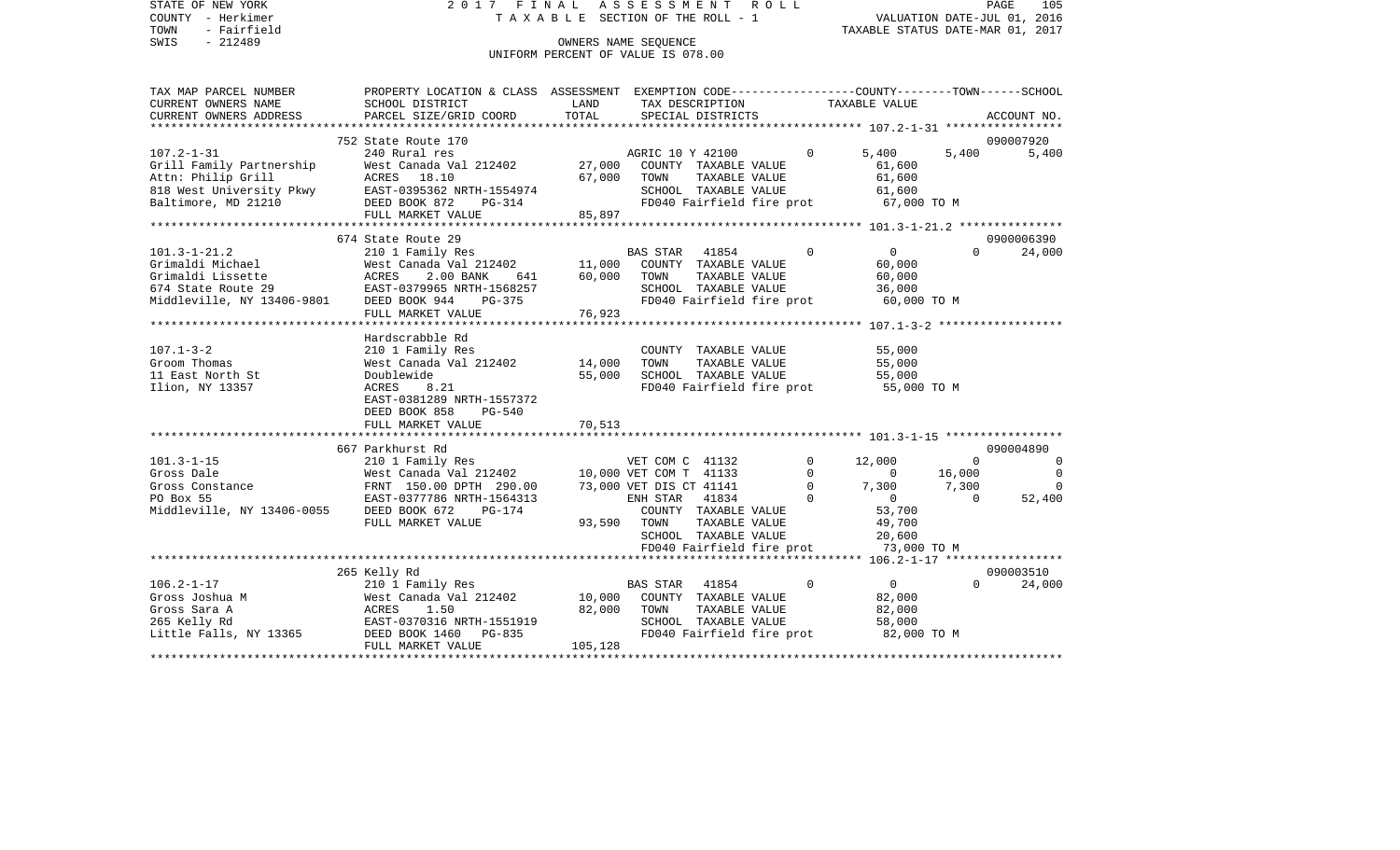STATE OF NEW YORK  2017 FINAL ASSESSMENT ROLL
COUNTY - Herkimer  TAXABLE SECTION OF THE ROLL - 1  VALUATION DATE-JUL 01, 2016
TOWN - Fairfield  TAXABLE STATUS DATE-MAR 01, 2017
SWIS - 212489  OWNERS NAME SEQUENCE
UNIFORM PERCENT OF VALUE IS 078.00

| TAX MAP PARCEL NUMBER / CURRENT OWNERS NAME / CURRENT OWNERS ADDRESS | PROPERTY LOCATION & CLASS / SCHOOL DISTRICT / PARCEL SIZE/GRID COORD | ASSESSMENT LAND / TOTAL | EXEMPTION CODE / TAX DESCRIPTION / SPECIAL DISTRICTS | COUNTY | TOWN | SCHOOL / ACCOUNT NO. |
|---|---|---|---|---|---|---|
| **107.2-1-31** | 752 State Route 170 | | | | | 090007920 |
| 107.2-1-31 | 240 Rural res | | AGRIC 10 Y 42100 0 | 5,400 | 5,400 | 5,400 |
| Grill Family Partnership | West Canada Val 212402 | 27,000 | COUNTY TAXABLE VALUE | 61,600 | | |
| Attn: Philip Grill | ACRES 18.10 | 67,000 | TOWN TAXABLE VALUE | | 61,600 | |
| 818 West University Pkwy | EAST-0395362 NRTH-1554974 | | SCHOOL TAXABLE VALUE | | | 61,600 |
| Baltimore, MD 21210 | DEED BOOK 872 PG-314 | | FD040 Fairfield fire prot | 67,000 TO M | | |
| | FULL MARKET VALUE | 85,897 | | | | |
| **101.3-1-21.2** | 674 State Route 29 | | | | | 0900006390 |
| 101.3-1-21.2 | 210 1 Family Res | | BAS STAR 41854 0 | 0 | 0 | 24,000 |
| Grimaldi Michael | West Canada Val 212402 | 11,000 | COUNTY TAXABLE VALUE | 60,000 | | |
| Grimaldi Lissette | ACRES 2.00 BANK 641 | 60,000 | TOWN TAXABLE VALUE | | 60,000 | |
| 674 State Route 29 | EAST-0379965 NRTH-1568257 | | SCHOOL TAXABLE VALUE | | | 36,000 |
| Middleville, NY 13406-9801 | DEED BOOK 944 PG-375 | | FD040 Fairfield fire prot | 60,000 TO M | | |
| | FULL MARKET VALUE | 76,923 | | | | |
| **107.1-3-2** | Hardscrabble Rd | | | | | |
| 107.1-3-2 | 210 1 Family Res | | COUNTY TAXABLE VALUE | 55,000 | | |
| Groom Thomas | West Canada Val 212402 | 14,000 | TOWN TAXABLE VALUE | | 55,000 | |
| 11 East North St | Doublewide | 55,000 | SCHOOL TAXABLE VALUE | | | 55,000 |
| Ilion, NY 13357 | ACRES 8.21 | | FD040 Fairfield fire prot | 55,000 TO M | | |
| | EAST-0381289 NRTH-1557372 | | | | | |
| | DEED BOOK 858 PG-540 | | | | | |
| | FULL MARKET VALUE | 70,513 | | | | |
| **101.3-1-15** | 667 Parkhurst Rd | | | | | 090004890 |
| 101.3-1-15 | 210 1 Family Res | | VET COM C 41132 0 | 12,000 | 0 | 0 |
| Gross Dale | West Canada Val 212402 | 10,000 | VET COM T 41133 0 | 0 | 16,000 | 0 |
| Gross Constance | FRNT 150.00 DPTH 290.00 | 73,000 | VET DIS CT 41141 0 | 7,300 | 7,300 | 0 |
| PO Box 55 | EAST-0377786 NRTH-1564313 | | ENH STAR 41834 0 | 0 | 0 | 52,400 |
| Middleville, NY 13406-0055 | DEED BOOK 672 PG-174 | | COUNTY TAXABLE VALUE | 53,700 | | |
| | FULL MARKET VALUE | 93,590 | TOWN TAXABLE VALUE | | 49,700 | |
| | | | SCHOOL TAXABLE VALUE | | | 20,600 |
| | | | FD040 Fairfield fire prot | 73,000 TO M | | |
| **106.2-1-17** | 265 Kelly Rd | | | | | 090003510 |
| 106.2-1-17 | 210 1 Family Res | | BAS STAR 41854 0 | 0 | 0 | 24,000 |
| Gross Joshua M | West Canada Val 212402 | 10,000 | COUNTY TAXABLE VALUE | 82,000 | | |
| Gross Sara A | ACRES 1.50 | 82,000 | TOWN TAXABLE VALUE | | 82,000 | |
| 265 Kelly Rd | EAST-0370316 NRTH-1551919 | | SCHOOL TAXABLE VALUE | | | 58,000 |
| Little Falls, NY 13365 | DEED BOOK 1460 PG-835 | | FD040 Fairfield fire prot | 82,000 TO M | | |
| | FULL MARKET VALUE | 105,128 | | | | |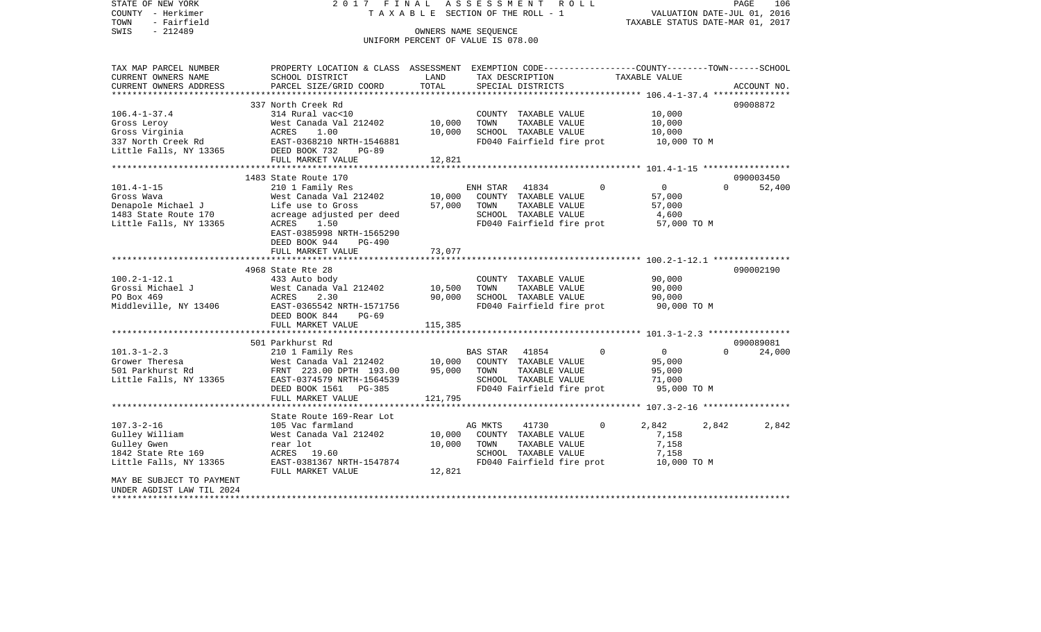STATE OF NEW YORK
COUNTY - Herkimer
TOWN - Fairfield
SWIS - 212489

2017 FINAL ASSESSMENT ROLL
TAXABLE SECTION OF THE ROLL - 1
OWNERS NAME SEQUENCE
UNIFORM PERCENT OF VALUE IS 078.00

VALUATION DATE-JUL 01, 2016
TAXABLE STATUS DATE-MAR 01, 2017

| TAX MAP PARCEL NUMBER / CURRENT OWNERS NAME / CURRENT OWNERS ADDRESS | PROPERTY LOCATION & CLASS / SCHOOL DISTRICT / PARCEL SIZE/GRID COORD | ASSESSMENT LAND / TOTAL | EXEMPTION CODE / TAX DESCRIPTION / SPECIAL DISTRICTS | COUNTY | TOWN | SCHOOL | TAXABLE VALUE | ACCOUNT NO. |
|---|---|---|---|---|---|---|---|---|
| 106.4-1-37.4 | 337 North Creek Rd | | | | | | | 09008872 |
| | 314 Rural vac<10 | | COUNTY TAXABLE VALUE | | | | 10,000 | |
| Gross Leroy | West Canada Val 212402 | 10,000 | TOWN TAXABLE VALUE | | | | 10,000 | |
| Gross Virginia | ACRES 1.00 | 10,000 | SCHOOL TAXABLE VALUE | | | | 10,000 | |
| 337 North Creek Rd | EAST-0368210 NRTH-1546881 | | FD040 Fairfield fire prot | | | | 10,000 TO M | |
| Little Falls, NY 13365 | DEED BOOK 732 PG-89 | | | | | | | |
| | FULL MARKET VALUE | 12,821 | | | | | | |
| 101.4-1-15 | 1483 State Route 170 | | | | | | | 090003450 |
| | 210 1 Family Res | | ENH STAR 41834 | 0 | 0 | 0 | 52,400 | |
| Gross Wava | West Canada Val 212402 | 10,000 | COUNTY TAXABLE VALUE | | | | 57,000 | |
| Denapole Michael J | Life use to Gross | 57,000 | TOWN TAXABLE VALUE | | | | 57,000 | |
| 1483 State Route 170 | acreage adjusted per deed | | SCHOOL TAXABLE VALUE | | | | 4,600 | |
| Little Falls, NY 13365 | ACRES 1.50 | | FD040 Fairfield fire prot | | | | 57,000 TO M | |
| | EAST-0385998 NRTH-1565290 | | | | | | | |
| | DEED BOOK 944 PG-490 | | | | | | | |
| | FULL MARKET VALUE | 73,077 | | | | | | |
| 100.2-1-12.1 | 4968 State Rte 28 | | | | | | | 090002190 |
| | 433 Auto body | | COUNTY TAXABLE VALUE | | | | 90,000 | |
| Grossi Michael J | West Canada Val 212402 | 10,500 | TOWN TAXABLE VALUE | | | | 90,000 | |
| PO Box 469 | ACRES 2.30 | 90,000 | SCHOOL TAXABLE VALUE | | | | 90,000 | |
| Middleville, NY 13406 | EAST-0365542 NRTH-1571756 | | FD040 Fairfield fire prot | | | | 90,000 TO M | |
| | DEED BOOK 844 PG-69 | | | | | | | |
| | FULL MARKET VALUE | 115,385 | | | | | | |
| 101.3-1-2.3 | 501 Parkhurst Rd | | | | | | | 090089081 |
| | 210 1 Family Res | | BAS STAR 41854 | 0 | 0 | 0 | 24,000 | |
| Grower Theresa | West Canada Val 212402 | 10,000 | COUNTY TAXABLE VALUE | | | | 95,000 | |
| 501 Parkhurst Rd | FRNT 223.00 DPTH 193.00 | 95,000 | TOWN TAXABLE VALUE | | | | 95,000 | |
| Little Falls, NY 13365 | EAST-0374579 NRTH-1564539 | | SCHOOL TAXABLE VALUE | | | | 71,000 | |
| | DEED BOOK 1561 PG-385 | | FD040 Fairfield fire prot | | | | 95,000 TO M | |
| | FULL MARKET VALUE | 121,795 | | | | | | |
| 107.3-2-16 | State Route 169-Rear Lot | | | | | | | |
| | 105 Vac farmland | | AG MKTS 41730 | 0 | 2,842 | 2,842 | 2,842 | |
| Gulley William | West Canada Val 212402 | 10,000 | COUNTY TAXABLE VALUE | | | | 7,158 | |
| Gulley Gwen | rear lot | 10,000 | TOWN TAXABLE VALUE | | | | 7,158 | |
| 1842 State Rte 169 | ACRES 19.60 | | SCHOOL TAXABLE VALUE | | | | 7,158 | |
| Little Falls, NY 13365 | EAST-0381367 NRTH-1547874 | | FD040 Fairfield fire prot | | | | 10,000 TO M | |
| | FULL MARKET VALUE | 12,821 | | | | | | |
| MAY BE SUBJECT TO PAYMENT UNDER AGDIST LAW TIL 2024 | | | | | | | | |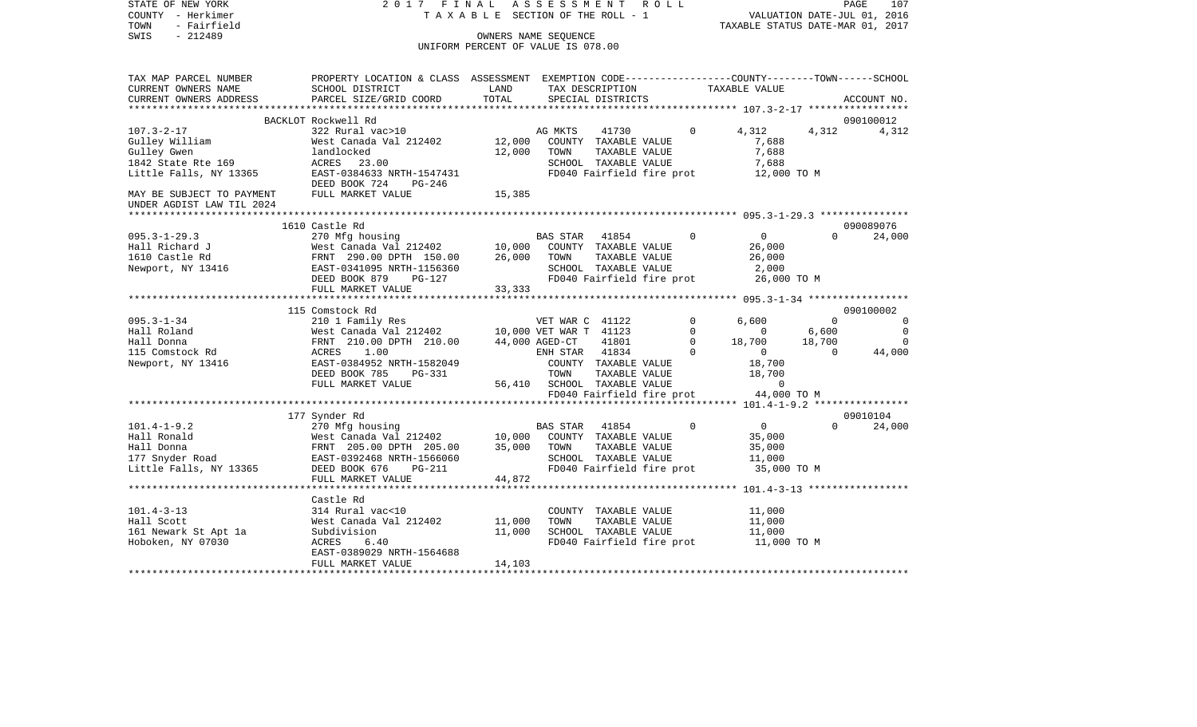STATE OF NEW YORK  2017 FINAL ASSESSMENT ROLL
COUNTY - Herkimer  TAXABLE SECTION OF THE ROLL - 1  VALUATION DATE-JUL 01, 2016
TOWN - Fairfield  TAXABLE STATUS DATE-MAR 01, 2017
SWIS - 212489  OWNERS NAME SEQUENCE
UNIFORM PERCENT OF VALUE IS 078.00

| TAX MAP PARCEL NUMBER / CURRENT OWNERS NAME / CURRENT OWNERS ADDRESS | PROPERTY LOCATION & CLASS / SCHOOL DISTRICT / PARCEL SIZE/GRID COORD | ASSESSMENT LAND / TOTAL | EXEMPTION CODE / TAX DESCRIPTION / SPECIAL DISTRICTS | | COUNTY TAXABLE VALUE | TOWN | SCHOOL / ACCOUNT NO. |
|---|---|---|---|---|---|---|---|
| | BACKLOT Rockwell Rd | | | | | | 090100012 |
| 107.3-2-17 | 322 Rural vac>10 | | AG MKTS 41730 | 0 | 4,312 | 4,312 | 4,312 |
| Gulley William | West Canada Val 212402 | 12,000 | COUNTY TAXABLE VALUE | | 7,688 | | |
| Gulley Gwen | landlocked | 12,000 | TOWN TAXABLE VALUE | | 7,688 | | |
| 1842 State Rte 169 | ACRES 23.00 | | SCHOOL TAXABLE VALUE | | 7,688 | | |
| Little Falls, NY 13365 | EAST-0384633 NRTH-1547431 | | FD040 Fairfield fire prot | | 12,000 TO M | | |
| | DEED BOOK 724 PG-246 | | | | | | |
| MAY BE SUBJECT TO PAYMENT | FULL MARKET VALUE | 15,385 | | | | | |
| UNDER AGDIST LAW TIL 2024 | | | | | | | |
| | 1610 Castle Rd | | | | | | 090089076 |
| 095.3-1-29.3 | 270 Mfg housing | | BAS STAR 41854 | 0 | 0 | 0 | 24,000 |
| Hall Richard J | West Canada Val 212402 | 10,000 | COUNTY TAXABLE VALUE | | 26,000 | | |
| 1610 Castle Rd | FRNT 290.00 DPTH 150.00 | 26,000 | TOWN TAXABLE VALUE | | 26,000 | | |
| Newport, NY 13416 | EAST-0341095 NRTH-1156360 | | SCHOOL TAXABLE VALUE | | 2,000 | | |
| | DEED BOOK 879 PG-127 | | FD040 Fairfield fire prot | | 26,000 TO M | | |
| | FULL MARKET VALUE | 33,333 | | | | | |
| | 115 Comstock Rd | | | | | | 090100002 |
| 095.3-1-34 | 210 1 Family Res | | VET WAR C 41122 | 0 | 6,600 | 0 | 0 |
| Hall Roland | West Canada Val 212402 | 10,000 | VET WAR T 41123 | 0 | 0 | 6,600 | 0 |
| Hall Donna | FRNT 210.00 DPTH 210.00 | 44,000 | AGED-CT 41801 | 0 | 18,700 | 18,700 | 0 |
| 115 Comstock Rd | ACRES 1.00 | | ENH STAR 41834 | 0 | 0 | 0 | 44,000 |
| Newport, NY 13416 | EAST-0384952 NRTH-1582049 | | COUNTY TAXABLE VALUE | | 18,700 | | |
| | DEED BOOK 785 PG-331 | | TOWN TAXABLE VALUE | | 18,700 | | |
| | FULL MARKET VALUE | 56,410 | SCHOOL TAXABLE VALUE | | 0 | | |
| | | | FD040 Fairfield fire prot | | 44,000 TO M | | |
| | 177 Synder Rd | | | | | | 09010104 |
| 101.4-1-9.2 | 270 Mfg housing | | BAS STAR 41854 | 0 | 0 | 0 | 24,000 |
| Hall Ronald | West Canada Val 212402 | 10,000 | COUNTY TAXABLE VALUE | | 35,000 | | |
| Hall Donna | FRNT 205.00 DPTH 205.00 | 35,000 | TOWN TAXABLE VALUE | | 35,000 | | |
| 177 Snyder Road | EAST-0392468 NRTH-1566060 | | SCHOOL TAXABLE VALUE | | 11,000 | | |
| Little Falls, NY 13365 | DEED BOOK 676 PG-211 | | FD040 Fairfield fire prot | | 35,000 TO M | | |
| | FULL MARKET VALUE | 44,872 | | | | | |
| | Castle Rd | | | | | | |
| 101.4-3-13 | 314 Rural vac<10 | | COUNTY TAXABLE VALUE | | 11,000 | | |
| Hall Scott | West Canada Val 212402 | 11,000 | TOWN TAXABLE VALUE | | 11,000 | | |
| 161 Newark St Apt 1a | Subdivision | 11,000 | SCHOOL TAXABLE VALUE | | 11,000 | | |
| Hoboken, NY 07030 | ACRES 6.40 | | FD040 Fairfield fire prot | | 11,000 TO M | | |
| | EAST-0389029 NRTH-1564688 | | | | | | |
| | FULL MARKET VALUE | 14,103 | | | | | |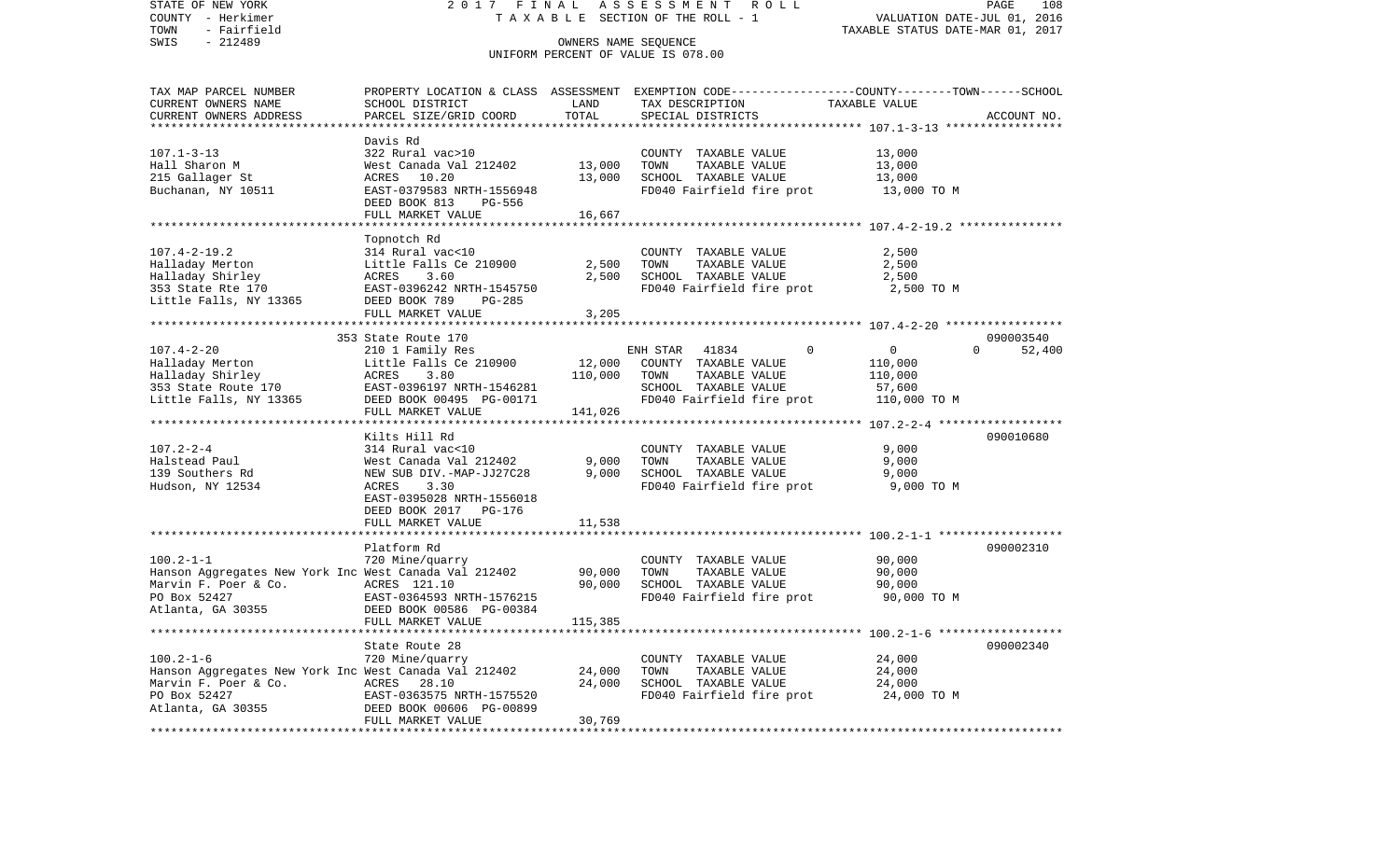STATE OF NEW YORK
COUNTY - Herkimer
TOWN - Fairfield
SWIS - 212489

2 0 1 7 F I N A L A S S E S S M E N T R O L L
T A X A B L E SECTION OF THE ROLL - 1
OWNERS NAME SEQUENCE
UNIFORM PERCENT OF VALUE IS 078.00

VALUATION DATE-JUL 01, 2016
TAXABLE STATUS DATE-MAR 01, 2017

| TAX MAP PARCEL NUMBER / CURRENT OWNERS NAME / CURRENT OWNERS ADDRESS | PROPERTY LOCATION & CLASS / SCHOOL DISTRICT / PARCEL SIZE/GRID COORD | ASSESSMENT LAND | ASSESSMENT TOTAL | EXEMPTION CODE / TAX DESCRIPTION / SPECIAL DISTRICTS | COUNTY TOWN SCHOOL TAXABLE VALUE | ACCOUNT NO. |
|---|---|---|---|---|---|---|
| **107.1-3-13** | Davis Rd | | | | | |
| 107.1-3-13 | 322 Rural vac>10 | | | COUNTY TAXABLE VALUE | 13,000 | |
| Hall Sharon M | West Canada Val 212402 | 13,000 | | TOWN TAXABLE VALUE | 13,000 | |
| 215 Gallager St | ACRES 10.20 | | 13,000 | SCHOOL TAXABLE VALUE | 13,000 | |
| Buchanan, NY 10511 | EAST-0379583 NRTH-1556948 | | | FD040 Fairfield fire prot | 13,000 TO M | |
| | DEED BOOK 813 PG-556 | | | | | |
| | FULL MARKET VALUE | | 16,667 | | | |
| **107.4-2-19.2** | Topnotch Rd | | | | | |
| 107.4-2-19.2 | 314 Rural vac<10 | | | COUNTY TAXABLE VALUE | 2,500 | |
| Halladay Merton | Little Falls Ce 210900 | 2,500 | | TOWN TAXABLE VALUE | 2,500 | |
| Halladay Shirley | ACRES 3.60 | | 2,500 | SCHOOL TAXABLE VALUE | 2,500 | |
| 353 State Rte 170 | EAST-0396242 NRTH-1545750 | | | FD040 Fairfield fire prot | 2,500 TO M | |
| Little Falls, NY 13365 | DEED BOOK 789 PG-285 | | | | | |
| | FULL MARKET VALUE | | 3,205 | | | |
| **107.4-2-20** | 353 State Route 170 | | | | | 090003540 |
| 107.4-2-20 | 210 1 Family Res | | | ENH STAR 41834 0 | 0 0 52,400 | |
| Halladay Merton | Little Falls Ce 210900 | 12,000 | | COUNTY TAXABLE VALUE | 110,000 | |
| Halladay Shirley | ACRES 3.80 | | 110,000 | TOWN TAXABLE VALUE | 110,000 | |
| 353 State Route 170 | EAST-0396197 NRTH-1546281 | | | SCHOOL TAXABLE VALUE | 57,600 | |
| Little Falls, NY 13365 | DEED BOOK 00495 PG-00171 | | | FD040 Fairfield fire prot | 110,000 TO M | |
| | FULL MARKET VALUE | | 141,026 | | | |
| **107.2-2-4** | Kilts Hill Rd | | | | | 090010680 |
| 107.2-2-4 | 314 Rural vac<10 | | | COUNTY TAXABLE VALUE | 9,000 | |
| Halstead Paul | West Canada Val 212402 | 9,000 | | TOWN TAXABLE VALUE | 9,000 | |
| 139 Southers Rd | NEW SUB DIV.-MAP-JJ27C28 | | 9,000 | SCHOOL TAXABLE VALUE | 9,000 | |
| Hudson, NY 12534 | ACRES 3.30 | | | FD040 Fairfield fire prot | 9,000 TO M | |
| | EAST-0395028 NRTH-1556018 | | | | | |
| | DEED BOOK 2017 PG-176 | | | | | |
| | FULL MARKET VALUE | | 11,538 | | | |
| **100.2-1-1** | Platform Rd | | | | | 090002310 |
| 100.2-1-1 | 720 Mine/quarry | | | COUNTY TAXABLE VALUE | 90,000 | |
| Hanson Aggregates New York Inc | West Canada Val 212402 | 90,000 | | TOWN TAXABLE VALUE | 90,000 | |
| Marvin F. Poer & Co. | ACRES 121.10 | | 90,000 | SCHOOL TAXABLE VALUE | 90,000 | |
| PO Box 52427 | EAST-0364593 NRTH-1576215 | | | FD040 Fairfield fire prot | 90,000 TO M | |
| Atlanta, GA 30355 | DEED BOOK 00586 PG-00384 | | | | | |
| | FULL MARKET VALUE | | 115,385 | | | |
| **100.2-1-6** | State Route 28 | | | | | 090002340 |
| 100.2-1-6 | 720 Mine/quarry | | | COUNTY TAXABLE VALUE | 24,000 | |
| Hanson Aggregates New York Inc | West Canada Val 212402 | 24,000 | | TOWN TAXABLE VALUE | 24,000 | |
| Marvin F. Poer & Co. | ACRES 28.10 | | 24,000 | SCHOOL TAXABLE VALUE | 24,000 | |
| PO Box 52427 | EAST-0363575 NRTH-1575520 | | | FD040 Fairfield fire prot | 24,000 TO M | |
| Atlanta, GA 30355 | DEED BOOK 00606 PG-00899 | | | | | |
| | FULL MARKET VALUE | | 30,769 | | | |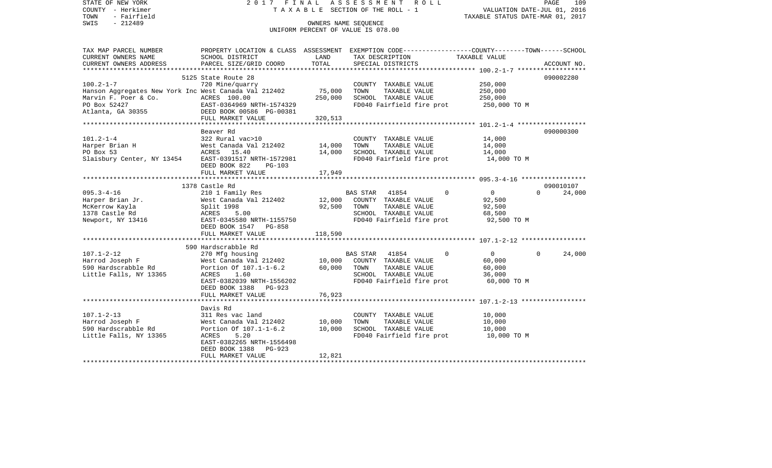STATE OF NEW YORK | 2 0 1 7 F I N A L A S S E S S M E N T R O L L
COUNTY - Herkimer | T A X A B L E SECTION OF THE ROLL - 1 | VALUATION DATE-JUL 01, 2016
TOWN - Fairfield | | TAXABLE STATUS DATE-MAR 01, 2017
SWIS - 212489 | OWNERS NAME SEQUENCE
UNIFORM PERCENT OF VALUE IS 078.00

| TAX MAP PARCEL NUMBER / CURRENT OWNERS NAME / CURRENT OWNERS ADDRESS | PROPERTY LOCATION & CLASS / SCHOOL DISTRICT / PARCEL SIZE/GRID COORD | ASSESSMENT LAND / TOTAL | EXEMPTION CODE / TAX DESCRIPTION / SPECIAL DISTRICTS | COUNTY / TOWN / SCHOOL TAXABLE VALUE | ACCOUNT NO. |
|---|---|---|---|---|---|
| **100.2-1-7** | 5125 State Route 28 | | | | 090002280 |
| 100.2-1-7 | 720 Mine/quarry | | COUNTY TAXABLE VALUE | 250,000 | |
| Hanson Aggregates New York Inc | West Canada Val 212402 | 75,000 | TOWN TAXABLE VALUE | 250,000 | |
| Marvin F. Poer & Co. | ACRES 100.00 | 250,000 | SCHOOL TAXABLE VALUE | 250,000 | |
| PO Box 52427 | EAST-0364969 NRTH-1574329 | | FD040 Fairfield fire prot | 250,000 TO M | |
| Atlanta, GA 30355 | DEED BOOK 00586 PG-00381 | | | | |
| | FULL MARKET VALUE | 320,513 | | | |
| **101.2-1-4** | Beaver Rd | | | | 090000300 |
| 101.2-1-4 | 322 Rural vac>10 | | COUNTY TAXABLE VALUE | 14,000 | |
| Harper Brian H | West Canada Val 212402 | 14,000 | TOWN TAXABLE VALUE | 14,000 | |
| PO Box 53 | ACRES 15.40 | 14,000 | SCHOOL TAXABLE VALUE | 14,000 | |
| Slaisbury Center, NY 13454 | EAST-0391517 NRTH-1572981 | | FD040 Fairfield fire prot | 14,000 TO M | |
| | DEED BOOK 822 PG-103 | | | | |
| | FULL MARKET VALUE | 17,949 | | | |
| **095.3-4-16** | 1378 Castle Rd | | | | 090010107 |
| 095.3-4-16 | 210 1 Family Res | | BAS STAR 41854 | 0 / 0 / 24,000 | |
| Harper Brian Jr. | West Canada Val 212402 | 12,000 | COUNTY TAXABLE VALUE | 92,500 | |
| McKerrow Kayla | Split 1998 | 92,500 | TOWN TAXABLE VALUE | 92,500 | |
| 1378 Castle Rd | ACRES 5.00 | | SCHOOL TAXABLE VALUE | 68,500 | |
| Newport, NY 13416 | EAST-0345580 NRTH-1155750 | | FD040 Fairfield fire prot | 92,500 TO M | |
| | DEED BOOK 1547 PG-858 | | | | |
| | FULL MARKET VALUE | 118,590 | | | |
| **107.1-2-12** | 590 Hardscrabble Rd | | | | |
| 107.1-2-12 | 270 Mfg housing | | BAS STAR 41854 | 0 / 0 / 24,000 | |
| Harrod Joseph F | West Canada Val 212402 | 10,000 | COUNTY TAXABLE VALUE | 60,000 | |
| 590 Hardscrabble Rd | Portion Of 107.1-1-6.2 | 60,000 | TOWN TAXABLE VALUE | 60,000 | |
| Little Falls, NY 13365 | ACRES 1.60 | | SCHOOL TAXABLE VALUE | 36,000 | |
| | EAST-0382039 NRTH-1556202 | | FD040 Fairfield fire prot | 60,000 TO M | |
| | DEED BOOK 1388 PG-923 | | | | |
| | FULL MARKET VALUE | 76,923 | | | |
| **107.1-2-13** | Davis Rd | | | | |
| 107.1-2-13 | 311 Res vac land | | COUNTY TAXABLE VALUE | 10,000 | |
| Harrod Joseph F | West Canada Val 212402 | 10,000 | TOWN TAXABLE VALUE | 10,000 | |
| 590 Hardscrabble Rd | Portion Of 107.1-1-6.2 | 10,000 | SCHOOL TAXABLE VALUE | 10,000 | |
| Little Falls, NY 13365 | ACRES 5.20 | | FD040 Fairfield fire prot | 10,000 TO M | |
| | EAST-0382265 NRTH-1556498 | | | | |
| | DEED BOOK 1388 PG-923 | | | | |
| | FULL MARKET VALUE | 12,821 | | | |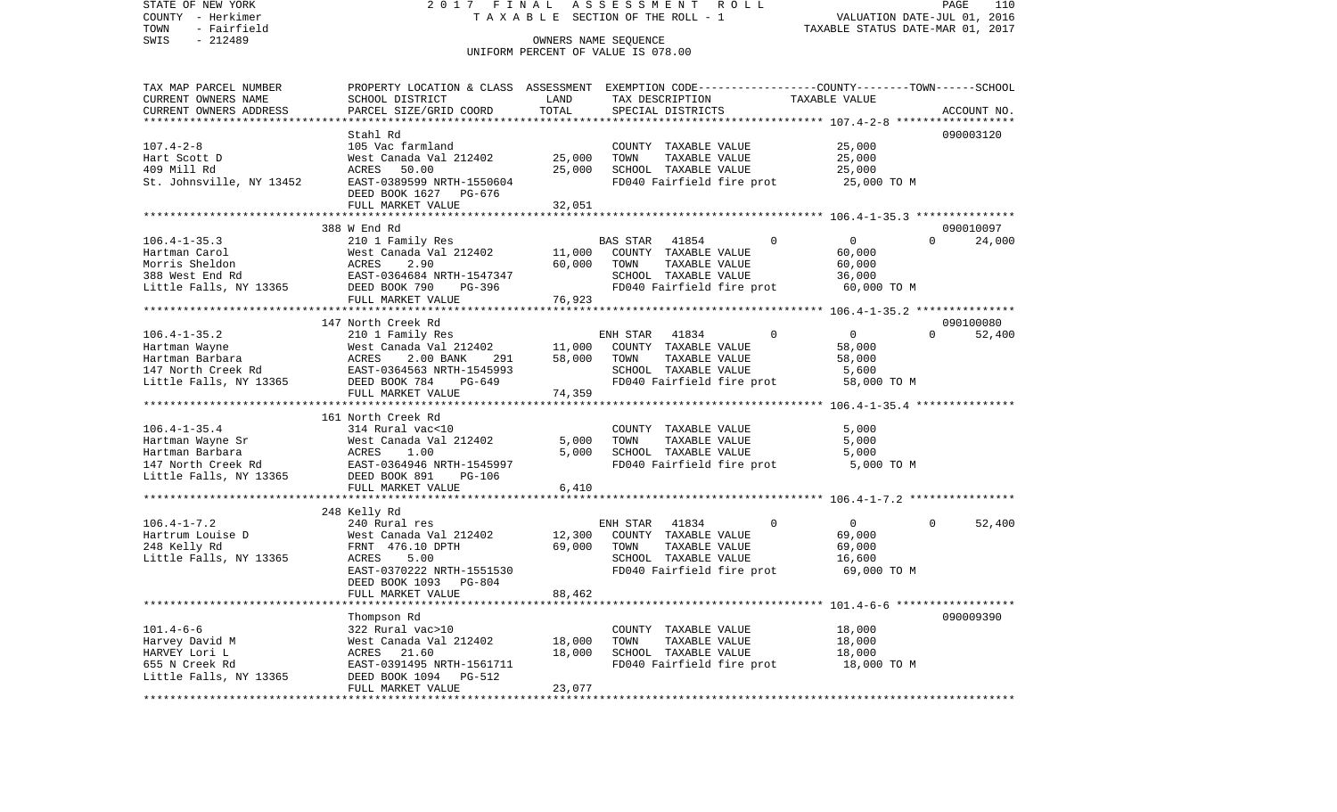STATE OF NEW YORK — 2017 FINAL ASSESSMENT ROLL — TAXABLE SECTION OF THE ROLL - 1
COUNTY - Herkimer — VALUATION DATE-JUL 01, 2016
TOWN - Fairfield — TAXABLE STATUS DATE-MAR 01, 2017
SWIS - 212489 — OWNERS NAME SEQUENCE — UNIFORM PERCENT OF VALUE IS 078.00

| TAX MAP PARCEL NUMBER / CURRENT OWNERS NAME / CURRENT OWNERS ADDRESS | PROPERTY LOCATION & CLASS / SCHOOL DISTRICT / PARCEL SIZE/GRID COORD | ASSESSMENT LAND | TOTAL | EXEMPTION CODE / TAX DESCRIPTION / SPECIAL DISTRICTS | COUNTY | TOWN | SCHOOL / TAXABLE VALUE | ACCOUNT NO. |
|---|---|---|---|---|---|---|---|---|
| **107.4-2-8** | Stahl Rd | | | | | | | 090003120 |
| Hart Scott D | 105 Vac farmland | | | COUNTY TAXABLE VALUE | 25,000 | | | |
| 409 Mill Rd | West Canada Val 212402 | 25,000 | | TOWN TAXABLE VALUE | | 25,000 | | |
| St. Johnsville, NY 13452 | ACRES 50.00 | | 25,000 | SCHOOL TAXABLE VALUE | | | 25,000 | |
| | EAST-0389599 NRTH-1550604 | | | FD040 Fairfield fire prot | 25,000 TO M | | | |
| | DEED BOOK 1627 PG-676 | | | | | | | |
| | FULL MARKET VALUE | | 32,051 | | | | | |
| **106.4-1-35.3** | 388 W End Rd | | | | | | | 090010097 |
| Hartman Carol | 210 1 Family Res | | | BAS STAR 41854 | 0 | 0 | 24,000 | |
| Morris Sheldon | West Canada Val 212402 | 11,000 | | COUNTY TAXABLE VALUE | 60,000 | | | |
| 388 West End Rd | ACRES 2.90 | | 60,000 | TOWN TAXABLE VALUE | | 60,000 | | |
| Little Falls, NY 13365 | EAST-0364684 NRTH-1547347 | | | SCHOOL TAXABLE VALUE | | | 36,000 | |
| | DEED BOOK 790 PG-396 | | | FD040 Fairfield fire prot | 60,000 TO M | | | |
| | FULL MARKET VALUE | | 76,923 | | | | | |
| **106.4-1-35.2** | 147 North Creek Rd | | | | | | | 090100080 |
| Hartman Wayne | 210 1 Family Res | | | ENH STAR 41834 | 0 | 0 | 52,400 | |
| Hartman Barbara | West Canada Val 212402 | 11,000 | | COUNTY TAXABLE VALUE | 58,000 | | | |
| 147 North Creek Rd | ACRES 2.00 BANK 291 | | 58,000 | TOWN TAXABLE VALUE | | 58,000 | | |
| Little Falls, NY 13365 | EAST-0364563 NRTH-1545993 | | | SCHOOL TAXABLE VALUE | | | 5,600 | |
| | DEED BOOK 784 PG-649 | | | FD040 Fairfield fire prot | 58,000 TO M | | | |
| | FULL MARKET VALUE | | 74,359 | | | | | |
| **106.4-1-35.4** | 161 North Creek Rd | | | | | | | |
| Hartman Wayne Sr | 314 Rural vac<10 | | | COUNTY TAXABLE VALUE | 5,000 | | | |
| Hartman Barbara | West Canada Val 212402 | 5,000 | | TOWN TAXABLE VALUE | | 5,000 | | |
| 147 North Creek Rd | ACRES 1.00 | | 5,000 | SCHOOL TAXABLE VALUE | | | 5,000 | |
| Little Falls, NY 13365 | EAST-0364946 NRTH-1545997 | | | FD040 Fairfield fire prot | 5,000 TO M | | | |
| | DEED BOOK 891 PG-106 | | | | | | | |
| | FULL MARKET VALUE | | 6,410 | | | | | |
| **106.4-1-7.2** | 248 Kelly Rd | | | | | | | |
| Hartrum Louise D | 240 Rural res | | | ENH STAR 41834 | 0 | 0 | 52,400 | |
| 248 Kelly Rd | West Canada Val 212402 | 12,300 | | COUNTY TAXABLE VALUE | 69,000 | | | |
| Little Falls, NY 13365 | FRNT 476.10 DPTH | | 69,000 | TOWN TAXABLE VALUE | | 69,000 | | |
| | ACRES 5.00 | | | SCHOOL TAXABLE VALUE | | | 16,600 | |
| | EAST-0370222 NRTH-1551530 | | | FD040 Fairfield fire prot | 69,000 TO M | | | |
| | DEED BOOK 1093 PG-804 | | | | | | | |
| | FULL MARKET VALUE | | 88,462 | | | | | |
| **101.4-6-6** | Thompson Rd | | | | | | | 090009390 |
| Harvey David M | 322 Rural vac>10 | | | COUNTY TAXABLE VALUE | 18,000 | | | |
| HARVEY Lori L | West Canada Val 212402 | 18,000 | | TOWN TAXABLE VALUE | | 18,000 | | |
| 655 N Creek Rd | ACRES 21.60 | | 18,000 | SCHOOL TAXABLE VALUE | | | 18,000 | |
| Little Falls, NY 13365 | EAST-0391495 NRTH-1561711 | | | FD040 Fairfield fire prot | 18,000 TO M | | | |
| | DEED BOOK 1094 PG-512 | | | | | | | |
| | FULL MARKET VALUE | | 23,077 | | | | | |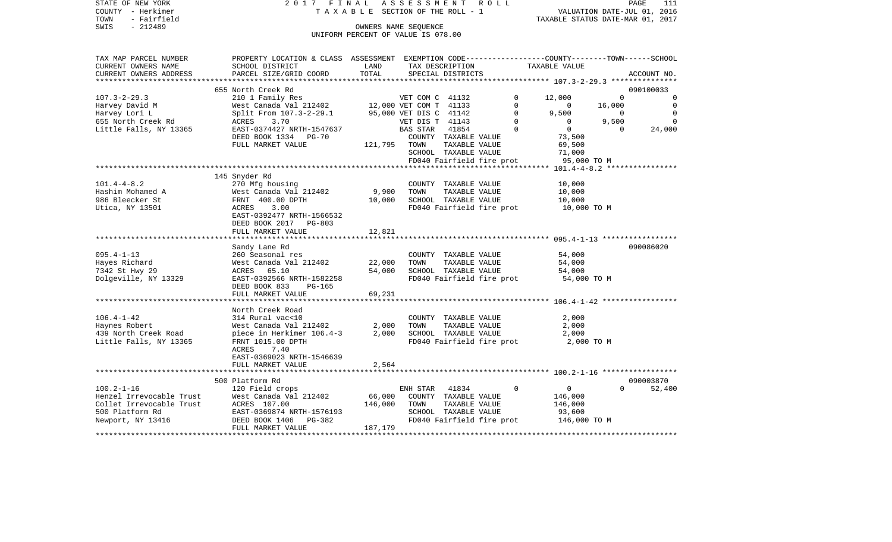STATE OF NEW YORK
COUNTY - Herkimer
TOWN - Fairfield
SWIS - 212489

2017 FINAL ASSESSMENT ROLL
TAXABLE SECTION OF THE ROLL - 1
OWNERS NAME SEQUENCE
UNIFORM PERCENT OF VALUE IS 078.00

VALUATION DATE-JUL 01, 2016
TAXABLE STATUS DATE-MAR 01, 2017

| TAX MAP PARCEL NUMBER<br>CURRENT OWNERS NAME<br>CURRENT OWNERS ADDRESS | PROPERTY LOCATION & CLASS<br>SCHOOL DISTRICT<br>PARCEL SIZE/GRID COORD | ASSESSMENT<br>LAND<br>TOTAL | EXEMPTION CODE<br>TAX DESCRIPTION<br>SPECIAL DISTRICTS | | COUNTY<br>TAXABLE VALUE | TOWN | SCHOOL<br>ACCOUNT NO. |
|---|---|---|---|---|---|---|---|
| **107.3-2-29.3** | 655 North Creek Rd | | | | | | 090100033 |
| 107.3-2-29.3 | 210 1 Family Res | | VET COM C 41132 | 0 | 12,000 | 0 | 0 |
| Harvey David M | West Canada Val 212402 | 12,000 | VET COM T 41133 | 0 | 0 | 16,000 | 0 |
| Harvey Lori L | Split From 107.3-2-29.1 | 95,000 | VET DIS C 41142 | 0 | 9,500 | 0 | 0 |
| 655 North Creek Rd | ACRES 3.70 | | VET DIS T 41143 | 0 | 0 | 9,500 | 0 |
| Little Falls, NY 13365 | EAST-0374427 NRTH-1547637 | | BAS STAR 41854 | 0 | 0 | 0 | 24,000 |
| | DEED BOOK 1334 PG-70 | | COUNTY TAXABLE VALUE | | 73,500 | | |
| | FULL MARKET VALUE | 121,795 | TOWN TAXABLE VALUE | | 69,500 | | |
| | | | SCHOOL TAXABLE VALUE | | 71,000 | | |
| | | | FD040 Fairfield fire prot | | 95,000 TO M | | |
| **101.4-4-8.2** | 145 Snyder Rd | | | | | | |
| 101.4-4-8.2 | 270 Mfg housing | | COUNTY TAXABLE VALUE | | 10,000 | | |
| Hashim Mohamed A | West Canada Val 212402 | 9,900 | TOWN TAXABLE VALUE | | 10,000 | | |
| 986 Bleecker St | FRNT 400.00 DPTH | 10,000 | SCHOOL TAXABLE VALUE | | 10,000 | | |
| Utica, NY 13501 | ACRES 3.00 | | FD040 Fairfield fire prot | | 10,000 TO M | | |
| | EAST-0392477 NRTH-1566532 | | | | | | |
| | DEED BOOK 2017 PG-803 | | | | | | |
| | FULL MARKET VALUE | 12,821 | | | | | |
| **095.4-1-13** | Sandy Lane Rd | | | | | | 090086020 |
| 095.4-1-13 | 260 Seasonal res | | COUNTY TAXABLE VALUE | | 54,000 | | |
| Hayes Richard | West Canada Val 212402 | 22,000 | TOWN TAXABLE VALUE | | 54,000 | | |
| 7342 St Hwy 29 | ACRES 65.10 | 54,000 | SCHOOL TAXABLE VALUE | | 54,000 | | |
| Dolgeville, NY 13329 | EAST-0392566 NRTH-1582258 | | FD040 Fairfield fire prot | | 54,000 TO M | | |
| | DEED BOOK 833 PG-165 | | | | | | |
| | FULL MARKET VALUE | 69,231 | | | | | |
| **106.4-1-42** | North Creek Road | | | | | | |
| 106.4-1-42 | 314 Rural vac<10 | | COUNTY TAXABLE VALUE | | 2,000 | | |
| Haynes Robert | West Canada Val 212402 | 2,000 | TOWN TAXABLE VALUE | | 2,000 | | |
| 439 North Creek Road | piece in Herkimer 106.4-3 | 2,000 | SCHOOL TAXABLE VALUE | | 2,000 | | |
| Little Falls, NY 13365 | FRNT 1015.00 DPTH | | FD040 Fairfield fire prot | | 2,000 TO M | | |
| | ACRES 7.40 | | | | | | |
| | EAST-0369023 NRTH-1546639 | | | | | | |
| | FULL MARKET VALUE | 2,564 | | | | | |
| **100.2-1-16** | 500 Platform Rd | | | | | | 090003870 |
| 100.2-1-16 | 120 Field crops | | ENH STAR 41834 | 0 | 0 | 0 | 52,400 |
| Henzel Irrevocable Trust | West Canada Val 212402 | 66,000 | COUNTY TAXABLE VALUE | | 146,000 | | |
| Collet Irrevocable Trust | ACRES 107.00 | 146,000 | TOWN TAXABLE VALUE | | 146,000 | | |
| 500 Platform Rd | EAST-0369874 NRTH-1576193 | | SCHOOL TAXABLE VALUE | | 93,600 | | |
| Newport, NY 13416 | DEED BOOK 1406 PG-382 | | FD040 Fairfield fire prot | | 146,000 TO M | | |
| | FULL MARKET VALUE | 187,179 | | | | | |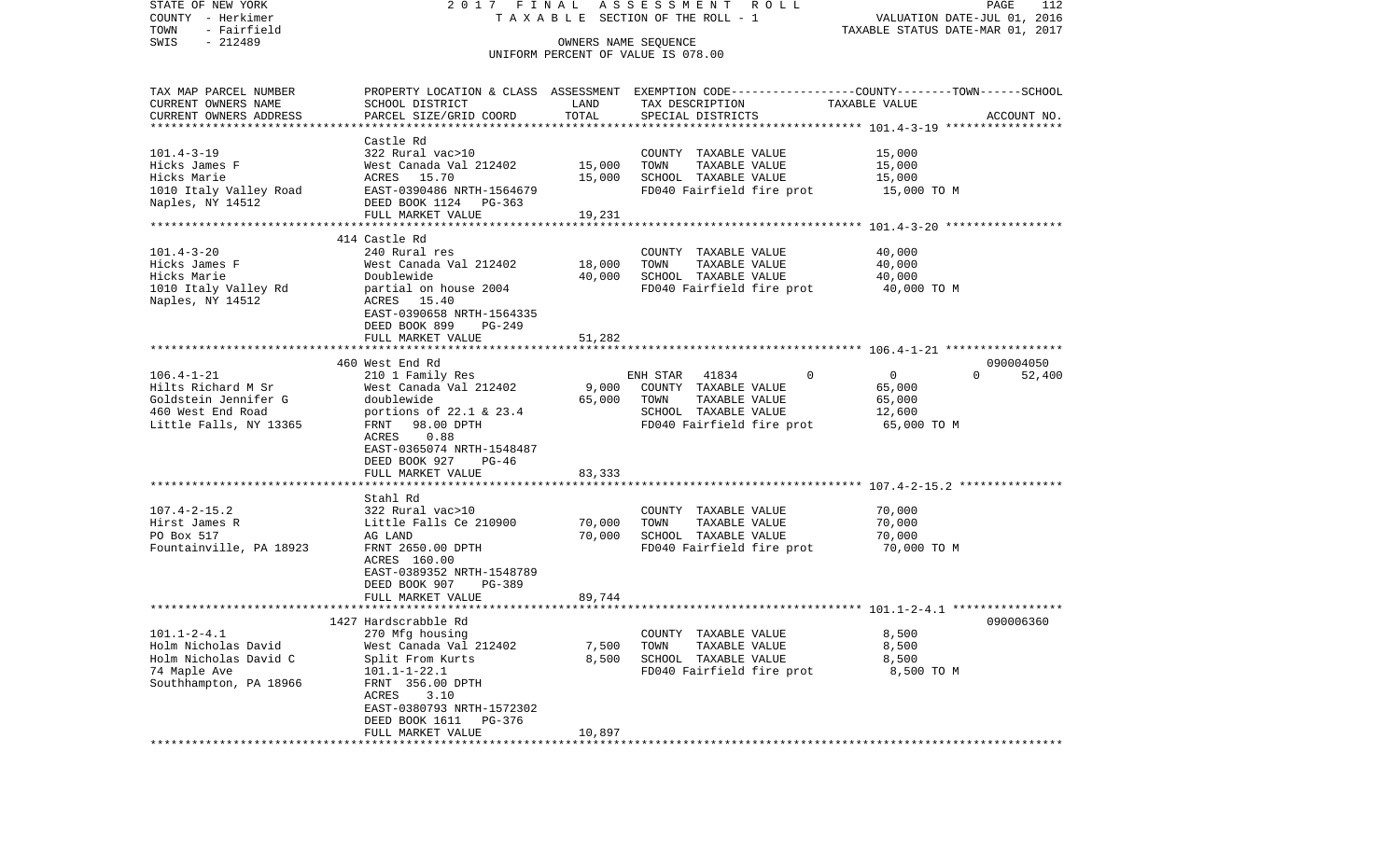STATE OF NEW YORK                    2017 FINAL ASSESSMENT ROLL
COUNTY - Herkimer                    TAXABLE SECTION OF THE ROLL - 1                    VALUATION DATE-JUL 01, 2016
TOWN - Fairfield                                                                        TAXABLE STATUS DATE-MAR 01, 2017
SWIS - 212489                        OWNERS NAME SEQUENCE
                                     UNIFORM PERCENT OF VALUE IS 078.00

| TAX MAP PARCEL NUMBER / CURRENT OWNERS NAME / CURRENT OWNERS ADDRESS | PROPERTY LOCATION & CLASS / SCHOOL DISTRICT / PARCEL SIZE/GRID COORD | ASSESSMENT LAND | TOTAL | EXEMPTION CODE / TAX DESCRIPTION / SPECIAL DISTRICTS | COUNTY | TOWN | SCHOOL | ACCOUNT NO. |
|---|---|---|---|---|---|---|---|---|
| 101.4-3-19 | Castle Rd | | | | | | | |
| | 322 Rural vac>10 | | | COUNTY TAXABLE VALUE | 15,000 | | | |
| Hicks James F | West Canada Val 212402 | 15,000 | | TOWN TAXABLE VALUE | | 15,000 | | |
| Hicks Marie | ACRES 15.70 | | 15,000 | SCHOOL TAXABLE VALUE | | | 15,000 | |
| 1010 Italy Valley Road | EAST-0390486 NRTH-1564679 | | | FD040 Fairfield fire prot | 15,000 TO M | | | |
| Naples, NY 14512 | DEED BOOK 1124 PG-363 | | | | | | | |
| | FULL MARKET VALUE | | 19,231 | | | | | |
| 101.4-3-20 | 414 Castle Rd | | | | | | | |
| | 240 Rural res | | | COUNTY TAXABLE VALUE | 40,000 | | | |
| Hicks James F | West Canada Val 212402 | 18,000 | | TOWN TAXABLE VALUE | | 40,000 | | |
| Hicks Marie | Doublewide | | 40,000 | SCHOOL TAXABLE VALUE | | | 40,000 | |
| 1010 Italy Valley Rd | partial on house 2004 | | | FD040 Fairfield fire prot | 40,000 TO M | | | |
| Naples, NY 14512 | ACRES 15.40 | | | | | | | |
| | EAST-0390658 NRTH-1564335 | | | | | | | |
| | DEED BOOK 899 PG-249 | | | | | | | |
| | FULL MARKET VALUE | | 51,282 | | | | | |
| 106.4-1-21 | 460 West End Rd | | | | | | | 090004050 |
| | 210 1 Family Res | | | ENH STAR 41834 | 0 | 0 | 52,400 | |
| Hilts Richard M Sr | West Canada Val 212402 | 9,000 | | COUNTY TAXABLE VALUE | 65,000 | | | |
| Goldstein Jennifer G | doublewide | | 65,000 | TOWN TAXABLE VALUE | | 65,000 | | |
| 460 West End Road | portions of 22.1 & 23.4 | | | SCHOOL TAXABLE VALUE | | | 12,600 | |
| Little Falls, NY 13365 | FRNT 98.00 DPTH | | | FD040 Fairfield fire prot | 65,000 TO M | | | |
| | ACRES 0.88 | | | | | | | |
| | EAST-0365074 NRTH-1548487 | | | | | | | |
| | DEED BOOK 927 PG-46 | | | | | | | |
| | FULL MARKET VALUE | | 83,333 | | | | | |
| 107.4-2-15.2 | Stahl Rd | | | | | | | |
| | 322 Rural vac>10 | | | COUNTY TAXABLE VALUE | 70,000 | | | |
| Hirst James R | Little Falls Ce 210900 | 70,000 | | TOWN TAXABLE VALUE | | 70,000 | | |
| PO Box 517 | AG LAND | | 70,000 | SCHOOL TAXABLE VALUE | | | 70,000 | |
| Fountainville, PA 18923 | FRNT 2650.00 DPTH | | | FD040 Fairfield fire prot | 70,000 TO M | | | |
| | ACRES 160.00 | | | | | | | |
| | EAST-0389352 NRTH-1548789 | | | | | | | |
| | DEED BOOK 907 PG-389 | | | | | | | |
| | FULL MARKET VALUE | | 89,744 | | | | | |
| 101.1-2-4.1 | 1427 Hardscrabble Rd | | | | | | | 090006360 |
| | 270 Mfg housing | | | COUNTY TAXABLE VALUE | 8,500 | | | |
| Holm Nicholas David | West Canada Val 212402 | 7,500 | | TOWN TAXABLE VALUE | | 8,500 | | |
| Holm Nicholas David C | Split From Kurts | | 8,500 | SCHOOL TAXABLE VALUE | | | 8,500 | |
| 74 Maple Ave | 101.1-1-22.1 | | | FD040 Fairfield fire prot | 8,500 TO M | | | |
| Southhampton, PA 18966 | FRNT 356.00 DPTH | | | | | | | |
| | ACRES 3.10 | | | | | | | |
| | EAST-0380793 NRTH-1572302 | | | | | | | |
| | DEED BOOK 1611 PG-376 | | | | | | | |
| | FULL MARKET VALUE | | 10,897 | | | | | |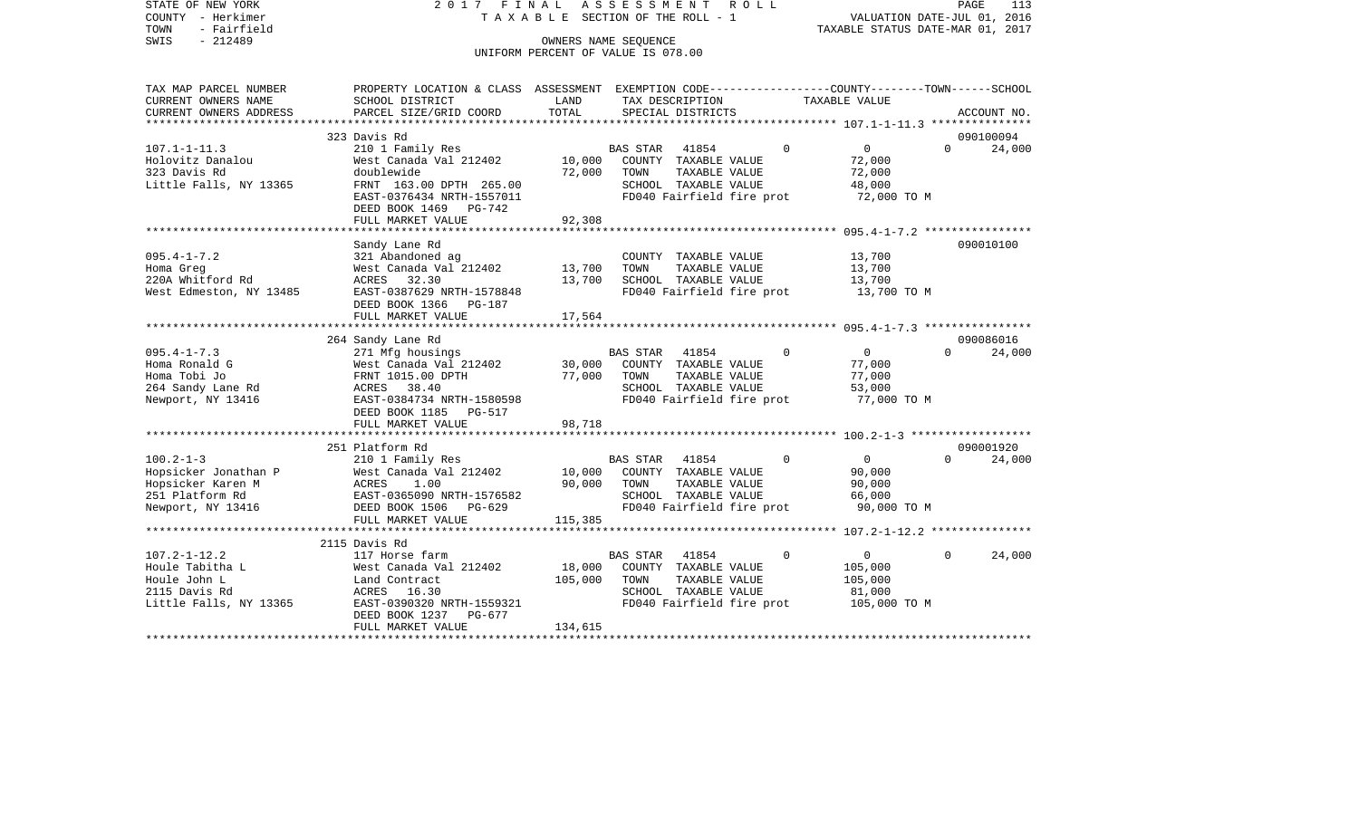STATE OF NEW YORK
COUNTY - Herkimer
TOWN - Fairfield
SWIS - 212489

2017 FINAL ASSESSMENT ROLL
TAXABLE SECTION OF THE ROLL - 1
OWNERS NAME SEQUENCE
UNIFORM PERCENT OF VALUE IS 078.00

VALUATION DATE-JUL 01, 2016
TAXABLE STATUS DATE-MAR 01, 2017

| TAX MAP PARCEL NUMBER / CURRENT OWNERS NAME / CURRENT OWNERS ADDRESS | PROPERTY LOCATION & CLASS / SCHOOL DISTRICT / PARCEL SIZE/GRID COORD | ASSESSMENT LAND / TOTAL | EXEMPTION CODE / TAX DESCRIPTION / SPECIAL DISTRICTS | COUNTY | TOWN | SCHOOL | TAXABLE VALUE | ACCOUNT NO. |
|---|---|---|---|---|---|---|---|---|
| | 323 Davis Rd | | | | | | | 090100094 |
| 107.1-1-11.3 | 210 1 Family Res | | BAS STAR 41854 | 0 | 0 | 24,000 | | |
| Holovitz Danalou | West Canada Val 212402 | 10,000 | COUNTY TAXABLE VALUE | | | | 72,000 | |
| 323 Davis Rd | doublewide | 72,000 | TOWN TAXABLE VALUE | | | | 72,000 | |
| Little Falls, NY 13365 | FRNT 163.00 DPTH 265.00 | | SCHOOL TAXABLE VALUE | | | | 48,000 | |
| | EAST-0376434 NRTH-1557011 | | FD040 Fairfield fire prot | | | | 72,000 TO M | |
| | DEED BOOK 1469 PG-742 | | | | | | | |
| | FULL MARKET VALUE | 92,308 | | | | | | |
| | Sandy Lane Rd | | | | | | | 090010100 |
| 095.4-1-7.2 | 321 Abandoned ag | | COUNTY TAXABLE VALUE | | | | 13,700 | |
| Homa Greg | West Canada Val 212402 | 13,700 | TOWN TAXABLE VALUE | | | | 13,700 | |
| 220A Whitford Rd | ACRES 32.30 | 13,700 | SCHOOL TAXABLE VALUE | | | | 13,700 | |
| West Edmeston, NY 13485 | EAST-0387629 NRTH-1578848 | | FD040 Fairfield fire prot | | | | 13,700 TO M | |
| | DEED BOOK 1366 PG-187 | | | | | | | |
| | FULL MARKET VALUE | 17,564 | | | | | | |
| | 264 Sandy Lane Rd | | | | | | | 090086016 |
| 095.4-1-7.3 | 271 Mfg housings | | BAS STAR 41854 | 0 | 0 | 24,000 | | |
| Homa Ronald G | West Canada Val 212402 | 30,000 | COUNTY TAXABLE VALUE | | | | 77,000 | |
| Homa Tobi Jo | FRNT 1015.00 DPTH | 77,000 | TOWN TAXABLE VALUE | | | | 77,000 | |
| 264 Sandy Lane Rd | ACRES 38.40 | | SCHOOL TAXABLE VALUE | | | | 53,000 | |
| Newport, NY 13416 | EAST-0384734 NRTH-1580598 | | FD040 Fairfield fire prot | | | | 77,000 TO M | |
| | DEED BOOK 1185 PG-517 | | | | | | | |
| | FULL MARKET VALUE | 98,718 | | | | | | |
| | 251 Platform Rd | | | | | | | 090001920 |
| 100.2-1-3 | 210 1 Family Res | | BAS STAR 41854 | 0 | 0 | 24,000 | | |
| Hopsicker Jonathan P | West Canada Val 212402 | 10,000 | COUNTY TAXABLE VALUE | | | | 90,000 | |
| Hopsicker Karen M | ACRES 1.00 | 90,000 | TOWN TAXABLE VALUE | | | | 90,000 | |
| 251 Platform Rd | EAST-0365090 NRTH-1576582 | | SCHOOL TAXABLE VALUE | | | | 66,000 | |
| Newport, NY 13416 | DEED BOOK 1506 PG-629 | | FD040 Fairfield fire prot | | | | 90,000 TO M | |
| | FULL MARKET VALUE | 115,385 | | | | | | |
| | 2115 Davis Rd | | | | | | | |
| 107.2-1-12.2 | 117 Horse farm | | BAS STAR 41854 | 0 | 0 | 24,000 | | |
| Houle Tabitha L | West Canada Val 212402 | 18,000 | COUNTY TAXABLE VALUE | | | | 105,000 | |
| Houle John L | Land Contract | 105,000 | TOWN TAXABLE VALUE | | | | 105,000 | |
| 2115 Davis Rd | ACRES 16.30 | | SCHOOL TAXABLE VALUE | | | | 81,000 | |
| Little Falls, NY 13365 | EAST-0390320 NRTH-1559321 | | FD040 Fairfield fire prot | | | | 105,000 TO M | |
| | DEED BOOK 1237 PG-677 | | | | | | | |
| | FULL MARKET VALUE | 134,615 | | | | | | |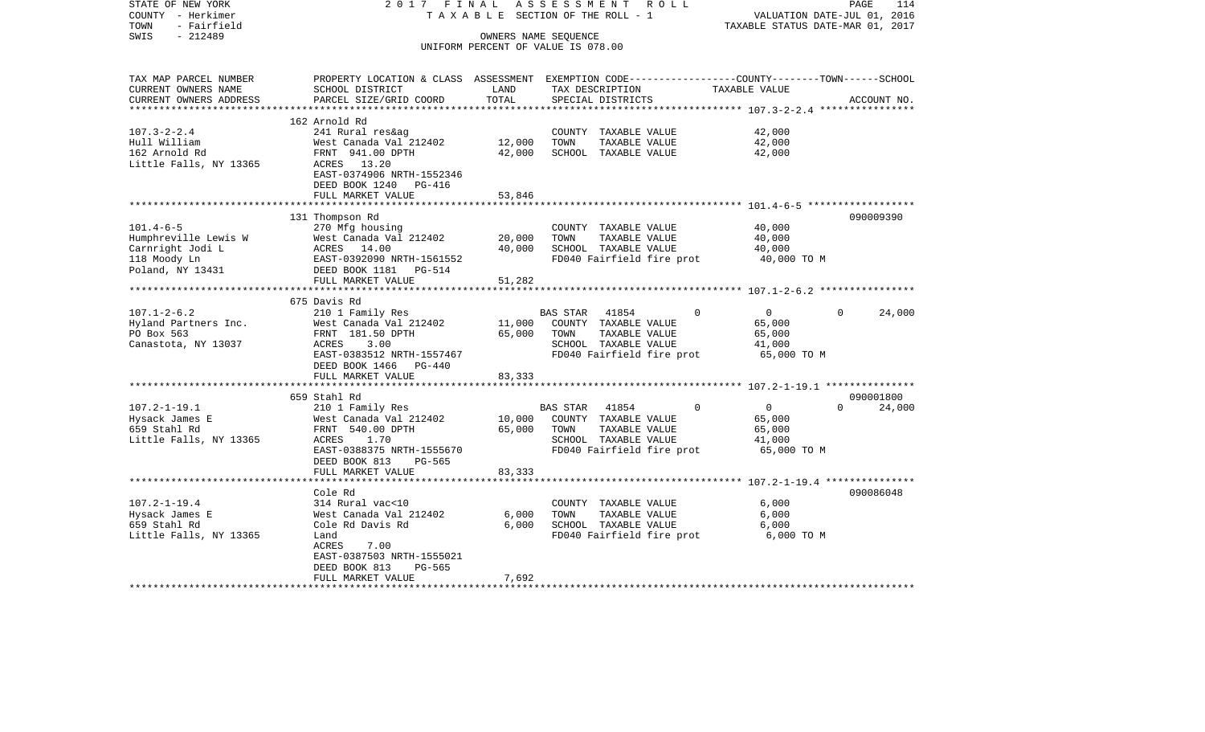STATE OF NEW YORK
COUNTY - Herkimer
TOWN - Fairfield
SWIS - 212489

2 0 1 7 F I N A L A S S E S S M E N T R O L L
T A X A B L E SECTION OF THE ROLL - 1
OWNERS NAME SEQUENCE
UNIFORM PERCENT OF VALUE IS 078.00

VALUATION DATE-JUL 01, 2016
TAXABLE STATUS DATE-MAR 01, 2017

| TAX MAP PARCEL NUMBER / CURRENT OWNERS NAME / CURRENT OWNERS ADDRESS | PROPERTY LOCATION & CLASS / SCHOOL DISTRICT / PARCEL SIZE/GRID COORD | ASSESSMENT LAND | TOTAL | EXEMPTION CODE / TAX DESCRIPTION / SPECIAL DISTRICTS | COUNTY / TOWN / SCHOOL TAXABLE VALUE | ACCOUNT NO. |
|---|---|---|---|---|---|---|
| 107.3-2-2.4 | 162 Arnold Rd | | | | | |
| Hull William | 241 Rural res&ag | | | COUNTY TAXABLE VALUE | 42,000 | |
| 162 Arnold Rd | West Canada Val 212402 | 12,000 | | TOWN TAXABLE VALUE | 42,000 | |
| Little Falls, NY 13365 | FRNT 941.00 DPTH | | 42,000 | SCHOOL TAXABLE VALUE | 42,000 | |
| | ACRES 13.20 | | | | | |
| | EAST-0374906 NRTH-1552346 | | | | | |
| | DEED BOOK 1240 PG-416 | | | | | |
| | FULL MARKET VALUE | | 53,846 | | | |
| 101.4-6-5 | 131 Thompson Rd | | | | | 090009390 |
| Humphreville Lewis W | 270 Mfg housing | | | COUNTY TAXABLE VALUE | 40,000 | |
| Carnright Jodi L | West Canada Val 212402 | 20,000 | | TOWN TAXABLE VALUE | 40,000 | |
| 118 Moody Ln | ACRES 14.00 | | 40,000 | SCHOOL TAXABLE VALUE | 40,000 | |
| Poland, NY 13431 | EAST-0392090 NRTH-1561552 | | | FD040 Fairfield fire prot | 40,000 TO M | |
| | DEED BOOK 1181 PG-514 | | | | | |
| | FULL MARKET VALUE | | 51,282 | | | |
| 107.1-2-6.2 | 675 Davis Rd | | | | | |
| Hyland Partners Inc. | 210 1 Family Res | | | BAS STAR 41854 0 | 0 0 24,000 | |
| PO Box 563 | West Canada Val 212402 | 11,000 | | COUNTY TAXABLE VALUE | 65,000 | |
| Canastota, NY 13037 | FRNT 181.50 DPTH | | 65,000 | TOWN TAXABLE VALUE | 65,000 | |
| | ACRES 3.00 | | | SCHOOL TAXABLE VALUE | 41,000 | |
| | EAST-0383512 NRTH-1557467 | | | FD040 Fairfield fire prot | 65,000 TO M | |
| | DEED BOOK 1466 PG-440 | | | | | |
| | FULL MARKET VALUE | | 83,333 | | | |
| 107.2-1-19.1 | 659 Stahl Rd | | | | | 090001800 |
| Hysack James E | 210 1 Family Res | | | BAS STAR 41854 0 | 0 0 24,000 | |
| 659 Stahl Rd | West Canada Val 212402 | 10,000 | | COUNTY TAXABLE VALUE | 65,000 | |
| Little Falls, NY 13365 | FRNT 540.00 DPTH | | 65,000 | TOWN TAXABLE VALUE | 65,000 | |
| | ACRES 1.70 | | | SCHOOL TAXABLE VALUE | 41,000 | |
| | EAST-0388375 NRTH-1555670 | | | FD040 Fairfield fire prot | 65,000 TO M | |
| | DEED BOOK 813 PG-565 | | | | | |
| | FULL MARKET VALUE | | 83,333 | | | |
| 107.2-1-19.4 | Cole Rd | | | | | 090086048 |
| Hysack James E | 314 Rural vac<10 | | | COUNTY TAXABLE VALUE | 6,000 | |
| 659 Stahl Rd | West Canada Val 212402 | 6,000 | | TOWN TAXABLE VALUE | 6,000 | |
| Little Falls, NY 13365 | Cole Rd Davis Rd | | 6,000 | SCHOOL TAXABLE VALUE | 6,000 | |
| | Land | | | FD040 Fairfield fire prot | 6,000 TO M | |
| | ACRES 7.00 | | | | | |
| | EAST-0387503 NRTH-1555021 | | | | | |
| | DEED BOOK 813 PG-565 | | | | | |
| | FULL MARKET VALUE | | 7,692 | | | |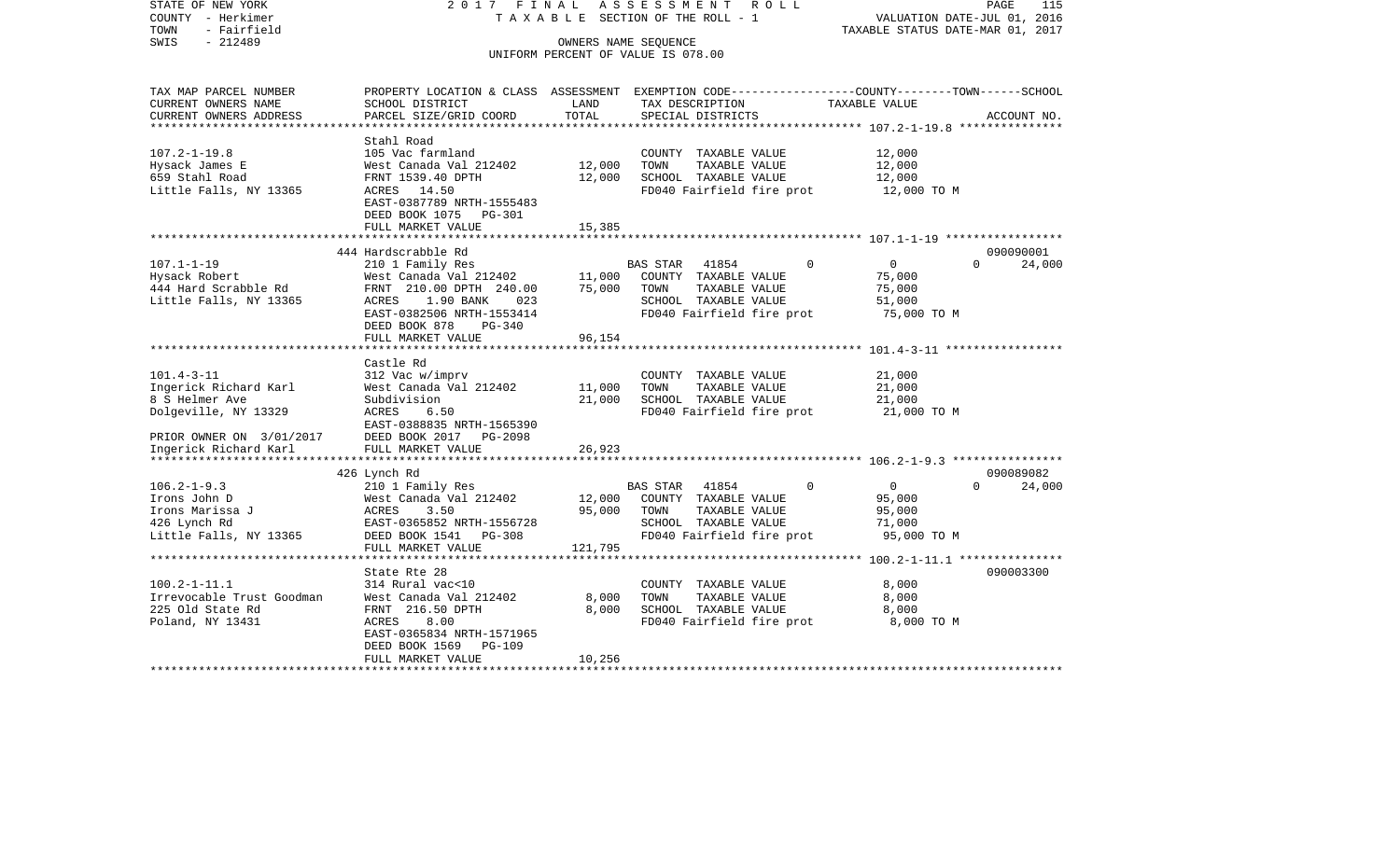STATE OF NEW YORK
COUNTY - Herkimer
TOWN - Fairfield
SWIS - 212489

2 0 1 7 F I N A L A S S E S S M E N T R O L L
T A X A B L E SECTION OF THE ROLL - 1
OWNERS NAME SEQUENCE
UNIFORM PERCENT OF VALUE IS 078.00

VALUATION DATE-JUL 01, 2016
TAXABLE STATUS DATE-MAR 01, 2017

| TAX MAP PARCEL NUMBER<br>CURRENT OWNERS NAME<br>CURRENT OWNERS ADDRESS | PROPERTY LOCATION & CLASS<br>SCHOOL DISTRICT<br>PARCEL SIZE/GRID COORD | ASSESSMENT<br>LAND<br>TOTAL | EXEMPTION CODE-----COUNTY-----TOWN------SCHOOL<br>TAX DESCRIPTION<br>SPECIAL DISTRICTS | TAXABLE VALUE | ACCOUNT NO. |
|---|---|---|---|---|---|
| **107.2-1-19.8** | Stahl Road | | | | |
| 107.2-1-19.8 | 105 Vac farmland | | COUNTY TAXABLE VALUE | 12,000 | |
| Hysack James E | West Canada Val 212402 | 12,000 | TOWN TAXABLE VALUE | 12,000 | |
| 659 Stahl Road | FRNT 1539.40 DPTH | 12,000 | SCHOOL TAXABLE VALUE | 12,000 | |
| Little Falls, NY 13365 | ACRES 14.50 | | FD040 Fairfield fire prot | 12,000 TO M | |
| | EAST-0387789 NRTH-1555483 | | | | |
| | DEED BOOK 1075 PG-301 | | | | |
| | FULL MARKET VALUE | 15,385 | | | |
| **107.1-1-19** | 444 Hardscrabble Rd | | | | 090090001 |
| 107.1-1-19 | 210 1 Family Res | | BAS STAR 41854 0 | 0 0 | 24,000 |
| Hysack Robert | West Canada Val 212402 | 11,000 | COUNTY TAXABLE VALUE | 75,000 | |
| 444 Hard Scrabble Rd | FRNT 210.00 DPTH 240.00 | 75,000 | TOWN TAXABLE VALUE | 75,000 | |
| Little Falls, NY 13365 | ACRES 1.90 BANK 023 | | SCHOOL TAXABLE VALUE | 51,000 | |
| | EAST-0382506 NRTH-1553414 | | FD040 Fairfield fire prot | 75,000 TO M | |
| | DEED BOOK 878 PG-340 | | | | |
| | FULL MARKET VALUE | 96,154 | | | |
| **101.4-3-11** | Castle Rd | | | | |
| 101.4-3-11 | 312 Vac w/imprv | | COUNTY TAXABLE VALUE | 21,000 | |
| Ingerick Richard Karl | West Canada Val 212402 | 11,000 | TOWN TAXABLE VALUE | 21,000 | |
| 8 S Helmer Ave | Subdivision | 21,000 | SCHOOL TAXABLE VALUE | 21,000 | |
| Dolgeville, NY 13329 | ACRES 6.50 | | FD040 Fairfield fire prot | 21,000 TO M | |
| | EAST-0388835 NRTH-1565390 | | | | |
| PRIOR OWNER ON 3/01/2017 | DEED BOOK 2017 PG-2098 | | | | |
| Ingerick Richard Karl | FULL MARKET VALUE | 26,923 | | | |
| **106.2-1-9.3** | 426 Lynch Rd | | | | 090089082 |
| 106.2-1-9.3 | 210 1 Family Res | | BAS STAR 41854 0 | 0 0 | 24,000 |
| Irons John D | West Canada Val 212402 | 12,000 | COUNTY TAXABLE VALUE | 95,000 | |
| Irons Marissa J | ACRES 3.50 | 95,000 | TOWN TAXABLE VALUE | 95,000 | |
| 426 Lynch Rd | EAST-0365852 NRTH-1556728 | | SCHOOL TAXABLE VALUE | 71,000 | |
| Little Falls, NY 13365 | DEED BOOK 1541 PG-308 | | FD040 Fairfield fire prot | 95,000 TO M | |
| | FULL MARKET VALUE | 121,795 | | | |
| **100.2-1-11.1** | State Rte 28 | | | | 090003300 |
| 100.2-1-11.1 | 314 Rural vac<10 | | COUNTY TAXABLE VALUE | 8,000 | |
| Irrevocable Trust Goodman | West Canada Val 212402 | 8,000 | TOWN TAXABLE VALUE | 8,000 | |
| 225 Old State Rd | FRNT 216.50 DPTH | 8,000 | SCHOOL TAXABLE VALUE | 8,000 | |
| Poland, NY 13431 | ACRES 8.00 | | FD040 Fairfield fire prot | 8,000 TO M | |
| | EAST-0365834 NRTH-1571965 | | | | |
| | DEED BOOK 1569 PG-109 | | | | |
| | FULL MARKET VALUE | 10,256 | | | |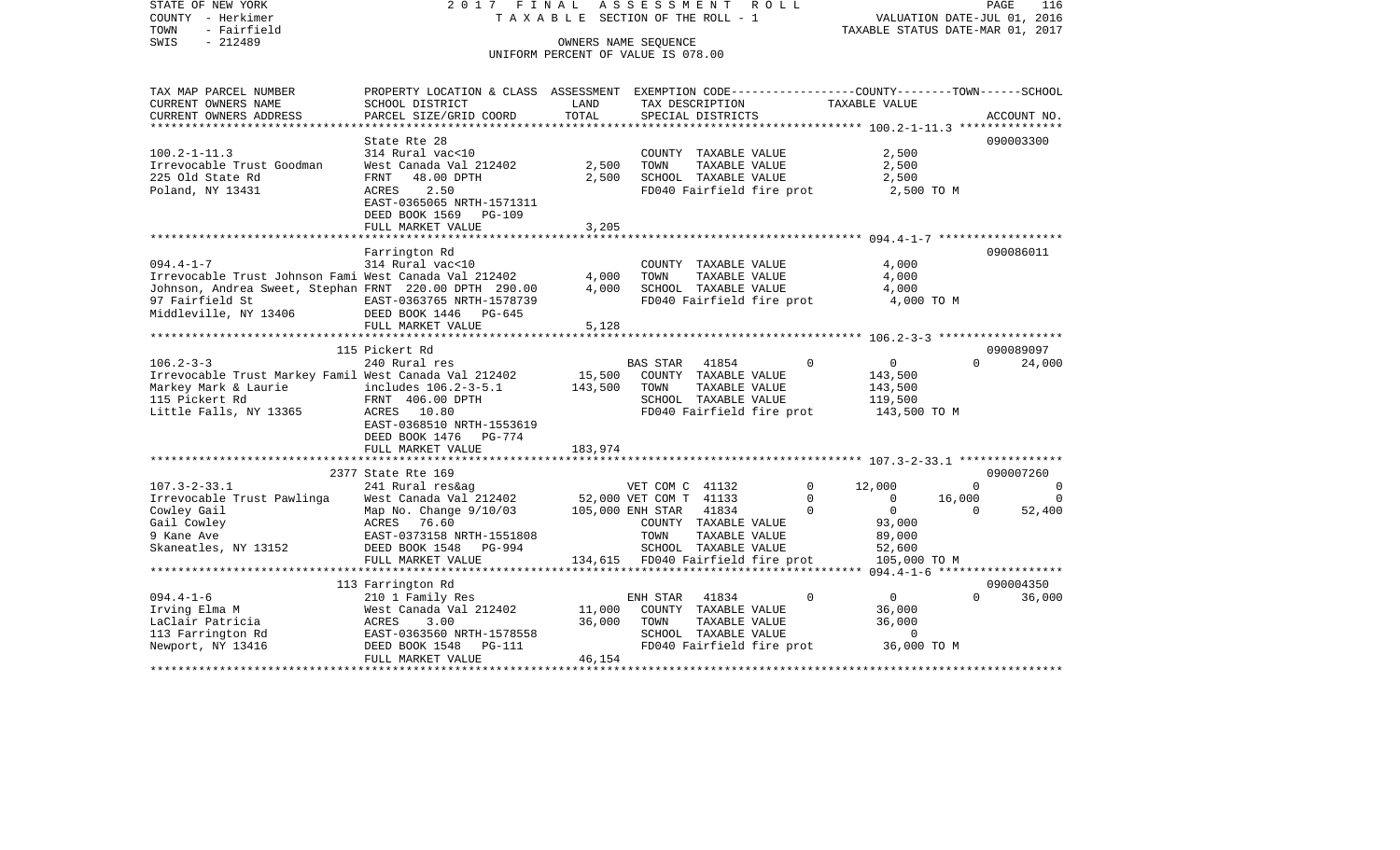STATE OF NEW YORK 2017 FINAL ASSESSMENT ROLL
COUNTY - Herkimer TAXABLE SECTION OF THE ROLL - 1 VALUATION DATE-JUL 01, 2016
TOWN - Fairfield TAXABLE STATUS DATE-MAR 01, 2017
SWIS - 212489 OWNERS NAME SEQUENCE
UNIFORM PERCENT OF VALUE IS 078.00

| TAX MAP PARCEL NUMBER / CURRENT OWNERS NAME / CURRENT OWNERS ADDRESS | PROPERTY LOCATION & CLASS / SCHOOL DISTRICT / PARCEL SIZE/GRID COORD | ASSESSMENT LAND / TOTAL | EXEMPTION CODE / TAX DESCRIPTION / SPECIAL DISTRICTS | COUNTY | TOWN | SCHOOL | ACCOUNT NO. |
|---|---|---|---|---|---|---|---|
| **100.2-1-11.3** | State Rte 28 | | | | | | 090003300 |
| 100.2-1-11.3 | 314 Rural vac<10 | | COUNTY TAXABLE VALUE | 2,500 | | | |
| Irrevocable Trust Goodman | West Canada Val 212402 | 2,500 | TOWN TAXABLE VALUE | | 2,500 | | |
| 225 Old State Rd | FRNT 48.00 DPTH | 2,500 | SCHOOL TAXABLE VALUE | | | 2,500 | |
| Poland, NY 13431 | ACRES 2.50 | | FD040 Fairfield fire prot | 2,500 TO M | | | |
| | EAST-0365065 NRTH-1571311 | | | | | | |
| | DEED BOOK 1569 PG-109 | | | | | | |
| | FULL MARKET VALUE | 3,205 | | | | | |
| **094.4-1-7** | Farrington Rd | | | | | | 090086011 |
| 094.4-1-7 | 314 Rural vac<10 | | COUNTY TAXABLE VALUE | 4,000 | | | |
| Irrevocable Trust Johnson Fami | West Canada Val 212402 | 4,000 | TOWN TAXABLE VALUE | | 4,000 | | |
| Johnson, Andrea Sweet, Stephan | FRNT 220.00 DPTH 290.00 | 4,000 | SCHOOL TAXABLE VALUE | | | 4,000 | |
| 97 Fairfield St | EAST-0363765 NRTH-1578739 | | FD040 Fairfield fire prot | 4,000 TO M | | | |
| Middleville, NY 13406 | DEED BOOK 1446 PG-645 | | | | | | |
| | FULL MARKET VALUE | 5,128 | | | | | |
| **106.2-3-3** | 115 Pickert Rd | | | | | | 090089097 |
| 106.2-3-3 | 240 Rural res | | BAS STAR 41854 0 | 0 | 0 | 24,000 | |
| Irrevocable Trust Markey Famil | West Canada Val 212402 | 15,500 | COUNTY TAXABLE VALUE | 143,500 | | | |
| Markey Mark & Laurie | includes 106.2-3-5.1 | 143,500 | TOWN TAXABLE VALUE | | 143,500 | | |
| 115 Pickert Rd | FRNT 406.00 DPTH | | SCHOOL TAXABLE VALUE | | | 119,500 | |
| Little Falls, NY 13365 | ACRES 10.80 | | FD040 Fairfield fire prot | 143,500 TO M | | | |
| | EAST-0368510 NRTH-1553619 | | | | | | |
| | DEED BOOK 1476 PG-774 | | | | | | |
| | FULL MARKET VALUE | 183,974 | | | | | |
| **107.3-2-33.1** | 2377 State Rte 169 | | | | | | 090007260 |
| 107.3-2-33.1 | 241 Rural res&ag | | VET COM C 41132 0 | 12,000 | 0 | 0 | |
| Irrevocable Trust Pawlinga | West Canada Val 212402 | 52,000 | VET COM T 41133 0 | 0 | 16,000 | 0 | |
| Cowley Gail | Map No. Change 9/10/03 | 105,000 | ENH STAR 41834 0 | 0 | 0 | 52,400 | |
| Gail Cowley | ACRES 76.60 | | COUNTY TAXABLE VALUE | 93,000 | | | |
| 9 Kane Ave | EAST-0373158 NRTH-1551808 | | TOWN TAXABLE VALUE | | 89,000 | | |
| Skaneatles, NY 13152 | DEED BOOK 1548 PG-994 | | SCHOOL TAXABLE VALUE | | | 52,600 | |
| | FULL MARKET VALUE | 134,615 | FD040 Fairfield fire prot | 105,000 TO M | | | |
| **094.4-1-6** | 113 Farrington Rd | | | | | | 090004350 |
| 094.4-1-6 | 210 1 Family Res | | ENH STAR 41834 0 | 0 | 0 | 36,000 | |
| Irving Elma M | West Canada Val 212402 | 11,000 | COUNTY TAXABLE VALUE | 36,000 | | | |
| LaClair Patricia | ACRES 3.00 | 36,000 | TOWN TAXABLE VALUE | | 36,000 | | |
| 113 Farrington Rd | EAST-0363560 NRTH-1578558 | | SCHOOL TAXABLE VALUE | | | 0 | |
| Newport, NY 13416 | DEED BOOK 1548 PG-111 | | FD040 Fairfield fire prot | 36,000 TO M | | | |
| | FULL MARKET VALUE | 46,154 | | | | | |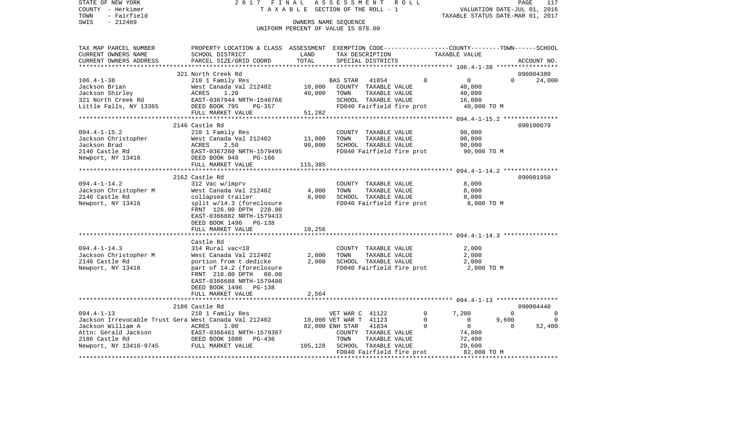STATE OF NEW YORK 2 0 1 7 F I N A L A S S E S S M E N T R O L L
COUNTY - Herkimer T A X A B L E SECTION OF THE ROLL - 1 VALUATION DATE-JUL 01, 2016
TOWN - Fairfield TAXABLE STATUS DATE-MAR 01, 2017
SWIS - 212489 OWNERS NAME SEQUENCE
UNIFORM PERCENT OF VALUE IS 078.00

| TAX MAP PARCEL NUMBER / CURRENT OWNERS NAME / CURRENT OWNERS ADDRESS | PROPERTY LOCATION & CLASS / SCHOOL DISTRICT / PARCEL SIZE/GRID COORD | ASSESSMENT LAND / TOTAL | EXEMPTION CODE / TAX DESCRIPTION / SPECIAL DISTRICTS | COUNTY | TOWN | SCHOOL / ACCOUNT NO. |
|---|---|---|---|---|---|---|
| **106.4-1-38** | 321 North Creek Rd | | | | | 090004380 |
| | 210 1 Family Res | | BAS STAR 41854 0 | 0 | 0 | 24,000 |
| Jackson Brian | West Canada Val 212402 | 10,000 | COUNTY TAXABLE VALUE | 40,000 | | |
| Jackson Shirley | ACRES 1.20 | 40,000 | TOWN TAXABLE VALUE | | 40,000 | |
| 321 North Creek Rd | EAST-0367944 NRTH-1546766 | | SCHOOL TAXABLE VALUE | | | 16,000 |
| Little Falls, NY 13365 | DEED BOOK 795 PG-357 | | FD040 Fairfield fire prot | 40,000 TO M | | |
| | FULL MARKET VALUE | 51,282 | | | | |
| **094.4-1-15.2** | 2146 Castle Rd | | | | | 090100079 |
| | 210 1 Family Res | | COUNTY TAXABLE VALUE | 90,000 | | |
| Jackson Christopher | West Canada Val 212402 | 11,000 | TOWN TAXABLE VALUE | | 90,000 | |
| Jackson Brad | ACRES 2.50 | 90,000 | SCHOOL TAXABLE VALUE | | | 90,000 |
| 2146 Castle Rd | EAST-0367260 NRTH-1579495 | | FD040 Fairfield fire prot | 90,000 TO M | | |
| Newport, NY 13416 | DEED BOOK 948 PG-166 | | | | | |
| | FULL MARKET VALUE | 115,385 | | | | |
| **094.4-1-14.2** | 2162 Castle Rd | | | | | 090001950 |
| | 312 Vac w/imprv | | COUNTY TAXABLE VALUE | 8,000 | | |
| Jackson Christopher M | West Canada Val 212402 | 4,000 | TOWN TAXABLE VALUE | | 8,000 | |
| 2146 Castle Rd | collapsed trailer | 8,000 | SCHOOL TAXABLE VALUE | | | 8,000 |
| Newport, NY 13416 | split w/14.3 (foreclosure | | FD040 Fairfield fire prot | 8,000 TO M | | |
| | FRNT 126.00 DPTH 220.00 | | | | | |
| | EAST-0366882 NRTH-1579433 | | | | | |
| | DEED BOOK 1496 PG-138 | | | | | |
| | FULL MARKET VALUE | 10,256 | | | | |
| **094.4-1-14.3** | Castle Rd | | | | | |
| | 314 Rural vac<10 | | COUNTY TAXABLE VALUE | 2,000 | | |
| Jackson Christopher M | West Canada Val 212402 | 2,000 | TOWN TAXABLE VALUE | | 2,000 | |
| 2146 Castle Rd | portion from t dedicke | 2,000 | SCHOOL TAXABLE VALUE | | | 2,000 |
| Newport, NY 13416 | part of 14.2 (foreclosure | | FD040 Fairfield fire prot | 2,000 TO M | | |
| | FRNT 218.00 DPTH 80.00 | | | | | |
| | EAST-0366688 NRTH-1579480 | | | | | |
| | DEED BOOK 1496 PG-138 | | | | | |
| | FULL MARKET VALUE | 2,564 | | | | |
| **094.4-1-13** | 2186 Castle Rd | | | | | 090004440 |
| | 210 1 Family Res | | VET WAR C 41122 0 | 7,200 | 0 | 0 |
| Jackson Irrevocable Trust Gera | West Canada Val 212402 | 10,000 | VET WAR T 41123 0 | 0 | 9,600 | 0 |
| Jackson William A | ACRES 1.00 | 82,000 | ENH STAR 41834 0 | 0 | 0 | 52,400 |
| Attn: Gerald Jackson | EAST-0366461 NRTH-1579367 | | COUNTY TAXABLE VALUE | 74,800 | | |
| 2186 Castle Rd | DEED BOOK 1080 PG-436 | | TOWN TAXABLE VALUE | | 72,400 | |
| Newport, NY 13416-9745 | FULL MARKET VALUE | 105,128 | SCHOOL TAXABLE VALUE | | | 29,600 |
| | | | FD040 Fairfield fire prot | 82,000 TO M | | |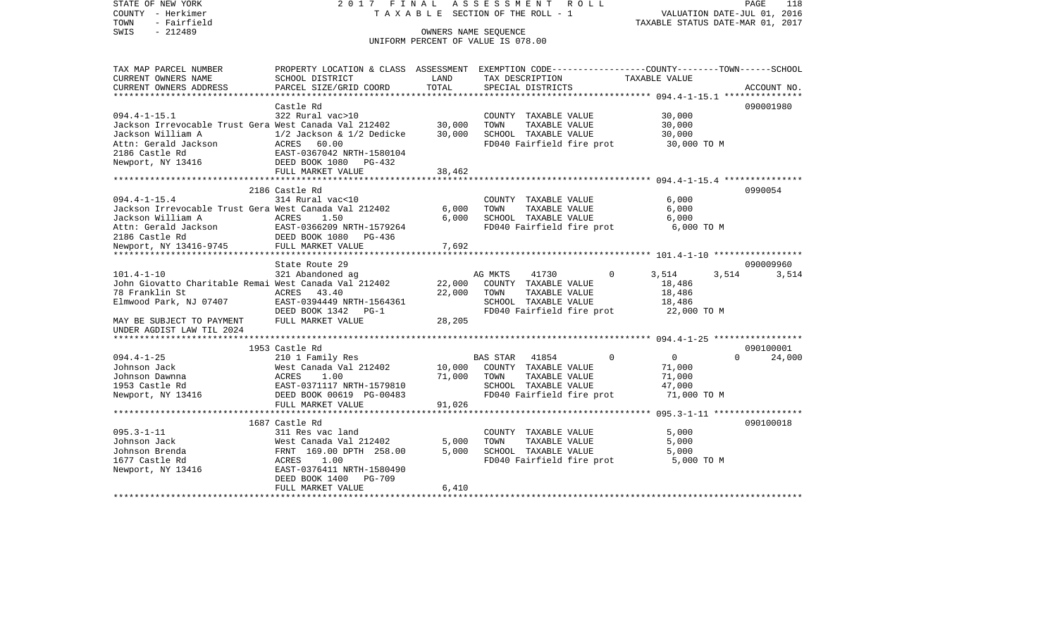STATE OF NEW YORK — 2017 FINAL ASSESSMENT ROLL — PAGE 118
COUNTY - Herkimer — TAXABLE SECTION OF THE ROLL - 1 — VALUATION DATE-JUL 01, 2016
TOWN - Fairfield — TAXABLE STATUS DATE-MAR 01, 2017
SWIS - 212489 — OWNERS NAME SEQUENCE
UNIFORM PERCENT OF VALUE IS 078.00

```
TAX MAP PARCEL NUMBER          PROPERTY LOCATION & CLASS  ASSESSMENT  EXEMPTION CODE------------------COUNTY--------TOWN------SCHOOL
CURRENT OWNERS NAME            SCHOOL DISTRICT              LAND      TAX DESCRIPTION             TAXABLE VALUE
CURRENT OWNERS ADDRESS         PARCEL SIZE/GRID COORD       TOTAL     SPECIAL DISTRICTS                                        ACCOUNT NO.
******************************************************************************************************* 094.4-1-15.1 ***************
                               Castle Rd                                                                                   090001980
094.4-1-15.1                   322 Rural vac>10                       COUNTY  TAXABLE VALUE            30,000
Jackson Irrevocable Trust Gera West Canada Val 212402     30,000     TOWN    TAXABLE VALUE            30,000
Jackson William A              1/2 Jackson & 1/2 Dedicke  30,000     SCHOOL  TAXABLE VALUE            30,000
Attn: Gerald Jackson           ACRES   60.00                          FD040 Fairfield fire prot        30,000 TO M
2186 Castle Rd                 EAST-0367042 NRTH-1580104
Newport, NY 13416              DEED BOOK 1080   PG-432
                               FULL MARKET VALUE          38,462
******************************************************************************************************* 094.4-1-15.4 ***************
                             2186 Castle Rd                                                                                0990054
094.4-1-15.4                   314 Rural vac<10                       COUNTY  TAXABLE VALUE             6,000
Jackson Irrevocable Trust Gera West Canada Val 212402      6,000     TOWN    TAXABLE VALUE             6,000
Jackson William A              ACRES    1.50               6,000     SCHOOL  TAXABLE VALUE             6,000
Attn: Gerald Jackson           EAST-0366209 NRTH-1579264              FD040 Fairfield fire prot         6,000 TO M
2186 Castle Rd                 DEED BOOK 1080   PG-436
Newport, NY 13416-9745         FULL MARKET VALUE           7,692
******************************************************************************************************* 101.4-1-10 *****************
                               State Route 29                                                                              090009960
101.4-1-10                     321 Abandoned ag                       AG MKTS    41730         0         3,514      3,514      3,514
John Giovatto Charitable Remai West Canada Val 212402     22,000     COUNTY  TAXABLE VALUE            18,486
78 Franklin St                 ACRES   43.40              22,000     TOWN    TAXABLE VALUE            18,486
Elmwood Park, NJ 07407         EAST-0394449 NRTH-1564361              SCHOOL  TAXABLE VALUE            18,486
                               DEED BOOK 1342   PG-1                  FD040 Fairfield fire prot        22,000 TO M
MAY BE SUBJECT TO PAYMENT      FULL MARKET VALUE          28,205
UNDER AGDIST LAW TIL 2024
******************************************************************************************************* 094.4-1-25 *****************
                             1953 Castle Rd                                                                                090100001
094.4-1-25                     210 1 Family Res                       BAS STAR   41854         0             0          0     24,000
Johnson Jack                   West Canada Val 212402     10,000     COUNTY  TAXABLE VALUE            71,000
Johnson Dawnna                 ACRES    1.00              71,000     TOWN    TAXABLE VALUE            71,000
1953 Castle Rd                 EAST-0371117 NRTH-1579810              SCHOOL  TAXABLE VALUE            47,000
Newport, NY 13416              DEED BOOK 00619 PG-00483               FD040 Fairfield fire prot        71,000 TO M
                               FULL MARKET VALUE          91,026
******************************************************************************************************* 095.3-1-11 *****************
                             1687 Castle Rd                                                                                090100018
095.3-1-11                     311 Res vac land                       COUNTY  TAXABLE VALUE             5,000
Johnson Jack                   West Canada Val 212402      5,000     TOWN    TAXABLE VALUE             5,000
Johnson Brenda                 FRNT 169.00 DPTH 258.00     5,000     SCHOOL  TAXABLE VALUE             5,000
1677 Castle Rd                 ACRES    1.00                          FD040 Fairfield fire prot         5,000 TO M
Newport, NY 13416              EAST-0376411 NRTH-1580490
                               DEED BOOK 1400   PG-709
                               FULL MARKET VALUE           6,410
************************************************************************************************************************************
```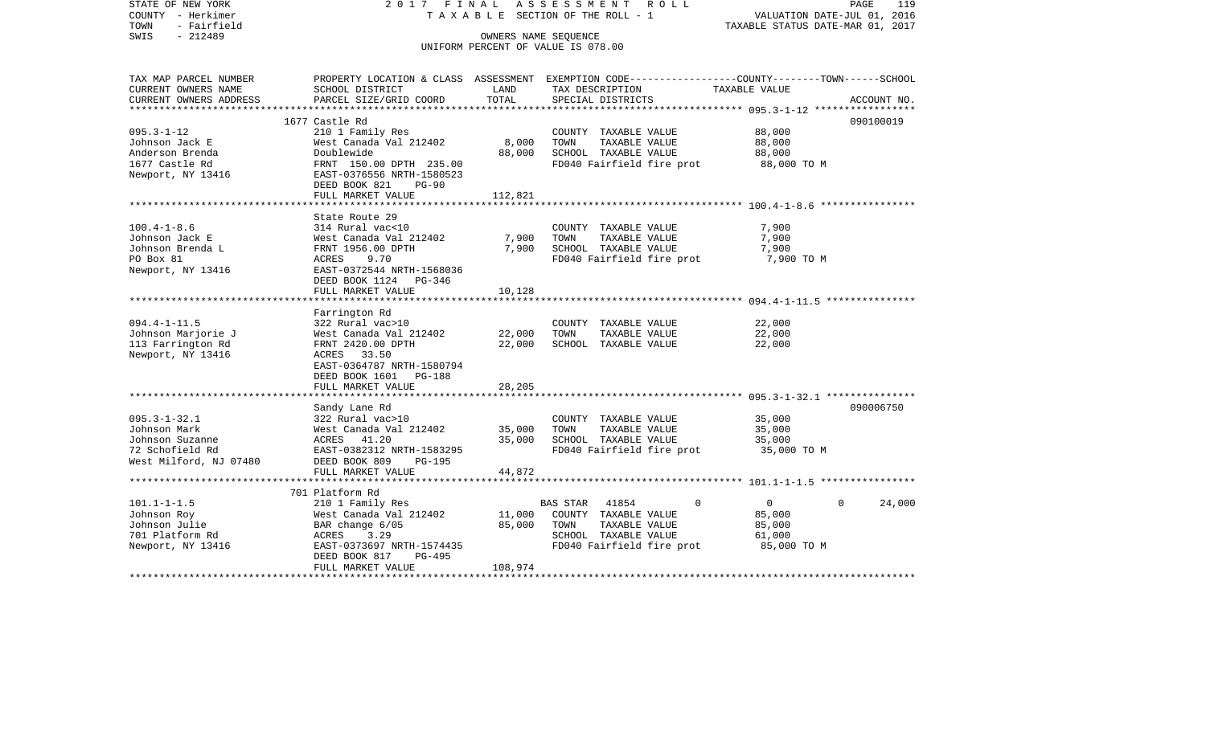STATE OF NEW YORK 2 0 1 7 F I N A L A S S E S S M E N T R O L L
COUNTY - Herkimer T A X A B L E SECTION OF THE ROLL - 1 VALUATION DATE-JUL 01, 2016
TOWN - Fairfield TAXABLE STATUS DATE-MAR 01, 2017
SWIS - 212489 OWNERS NAME SEQUENCE
UNIFORM PERCENT OF VALUE IS 078.00

| TAX MAP PARCEL NUMBER / CURRENT OWNERS NAME / CURRENT OWNERS ADDRESS | PROPERTY LOCATION & CLASS / SCHOOL DISTRICT / PARCEL SIZE/GRID COORD | ASSESSMENT LAND | TOTAL | EXEMPTION CODE / TAX DESCRIPTION / SPECIAL DISTRICTS | COUNTY | TOWN | SCHOOL | TAXABLE VALUE | ACCOUNT NO. |
|---|---|---|---|---|---|---|---|---|---|
| 095.3-1-12 | 1677 Castle Rd | | | | | | | | 090100019 |
| Johnson Jack E | 210 1 Family Res | | | COUNTY TAXABLE VALUE | | | | 88,000 | |
| Anderson Brenda | West Canada Val 212402 | 8,000 | | TOWN TAXABLE VALUE | | | | 88,000 | |
| 1677 Castle Rd | Doublewide | | 88,000 | SCHOOL TAXABLE VALUE | | | | 88,000 | |
| Newport, NY 13416 | FRNT 150.00 DPTH 235.00 | | | FD040 Fairfield fire prot | | | | 88,000 TO M | |
| | EAST-0376556 NRTH-1580523 | | | | | | | | |
| | DEED BOOK 821 PG-90 | | | | | | | | |
| | FULL MARKET VALUE | | 112,821 | | | | | | |
| 100.4-1-8.6 | State Route 29 | | | | | | | | |
| Johnson Jack E | 314 Rural vac<10 | | | COUNTY TAXABLE VALUE | | | | 7,900 | |
| Johnson Brenda L | West Canada Val 212402 | 7,900 | | TOWN TAXABLE VALUE | | | | 7,900 | |
| PO Box 81 | FRNT 1956.00 DPTH | | 7,900 | SCHOOL TAXABLE VALUE | | | | 7,900 | |
| Newport, NY 13416 | ACRES 9.70 | | | FD040 Fairfield fire prot | | | | 7,900 TO M | |
| | EAST-0372544 NRTH-1568036 | | | | | | | | |
| | DEED BOOK 1124 PG-346 | | | | | | | | |
| | FULL MARKET VALUE | | 10,128 | | | | | | |
| 094.4-1-11.5 | Farrington Rd | | | | | | | | |
| Johnson Marjorie J | 322 Rural vac>10 | | | COUNTY TAXABLE VALUE | | | | 22,000 | |
| 113 Farrington Rd | West Canada Val 212402 | 22,000 | | TOWN TAXABLE VALUE | | | | 22,000 | |
| Newport, NY 13416 | FRNT 2420.00 DPTH | | 22,000 | SCHOOL TAXABLE VALUE | | | | 22,000 | |
| | ACRES 33.50 | | | | | | | | |
| | EAST-0364787 NRTH-1580794 | | | | | | | | |
| | DEED BOOK 1601 PG-188 | | | | | | | | |
| | FULL MARKET VALUE | | 28,205 | | | | | | |
| 095.3-1-32.1 | Sandy Lane Rd | | | | | | | | 090006750 |
| Johnson Mark | 322 Rural vac>10 | | | COUNTY TAXABLE VALUE | | | | 35,000 | |
| Johnson Suzanne | West Canada Val 212402 | 35,000 | | TOWN TAXABLE VALUE | | | | 35,000 | |
| 72 Schofield Rd | ACRES 41.20 | | 35,000 | SCHOOL TAXABLE VALUE | | | | 35,000 | |
| West Milford, NJ 07480 | EAST-0382312 NRTH-1583295 | | | FD040 Fairfield fire prot | | | | 35,000 TO M | |
| | DEED BOOK 809 PG-195 | | | | | | | | |
| | FULL MARKET VALUE | | 44,872 | | | | | | |
| 101.1-1-1.5 | 701 Platform Rd | | | | | | | | |
| Johnson Roy | 210 1 Family Res | | | BAS STAR 41854 | 0 | 0 | 24,000 | | |
| Johnson Julie | West Canada Val 212402 | 11,000 | | COUNTY TAXABLE VALUE | | | | 85,000 | |
| 701 Platform Rd | BAR change 6/05 | | 85,000 | TOWN TAXABLE VALUE | | | | 85,000 | |
| Newport, NY 13416 | ACRES 3.29 | | | SCHOOL TAXABLE VALUE | | | | 61,000 | |
| | EAST-0373697 NRTH-1574435 | | | FD040 Fairfield fire prot | | | | 85,000 TO M | |
| | DEED BOOK 817 PG-495 | | | | | | | | |
| | FULL MARKET VALUE | | 108,974 | | | | | | |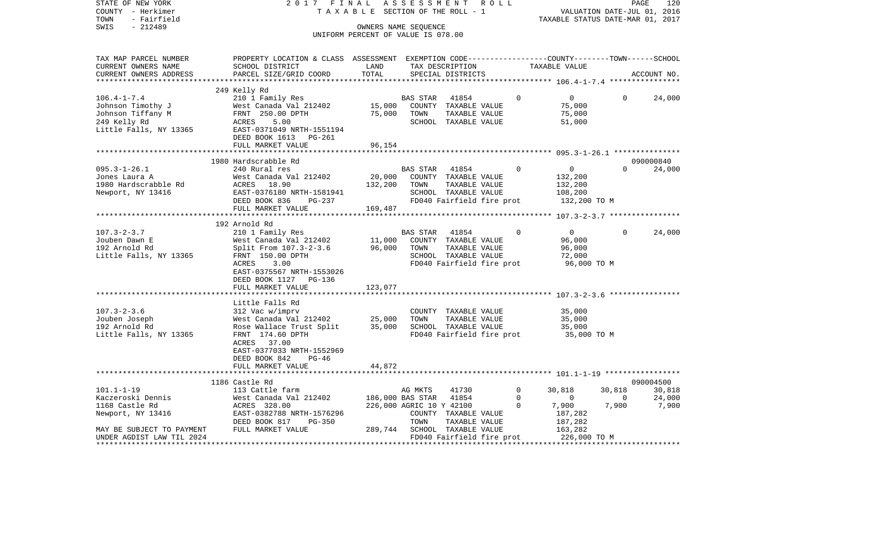STATE OF NEW YORK 2 0 1 7 F I N A L A S S E S S M E N T R O L L
COUNTY - Herkimer T A X A B L E SECTION OF THE ROLL - 1 VALUATION DATE-JUL 01, 2016
TOWN - Fairfield TAXABLE STATUS DATE-MAR 01, 2017
SWIS - 212489 OWNERS NAME SEQUENCE
UNIFORM PERCENT OF VALUE IS 078.00

| TAX MAP PARCEL NUMBER<br>CURRENT OWNERS NAME<br>CURRENT OWNERS ADDRESS | PROPERTY LOCATION & CLASS<br>SCHOOL DISTRICT<br>PARCEL SIZE/GRID COORD | ASSESSMENT<br>LAND<br>TOTAL | EXEMPTION CODE<br>TAX DESCRIPTION<br>SPECIAL DISTRICTS | COUNTY<br>TAXABLE VALUE | TOWN | SCHOOL<br>ACCOUNT NO. |
|---|---|---|---|---|---|---|
| 106.4-1-7.4 | 249 Kelly Rd | | | | | |
| | 210 1 Family Res | | BAS STAR 41854 0 | 0 | 0 | 24,000 |
| Johnson Timothy J | West Canada Val 212402 | 15,000 | COUNTY TAXABLE VALUE | 75,000 | | |
| Johnson Tiffany M | FRNT 250.00 DPTH | 75,000 | TOWN TAXABLE VALUE | 75,000 | | |
| 249 Kelly Rd | ACRES 5.00 | | SCHOOL TAXABLE VALUE | 51,000 | | |
| Little Falls, NY 13365 | EAST-0371049 NRTH-1551194 | | | | | |
| | DEED BOOK 1613 PG-261 | | | | | |
| | FULL MARKET VALUE | 96,154 | | | | |
| 095.3-1-26.1 | 1980 Hardscrabble Rd | | | | | 090000840 |
| | 240 Rural res | | BAS STAR 41854 0 | 0 | 0 | 24,000 |
| Jones Laura A | West Canada Val 212402 | 20,000 | COUNTY TAXABLE VALUE | 132,200 | | |
| 1980 Hardscrabble Rd | ACRES 18.90 | 132,200 | TOWN TAXABLE VALUE | 132,200 | | |
| Newport, NY 13416 | EAST-0376180 NRTH-1581941 | | SCHOOL TAXABLE VALUE | 108,200 | | |
| | DEED BOOK 836 PG-237 | | FD040 Fairfield fire prot | 132,200 TO M | | |
| | FULL MARKET VALUE | 169,487 | | | | |
| 107.3-2-3.7 | 192 Arnold Rd | | | | | |
| | 210 1 Family Res | | BAS STAR 41854 0 | 0 | 0 | 24,000 |
| Jouben Dawn E | West Canada Val 212402 | 11,000 | COUNTY TAXABLE VALUE | 96,000 | | |
| 192 Arnold Rd | Split From 107.3-2-3.6 | 96,000 | TOWN TAXABLE VALUE | 96,000 | | |
| Little Falls, NY 13365 | FRNT 150.00 DPTH | | SCHOOL TAXABLE VALUE | 72,000 | | |
| | ACRES 3.00 | | FD040 Fairfield fire prot | 96,000 TO M | | |
| | EAST-0375567 NRTH-1553026 | | | | | |
| | DEED BOOK 1127 PG-136 | | | | | |
| | FULL MARKET VALUE | 123,077 | | | | |
| 107.3-2-3.6 | Little Falls Rd | | | | | |
| | 312 Vac w/imprv | | COUNTY TAXABLE VALUE | 35,000 | | |
| Jouben Joseph | West Canada Val 212402 | 25,000 | TOWN TAXABLE VALUE | 35,000 | | |
| 192 Arnold Rd | Rose Wallace Trust Split | 35,000 | SCHOOL TAXABLE VALUE | 35,000 | | |
| Little Falls, NY 13365 | FRNT 174.60 DPTH | | FD040 Fairfield fire prot | 35,000 TO M | | |
| | ACRES 37.00 | | | | | |
| | EAST-0377033 NRTH-1552969 | | | | | |
| | DEED BOOK 842 PG-46 | | | | | |
| | FULL MARKET VALUE | 44,872 | | | | |
| 101.1-1-19 | 1186 Castle Rd | | | | | 090004500 |
| | 113 Cattle farm | | AG MKTS 41730 0 | 30,818 | 30,818 | 30,818 |
| Kaczeroski Dennis | West Canada Val 212402 | 186,000 | BAS STAR 41854 0 | 0 | 0 | 24,000 |
| 1168 Castle Rd | ACRES 328.00 | 226,000 | AGRIC 10 Y 42100 0 | 7,900 | 7,900 | 7,900 |
| Newport, NY 13416 | EAST-0382788 NRTH-1576296 | | COUNTY TAXABLE VALUE | 187,282 | | |
| | DEED BOOK 817 PG-350 | | TOWN TAXABLE VALUE | 187,282 | | |
| MAY BE SUBJECT TO PAYMENT | FULL MARKET VALUE | 289,744 | SCHOOL TAXABLE VALUE | 163,282 | | |
| UNDER AGDIST LAW TIL 2024 | | | FD040 Fairfield fire prot | 226,000 TO M | | |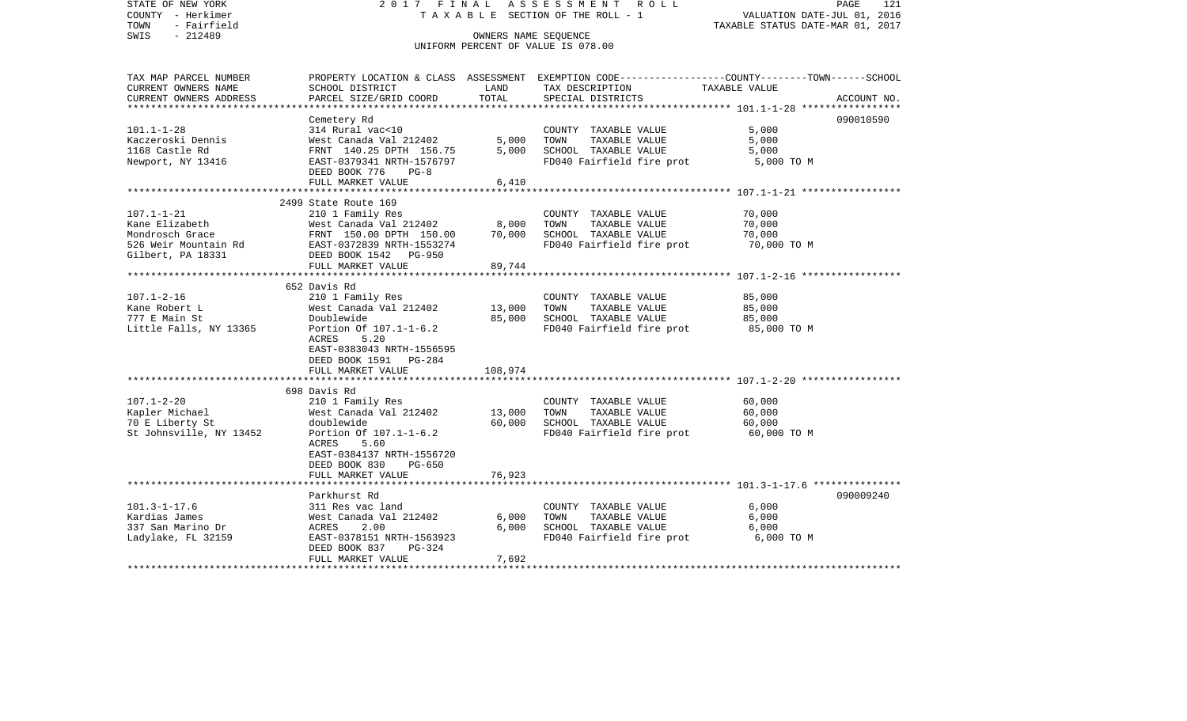STATE OF NEW YORK | 2 0 1 7 F I N A L A S S E S S M E N T R O L L
COUNTY - Herkimer | T A X A B L E SECTION OF THE ROLL - 1 | VALUATION DATE-JUL 01, 2016
TOWN - Fairfield | | TAXABLE STATUS DATE-MAR 01, 2017
SWIS - 212489 | OWNERS NAME SEQUENCE
UNIFORM PERCENT OF VALUE IS 078.00

| TAX MAP PARCEL NUMBER / CURRENT OWNERS NAME / CURRENT OWNERS ADDRESS | PROPERTY LOCATION & CLASS / SCHOOL DISTRICT / PARCEL SIZE/GRID COORD | ASSESSMENT LAND | TOTAL | EXEMPTION CODE / TAX DESCRIPTION / SPECIAL DISTRICTS | TAXABLE VALUE (COUNTY--TOWN--SCHOOL) | ACCOUNT NO. |
|---|---|---|---|---|---|---|
| **101.1-1-28** | Cemetery Rd | | | | | 090010590 |
| 101.1-1-28 | 314 Rural vac<10 | | | COUNTY TAXABLE VALUE | 5,000 | |
| Kaczeroski Dennis | West Canada Val 212402 | 5,000 | | TOWN TAXABLE VALUE | 5,000 | |
| 1168 Castle Rd | FRNT 140.25 DPTH 156.75 | | 5,000 | SCHOOL TAXABLE VALUE | 5,000 | |
| Newport, NY 13416 | EAST-0379341 NRTH-1576797 | | | FD040 Fairfield fire prot | 5,000 TO M | |
| | DEED BOOK 776 PG-8 | | | | | |
| | FULL MARKET VALUE | | 6,410 | | | |
| **107.1-1-21** | 2499 State Route 169 | | | | | |
| 107.1-1-21 | 210 1 Family Res | | | COUNTY TAXABLE VALUE | 70,000 | |
| Kane Elizabeth | West Canada Val 212402 | 8,000 | | TOWN TAXABLE VALUE | 70,000 | |
| Mondrosch Grace | FRNT 150.00 DPTH 150.00 | | 70,000 | SCHOOL TAXABLE VALUE | 70,000 | |
| 526 Weir Mountain Rd | EAST-0372839 NRTH-1553274 | | | FD040 Fairfield fire prot | 70,000 TO M | |
| Gilbert, PA 18331 | DEED BOOK 1542 PG-950 | | | | | |
| | FULL MARKET VALUE | | 89,744 | | | |
| **107.1-2-16** | 652 Davis Rd | | | | | |
| 107.1-2-16 | 210 1 Family Res | | | COUNTY TAXABLE VALUE | 85,000 | |
| Kane Robert L | West Canada Val 212402 | 13,000 | | TOWN TAXABLE VALUE | 85,000 | |
| 777 E Main St | Doublewide | | 85,000 | SCHOOL TAXABLE VALUE | 85,000 | |
| Little Falls, NY 13365 | Portion Of 107.1-1-6.2 | | | FD040 Fairfield fire prot | 85,000 TO M | |
| | ACRES 5.20 | | | | | |
| | EAST-0383043 NRTH-1556595 | | | | | |
| | DEED BOOK 1591 PG-284 | | | | | |
| | FULL MARKET VALUE | | 108,974 | | | |
| **107.1-2-20** | 698 Davis Rd | | | | | |
| 107.1-2-20 | 210 1 Family Res | | | COUNTY TAXABLE VALUE | 60,000 | |
| Kapler Michael | West Canada Val 212402 | 13,000 | | TOWN TAXABLE VALUE | 60,000 | |
| 70 E Liberty St | doublewide | | 60,000 | SCHOOL TAXABLE VALUE | 60,000 | |
| St Johnsville, NY 13452 | Portion Of 107.1-1-6.2 | | | FD040 Fairfield fire prot | 60,000 TO M | |
| | ACRES 5.60 | | | | | |
| | EAST-0384137 NRTH-1556720 | | | | | |
| | DEED BOOK 830 PG-650 | | | | | |
| | FULL MARKET VALUE | | 76,923 | | | |
| **101.3-1-17.6** | Parkhurst Rd | | | | | 090009240 |
| 101.3-1-17.6 | 311 Res vac land | | | COUNTY TAXABLE VALUE | 6,000 | |
| Kardias James | West Canada Val 212402 | 6,000 | | TOWN TAXABLE VALUE | 6,000 | |
| 337 San Marino Dr | ACRES 2.00 | | 6,000 | SCHOOL TAXABLE VALUE | 6,000 | |
| Ladylake, FL 32159 | EAST-0378151 NRTH-1563923 | | | FD040 Fairfield fire prot | 6,000 TO M | |
| | DEED BOOK 837 PG-324 | | | | | |
| | FULL MARKET VALUE | | 7,692 | | | |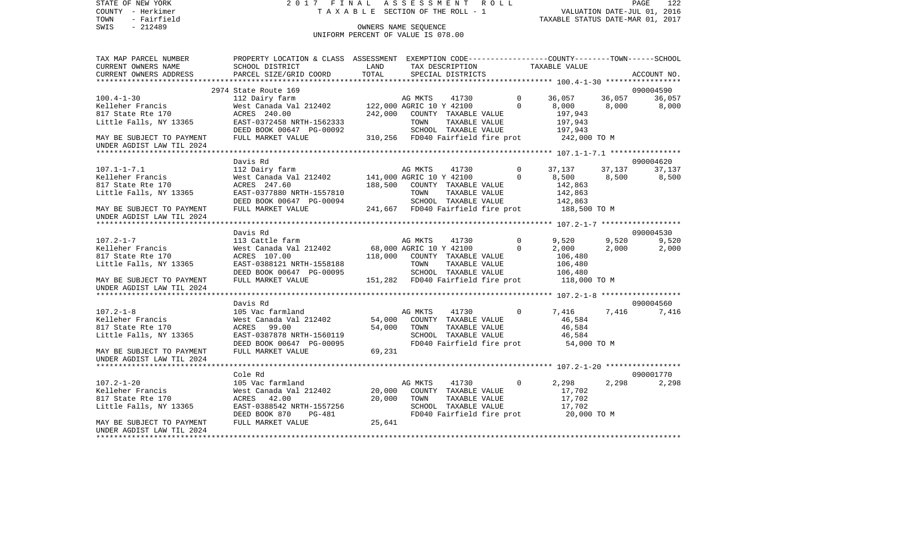STATE OF NEW YORK
COUNTY - Herkimer
TOWN - Fairfield
SWIS - 212489

2017 FINAL ASSESSMENT ROLL
TAXABLE SECTION OF THE ROLL - 1
OWNERS NAME SEQUENCE
UNIFORM PERCENT OF VALUE IS 078.00

VALUATION DATE-JUL 01, 2016
TAXABLE STATUS DATE-MAR 01, 2017

| TAX MAP PARCEL NUMBER / CURRENT OWNERS NAME / CURRENT OWNERS ADDRESS | PROPERTY LOCATION & CLASS / SCHOOL DISTRICT / PARCEL SIZE/GRID COORD | ASSESSMENT LAND / TOTAL | EXEMPTION CODE / TAX DESCRIPTION / SPECIAL DISTRICTS | | COUNTY TAXABLE VALUE | TOWN | SCHOOL / ACCOUNT NO. |
|---|---|---|---|---|---|---|---|
| **100.4-1-30** | 2974 State Route 169 | | | | | | 090004590 |
| 100.4-1-30 | 112 Dairy farm | | AG MKTS 41730 | 0 | 36,057 | 36,057 | 36,057 |
| Kelleher Francis | West Canada Val 212402 | 122,000 | AGRIC 10 Y 42100 | 0 | 8,000 | 8,000 | 8,000 |
| 817 State Rte 170 | ACRES 240.00 | 242,000 | COUNTY TAXABLE VALUE | | 197,943 | | |
| Little Falls, NY 13365 | EAST-0372458 NRTH-1562333 | | TOWN TAXABLE VALUE | | 197,943 | | |
| | DEED BOOK 00647 PG-00092 | | SCHOOL TAXABLE VALUE | | 197,943 | | |
| MAY BE SUBJECT TO PAYMENT UNDER AGDIST LAW TIL 2024 | FULL MARKET VALUE | 310,256 | FD040 Fairfield fire prot | | 242,000 TO M | | |
| **107.1-1-7.1** | Davis Rd | | | | | | 090004620 |
| 107.1-1-7.1 | 112 Dairy farm | | AG MKTS 41730 | 0 | 37,137 | 37,137 | 37,137 |
| Kelleher Francis | West Canada Val 212402 | 141,000 | AGRIC 10 Y 42100 | 0 | 8,500 | 8,500 | 8,500 |
| 817 State Rte 170 | ACRES 247.60 | 188,500 | COUNTY TAXABLE VALUE | | 142,863 | | |
| Little Falls, NY 13365 | EAST-0377880 NRTH-1557810 | | TOWN TAXABLE VALUE | | 142,863 | | |
| | DEED BOOK 00647 PG-00094 | | SCHOOL TAXABLE VALUE | | 142,863 | | |
| MAY BE SUBJECT TO PAYMENT UNDER AGDIST LAW TIL 2024 | FULL MARKET VALUE | 241,667 | FD040 Fairfield fire prot | | 188,500 TO M | | |
| **107.2-1-7** | Davis Rd | | | | | | 090004530 |
| 107.2-1-7 | 113 Cattle farm | | AG MKTS 41730 | 0 | 9,520 | 9,520 | 9,520 |
| Kelleher Francis | West Canada Val 212402 | 68,000 | AGRIC 10 Y 42100 | 0 | 2,000 | 2,000 | 2,000 |
| 817 State Rte 170 | ACRES 107.00 | 118,000 | COUNTY TAXABLE VALUE | | 106,480 | | |
| Little Falls, NY 13365 | EAST-0388121 NRTH-1558188 | | TOWN TAXABLE VALUE | | 106,480 | | |
| | DEED BOOK 00647 PG-00095 | | SCHOOL TAXABLE VALUE | | 106,480 | | |
| MAY BE SUBJECT TO PAYMENT UNDER AGDIST LAW TIL 2024 | FULL MARKET VALUE | 151,282 | FD040 Fairfield fire prot | | 118,000 TO M | | |
| **107.2-1-8** | Davis Rd | | | | | | 090004560 |
| 107.2-1-8 | 105 Vac farmland | | AG MKTS 41730 | 0 | 7,416 | 7,416 | 7,416 |
| Kelleher Francis | West Canada Val 212402 | 54,000 | COUNTY TAXABLE VALUE | | 46,584 | | |
| 817 State Rte 170 | ACRES 99.00 | 54,000 | TOWN TAXABLE VALUE | | 46,584 | | |
| Little Falls, NY 13365 | EAST-0387878 NRTH-1560119 | | SCHOOL TAXABLE VALUE | | 46,584 | | |
| | DEED BOOK 00647 PG-00095 | | FD040 Fairfield fire prot | | 54,000 TO M | | |
| MAY BE SUBJECT TO PAYMENT UNDER AGDIST LAW TIL 2024 | FULL MARKET VALUE | 69,231 | | | | | |
| **107.2-1-20** | Cole Rd | | | | | | 090001770 |
| 107.2-1-20 | 105 Vac farmland | | AG MKTS 41730 | 0 | 2,298 | 2,298 | 2,298 |
| Kelleher Francis | West Canada Val 212402 | 20,000 | COUNTY TAXABLE VALUE | | 17,702 | | |
| 817 State Rte 170 | ACRES 42.00 | 20,000 | TOWN TAXABLE VALUE | | 17,702 | | |
| Little Falls, NY 13365 | EAST-0388542 NRTH-1557256 | | SCHOOL TAXABLE VALUE | | 17,702 | | |
| | DEED BOOK 870 PG-481 | | FD040 Fairfield fire prot | | 20,000 TO M | | |
| MAY BE SUBJECT TO PAYMENT UNDER AGDIST LAW TIL 2024 | FULL MARKET VALUE | 25,641 | | | | | |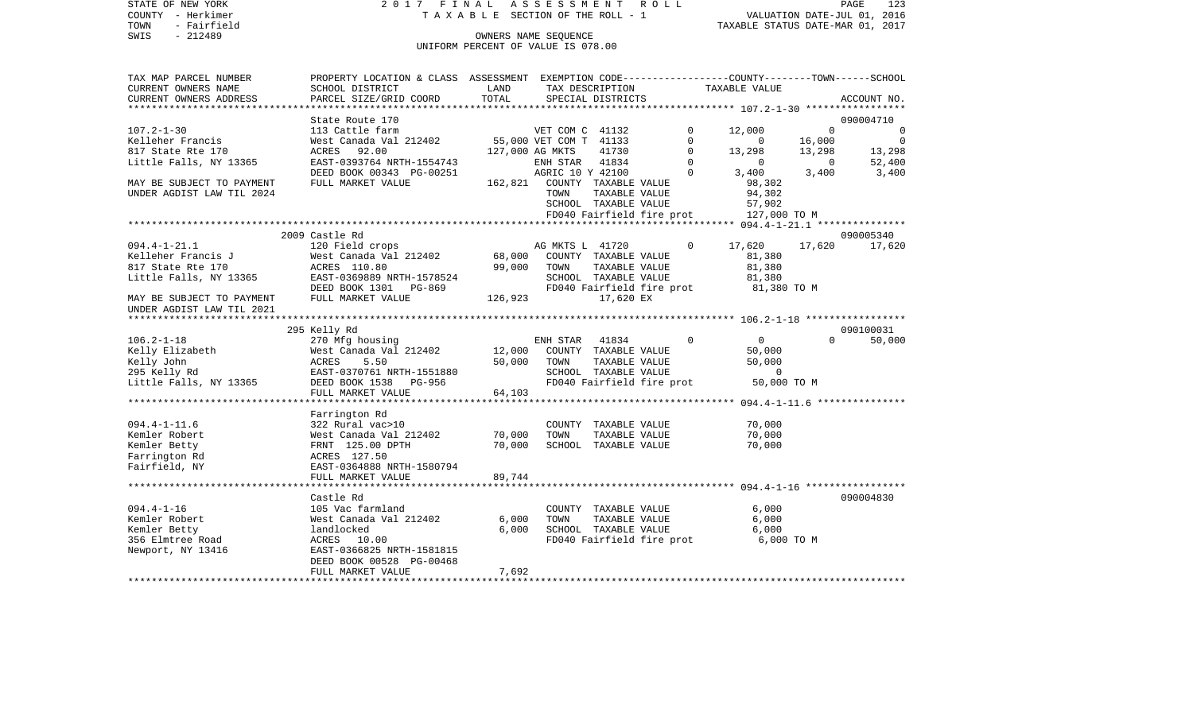STATE OF NEW YORK 2 0 1 7 F I N A L A S S E S S M E N T R O L L
COUNTY - Herkimer T A X A B L E SECTION OF THE ROLL - 1 VALUATION DATE-JUL 01, 2016
TOWN - Fairfield TAXABLE STATUS DATE-MAR 01, 2017
SWIS - 212489 OWNERS NAME SEQUENCE
UNIFORM PERCENT OF VALUE IS 078.00

```
TAX MAP PARCEL NUMBER      PROPERTY LOCATION & CLASS  ASSESSMENT  EXEMPTION CODE-----------------COUNTY--------TOWN------SCHOOL
CURRENT OWNERS NAME        SCHOOL DISTRICT             LAND       TAX DESCRIPTION            TAXABLE VALUE
CURRENT OWNERS ADDRESS     PARCEL SIZE/GRID COORD      TOTAL      SPECIAL DISTRICTS                                     ACCOUNT NO.
******************************************************************************************** 107.2-1-30 *****************
                           State Route 170                                                                           090004710
107.2-1-30                 113 Cattle farm                  VET COM C  41132          0     12,000         0            0
Kelleher Francis           West Canada Val 212402   55,000 VET COM T  41133          0          0    16,000            0
817 State Rte 170          ACRES   92.00           127,000 AG MKTS    41730          0     13,298    13,298       13,298
Little Falls, NY 13365     EAST-0393764 NRTH-1554743        ENH STAR   41834          0          0         0       52,400
                           DEED BOOK 00343 PG-00251         AGRIC 10 Y 42100          0      3,400     3,400        3,400
MAY BE SUBJECT TO PAYMENT  FULL MARKET VALUE       162,821   COUNTY  TAXABLE VALUE            98,302
UNDER AGDIST LAW TIL 2024                                    TOWN    TAXABLE VALUE            94,302
                                                             SCHOOL  TAXABLE VALUE            57,902
                                                             FD040 Fairfield fire prot       127,000 TO M
******************************************************************************************** 094.4-1-21.1 ***************
                           2009 Castle Rd                                                                            090005340
094.4-1-21.1               120 Field crops                  AG MKTS L  41720          0     17,620    17,620       17,620
Kelleher Francis J         West Canada Val 212402   68,000   COUNTY  TAXABLE VALUE            81,380
817 State Rte 170          ACRES  110.80            99,000   TOWN    TAXABLE VALUE            81,380
Little Falls, NY 13365     EAST-0369889 NRTH-1578524         SCHOOL  TAXABLE VALUE            81,380
                           DEED BOOK 1301   PG-869           FD040 Fairfield fire prot        81,380 TO M
MAY BE SUBJECT TO PAYMENT  FULL MARKET VALUE       126,923              17,620 EX
UNDER AGDIST LAW TIL 2021
******************************************************************************************** 106.2-1-18 *****************
                           295 Kelly Rd                                                                              090100031
106.2-1-18                 270 Mfg housing                  ENH STAR   41834          0          0         0       50,000
Kelly Elizabeth            West Canada Val 212402   12,000   COUNTY  TAXABLE VALUE            50,000
Kelly John                 ACRES    5.50            50,000   TOWN    TAXABLE VALUE            50,000
295 Kelly Rd               EAST-0370761 NRTH-1551880         SCHOOL  TAXABLE VALUE                 0
Little Falls, NY 13365     DEED BOOK 1538   PG-956           FD040 Fairfield fire prot        50,000 TO M
                           FULL MARKET VALUE        64,103
******************************************************************************************** 094.4-1-11.6 ***************
                           Farrington Rd
094.4-1-11.6               322 Rural vac>10                  COUNTY  TAXABLE VALUE            70,000
Kemler Robert              West Canada Val 212402   70,000   TOWN    TAXABLE VALUE            70,000
Kemler Betty               FRNT 125.00 DPTH         70,000   SCHOOL  TAXABLE VALUE            70,000
Farrington Rd              ACRES  127.50
Fairfield, NY              EAST-0364888 NRTH-1580794
                           FULL MARKET VALUE        89,744
******************************************************************************************** 094.4-1-16 *****************
                           Castle Rd                                                                                 090004830
094.4-1-16                 105 Vac farmland                  COUNTY  TAXABLE VALUE             6,000
Kemler Robert              West Canada Val 212402    6,000   TOWN    TAXABLE VALUE             6,000
Kemler Betty               landlocked                6,000   SCHOOL  TAXABLE VALUE             6,000
356 Elmtree Road           ACRES   10.00                     FD040 Fairfield fire prot         6,000 TO M
Newport, NY 13416          EAST-0366825 NRTH-1581815
                           DEED BOOK 00528 PG-00468
                           FULL MARKET VALUE         7,692
************************************************************************************************************************
```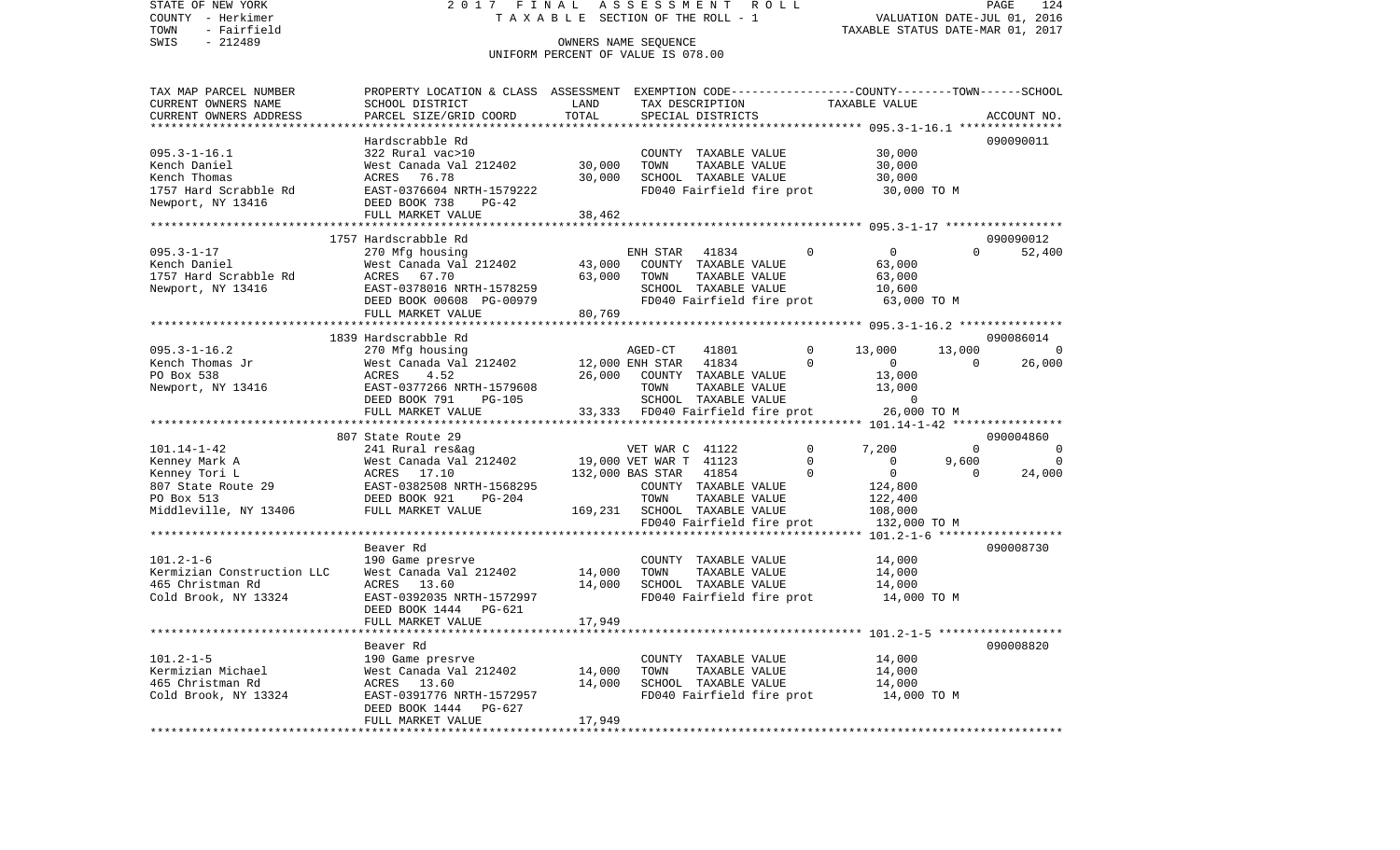STATE OF NEW YORK　　　　　　2017 FINAL ASSESSMENT ROLL　　　　　　PAGE 124
COUNTY - Herkimer　　　　　　TAXABLE SECTION OF THE ROLL - 1　　　　　　VALUATION DATE-JUL 01, 2016
TOWN - Fairfield　　　　　　　　　　　　　　　　　　　　　　　　　　TAXABLE STATUS DATE-MAR 01, 2017
SWIS - 212489　　　　　　OWNERS NAME SEQUENCE
UNIFORM PERCENT OF VALUE IS 078.00

| TAX MAP PARCEL NUMBER / CURRENT OWNERS NAME / CURRENT OWNERS ADDRESS | PROPERTY LOCATION & CLASS / SCHOOL DISTRICT / PARCEL SIZE/GRID COORD | ASSESSMENT LAND | TOTAL | EXEMPTION CODE / TAX DESCRIPTION / SPECIAL DISTRICTS | COUNTY | TOWN | SCHOOL | ACCOUNT NO. |
|---|---|---|---|---|---|---|---|---|
| **095.3-1-16.1** | Hardscrabble Rd | | | | | | | 090090011 |
| Kench Daniel | 322 Rural vac>10 | | | COUNTY TAXABLE VALUE | 30,000 | | | |
| Kench Thomas | West Canada Val 212402 | 30,000 | | TOWN TAXABLE VALUE | | 30,000 | | |
| 1757 Hard Scrabble Rd | ACRES 76.78 | | 30,000 | SCHOOL TAXABLE VALUE | | | 30,000 | |
| Newport, NY 13416 | EAST-0376604 NRTH-1579222 | | | FD040 Fairfield fire prot | 30,000 TO M | | | |
| | DEED BOOK 738 PG-42 | | | | | | | |
| | FULL MARKET VALUE | | 38,462 | | | | | |
| **095.3-1-17** | 1757 Hardscrabble Rd | | | | | | | 090090012 |
| Kench Daniel | 270 Mfg housing | | | ENH STAR 41834 0 | 0 | 0 | 52,400 | |
| 1757 Hard Scrabble Rd | West Canada Val 212402 | 43,000 | | COUNTY TAXABLE VALUE | 63,000 | | | |
| Newport, NY 13416 | ACRES 67.70 | | 63,000 | TOWN TAXABLE VALUE | | 63,000 | | |
| | EAST-0378016 NRTH-1578259 | | | SCHOOL TAXABLE VALUE | | | 10,600 | |
| | DEED BOOK 00608 PG-00979 | | | FD040 Fairfield fire prot | 63,000 TO M | | | |
| | FULL MARKET VALUE | | 80,769 | | | | | |
| **095.3-1-16.2** | 1839 Hardscrabble Rd | | | | | | | 090086014 |
| Kench Thomas Jr | 270 Mfg housing | | | AGED-CT 41801 0 | 13,000 | 13,000 | 0 | |
| PO Box 538 | West Canada Val 212402 | 12,000 | | ENH STAR 41834 0 | 0 | 0 | 26,000 | |
| Newport, NY 13416 | ACRES 4.52 | | 26,000 | COUNTY TAXABLE VALUE | 13,000 | | | |
| | EAST-0377266 NRTH-1579608 | | | TOWN TAXABLE VALUE | | 13,000 | | |
| | DEED BOOK 791 PG-105 | | | SCHOOL TAXABLE VALUE | | | 0 | |
| | FULL MARKET VALUE | | 33,333 | FD040 Fairfield fire prot | 26,000 TO M | | | |
| **101.14-1-42** | 807 State Route 29 | | | | | | | 090004860 |
| Kenney Mark A | 241 Rural res&ag | | | VET WAR C 41122 0 | 7,200 | 0 | 0 | |
| Kenney Tori L | West Canada Val 212402 | 19,000 | | VET WAR T 41123 0 | 0 | 9,600 | 0 | |
| 807 State Route 29 | ACRES 17.10 | | 132,000 | BAS STAR 41854 0 | 0 | 0 | 24,000 | |
| PO Box 513 | EAST-0382508 NRTH-1568295 | | | COUNTY TAXABLE VALUE | 124,800 | | | |
| Middleville, NY 13406 | DEED BOOK 921 PG-204 | | | TOWN TAXABLE VALUE | | 122,400 | | |
| | FULL MARKET VALUE | | 169,231 | SCHOOL TAXABLE VALUE | | | 108,000 | |
| | | | | FD040 Fairfield fire prot | 132,000 TO M | | | |
| **101.2-1-6** | Beaver Rd | | | | | | | 090008730 |
| Kermizian Construction LLC | 190 Game presrve | | | COUNTY TAXABLE VALUE | 14,000 | | | |
| 465 Christman Rd | West Canada Val 212402 | 14,000 | | TOWN TAXABLE VALUE | | 14,000 | | |
| Cold Brook, NY 13324 | ACRES 13.60 | | 14,000 | SCHOOL TAXABLE VALUE | | | 14,000 | |
| | EAST-0392035 NRTH-1572997 | | | FD040 Fairfield fire prot | 14,000 TO M | | | |
| | DEED BOOK 1444 PG-621 | | | | | | | |
| | FULL MARKET VALUE | | 17,949 | | | | | |
| **101.2-1-5** | Beaver Rd | | | | | | | 090008820 |
| Kermizian Michael | 190 Game presrve | | | COUNTY TAXABLE VALUE | 14,000 | | | |
| 465 Christman Rd | West Canada Val 212402 | 14,000 | | TOWN TAXABLE VALUE | | 14,000 | | |
| Cold Brook, NY 13324 | ACRES 13.60 | | 14,000 | SCHOOL TAXABLE VALUE | | | 14,000 | |
| | EAST-0391776 NRTH-1572957 | | | FD040 Fairfield fire prot | 14,000 TO M | | | |
| | DEED BOOK 1444 PG-627 | | | | | | | |
| | FULL MARKET VALUE | | 17,949 | | | | | |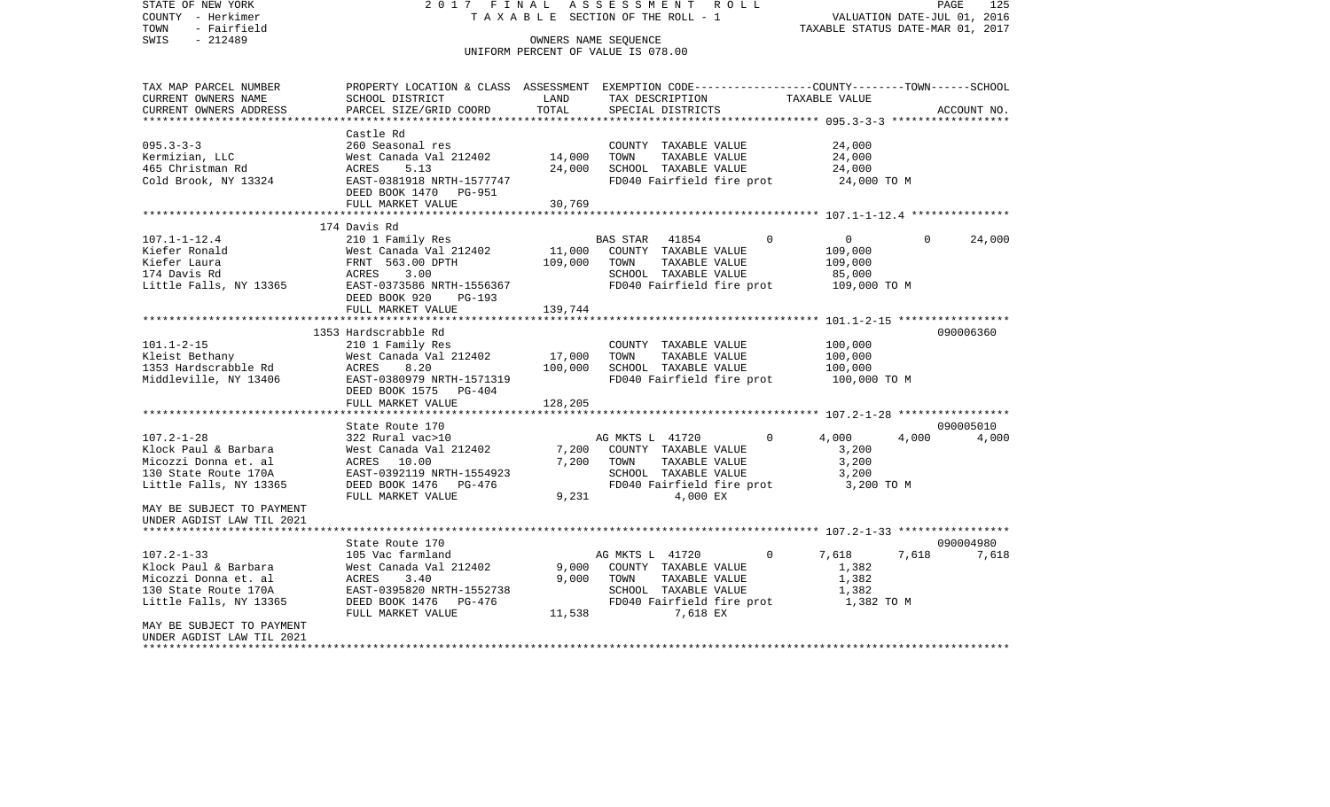STATE OF NEW YORK — 2017 FINAL ASSESSMENT ROLL — TAXABLE SECTION OF THE ROLL - 1
COUNTY - Herkimer — VALUATION DATE-JUL 01, 2016
TOWN - Fairfield — TAXABLE STATUS DATE-MAR 01, 2017
SWIS - 212489 — OWNERS NAME SEQUENCE
UNIFORM PERCENT OF VALUE IS 078.00

| TAX MAP PARCEL NUMBER / CURRENT OWNERS NAME / CURRENT OWNERS ADDRESS | PROPERTY LOCATION & CLASS / SCHOOL DISTRICT / PARCEL SIZE/GRID COORD | ASSESSMENT LAND | TOTAL | EXEMPTION CODE / TAX DESCRIPTION / SPECIAL DISTRICTS | COUNTY | TOWN | SCHOOL | ACCOUNT NO. |
|---|---|---|---|---|---|---|---|---|
| **095.3-3-3** | Castle Rd | | | | | | | |
| 095.3-3-3 | 260 Seasonal res | | | COUNTY TAXABLE VALUE | 24,000 | | | |
| Kermizian, LLC | West Canada Val 212402 | 14,000 | | TOWN TAXABLE VALUE | | 24,000 | | |
| 465 Christman Rd | ACRES 5.13 | | 24,000 | SCHOOL TAXABLE VALUE | | | 24,000 | |
| Cold Brook, NY 13324 | EAST-0381918 NRTH-1577747 | | | FD040 Fairfield fire prot | 24,000 TO M | | | |
| | DEED BOOK 1470 PG-951 | | | | | | | |
| | FULL MARKET VALUE | | 30,769 | | | | | |
| **107.1-1-12.4** | 174 Davis Rd | | | | | | | |
| 107.1-1-12.4 | 210 1 Family Res | | | BAS STAR 41854 0 | 0 | 0 | 24,000 | |
| Kiefer Ronald | West Canada Val 212402 | 11,000 | | COUNTY TAXABLE VALUE | 109,000 | | | |
| Kiefer Laura | FRNT 563.00 DPTH | | 109,000 | TOWN TAXABLE VALUE | | 109,000 | | |
| 174 Davis Rd | ACRES 3.00 | | | SCHOOL TAXABLE VALUE | | | 85,000 | |
| Little Falls, NY 13365 | EAST-0373586 NRTH-1556367 | | | FD040 Fairfield fire prot | 109,000 TO M | | | |
| | DEED BOOK 920 PG-193 | | | | | | | |
| | FULL MARKET VALUE | | 139,744 | | | | | |
| **101.1-2-15** | 1353 Hardscrabble Rd | | | | | | | 090006360 |
| 101.1-2-15 | 210 1 Family Res | | | COUNTY TAXABLE VALUE | 100,000 | | | |
| Kleist Bethany | West Canada Val 212402 | 17,000 | | TOWN TAXABLE VALUE | | 100,000 | | |
| 1353 Hardscrabble Rd | ACRES 8.20 | | 100,000 | SCHOOL TAXABLE VALUE | | | 100,000 | |
| Middleville, NY 13406 | EAST-0380979 NRTH-1571319 | | | FD040 Fairfield fire prot | 100,000 TO M | | | |
| | DEED BOOK 1575 PG-404 | | | | | | | |
| | FULL MARKET VALUE | | 128,205 | | | | | |
| **107.2-1-28** | State Route 170 | | | | | | | 090005010 |
| 107.2-1-28 | 322 Rural vac>10 | | | AG MKTS L 41720 0 | 4,000 | 4,000 | 4,000 | |
| Klock Paul & Barbara | West Canada Val 212402 | 7,200 | | COUNTY TAXABLE VALUE | 3,200 | | | |
| Micozzi Donna et. al | ACRES 10.00 | | 7,200 | TOWN TAXABLE VALUE | | 3,200 | | |
| 130 State Route 170A | EAST-0392119 NRTH-1554923 | | | SCHOOL TAXABLE VALUE | | | 3,200 | |
| Little Falls, NY 13365 | DEED BOOK 1476 PG-476 | | | FD040 Fairfield fire prot | 3,200 TO M | | | |
| | FULL MARKET VALUE | | 9,231 | 4,000 EX | | | | |
| MAY BE SUBJECT TO PAYMENT UNDER AGDIST LAW TIL 2021 | | | | | | | | |
| **107.2-1-33** | State Route 170 | | | | | | | 090004980 |
| 107.2-1-33 | 105 Vac farmland | | | AG MKTS L 41720 0 | 7,618 | 7,618 | 7,618 | |
| Klock Paul & Barbara | West Canada Val 212402 | 9,000 | | COUNTY TAXABLE VALUE | 1,382 | | | |
| Micozzi Donna et. al | ACRES 3.40 | | 9,000 | TOWN TAXABLE VALUE | | 1,382 | | |
| 130 State Route 170A | EAST-0395820 NRTH-1552738 | | | SCHOOL TAXABLE VALUE | | | 1,382 | |
| Little Falls, NY 13365 | DEED BOOK 1476 PG-476 | | | FD040 Fairfield fire prot | 1,382 TO M | | | |
| | FULL MARKET VALUE | | 11,538 | 7,618 EX | | | | |
| MAY BE SUBJECT TO PAYMENT UNDER AGDIST LAW TIL 2021 | | | | | | | | |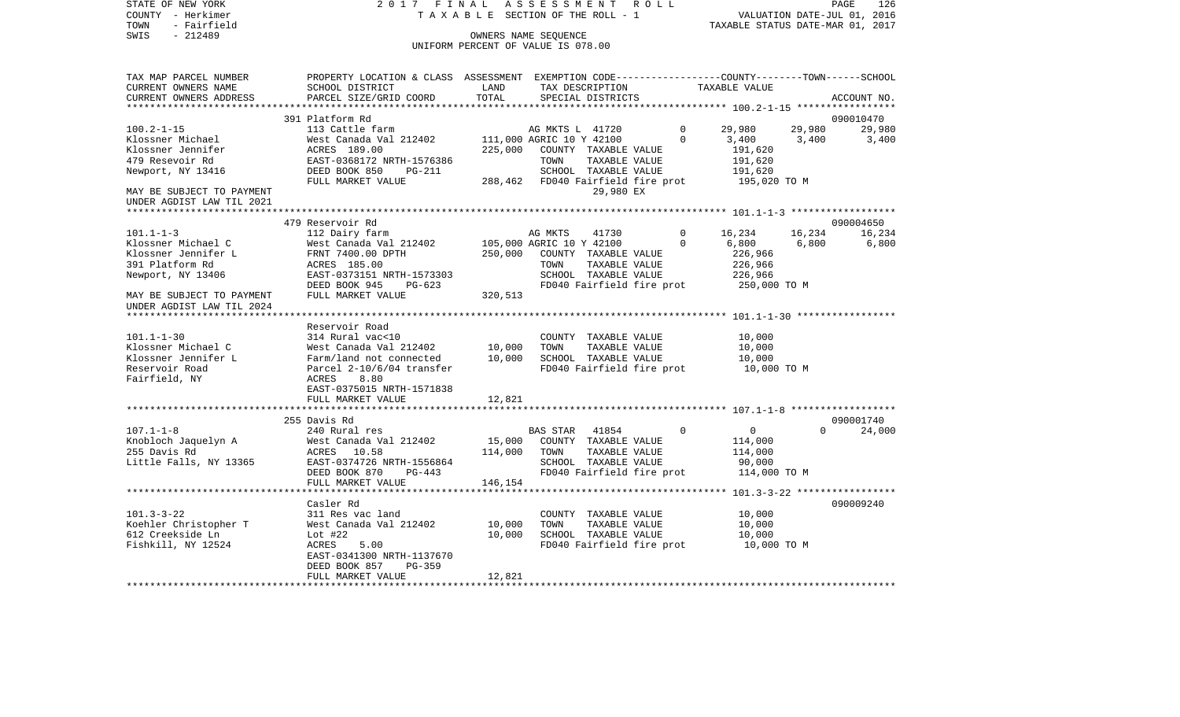STATE OF NEW YORK | COUNTY - Herkimer | TOWN - Fairfield | SWIS - 212489

# 2017 FINAL ASSESSMENT ROLL

TAXABLE SECTION OF THE ROLL - 1

OWNERS NAME SEQUENCE

UNIFORM PERCENT OF VALUE IS 078.00

VALUATION DATE-JUL 01, 2016
TAXABLE STATUS DATE-MAR 01, 2017

| TAX MAP PARCEL NUMBER / CURRENT OWNERS NAME / CURRENT OWNERS ADDRESS | PROPERTY LOCATION & CLASS / SCHOOL DISTRICT / PARCEL SIZE/GRID COORD | ASSESSMENT LAND | ASSESSMENT TOTAL | EXEMPTION CODE / TAX DESCRIPTION / SPECIAL DISTRICTS | COUNTY TAXABLE VALUE | TOWN | SCHOOL / ACCOUNT NO. |
|---|---|---|---|---|---|---|---|
| 100.2-1-15 | 391 Platform Rd | | | | | | 090010470 |
| | 113 Cattle farm | | | AG MKTS L 41720 0 | 29,980 | 29,980 | 29,980 |
| Klossner Michael | West Canada Val 212402 | 111,000 | | AGRIC 10 Y 42100 0 | 3,400 | 3,400 | 3,400 |
| Klossner Jennifer | ACRES 189.00 | | 225,000 | COUNTY TAXABLE VALUE | 191,620 | | |
| 479 Resevoir Rd | EAST-0368172 NRTH-1576386 | | | TOWN TAXABLE VALUE | 191,620 | | |
| Newport, NY 13416 | DEED BOOK 850 PG-211 | | | SCHOOL TAXABLE VALUE | 191,620 | | |
| | FULL MARKET VALUE | | 288,462 | FD040 Fairfield fire prot | 195,020 TO M | | |
| MAY BE SUBJECT TO PAYMENT | | | | 29,980 EX | | | |
| UNDER AGDIST LAW TIL 2021 | | | | | | | |
| 101.1-1-3 | 479 Reservoir Rd | | | | | | 090004650 |
| | 112 Dairy farm | | | AG MKTS 41730 0 | 16,234 | 16,234 | 16,234 |
| Klossner Michael C | West Canada Val 212402 | 105,000 | | AGRIC 10 Y 42100 0 | 6,800 | 6,800 | 6,800 |
| Klossner Jennifer L | FRNT 7400.00 DPTH | | 250,000 | COUNTY TAXABLE VALUE | 226,966 | | |
| 391 Platform Rd | ACRES 185.00 | | | TOWN TAXABLE VALUE | 226,966 | | |
| Newport, NY 13406 | EAST-0373151 NRTH-1573303 | | | SCHOOL TAXABLE VALUE | 226,966 | | |
| | DEED BOOK 945 PG-623 | | | FD040 Fairfield fire prot | 250,000 TO M | | |
| MAY BE SUBJECT TO PAYMENT | FULL MARKET VALUE | | 320,513 | | | | |
| UNDER AGDIST LAW TIL 2024 | | | | | | | |
| 101.1-1-30 | Reservoir Road | | | | | | |
| | 314 Rural vac<10 | | | COUNTY TAXABLE VALUE | 10,000 | | |
| Klossner Michael C | West Canada Val 212402 | 10,000 | | TOWN TAXABLE VALUE | 10,000 | | |
| Klossner Jennifer L | Farm/land not connected | | 10,000 | SCHOOL TAXABLE VALUE | 10,000 | | |
| Reservoir Road | Parcel 2-10/6/04 transfer | | | FD040 Fairfield fire prot | 10,000 TO M | | |
| Fairfield, NY | ACRES 8.80 | | | | | | |
| | EAST-0375015 NRTH-1571838 | | | | | | |
| | FULL MARKET VALUE | | 12,821 | | | | |
| 107.1-1-8 | 255 Davis Rd | | | | | | 090001740 |
| | 240 Rural res | | | BAS STAR 41854 0 | 0 | 0 | 24,000 |
| Knobloch Jaquelyn A | West Canada Val 212402 | 15,000 | | COUNTY TAXABLE VALUE | 114,000 | | |
| 255 Davis Rd | ACRES 10.58 | | 114,000 | TOWN TAXABLE VALUE | 114,000 | | |
| Little Falls, NY 13365 | EAST-0374726 NRTH-1556864 | | | SCHOOL TAXABLE VALUE | 90,000 | | |
| | DEED BOOK 870 PG-443 | | | FD040 Fairfield fire prot | 114,000 TO M | | |
| | FULL MARKET VALUE | | 146,154 | | | | |
| 101.3-3-22 | Casler Rd | | | | | | 090009240 |
| | 311 Res vac land | | | COUNTY TAXABLE VALUE | 10,000 | | |
| Koehler Christopher T | West Canada Val 212402 | 10,000 | | TOWN TAXABLE VALUE | 10,000 | | |
| 612 Creekside Ln | Lot #22 | | 10,000 | SCHOOL TAXABLE VALUE | 10,000 | | |
| Fishkill, NY 12524 | ACRES 5.00 | | | FD040 Fairfield fire prot | 10,000 TO M | | |
| | EAST-0341300 NRTH-1137670 | | | | | | |
| | DEED BOOK 857 PG-359 | | | | | | |
| | FULL MARKET VALUE | | 12,821 | | | | |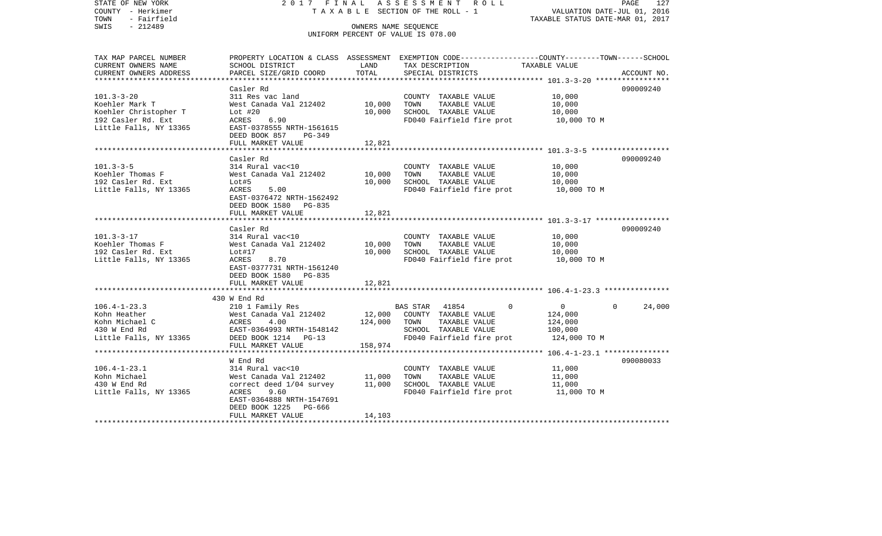STATE OF NEW YORK — 2017 FINAL ASSESSMENT ROLL — PAGE 127
COUNTY - Herkimer — TAXABLE SECTION OF THE ROLL - 1 — VALUATION DATE-JUL 01, 2016
TOWN - Fairfield — TAXABLE STATUS DATE-MAR 01, 2017
SWIS - 212489 — OWNERS NAME SEQUENCE
UNIFORM PERCENT OF VALUE IS 078.00

| TAX MAP PARCEL NUMBER / CURRENT OWNERS NAME / CURRENT OWNERS ADDRESS | PROPERTY LOCATION & CLASS / SCHOOL DISTRICT / PARCEL SIZE/GRID COORD | ASSESSMENT LAND / TOTAL | EXEMPTION CODE / TAX DESCRIPTION / SPECIAL DISTRICTS | COUNTY / TOWN / SCHOOL TAXABLE VALUE | ACCOUNT NO. |
|---|---|---|---|---|---|
| **101.3-3-20** | Casler Rd | | | | 090009240 |
| Koehler Mark T | 311 Res vac land | | COUNTY TAXABLE VALUE | 10,000 | |
| Koehler Christopher T | West Canada Val 212402 | 10,000 | TOWN TAXABLE VALUE | 10,000 | |
| 192 Casler Rd. Ext | Lot #20 | 10,000 | SCHOOL TAXABLE VALUE | 10,000 | |
| Little Falls, NY 13365 | ACRES 6.90 | | FD040 Fairfield fire prot | 10,000 TO M | |
| | EAST-0378555 NRTH-1561615 | | | | |
| | DEED BOOK 857 PG-349 | | | | |
| | FULL MARKET VALUE | 12,821 | | | |
| **101.3-3-5** | Casler Rd | | | | 090009240 |
| Koehler Thomas F | 314 Rural vac<10 | | COUNTY TAXABLE VALUE | 10,000 | |
| 192 Casler Rd. Ext | West Canada Val 212402 | 10,000 | TOWN TAXABLE VALUE | 10,000 | |
| Little Falls, NY 13365 | Lot#5 | 10,000 | SCHOOL TAXABLE VALUE | 10,000 | |
| | ACRES 5.00 | | FD040 Fairfield fire prot | 10,000 TO M | |
| | EAST-0376472 NRTH-1562492 | | | | |
| | DEED BOOK 1580 PG-835 | | | | |
| | FULL MARKET VALUE | 12,821 | | | |
| **101.3-3-17** | Casler Rd | | | | 090009240 |
| Koehler Thomas F | 314 Rural vac<10 | | COUNTY TAXABLE VALUE | 10,000 | |
| 192 Casler Rd. Ext | West Canada Val 212402 | 10,000 | TOWN TAXABLE VALUE | 10,000 | |
| Little Falls, NY 13365 | Lot#17 | 10,000 | SCHOOL TAXABLE VALUE | 10,000 | |
| | ACRES 8.70 | | FD040 Fairfield fire prot | 10,000 TO M | |
| | EAST-0377731 NRTH-1561240 | | | | |
| | DEED BOOK 1580 PG-835 | | | | |
| | FULL MARKET VALUE | 12,821 | | | |
| **106.4-1-23.3** | 430 W End Rd | | | | |
| Kohn Heather | 210 1 Family Res | | BAS STAR 41854 | 0 / 0 / 0 / 24,000 | |
| Kohn Michael C | West Canada Val 212402 | 12,000 | COUNTY TAXABLE VALUE | 124,000 | |
| 430 W End Rd | ACRES 4.00 | 124,000 | TOWN TAXABLE VALUE | 124,000 | |
| Little Falls, NY 13365 | EAST-0364993 NRTH-1548142 | | SCHOOL TAXABLE VALUE | 100,000 | |
| | DEED BOOK 1214 PG-13 | | FD040 Fairfield fire prot | 124,000 TO M | |
| | FULL MARKET VALUE | 158,974 | | | |
| **106.4-1-23.1** | W End Rd | | | | 090080033 |
| Kohn Michael | 314 Rural vac<10 | | COUNTY TAXABLE VALUE | 11,000 | |
| 430 W End Rd | West Canada Val 212402 | 11,000 | TOWN TAXABLE VALUE | 11,000 | |
| Little Falls, NY 13365 | correct deed 1/04 survey | 11,000 | SCHOOL TAXABLE VALUE | 11,000 | |
| | ACRES 9.60 | | FD040 Fairfield fire prot | 11,000 TO M | |
| | EAST-0364888 NRTH-1547691 | | | | |
| | DEED BOOK 1225 PG-666 | | | | |
| | FULL MARKET VALUE | 14,103 | | | |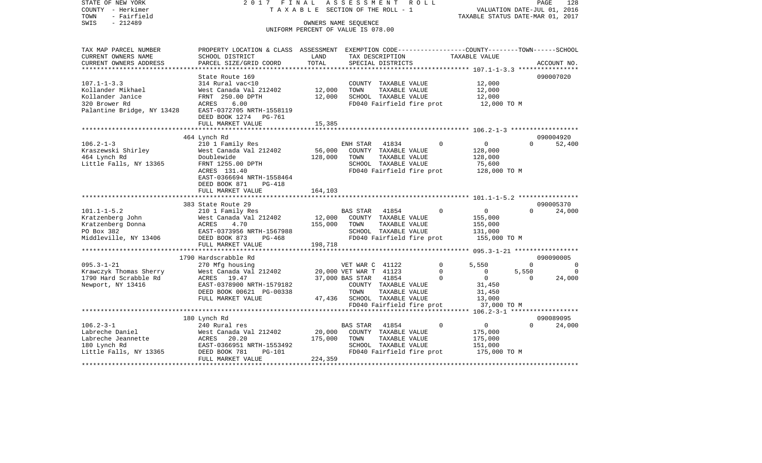STATE OF NEW YORK 2017 FINAL ASSESSMENT ROLL
COUNTY - Herkimer TAXABLE SECTION OF THE ROLL - 1 VALUATION DATE-JUL 01, 2016
TOWN - Fairfield TAXABLE STATUS DATE-MAR 01, 2017
SWIS - 212489 OWNERS NAME SEQUENCE
UNIFORM PERCENT OF VALUE IS 078.00

| TAX MAP PARCEL NUMBER / CURRENT OWNERS NAME / CURRENT OWNERS ADDRESS | PROPERTY LOCATION & CLASS / SCHOOL DISTRICT / PARCEL SIZE/GRID COORD | ASSESSMENT LAND / TOTAL | EXEMPTION CODE / TAX DESCRIPTION / SPECIAL DISTRICTS | COUNTY | TOWN | SCHOOL | ACCOUNT NO. |
|---|---|---|---|---|---|---|---|
| | State Route 169 | | | | | | 090007020 |
| 107.1-1-3.3 | 314 Rural vac<10 | | COUNTY TAXABLE VALUE | 12,000 | | | |
| Kollander Mikhael | West Canada Val 212402 | 12,000 | TOWN TAXABLE VALUE | | 12,000 | | |
| Kollander Janice | FRNT 250.00 DPTH | 12,000 | SCHOOL TAXABLE VALUE | | | 12,000 | |
| 320 Brower Rd | ACRES 6.00 | | FD040 Fairfield fire prot | 12,000 TO M | | | |
| Palantine Bridge, NY 13428 | EAST-0372705 NRTH-1558119 | | | | | | |
| | DEED BOOK 1274 PG-761 | | | | | | |
| | FULL MARKET VALUE | 15,385 | | | | | |
| | 464 Lynch Rd | | | | | | 090004920 |
| 106.2-1-3 | 210 1 Family Res | | ENH STAR 41834 0 | 0 | 0 | 52,400 | |
| Kraszewski Shirley | West Canada Val 212402 | 56,000 | COUNTY TAXABLE VALUE | 128,000 | | | |
| 464 Lynch Rd | Doublewide | 128,000 | TOWN TAXABLE VALUE | | 128,000 | | |
| Little Falls, NY 13365 | FRNT 1255.00 DPTH | | SCHOOL TAXABLE VALUE | | | 75,600 | |
| | ACRES 131.40 | | FD040 Fairfield fire prot | 128,000 TO M | | | |
| | EAST-0366694 NRTH-1558464 | | | | | | |
| | DEED BOOK 871 PG-418 | | | | | | |
| | FULL MARKET VALUE | 164,103 | | | | | |
| | 383 State Route 29 | | | | | | 090005370 |
| 101.1-1-5.2 | 210 1 Family Res | | BAS STAR 41854 0 | 0 | 0 | 24,000 | |
| Kratzenberg John | West Canada Val 212402 | 12,000 | COUNTY TAXABLE VALUE | 155,000 | | | |
| Kratzenberg Donna | ACRES 4.70 | 155,000 | TOWN TAXABLE VALUE | | 155,000 | | |
| PO Box 382 | EAST-0373956 NRTH-1567988 | | SCHOOL TAXABLE VALUE | | | 131,000 | |
| Middleville, NY 13406 | DEED BOOK 873 PG-468 | | FD040 Fairfield fire prot | 155,000 TO M | | | |
| | FULL MARKET VALUE | 198,718 | | | | | |
| | 1790 Hardscrabble Rd | | | | | | 090090005 |
| 095.3-1-21 | 270 Mfg housing | | VET WAR C 41122 0 | 5,550 | 0 | 0 | |
| Krawczyk Thomas Sherry | West Canada Val 212402 | 20,000 | VET WAR T 41123 0 | 0 | 5,550 | 0 | |
| 1790 Hard Scrabble Rd | ACRES 19.47 | 37,000 | BAS STAR 41854 0 | 0 | 0 | 24,000 | |
| Newport, NY 13416 | EAST-0378900 NRTH-1579182 | | COUNTY TAXABLE VALUE | 31,450 | | | |
| | DEED BOOK 00621 PG-00338 | | TOWN TAXABLE VALUE | | 31,450 | | |
| | FULL MARKET VALUE | 47,436 | SCHOOL TAXABLE VALUE | | | 13,000 | |
| | | | FD040 Fairfield fire prot | 37,000 TO M | | | |
| | 180 Lynch Rd | | | | | | 090089095 |
| 106.2-3-1 | 240 Rural res | | BAS STAR 41854 0 | 0 | 0 | 24,000 | |
| Labreche Daniel | West Canada Val 212402 | 20,000 | COUNTY TAXABLE VALUE | 175,000 | | | |
| Labreche Jeannette | ACRES 20.20 | 175,000 | TOWN TAXABLE VALUE | | 175,000 | | |
| 180 Lynch Rd | EAST-0366951 NRTH-1553492 | | SCHOOL TAXABLE VALUE | | | 151,000 | |
| Little Falls, NY 13365 | DEED BOOK 781 PG-101 | | FD040 Fairfield fire prot | 175,000 TO M | | | |
| | FULL MARKET VALUE | 224,359 | | | | | |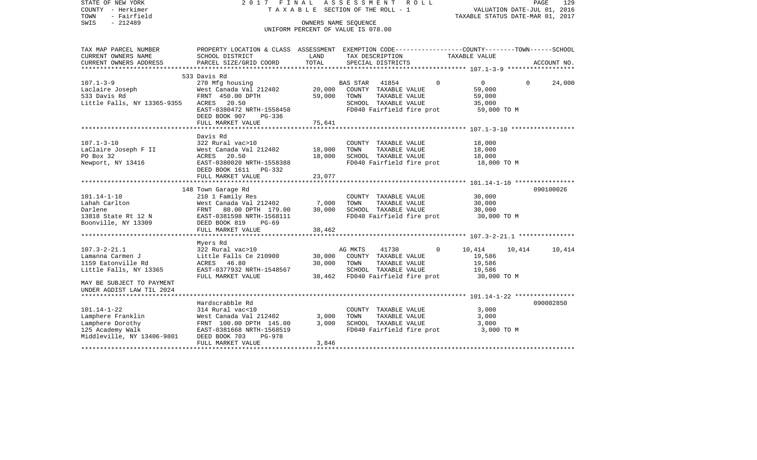STATE OF NEW YORK 2 0 1 7 F I N A L A S S E S S M E N T R O L L
COUNTY - Herkimer T A X A B L E SECTION OF THE ROLL - 1 VALUATION DATE-JUL 01, 2016
TOWN - Fairfield TAXABLE STATUS DATE-MAR 01, 2017
SWIS - 212489 OWNERS NAME SEQUENCE
UNIFORM PERCENT OF VALUE IS 078.00

```
TAX MAP PARCEL NUMBER          PROPERTY LOCATION & CLASS  ASSESSMENT  EXEMPTION CODE-----------------COUNTY--------TOWN------SCHOOL
CURRENT OWNERS NAME            SCHOOL DISTRICT            LAND        TAX DESCRIPTION              TAXABLE VALUE
CURRENT OWNERS ADDRESS         PARCEL SIZE/GRID COORD     TOTAL       SPECIAL DISTRICTS                                     ACCOUNT NO.
******************************************************************************************************* 107.1-3-9 *****************
                               533 Davis Rd
107.1-3-9                      270 Mfg housing                        BAS STAR  41854          0          0          0       24,000
Laclaire Joseph                West Canada Val 212402      20,000     COUNTY  TAXABLE VALUE            59,000
533 Davis Rd                   FRNT 450.00 DPTH            59,000     TOWN    TAXABLE VALUE            59,000
Little Falls, NY 13365-9355    ACRES   20.50                          SCHOOL  TAXABLE VALUE            35,000
                               EAST-0380472 NRTH-1558458              FD040 Fairfield fire prot        59,000 TO M
                               DEED BOOK 907    PG-336
                               FULL MARKET VALUE           75,641
******************************************************************************************************* 107.1-3-10 ****************
                               Davis Rd
107.1-3-10                     322 Rural vac>10                       COUNTY  TAXABLE VALUE            18,000
LaClaire Joseph F II           West Canada Val 212402      18,000     TOWN    TAXABLE VALUE            18,000
PO Box 32                      ACRES   20.50               18,000     SCHOOL  TAXABLE VALUE            18,000
Newport, NY 13416              EAST-0380020 NRTH-1558388              FD040 Fairfield fire prot        18,000 TO M
                               DEED BOOK 1611   PG-332
                               FULL MARKET VALUE           23,077
******************************************************************************************************* 101.14-1-10 ***************
                               148 Town Garage Rd                                                                     090100026
101.14-1-10                    210 1 Family Res                       COUNTY  TAXABLE VALUE            30,000
Lahah Carlton                  West Canada Val 212402       7,000     TOWN    TAXABLE VALUE            30,000
Darlene                        FRNT   80.00 DPTH  179.00   30,000     SCHOOL  TAXABLE VALUE            30,000
13818 State Rt 12 N            EAST-0381598 NRTH-1568111              FD040 Fairfield fire prot        30,000 TO M
Boonville, NY 13309            DEED BOOK 819    PG-69
                               FULL MARKET VALUE           38,462
******************************************************************************************************* 107.3-2-21.1 **************
                               Myers Rd
107.3-2-21.1                   322 Rural vac>10                       AG MKTS     41730        0     10,414     10,414     10,414
Lamanna Carmen J               Little Falls Ce 210900      30,000     COUNTY  TAXABLE VALUE            19,586
1159 Eatonville Rd             ACRES   46.80               30,000     TOWN    TAXABLE VALUE            19,586
Little Falls, NY 13365         EAST-0377932 NRTH-1548567              SCHOOL  TAXABLE VALUE            19,586
                               FULL MARKET VALUE           38,462     FD040 Fairfield fire prot        30,000 TO M
MAY BE SUBJECT TO PAYMENT
UNDER AGDIST LAW TIL 2024
******************************************************************************************************* 101.14-1-22 ***************
                               Hardscrabble Rd                                                                        090002850
101.14-1-22                    314 Rural vac<10                       COUNTY  TAXABLE VALUE             3,000
Lamphere Franklin              West Canada Val 212402       3,000     TOWN    TAXABLE VALUE             3,000
Lamphere Dorothy               FRNT  100.00 DPTH  145.00    3,000     SCHOOL  TAXABLE VALUE             3,000
125 Academy Walk               EAST-0381668 NRTH-1568519              FD040 Fairfield fire prot         3,000 TO M
Middleville, NY 13406-9801     DEED BOOK 703    PG-978
                               FULL MARKET VALUE            3,846
************************************************************************************************************************************
```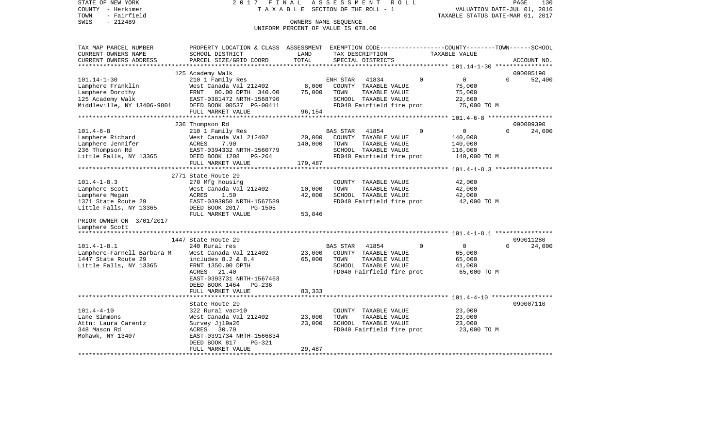STATE OF NEW YORK
COUNTY - Herkimer
TOWN - Fairfield
SWIS - 212489

2 0 1 7 F I N A L A S S E S S M E N T R O L L
T A X A B L E SECTION OF THE ROLL - 1
OWNERS NAME SEQUENCE
UNIFORM PERCENT OF VALUE IS 078.00

VALUATION DATE-JUL 01, 2016
TAXABLE STATUS DATE-MAR 01, 2017

| TAX MAP PARCEL NUMBER<br>CURRENT OWNERS NAME<br>CURRENT OWNERS ADDRESS | PROPERTY LOCATION & CLASS<br>SCHOOL DISTRICT<br>PARCEL SIZE/GRID COORD | ASSESSMENT<br>LAND<br>TOTAL | EXEMPTION CODE-----COUNTY-----TOWN------SCHOOL<br>TAX DESCRIPTION<br>SPECIAL DISTRICTS | TAXABLE VALUE | ACCOUNT NO. |
|---|---|---|---|---|---|
| **101.14-1-30** | 125 Academy Walk | | | | 090005190 |
| 101.14-1-30 | 210 1 Family Res | | ENH STAR 41834 0 | 0 0 | 52,400 |
| Lamphere Franklin | West Canada Val 212402 | 8,000 | COUNTY TAXABLE VALUE | 75,000 | |
| Lamphere Dorothy | FRNT 80.00 DPTH 340.00 | 75,000 | TOWN TAXABLE VALUE | 75,000 | |
| 125 Academy Walk | EAST-0381472 NRTH-1568796 | | SCHOOL TAXABLE VALUE | 22,600 | |
| Middleville, NY 13406-9801 | DEED BOOK 00537 PG-00411 | | FD040 Fairfield fire prot | 75,000 TO M | |
| | FULL MARKET VALUE | 96,154 | | | |
| **101.4-6-8** | 236 Thompson Rd | | | | 090009390 |
| 101.4-6-8 | 210 1 Family Res | | BAS STAR 41854 0 | 0 0 | 24,000 |
| Lamphere Richard | West Canada Val 212402 | 20,000 | COUNTY TAXABLE VALUE | 140,000 | |
| Lamphere Jennifer | ACRES 7.90 | 140,000 | TOWN TAXABLE VALUE | 140,000 | |
| 236 Thompson Rd | EAST-0394332 NRTH-1560779 | | SCHOOL TAXABLE VALUE | 116,000 | |
| Little Falls, NY 13365 | DEED BOOK 1208 PG-264 | | FD040 Fairfield fire prot | 140,000 TO M | |
| | FULL MARKET VALUE | 179,487 | | | |
| **101.4-1-8.3** | 2771 State Route 29 | | | | |
| 101.4-1-8.3 | 270 Mfg housing | | COUNTY TAXABLE VALUE | 42,000 | |
| Lamphere Scott | West Canada Val 212402 | 10,000 | TOWN TAXABLE VALUE | 42,000 | |
| Lamphere Megan | ACRES 1.50 | 42,000 | SCHOOL TAXABLE VALUE | 42,000 | |
| 1371 State Route 29 | EAST-0393050 NRTH-1567589 | | FD040 Fairfield fire prot | 42,000 TO M | |
| Little Falls, NY 13365 | DEED BOOK 2017 PG-1505 | | | | |
| | FULL MARKET VALUE | 53,846 | | | |
| PRIOR OWNER ON 3/01/2017 | | | | | |
| Lamphere Scott | | | | | |
| **101.4-1-8.1** | 1447 State Route 29 | | | | 090011280 |
| 101.4-1-8.1 | 240 Rural res | | BAS STAR 41854 0 | 0 0 | 24,000 |
| Lamphere-Farnell Barbara M | West Canada Val 212402 | 23,000 | COUNTY TAXABLE VALUE | 65,000 | |
| 1447 State Route 29 | includes 8.2 & 8.4 | 65,000 | TOWN TAXABLE VALUE | 65,000 | |
| Little Falls, NY 13365 | FRNT 1350.00 DPTH | | SCHOOL TAXABLE VALUE | 41,000 | |
| | ACRES 21.40 | | FD040 Fairfield fire prot | 65,000 TO M | |
| | EAST-0393731 NRTH-1567463 | | | | |
| | DEED BOOK 1464 PG-236 | | | | |
| | FULL MARKET VALUE | 83,333 | | | |
| **101.4-4-10** | State Route 29 | | | | 090007110 |
| 101.4-4-10 | 322 Rural vac>10 | | COUNTY TAXABLE VALUE | 23,000 | |
| Lane Simmons | West Canada Val 212402 | 23,000 | TOWN TAXABLE VALUE | 23,000 | |
| Attn: Laura Carentz | Survey Jj19a26 | 23,000 | SCHOOL TAXABLE VALUE | 23,000 | |
| 348 Mason Rd | ACRES 30.70 | | FD040 Fairfield fire prot | 23,000 TO M | |
| Mohawk, NY 13407 | EAST-0391734 NRTH-1566834 | | | | |
| | DEED BOOK 817 PG-321 | | | | |
| | FULL MARKET VALUE | 29,487 | | | |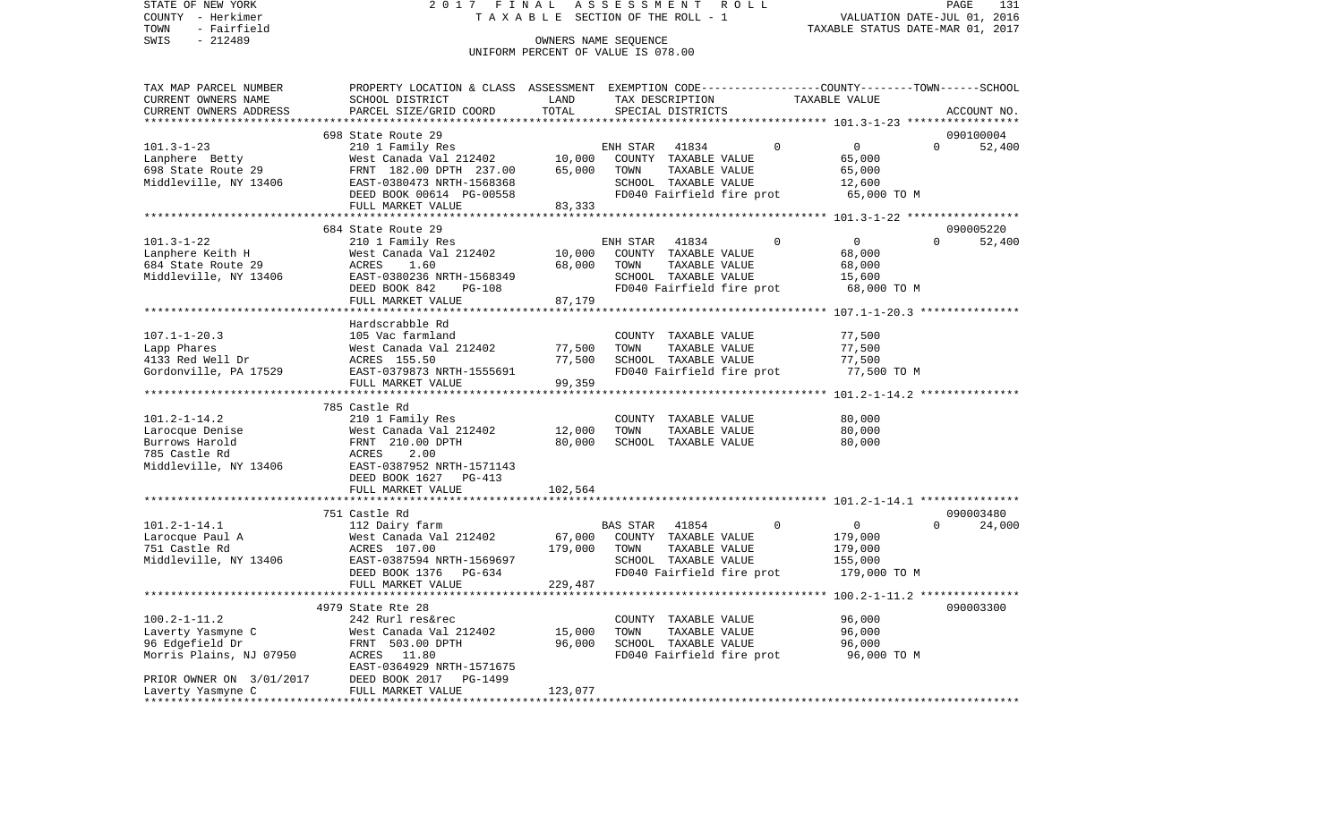STATE OF NEW YORK 2017 FINAL ASSESSMENT ROLL
COUNTY - Herkimer TAXABLE SECTION OF THE ROLL - 1 VALUATION DATE-JUL 01, 2016
TOWN - Fairfield TAXABLE STATUS DATE-MAR 01, 2017
SWIS - 212489 OWNERS NAME SEQUENCE
UNIFORM PERCENT OF VALUE IS 078.00

| TAX MAP PARCEL NUMBER / CURRENT OWNERS NAME / CURRENT OWNERS ADDRESS | PROPERTY LOCATION & CLASS / SCHOOL DISTRICT / PARCEL SIZE/GRID COORD | ASSESSMENT LAND | TOTAL | EXEMPTION CODE / TAX DESCRIPTION / SPECIAL DISTRICTS | COUNTY | TOWN | SCHOOL / TAXABLE VALUE | ACCOUNT NO. |
|---|---|---|---|---|---|---|---|---|
| 101.3-1-23 | 698 State Route 29 | | | | | | | 090100004 |
| Lanphere Betty | 210 1 Family Res | | | ENH STAR 41834 | 0 | 0 | 0 | 52,400 |
| 698 State Route 29 | West Canada Val 212402 | 10,000 | | COUNTY TAXABLE VALUE | 65,000 | | | |
| Middleville, NY 13406 | FRNT 182.00 DPTH 237.00 | | 65,000 | TOWN TAXABLE VALUE | | 65,000 | | |
| | EAST-0380473 NRTH-1568368 | | | SCHOOL TAXABLE VALUE | | | 12,600 | |
| | DEED BOOK 00614 PG-00558 | | | FD040 Fairfield fire prot | 65,000 TO M | | | |
| | FULL MARKET VALUE | | 83,333 | | | | | |
| 101.3-1-22 | 684 State Route 29 | | | | | | | 090005220 |
| Lanphere Keith H | 210 1 Family Res | | | ENH STAR 41834 | 0 | 0 | 0 | 52,400 |
| 684 State Route 29 | West Canada Val 212402 | 10,000 | | COUNTY TAXABLE VALUE | 68,000 | | | |
| Middleville, NY 13406 | ACRES 1.60 | | 68,000 | TOWN TAXABLE VALUE | | 68,000 | | |
| | EAST-0380236 NRTH-1568349 | | | SCHOOL TAXABLE VALUE | | | 15,600 | |
| | DEED BOOK 842 PG-108 | | | FD040 Fairfield fire prot | 68,000 TO M | | | |
| | FULL MARKET VALUE | | 87,179 | | | | | |
| 107.1-1-20.3 | Hardscrabble Rd | | | | | | | |
| Lapp Phares | 105 Vac farmland | | | COUNTY TAXABLE VALUE | 77,500 | | | |
| 4133 Red Well Dr | West Canada Val 212402 | 77,500 | | TOWN TAXABLE VALUE | | 77,500 | | |
| Gordonville, PA 17529 | ACRES 155.50 | | 77,500 | SCHOOL TAXABLE VALUE | | | 77,500 | |
| | EAST-0379873 NRTH-1555691 | | | FD040 Fairfield fire prot | 77,500 TO M | | | |
| | FULL MARKET VALUE | | 99,359 | | | | | |
| 101.2-1-14.2 | 785 Castle Rd | | | | | | | |
| Larocque Denise | 210 1 Family Res | | | COUNTY TAXABLE VALUE | 80,000 | | | |
| Burrows Harold | West Canada Val 212402 | 12,000 | | TOWN TAXABLE VALUE | | 80,000 | | |
| 785 Castle Rd | FRNT 210.00 DPTH | | 80,000 | SCHOOL TAXABLE VALUE | | | 80,000 | |
| Middleville, NY 13406 | ACRES 2.00 | | | | | | | |
| | EAST-0387952 NRTH-1571143 | | | | | | | |
| | DEED BOOK 1627 PG-413 | | | | | | | |
| | FULL MARKET VALUE | | 102,564 | | | | | |
| 101.2-1-14.1 | 751 Castle Rd | | | | | | | 090003480 |
| Larocque Paul A | 112 Dairy farm | | | BAS STAR 41854 | 0 | 0 | 0 | 24,000 |
| 751 Castle Rd | West Canada Val 212402 | 67,000 | | COUNTY TAXABLE VALUE | 179,000 | | | |
| Middleville, NY 13406 | ACRES 107.00 | | 179,000 | TOWN TAXABLE VALUE | | 179,000 | | |
| | EAST-0387594 NRTH-1569697 | | | SCHOOL TAXABLE VALUE | | | 155,000 | |
| | DEED BOOK 1376 PG-634 | | | FD040 Fairfield fire prot | 179,000 TO M | | | |
| | FULL MARKET VALUE | | 229,487 | | | | | |
| 100.2-1-11.2 | 4979 State Rte 28 | | | | | | | 090003300 |
| Laverty Yasmyne C | 242 Rurl res&rec | | | COUNTY TAXABLE VALUE | 96,000 | | | |
| 96 Edgefield Dr | West Canada Val 212402 | 15,000 | | TOWN TAXABLE VALUE | | 96,000 | | |
| Morris Plains, NJ 07950 | FRNT 503.00 DPTH | | 96,000 | SCHOOL TAXABLE VALUE | | | 96,000 | |
| | ACRES 11.80 | | | FD040 Fairfield fire prot | 96,000 TO M | | | |
| | EAST-0364929 NRTH-1571675 | | | | | | | |
| PRIOR OWNER ON 3/01/2017 | DEED BOOK 2017 PG-1499 | | | | | | | |
| Laverty Yasmyne C | FULL MARKET VALUE | | 123,077 | | | | | |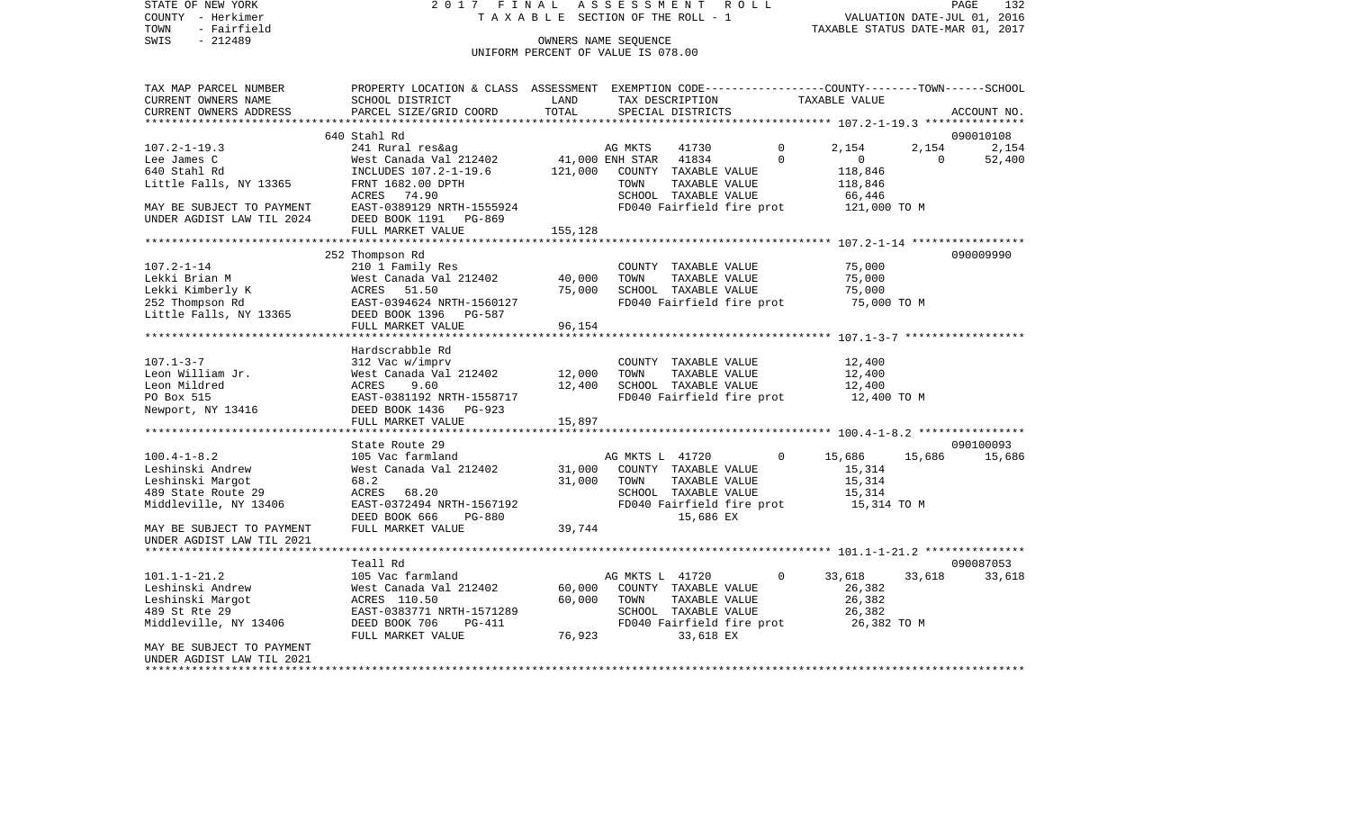STATE OF NEW YORK
COUNTY - Herkimer
TOWN - Fairfield
SWIS - 212489

2017 FINAL ASSESSMENT ROLL
TAXABLE SECTION OF THE ROLL - 1
OWNERS NAME SEQUENCE
UNIFORM PERCENT OF VALUE IS 078.00

VALUATION DATE-JUL 01, 2016
TAXABLE STATUS DATE-MAR 01, 2017

| TAX MAP PARCEL NUMBER / CURRENT OWNERS NAME / CURRENT OWNERS ADDRESS | PROPERTY LOCATION & CLASS / SCHOOL DISTRICT / PARCEL SIZE/GRID COORD | ASSESSMENT LAND | TOTAL | EXEMPTION CODE / TAX DESCRIPTION / SPECIAL DISTRICTS | | COUNTY | TOWN | SCHOOL / ACCOUNT NO. |
|---|---|---|---|---|---|---|---|---|
| | 640 Stahl Rd | | | | | | | 090010108 |
| 107.2-1-19.3 | 241 Rural res&ag | | | AG MKTS 41730 | 0 | 2,154 | 2,154 | 2,154 |
| Lee James C | West Canada Val 212402 | 41,000 | | ENH STAR 41834 | 0 | 0 | 0 | 52,400 |
| 640 Stahl Rd | INCLUDES 107.2-1-19.6 | | 121,000 | COUNTY TAXABLE VALUE | | 118,846 | | |
| Little Falls, NY 13365 | FRNT 1682.00 DPTH | | | TOWN TAXABLE VALUE | | 118,846 | | |
| | ACRES 74.90 | | | SCHOOL TAXABLE VALUE | | 66,446 | | |
| MAY BE SUBJECT TO PAYMENT | EAST-0389129 NRTH-1555924 | | | FD040 Fairfield fire prot | | 121,000 TO M | | |
| UNDER AGDIST LAW TIL 2024 | DEED BOOK 1191 PG-869 | | | | | | | |
| | FULL MARKET VALUE | | 155,128 | | | | | |
| | 252 Thompson Rd | | | | | | | 090009990 |
| 107.2-1-14 | 210 1 Family Res | | | COUNTY TAXABLE VALUE | | 75,000 | | |
| Lekki Brian M | West Canada Val 212402 | 40,000 | | TOWN TAXABLE VALUE | | 75,000 | | |
| Lekki Kimberly K | ACRES 51.50 | | 75,000 | SCHOOL TAXABLE VALUE | | 75,000 | | |
| 252 Thompson Rd | EAST-0394624 NRTH-1560127 | | | FD040 Fairfield fire prot | | 75,000 TO M | | |
| Little Falls, NY 13365 | DEED BOOK 1396 PG-587 | | | | | | | |
| | FULL MARKET VALUE | | 96,154 | | | | | |
| | Hardscrabble Rd | | | | | | | |
| 107.1-3-7 | 312 Vac w/imprv | | | COUNTY TAXABLE VALUE | | 12,400 | | |
| Leon William Jr. | West Canada Val 212402 | 12,000 | | TOWN TAXABLE VALUE | | 12,400 | | |
| Leon Mildred | ACRES 9.60 | | 12,400 | SCHOOL TAXABLE VALUE | | 12,400 | | |
| PO Box 515 | EAST-0381192 NRTH-1558717 | | | FD040 Fairfield fire prot | | 12,400 TO M | | |
| Newport, NY 13416 | DEED BOOK 1436 PG-923 | | | | | | | |
| | FULL MARKET VALUE | | 15,897 | | | | | |
| | State Route 29 | | | | | | | 090100093 |
| 100.4-1-8.2 | 105 Vac farmland | | | AG MKTS L 41720 | 0 | 15,686 | 15,686 | 15,686 |
| Leshinski Andrew | West Canada Val 212402 | 31,000 | | COUNTY TAXABLE VALUE | | 15,314 | | |
| Leshinski Margot | 68.2 | | 31,000 | TOWN TAXABLE VALUE | | 15,314 | | |
| 489 State Route 29 | ACRES 68.20 | | | SCHOOL TAXABLE VALUE | | 15,314 | | |
| Middleville, NY 13406 | EAST-0372494 NRTH-1567192 | | | FD040 Fairfield fire prot | | 15,314 TO M | | |
| | DEED BOOK 666 PG-880 | | | 15,686 EX | | | | |
| MAY BE SUBJECT TO PAYMENT | FULL MARKET VALUE | | 39,744 | | | | | |
| UNDER AGDIST LAW TIL 2021 | | | | | | | | |
| | Teall Rd | | | | | | | 090087053 |
| 101.1-1-21.2 | 105 Vac farmland | | | AG MKTS L 41720 | 0 | 33,618 | 33,618 | 33,618 |
| Leshinski Andrew | West Canada Val 212402 | 60,000 | | COUNTY TAXABLE VALUE | | 26,382 | | |
| Leshinski Margot | ACRES 110.50 | | 60,000 | TOWN TAXABLE VALUE | | 26,382 | | |
| 489 St Rte 29 | EAST-0383771 NRTH-1571289 | | | SCHOOL TAXABLE VALUE | | 26,382 | | |
| Middleville, NY 13406 | DEED BOOK 706 PG-411 | | | FD040 Fairfield fire prot | | 26,382 TO M | | |
| | FULL MARKET VALUE | | 76,923 | 33,618 EX | | | | |
| MAY BE SUBJECT TO PAYMENT | | | | | | | | |
| UNDER AGDIST LAW TIL 2021 | | | | | | | | |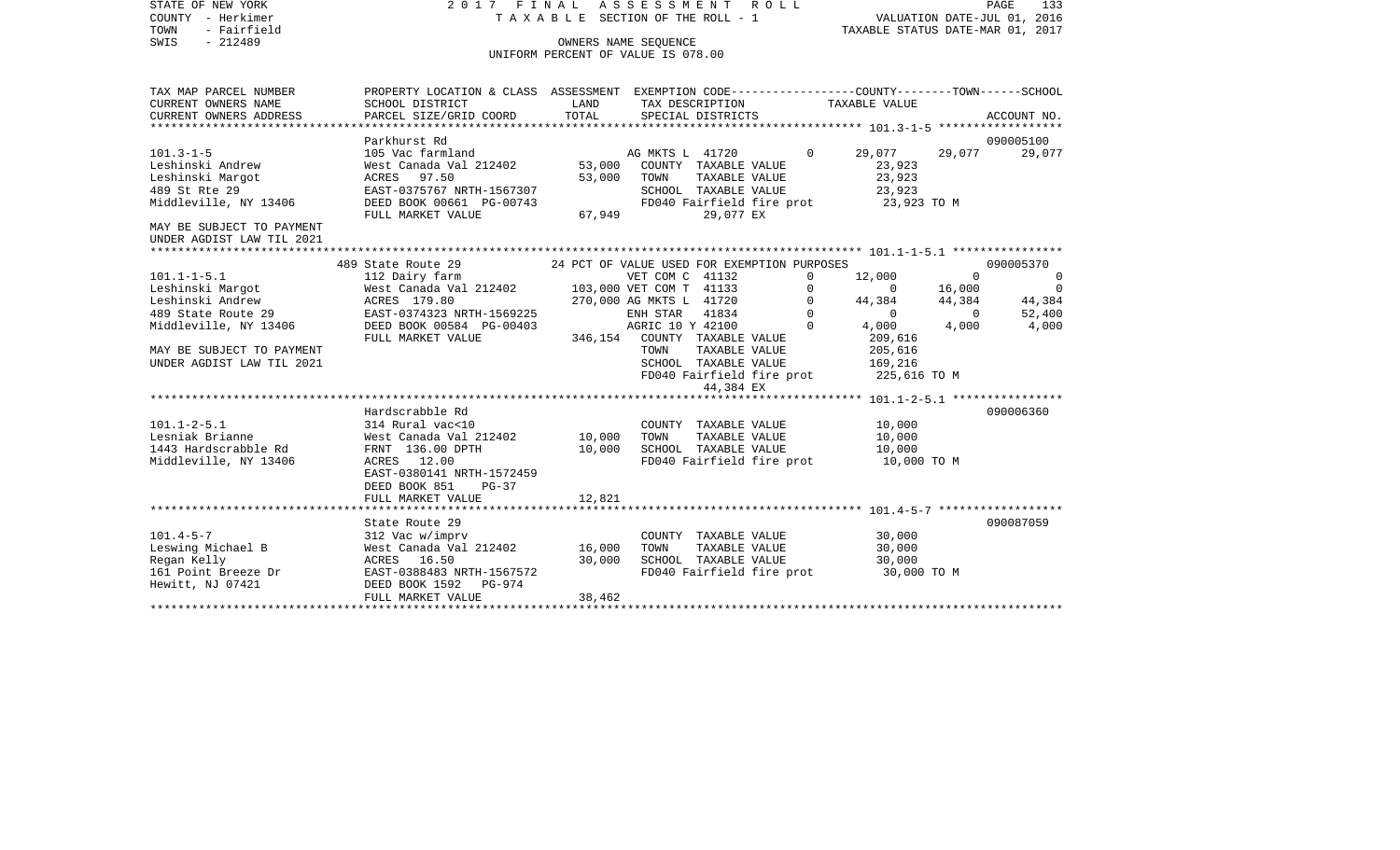STATE OF NEW YORK                2 0 1 7   F I N A L   A S S E S S M E N T   R O L L
COUNTY - Herkimer                T A X A B L E  SECTION OF THE ROLL - 1                VALUATION DATE-JUL 01, 2016
TOWN   - Fairfield                                                                      TAXABLE STATUS DATE-MAR 01, 2017
SWIS   - 212489                              OWNERS NAME SEQUENCE
                                      UNIFORM PERCENT OF VALUE IS 078.00

```
TAX MAP PARCEL NUMBER      PROPERTY LOCATION & CLASS  ASSESSMENT  EXEMPTION CODE------------------COUNTY--------TOWN------SCHOOL
CURRENT OWNERS NAME        SCHOOL DISTRICT             LAND       TAX DESCRIPTION             TAXABLE VALUE
CURRENT OWNERS ADDRESS     PARCEL SIZE/GRID COORD      TOTAL      SPECIAL DISTRICTS                                    ACCOUNT NO.
******************************************************************************************** 101.3-1-5 ******************
                           Parkhurst Rd                                                                                 090005100
101.3-1-5                  105 Vac farmland                       AG MKTS L  41720         0       29,077     29,077      29,077
Leshinski Andrew           West Canada Val 212402       53,000    COUNTY  TAXABLE VALUE            23,923
Leshinski Margot           ACRES   97.50                53,000    TOWN    TAXABLE VALUE            23,923
489 St Rte 29              EAST-0375767 NRTH-1567307              SCHOOL  TAXABLE VALUE            23,923
Middleville, NY 13406      DEED BOOK 00661 PG-00743               FD040 Fairfield fire prot         23,923 TO M
                           FULL MARKET VALUE            67,949          29,077 EX
MAY BE SUBJECT TO PAYMENT
UNDER AGDIST LAW TIL 2021
******************************************************************************************** 101.1-1-5.1 ****************
                           489 State Route 29          24 PCT OF VALUE USED FOR EXEMPTION PURPOSES                       090005370
101.1-1-5.1                112 Dairy farm                         VET COM C  41132         0       12,000          0           0
Leshinski Margot           West Canada Val 212402      103,000 VET COM T  41133            0            0     16,000           0
Leshinski Andrew           ACRES  179.80               270,000 AG MKTS L  41720            0       44,384     44,384      44,384
489 State Route 29         EAST-0374323 NRTH-1569225              ENH STAR   41834         0            0          0      52,400
Middleville, NY 13406      DEED BOOK 00584 PG-00403               AGRIC 10 Y 42100         0        4,000      4,000       4,000
                           FULL MARKET VALUE           346,154    COUNTY  TAXABLE VALUE           209,616
MAY BE SUBJECT TO PAYMENT                                         TOWN    TAXABLE VALUE           205,616
UNDER AGDIST LAW TIL 2021                                         SCHOOL  TAXABLE VALUE           169,216
                                                                  FD040 Fairfield fire prot        225,616 TO M
                                                                        44,384 EX
******************************************************************************************** 101.1-2-5.1 ****************
                           Hardscrabble Rd                                                                              090006360
101.1-2-5.1                314 Rural vac<10                       COUNTY  TAXABLE VALUE            10,000
Lesniak Brianne            West Canada Val 212402       10,000    TOWN    TAXABLE VALUE            10,000
1443 Hardscrabble Rd       FRNT  136.00 DPTH            10,000    SCHOOL  TAXABLE VALUE            10,000
Middleville, NY 13406      ACRES   12.00                          FD040 Fairfield fire prot         10,000 TO M
                           EAST-0380141 NRTH-1572459
                           DEED BOOK 851    PG-37
                           FULL MARKET VALUE            12,821
******************************************************************************************** 101.4-5-7 ******************
                           State Route 29                                                                               090087059
101.4-5-7                  312 Vac w/imprv                        COUNTY  TAXABLE VALUE            30,000
Leswing Michael B          West Canada Val 212402       16,000    TOWN    TAXABLE VALUE            30,000
Regan Kelly                ACRES   16.50                30,000    SCHOOL  TAXABLE VALUE            30,000
161 Point Breeze Dr        EAST-0388483 NRTH-1567572              FD040 Fairfield fire prot         30,000 TO M
Hewitt, NJ 07421           DEED BOOK 1592   PG-974
                           FULL MARKET VALUE            38,462
******************************************************************************************************************************
```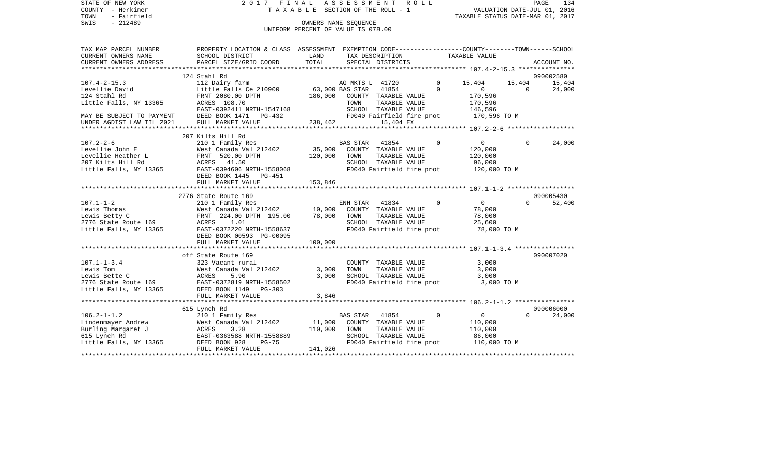STATE OF NEW YORK 2 0 1 7 F I N A L A S S E S S M E N T R O L L
COUNTY - Herkimer T A X A B L E SECTION OF THE ROLL - 1 VALUATION DATE-JUL 01, 2016
TOWN - Fairfield TAXABLE STATUS DATE-MAR 01, 2017
SWIS - 212489 OWNERS NAME SEQUENCE
UNIFORM PERCENT OF VALUE IS 078.00

```
TAX MAP PARCEL NUMBER      PROPERTY LOCATION & CLASS  ASSESSMENT  EXEMPTION CODE-----------------COUNTY--------TOWN------SCHOOL
CURRENT OWNERS NAME        SCHOOL DISTRICT               LAND      TAX DESCRIPTION            TAXABLE VALUE
CURRENT OWNERS ADDRESS     PARCEL SIZE/GRID COORD        TOTAL     SPECIAL DISTRICTS                                  ACCOUNT NO.
*********************************************************************************************** 107.4-2-15.3 ***************
                           124 Stahl Rd                                                                               090002580
107.4-2-15.3               112 Dairy farm                         AG MKTS L  41720         0      15,404     15,404     15,404
Levellie David             Little Falls Ce 210900      63,000 BAS STAR   41854           0           0          0     24,000
124 Stahl Rd               FRNT 2080.00 DPTH          186,000    COUNTY  TAXABLE VALUE            170,596
Little Falls, NY 13365     ACRES 108.70                          TOWN    TAXABLE VALUE            170,596
                           EAST-0392411 NRTH-1547168             SCHOOL  TAXABLE VALUE            146,596
MAY BE SUBJECT TO PAYMENT  DEED BOOK 1471   PG-432               FD040 Fairfield fire prot        170,596 TO M
UNDER AGDIST LAW TIL 2021  FULL MARKET VALUE           238,462         15,404 EX
*********************************************************************************************** 107.2-2-6 ******************
                           207 Kilts Hill Rd
107.2-2-6                  210 1 Family Res                       BAS STAR   41854           0           0          0     24,000
Levellie John E            West Canada Val 212402      35,000    COUNTY  TAXABLE VALUE            120,000
Levellie Heather L         FRNT 520.00 DPTH           120,000    TOWN    TAXABLE VALUE            120,000
207 Kilts Hill Rd          ACRES  41.50                          SCHOOL  TAXABLE VALUE             96,000
Little Falls, NY 13365     EAST-0394606 NRTH-1558068             FD040 Fairfield fire prot        120,000 TO M
                           DEED BOOK 1445   PG-451
                           FULL MARKET VALUE           153,846
*********************************************************************************************** 107.1-1-2 ******************
                           2776 State Route 169                                                                       090005430
107.1-1-2                  210 1 Family Res                       ENH STAR   41834           0           0          0     52,400
Lewis Thomas               West Canada Val 212402      10,000    COUNTY  TAXABLE VALUE             78,000
Lewis Betty C              FRNT 224.00 DPTH 195.00     78,000    TOWN    TAXABLE VALUE             78,000
2776 State Route 169       ACRES   1.01                          SCHOOL  TAXABLE VALUE             25,600
Little Falls, NY 13365     EAST-0372220 NRTH-1558637             FD040 Fairfield fire prot         78,000 TO M
                           DEED BOOK 00593 PG-00095
                           FULL MARKET VALUE           100,000
*********************************************************************************************** 107.1-1-3.4 ****************
                           off State Route 169                                                                        090007020
107.1-1-3.4                323 Vacant rural                      COUNTY  TAXABLE VALUE              3,000
Lewis Tom                  West Canada Val 212402       3,000    TOWN    TAXABLE VALUE              3,000
Lewis Bette C              ACRES   5.90                 3,000    SCHOOL  TAXABLE VALUE              3,000
2776 State Route 169       EAST-0372819 NRTH-1558502             FD040 Fairfield fire prot          3,000 TO M
Little Falls, NY 13365     DEED BOOK 1149   PG-303
                           FULL MARKET VALUE             3,846
*********************************************************************************************** 106.2-1-1.2 ****************
                           615 Lynch Rd                                                                               090006000
106.2-1-1.2                210 1 Family Res                       BAS STAR   41854           0           0          0     24,000
Lindenmayer Andrew         West Canada Val 212402      11,000    COUNTY  TAXABLE VALUE            110,000
Burling Margaret J         ACRES   3.28               110,000    TOWN    TAXABLE VALUE            110,000
615 Lynch Rd               EAST-0363588 NRTH-1558889             SCHOOL  TAXABLE VALUE             86,000
Little Falls, NY 13365     DEED BOOK 928    PG-75                FD040 Fairfield fire prot        110,000 TO M
                           FULL MARKET VALUE           141,026
******************************************************************************************************************************
```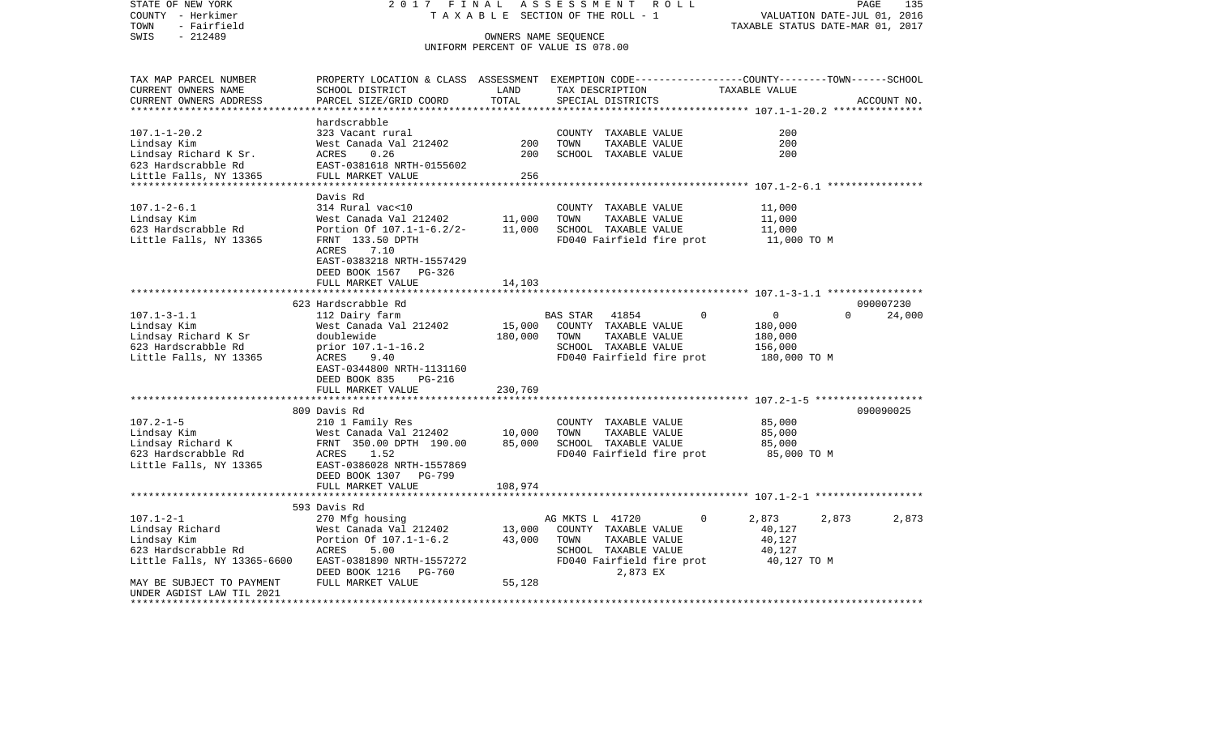STATE OF NEW YORK — 2017 FINAL ASSESSMENT ROLL
COUNTY - Herkimer — TAXABLE SECTION OF THE ROLL - 1 — VALUATION DATE-JUL 01, 2016
TOWN - Fairfield — TAXABLE STATUS DATE-MAR 01, 2017
SWIS - 212489 — OWNERS NAME SEQUENCE
UNIFORM PERCENT OF VALUE IS 078.00

| TAX MAP PARCEL NUMBER / CURRENT OWNERS NAME / CURRENT OWNERS ADDRESS | PROPERTY LOCATION & CLASS / SCHOOL DISTRICT / PARCEL SIZE/GRID COORD | ASSESSMENT LAND / TOTAL | EXEMPTION CODE / TAX DESCRIPTION / SPECIAL DISTRICTS | COUNTY TAXABLE VALUE | TOWN | SCHOOL | ACCOUNT NO. |
|---|---|---|---|---|---|---|---|
| **107.1-1-20.2** | hardscrabble | | | | | | |
| 107.1-1-20.2 | 323 Vacant rural | | COUNTY TAXABLE VALUE | 200 | | | |
| Lindsay Kim | West Canada Val 212402 | 200 | TOWN TAXABLE VALUE | 200 | | | |
| Lindsay Richard K Sr. | ACRES 0.26 | 200 | SCHOOL TAXABLE VALUE | 200 | | | |
| 623 Hardscrabble Rd | EAST-0381618 NRTH-0155602 | | | | | | |
| Little Falls, NY 13365 | FULL MARKET VALUE | 256 | | | | | |
| **107.1-2-6.1** | Davis Rd | | | | | | |
| 107.1-2-6.1 | 314 Rural vac<10 | | COUNTY TAXABLE VALUE | 11,000 | | | |
| Lindsay Kim | West Canada Val 212402 | 11,000 | TOWN TAXABLE VALUE | 11,000 | | | |
| 623 Hardscrabble Rd | Portion Of 107.1-1-6.2/2- | 11,000 | SCHOOL TAXABLE VALUE | 11,000 | | | |
| Little Falls, NY 13365 | FRNT 133.50 DPTH | | FD040 Fairfield fire prot | 11,000 TO M | | | |
| | ACRES 7.10 | | | | | | |
| | EAST-0383218 NRTH-1557429 | | | | | | |
| | DEED BOOK 1567 PG-326 | | | | | | |
| | FULL MARKET VALUE | 14,103 | | | | | |
| **107.1-3-1.1** | 623 Hardscrabble Rd | | | | | | 090007230 |
| 107.1-3-1.1 | 112 Dairy farm | | BAS STAR 41854 0 | 0 | 0 | 24,000 | |
| Lindsay Kim | West Canada Val 212402 | 15,000 | COUNTY TAXABLE VALUE | 180,000 | | | |
| Lindsay Richard K Sr | doublewide | 180,000 | TOWN TAXABLE VALUE | 180,000 | | | |
| 623 Hardscrabble Rd | prior 107.1-1-16.2 | | SCHOOL TAXABLE VALUE | 156,000 | | | |
| Little Falls, NY 13365 | ACRES 9.40 | | FD040 Fairfield fire prot | 180,000 TO M | | | |
| | EAST-0344800 NRTH-1131160 | | | | | | |
| | DEED BOOK 835 PG-216 | | | | | | |
| | FULL MARKET VALUE | 230,769 | | | | | |
| **107.2-1-5** | 809 Davis Rd | | | | | | 090090025 |
| 107.2-1-5 | 210 1 Family Res | | COUNTY TAXABLE VALUE | 85,000 | | | |
| Lindsay Kim | West Canada Val 212402 | 10,000 | TOWN TAXABLE VALUE | 85,000 | | | |
| Lindsay Richard K | FRNT 350.00 DPTH 190.00 | 85,000 | SCHOOL TAXABLE VALUE | 85,000 | | | |
| 623 Hardscrabble Rd | ACRES 1.52 | | FD040 Fairfield fire prot | 85,000 TO M | | | |
| Little Falls, NY 13365 | EAST-0386028 NRTH-1557869 | | | | | | |
| | DEED BOOK 1307 PG-799 | | | | | | |
| | FULL MARKET VALUE | 108,974 | | | | | |
| **107.1-2-1** | 593 Davis Rd | | | | | | |
| 107.1-2-1 | 270 Mfg housing | | AG MKTS L 41720 0 | 2,873 | 2,873 | 2,873 | |
| Lindsay Richard | West Canada Val 212402 | 13,000 | COUNTY TAXABLE VALUE | 40,127 | | | |
| Lindsay Kim | Portion Of 107.1-1-6.2 | 43,000 | TOWN TAXABLE VALUE | 40,127 | | | |
| 623 Hardscrabble Rd | ACRES 5.00 | | SCHOOL TAXABLE VALUE | 40,127 | | | |
| Little Falls, NY 13365-6600 | EAST-0381890 NRTH-1557272 | | FD040 Fairfield fire prot | 40,127 TO M | | | |
| | DEED BOOK 1216 PG-760 | | 2,873 EX | | | | |
| MAY BE SUBJECT TO PAYMENT | FULL MARKET VALUE | 55,128 | | | | | |
| UNDER AGDIST LAW TIL 2021 | | | | | | | |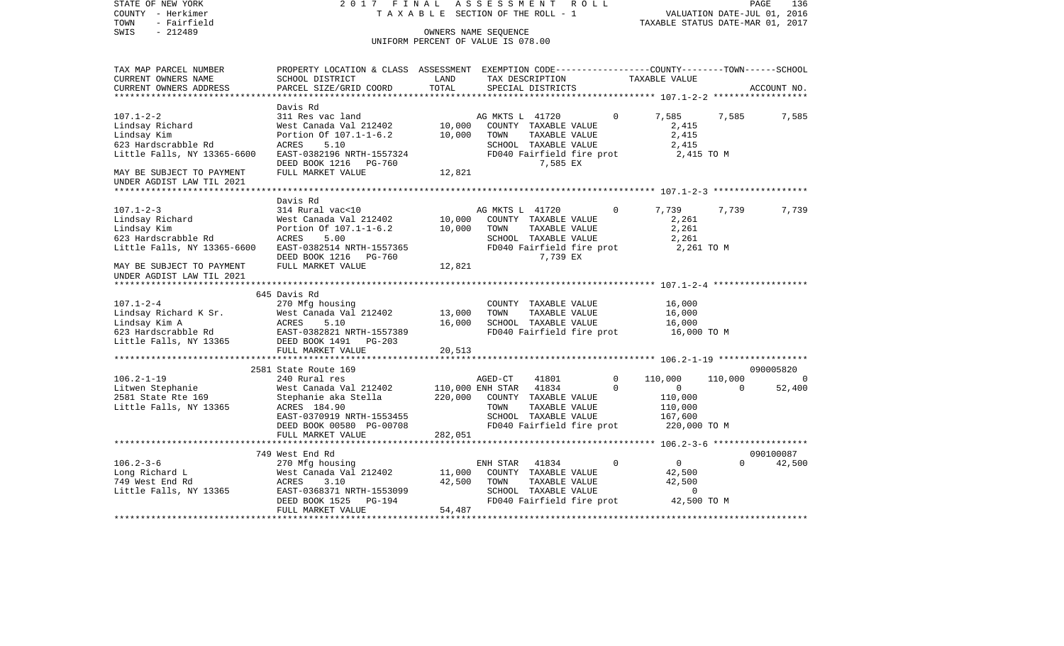STATE OF NEW YORK 2 0 1 7 F I N A L A S S E S S M E N T R O L L
COUNTY - Herkimer T A X A B L E SECTION OF THE ROLL - 1 VALUATION DATE-JUL 01, 2016
TOWN - Fairfield TAXABLE STATUS DATE-MAR 01, 2017
SWIS - 212489 OWNERS NAME SEQUENCE
UNIFORM PERCENT OF VALUE IS 078.00

```
TAX MAP PARCEL NUMBER          PROPERTY LOCATION & CLASS  ASSESSMENT  EXEMPTION CODE-----------------COUNTY--------TOWN------SCHOOL
CURRENT OWNERS NAME            SCHOOL DISTRICT               LAND      TAX DESCRIPTION              TAXABLE VALUE
CURRENT OWNERS ADDRESS         PARCEL SIZE/GRID COORD        TOTAL     SPECIAL DISTRICTS                                      ACCOUNT NO.
******************************************************************************************************* 107.1-2-2 ******************
                               Davis Rd
107.1-2-2                      311 Res vac land                        AG MKTS L  41720          0        7,585      7,585       7,585
Lindsay Richard                West Canada Val 212402       10,000     COUNTY  TAXABLE VALUE              2,415
Lindsay Kim                    Portion Of 107.1-1-6.2       10,000     TOWN    TAXABLE VALUE              2,415
623 Hardscrabble Rd            ACRES    5.10                           SCHOOL  TAXABLE VALUE              2,415
Little Falls, NY 13365-6600    EAST-0382196 NRTH-1557324               FD040 Fairfield fire prot           2,415 TO M
                               DEED BOOK 1216   PG-760                         7,585 EX
MAY BE SUBJECT TO PAYMENT      FULL MARKET VALUE            12,821
UNDER AGDIST LAW TIL 2021
******************************************************************************************************* 107.1-2-3 ******************
                               Davis Rd
107.1-2-3                      314 Rural vac<10                        AG MKTS L  41720          0        7,739      7,739       7,739
Lindsay Richard                West Canada Val 212402       10,000     COUNTY  TAXABLE VALUE              2,261
Lindsay Kim                    Portion Of 107.1-1-6.2       10,000     TOWN    TAXABLE VALUE              2,261
623 Hardscrabble Rd            ACRES    5.00                           SCHOOL  TAXABLE VALUE              2,261
Little Falls, NY 13365-6600    EAST-0382514 NRTH-1557365               FD040 Fairfield fire prot           2,261 TO M
                               DEED BOOK 1216   PG-760                         7,739 EX
MAY BE SUBJECT TO PAYMENT      FULL MARKET VALUE            12,821
UNDER AGDIST LAW TIL 2021
******************************************************************************************************* 107.1-2-4 ******************
                               645 Davis Rd
107.1-2-4                      270 Mfg housing                         COUNTY  TAXABLE VALUE             16,000
Lindsay Richard K Sr.          West Canada Val 212402       13,000     TOWN    TAXABLE VALUE             16,000
Lindsay Kim A                  ACRES    5.10                16,000     SCHOOL  TAXABLE VALUE             16,000
623 Hardscrabble Rd            EAST-0382821 NRTH-1557389               FD040 Fairfield fire prot          16,000 TO M
Little Falls, NY 13365         DEED BOOK 1491   PG-203
                               FULL MARKET VALUE            20,513
******************************************************************************************************* 106.2-1-19 *****************
                               2581 State Route 169                                                                     090005820
106.2-1-19                     240 Rural res                           AGED-CT    41801          0      110,000    110,000           0
Litwen Stephanie               West Canada Val 212402      110,000 ENH STAR  41834           0            0          0      52,400
2581 State Rte 169             Stephanie aka Stella        220,000     COUNTY  TAXABLE VALUE            110,000
Little Falls, NY 13365         ACRES  184.90                           TOWN    TAXABLE VALUE            110,000
                               EAST-0370919 NRTH-1553455               SCHOOL  TAXABLE VALUE            167,600
                               DEED BOOK 00580 PG-00708                FD040 Fairfield fire prot         220,000 TO M
                               FULL MARKET VALUE           282,051
******************************************************************************************************* 106.2-3-6 ******************
                               749 West End Rd                                                                          090100087
106.2-3-6                      270 Mfg housing                         ENH STAR   41834          0            0          0      42,500
Long Richard L                 West Canada Val 212402       11,000     COUNTY  TAXABLE VALUE             42,500
749 West End Rd                ACRES    3.10                42,500     TOWN    TAXABLE VALUE             42,500
Little Falls, NY 13365         EAST-0368371 NRTH-1553099               SCHOOL  TAXABLE VALUE                  0
                               DEED BOOK 1525   PG-194                 FD040 Fairfield fire prot          42,500 TO M
                               FULL MARKET VALUE            54,487
************************************************************************************************************************************
```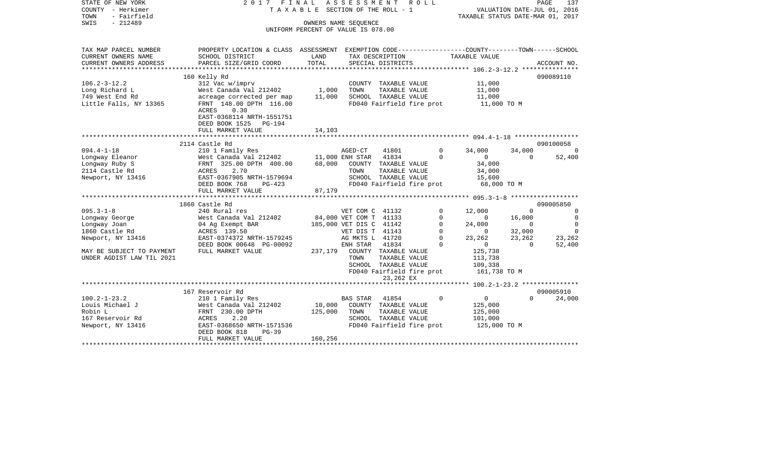STATE OF NEW YORK 2 0 1 7 F I N A L A S S E S S M E N T R O L L
COUNTY - Herkimer T A X A B L E SECTION OF THE ROLL - 1 VALUATION DATE-JUL 01, 2016
TOWN - Fairfield TAXABLE STATUS DATE-MAR 01, 2017
SWIS - 212489 OWNERS NAME SEQUENCE
UNIFORM PERCENT OF VALUE IS 078.00

```
TAX MAP PARCEL NUMBER     PROPERTY LOCATION & CLASS  ASSESSMENT  EXEMPTION CODE-----------------COUNTY--------TOWN------SCHOOL
CURRENT OWNERS NAME       SCHOOL DISTRICT              LAND      TAX DESCRIPTION             TAXABLE VALUE
CURRENT OWNERS ADDRESS    PARCEL SIZE/GRID COORD       TOTAL     SPECIAL DISTRICTS                                      ACCOUNT NO.
******************************************************************************************** 106.2-3-12.2 ***************
                          160 Kelly Rd                                                                              090089110
106.2-3-12.2              312 Vac w/imprv                        COUNTY  TAXABLE VALUE          11,000
Long Richard L            West Canada Val 212402       1,000     TOWN    TAXABLE VALUE          11,000
749 West End Rd           acreage corrected per map   11,000     SCHOOL  TAXABLE VALUE          11,000
Little Falls, NY 13365    FRNT 148.00 DPTH 116.00                FD040 Fairfield fire prot       11,000 TO M
                          ACRES    0.30
                          EAST-0368114 NRTH-1551751
                          DEED BOOK 1525   PG-194
                          FULL MARKET VALUE           14,103
******************************************************************************************** 094.4-1-18 *****************
                          2114 Castle Rd                                                                            090100058
094.4-1-18                210 1 Family Res                  AGED-CT   41801        0      34,000      34,000           0
Longway Eleanor           West Canada Val 212402      11,000 ENH STAR  41834        0           0           0      52,400
Longway Ruby S            FRNT 325.00 DPTH 400.00     68,000    COUNTY  TAXABLE VALUE          34,000
2114 Castle Rd            ACRES    2.70                         TOWN    TAXABLE VALUE          34,000
Newport, NY 13416         EAST-0367905 NRTH-1579694             SCHOOL  TAXABLE VALUE          15,600
                          DEED BOOK 768    PG-423               FD040 Fairfield fire prot       68,000 TO M
                          FULL MARKET VALUE           87,179
******************************************************************************************** 095.3-1-8 ******************
                          1860 Castle Rd                                                                            090005850
095.3-1-8                 240 Rural res                     VET COM C 41132        0      12,000           0           0
Longway George            West Canada Val 212402      84,000 VET COM T 41133        0           0      16,000           0
Longway Joan              04 Ag Exempt BAR           185,000 VET DIS C 41142        0      24,000           0           0
1860 Castle Rd            ACRES  139.50                     VET DIS T 41143        0           0      32,000           0
Newport, NY 13416         EAST-0374372 NRTH-1579245         AG MKTS L 41720        0      23,262      23,262      23,262
                          DEED BOOK 00648 PG-00092          ENH STAR  41834        0           0           0      52,400
MAY BE SUBJECT TO PAYMENT FULL MARKET VALUE          237,179    COUNTY  TAXABLE VALUE         125,738
UNDER AGDIST LAW TIL 2021                                       TOWN    TAXABLE VALUE         113,738
                                                                SCHOOL  TAXABLE VALUE         109,338
                                                                FD040 Fairfield fire prot      161,738 TO M
                                                                      23,262 EX
******************************************************************************************** 100.2-1-23.2 ***************
                          167 Reservoir Rd                                                                          090005910
100.2-1-23.2              210 1 Family Res                  BAS STAR  41854        0           0           0      24,000
Louis Michael J           West Canada Val 212402      10,000    COUNTY  TAXABLE VALUE         125,000
Robin L                   FRNT 230.00 DPTH           125,000    TOWN    TAXABLE VALUE         125,000
167 Reservoir Rd          ACRES    2.20                         SCHOOL  TAXABLE VALUE         101,000
Newport, NY 13416         EAST-0368650 NRTH-1571536             FD040 Fairfield fire prot      125,000 TO M
                          DEED BOOK 818    PG-39
                          FULL MARKET VALUE          160,256
****************************************************************************************************************************
```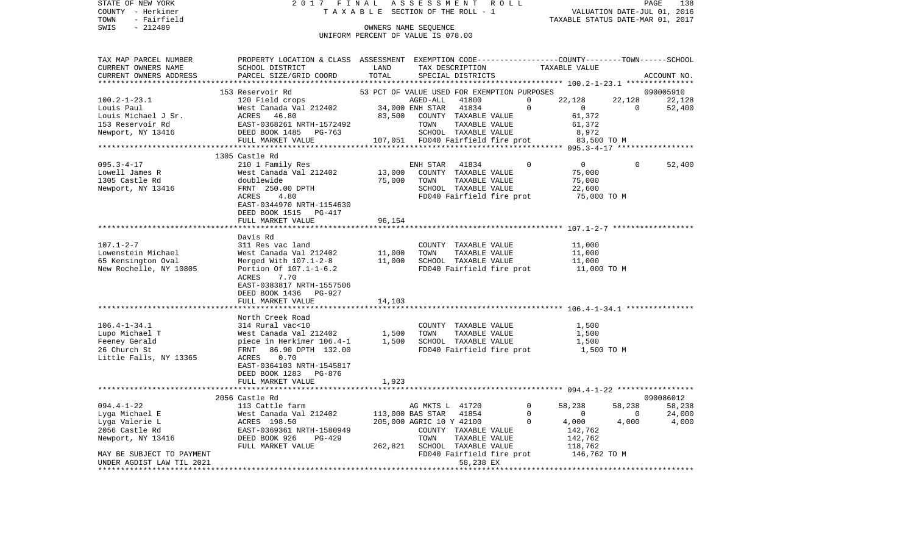STATE OF NEW YORK
COUNTY - Herkimer
TOWN - Fairfield
SWIS - 212489

2017 FINAL ASSESSMENT ROLL
TAXABLE SECTION OF THE ROLL - 1
OWNERS NAME SEQUENCE
UNIFORM PERCENT OF VALUE IS 078.00

VALUATION DATE-JUL 01, 2016
TAXABLE STATUS DATE-MAR 01, 2017

| TAX MAP PARCEL NUMBER / CURRENT OWNERS NAME / CURRENT OWNERS ADDRESS | PROPERTY LOCATION & CLASS / SCHOOL DISTRICT / PARCEL SIZE/GRID COORD | ASSESSMENT LAND | TOTAL | EXEMPTION CODE / TAX DESCRIPTION / SPECIAL DISTRICTS | | COUNTY TAXABLE VALUE | TOWN | SCHOOL | ACCOUNT NO. |
|---|---|---|---|---|---|---|---|---|---|
| | 153 Reservoir Rd | | | 53 PCT OF VALUE USED FOR EXEMPTION PURPOSES | | | | | 090005910 |
| 100.2-1-23.1 | 120 Field crops | | | AGED-ALL 41800 | 0 | 22,128 | 22,128 | 22,128 | |
| Louis Paul | West Canada Val 212402 | 34,000 | | ENH STAR 41834 | 0 | 0 | 0 | 52,400 | |
| Louis Michael J Sr. | ACRES 46.80 | | 83,500 | COUNTY TAXABLE VALUE | | 61,372 | | | |
| 153 Reservoir Rd | EAST-0368261 NRTH-1572492 | | | TOWN TAXABLE VALUE | | 61,372 | | | |
| Newport, NY 13416 | DEED BOOK 1485 PG-763 | | | SCHOOL TAXABLE VALUE | | 8,972 | | | |
| | FULL MARKET VALUE | | 107,051 | FD040 Fairfield fire prot | | 83,500 TO M | | | |
| | 1305 Castle Rd | | | | | | | | |
| 095.3-4-17 | 210 1 Family Res | | | ENH STAR 41834 | 0 | 0 | 0 | 52,400 | |
| Lowell James R | West Canada Val 212402 | 13,000 | | COUNTY TAXABLE VALUE | | 75,000 | | | |
| 1305 Castle Rd | doublewide | | 75,000 | TOWN TAXABLE VALUE | | 75,000 | | | |
| Newport, NY 13416 | FRNT 250.00 DPTH | | | SCHOOL TAXABLE VALUE | | 22,600 | | | |
| | ACRES 4.80 | | | FD040 Fairfield fire prot | | 75,000 TO M | | | |
| | EAST-0344970 NRTH-1154630 | | | | | | | | |
| | DEED BOOK 1515 PG-417 | | | | | | | | |
| | FULL MARKET VALUE | | 96,154 | | | | | | |
| | Davis Rd | | | | | | | | |
| 107.1-2-7 | 311 Res vac land | | | COUNTY TAXABLE VALUE | | 11,000 | | | |
| Lowenstein Michael | West Canada Val 212402 | 11,000 | | TOWN TAXABLE VALUE | | 11,000 | | | |
| 65 Kensington Oval | Merged With 107.1-2-8 | | 11,000 | SCHOOL TAXABLE VALUE | | 11,000 | | | |
| New Rochelle, NY 10805 | Portion Of 107.1-1-6.2 | | | FD040 Fairfield fire prot | | 11,000 TO M | | | |
| | ACRES 7.70 | | | | | | | | |
| | EAST-0383817 NRTH-1557506 | | | | | | | | |
| | DEED BOOK 1436 PG-927 | | | | | | | | |
| | FULL MARKET VALUE | | 14,103 | | | | | | |
| | North Creek Road | | | | | | | | |
| 106.4-1-34.1 | 314 Rural vac<10 | | | COUNTY TAXABLE VALUE | | 1,500 | | | |
| Lupo Michael T | West Canada Val 212402 | 1,500 | | TOWN TAXABLE VALUE | | 1,500 | | | |
| Feeney Gerald | piece in Herkimer 106.4-1 | | 1,500 | SCHOOL TAXABLE VALUE | | 1,500 | | | |
| 26 Church St | FRNT 86.90 DPTH 132.00 | | | FD040 Fairfield fire prot | | 1,500 TO M | | | |
| Little Falls, NY 13365 | ACRES 0.70 | | | | | | | | |
| | EAST-0364103 NRTH-1545817 | | | | | | | | |
| | DEED BOOK 1283 PG-876 | | | | | | | | |
| | FULL MARKET VALUE | | 1,923 | | | | | | |
| | 2056 Castle Rd | | | | | | | | 090086012 |
| 094.4-1-22 | 113 Cattle farm | | | AG MKTS L 41720 | 0 | 58,238 | 58,238 | 58,238 | |
| Lyga Michael E | West Canada Val 212402 | 113,000 | | BAS STAR 41854 | 0 | 0 | 0 | 24,000 | |
| Lyga Valerie L | ACRES 198.50 | | 205,000 | AGRIC 10 Y 42100 | 0 | 4,000 | 4,000 | 4,000 | |
| 2056 Castle Rd | EAST-0369361 NRTH-1580949 | | | COUNTY TAXABLE VALUE | | 142,762 | | | |
| Newport, NY 13416 | DEED BOOK 926 PG-429 | | | TOWN TAXABLE VALUE | | 142,762 | | | |
| | FULL MARKET VALUE | | 262,821 | SCHOOL TAXABLE VALUE | | 118,762 | | | |
| MAY BE SUBJECT TO PAYMENT | | | | FD040 Fairfield fire prot | | 146,762 TO M | | | |
| UNDER AGDIST LAW TIL 2021 | | | | 58,238 EX | | | | | |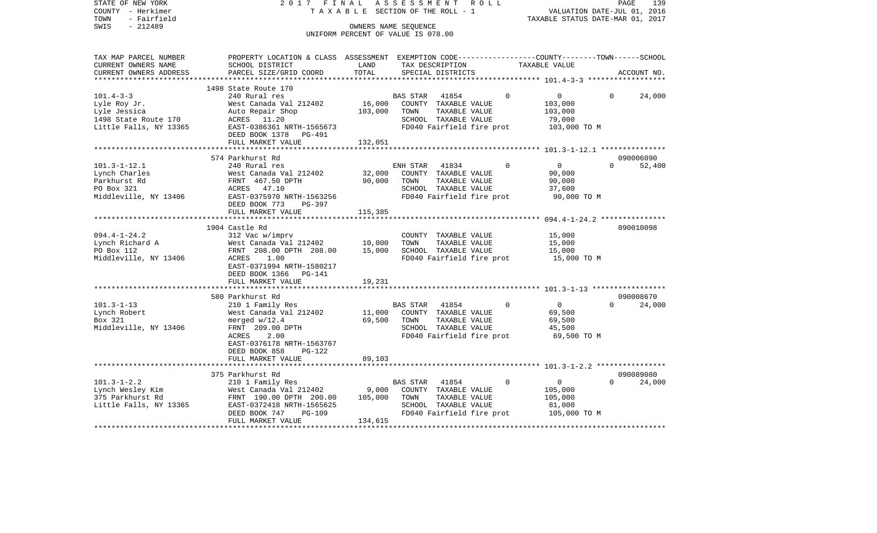STATE OF NEW YORK
COUNTY - Herkimer
TOWN - Fairfield
SWIS - 212489

2 0 1 7 F I N A L A S S E S S M E N T R O L L
T A X A B L E SECTION OF THE ROLL - 1
OWNERS NAME SEQUENCE
UNIFORM PERCENT OF VALUE IS 078.00

VALUATION DATE-JUL 01, 2016
TAXABLE STATUS DATE-MAR 01, 2017

| TAX MAP PARCEL NUMBER / CURRENT OWNERS NAME / CURRENT OWNERS ADDRESS | PROPERTY LOCATION & CLASS / SCHOOL DISTRICT / PARCEL SIZE/GRID COORD | ASSESSMENT LAND | ASSESSMENT TOTAL | EXEMPTION CODE / TAX DESCRIPTION / SPECIAL DISTRICTS | COUNTY | TOWN | SCHOOL | ACCOUNT NO. |
|---|---|---|---|---|---|---|---|---|
| **101.4-3-3** | 1498 State Route 170 | | | | | | | |
| 101.4-3-3 | 240 Rural res | | | BAS STAR 41854 | 0 | 0 | 0 | 24,000 |
| Lyle Roy Jr. | West Canada Val 212402 | 16,000 | | COUNTY TAXABLE VALUE | 103,000 | | | |
| Lyle Jessica | Auto Repair Shop | | 103,000 | TOWN TAXABLE VALUE | | 103,000 | | |
| 1498 State Route 170 | ACRES 11.20 | | | SCHOOL TAXABLE VALUE | | | 79,000 | |
| Little Falls, NY 13365 | EAST-0386361 NRTH-1565673 | | | FD040 Fairfield fire prot | 103,000 TO M | | | |
| | DEED BOOK 1378 PG-491 | | | | | | | |
| | FULL MARKET VALUE | | 132,051 | | | | | |
| **101.3-1-12.1** | 574 Parkhurst Rd | | | | | | | 090006090 |
| 101.3-1-12.1 | 240 Rural res | | | ENH STAR 41834 | 0 | 0 | 0 | 52,400 |
| Lynch Charles | West Canada Val 212402 | 32,000 | | COUNTY TAXABLE VALUE | 90,000 | | | |
| Parkhurst Rd | FRNT 467.50 DPTH | | 90,000 | TOWN TAXABLE VALUE | | 90,000 | | |
| PO Box 321 | ACRES 47.10 | | | SCHOOL TAXABLE VALUE | | | 37,600 | |
| Middleville, NY 13406 | EAST-0375970 NRTH-1563256 | | | FD040 Fairfield fire prot | 90,000 TO M | | | |
| | DEED BOOK 773 PG-397 | | | | | | | |
| | FULL MARKET VALUE | | 115,385 | | | | | |
| **094.4-1-24.2** | 1904 Castle Rd | | | | | | | 090010098 |
| 094.4-1-24.2 | 312 Vac w/imprv | | | COUNTY TAXABLE VALUE | 15,000 | | | |
| Lynch Richard A | West Canada Val 212402 | 10,000 | | TOWN TAXABLE VALUE | | 15,000 | | |
| PO Box 112 | FRNT 208.00 DPTH 208.00 | | 15,000 | SCHOOL TAXABLE VALUE | | | 15,000 | |
| Middleville, NY 13406 | ACRES 1.00 | | | FD040 Fairfield fire prot | 15,000 TO M | | | |
| | EAST-0371994 NRTH-1580217 | | | | | | | |
| | DEED BOOK 1366 PG-141 | | | | | | | |
| | FULL MARKET VALUE | | 19,231 | | | | | |
| **101.3-1-13** | 580 Parkhurst Rd | | | | | | | 090008670 |
| 101.3-1-13 | 210 1 Family Res | | | BAS STAR 41854 | 0 | 0 | 0 | 24,000 |
| Lynch Robert | West Canada Val 212402 | 11,000 | | COUNTY TAXABLE VALUE | 69,500 | | | |
| Box 321 | merged w/12.4 | | 69,500 | TOWN TAXABLE VALUE | | 69,500 | | |
| Middleville, NY 13406 | FRNT 209.00 DPTH | | | SCHOOL TAXABLE VALUE | | | 45,500 | |
| | ACRES 2.00 | | | FD040 Fairfield fire prot | 69,500 TO M | | | |
| | EAST-0376178 NRTH-1563767 | | | | | | | |
| | DEED BOOK 858 PG-122 | | | | | | | |
| | FULL MARKET VALUE | | 89,103 | | | | | |
| **101.3-1-2.2** | 375 Parkhurst Rd | | | | | | | 090089080 |
| 101.3-1-2.2 | 210 1 Family Res | | | BAS STAR 41854 | 0 | 0 | 0 | 24,000 |
| Lynch Wesley Kim | West Canada Val 212402 | 9,000 | | COUNTY TAXABLE VALUE | 105,000 | | | |
| 375 Parkhurst Rd | FRNT 190.00 DPTH 200.00 | | 105,000 | TOWN TAXABLE VALUE | | 105,000 | | |
| Little Falls, NY 13365 | EAST-0372418 NRTH-1565625 | | | SCHOOL TAXABLE VALUE | | | 81,000 | |
| | DEED BOOK 747 PG-109 | | | FD040 Fairfield fire prot | 105,000 TO M | | | |
| | FULL MARKET VALUE | | 134,615 | | | | | |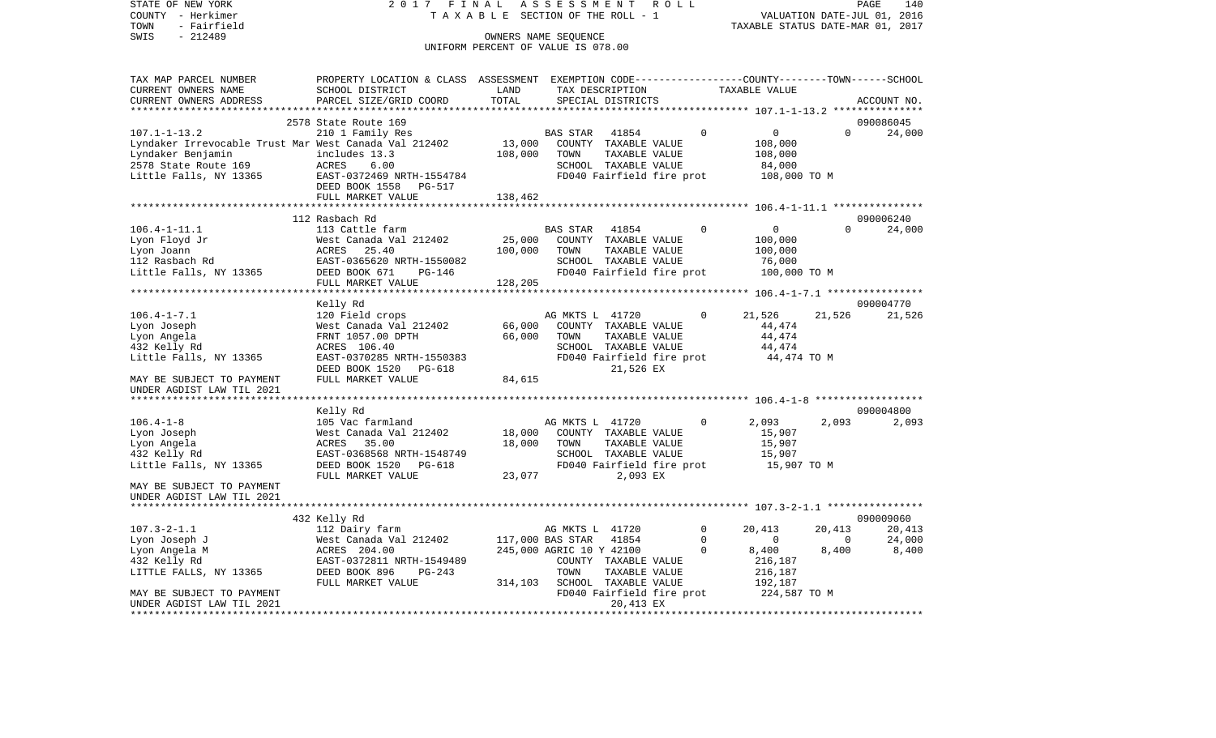STATE OF NEW YORK                    2 0 1 7   F I N A L   A S S E S S M E N T   R O L L
COUNTY - Herkimer                         T A X A B L E  SECTION OF THE ROLL - 1                VALUATION DATE-JUL 01, 2016
TOWN   - Fairfield                                                                              TAXABLE STATUS DATE-MAR 01, 2017
SWIS   - 212489                                  OWNERS NAME SEQUENCE
                                          UNIFORM PERCENT OF VALUE IS 078.00

```
TAX MAP PARCEL NUMBER     PROPERTY LOCATION & CLASS  ASSESSMENT  EXEMPTION CODE------------------COUNTY--------TOWN------SCHOOL
CURRENT OWNERS NAME       SCHOOL DISTRICT             LAND       TAX DESCRIPTION              TAXABLE VALUE
CURRENT OWNERS ADDRESS    PARCEL SIZE/GRID COORD      TOTAL      SPECIAL DISTRICTS                                      ACCOUNT NO.
*********************************************************************************************** 107.1-1-13.2 ***************
                         2578 State Route 169                                                                       090086045
107.1-1-13.2              210 1 Family Res                   BAS STAR   41854           0          0          0     24,000
Lyndaker Irrevocable Trust Mar West Canada Val 212402   13,000   COUNTY  TAXABLE VALUE          108,000
Lyndaker Benjamin         includes 13.3              108,000   TOWN    TAXABLE VALUE          108,000
2578 State Route 169      ACRES     6.00                       SCHOOL  TAXABLE VALUE           84,000
Little Falls, NY 13365    EAST-0372469 NRTH-1554784            FD040 Fairfield fire prot      108,000 TO M
                          DEED BOOK 1558   PG-517
                          FULL MARKET VALUE          138,462
*********************************************************************************************** 106.4-1-11.1 ***************
                          112 Rasbach Rd                                                                            090006240
106.4-1-11.1              113 Cattle farm                    BAS STAR   41854           0          0          0     24,000
Lyon Floyd Jr             West Canada Val 212402   25,000   COUNTY  TAXABLE VALUE          100,000
Lyon Joann                ACRES    25.40             100,000   TOWN    TAXABLE VALUE          100,000
112 Rasbach Rd            EAST-0365620 NRTH-1550082            SCHOOL  TAXABLE VALUE           76,000
Little Falls, NY 13365    DEED BOOK 671    PG-146              FD040 Fairfield fire prot      100,000 TO M
                          FULL MARKET VALUE          128,205
*********************************************************************************************** 106.4-1-7.1 ****************
                          Kelly Rd                                                                                  090004770
106.4-1-7.1               120 Field crops                    AG MKTS L  41720           0     21,526     21,526     21,526
Lyon Joseph               West Canada Val 212402   66,000   COUNTY  TAXABLE VALUE           44,474
Lyon Angela               FRNT 1057.00 DPTH           66,000   TOWN    TAXABLE VALUE           44,474
432 Kelly Rd              ACRES   106.40                       SCHOOL  TAXABLE VALUE           44,474
Little Falls, NY 13365    EAST-0370285 NRTH-1550383            FD040 Fairfield fire prot       44,474 TO M
                          DEED BOOK 1520   PG-618                       21,526 EX
MAY BE SUBJECT TO PAYMENT FULL MARKET VALUE           84,615
UNDER AGDIST LAW TIL 2021
*********************************************************************************************** 106.4-1-8 ******************
                          Kelly Rd                                                                                  090004800
106.4-1-8                 105 Vac farmland                   AG MKTS L  41720           0      2,093      2,093      2,093
Lyon Joseph               West Canada Val 212402   18,000   COUNTY  TAXABLE VALUE           15,907
Lyon Angela               ACRES    35.00              18,000   TOWN    TAXABLE VALUE           15,907
432 Kelly Rd              EAST-0368568 NRTH-1548749            SCHOOL  TAXABLE VALUE           15,907
Little Falls, NY 13365    DEED BOOK 1520   PG-618              FD040 Fairfield fire prot       15,907 TO M
                          FULL MARKET VALUE           23,077            2,093 EX
MAY BE SUBJECT TO PAYMENT
UNDER AGDIST LAW TIL 2021
*********************************************************************************************** 107.3-2-1.1 ****************
                          432 Kelly Rd                                                                              090009060
107.3-2-1.1               112 Dairy farm                     AG MKTS L  41720           0     20,413     20,413     20,413
Lyon Joseph J             West Canada Val 212402  117,000 BAS STAR   41854           0          0          0     24,000
Lyon Angela M             ACRES   204.00             245,000 AGRIC 10 Y 42100           0      8,400      8,400      8,400
432 Kelly Rd              EAST-0372811 NRTH-1549489            COUNTY  TAXABLE VALUE          216,187
LITTLE FALLS, NY 13365    DEED BOOK 896    PG-243              TOWN    TAXABLE VALUE          216,187
                          FULL MARKET VALUE          314,103   SCHOOL  TAXABLE VALUE          192,187
MAY BE SUBJECT TO PAYMENT                                      FD040 Fairfield fire prot      224,587 TO M
UNDER AGDIST LAW TIL 2021                                               20,413 EX
****************************************************************************************************************************
```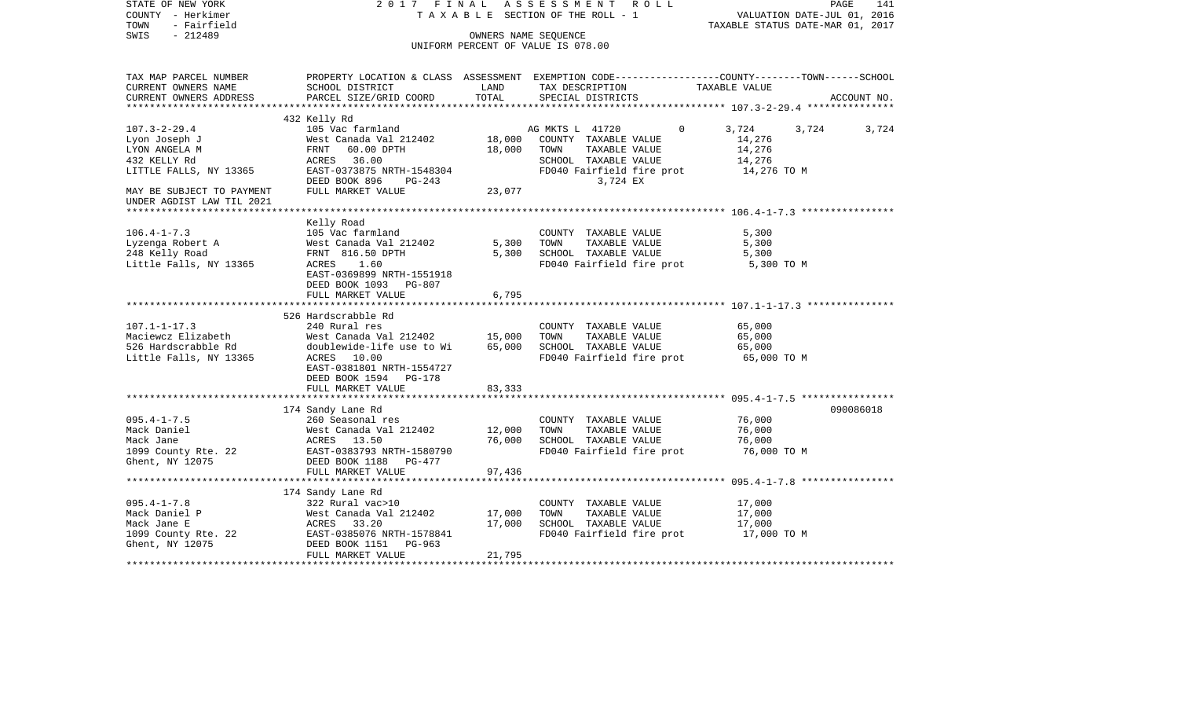STATE OF NEW YORK
COUNTY - Herkimer
TOWN - Fairfield
SWIS - 212489

2017 FINAL ASSESSMENT ROLL
TAXABLE SECTION OF THE ROLL - 1
OWNERS NAME SEQUENCE
UNIFORM PERCENT OF VALUE IS 078.00

VALUATION DATE-JUL 01, 2016
TAXABLE STATUS DATE-MAR 01, 2017

| TAX MAP PARCEL NUMBER / CURRENT OWNERS NAME / CURRENT OWNERS ADDRESS | PROPERTY LOCATION & CLASS / SCHOOL DISTRICT / PARCEL SIZE/GRID COORD | ASSESSMENT LAND / TOTAL | EXEMPTION CODE / TAX DESCRIPTION / SPECIAL DISTRICTS | COUNTY | TOWN | SCHOOL | ACCOUNT NO. |
|---|---|---|---|---|---|---|---|
| **107.3-2-29.4** | 432 Kelly Rd | | | | | | |
| 107.3-2-29.4 | 105 Vac farmland | | AG MKTS L 41720 0 | 3,724 | 3,724 | 3,724 | |
| Lyon Joseph J | West Canada Val 212402 | 18,000 | COUNTY TAXABLE VALUE | 14,276 | | | |
| LYON ANGELA M | FRNT 60.00 DPTH | 18,000 | TOWN TAXABLE VALUE | 14,276 | | | |
| 432 KELLY Rd | ACRES 36.00 | | SCHOOL TAXABLE VALUE | 14,276 | | | |
| LITTLE FALLS, NY 13365 | EAST-0373875 NRTH-1548304 | | FD040 Fairfield fire prot | 14,276 TO M | | | |
| | DEED BOOK 896 PG-243 | | 3,724 EX | | | | |
| MAY BE SUBJECT TO PAYMENT | FULL MARKET VALUE | 23,077 | | | | | |
| UNDER AGDIST LAW TIL 2021 | | | | | | | |
| **106.4-1-7.3** | Kelly Road | | | | | | |
| 106.4-1-7.3 | 105 Vac farmland | | COUNTY TAXABLE VALUE | 5,300 | | | |
| Lyzenga Robert A | West Canada Val 212402 | 5,300 | TOWN TAXABLE VALUE | 5,300 | | | |
| 248 Kelly Road | FRNT 816.50 DPTH | 5,300 | SCHOOL TAXABLE VALUE | 5,300 | | | |
| Little Falls, NY 13365 | ACRES 1.60 | | FD040 Fairfield fire prot | 5,300 TO M | | | |
| | EAST-0369899 NRTH-1551918 | | | | | | |
| | DEED BOOK 1093 PG-807 | | | | | | |
| | FULL MARKET VALUE | 6,795 | | | | | |
| **107.1-1-17.3** | 526 Hardscrabble Rd | | | | | | |
| 107.1-1-17.3 | 240 Rural res | | COUNTY TAXABLE VALUE | 65,000 | | | |
| Maciewcz Elizabeth | West Canada Val 212402 | 15,000 | TOWN TAXABLE VALUE | 65,000 | | | |
| 526 Hardscrabble Rd | doublewide-life use to Wi | 65,000 | SCHOOL TAXABLE VALUE | 65,000 | | | |
| Little Falls, NY 13365 | ACRES 10.00 | | FD040 Fairfield fire prot | 65,000 TO M | | | |
| | EAST-0381801 NRTH-1554727 | | | | | | |
| | DEED BOOK 1594 PG-178 | | | | | | |
| | FULL MARKET VALUE | 83,333 | | | | | |
| **095.4-1-7.5** | 174 Sandy Lane Rd | | | | | | 090086018 |
| 095.4-1-7.5 | 260 Seasonal res | | COUNTY TAXABLE VALUE | 76,000 | | | |
| Mack Daniel | West Canada Val 212402 | 12,000 | TOWN TAXABLE VALUE | 76,000 | | | |
| Mack Jane | ACRES 13.50 | 76,000 | SCHOOL TAXABLE VALUE | 76,000 | | | |
| 1099 County Rte. 22 | EAST-0383793 NRTH-1580790 | | FD040 Fairfield fire prot | 76,000 TO M | | | |
| Ghent, NY 12075 | DEED BOOK 1188 PG-477 | | | | | | |
| | FULL MARKET VALUE | 97,436 | | | | | |
| **095.4-1-7.8** | 174 Sandy Lane Rd | | | | | | |
| 095.4-1-7.8 | 322 Rural vac>10 | | COUNTY TAXABLE VALUE | 17,000 | | | |
| Mack Daniel P | West Canada Val 212402 | 17,000 | TOWN TAXABLE VALUE | 17,000 | | | |
| Mack Jane E | ACRES 33.20 | 17,000 | SCHOOL TAXABLE VALUE | 17,000 | | | |
| 1099 County Rte. 22 | EAST-0385076 NRTH-1578841 | | FD040 Fairfield fire prot | 17,000 TO M | | | |
| Ghent, NY 12075 | DEED BOOK 1151 PG-963 | | | | | | |
| | FULL MARKET VALUE | 21,795 | | | | | |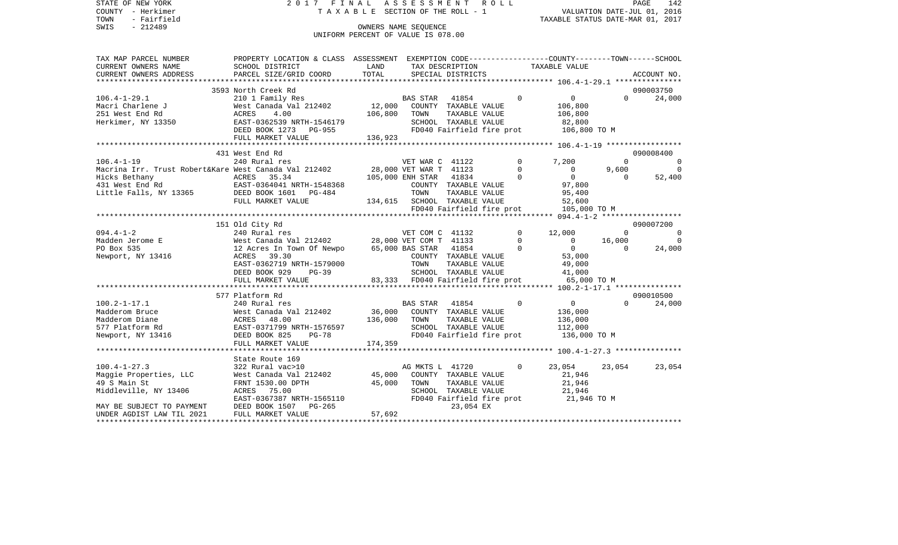STATE OF NEW YORK
COUNTY - Herkimer
TOWN - Fairfield
SWIS - 212489

2 0 1 7 F I N A L A S S E S S M E N T R O L L
T A X A B L E SECTION OF THE ROLL - 1
OWNERS NAME SEQUENCE
UNIFORM PERCENT OF VALUE IS 078.00

VALUATION DATE-JUL 01, 2016
TAXABLE STATUS DATE-MAR 01, 2017

```
TAX MAP PARCEL NUMBER     PROPERTY LOCATION & CLASS  ASSESSMENT  EXEMPTION CODE-----------------COUNTY--------TOWN------SCHOOL
CURRENT OWNERS NAME       SCHOOL DISTRICT               LAND      TAX DESCRIPTION            TAXABLE VALUE
CURRENT OWNERS ADDRESS    PARCEL SIZE/GRID COORD        TOTAL     SPECIAL DISTRICTS                                     ACCOUNT NO.
******************************************************************************************* 106.4-1-29.1 ***************
                           3593 North Creek Rd                                                                           090003750
106.4-1-29.1               210 1 Family Res                       BAS STAR   41854          0          0          0       24,000
Macri Charlene J           West Canada Val 212402        12,000   COUNTY  TAXABLE VALUE            106,800
251 West End Rd            ACRES      4.00              106,800   TOWN    TAXABLE VALUE            106,800
Herkimer, NY 13350         EAST-0362539 NRTH-1546179              SCHOOL  TAXABLE VALUE             82,800
                           DEED BOOK 1273   PG-955                FD040 Fairfield fire prot        106,800 TO M
                           FULL MARKET VALUE            136,923
******************************************************************************************* 106.4-1-19 *****************
                           431 West End Rd                                                                               090008400
106.4-1-19                 240 Rural res                          VET WAR C  41122          0      7,200          0            0
Macrina Irr. Trust Robert&Kare West Canada Val 212402    28,000 VET WAR T  41123          0          0      9,600            0
Hicks Bethany              ACRES     35.34              105,000 ENH STAR   41834          0          0          0       52,400
431 West End Rd            EAST-0364041 NRTH-1548368              COUNTY  TAXABLE VALUE             97,800
Little Falls, NY 13365     DEED BOOK 1601   PG-484                TOWN    TAXABLE VALUE             95,400
                           FULL MARKET VALUE            134,615   SCHOOL  TAXABLE VALUE             52,600
                                                                  FD040 Fairfield fire prot        105,000 TO M
******************************************************************************************* 094.4-1-2 ******************
                           151 Old City Rd                                                                               090007200
094.4-1-2                  240 Rural res                          VET COM C  41132          0     12,000          0            0
Madden Jerome E            West Canada Val 212402        28,000 VET COM T  41133          0          0     16,000            0
PO Box 535                 12 Acres In Town Of Newpo     65,000 BAS STAR   41854          0          0          0       24,000
Newport, NY 13416          ACRES     39.30                        COUNTY  TAXABLE VALUE             53,000
                           EAST-0362719 NRTH-1579000              TOWN    TAXABLE VALUE             49,000
                           DEED BOOK 929    PG-39                 SCHOOL  TAXABLE VALUE             41,000
                           FULL MARKET VALUE             83,333   FD040 Fairfield fire prot         65,000 TO M
******************************************************************************************* 100.2-1-17.1 ***************
                           577 Platform Rd                                                                               090010500
100.2-1-17.1               240 Rural res                          BAS STAR   41854          0          0          0       24,000
Madderom Bruce             West Canada Val 212402        36,000   COUNTY  TAXABLE VALUE            136,000
Madderom Diane             ACRES     48.00              136,000   TOWN    TAXABLE VALUE            136,000
577 Platform Rd            EAST-0371799 NRTH-1576597              SCHOOL  TAXABLE VALUE            112,000
Newport, NY 13416          DEED BOOK 825    PG-78                 FD040 Fairfield fire prot        136,000 TO M
                           FULL MARKET VALUE            174,359
******************************************************************************************* 100.4-1-27.3 ***************
                           State Route 169
100.4-1-27.3               322 Rural vac>10                       AG MKTS L  41720          0     23,054     23,054       23,054
Maggie Properties, LLC     West Canada Val 212402        45,000   COUNTY  TAXABLE VALUE             21,946
49 S Main St               FRNT 1530.00 DPTH             45,000   TOWN    TAXABLE VALUE             21,946
Middleville, NY 13406      ACRES     75.00                        SCHOOL  TAXABLE VALUE             21,946
                           EAST-0367387 NRTH-1565110              FD040 Fairfield fire prot         21,946 TO M
MAY BE SUBJECT TO PAYMENT  DEED BOOK 1507   PG-265                     23,054 EX
UNDER AGDIST LAW TIL 2021  FULL MARKET VALUE             57,692
****************************************************************************************************************************
```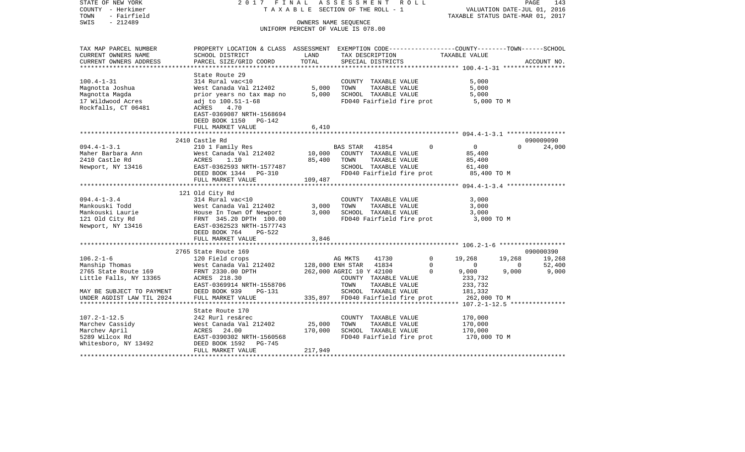STATE OF NEW YORK — COUNTY - Herkimer — TOWN - Fairfield — SWIS - 212489

2017 FINAL ASSESSMENT ROLL
TAXABLE SECTION OF THE ROLL - 1
OWNERS NAME SEQUENCE
UNIFORM PERCENT OF VALUE IS 078.00

VALUATION DATE-JUL 01, 2016
TAXABLE STATUS DATE-MAR 01, 2017

| TAX MAP PARCEL NUMBER / CURRENT OWNERS NAME / CURRENT OWNERS ADDRESS | PROPERTY LOCATION & CLASS / SCHOOL DISTRICT / PARCEL SIZE/GRID COORD | ASSESSMENT LAND / TOTAL | EXEMPTION CODE / TAX DESCRIPTION / SPECIAL DISTRICTS | COUNTY | TOWN | SCHOOL | ACCOUNT NO. |
|---|---|---|---|---|---|---|---|
| **100.4-1-31** | State Route 29 | | | | | | |
| Magnotta Joshua | 314 Rural vac<10 | | COUNTY TAXABLE VALUE | 5,000 | | | |
| Magnotta Magda | West Canada Val 212402 | 5,000 | TOWN TAXABLE VALUE | | 5,000 | | |
| 17 Wildwood Acres | prior years no tax map no | 5,000 | SCHOOL TAXABLE VALUE | | | 5,000 | |
| Rockfalls, CT 06481 | adj to 100.51-1-68 | | FD040 Fairfield fire prot | 5,000 TO M | | | |
| | ACRES 4.70 | | | | | | |
| | EAST-0369087 NRTH-1568694 | | | | | | |
| | DEED BOOK 1150 PG-142 | | | | | | |
| | FULL MARKET VALUE | 6,410 | | | | | |
| **094.4-1-3.1** | 2410 Castle Rd | | | | | | 090009090 |
| Maher Barbara Ann | 210 1 Family Res | | BAS STAR 41854 0 | 0 | 0 | 24,000 | |
| 2410 Castle Rd | West Canada Val 212402 | 10,000 | COUNTY TAXABLE VALUE | 85,400 | | | |
| Newport, NY 13416 | ACRES 1.10 | 85,400 | TOWN TAXABLE VALUE | | 85,400 | | |
| | EAST-0362593 NRTH-1577487 | | SCHOOL TAXABLE VALUE | | | 61,400 | |
| | DEED BOOK 1344 PG-310 | | FD040 Fairfield fire prot | 85,400 TO M | | | |
| | FULL MARKET VALUE | 109,487 | | | | | |
| **094.4-1-3.4** | 121 Old City Rd | | | | | | |
| Mankouski Todd | 314 Rural vac<10 | | COUNTY TAXABLE VALUE | 3,000 | | | |
| Mankouski Laurie | West Canada Val 212402 | 3,000 | TOWN TAXABLE VALUE | | 3,000 | | |
| 121 Old City Rd | House In Town Of Newport | 3,000 | SCHOOL TAXABLE VALUE | | | 3,000 | |
| Newport, NY 13416 | FRNT 345.20 DPTH 100.00 | | FD040 Fairfield fire prot | 3,000 TO M | | | |
| | EAST-0362523 NRTH-1577743 | | | | | | |
| | DEED BOOK 764 PG-522 | | | | | | |
| | FULL MARKET VALUE | 3,846 | | | | | |
| **106.2-1-6** | 2765 State Route 169 | | | | | | 090000390 |
| Manship Thomas | 120 Field crops | | AG MKTS 41730 0 | 19,268 | 19,268 | 19,268 | |
| 2765 State Route 169 | West Canada Val 212402 | 128,000 | ENH STAR 41834 0 | 0 | 0 | 52,400 | |
| Little Falls, NY 13365 | FRNT 2330.00 DPTH | 262,000 | AGRIC 10 Y 42100 0 | 9,000 | 9,000 | 9,000 | |
| | ACRES 218.30 | | COUNTY TAXABLE VALUE | 233,732 | | | |
| | EAST-0369914 NRTH-1558706 | | TOWN TAXABLE VALUE | | 233,732 | | |
| MAY BE SUBJECT TO PAYMENT | DEED BOOK 939 PG-131 | | SCHOOL TAXABLE VALUE | | | 181,332 | |
| UNDER AGDIST LAW TIL 2024 | FULL MARKET VALUE | 335,897 | FD040 Fairfield fire prot | 262,000 TO M | | | |
| **107.2-1-12.5** | State Route 170 | | | | | | |
| Marchev Cassidy | 242 Rurl res&rec | | COUNTY TAXABLE VALUE | 170,000 | | | |
| Marchev April | West Canada Val 212402 | 25,000 | TOWN TAXABLE VALUE | | 170,000 | | |
| 5289 Wilcox Rd | ACRES 24.00 | 170,000 | SCHOOL TAXABLE VALUE | | | 170,000 | |
| Whitesboro, NY 13492 | EAST-0390302 NRTH-1560568 | | FD040 Fairfield fire prot | 170,000 TO M | | | |
| | DEED BOOK 1592 PG-745 | | | | | | |
| | FULL MARKET VALUE | 217,949 | | | | | |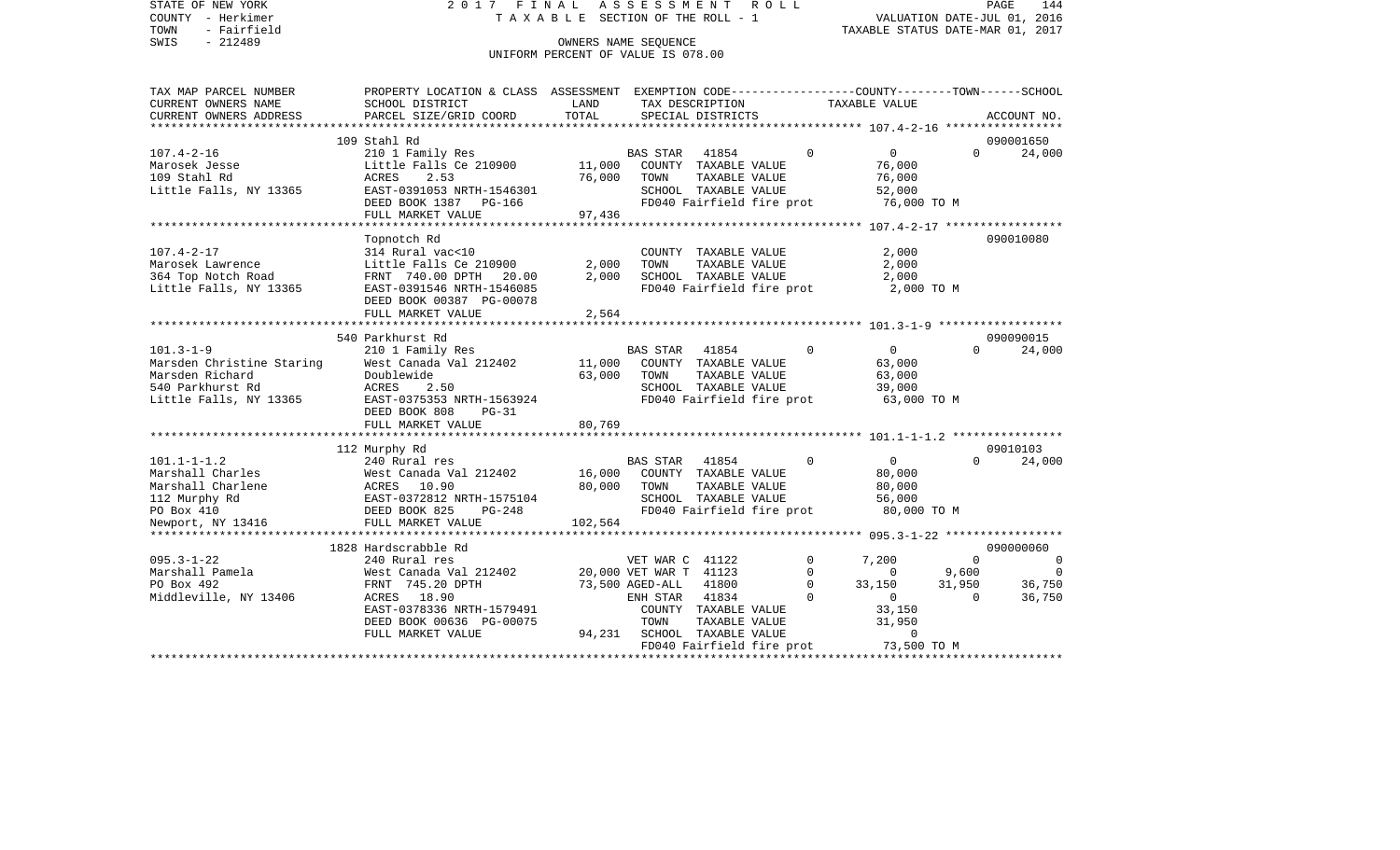STATE OF NEW YORK 2 0 1 7 F I N A L A S S E S S M E N T R O L L
COUNTY - Herkimer T A X A B L E SECTION OF THE ROLL - 1 VALUATION DATE-JUL 01, 2016
TOWN - Fairfield TAXABLE STATUS DATE-MAR 01, 2017
SWIS - 212489 OWNERS NAME SEQUENCE
UNIFORM PERCENT OF VALUE IS 078.00

```
TAX MAP PARCEL NUMBER     PROPERTY LOCATION & CLASS  ASSESSMENT  EXEMPTION CODE-----------------COUNTY--------TOWN------SCHOOL
CURRENT OWNERS NAME       SCHOOL DISTRICT              LAND      TAX DESCRIPTION              TAXABLE VALUE
CURRENT OWNERS ADDRESS    PARCEL SIZE/GRID COORD       TOTAL     SPECIAL DISTRICTS                                        ACCOUNT NO.
******************************************************************************************************* 107.4-2-16 *****************
                          109 Stahl Rd                                                                                    090001650
107.4-2-16                210 1 Family Res                       BAS STAR   41854          0          0          0      24,000
Marosek Jesse             Little Falls Ce 210900      11,000     COUNTY  TAXABLE VALUE               76,000
109 Stahl Rd              ACRES     2.53              76,000     TOWN    TAXABLE VALUE               76,000
Little Falls, NY 13365    EAST-0391053 NRTH-1546301              SCHOOL  TAXABLE VALUE               52,000
                          DEED BOOK 1387   PG-166                FD040 Fairfield fire prot            76,000 TO M
                          FULL MARKET VALUE           97,436
******************************************************************************************************* 107.4-2-17 *****************
                          Topnotch Rd                                                                                     090010080
107.4-2-17                314 Rural vac<10                       COUNTY  TAXABLE VALUE                2,000
Marosek Lawrence          Little Falls Ce 210900       2,000     TOWN    TAXABLE VALUE                2,000
364 Top Notch Road        FRNT 740.00 DPTH  20.00      2,000     SCHOOL  TAXABLE VALUE                2,000
Little Falls, NY 13365    EAST-0391546 NRTH-1546085              FD040 Fairfield fire prot             2,000 TO M
                          DEED BOOK 00387 PG-00078
                          FULL MARKET VALUE            2,564
******************************************************************************************************* 101.3-1-9 ******************
                          540 Parkhurst Rd                                                                                090090015
101.3-1-9                 210 1 Family Res                       BAS STAR   41854          0          0          0      24,000
Marsden Christine Staring West Canada Val 212402      11,000     COUNTY  TAXABLE VALUE               63,000
Marsden Richard           Doublewide                  63,000     TOWN    TAXABLE VALUE               63,000
540 Parkhurst Rd          ACRES     2.50                         SCHOOL  TAXABLE VALUE               39,000
Little Falls, NY 13365    EAST-0375353 NRTH-1563924              FD040 Fairfield fire prot            63,000 TO M
                          DEED BOOK 808    PG-31
                          FULL MARKET VALUE           80,769
******************************************************************************************************* 101.1-1-1.2 ****************
                          112 Murphy Rd                                                                                   09010103
101.1-1-1.2               240 Rural res                          BAS STAR   41854          0          0          0      24,000
Marshall Charles          West Canada Val 212402      16,000     COUNTY  TAXABLE VALUE               80,000
Marshall Charlene         ACRES    10.90              80,000     TOWN    TAXABLE VALUE               80,000
112 Murphy Rd             EAST-0372812 NRTH-1575104              SCHOOL  TAXABLE VALUE               56,000
PO Box 410                DEED BOOK 825    PG-248                FD040 Fairfield fire prot            80,000 TO M
Newport, NY 13416         FULL MARKET VALUE          102,564
******************************************************************************************************* 095.3-1-22 *****************
                          1828 Hardscrabble Rd                                                                            090000060
095.3-1-22                240 Rural res                          VET WAR C  41122          0      7,200          0           0
Marshall Pamela           West Canada Val 212402      20,000 VET WAR T  41123          0          0      9,600           0
PO Box 492                FRNT 745.20 DPTH            73,500 AGED-ALL   41800          0     33,150     31,950      36,750
Middleville, NY 13406     ACRES    18.90                         ENH STAR   41834          0          0          0      36,750
                          EAST-0378336 NRTH-1579491              COUNTY  TAXABLE VALUE               33,150
                          DEED BOOK 00636 PG-00075               TOWN    TAXABLE VALUE               31,950
                          FULL MARKET VALUE           94,231     SCHOOL  TAXABLE VALUE                    0
                                                                 FD040 Fairfield fire prot            73,500 TO M
************************************************************************************************************************************
```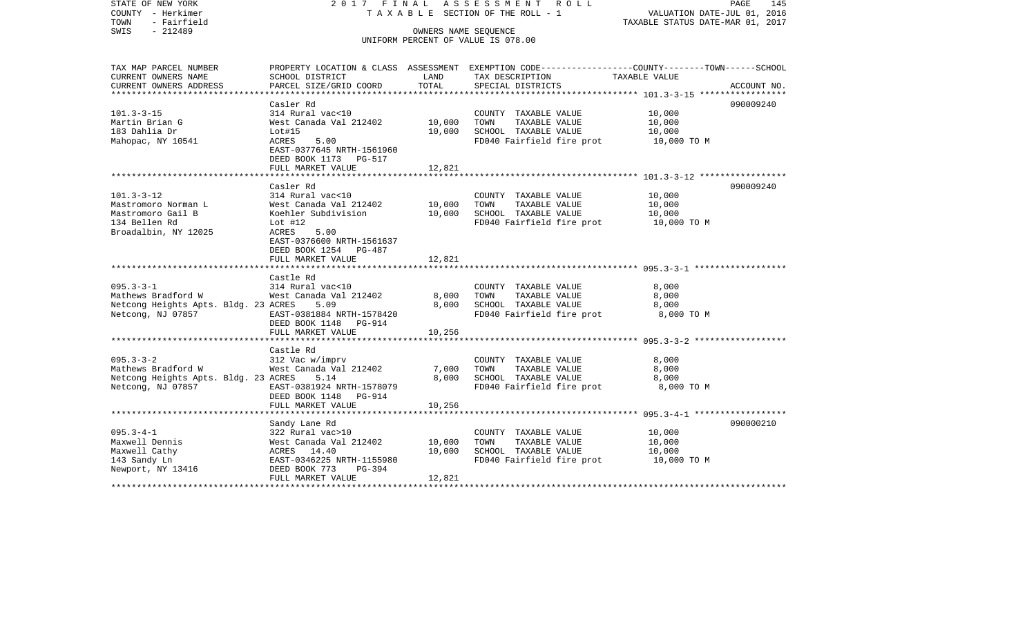STATE OF NEW YORK 2017 FINAL ASSESSMENT ROLL
COUNTY - Herkimer TAXABLE SECTION OF THE ROLL - 1 VALUATION DATE-JUL 01, 2016
TOWN - Fairfield TAXABLE STATUS DATE-MAR 01, 2017
SWIS - 212489 OWNERS NAME SEQUENCE
UNIFORM PERCENT OF VALUE IS 078.00

| TAX MAP PARCEL NUMBER<br>CURRENT OWNERS NAME<br>CURRENT OWNERS ADDRESS | PROPERTY LOCATION & CLASS<br>SCHOOL DISTRICT<br>PARCEL SIZE/GRID COORD | ASSESSMENT<br>LAND<br>TOTAL | EXEMPTION CODE------COUNTY--------TOWN------SCHOOL<br>TAX DESCRIPTION<br>SPECIAL DISTRICTS | TAXABLE VALUE | ACCOUNT NO. |
|---|---|---|---|---|---|
| **101.3-3-15** | Casler Rd | | | | 090009240 |
| 101.3-3-15 | 314 Rural vac<10 | | COUNTY TAXABLE VALUE | 10,000 | |
| Martin Brian G | West Canada Val 212402 | 10,000 | TOWN TAXABLE VALUE | 10,000 | |
| 183 Dahlia Dr | Lot#15 | 10,000 | SCHOOL TAXABLE VALUE | 10,000 | |
| Mahopac, NY 10541 | ACRES 5.00 | | FD040 Fairfield fire prot | 10,000 TO M | |
| | EAST-0377645 NRTH-1561960 | | | | |
| | DEED BOOK 1173 PG-517 | | | | |
| | FULL MARKET VALUE | 12,821 | | | |
| **101.3-3-12** | Casler Rd | | | | 090009240 |
| 101.3-3-12 | 314 Rural vac<10 | | COUNTY TAXABLE VALUE | 10,000 | |
| Mastromoro Norman L | West Canada Val 212402 | 10,000 | TOWN TAXABLE VALUE | 10,000 | |
| Mastromoro Gail B | Koehler Subdivision | 10,000 | SCHOOL TAXABLE VALUE | 10,000 | |
| 134 Bellen Rd | Lot #12 | | FD040 Fairfield fire prot | 10,000 TO M | |
| Broadalbin, NY 12025 | ACRES 5.00 | | | | |
| | EAST-0376600 NRTH-1561637 | | | | |
| | DEED BOOK 1254 PG-487 | | | | |
| | FULL MARKET VALUE | 12,821 | | | |
| **095.3-3-1** | Castle Rd | | | | |
| 095.3-3-1 | 314 Rural vac<10 | | COUNTY TAXABLE VALUE | 8,000 | |
| Mathews Bradford W | West Canada Val 212402 | 8,000 | TOWN TAXABLE VALUE | 8,000 | |
| Netcong Heights Apts. Bldg. 23 | ACRES 5.09 | 8,000 | SCHOOL TAXABLE VALUE | 8,000 | |
| Netcong, NJ 07857 | EAST-0381884 NRTH-1578420 | | FD040 Fairfield fire prot | 8,000 TO M | |
| | DEED BOOK 1148 PG-914 | | | | |
| | FULL MARKET VALUE | 10,256 | | | |
| **095.3-3-2** | Castle Rd | | | | |
| 095.3-3-2 | 312 Vac w/imprv | | COUNTY TAXABLE VALUE | 8,000 | |
| Mathews Bradford W | West Canada Val 212402 | 7,000 | TOWN TAXABLE VALUE | 8,000 | |
| Netcong Heights Apts. Bldg. 23 | ACRES 5.14 | 8,000 | SCHOOL TAXABLE VALUE | 8,000 | |
| Netcong, NJ 07857 | EAST-0381924 NRTH-1578079 | | FD040 Fairfield fire prot | 8,000 TO M | |
| | DEED BOOK 1148 PG-914 | | | | |
| | FULL MARKET VALUE | 10,256 | | | |
| **095.3-4-1** | Sandy Lane Rd | | | | 090000210 |
| 095.3-4-1 | 322 Rural vac>10 | | COUNTY TAXABLE VALUE | 10,000 | |
| Maxwell Dennis | West Canada Val 212402 | 10,000 | TOWN TAXABLE VALUE | 10,000 | |
| Maxwell Cathy | ACRES 14.40 | 10,000 | SCHOOL TAXABLE VALUE | 10,000 | |
| 143 Sandy Ln | EAST-0346225 NRTH-1155980 | | FD040 Fairfield fire prot | 10,000 TO M | |
| Newport, NY 13416 | DEED BOOK 773 PG-394 | | | | |
| | FULL MARKET VALUE | 12,821 | | | |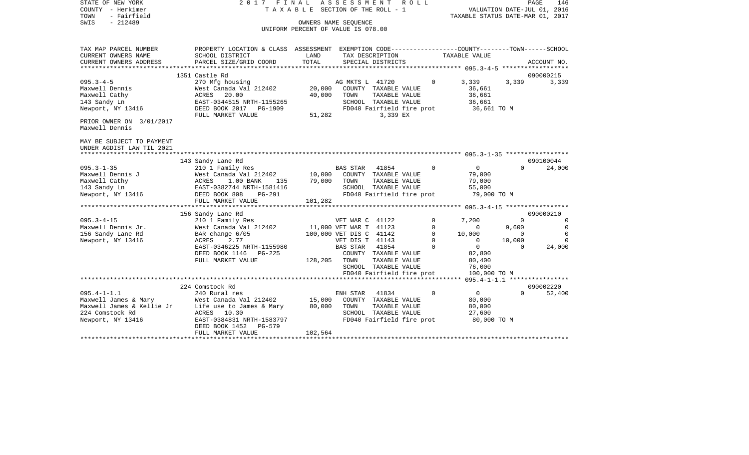STATE OF NEW YORK | 2017 FINAL ASSESSMENT ROLL | PAGE 146
COUNTY - Herkimer | TAXABLE SECTION OF THE ROLL - 1 | VALUATION DATE-JUL 01, 2016
TOWN - Fairfield | | TAXABLE STATUS DATE-MAR 01, 2017
SWIS - 212489 | OWNERS NAME SEQUENCE
UNIFORM PERCENT OF VALUE IS 078.00

| TAX MAP PARCEL NUMBER / CURRENT OWNERS NAME / CURRENT OWNERS ADDRESS | PROPERTY LOCATION & CLASS / SCHOOL DISTRICT / PARCEL SIZE/GRID COORD | ASSESSMENT LAND / TOTAL | EXEMPTION CODE / TAX DESCRIPTION / SPECIAL DISTRICTS | | COUNTY TAXABLE VALUE | TOWN | SCHOOL | ACCOUNT NO. |
|---|---|---|---|---|---|---|---|---|
| | 1351 Castle Rd | | | | | | | 090000215 |
| 095.3-4-5 | 270 Mfg housing | | AG MKTS L 41720 | 0 | 3,339 | 3,339 | 3,339 | |
| Maxwell Dennis | West Canada Val 212402 | 20,000 | COUNTY TAXABLE VALUE | | 36,661 | | | |
| Maxwell Cathy | ACRES 20.00 | 40,000 | TOWN TAXABLE VALUE | | 36,661 | | | |
| 143 Sandy Ln | EAST-0344515 NRTH-1155265 | | SCHOOL TAXABLE VALUE | | 36,661 | | | |
| Newport, NY 13416 | DEED BOOK 2017 PG-1909 | | FD040 Fairfield fire prot | | 36,661 TO M | | | |
| | FULL MARKET VALUE | 51,282 | 3,339 EX | | | | | |
| PRIOR OWNER ON 3/01/2017 | | | | | | | | |
| Maxwell Dennis | | | | | | | | |
| MAY BE SUBJECT TO PAYMENT | | | | | | | | |
| UNDER AGDIST LAW TIL 2021 | | | | | | | | |
| | 143 Sandy Lane Rd | | | | | | | 090100044 |
| 095.3-1-35 | 210 1 Family Res | | BAS STAR 41854 | 0 | 0 | 0 | 24,000 | |
| Maxwell Dennis J | West Canada Val 212402 | 10,000 | COUNTY TAXABLE VALUE | | 79,000 | | | |
| Maxwell Cathy | ACRES 1.00 BANK 135 | 79,000 | TOWN TAXABLE VALUE | | 79,000 | | | |
| 143 Sandy Ln | EAST-0382744 NRTH-1581416 | | SCHOOL TAXABLE VALUE | | 55,000 | | | |
| Newport, NY 13416 | DEED BOOK 808 PG-291 | | FD040 Fairfield fire prot | | 79,000 TO M | | | |
| | FULL MARKET VALUE | 101,282 | | | | | | |
| | 156 Sandy Lane Rd | | | | | | | 090000210 |
| 095.3-4-15 | 210 1 Family Res | | VET WAR C 41122 | 0 | 7,200 | 0 | 0 | |
| Maxwell Dennis Jr. | West Canada Val 212402 | 11,000 | VET WAR T 41123 | 0 | 0 | 9,600 | 0 | |
| 156 Sandy Lane Rd | BAR change 6/05 | 100,000 | VET DIS C 41142 | 0 | 10,000 | 0 | 0 | |
| Newport, NY 13416 | ACRES 2.77 | | VET DIS T 41143 | 0 | 0 | 10,000 | 0 | |
| | EAST-0346225 NRTH-1155980 | | BAS STAR 41854 | 0 | 0 | 0 | 24,000 | |
| | DEED BOOK 1146 PG-225 | | COUNTY TAXABLE VALUE | | 82,800 | | | |
| | FULL MARKET VALUE | 128,205 | TOWN TAXABLE VALUE | | 80,400 | | | |
| | | | SCHOOL TAXABLE VALUE | | 76,000 | | | |
| | | | FD040 Fairfield fire prot | | 100,000 TO M | | | |
| | 224 Comstock Rd | | | | | | | 090002220 |
| 095.4-1-1.1 | 240 Rural res | | ENH STAR 41834 | 0 | 0 | 0 | 52,400 | |
| Maxwell James & Mary | West Canada Val 212402 | 15,000 | COUNTY TAXABLE VALUE | | 80,000 | | | |
| Maxwell James & Kellie Jr | Life use to James & Mary | 80,000 | TOWN TAXABLE VALUE | | 80,000 | | | |
| 224 Comstock Rd | ACRES 10.30 | | SCHOOL TAXABLE VALUE | | 27,600 | | | |
| Newport, NY 13416 | EAST-0384831 NRTH-1583797 | | FD040 Fairfield fire prot | | 80,000 TO M | | | |
| | DEED BOOK 1452 PG-579 | | | | | | | |
| | FULL MARKET VALUE | 102,564 | | | | | | |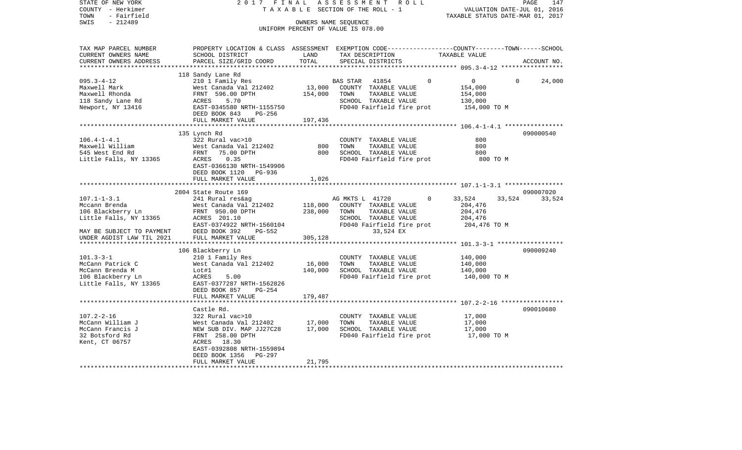STATE OF NEW YORK
COUNTY - Herkimer
TOWN - Fairfield
SWIS - 212489

2 0 1 7 F I N A L A S S E S S M E N T R O L L
T A X A B L E SECTION OF THE ROLL - 1
OWNERS NAME SEQUENCE
UNIFORM PERCENT OF VALUE IS 078.00

VALUATION DATE-JUL 01, 2016
TAXABLE STATUS DATE-MAR 01, 2017

| TAX MAP PARCEL NUMBER<br>CURRENT OWNERS NAME<br>CURRENT OWNERS ADDRESS | PROPERTY LOCATION & CLASS<br>SCHOOL DISTRICT<br>PARCEL SIZE/GRID COORD | ASSESSMENT<br>LAND<br>TOTAL | EXEMPTION CODE<br>TAX DESCRIPTION<br>SPECIAL DISTRICTS | COUNTY | TOWN | SCHOOL<br>TAXABLE VALUE<br>ACCOUNT NO. |
|---|---|---|---|---|---|---|
| **095.3-4-12** | 118 Sandy Lane Rd | | | | | |
| 095.3-4-12 | 210 1 Family Res | | BAS STAR 41854 | 0 | 0 | 0 / 24,000 |
| Maxwell Mark | West Canada Val 212402 | 13,000 | COUNTY TAXABLE VALUE | 154,000 | | |
| Maxwell Rhonda | FRNT 596.00 DPTH | 154,000 | TOWN TAXABLE VALUE | | 154,000 | |
| 118 Sandy Lane Rd | ACRES 5.70 | | SCHOOL TAXABLE VALUE | | | 130,000 |
| Newport, NY 13416 | EAST-0345580 NRTH-1155750 | | FD040 Fairfield fire prot | 154,000 TO M | | |
| | DEED BOOK 843 PG-256 | | | | | |
| | FULL MARKET VALUE | 197,436 | | | | |
| **106.4-1-4.1** | 135 Lynch Rd | | | | | 090000540 |
| 106.4-1-4.1 | 322 Rural vac>10 | | COUNTY TAXABLE VALUE | 800 | | |
| Maxwell William | West Canada Val 212402 | 800 | TOWN TAXABLE VALUE | | 800 | |
| 545 West End Rd | FRNT 75.00 DPTH | 800 | SCHOOL TAXABLE VALUE | | | 800 |
| Little Falls, NY 13365 | ACRES 0.35 | | FD040 Fairfield fire prot | 800 TO M | | |
| | EAST-0366130 NRTH-1549906 | | | | | |
| | DEED BOOK 1120 PG-936 | | | | | |
| | FULL MARKET VALUE | 1,026 | | | | |
| **107.1-1-3.1** | 2804 State Route 169 | | | | | 090007020 |
| 107.1-1-3.1 | 241 Rural res&ag | | AG MKTS L 41720 | 0 / 33,524 | 33,524 | 33,524 |
| Mccann Brenda | West Canada Val 212402 | 118,000 | COUNTY TAXABLE VALUE | 204,476 | | |
| 106 Blackberry Ln | FRNT 950.00 DPTH | 238,000 | TOWN TAXABLE VALUE | | 204,476 | |
| Little Falls, NY 13365 | ACRES 201.10 | | SCHOOL TAXABLE VALUE | | | 204,476 |
| | EAST-0374922 NRTH-1560104 | | FD040 Fairfield fire prot | 204,476 TO M | | |
| MAY BE SUBJECT TO PAYMENT | DEED BOOK 392 PG-552 | | 33,524 EX | | | |
| UNDER AGDIST LAW TIL 2021 | FULL MARKET VALUE | 305,128 | | | | |
| **101.3-3-1** | 106 Blackberry Ln | | | | | 090009240 |
| 101.3-3-1 | 210 1 Family Res | | COUNTY TAXABLE VALUE | 140,000 | | |
| McCann Patrick C | West Canada Val 212402 | 16,000 | TOWN TAXABLE VALUE | | 140,000 | |
| McCann Brenda M | Lot#1 | 140,000 | SCHOOL TAXABLE VALUE | | | 140,000 |
| 106 Blackberry Ln | ACRES 5.00 | | FD040 Fairfield fire prot | 140,000 TO M | | |
| Little Falls, NY 13365 | EAST-0377287 NRTH-1562826 | | | | | |
| | DEED BOOK 857 PG-254 | | | | | |
| | FULL MARKET VALUE | 179,487 | | | | |
| **107.2-2-16** | Castle Rd. | | | | | 090010680 |
| 107.2-2-16 | 322 Rural vac>10 | | COUNTY TAXABLE VALUE | 17,000 | | |
| McCann William J | West Canada Val 212402 | 17,000 | TOWN TAXABLE VALUE | | 17,000 | |
| McCann Francis J | NEW SUB DIV. MAP JJ27C28 | 17,000 | SCHOOL TAXABLE VALUE | | | 17,000 |
| 32 Botsford Rd | FRNT 258.00 DPTH | | FD040 Fairfield fire prot | 17,000 TO M | | |
| Kent, CT 06757 | ACRES 18.30 | | | | | |
| | EAST-0392808 NRTH-1559894 | | | | | |
| | DEED BOOK 1356 PG-297 | | | | | |
| | FULL MARKET VALUE | 21,795 | | | | |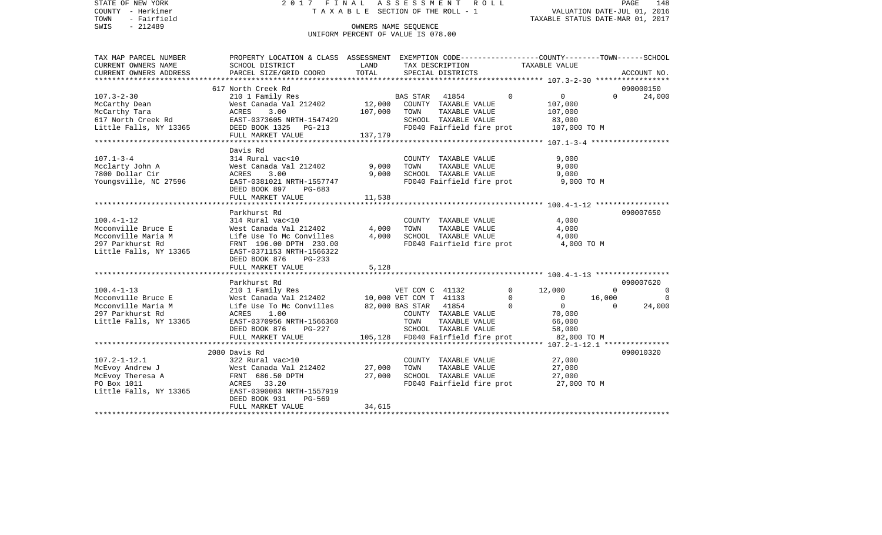STATE OF NEW YORK 2 0 1 7 F I N A L A S S E S S M E N T R O L L
COUNTY - Herkimer T A X A B L E SECTION OF THE ROLL - 1 VALUATION DATE-JUL 01, 2016
TOWN - Fairfield TAXABLE STATUS DATE-MAR 01, 2017
SWIS - 212489 OWNERS NAME SEQUENCE
UNIFORM PERCENT OF VALUE IS 078.00

| TAX MAP PARCEL NUMBER<br>CURRENT OWNERS NAME<br>CURRENT OWNERS ADDRESS | PROPERTY LOCATION & CLASS<br>SCHOOL DISTRICT<br>PARCEL SIZE/GRID COORD | ASSESSMENT<br>LAND<br>TOTAL | EXEMPTION CODE------COUNTY--------TOWN------SCHOOL<br>TAX DESCRIPTION<br>SPECIAL DISTRICTS | TAXABLE VALUE | ACCOUNT NO. |
|---|---|---|---|---|---|
| | 617 North Creek Rd | | | | 090000150 |
| 107.3-2-30 | 210 1 Family Res | | BAS STAR 41854 0 | 0 0 | 24,000 |
| McCarthy Dean | West Canada Val 212402 | 12,000 | COUNTY TAXABLE VALUE | 107,000 | |
| McCarthy Tara | ACRES 3.00 | 107,000 | TOWN TAXABLE VALUE | 107,000 | |
| 617 North Creek Rd | EAST-0373605 NRTH-1547429 | | SCHOOL TAXABLE VALUE | 83,000 | |
| Little Falls, NY 13365 | DEED BOOK 1325 PG-213 | | FD040 Fairfield fire prot | 107,000 TO M | |
| | FULL MARKET VALUE | 137,179 | | | |
| | Davis Rd | | | | |
| 107.1-3-4 | 314 Rural vac<10 | | COUNTY TAXABLE VALUE | 9,000 | |
| Mcclarty John A | West Canada Val 212402 | 9,000 | TOWN TAXABLE VALUE | 9,000 | |
| 7800 Dollar Cir | ACRES 3.00 | 9,000 | SCHOOL TAXABLE VALUE | 9,000 | |
| Youngsville, NC 27596 | EAST-0381021 NRTH-1557747 | | FD040 Fairfield fire prot | 9,000 TO M | |
| | DEED BOOK 897 PG-683 | | | | |
| | FULL MARKET VALUE | 11,538 | | | |
| | Parkhurst Rd | | | | 090007650 |
| 100.4-1-12 | 314 Rural vac<10 | | COUNTY TAXABLE VALUE | 4,000 | |
| Mcconville Bruce E | West Canada Val 212402 | 4,000 | TOWN TAXABLE VALUE | 4,000 | |
| Mcconville Maria M | Life Use To Mc Convilles | 4,000 | SCHOOL TAXABLE VALUE | 4,000 | |
| 297 Parkhurst Rd | FRNT 196.00 DPTH 230.00 | | FD040 Fairfield fire prot | 4,000 TO M | |
| Little Falls, NY 13365 | EAST-0371153 NRTH-1566322 | | | | |
| | DEED BOOK 876 PG-233 | | | | |
| | FULL MARKET VALUE | 5,128 | | | |
| | Parkhurst Rd | | | | 090007620 |
| 100.4-1-13 | 210 1 Family Res | | VET COM C 41132 0 | 12,000 0 | 0 |
| Mcconville Bruce E | West Canada Val 212402 | 10,000 | VET COM T 41133 0 | 0 16,000 | 0 |
| Mcconville Maria M | Life Use To Mc Convilles | 82,000 | BAS STAR 41854 0 | 0 0 | 24,000 |
| 297 Parkhurst Rd | ACRES 1.00 | | COUNTY TAXABLE VALUE | 70,000 | |
| Little Falls, NY 13365 | EAST-0370956 NRTH-1566360 | | TOWN TAXABLE VALUE | 66,000 | |
| | DEED BOOK 876 PG-227 | | SCHOOL TAXABLE VALUE | 58,000 | |
| | FULL MARKET VALUE | 105,128 | FD040 Fairfield fire prot | 82,000 TO M | |
| | 2080 Davis Rd | | | | 090010320 |
| 107.2-1-12.1 | 322 Rural vac>10 | | COUNTY TAXABLE VALUE | 27,000 | |
| McEvoy Andrew J | West Canada Val 212402 | 27,000 | TOWN TAXABLE VALUE | 27,000 | |
| McEvoy Theresa A | FRNT 686.50 DPTH | 27,000 | SCHOOL TAXABLE VALUE | 27,000 | |
| PO Box 1011 | ACRES 33.20 | | FD040 Fairfield fire prot | 27,000 TO M | |
| Little Falls, NY 13365 | EAST-0390083 NRTH-1557919 | | | | |
| | DEED BOOK 931 PG-569 | | | | |
| | FULL MARKET VALUE | 34,615 | | | |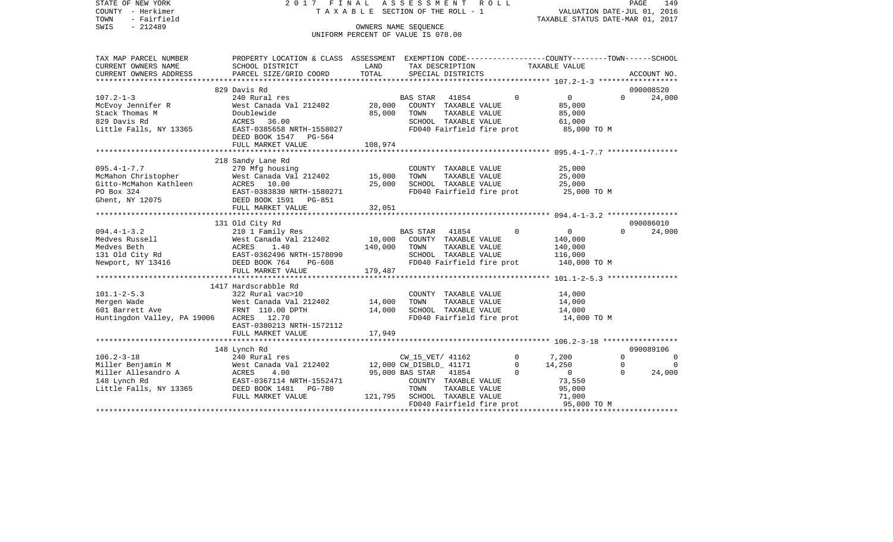STATE OF NEW YORK — 2017 FINAL ASSESSMENT ROLL — PAGE 149
COUNTY - Herkimer — TAXABLE SECTION OF THE ROLL - 1 — VALUATION DATE-JUL 01, 2016
TOWN - Fairfield — TAXABLE STATUS DATE-MAR 01, 2017
SWIS - 212489 — OWNERS NAME SEQUENCE
UNIFORM PERCENT OF VALUE IS 078.00

| TAX MAP PARCEL NUMBER / CURRENT OWNERS NAME / CURRENT OWNERS ADDRESS | PROPERTY LOCATION & CLASS / SCHOOL DISTRICT / PARCEL SIZE/GRID COORD | ASSESSMENT LAND | TOTAL | EXEMPTION CODE / TAX DESCRIPTION / SPECIAL DISTRICTS | COUNTY | TOWN | SCHOOL | TAXABLE VALUE | ACCOUNT NO. |
|---|---|---|---|---|---|---|---|---|---|
| 107.2-1-3 | 829 Davis Rd | | | | | | | | 090008520 |
| McEvoy Jennifer R | 240 Rural res | | | BAS STAR 41854 | 0 | 0 | 24,000 | | |
| Stack Thomas M | West Canada Val 212402 | 28,000 | | COUNTY TAXABLE VALUE | | | | 85,000 | |
| 829 Davis Rd | Doublewide | | 85,000 | TOWN TAXABLE VALUE | | | | 85,000 | |
| Little Falls, NY 13365 | ACRES 36.00 | | | SCHOOL TAXABLE VALUE | | | | 61,000 | |
| | EAST-0385658 NRTH-1558027 | | | FD040 Fairfield fire prot | | | | 85,000 TO M | |
| | DEED BOOK 1547 PG-564 | | | | | | | | |
| | FULL MARKET VALUE | | 108,974 | | | | | | |
| 095.4-1-7.7 | 218 Sandy Lane Rd | | | | | | | | |
| McMahon Christopher | 270 Mfg housing | | | COUNTY TAXABLE VALUE | | | | 25,000 | |
| Gitto-McMahon Kathleen | West Canada Val 212402 | 15,000 | | TOWN TAXABLE VALUE | | | | 25,000 | |
| PO Box 324 | ACRES 10.00 | | 25,000 | SCHOOL TAXABLE VALUE | | | | 25,000 | |
| Ghent, NY 12075 | EAST-0383830 NRTH-1580271 | | | FD040 Fairfield fire prot | | | | 25,000 TO M | |
| | DEED BOOK 1591 PG-851 | | | | | | | | |
| | FULL MARKET VALUE | | 32,051 | | | | | | |
| 094.4-1-3.2 | 131 Old City Rd | | | | | | | | 090086010 |
| Medves Russell | 210 1 Family Res | | | BAS STAR 41854 | 0 | 0 | 24,000 | | |
| Medves Beth | West Canada Val 212402 | 10,000 | | COUNTY TAXABLE VALUE | | | | 140,000 | |
| 131 Old City Rd | ACRES 1.40 | | 140,000 | TOWN TAXABLE VALUE | | | | 140,000 | |
| Newport, NY 13416 | EAST-0362496 NRTH-1578090 | | | SCHOOL TAXABLE VALUE | | | | 116,000 | |
| | DEED BOOK 764 PG-608 | | | FD040 Fairfield fire prot | | | | 140,000 TO M | |
| | FULL MARKET VALUE | | 179,487 | | | | | | |
| 101.1-2-5.3 | 1417 Hardscrabble Rd | | | | | | | | |
| Mergen Wade | 322 Rural vac>10 | | | COUNTY TAXABLE VALUE | | | | 14,000 | |
| 601 Barrett Ave | West Canada Val 212402 | 14,000 | | TOWN TAXABLE VALUE | | | | 14,000 | |
| Huntingdon Valley, PA 19006 | FRNT 110.00 DPTH | | 14,000 | SCHOOL TAXABLE VALUE | | | | 14,000 | |
| | ACRES 12.70 | | | FD040 Fairfield fire prot | | | | 14,000 TO M | |
| | EAST-0380213 NRTH-1572112 | | | | | | | | |
| | FULL MARKET VALUE | | 17,949 | | | | | | |
| 106.2-3-18 | 148 Lynch Rd | | | | | | | | 090089106 |
| Miller Benjamin M | 240 Rural res | | | CW_15_VET/ 41162 | 7,200 | 0 | 0 | | |
| Miller Allesandro A | West Canada Val 212402 | 12,000 | | CW_DISBLD_ 41171 | 14,250 | 0 | 0 | | |
| 148 Lynch Rd | ACRES 4.00 | | 95,000 | BAS STAR 41854 | 0 | 0 | 24,000 | | |
| Little Falls, NY 13365 | EAST-0367114 NRTH-1552471 | | | COUNTY TAXABLE VALUE | | | | 73,550 | |
| | DEED BOOK 1481 PG-780 | | | TOWN TAXABLE VALUE | | | | 95,000 | |
| | FULL MARKET VALUE | | 121,795 | SCHOOL TAXABLE VALUE | | | | 71,000 | |
| | | | | FD040 Fairfield fire prot | | | | 95,000 TO M | |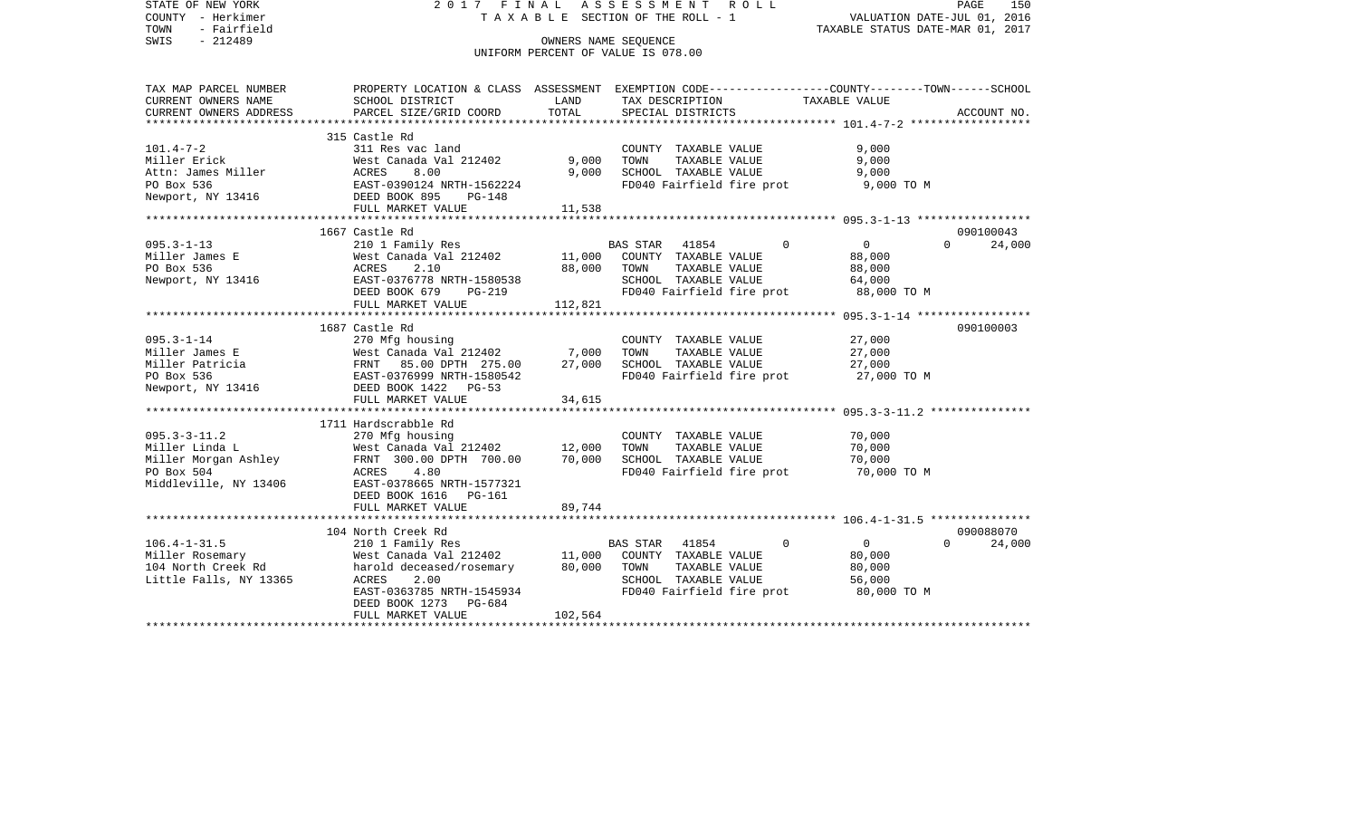STATE OF NEW YORK — 2017 FINAL ASSESSMENT ROLL — PAGE 150
COUNTY - Herkimer — TAXABLE SECTION OF THE ROLL - 1 — VALUATION DATE-JUL 01, 2016
TOWN - Fairfield — TAXABLE STATUS DATE-MAR 01, 2017
SWIS - 212489 — OWNERS NAME SEQUENCE
UNIFORM PERCENT OF VALUE IS 078.00

| TAX MAP PARCEL NUMBER / CURRENT OWNERS NAME / CURRENT OWNERS ADDRESS | PROPERTY LOCATION & CLASS / SCHOOL DISTRICT / PARCEL SIZE/GRID COORD | ASSESSMENT LAND / TOTAL | EXEMPTION CODE / TAX DESCRIPTION / SPECIAL DISTRICTS | COUNTY | TOWN | SCHOOL / TAXABLE VALUE | ACCOUNT NO. |
|---|---|---|---|---|---|---|---|
| **101.4-7-2** | 315 Castle Rd | | | | | | |
| 101.4-7-2 | 311 Res vac land | | COUNTY TAXABLE VALUE | 9,000 | | | |
| Miller Erick | West Canada Val 212402 | 9,000 | TOWN TAXABLE VALUE | 9,000 | | | |
| Attn: James Miller | ACRES 8.00 | 9,000 | SCHOOL TAXABLE VALUE | 9,000 | | | |
| PO Box 536 | EAST-0390124 NRTH-1562224 | | FD040 Fairfield fire prot | 9,000 TO M | | | |
| Newport, NY 13416 | DEED BOOK 895 PG-148 | | | | | | |
| | FULL MARKET VALUE | 11,538 | | | | | |
| **095.3-1-13** | 1667 Castle Rd | | | | | | 090100043 |
| 095.3-1-13 | 210 1 Family Res | | BAS STAR 41854 | 0 | 0 | 0 | 24,000 |
| Miller James E | West Canada Val 212402 | 11,000 | COUNTY TAXABLE VALUE | 88,000 | | | |
| PO Box 536 | ACRES 2.10 | 88,000 | TOWN TAXABLE VALUE | 88,000 | | | |
| Newport, NY 13416 | EAST-0376778 NRTH-1580538 | | SCHOOL TAXABLE VALUE | 64,000 | | | |
| | DEED BOOK 679 PG-219 | | FD040 Fairfield fire prot | 88,000 TO M | | | |
| | FULL MARKET VALUE | 112,821 | | | | | |
| **095.3-1-14** | 1687 Castle Rd | | | | | | 090100003 |
| 095.3-1-14 | 270 Mfg housing | | COUNTY TAXABLE VALUE | 27,000 | | | |
| Miller James E | West Canada Val 212402 | 7,000 | TOWN TAXABLE VALUE | 27,000 | | | |
| Miller Patricia | FRNT 85.00 DPTH 275.00 | 27,000 | SCHOOL TAXABLE VALUE | 27,000 | | | |
| PO Box 536 | EAST-0376999 NRTH-1580542 | | FD040 Fairfield fire prot | 27,000 TO M | | | |
| Newport, NY 13416 | DEED BOOK 1422 PG-53 | | | | | | |
| | FULL MARKET VALUE | 34,615 | | | | | |
| **095.3-3-11.2** | 1711 Hardscrabble Rd | | | | | | |
| 095.3-3-11.2 | 270 Mfg housing | | COUNTY TAXABLE VALUE | 70,000 | | | |
| Miller Linda L | West Canada Val 212402 | 12,000 | TOWN TAXABLE VALUE | 70,000 | | | |
| Miller Morgan Ashley | FRNT 300.00 DPTH 700.00 | 70,000 | SCHOOL TAXABLE VALUE | 70,000 | | | |
| PO Box 504 | ACRES 4.80 | | FD040 Fairfield fire prot | 70,000 TO M | | | |
| Middleville, NY 13406 | EAST-0378665 NRTH-1577321 | | | | | | |
| | DEED BOOK 1616 PG-161 | | | | | | |
| | FULL MARKET VALUE | 89,744 | | | | | |
| **106.4-1-31.5** | 104 North Creek Rd | | | | | | 090088070 |
| 106.4-1-31.5 | 210 1 Family Res | | BAS STAR 41854 | 0 | 0 | 0 | 24,000 |
| Miller Rosemary | West Canada Val 212402 | 11,000 | COUNTY TAXABLE VALUE | 80,000 | | | |
| 104 North Creek Rd | harold deceased/rosemary | 80,000 | TOWN TAXABLE VALUE | 80,000 | | | |
| Little Falls, NY 13365 | ACRES 2.00 | | SCHOOL TAXABLE VALUE | 56,000 | | | |
| | EAST-0363785 NRTH-1545934 | | FD040 Fairfield fire prot | 80,000 TO M | | | |
| | DEED BOOK 1273 PG-684 | | | | | | |
| | FULL MARKET VALUE | 102,564 | | | | | |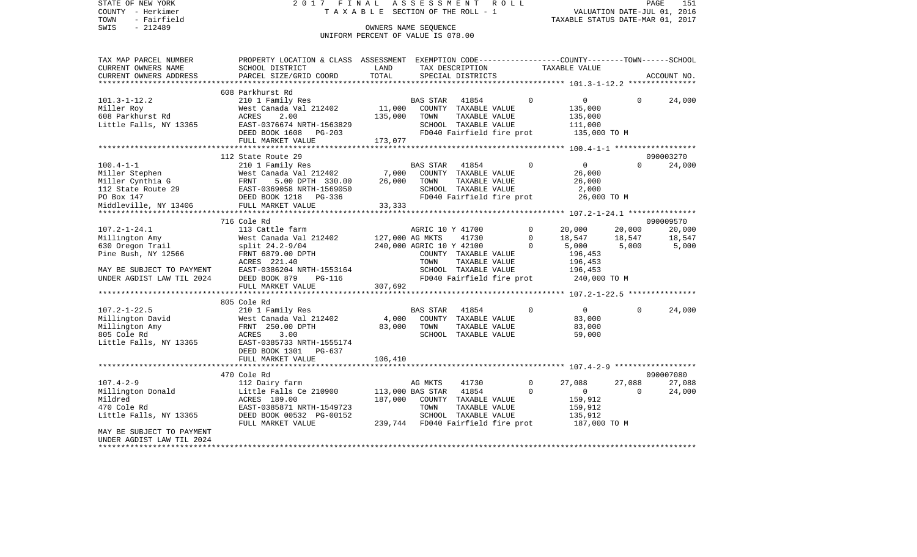STATE OF NEW YORK
COUNTY - Herkimer
TOWN - Fairfield
SWIS - 212489

2017 FINAL ASSESSMENT ROLL
TAXABLE SECTION OF THE ROLL - 1
OWNERS NAME SEQUENCE
UNIFORM PERCENT OF VALUE IS 078.00

VALUATION DATE-JUL 01, 2016
TAXABLE STATUS DATE-MAR 01, 2017

```
TAX MAP PARCEL NUMBER      PROPERTY LOCATION & CLASS  ASSESSMENT  EXEMPTION CODE-----------------COUNTY--------TOWN------SCHOOL
CURRENT OWNERS NAME        SCHOOL DISTRICT            LAND        TAX DESCRIPTION              TAXABLE VALUE
CURRENT OWNERS ADDRESS     PARCEL SIZE/GRID COORD     TOTAL       SPECIAL DISTRICTS                                         ACCOUNT NO.
******************************************************************************************************* 101.3-1-12.2 ***************
                           608 Parkhurst Rd
101.3-1-12.2               210 1 Family Res                  BAS STAR   41854          0           0           0       24,000
Miller Roy                 West Canada Val 212402     11,000   COUNTY  TAXABLE VALUE            135,000
608 Parkhurst Rd           ACRES    2.00             135,000   TOWN    TAXABLE VALUE            135,000
Little Falls, NY 13365     EAST-0376674 NRTH-1563829           SCHOOL  TAXABLE VALUE            111,000
                           DEED BOOK 1608   PG-203             FD040 Fairfield fire prot         135,000 TO M
                           FULL MARKET VALUE         173,077
******************************************************************************************************* 100.4-1-1 ******************
                           112 State Route 29                                                                        090003270
100.4-1-1                  210 1 Family Res                  BAS STAR   41854          0           0           0       24,000
Miller Stephen             West Canada Val 212402      7,000   COUNTY  TAXABLE VALUE             26,000
Miller Cynthia G           FRNT     5.00 DPTH 330.00  26,000   TOWN    TAXABLE VALUE             26,000
112 State Route 29         EAST-0369058 NRTH-1569050           SCHOOL  TAXABLE VALUE              2,000
PO Box 147                 DEED BOOK 1218   PG-336             FD040 Fairfield fire prot          26,000 TO M
Middleville, NY 13406      FULL MARKET VALUE          33,333
******************************************************************************************************* 107.2-1-24.1 ***************
                           716 Cole Rd                                                                               090009570
107.2-1-24.1               113 Cattle farm                   AGRIC 10 Y 41700          0      20,000      20,000       20,000
Millington Amy             West Canada Val 212402    127,000 AG MKTS    41730          0      18,547      18,547       18,547
630 Oregon Trail           split 24.2-9/04           240,000 AGRIC 10 Y 42100          0       5,000       5,000        5,000
Pine Bush, NY 12566        FRNT 6879.00 DPTH                   COUNTY  TAXABLE VALUE            196,453
                           ACRES  221.40                       TOWN    TAXABLE VALUE            196,453
MAY BE SUBJECT TO PAYMENT  EAST-0386204 NRTH-1553164           SCHOOL  TAXABLE VALUE            196,453
UNDER AGDIST LAW TIL 2024  DEED BOOK 879    PG-116             FD040 Fairfield fire prot         240,000 TO M
                           FULL MARKET VALUE         307,692
******************************************************************************************************* 107.2-1-22.5 ***************
                           805 Cole Rd
107.2-1-22.5               210 1 Family Res                  BAS STAR   41854          0           0           0       24,000
Millington David           West Canada Val 212402      4,000   COUNTY  TAXABLE VALUE             83,000
Millington Amy             FRNT  250.00 DPTH          83,000   TOWN    TAXABLE VALUE             83,000
805 Cole Rd                ACRES    3.00                       SCHOOL  TAXABLE VALUE             59,000
Little Falls, NY 13365     EAST-0385733 NRTH-1555174
                           DEED BOOK 1301   PG-637
                           FULL MARKET VALUE         106,410
******************************************************************************************************* 107.4-2-9 ******************
                           470 Cole Rd                                                                               090007080
107.4-2-9                  112 Dairy farm                    AG MKTS    41730          0      27,088      27,088       27,088
Millington Donald          Little Falls Ce 210900    113,000 BAS STAR   41854          0           0           0       24,000
Mildred                    ACRES  189.00             187,000   COUNTY  TAXABLE VALUE            159,912
470 Cole Rd                EAST-0385871 NRTH-1549723           TOWN    TAXABLE VALUE            159,912
Little Falls, NY 13365     DEED BOOK 00532  PG-00152           SCHOOL  TAXABLE VALUE            135,912
                           FULL MARKET VALUE         239,744   FD040 Fairfield fire prot         187,000 TO M
MAY BE SUBJECT TO PAYMENT
UNDER AGDIST LAW TIL 2024
************************************************************************************************************************************
```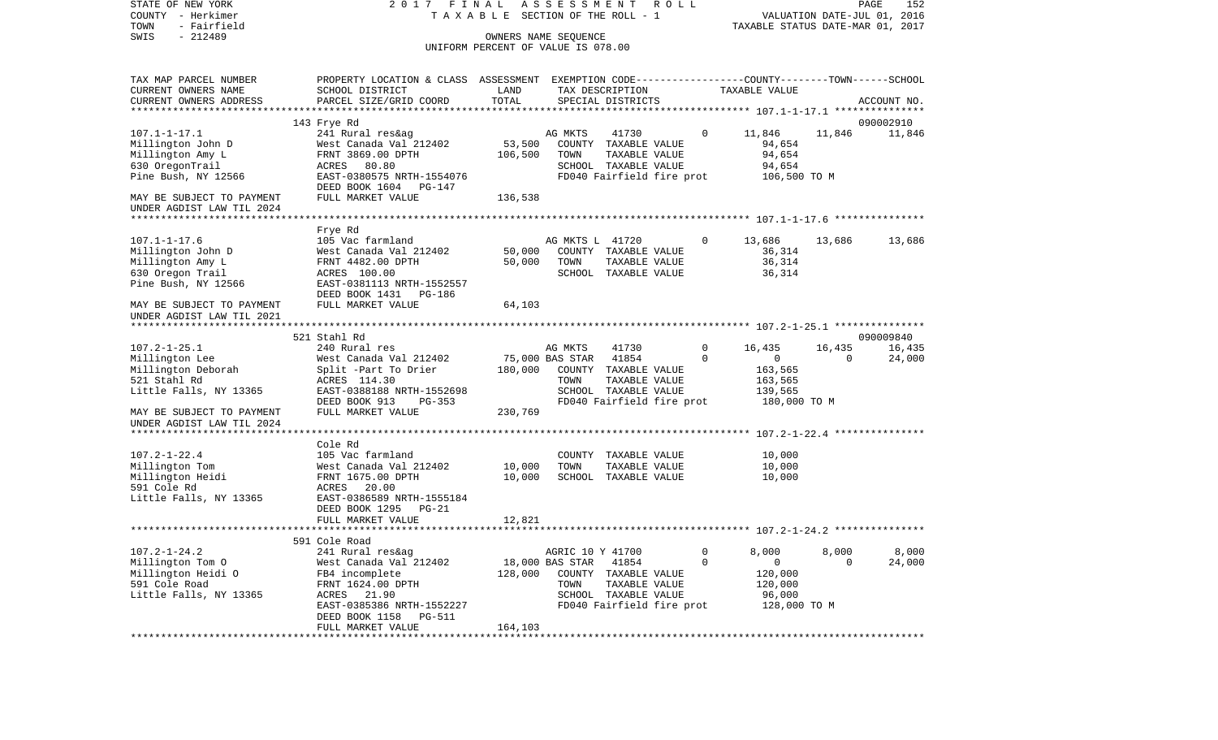STATE OF NEW YORK　　　　　　　2 0 1 7　F I N A L　A S S E S S M E N T　R O L L
COUNTY - Herkimer　　　　　　　T A X A B L E SECTION OF THE ROLL - 1　　　　　VALUATION DATE-JUL 01, 2016
TOWN - Fairfield　　　　　　　　　　　　　　　　　　　　　　　　　　　　　TAXABLE STATUS DATE-MAR 01, 2017
SWIS - 212489　　　　　　　　　　　OWNERS NAME SEQUENCE
　　　　　　　　　　　　　　　UNIFORM PERCENT OF VALUE IS 078.00

| TAX MAP PARCEL NUMBER / CURRENT OWNERS NAME / CURRENT OWNERS ADDRESS | PROPERTY LOCATION & CLASS / SCHOOL DISTRICT / PARCEL SIZE/GRID COORD | ASSESSMENT LAND | ASSESSMENT TOTAL | EXEMPTION CODE / TAX DESCRIPTION / SPECIAL DISTRICTS | COUNTY | TOWN | SCHOOL / ACCOUNT NO. |
|---|---|---|---|---|---|---|---|
| **107.1-1-17.1** | 143 Frye Rd | | | | | | 090002910 |
| Millington John D | 241 Rural res&ag | 53,500 | | AG MKTS 41730 0 | 11,846 | 11,846 | 11,846 |
| Millington Amy L | West Canada Val 212402 | | 106,500 | COUNTY TAXABLE VALUE | 94,654 | | |
| 630 OregonTrail | FRNT 3869.00 DPTH | | | TOWN TAXABLE VALUE | | 94,654 | |
| Pine Bush, NY 12566 | ACRES 80.80 | | | SCHOOL TAXABLE VALUE | | | 94,654 |
| | EAST-0380575 NRTH-1554076 | | | FD040 Fairfield fire prot | 106,500 TO M | | |
| | DEED BOOK 1604 PG-147 | | | | | | |
| MAY BE SUBJECT TO PAYMENT UNDER AGDIST LAW TIL 2024 | FULL MARKET VALUE | | 136,538 | | | | |
| **107.1-1-17.6** | Frye Rd | | | | | | |
| Millington John D | 105 Vac farmland | 50,000 | | AG MKTS L 41720 0 | 13,686 | 13,686 | 13,686 |
| Millington Amy L | West Canada Val 212402 | | 50,000 | COUNTY TAXABLE VALUE | 36,314 | | |
| 630 Oregon Trail | FRNT 4482.00 DPTH | | | TOWN TAXABLE VALUE | | 36,314 | |
| Pine Bush, NY 12566 | ACRES 100.00 | | | SCHOOL TAXABLE VALUE | | | 36,314 |
| | EAST-0381113 NRTH-1552557 | | | | | | |
| | DEED BOOK 1431 PG-186 | | | | | | |
| MAY BE SUBJECT TO PAYMENT UNDER AGDIST LAW TIL 2021 | FULL MARKET VALUE | | 64,103 | | | | |
| **107.2-1-25.1** | 521 Stahl Rd | | | | | | 090009840 |
| Millington Lee | 240 Rural res | | | AG MKTS 41730 0 | 16,435 | 16,435 | 16,435 |
| Millington Deborah | West Canada Val 212402 | 75,000 | | BAS STAR 41854 0 | 0 | 0 | 24,000 |
| 521 Stahl Rd | Split -Part To Drier | | 180,000 | COUNTY TAXABLE VALUE | 163,565 | | |
| Little Falls, NY 13365 | ACRES 114.30 | | | TOWN TAXABLE VALUE | | 163,565 | |
| | EAST-0388188 NRTH-1552698 | | | SCHOOL TAXABLE VALUE | | | 139,565 |
| | DEED BOOK 913 PG-353 | | | FD040 Fairfield fire prot | 180,000 TO M | | |
| MAY BE SUBJECT TO PAYMENT UNDER AGDIST LAW TIL 2024 | FULL MARKET VALUE | | 230,769 | | | | |
| **107.2-1-22.4** | Cole Rd | | | | | | |
| Millington Tom | 105 Vac farmland | | | COUNTY TAXABLE VALUE | 10,000 | | |
| Millington Heidi | West Canada Val 212402 | 10,000 | | TOWN TAXABLE VALUE | | 10,000 | |
| 591 Cole Rd | FRNT 1675.00 DPTH | | 10,000 | SCHOOL TAXABLE VALUE | | | 10,000 |
| Little Falls, NY 13365 | ACRES 20.00 | | | | | | |
| | EAST-0386589 NRTH-1555184 | | | | | | |
| | DEED BOOK 1295 PG-21 | | | | | | |
| | FULL MARKET VALUE | | 12,821 | | | | |
| **107.2-1-24.2** | 591 Cole Road | | | | | | |
| Millington Tom O | 241 Rural res&ag | | | AGRIC 10 Y 41700 0 | 8,000 | 8,000 | 8,000 |
| Millington Heidi O | West Canada Val 212402 | 18,000 | | BAS STAR 41854 0 | 0 | 0 | 24,000 |
| 591 Cole Road | FB4 incomplete | | 128,000 | COUNTY TAXABLE VALUE | 120,000 | | |
| Little Falls, NY 13365 | FRNT 1624.00 DPTH | | | TOWN TAXABLE VALUE | | 120,000 | |
| | ACRES 21.90 | | | SCHOOL TAXABLE VALUE | | | 96,000 |
| | EAST-0385386 NRTH-1552227 | | | FD040 Fairfield fire prot | 128,000 TO M | | |
| | DEED BOOK 1158 PG-511 | | | | | | |
| | FULL MARKET VALUE | | 164,103 | | | | |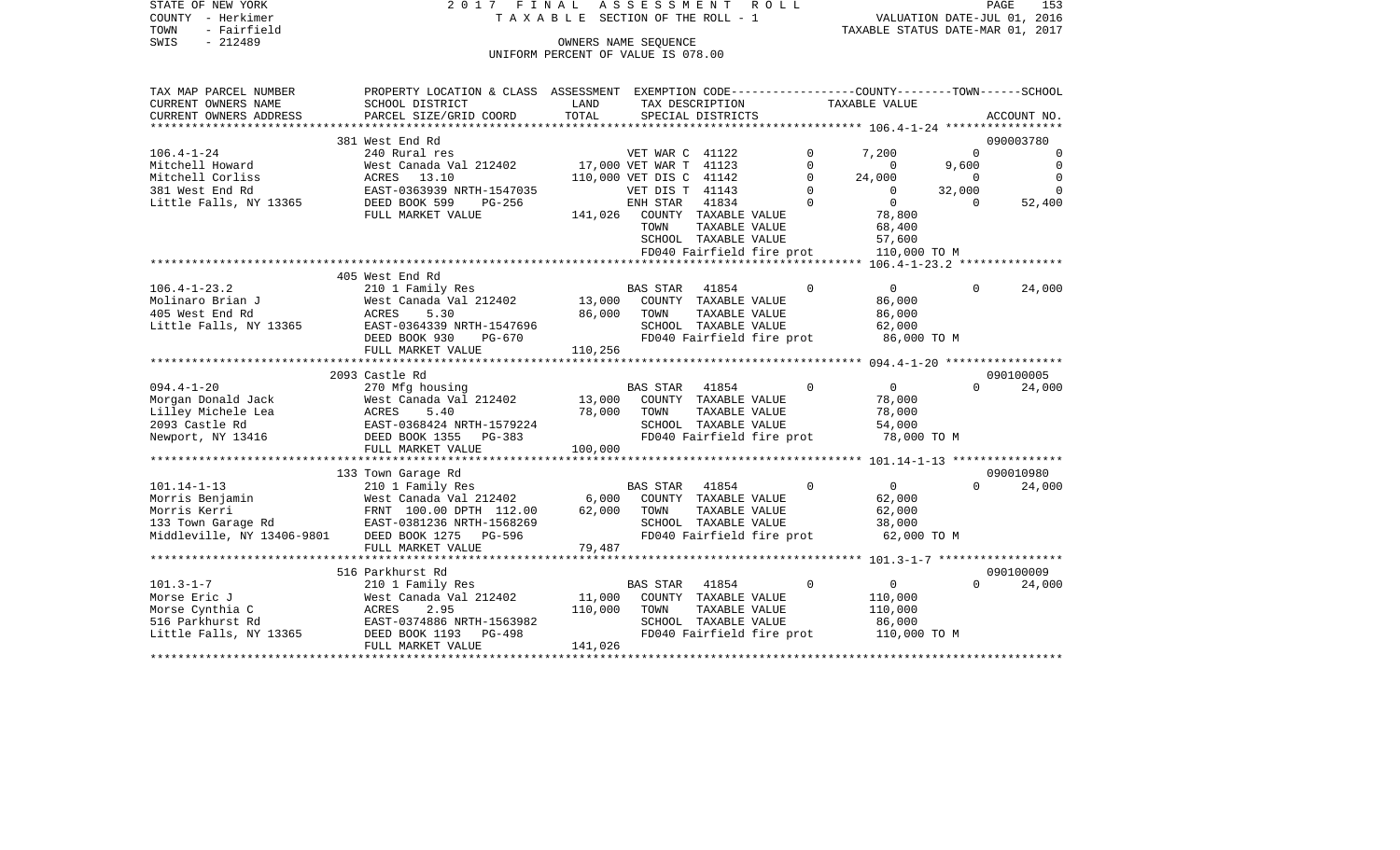STATE OF NEW YORK 2 0 1 7 F I N A L A S S E S S M E N T R O L L
COUNTY - Herkimer T A X A B L E SECTION OF THE ROLL - 1 VALUATION DATE-JUL 01, 2016
TOWN - Fairfield TAXABLE STATUS DATE-MAR 01, 2017
SWIS - 212489 OWNERS NAME SEQUENCE
UNIFORM PERCENT OF VALUE IS 078.00

```
TAX MAP PARCEL NUMBER     PROPERTY LOCATION & CLASS  ASSESSMENT  EXEMPTION CODE-----------------COUNTY--------TOWN------SCHOOL
CURRENT OWNERS NAME       SCHOOL DISTRICT               LAND      TAX DESCRIPTION             TAXABLE VALUE
CURRENT OWNERS ADDRESS    PARCEL SIZE/GRID COORD        TOTAL     SPECIAL DISTRICTS                                    ACCOUNT NO.
******************************************************************************************************* 106.4-1-24 *****************
                          381 West End Rd                                                                               090003780
106.4-1-24                240 Rural res                         VET WAR C  41122         0       7,200          0            0
Mitchell Howard           West Canada Val 212402     17,000 VET WAR T  41123         0           0      9,600            0
Mitchell Corliss          ACRES   13.10             110,000 VET DIS C  41142         0      24,000          0            0
381 West End Rd           EAST-0363939 NRTH-1547035         VET DIS T  41143         0           0     32,000            0
Little Falls, NY 13365    DEED BOOK 599    PG-256           ENH STAR   41834         0           0          0       52,400
                          FULL MARKET VALUE         141,026   COUNTY  TAXABLE VALUE              78,800
                                                              TOWN    TAXABLE VALUE              68,400
                                                              SCHOOL  TAXABLE VALUE              57,600
                                                              FD040 Fairfield fire prot         110,000 TO M
******************************************************************************************************* 106.4-1-23.2 ***************
                          405 West End Rd
106.4-1-23.2              210 1 Family Res                  BAS STAR   41854         0           0          0       24,000
Molinaro Brian J          West Canada Val 212402     13,000   COUNTY  TAXABLE VALUE              86,000
405 West End Rd           ACRES    5.30              86,000   TOWN    TAXABLE VALUE              86,000
Little Falls, NY 13365    EAST-0364339 NRTH-1547696           SCHOOL  TAXABLE VALUE              62,000
                          DEED BOOK 930    PG-670             FD040 Fairfield fire prot          86,000 TO M
                          FULL MARKET VALUE         110,256
******************************************************************************************************* 094.4-1-20 *****************
                          2093 Castle Rd                                                                                090100005
094.4-1-20                270 Mfg housing                   BAS STAR   41854         0           0          0       24,000
Morgan Donald Jack        West Canada Val 212402     13,000   COUNTY  TAXABLE VALUE              78,000
Lilley Michele Lea        ACRES    5.40              78,000   TOWN    TAXABLE VALUE              78,000
2093 Castle Rd            EAST-0368424 NRTH-1579224           SCHOOL  TAXABLE VALUE              54,000
Newport, NY 13416         DEED BOOK 1355   PG-383             FD040 Fairfield fire prot          78,000 TO M
                          FULL MARKET VALUE         100,000
******************************************************************************************************* 101.14-1-13 ****************
                          133 Town Garage Rd                                                                            090010980
101.14-1-13               210 1 Family Res                  BAS STAR   41854         0           0          0       24,000
Morris Benjamin           West Canada Val 212402      6,000   COUNTY  TAXABLE VALUE              62,000
Morris Kerri              FRNT 100.00 DPTH 112.00    62,000   TOWN    TAXABLE VALUE              62,000
133 Town Garage Rd        EAST-0381236 NRTH-1568269           SCHOOL  TAXABLE VALUE              38,000
Middleville, NY 13406-9801 DEED BOOK 1275  PG-596             FD040 Fairfield fire prot          62,000 TO M
                          FULL MARKET VALUE          79,487
******************************************************************************************************* 101.3-1-7 ******************
                          516 Parkhurst Rd                                                                              090100009
101.3-1-7                 210 1 Family Res                  BAS STAR   41854         0           0          0       24,000
Morse Eric J              West Canada Val 212402     11,000   COUNTY  TAXABLE VALUE             110,000
Morse Cynthia C           ACRES    2.95             110,000   TOWN    TAXABLE VALUE             110,000
516 Parkhurst Rd          EAST-0374886 NRTH-1563982           SCHOOL  TAXABLE VALUE              86,000
Little Falls, NY 13365    DEED BOOK 1193   PG-498             FD040 Fairfield fire prot         110,000 TO M
                          FULL MARKET VALUE         141,026
************************************************************************************************************************************
```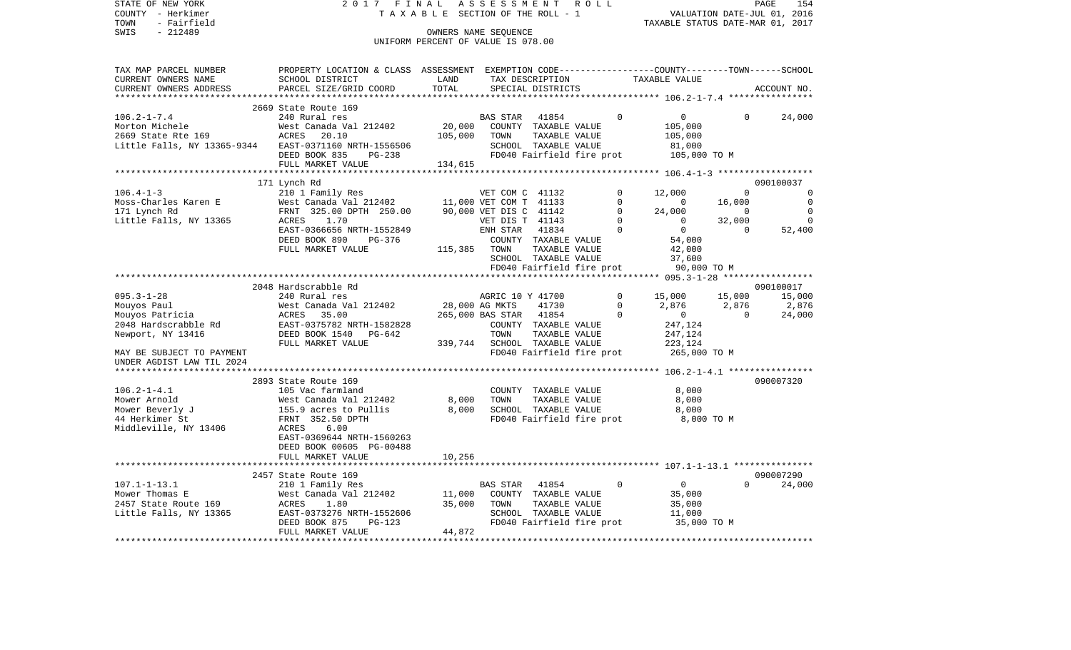STATE OF NEW YORK
COUNTY - Herkimer
TOWN - Fairfield
SWIS - 212489

2017 FINAL ASSESSMENT ROLL
TAXABLE SECTION OF THE ROLL - 1
OWNERS NAME SEQUENCE
UNIFORM PERCENT OF VALUE IS 078.00

VALUATION DATE-JUL 01, 2016
TAXABLE STATUS DATE-MAR 01, 2017

| TAX MAP PARCEL NUMBER / CURRENT OWNERS NAME / CURRENT OWNERS ADDRESS | PROPERTY LOCATION & CLASS / SCHOOL DISTRICT / PARCEL SIZE/GRID COORD | ASSESSMENT LAND | TOTAL | EXEMPTION CODE / TAX DESCRIPTION / SPECIAL DISTRICTS | | COUNTY | TOWN | SCHOOL / ACCOUNT NO. |
|---|---|---|---|---|---|---|---|---|
| **106.2-1-7.4** | 2669 State Route 169 | | | | | | | |
| 106.2-1-7.4 | 240 Rural res | | | BAS STAR 41854 | 0 | 0 | 0 | 24,000 |
| Morton Michele | West Canada Val 212402 | 20,000 | | COUNTY TAXABLE VALUE | | 105,000 | | |
| 2669 State Rte 169 | ACRES 20.10 | | 105,000 | TOWN TAXABLE VALUE | | 105,000 | | |
| Little Falls, NY 13365-9344 | EAST-0371160 NRTH-1556506 | | | SCHOOL TAXABLE VALUE | | 81,000 | | |
| | DEED BOOK 835 PG-238 | | | FD040 Fairfield fire prot | | 105,000 TO M | | |
| | FULL MARKET VALUE | | 134,615 | | | | | |
| **106.4-1-3** | 171 Lynch Rd | | | | | | | 090100037 |
| 106.4-1-3 | 210 1 Family Res | | | VET COM C 41132 | 0 | 12,000 | 0 | 0 |
| Moss-Charles Karen E | West Canada Val 212402 | 11,000 | | VET COM T 41133 | 0 | 0 | 16,000 | 0 |
| 171 Lynch Rd | FRNT 325.00 DPTH 250.00 | | 90,000 | VET DIS C 41142 | 0 | 24,000 | 0 | 0 |
| Little Falls, NY 13365 | ACRES 1.70 | | | VET DIS T 41143 | 0 | 0 | 32,000 | 0 |
| | EAST-0366656 NRTH-1552849 | | | ENH STAR 41834 | 0 | 0 | 0 | 52,400 |
| | DEED BOOK 890 PG-376 | | | COUNTY TAXABLE VALUE | | 54,000 | | |
| | FULL MARKET VALUE | | 115,385 | TOWN TAXABLE VALUE | | 42,000 | | |
| | | | | SCHOOL TAXABLE VALUE | | 37,600 | | |
| | | | | FD040 Fairfield fire prot | | 90,000 TO M | | |
| **095.3-1-28** | 2048 Hardscrabble Rd | | | | | | | 090100017 |
| 095.3-1-28 | 240 Rural res | | | AGRIC 10 Y 41700 | 0 | 15,000 | 15,000 | 15,000 |
| Mouyos Paul | West Canada Val 212402 | 28,000 | | AG MKTS 41730 | 0 | 2,876 | 2,876 | 2,876 |
| Mouyos Patricia | ACRES 35.00 | | 265,000 | BAS STAR 41854 | 0 | 0 | 0 | 24,000 |
| 2048 Hardscrabble Rd | EAST-0375782 NRTH-1582828 | | | COUNTY TAXABLE VALUE | | 247,124 | | |
| Newport, NY 13416 | DEED BOOK 1540 PG-642 | | | TOWN TAXABLE VALUE | | 247,124 | | |
| | FULL MARKET VALUE | | 339,744 | SCHOOL TAXABLE VALUE | | 223,124 | | |
| MAY BE SUBJECT TO PAYMENT UNDER AGDIST LAW TIL 2024 | | | | FD040 Fairfield fire prot | | 265,000 TO M | | |
| **106.2-1-4.1** | 2893 State Route 169 | | | | | | | 090007320 |
| 106.2-1-4.1 | 105 Vac farmland | | | COUNTY TAXABLE VALUE | | 8,000 | | |
| Mower Arnold | West Canada Val 212402 | 8,000 | | TOWN TAXABLE VALUE | | 8,000 | | |
| Mower Beverly J | 155.9 acres to Pullis | | 8,000 | SCHOOL TAXABLE VALUE | | 8,000 | | |
| 44 Herkimer St | FRNT 352.50 DPTH | | | FD040 Fairfield fire prot | | 8,000 TO M | | |
| Middleville, NY 13406 | ACRES 6.00 | | | | | | | |
| | EAST-0369644 NRTH-1560263 | | | | | | | |
| | DEED BOOK 00605 PG-00488 | | | | | | | |
| | FULL MARKET VALUE | | 10,256 | | | | | |
| **107.1-1-13.1** | 2457 State Route 169 | | | | | | | 090007290 |
| 107.1-1-13.1 | 210 1 Family Res | | | BAS STAR 41854 | 0 | 0 | 0 | 24,000 |
| Mower Thomas E | West Canada Val 212402 | 11,000 | | COUNTY TAXABLE VALUE | | 35,000 | | |
| 2457 State Route 169 | ACRES 1.80 | | 35,000 | TOWN TAXABLE VALUE | | 35,000 | | |
| Little Falls, NY 13365 | EAST-0373276 NRTH-1552606 | | | SCHOOL TAXABLE VALUE | | 11,000 | | |
| | DEED BOOK 875 PG-123 | | | FD040 Fairfield fire prot | | 35,000 TO M | | |
| | FULL MARKET VALUE | | 44,872 | | | | | |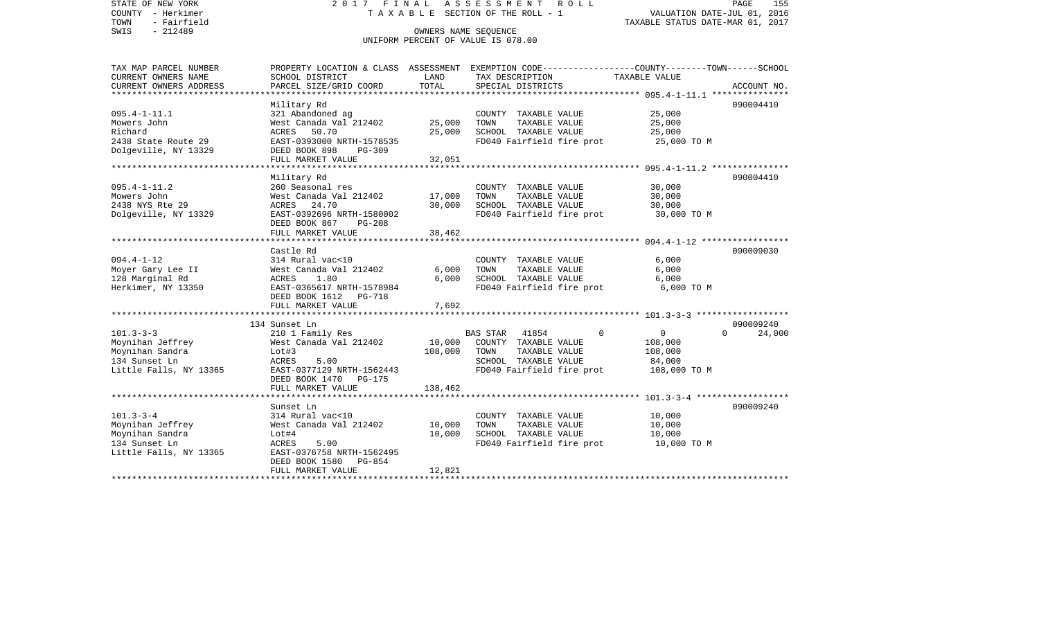STATE OF NEW YORK 2 0 1 7 F I N A L A S S E S S M E N T R O L L
COUNTY - Herkimer T A X A B L E SECTION OF THE ROLL - 1 VALUATION DATE-JUL 01, 2016
TOWN - Fairfield TAXABLE STATUS DATE-MAR 01, 2017
SWIS - 212489 OWNERS NAME SEQUENCE
UNIFORM PERCENT OF VALUE IS 078.00

| TAX MAP PARCEL NUMBER<br>CURRENT OWNERS NAME<br>CURRENT OWNERS ADDRESS | PROPERTY LOCATION & CLASS<br>SCHOOL DISTRICT<br>PARCEL SIZE/GRID COORD | ASSESSMENT<br>LAND<br>TOTAL | EXEMPTION CODE-----COUNTY-----TOWN-----SCHOOL<br>TAX DESCRIPTION<br>SPECIAL DISTRICTS | TAXABLE VALUE | ACCOUNT NO. |
|---|---|---|---|---|---|
| 095.4-1-11.1 | Military Rd | | | | 090004410 |
| 095.4-1-11.1 | 321 Abandoned ag | | COUNTY TAXABLE VALUE | 25,000 | |
| Mowers John | West Canada Val 212402 | 25,000 | TOWN TAXABLE VALUE | 25,000 | |
| Richard | ACRES 50.70 | 25,000 | SCHOOL TAXABLE VALUE | 25,000 | |
| 2438 State Route 29 | EAST-0393000 NRTH-1578535 | | FD040 Fairfield fire prot | 25,000 TO M | |
| Dolgeville, NY 13329 | DEED BOOK 898 PG-309 | | | | |
| | FULL MARKET VALUE | 32,051 | | | |
| 095.4-1-11.2 | Military Rd | | | | 090004410 |
| 095.4-1-11.2 | 260 Seasonal res | | COUNTY TAXABLE VALUE | 30,000 | |
| Mowers John | West Canada Val 212402 | 17,000 | TOWN TAXABLE VALUE | 30,000 | |
| 2438 NYS Rte 29 | ACRES 24.70 | 30,000 | SCHOOL TAXABLE VALUE | 30,000 | |
| Dolgeville, NY 13329 | EAST-0392696 NRTH-1580002 | | FD040 Fairfield fire prot | 30,000 TO M | |
| | DEED BOOK 867 PG-208 | | | | |
| | FULL MARKET VALUE | 38,462 | | | |
| 094.4-1-12 | Castle Rd | | | | 090009030 |
| 094.4-1-12 | 314 Rural vac<10 | | COUNTY TAXABLE VALUE | 6,000 | |
| Moyer Gary Lee II | West Canada Val 212402 | 6,000 | TOWN TAXABLE VALUE | 6,000 | |
| 128 Marginal Rd | ACRES 1.80 | 6,000 | SCHOOL TAXABLE VALUE | 6,000 | |
| Herkimer, NY 13350 | EAST-0365617 NRTH-1578984 | | FD040 Fairfield fire prot | 6,000 TO M | |
| | DEED BOOK 1612 PG-718 | | | | |
| | FULL MARKET VALUE | 7,692 | | | |
| 101.3-3-3 | 134 Sunset Ln | | | | 090009240 |
| 101.3-3-3 | 210 1 Family Res | | BAS STAR 41854 0 | 0 0 | 24,000 |
| Moynihan Jeffrey | West Canada Val 212402 | 10,000 | COUNTY TAXABLE VALUE | 108,000 | |
| Moynihan Sandra | Lot#3 | 108,000 | TOWN TAXABLE VALUE | 108,000 | |
| 134 Sunset Ln | ACRES 5.00 | | SCHOOL TAXABLE VALUE | 84,000 | |
| Little Falls, NY 13365 | EAST-0377129 NRTH-1562443 | | FD040 Fairfield fire prot | 108,000 TO M | |
| | DEED BOOK 1470 PG-175 | | | | |
| | FULL MARKET VALUE | 138,462 | | | |
| 101.3-3-4 | Sunset Ln | | | | 090009240 |
| 101.3-3-4 | 314 Rural vac<10 | | COUNTY TAXABLE VALUE | 10,000 | |
| Moynihan Jeffrey | West Canada Val 212402 | 10,000 | TOWN TAXABLE VALUE | 10,000 | |
| Moynihan Sandra | Lot#4 | 10,000 | SCHOOL TAXABLE VALUE | 10,000 | |
| 134 Sunset Ln | ACRES 5.00 | | FD040 Fairfield fire prot | 10,000 TO M | |
| Little Falls, NY 13365 | EAST-0376758 NRTH-1562495 | | | | |
| | DEED BOOK 1580 PG-854 | | | | |
| | FULL MARKET VALUE | 12,821 | | | |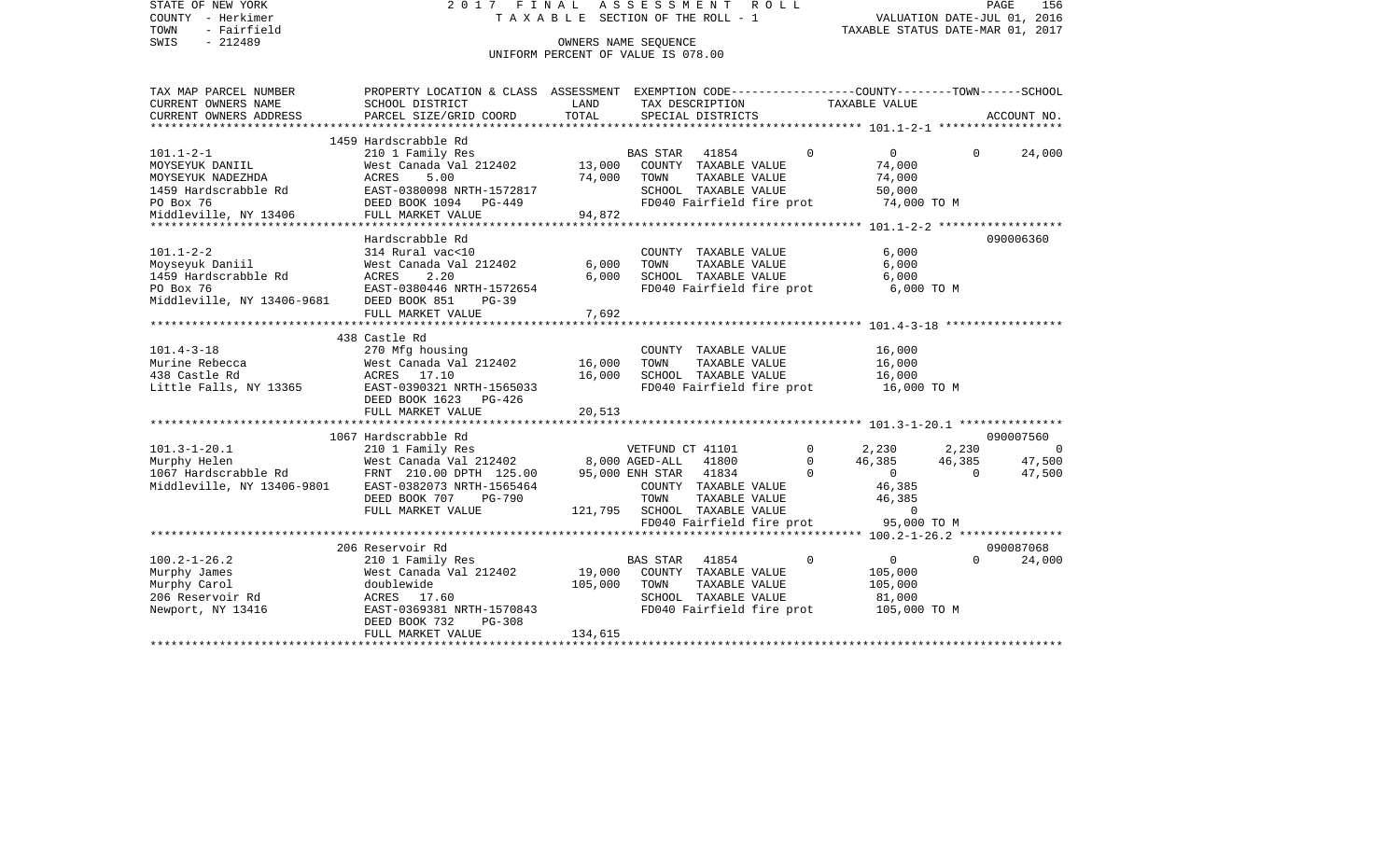STATE OF NEW YORK
COUNTY - Herkimer
TOWN - Fairfield
SWIS - 212489

2 0 1 7 F I N A L A S S E S S M E N T R O L L
T A X A B L E SECTION OF THE ROLL - 1
OWNERS NAME SEQUENCE
UNIFORM PERCENT OF VALUE IS 078.00

VALUATION DATE-JUL 01, 2016
TAXABLE STATUS DATE-MAR 01, 2017

```
TAX MAP PARCEL NUMBER     PROPERTY LOCATION & CLASS  ASSESSMENT  EXEMPTION CODE-----------------COUNTY--------TOWN------SCHOOL
CURRENT OWNERS NAME       SCHOOL DISTRICT              LAND      TAX DESCRIPTION             TAXABLE VALUE
CURRENT OWNERS ADDRESS    PARCEL SIZE/GRID COORD       TOTAL     SPECIAL DISTRICTS                                    ACCOUNT NO.
******************************************************************************************** 101.1-2-1 ******************
                          1459 Hardscrabble Rd
101.1-2-1                 210 1 Family Res                   BAS STAR   41854            0          0           0      24,000
MOYSEYUK DANIIL           West Canada Val 212402     13,000   COUNTY  TAXABLE VALUE             74,000
MOYSEYUK NADEZHDA         ACRES     5.00             74,000   TOWN    TAXABLE VALUE             74,000
1459 Hardscrabble Rd      EAST-0380098 NRTH-1572817           SCHOOL  TAXABLE VALUE             50,000
PO Box 76                 DEED BOOK 1094   PG-449             FD040 Fairfield fire prot          74,000 TO M
Middleville, NY 13406     FULL MARKET VALUE          94,872
******************************************************************************************** 101.1-2-2 ******************
                          Hardscrabble Rd                                                                        090006360
101.1-2-2                 314 Rural vac<10                    COUNTY  TAXABLE VALUE              6,000
Moyseyuk Daniil           West Canada Val 212402      6,000   TOWN    TAXABLE VALUE              6,000
1459 Hardscrabble Rd      ACRES     2.20              6,000   SCHOOL  TAXABLE VALUE              6,000
PO Box 76                 EAST-0380446 NRTH-1572654           FD040 Fairfield fire prot           6,000 TO M
Middleville, NY 13406-9681 DEED BOOK 851    PG-39
                          FULL MARKET VALUE           7,692
******************************************************************************************** 101.4-3-18 *****************
                          438 Castle Rd
101.4-3-18                270 Mfg housing                     COUNTY  TAXABLE VALUE             16,000
Murine Rebecca            West Canada Val 212402     16,000   TOWN    TAXABLE VALUE             16,000
438 Castle Rd             ACRES    17.10             16,000   SCHOOL  TAXABLE VALUE             16,000
Little Falls, NY 13365    EAST-0390321 NRTH-1565033           FD040 Fairfield fire prot          16,000 TO M
                          DEED BOOK 1623   PG-426
                          FULL MARKET VALUE          20,513
******************************************************************************************** 101.3-1-20.1 ***************
                          1067 Hardscrabble Rd                                                                   090007560
101.3-1-20.1              210 1 Family Res                   VETFUND CT 41101            0      2,230       2,230           0
Murphy Helen              West Canada Val 212402      8,000 AGED-ALL   41800            0     46,385      46,385      47,500
1067 Hardscrabble Rd      FRNT 210.00 DPTH 125.00    95,000 ENH STAR   41834            0          0           0      47,500
Middleville, NY 13406-9801 EAST-0382073 NRTH-1565464          COUNTY  TAXABLE VALUE             46,385
                          DEED BOOK 707    PG-790             TOWN    TAXABLE VALUE             46,385
                          FULL MARKET VALUE         121,795   SCHOOL  TAXABLE VALUE                  0
                                                              FD040 Fairfield fire prot          95,000 TO M
******************************************************************************************** 100.2-1-26.2 ***************
                          206 Reservoir Rd                                                                       090087068
100.2-1-26.2              210 1 Family Res                   BAS STAR   41854            0          0           0      24,000
Murphy James              West Canada Val 212402     19,000   COUNTY  TAXABLE VALUE            105,000
Murphy Carol              doublewide                105,000   TOWN    TAXABLE VALUE            105,000
206 Reservoir Rd          ACRES    17.60                      SCHOOL  TAXABLE VALUE             81,000
Newport, NY 13416         EAST-0369381 NRTH-1570843           FD040 Fairfield fire prot         105,000 TO M
                          DEED BOOK 732    PG-308
                          FULL MARKET VALUE         134,615
****************************************************************************************************************************
```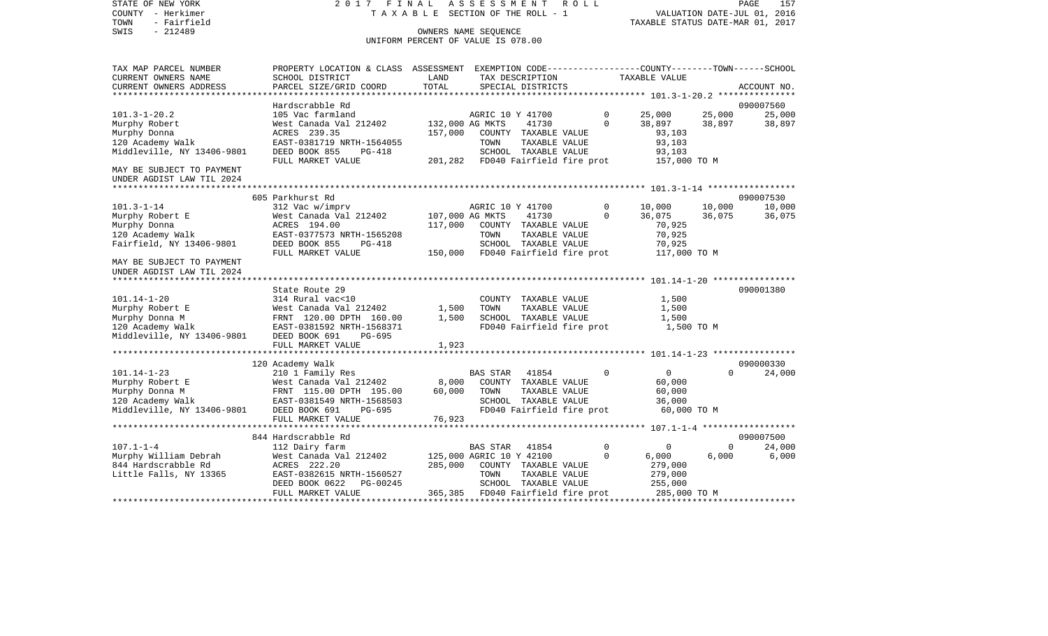STATE OF NEW YORK | 2 0 1 7 F I N A L A S S E S S M E N T R O L L
COUNTY - Herkimer | T A X A B L E SECTION OF THE ROLL - 1 | VALUATION DATE-JUL 01, 2016
TOWN - Fairfield | | TAXABLE STATUS DATE-MAR 01, 2017
SWIS - 212489 | OWNERS NAME SEQUENCE
UNIFORM PERCENT OF VALUE IS 078.00

```
TAX MAP PARCEL NUMBER          PROPERTY LOCATION & CLASS  ASSESSMENT  EXEMPTION CODE------------------COUNTY--------TOWN------SCHOOL
CURRENT OWNERS NAME            SCHOOL DISTRICT               LAND      TAX DESCRIPTION                   TAXABLE VALUE
CURRENT OWNERS ADDRESS         PARCEL SIZE/GRID COORD        TOTAL     SPECIAL DISTRICTS                                       ACCOUNT NO.
******************************************************************************************************* 101.3-1-20.2 ***************
                               Hardscrabble Rd                                                                             090007560
101.3-1-20.2                   105 Vac farmland                   AGRIC 10 Y 41700          0      25,000     25,000     25,000
Murphy Robert                  West Canada Val 212402      132,000 AG MKTS     41730          0      38,897     38,897     38,897
Murphy Donna                   ACRES  239.35               157,000   COUNTY  TAXABLE VALUE            93,103
120 Academy Walk               EAST-0381719 NRTH-1564055             TOWN    TAXABLE VALUE            93,103
Middleville, NY 13406-9801     DEED BOOK 855    PG-418               SCHOOL  TAXABLE VALUE            93,103
                               FULL MARKET VALUE           201,282   FD040 Fairfield fire prot       157,000 TO M
MAY BE SUBJECT TO PAYMENT
UNDER AGDIST LAW TIL 2024
******************************************************************************************************* 101.3-1-14 *****************
                               605 Parkhurst Rd                                                                            090007530
101.3-1-14                     312 Vac w/imprv                    AGRIC 10 Y 41700          0      10,000     10,000     10,000
Murphy Robert E                West Canada Val 212402      107,000 AG MKTS     41730          0      36,075     36,075     36,075
Murphy Donna                   ACRES  194.00               117,000   COUNTY  TAXABLE VALUE            70,925
120 Academy Walk               EAST-0377573 NRTH-1565208             TOWN    TAXABLE VALUE            70,925
Fairfield, NY 13406-9801       DEED BOOK 855    PG-418               SCHOOL  TAXABLE VALUE            70,925
                               FULL MARKET VALUE           150,000   FD040 Fairfield fire prot       117,000 TO M
MAY BE SUBJECT TO PAYMENT
UNDER AGDIST LAW TIL 2024
******************************************************************************************************* 101.14-1-20 ****************
                               State Route 29                                                                              090001380
101.14-1-20                    314 Rural vac<10                      COUNTY  TAXABLE VALUE             1,500
Murphy Robert E                West Canada Val 212402        1,500   TOWN    TAXABLE VALUE             1,500
Murphy Donna M                 FRNT 120.00 DPTH 160.00       1,500   SCHOOL  TAXABLE VALUE             1,500
120 Academy Walk               EAST-0381592 NRTH-1568371             FD040 Fairfield fire prot         1,500 TO M
Middleville, NY 13406-9801     DEED BOOK 691    PG-695
                               FULL MARKET VALUE             1,923
******************************************************************************************************* 101.14-1-23 ****************
                               120 Academy Walk                                                                            090000330
101.14-1-23                    210 1 Family Res                   BAS STAR   41854          0           0          0     24,000
Murphy Robert E                West Canada Val 212402        8,000   COUNTY  TAXABLE VALUE            60,000
Murphy Donna M                 FRNT 115.00 DPTH 195.00      60,000   TOWN    TAXABLE VALUE            60,000
120 Academy Walk               EAST-0381549 NRTH-1568503             SCHOOL  TAXABLE VALUE            36,000
Middleville, NY 13406-9801     DEED BOOK 691    PG-695               FD040 Fairfield fire prot        60,000 TO M
                               FULL MARKET VALUE            76,923
******************************************************************************************************* 107.1-1-4 ******************
                               844 Hardscrabble Rd                                                                         090007500
107.1-1-4                      112 Dairy farm                     BAS STAR   41854          0           0          0     24,000
Murphy William Debrah          West Canada Val 212402      125,000 AGRIC 10 Y 42100          0       6,000      6,000      6,000
844 Hardscrabble Rd            ACRES  222.20               285,000   COUNTY  TAXABLE VALUE           279,000
Little Falls, NY 13365         EAST-0382615 NRTH-1560527             TOWN    TAXABLE VALUE           279,000
                               DEED BOOK 0622   PG-00245             SCHOOL  TAXABLE VALUE           255,000
                               FULL MARKET VALUE           365,385   FD040 Fairfield fire prot       285,000 TO M
************************************************************************************************************************************
```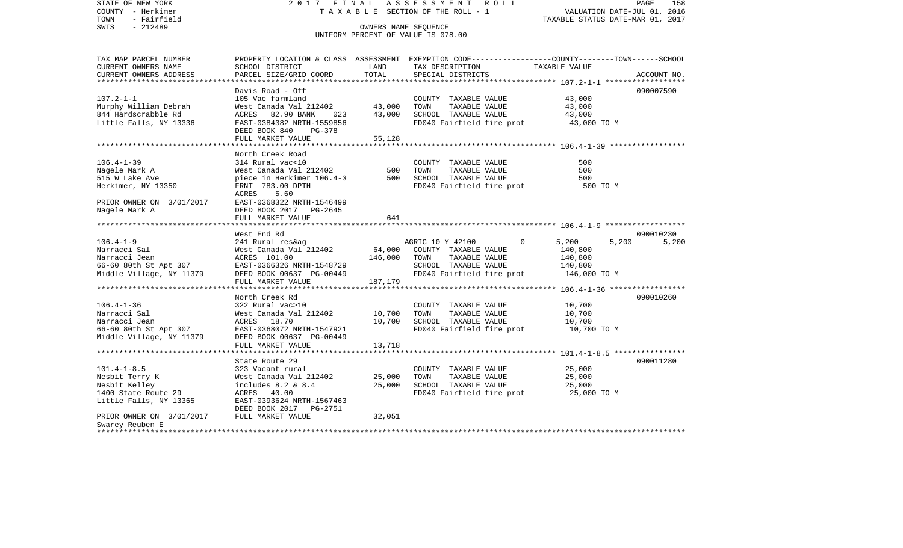STATE OF NEW YORK
COUNTY - Herkimer
TOWN - Fairfield
SWIS - 212489

2017 FINAL ASSESSMENT ROLL
TAXABLE SECTION OF THE ROLL - 1
OWNERS NAME SEQUENCE
UNIFORM PERCENT OF VALUE IS 078.00

VALUATION DATE-JUL 01, 2016
TAXABLE STATUS DATE-MAR 01, 2017

| TAX MAP PARCEL NUMBER / CURRENT OWNERS NAME / CURRENT OWNERS ADDRESS | PROPERTY LOCATION & CLASS / SCHOOL DISTRICT / PARCEL SIZE/GRID COORD | ASSESSMENT LAND / TOTAL | EXEMPTION CODE / TAX DESCRIPTION / SPECIAL DISTRICTS | COUNTY | TOWN | SCHOOL | ACCOUNT NO. |
|---|---|---|---|---|---|---|---|
| **107.2-1-1** | Davis Road - Off | | | | | | 090007590 |
| Murphy William Debrah | 105 Vac farmland | | COUNTY TAXABLE VALUE | 43,000 | | | |
| 844 Hardscrabble Rd | West Canada Val 212402 | 43,000 | TOWN TAXABLE VALUE | | 43,000 | | |
| Little Falls, NY 13336 | ACRES 82.90 BANK 023 | 43,000 | SCHOOL TAXABLE VALUE | | | 43,000 | |
| | EAST-0384382 NRTH-1559856 | | FD040 Fairfield fire prot | 43,000 TO M | | | |
| | DEED BOOK 840 PG-378 | | | | | | |
| | FULL MARKET VALUE | 55,128 | | | | | |
| **106.4-1-39** | North Creek Road | | | | | | |
| Nagele Mark A | 314 Rural vac<10 | | COUNTY TAXABLE VALUE | 500 | | | |
| 515 W Lake Ave | West Canada Val 212402 | 500 | TOWN TAXABLE VALUE | | 500 | | |
| Herkimer, NY 13350 | piece in Herkimer 106.4-3 | 500 | SCHOOL TAXABLE VALUE | | | 500 | |
| | FRNT 783.00 DPTH | | FD040 Fairfield fire prot | 500 TO M | | | |
| | ACRES 5.60 | | | | | | |
| PRIOR OWNER ON 3/01/2017 | EAST-0368322 NRTH-1546499 | | | | | | |
| Nagele Mark A | DEED BOOK 2017 PG-2645 | | | | | | |
| | FULL MARKET VALUE | 641 | | | | | |
| **106.4-1-9** | West End Rd | | | | | | 090010230 |
| Narracci Sal | 241 Rural res&ag | | AGRIC 10 Y 42100 0 | 5,200 | 5,200 | 5,200 | |
| Narracci Jean | West Canada Val 212402 | 64,000 | COUNTY TAXABLE VALUE | 140,800 | | | |
| 66-60 80th St Apt 307 | ACRES 101.00 | 146,000 | TOWN TAXABLE VALUE | | 140,800 | | |
| Middle Village, NY 11379 | EAST-0366326 NRTH-1548729 | | SCHOOL TAXABLE VALUE | | | 140,800 | |
| | DEED BOOK 00637 PG-00449 | | FD040 Fairfield fire prot | 146,000 TO M | | | |
| | FULL MARKET VALUE | 187,179 | | | | | |
| **106.4-1-36** | North Creek Rd | | | | | | 090010260 |
| Narracci Sal | 322 Rural vac>10 | | COUNTY TAXABLE VALUE | 10,700 | | | |
| Narracci Jean | West Canada Val 212402 | 10,700 | TOWN TAXABLE VALUE | | 10,700 | | |
| 66-60 80th St Apt 307 | ACRES 18.70 | 10,700 | SCHOOL TAXABLE VALUE | | | 10,700 | |
| Middle Village, NY 11379 | EAST-0368072 NRTH-1547921 | | FD040 Fairfield fire prot | 10,700 TO M | | | |
| | DEED BOOK 00637 PG-00449 | | | | | | |
| | FULL MARKET VALUE | 13,718 | | | | | |
| **101.4-1-8.5** | State Route 29 | | | | | | 090011280 |
| Nesbit Terry K | 323 Vacant rural | | COUNTY TAXABLE VALUE | 25,000 | | | |
| Nesbit Kelley | West Canada Val 212402 | 25,000 | TOWN TAXABLE VALUE | | 25,000 | | |
| 1400 State Route 29 | includes 8.2 & 8.4 | 25,000 | SCHOOL TAXABLE VALUE | | | 25,000 | |
| Little Falls, NY 13365 | ACRES 40.00 | | FD040 Fairfield fire prot | 25,000 TO M | | | |
| | EAST-0393624 NRTH-1567463 | | | | | | |
| | DEED BOOK 2017 PG-2751 | | | | | | |
| PRIOR OWNER ON 3/01/2017 | FULL MARKET VALUE | 32,051 | | | | | |
| Swarey Reuben E | | | | | | | |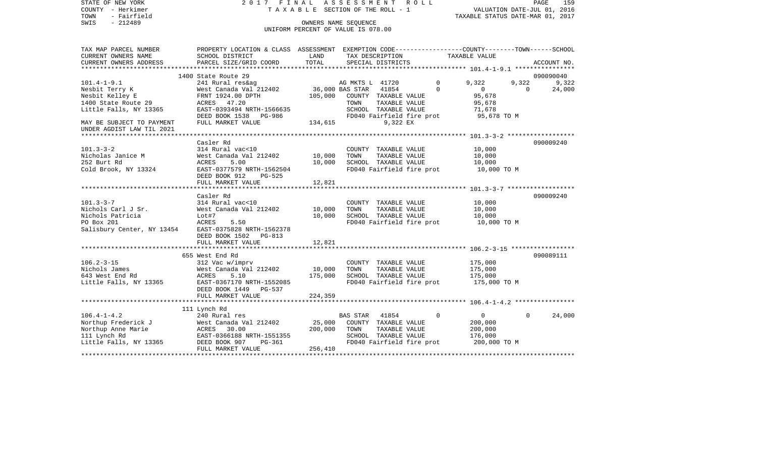STATE OF NEW YORK — 2017 FINAL ASSESSMENT ROLL — PAGE 159
COUNTY - Herkimer — TAXABLE SECTION OF THE ROLL - 1 — VALUATION DATE-JUL 01, 2016
TOWN - Fairfield — TAXABLE STATUS DATE-MAR 01, 2017
SWIS - 212489 — OWNERS NAME SEQUENCE
UNIFORM PERCENT OF VALUE IS 078.00

| TAX MAP PARCEL NUMBER / CURRENT OWNERS NAME / CURRENT OWNERS ADDRESS | PROPERTY LOCATION & CLASS / SCHOOL DISTRICT / PARCEL SIZE/GRID COORD | ASSESSMENT LAND | ASSESSMENT TOTAL | EXEMPTION CODE / TAX DESCRIPTION / SPECIAL DISTRICTS | COUNTY TAXABLE VALUE | TOWN | SCHOOL / ACCOUNT NO. |
|---|---|---|---|---|---|---|---|
| | 1400 State Route 29 | | | | | | 090090040 |
| 101.4-1-9.1 | 241 Rural res&ag | | | AG MKTS L 41720 0 | 9,322 | 9,322 | 9,322 |
| Nesbit Terry K | West Canada Val 212402 | 36,000 | | BAS STAR 41854 0 | 0 | 0 | 24,000 |
| Nesbit Kelley E | FRNT 1924.00 DPTH | | 105,000 | COUNTY TAXABLE VALUE | 95,678 | | |
| 1400 State Route 29 | ACRES 47.20 | | | TOWN TAXABLE VALUE | 95,678 | | |
| Little Falls, NY 13365 | EAST-0393494 NRTH-1566635 | | | SCHOOL TAXABLE VALUE | 71,678 | | |
| | DEED BOOK 1538 PG-986 | | | FD040 Fairfield fire prot | 95,678 TO M | | |
| MAY BE SUBJECT TO PAYMENT | FULL MARKET VALUE | | 134,615 | 9,322 EX | | | |
| UNDER AGDIST LAW TIL 2021 | | | | | | | |
| | Casler Rd | | | | | | 090009240 |
| 101.3-3-2 | 314 Rural vac<10 | | | COUNTY TAXABLE VALUE | 10,000 | | |
| Nicholas Janice M | West Canada Val 212402 | 10,000 | | TOWN TAXABLE VALUE | 10,000 | | |
| 252 Burt Rd | ACRES 5.00 | | 10,000 | SCHOOL TAXABLE VALUE | 10,000 | | |
| Cold Brook, NY 13324 | EAST-0377579 NRTH-1562504 | | | FD040 Fairfield fire prot | 10,000 TO M | | |
| | DEED BOOK 912 PG-525 | | | | | | |
| | FULL MARKET VALUE | | 12,821 | | | | |
| | Casler Rd | | | | | | 090009240 |
| 101.3-3-7 | 314 Rural vac<10 | | | COUNTY TAXABLE VALUE | 10,000 | | |
| Nichols Carl J Sr. | West Canada Val 212402 | 10,000 | | TOWN TAXABLE VALUE | 10,000 | | |
| Nichols Patricia | Lot#7 | | 10,000 | SCHOOL TAXABLE VALUE | 10,000 | | |
| PO Box 201 | ACRES 5.50 | | | FD040 Fairfield fire prot | 10,000 TO M | | |
| Salisbury Center, NY 13454 | EAST-0375828 NRTH-1562378 | | | | | | |
| | DEED BOOK 1502 PG-813 | | | | | | |
| | FULL MARKET VALUE | | 12,821 | | | | |
| | 655 West End Rd | | | | | | 090089111 |
| 106.2-3-15 | 312 Vac w/imprv | | | COUNTY TAXABLE VALUE | 175,000 | | |
| Nichols James | West Canada Val 212402 | 10,000 | | TOWN TAXABLE VALUE | 175,000 | | |
| 643 West End Rd | ACRES 5.10 | | 175,000 | SCHOOL TAXABLE VALUE | 175,000 | | |
| Little Falls, NY 13365 | EAST-0367170 NRTH-1552085 | | | FD040 Fairfield fire prot | 175,000 TO M | | |
| | DEED BOOK 1449 PG-537 | | | | | | |
| | FULL MARKET VALUE | | 224,359 | | | | |
| | 111 Lynch Rd | | | | | | |
| 106.4-1-4.2 | 240 Rural res | | | BAS STAR 41854 0 | 0 | 0 | 24,000 |
| Northup Frederick J | West Canada Val 212402 | 25,000 | | COUNTY TAXABLE VALUE | 200,000 | | |
| Northup Anne Marie | ACRES 30.00 | | 200,000 | TOWN TAXABLE VALUE | 200,000 | | |
| 111 Lynch Rd | EAST-0366188 NRTH-1551355 | | | SCHOOL TAXABLE VALUE | 176,000 | | |
| Little Falls, NY 13365 | DEED BOOK 907 PG-361 | | | FD040 Fairfield fire prot | 200,000 TO M | | |
| | FULL MARKET VALUE | | 256,410 | | | | |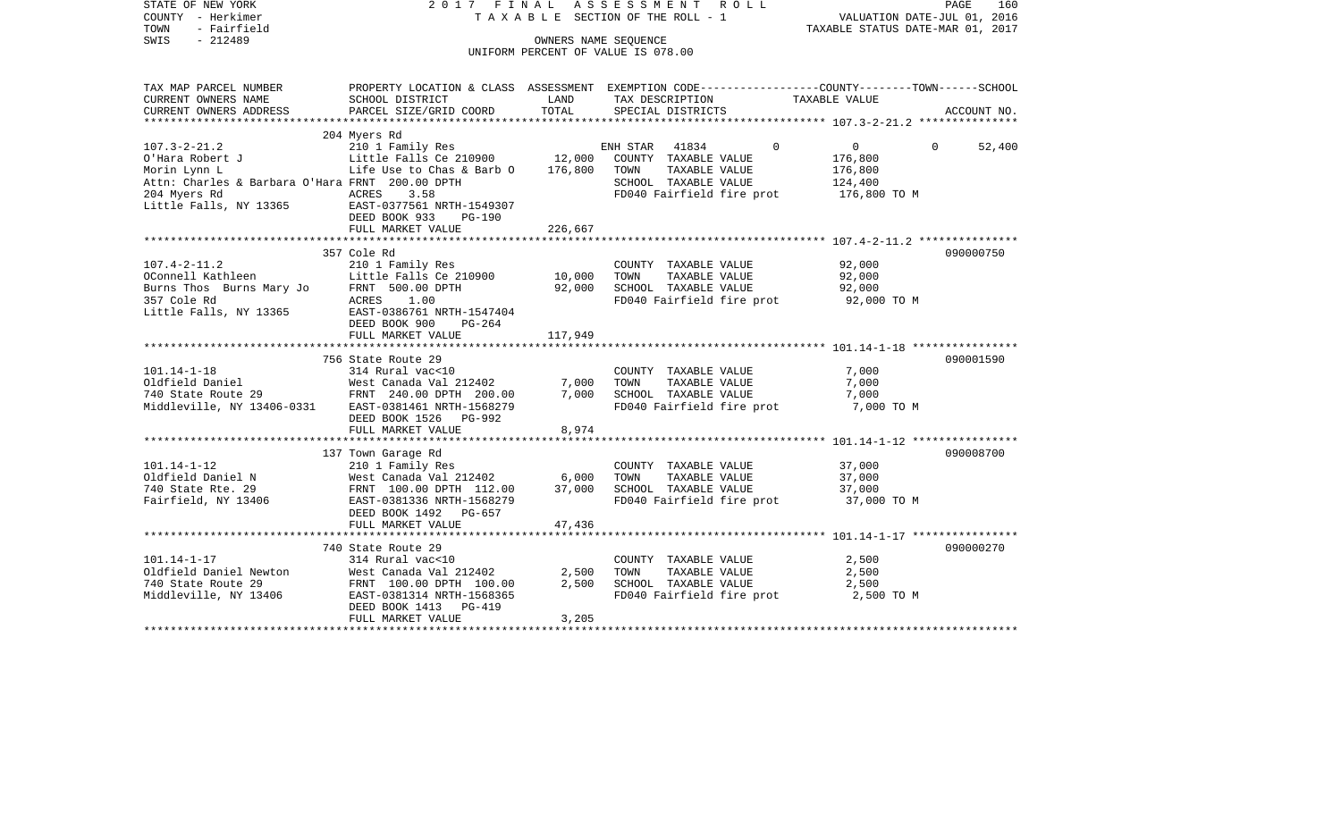STATE OF NEW YORK 2017 FINAL ASSESSMENT ROLL
COUNTY - Herkimer TAXABLE SECTION OF THE ROLL - 1 VALUATION DATE-JUL 01, 2016
TOWN - Fairfield TAXABLE STATUS DATE-MAR 01, 2017
SWIS - 212489 OWNERS NAME SEQUENCE
UNIFORM PERCENT OF VALUE IS 078.00

| TAX MAP PARCEL NUMBER<br>CURRENT OWNERS NAME<br>CURRENT OWNERS ADDRESS | PROPERTY LOCATION & CLASS<br>SCHOOL DISTRICT<br>PARCEL SIZE/GRID COORD | ASSESSMENT<br>LAND<br>TOTAL | EXEMPTION CODE<br>TAX DESCRIPTION<br>SPECIAL DISTRICTS | COUNTY--------TOWN------SCHOOL<br>TAXABLE VALUE | ACCOUNT NO. |
|---|---|---|---|---|---|
| **107.3-2-21.2** | 204 Myers Rd | | | | |
| 107.3-2-21.2 | 210 1 Family Res | | ENH STAR 41834 0 | 0 0 52,400 | |
| O'Hara Robert J | Little Falls Ce 210900 | 12,000 | COUNTY TAXABLE VALUE | 176,800 | |
| Morin Lynn L | Life Use to Chas & Barb O | 176,800 | TOWN TAXABLE VALUE | 176,800 | |
| Attn: Charles & Barbara O'Hara | FRNT 200.00 DPTH | | SCHOOL TAXABLE VALUE | 124,400 | |
| 204 Myers Rd | ACRES 3.58 | | FD040 Fairfield fire prot | 176,800 TO M | |
| Little Falls, NY 13365 | EAST-0377561 NRTH-1549307 | | | | |
| | DEED BOOK 933 PG-190 | | | | |
| | FULL MARKET VALUE | 226,667 | | | |
| **107.4-2-11.2** | 357 Cole Rd | | | | 090000750 |
| 107.4-2-11.2 | 210 1 Family Res | | COUNTY TAXABLE VALUE | 92,000 | |
| OConnell Kathleen | Little Falls Ce 210900 | 10,000 | TOWN TAXABLE VALUE | 92,000 | |
| Burns Thos Burns Mary Jo | FRNT 500.00 DPTH | 92,000 | SCHOOL TAXABLE VALUE | 92,000 | |
| 357 Cole Rd | ACRES 1.00 | | FD040 Fairfield fire prot | 92,000 TO M | |
| Little Falls, NY 13365 | EAST-0386761 NRTH-1547404 | | | | |
| | DEED BOOK 900 PG-264 | | | | |
| | FULL MARKET VALUE | 117,949 | | | |
| **101.14-1-18** | 756 State Route 29 | | | | 090001590 |
| 101.14-1-18 | 314 Rural vac<10 | | COUNTY TAXABLE VALUE | 7,000 | |
| Oldfield Daniel | West Canada Val 212402 | 7,000 | TOWN TAXABLE VALUE | 7,000 | |
| 740 State Route 29 | FRNT 240.00 DPTH 200.00 | 7,000 | SCHOOL TAXABLE VALUE | 7,000 | |
| Middleville, NY 13406-0331 | EAST-0381461 NRTH-1568279 | | FD040 Fairfield fire prot | 7,000 TO M | |
| | DEED BOOK 1526 PG-992 | | | | |
| | FULL MARKET VALUE | 8,974 | | | |
| **101.14-1-12** | 137 Town Garage Rd | | | | 090008700 |
| 101.14-1-12 | 210 1 Family Res | | COUNTY TAXABLE VALUE | 37,000 | |
| Oldfield Daniel N | West Canada Val 212402 | 6,000 | TOWN TAXABLE VALUE | 37,000 | |
| 740 State Rte. 29 | FRNT 100.00 DPTH 112.00 | 37,000 | SCHOOL TAXABLE VALUE | 37,000 | |
| Fairfield, NY 13406 | EAST-0381336 NRTH-1568279 | | FD040 Fairfield fire prot | 37,000 TO M | |
| | DEED BOOK 1492 PG-657 | | | | |
| | FULL MARKET VALUE | 47,436 | | | |
| **101.14-1-17** | 740 State Route 29 | | | | 090000270 |
| 101.14-1-17 | 314 Rural vac<10 | | COUNTY TAXABLE VALUE | 2,500 | |
| Oldfield Daniel Newton | West Canada Val 212402 | 2,500 | TOWN TAXABLE VALUE | 2,500 | |
| 740 State Route 29 | FRNT 100.00 DPTH 100.00 | 2,500 | SCHOOL TAXABLE VALUE | 2,500 | |
| Middleville, NY 13406 | EAST-0381314 NRTH-1568365 | | FD040 Fairfield fire prot | 2,500 TO M | |
| | DEED BOOK 1413 PG-419 | | | | |
| | FULL MARKET VALUE | 3,205 | | | |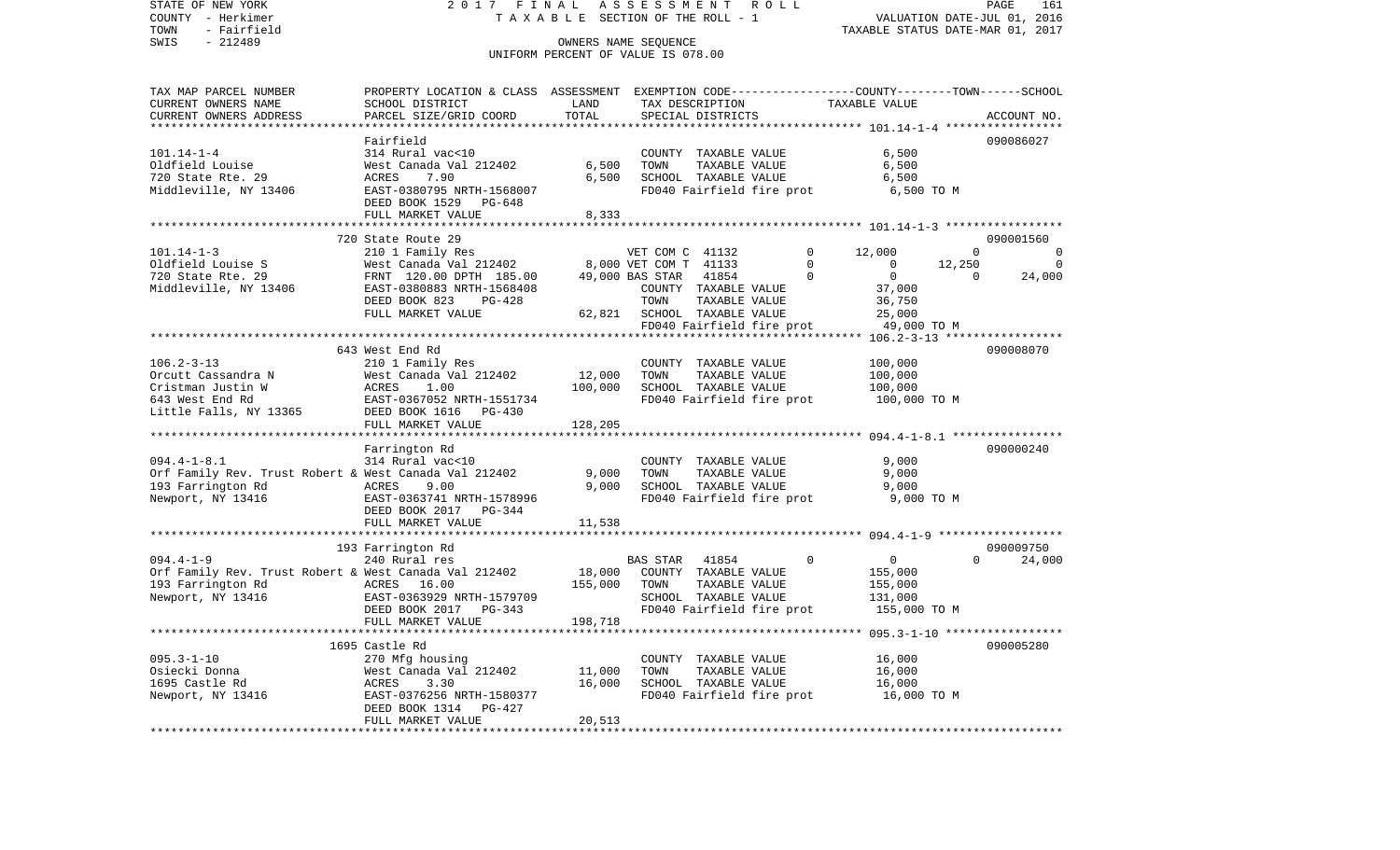STATE OF NEW YORK &nbsp;&nbsp;&nbsp;&nbsp; 2017 FINAL ASSESSMENT ROLL
COUNTY - Herkimer &nbsp;&nbsp;&nbsp;&nbsp; TAXABLE SECTION OF THE ROLL - 1 &nbsp;&nbsp;&nbsp;&nbsp; VALUATION DATE-JUL 01, 2016
TOWN - Fairfield &nbsp;&nbsp;&nbsp;&nbsp; TAXABLE STATUS DATE-MAR 01, 2017
SWIS - 212489 &nbsp;&nbsp;&nbsp;&nbsp; OWNERS NAME SEQUENCE
UNIFORM PERCENT OF VALUE IS 078.00

```
TAX MAP PARCEL NUMBER     PROPERTY LOCATION & CLASS  ASSESSMENT  EXEMPTION CODE-----------------COUNTY--------TOWN------SCHOOL
CURRENT OWNERS NAME       SCHOOL DISTRICT               LAND      TAX DESCRIPTION             TAXABLE VALUE
CURRENT OWNERS ADDRESS    PARCEL SIZE/GRID COORD        TOTAL     SPECIAL DISTRICTS                                    ACCOUNT NO.
******************************************************************************************************* 101.14-1-4 *****************
                          Fairfield                                                                                    090086027
101.14-1-4                314 Rural vac<10                        COUNTY  TAXABLE VALUE            6,500
Oldfield Louise           West Canada Val 212402        6,500     TOWN    TAXABLE VALUE            6,500
720 State Rte. 29         ACRES    7.90                 6,500     SCHOOL  TAXABLE VALUE            6,500
Middleville, NY 13406     EAST-0380795 NRTH-1568007               FD040 Fairfield fire prot        6,500 TO M
                          DEED BOOK 1529   PG-648
                          FULL MARKET VALUE             8,333
******************************************************************************************************* 101.14-1-3 *****************
                          720 State Route 29                                                                           090001560
101.14-1-3                210 1 Family Res                        VET COM C  41132          0    12,000          0            0
Oldfield Louise S         West Canada Val 212402        8,000 VET COM T  41133          0         0     12,250            0
720 State Rte. 29         FRNT 120.00 DPTH 185.00      49,000 BAS STAR   41854          0         0          0       24,000
Middleville, NY 13406     EAST-0380883 NRTH-1568408               COUNTY  TAXABLE VALUE           37,000
                          DEED BOOK 823    PG-428                 TOWN    TAXABLE VALUE           36,750
                          FULL MARKET VALUE            62,821     SCHOOL  TAXABLE VALUE           25,000
                                                                  FD040 Fairfield fire prot       49,000 TO M
******************************************************************************************************* 106.2-3-13 *****************
                          643 West End Rd                                                                              090008070
106.2-3-13                210 1 Family Res                        COUNTY  TAXABLE VALUE          100,000
Orcutt Cassandra N        West Canada Val 212402       12,000     TOWN    TAXABLE VALUE          100,000
Cristman Justin W         ACRES    1.00               100,000     SCHOOL  TAXABLE VALUE          100,000
643 West End Rd           EAST-0367052 NRTH-1551734               FD040 Fairfield fire prot      100,000 TO M
Little Falls, NY 13365    DEED BOOK 1616   PG-430
                          FULL MARKET VALUE           128,205
******************************************************************************************************* 094.4-1-8.1 ****************
                          Farrington Rd                                                                                090000240
094.4-1-8.1               314 Rural vac<10                        COUNTY  TAXABLE VALUE            9,000
Orf Family Rev. Trust Robert & West Canada Val 212402   9,000     TOWN    TAXABLE VALUE            9,000
193 Farrington Rd         ACRES    9.00                 9,000     SCHOOL  TAXABLE VALUE            9,000
Newport, NY 13416         EAST-0363741 NRTH-1578996               FD040 Fairfield fire prot        9,000 TO M
                          DEED BOOK 2017   PG-344
                          FULL MARKET VALUE            11,538
******************************************************************************************************* 094.4-1-9 ******************
                          193 Farrington Rd                                                                            090009750
094.4-1-9                 240 Rural res                           BAS STAR   41854          0         0          0       24,000
Orf Family Rev. Trust Robert & West Canada Val 212402  18,000     COUNTY  TAXABLE VALUE          155,000
193 Farrington Rd         ACRES   16.00               155,000     TOWN    TAXABLE VALUE          155,000
Newport, NY 13416         EAST-0363929 NRTH-1579709               SCHOOL  TAXABLE VALUE          131,000
                          DEED BOOK 2017   PG-343                 FD040 Fairfield fire prot      155,000 TO M
                          FULL MARKET VALUE           198,718
******************************************************************************************************* 095.3-1-10 *****************
                          1695 Castle Rd                                                                               090005280
095.3-1-10                270 Mfg housing                         COUNTY  TAXABLE VALUE           16,000
Osiecki Donna             West Canada Val 212402       11,000     TOWN    TAXABLE VALUE           16,000
1695 Castle Rd            ACRES    3.30                16,000     SCHOOL  TAXABLE VALUE           16,000
Newport, NY 13416         EAST-0376256 NRTH-1580377               FD040 Fairfield fire prot       16,000 TO M
                          DEED BOOK 1314   PG-427
                          FULL MARKET VALUE            20,513
************************************************************************************************************************************
```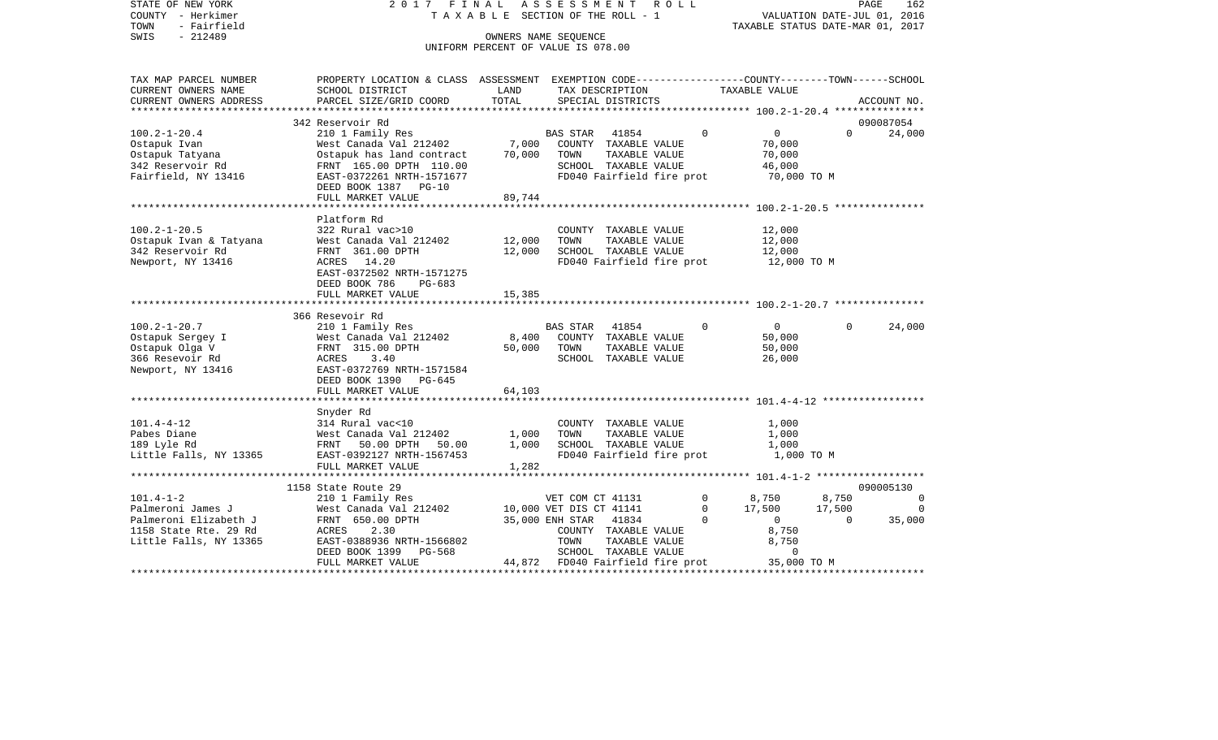STATE OF NEW YORK　　　　2 0 1 7　F I N A L　A S S E S S M E N T　R O L L
COUNTY - Herkimer　　　　T A X A B L E SECTION OF THE ROLL - 1　　　　VALUATION DATE-JUL 01, 2016
TOWN - Fairfield　　　　　　　　　　　　　　　　　　　　　　TAXABLE STATUS DATE-MAR 01, 2017
SWIS - 212489　　　　　　　　OWNERS NAME SEQUENCE
UNIFORM PERCENT OF VALUE IS 078.00

```
TAX MAP PARCEL NUMBER     PROPERTY LOCATION & CLASS  ASSESSMENT  EXEMPTION CODE-----------------COUNTY--------TOWN------SCHOOL
CURRENT OWNERS NAME       SCHOOL DISTRICT             LAND       TAX DESCRIPTION              TAXABLE VALUE
CURRENT OWNERS ADDRESS    PARCEL SIZE/GRID COORD      TOTAL      SPECIAL DISTRICTS                                    ACCOUNT NO.
******************************************************************************************************* 100.2-1-20.4 ***************
                          342 Reservoir Rd                                                                             090087054
100.2-1-20.4              210 1 Family Res                  BAS STAR   41854          0         0            0       24,000
Ostapuk Ivan              West Canada Val 212402     7,000   COUNTY  TAXABLE VALUE             70,000
Ostapuk Tatyana           Ostapuk has land contract 70,000   TOWN    TAXABLE VALUE             70,000
342 Reservoir Rd          FRNT 165.00 DPTH 110.00            SCHOOL  TAXABLE VALUE             46,000
Fairfield, NY 13416       EAST-0372261 NRTH-1571677          FD040 Fairfield fire prot         70,000 TO M
                          DEED BOOK 1387   PG-10
                          FULL MARKET VALUE          89,744
******************************************************************************************************* 100.2-1-20.5 ***************
                          Platform Rd
100.2-1-20.5              322 Rural vac>10                   COUNTY  TAXABLE VALUE             12,000
Ostapuk Ivan & Tatyana    West Canada Val 212402    12,000   TOWN    TAXABLE VALUE             12,000
342 Reservoir Rd          FRNT 361.00 DPTH          12,000   SCHOOL  TAXABLE VALUE             12,000
Newport, NY 13416         ACRES  14.20                       FD040 Fairfield fire prot         12,000 TO M
                          EAST-0372502 NRTH-1571275
                          DEED BOOK 786    PG-683
                          FULL MARKET VALUE          15,385
******************************************************************************************************* 100.2-1-20.7 ***************
                          366 Resevoir Rd
100.2-1-20.7              210 1 Family Res                  BAS STAR   41854          0         0            0       24,000
Ostapuk Sergey I          West Canada Val 212402     8,400   COUNTY  TAXABLE VALUE             50,000
Ostapuk Olga V            FRNT 315.00 DPTH          50,000   TOWN    TAXABLE VALUE             50,000
366 Resevoir Rd           ACRES   3.40                       SCHOOL  TAXABLE VALUE             26,000
Newport, NY 13416         EAST-0372769 NRTH-1571584
                          DEED BOOK 1390   PG-645
                          FULL MARKET VALUE          64,103
******************************************************************************************************* 101.4-4-12 *****************
                          Snyder Rd
101.4-4-12                314 Rural vac<10                   COUNTY  TAXABLE VALUE              1,000
Pabes Diane               West Canada Val 212402     1,000   TOWN    TAXABLE VALUE              1,000
189 Lyle Rd               FRNT  50.00 DPTH  50.00    1,000   SCHOOL  TAXABLE VALUE              1,000
Little Falls, NY 13365    EAST-0392127 NRTH-1567453          FD040 Fairfield fire prot          1,000 TO M
                          FULL MARKET VALUE           1,282
******************************************************************************************************* 101.4-1-2 ******************
                          1158 State Route 29                                                                          090005130
101.4-1-2                 210 1 Family Res                  VET COM CT 41131          0      8,750        8,750            0
Palmeroni James J         West Canada Val 212402    10,000 VET DIS CT 41141          0     17,500       17,500            0
Palmeroni Elizabeth J     FRNT 650.00 DPTH          35,000 ENH STAR   41834          0          0            0       35,000
1158 State Rte. 29 Rd     ACRES   2.30                       COUNTY  TAXABLE VALUE              8,750
Little Falls, NY 13365    EAST-0388936 NRTH-1566802          TOWN    TAXABLE VALUE              8,750
                          DEED BOOK 1399   PG-568            SCHOOL  TAXABLE VALUE                  0
                          FULL MARKET VALUE          44,872  FD040 Fairfield fire prot         35,000 TO M
************************************************************************************************************************************
```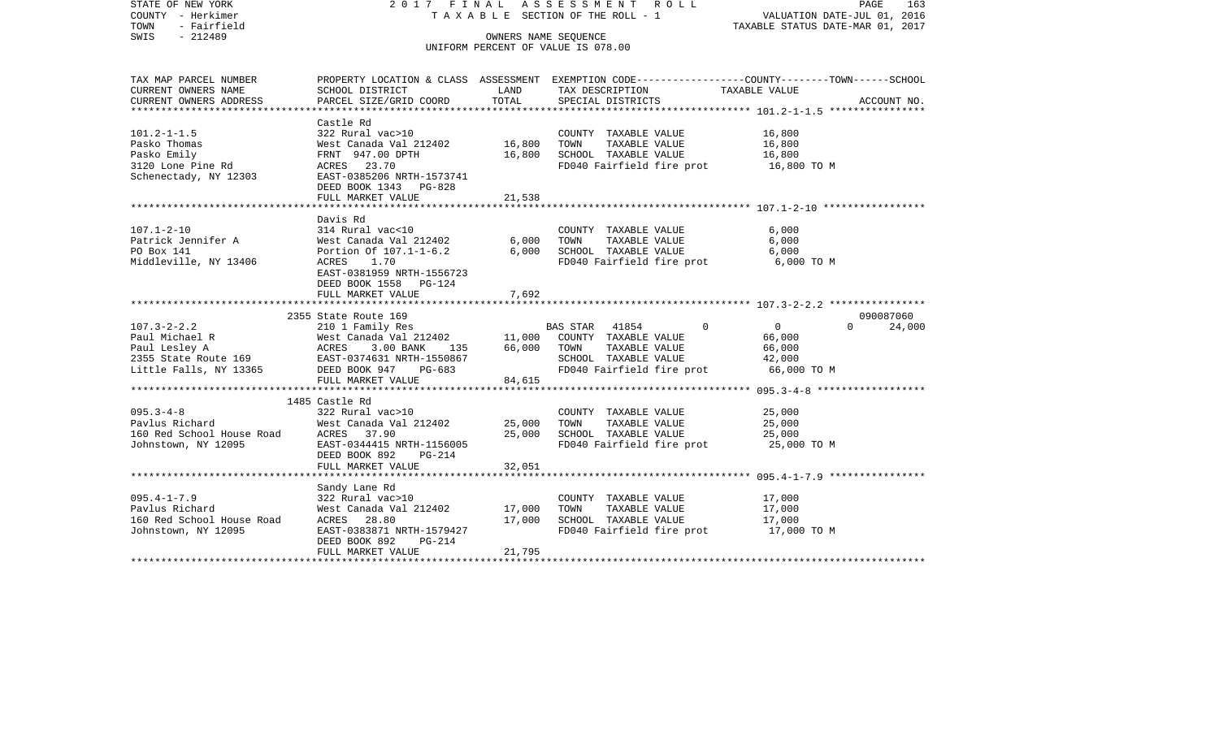STATE OF NEW YORK · COUNTY - Herkimer · TOWN - Fairfield · SWIS - 212489

2017 FINAL ASSESSMENT ROLL — TAXABLE SECTION OF THE ROLL - 1

VALUATION DATE-JUL 01, 2016 · TAXABLE STATUS DATE-MAR 01, 2017

OWNERS NAME SEQUENCE — UNIFORM PERCENT OF VALUE IS 078.00

| TAX MAP PARCEL NUMBER / CURRENT OWNERS NAME / CURRENT OWNERS ADDRESS | PROPERTY LOCATION & CLASS / SCHOOL DISTRICT / PARCEL SIZE/GRID COORD | ASSESSMENT LAND | TOTAL | EXEMPTION CODE / TAX DESCRIPTION / SPECIAL DISTRICTS | COUNTY TAXABLE VALUE | TOWN | SCHOOL / ACCOUNT NO. |
|---|---|---|---|---|---|---|---|
| **101.2-1-1.5** | Castle Rd | | | | | | |
| 101.2-1-1.5 | 322 Rural vac>10 | | | COUNTY TAXABLE VALUE | 16,800 | | |
| Pasko Thomas | West Canada Val 212402 | 16,800 | | TOWN TAXABLE VALUE | 16,800 | | |
| Pasko Emily | FRNT 947.00 DPTH | | 16,800 | SCHOOL TAXABLE VALUE | 16,800 | | |
| 3120 Lone Pine Rd | ACRES 23.70 | | | FD040 Fairfield fire prot | 16,800 TO M | | |
| Schenectady, NY 12303 | EAST-0385206 NRTH-1573741 | | | | | | |
| | DEED BOOK 1343 PG-828 | | | | | | |
| | FULL MARKET VALUE | | 21,538 | | | | |
| **107.1-2-10** | Davis Rd | | | | | | |
| 107.1-2-10 | 314 Rural vac<10 | | | COUNTY TAXABLE VALUE | 6,000 | | |
| Patrick Jennifer A | West Canada Val 212402 | 6,000 | | TOWN TAXABLE VALUE | 6,000 | | |
| PO Box 141 | Portion Of 107.1-1-6.2 | | 6,000 | SCHOOL TAXABLE VALUE | 6,000 | | |
| Middleville, NY 13406 | ACRES 1.70 | | | FD040 Fairfield fire prot | 6,000 TO M | | |
| | EAST-0381959 NRTH-1556723 | | | | | | |
| | DEED BOOK 1558 PG-124 | | | | | | |
| | FULL MARKET VALUE | | 7,692 | | | | |
| **107.3-2-2.2** | 2355 State Route 169 | | | | | | 090087060 |
| 107.3-2-2.2 | 210 1 Family Res | | | BAS STAR 41854 | 0 | 0 | 0 / 24,000 |
| Paul Michael R | West Canada Val 212402 | 11,000 | | COUNTY TAXABLE VALUE | 66,000 | | |
| Paul Lesley A | ACRES 3.00 BANK 135 | | 66,000 | TOWN TAXABLE VALUE | 66,000 | | |
| 2355 State Route 169 | EAST-0374631 NRTH-1550867 | | | SCHOOL TAXABLE VALUE | 42,000 | | |
| Little Falls, NY 13365 | DEED BOOK 947 PG-683 | | | FD040 Fairfield fire prot | 66,000 TO M | | |
| | FULL MARKET VALUE | | 84,615 | | | | |
| **095.3-4-8** | 1485 Castle Rd | | | | | | |
| 095.3-4-8 | 322 Rural vac>10 | | | COUNTY TAXABLE VALUE | 25,000 | | |
| Pavlus Richard | West Canada Val 212402 | 25,000 | | TOWN TAXABLE VALUE | 25,000 | | |
| 160 Red School House Road | ACRES 37.90 | | 25,000 | SCHOOL TAXABLE VALUE | 25,000 | | |
| Johnstown, NY 12095 | EAST-0344415 NRTH-1156005 | | | FD040 Fairfield fire prot | 25,000 TO M | | |
| | DEED BOOK 892 PG-214 | | | | | | |
| | FULL MARKET VALUE | | 32,051 | | | | |
| **095.4-1-7.9** | Sandy Lane Rd | | | | | | |
| 095.4-1-7.9 | 322 Rural vac>10 | | | COUNTY TAXABLE VALUE | 17,000 | | |
| Pavlus Richard | West Canada Val 212402 | 17,000 | | TOWN TAXABLE VALUE | 17,000 | | |
| 160 Red School House Road | ACRES 28.80 | | 17,000 | SCHOOL TAXABLE VALUE | 17,000 | | |
| Johnstown, NY 12095 | EAST-0383871 NRTH-1579427 | | | FD040 Fairfield fire prot | 17,000 TO M | | |
| | DEED BOOK 892 PG-214 | | | | | | |
| | FULL MARKET VALUE | | 21,795 | | | | |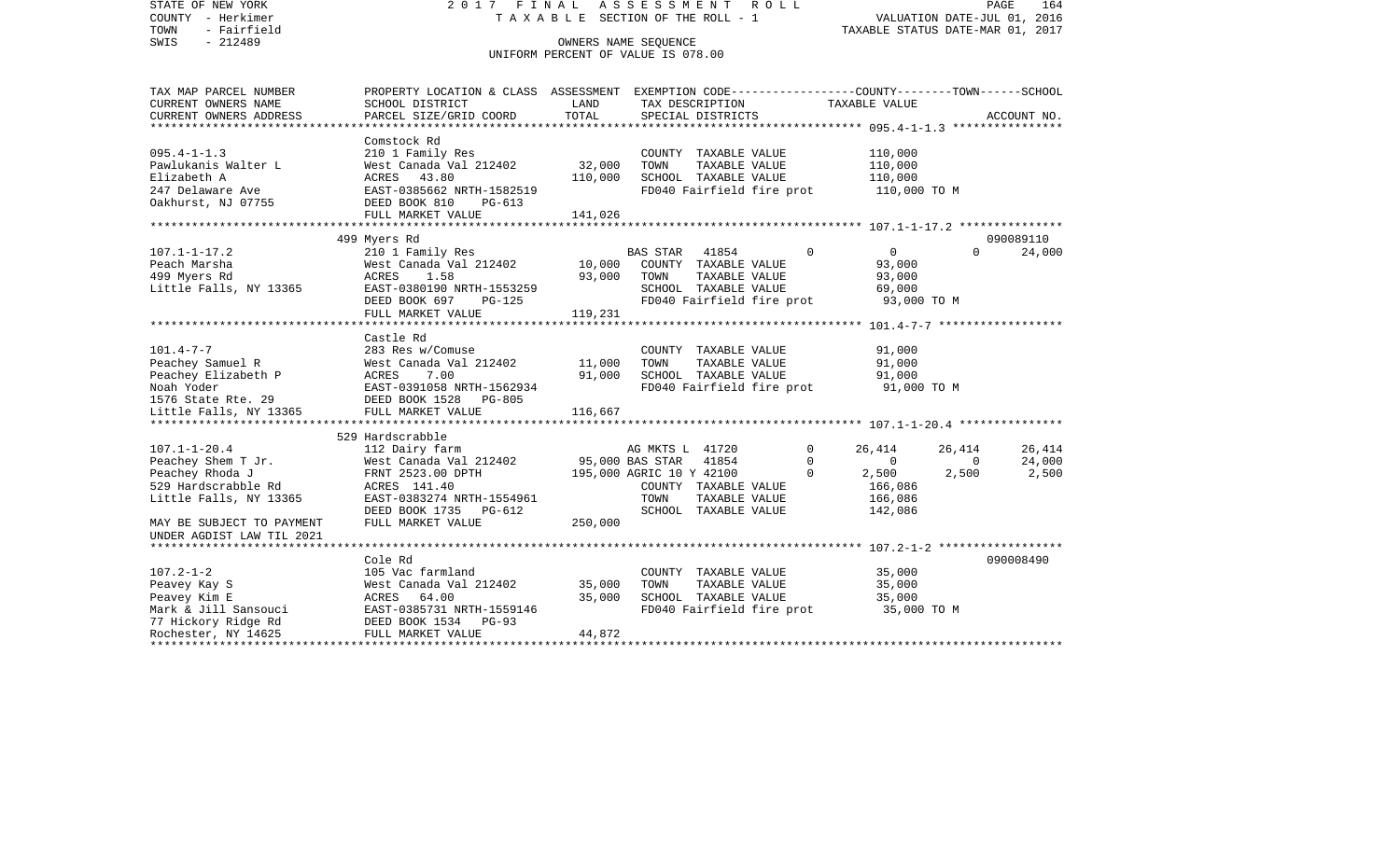STATE OF NEW YORK
COUNTY - Herkimer
TOWN - Fairfield
SWIS - 212489

2 0 1 7 F I N A L A S S E S S M E N T R O L L
T A X A B L E SECTION OF THE ROLL - 1
OWNERS NAME SEQUENCE
UNIFORM PERCENT OF VALUE IS 078.00

VALUATION DATE-JUL 01, 2016
TAXABLE STATUS DATE-MAR 01, 2017

| TAX MAP PARCEL NUMBER<br>CURRENT OWNERS NAME<br>CURRENT OWNERS ADDRESS | PROPERTY LOCATION & CLASS<br>SCHOOL DISTRICT<br>PARCEL SIZE/GRID COORD | ASSESSMENT<br>LAND<br>TOTAL | EXEMPTION CODE<br>TAX DESCRIPTION<br>SPECIAL DISTRICTS | COUNTY | TOWN | SCHOOL<br>TAXABLE VALUE<br>ACCOUNT NO. |
|---|---|---|---|---|---|---|
| **095.4-1-1.3** | Comstock Rd | | | | | |
| 095.4-1-1.3 | 210 1 Family Res | | COUNTY TAXABLE VALUE | 110,000 | | |
| Pawlukanis Walter L | West Canada Val 212402 | 32,000 | TOWN TAXABLE VALUE | 110,000 | | |
| Elizabeth A | ACRES 43.80 | 110,000 | SCHOOL TAXABLE VALUE | 110,000 | | |
| 247 Delaware Ave | EAST-0385662 NRTH-1582519 | | FD040 Fairfield fire prot | 110,000 TO M | | |
| Oakhurst, NJ 07755 | DEED BOOK 810 PG-613 | | | | | |
| | FULL MARKET VALUE | 141,026 | | | | |
| **107.1-1-17.2** | 499 Myers Rd | | | | | 090089110 |
| 107.1-1-17.2 | 210 1 Family Res | | BAS STAR 41854 0 | 0 | 0 | 24,000 |
| Peach Marsha | West Canada Val 212402 | 10,000 | COUNTY TAXABLE VALUE | 93,000 | | |
| 499 Myers Rd | ACRES 1.58 | 93,000 | TOWN TAXABLE VALUE | 93,000 | | |
| Little Falls, NY 13365 | EAST-0380190 NRTH-1553259 | | SCHOOL TAXABLE VALUE | 69,000 | | |
| | DEED BOOK 697 PG-125 | | FD040 Fairfield fire prot | 93,000 TO M | | |
| | FULL MARKET VALUE | 119,231 | | | | |
| **101.4-7-7** | Castle Rd | | | | | |
| 101.4-7-7 | 283 Res w/Comuse | | COUNTY TAXABLE VALUE | 91,000 | | |
| Peachey Samuel R | West Canada Val 212402 | 11,000 | TOWN TAXABLE VALUE | 91,000 | | |
| Peachey Elizabeth P | ACRES 7.00 | 91,000 | SCHOOL TAXABLE VALUE | 91,000 | | |
| Noah Yoder | EAST-0391058 NRTH-1562934 | | FD040 Fairfield fire prot | 91,000 TO M | | |
| 1576 State Rte. 29 | DEED BOOK 1528 PG-805 | | | | | |
| Little Falls, NY 13365 | FULL MARKET VALUE | 116,667 | | | | |
| **107.1-1-20.4** | 529 Hardscrabble | | | | | |
| 107.1-1-20.4 | 112 Dairy farm | | AG MKTS L 41720 0 | 26,414 | 26,414 | 26,414 |
| Peachey Shem T Jr. | West Canada Val 212402 | 95,000 | BAS STAR 41854 0 | 0 | 0 | 24,000 |
| Peachey Rhoda J | FRNT 2523.00 DPTH | 195,000 | AGRIC 10 Y 42100 0 | 2,500 | 2,500 | 2,500 |
| 529 Hardscrabble Rd | ACRES 141.40 | | COUNTY TAXABLE VALUE | 166,086 | | |
| Little Falls, NY 13365 | EAST-0383274 NRTH-1554961 | | TOWN TAXABLE VALUE | 166,086 | | |
| | DEED BOOK 1735 PG-612 | | SCHOOL TAXABLE VALUE | 142,086 | | |
| MAY BE SUBJECT TO PAYMENT | FULL MARKET VALUE | 250,000 | | | | |
| UNDER AGDIST LAW TIL 2021 | | | | | | |
| **107.2-1-2** | Cole Rd | | | | | 090008490 |
| 107.2-1-2 | 105 Vac farmland | | COUNTY TAXABLE VALUE | 35,000 | | |
| Peavey Kay S | West Canada Val 212402 | 35,000 | TOWN TAXABLE VALUE | 35,000 | | |
| Peavey Kim E | ACRES 64.00 | 35,000 | SCHOOL TAXABLE VALUE | 35,000 | | |
| Mark & Jill Sansouci | EAST-0385731 NRTH-1559146 | | FD040 Fairfield fire prot | 35,000 TO M | | |
| 77 Hickory Ridge Rd | DEED BOOK 1534 PG-93 | | | | | |
| Rochester, NY 14625 | FULL MARKET VALUE | 44,872 | | | | |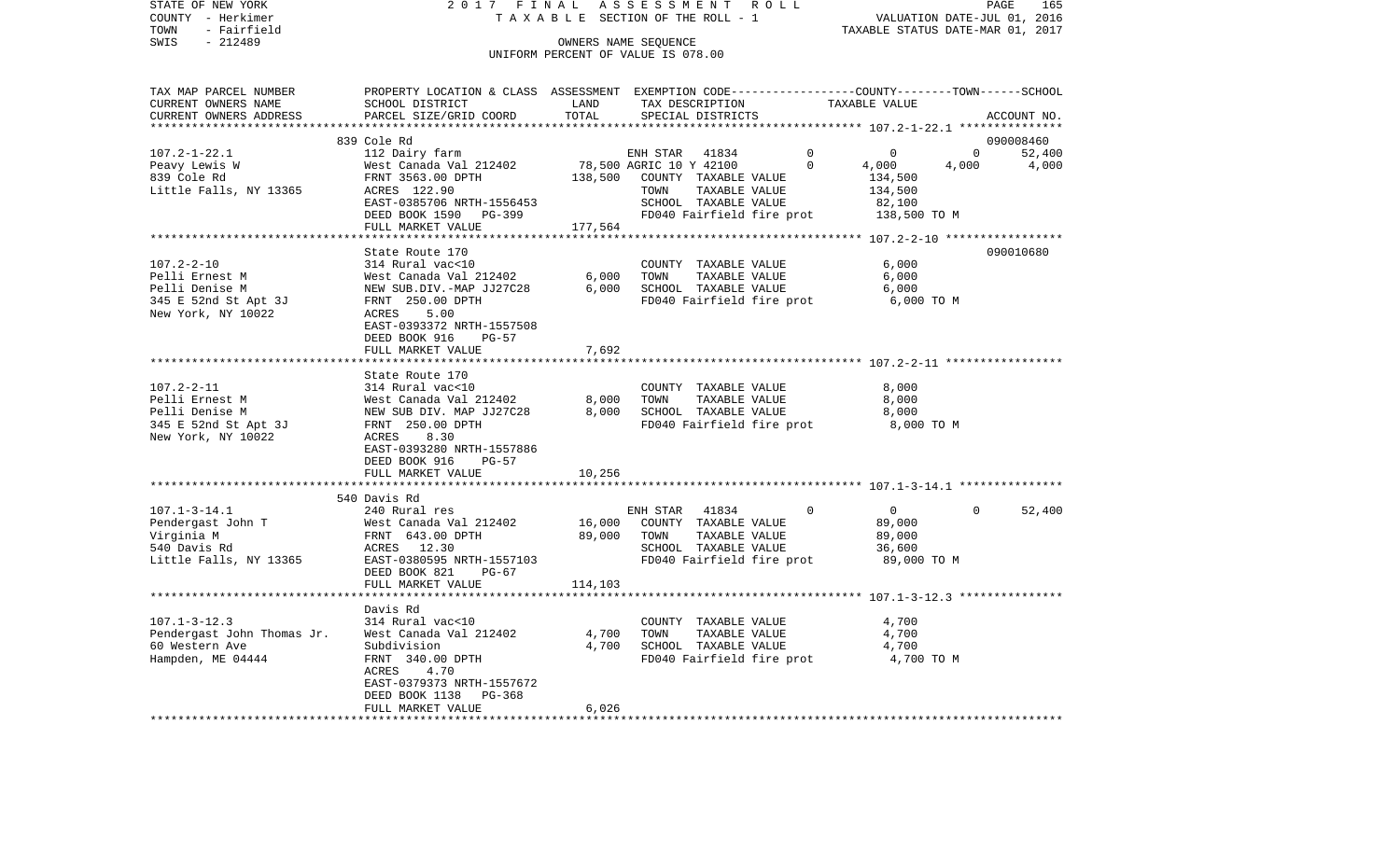STATE OF NEW YORK — 2017 FINAL ASSESSMENT ROLL — TAXABLE SECTION OF THE ROLL - 1

COUNTY - Herkimer
TOWN - Fairfield
SWIS - 212489

OWNERS NAME SEQUENCE
UNIFORM PERCENT OF VALUE IS 078.00

VALUATION DATE-JUL 01, 2016
TAXABLE STATUS DATE-MAR 01, 2017

| TAX MAP PARCEL NUMBER / CURRENT OWNERS NAME / CURRENT OWNERS ADDRESS | PROPERTY LOCATION & CLASS / SCHOOL DISTRICT / PARCEL SIZE/GRID COORD | ASSESSMENT LAND / TOTAL | EXEMPTION CODE / TAX DESCRIPTION / SPECIAL DISTRICTS | COUNTY | TOWN | SCHOOL | ACCOUNT NO. |
|---|---|---|---|---|---|---|---|
| **107.2-1-22.1** | 839 Cole Rd | | | | | | 090008460 |
| Peavy Lewis W | 112 Dairy farm | | ENH STAR 41834 | 0 | 0 | 52,400 | |
| 839 Cole Rd | West Canada Val 212402 | 78,500 | AGRIC 10 Y 42100 | 4,000 | 4,000 | 4,000 | |
| Little Falls, NY 13365 | FRNT 3563.00 DPTH | 138,500 | COUNTY TAXABLE VALUE | 134,500 | | | |
| | ACRES 122.90 | | TOWN TAXABLE VALUE | | 134,500 | | |
| | EAST-0385706 NRTH-1556453 | | SCHOOL TAXABLE VALUE | | | 82,100 | |
| | DEED BOOK 1590 PG-399 | | FD040 Fairfield fire prot | 138,500 TO M | | | |
| | FULL MARKET VALUE | 177,564 | | | | | |
| **107.2-2-10** | State Route 170 | | | | | | 090010680 |
| Pelli Ernest M | 314 Rural vac<10 | | COUNTY TAXABLE VALUE | 6,000 | | | |
| Pelli Denise M | West Canada Val 212402 | 6,000 | TOWN TAXABLE VALUE | | 6,000 | | |
| 345 E 52nd St Apt 3J | NEW SUB.DIV.-MAP JJ27C28 | 6,000 | SCHOOL TAXABLE VALUE | | | 6,000 | |
| New York, NY 10022 | FRNT 250.00 DPTH | | FD040 Fairfield fire prot | 6,000 TO M | | | |
| | ACRES 5.00 | | | | | | |
| | EAST-0393372 NRTH-1557508 | | | | | | |
| | DEED BOOK 916 PG-57 | | | | | | |
| | FULL MARKET VALUE | 7,692 | | | | | |
| **107.2-2-11** | State Route 170 | | | | | | |
| Pelli Ernest M | 314 Rural vac<10 | | COUNTY TAXABLE VALUE | 8,000 | | | |
| Pelli Denise M | West Canada Val 212402 | 8,000 | TOWN TAXABLE VALUE | | 8,000 | | |
| 345 E 52nd St Apt 3J | NEW SUB DIV. MAP JJ27C28 | 8,000 | SCHOOL TAXABLE VALUE | | | 8,000 | |
| New York, NY 10022 | FRNT 250.00 DPTH | | FD040 Fairfield fire prot | 8,000 TO M | | | |
| | ACRES 8.30 | | | | | | |
| | EAST-0393280 NRTH-1557886 | | | | | | |
| | DEED BOOK 916 PG-57 | | | | | | |
| | FULL MARKET VALUE | 10,256 | | | | | |
| **107.1-3-14.1** | 540 Davis Rd | | | | | | |
| Pendergast John T | 240 Rural res | | ENH STAR 41834 | 0 | 0 | 52,400 | |
| Virginia M | West Canada Val 212402 | 16,000 | COUNTY TAXABLE VALUE | 89,000 | | | |
| 540 Davis Rd | FRNT 643.00 DPTH | 89,000 | TOWN TAXABLE VALUE | | 89,000 | | |
| Little Falls, NY 13365 | ACRES 12.30 | | SCHOOL TAXABLE VALUE | | | 36,600 | |
| | EAST-0380595 NRTH-1557103 | | FD040 Fairfield fire prot | 89,000 TO M | | | |
| | DEED BOOK 821 PG-67 | | | | | | |
| | FULL MARKET VALUE | 114,103 | | | | | |
| **107.1-3-12.3** | Davis Rd | | | | | | |
| Pendergast John Thomas Jr. | 314 Rural vac<10 | | COUNTY TAXABLE VALUE | 4,700 | | | |
| 60 Western Ave | West Canada Val 212402 | 4,700 | TOWN TAXABLE VALUE | | 4,700 | | |
| Hampden, ME 04444 | Subdivision | 4,700 | SCHOOL TAXABLE VALUE | | | 4,700 | |
| | FRNT 340.00 DPTH | | FD040 Fairfield fire prot | 4,700 TO M | | | |
| | ACRES 4.70 | | | | | | |
| | EAST-0379373 NRTH-1557672 | | | | | | |
| | DEED BOOK 1138 PG-368 | | | | | | |
| | FULL MARKET VALUE | 6,026 | | | | | |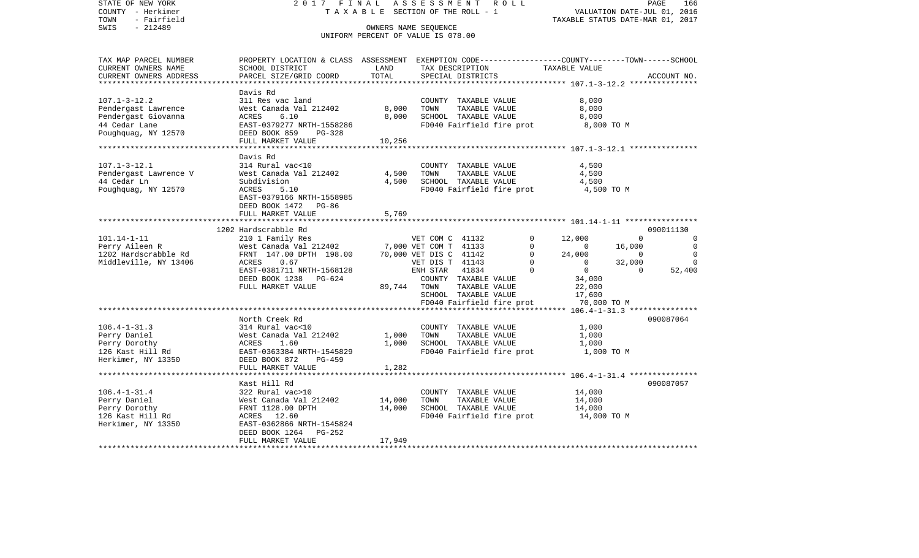STATE OF NEW YORK — 2017 FINAL ASSESSMENT ROLL
COUNTY - Herkimer — TAXABLE SECTION OF THE ROLL - 1 — VALUATION DATE-JUL 01, 2016
TOWN - Fairfield — TAXABLE STATUS DATE-MAR 01, 2017
SWIS - 212489 — OWNERS NAME SEQUENCE
UNIFORM PERCENT OF VALUE IS 078.00

| TAX MAP PARCEL NUMBER / CURRENT OWNERS NAME / CURRENT OWNERS ADDRESS | PROPERTY LOCATION & CLASS / SCHOOL DISTRICT / PARCEL SIZE/GRID COORD | ASSESSMENT LAND / TOTAL | EXEMPTION CODE / TAX DESCRIPTION / SPECIAL DISTRICTS | COUNTY TAXABLE VALUE | TOWN | SCHOOL | ACCOUNT NO. |
|---|---|---|---|---|---|---|---|
| **107.1-3-12.2** | Davis Rd | | | | | | |
| 107.1-3-12.2 | 311 Res vac land | | COUNTY TAXABLE VALUE | 8,000 | | | |
| Pendergast Lawrence | West Canada Val 212402 | 8,000 | TOWN TAXABLE VALUE | 8,000 | | | |
| Pendergast Giovanna | ACRES 6.10 | 8,000 | SCHOOL TAXABLE VALUE | 8,000 | | | |
| 44 Cedar Lane | EAST-0379277 NRTH-1558286 | | FD040 Fairfield fire prot | 8,000 TO M | | | |
| Poughquag, NY 12570 | DEED BOOK 859 PG-328 | | | | | | |
| | FULL MARKET VALUE | 10,256 | | | | | |
| **107.1-3-12.1** | Davis Rd | | | | | | |
| 107.1-3-12.1 | 314 Rural vac<10 | | COUNTY TAXABLE VALUE | 4,500 | | | |
| Pendergast Lawrence V | West Canada Val 212402 | 4,500 | TOWN TAXABLE VALUE | 4,500 | | | |
| 44 Cedar Ln | Subdivision | 4,500 | SCHOOL TAXABLE VALUE | 4,500 | | | |
| Poughquag, NY 12570 | ACRES 5.10 | | FD040 Fairfield fire prot | 4,500 TO M | | | |
| | EAST-0379166 NRTH-1558985 | | | | | | |
| | DEED BOOK 1472 PG-86 | | | | | | |
| | FULL MARKET VALUE | 5,769 | | | | | |
| **101.14-1-11** | 1202 Hardscrabble Rd | | | | | | 090011130 |
| 101.14-1-11 | 210 1 Family Res | | VET COM C 41132 0 | 12,000 | 0 | 0 | |
| Perry Aileen R | West Canada Val 212402 | 7,000 | VET COM T 41133 0 | 0 | 16,000 | 0 | |
| 1202 Hardscrabble Rd | FRNT 147.00 DPTH 198.00 | 70,000 | VET DIS C 41142 0 | 24,000 | 0 | 0 | |
| Middleville, NY 13406 | ACRES 0.67 | | VET DIS T 41143 0 | 0 | 32,000 | 0 | |
| | EAST-0381711 NRTH-1568128 | | ENH STAR 41834 0 | 0 | 0 | 52,400 | |
| | DEED BOOK 1238 PG-624 | | COUNTY TAXABLE VALUE | 34,000 | | | |
| | FULL MARKET VALUE | 89,744 | TOWN TAXABLE VALUE | 22,000 | | | |
| | | | SCHOOL TAXABLE VALUE | 17,600 | | | |
| | | | FD040 Fairfield fire prot | 70,000 TO M | | | |
| **106.4-1-31.3** | North Creek Rd | | | | | | 090087064 |
| 106.4-1-31.3 | 314 Rural vac<10 | | COUNTY TAXABLE VALUE | 1,000 | | | |
| Perry Daniel | West Canada Val 212402 | 1,000 | TOWN TAXABLE VALUE | 1,000 | | | |
| Perry Dorothy | ACRES 1.60 | 1,000 | SCHOOL TAXABLE VALUE | 1,000 | | | |
| 126 Kast Hill Rd | EAST-0363384 NRTH-1545829 | | FD040 Fairfield fire prot | 1,000 TO M | | | |
| Herkimer, NY 13350 | DEED BOOK 872 PG-459 | | | | | | |
| | FULL MARKET VALUE | 1,282 | | | | | |
| **106.4-1-31.4** | Kast Hill Rd | | | | | | 090087057 |
| 106.4-1-31.4 | 322 Rural vac>10 | | COUNTY TAXABLE VALUE | 14,000 | | | |
| Perry Daniel | West Canada Val 212402 | 14,000 | TOWN TAXABLE VALUE | 14,000 | | | |
| Perry Dorothy | FRNT 1128.00 DPTH | 14,000 | SCHOOL TAXABLE VALUE | 14,000 | | | |
| 126 Kast Hill Rd | ACRES 12.60 | | FD040 Fairfield fire prot | 14,000 TO M | | | |
| Herkimer, NY 13350 | EAST-0362866 NRTH-1545824 | | | | | | |
| | DEED BOOK 1264 PG-252 | | | | | | |
| | FULL MARKET VALUE | 17,949 | | | | | |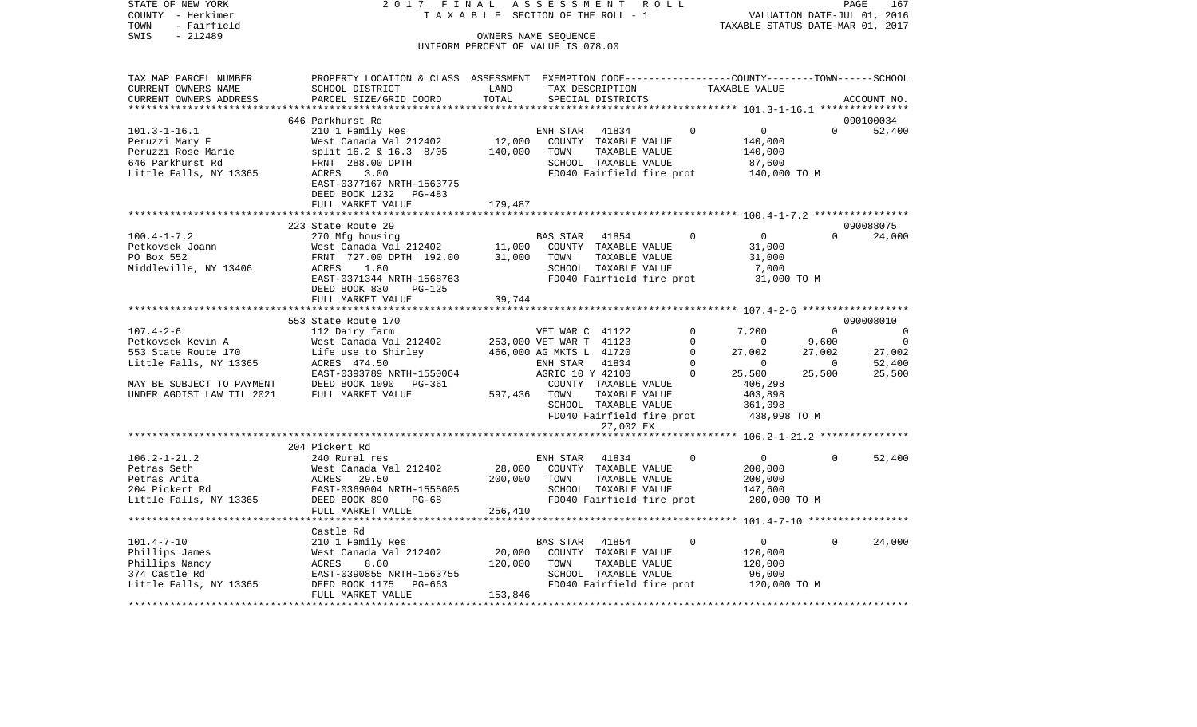STATE OF NEW YORK                2 0 1 7   F I N A L   A S S E S S M E N T   R O L L
COUNTY - Herkimer                T A X A B L E  SECTION OF THE ROLL - 1                VALUATION DATE-JUL 01, 2016
TOWN   - Fairfield                                                                      TAXABLE STATUS DATE-MAR 01, 2017
SWIS   - 212489                  OWNERS NAME SEQUENCE
                                 UNIFORM PERCENT OF VALUE IS 078.00

| TAX MAP PARCEL NUMBER / CURRENT OWNERS NAME / CURRENT OWNERS ADDRESS | PROPERTY LOCATION & CLASS / SCHOOL DISTRICT / PARCEL SIZE/GRID COORD | ASSESSMENT LAND | ASSESSMENT TOTAL | EXEMPTION CODE / TAX DESCRIPTION / SPECIAL DISTRICTS | | COUNTY TAXABLE VALUE | TOWN | SCHOOL / ACCOUNT NO. |
|---|---|---|---|---|---|---|---|---|
| | 646 Parkhurst Rd | | | | | | | 090100034 |
| 101.3-1-16.1 | 210 1 Family Res | | | ENH STAR 41834 | 0 | 0 | 0 | 52,400 |
| Peruzzi Mary F | West Canada Val 212402 | 12,000 | | COUNTY TAXABLE VALUE | | 140,000 | | |
| Peruzzi Rose Marie | split 16.2 & 16.3 8/05 | | 140,000 | TOWN TAXABLE VALUE | | 140,000 | | |
| 646 Parkhurst Rd | FRNT 288.00 DPTH | | | SCHOOL TAXABLE VALUE | | 87,600 | | |
| Little Falls, NY 13365 | ACRES 3.00 | | | FD040 Fairfield fire prot | | 140,000 TO M | | |
| | EAST-0377167 NRTH-1563775 | | | | | | | |
| | DEED BOOK 1232 PG-483 | | | | | | | |
| | FULL MARKET VALUE | | 179,487 | | | | | |
| | 223 State Route 29 | | | | | | | 090088075 |
| 100.4-1-7.2 | 270 Mfg housing | | | BAS STAR 41854 | 0 | 0 | 0 | 24,000 |
| Petkovsek Joann | West Canada Val 212402 | 11,000 | | COUNTY TAXABLE VALUE | | 31,000 | | |
| PO Box 552 | FRNT 727.00 DPTH 192.00 | | 31,000 | TOWN TAXABLE VALUE | | 31,000 | | |
| Middleville, NY 13406 | ACRES 1.80 | | | SCHOOL TAXABLE VALUE | | 7,000 | | |
| | EAST-0371344 NRTH-1568763 | | | FD040 Fairfield fire prot | | 31,000 TO M | | |
| | DEED BOOK 830 PG-125 | | | | | | | |
| | FULL MARKET VALUE | | 39,744 | | | | | |
| | 553 State Route 170 | | | | | | | 090008010 |
| 107.4-2-6 | 112 Dairy farm | | | VET WAR C 41122 | 0 | 7,200 | 0 | 0 |
| Petkovsek Kevin A | West Canada Val 212402 | 253,000 | | VET WAR T 41123 | 0 | 0 | 9,600 | 0 |
| 553 State Route 170 | Life use to Shirley | | 466,000 | AG MKTS L 41720 | 0 | 27,002 | 27,002 | 27,002 |
| Little Falls, NY 13365 | ACRES 474.50 | | | ENH STAR 41834 | 0 | 0 | 0 | 52,400 |
| | EAST-0393789 NRTH-1550064 | | | AGRIC 10 Y 42100 | 0 | 25,500 | 25,500 | 25,500 |
| MAY BE SUBJECT TO PAYMENT | DEED BOOK 1090 PG-361 | | | COUNTY TAXABLE VALUE | | 406,298 | | |
| UNDER AGDIST LAW TIL 2021 | FULL MARKET VALUE | | 597,436 | TOWN TAXABLE VALUE | | 403,898 | | |
| | | | | SCHOOL TAXABLE VALUE | | 361,098 | | |
| | | | | FD040 Fairfield fire prot | | 438,998 TO M | | |
| | | | | 27,002 EX | | | | |
| | 204 Pickert Rd | | | | | | | |
| 106.2-1-21.2 | 240 Rural res | | | ENH STAR 41834 | 0 | 0 | 0 | 52,400 |
| Petras Seth | West Canada Val 212402 | 28,000 | | COUNTY TAXABLE VALUE | | 200,000 | | |
| Petras Anita | ACRES 29.50 | | 200,000 | TOWN TAXABLE VALUE | | 200,000 | | |
| 204 Pickert Rd | EAST-0369004 NRTH-1555605 | | | SCHOOL TAXABLE VALUE | | 147,600 | | |
| Little Falls, NY 13365 | DEED BOOK 890 PG-68 | | | FD040 Fairfield fire prot | | 200,000 TO M | | |
| | FULL MARKET VALUE | | 256,410 | | | | | |
| | Castle Rd | | | | | | | |
| 101.4-7-10 | 210 1 Family Res | | | BAS STAR 41854 | 0 | 0 | 0 | 24,000 |
| Phillips James | West Canada Val 212402 | 20,000 | | COUNTY TAXABLE VALUE | | 120,000 | | |
| Phillips Nancy | ACRES 8.60 | | 120,000 | TOWN TAXABLE VALUE | | 120,000 | | |
| 374 Castle Rd | EAST-0390855 NRTH-1563755 | | | SCHOOL TAXABLE VALUE | | 96,000 | | |
| Little Falls, NY 13365 | DEED BOOK 1175 PG-663 | | | FD040 Fairfield fire prot | | 120,000 TO M | | |
| | FULL MARKET VALUE | | 153,846 | | | | | |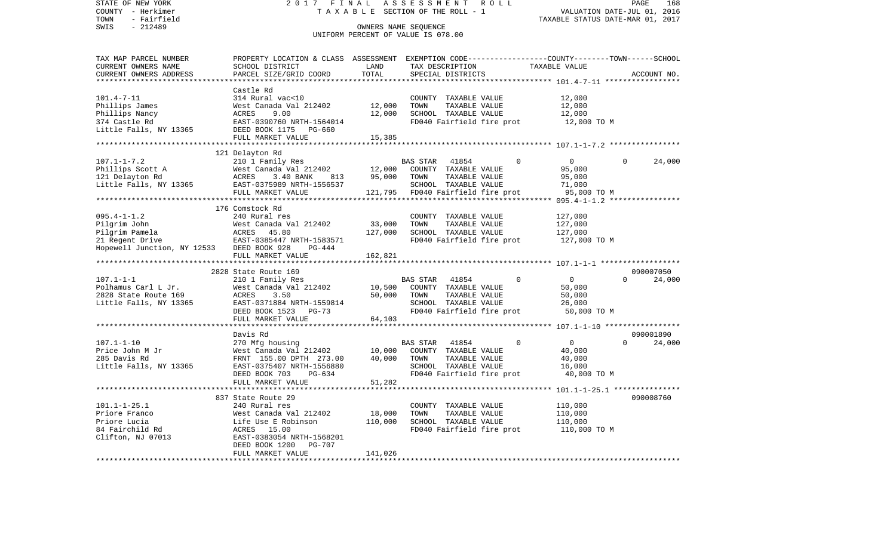STATE OF NEW YORK — 2017 FINAL ASSESSMENT ROLL — TAXABLE SECTION OF THE ROLL - 1

COUNTY - Herkimer — VALUATION DATE-JUL 01, 2016

TOWN - Fairfield — TAXABLE STATUS DATE-MAR 01, 2017

SWIS - 212489 — OWNERS NAME SEQUENCE

UNIFORM PERCENT OF VALUE IS 078.00

| TAX MAP PARCEL NUMBER / CURRENT OWNERS NAME / CURRENT OWNERS ADDRESS | PROPERTY LOCATION & CLASS / SCHOOL DISTRICT / PARCEL SIZE/GRID COORD | ASSESSMENT LAND | ASSESSMENT TOTAL | EXEMPTION CODE / TAX DESCRIPTION / SPECIAL DISTRICTS | COUNTY | TOWN | SCHOOL | ACCOUNT NO. |
|---|---|---|---|---|---|---|---|---|
| 101.4-7-11 | Castle Rd | | | | | | | |
| | 314 Rural vac<10 | | | COUNTY TAXABLE VALUE | 12,000 | | | |
| Phillips James | West Canada Val 212402 | 12,000 | | TOWN TAXABLE VALUE | | 12,000 | | |
| Phillips Nancy | ACRES 9.00 | | 12,000 | SCHOOL TAXABLE VALUE | | | 12,000 | |
| 374 Castle Rd | EAST-0390760 NRTH-1564014 | | | FD040 Fairfield fire prot | 12,000 TO M | | | |
| Little Falls, NY 13365 | DEED BOOK 1175 PG-660 | | | | | | | |
| | FULL MARKET VALUE | | 15,385 | | | | | |
| 107.1-1-7.2 | 121 Delayton Rd | | | | | | | |
| | 210 1 Family Res | | | BAS STAR 41854 | 0 | 0 | 24,000 | |
| Phillips Scott A | West Canada Val 212402 | 12,000 | | COUNTY TAXABLE VALUE | 95,000 | | | |
| 121 Delayton Rd | ACRES 3.40 BANK 813 | | 95,000 | TOWN TAXABLE VALUE | | 95,000 | | |
| Little Falls, NY 13365 | EAST-0375989 NRTH-1556537 | | | SCHOOL TAXABLE VALUE | | | 71,000 | |
| | FULL MARKET VALUE | | 121,795 | FD040 Fairfield fire prot | 95,000 TO M | | | |
| 095.4-1-1.2 | 176 Comstock Rd | | | | | | | |
| | 240 Rural res | | | COUNTY TAXABLE VALUE | 127,000 | | | |
| Pilgrim John | West Canada Val 212402 | 33,000 | | TOWN TAXABLE VALUE | | 127,000 | | |
| Pilgrim Pamela | ACRES 45.80 | | 127,000 | SCHOOL TAXABLE VALUE | | | 127,000 | |
| 21 Regent Drive | EAST-0385447 NRTH-1583571 | | | FD040 Fairfield fire prot | 127,000 TO M | | | |
| Hopewell Junction, NY 12533 | DEED BOOK 928 PG-444 | | | | | | | |
| | FULL MARKET VALUE | | 162,821 | | | | | |
| 107.1-1-1 | 2828 State Route 169 | | | | | | | 090007050 |
| | 210 1 Family Res | | | BAS STAR 41854 | 0 | 0 | 24,000 | |
| Polhamus Carl L Jr. | West Canada Val 212402 | 10,500 | | COUNTY TAXABLE VALUE | 50,000 | | | |
| 2828 State Route 169 | ACRES 3.50 | | 50,000 | TOWN TAXABLE VALUE | | 50,000 | | |
| Little Falls, NY 13365 | EAST-0371884 NRTH-1559814 | | | SCHOOL TAXABLE VALUE | | | 26,000 | |
| | DEED BOOK 1523 PG-73 | | | FD040 Fairfield fire prot | 50,000 TO M | | | |
| | FULL MARKET VALUE | | 64,103 | | | | | |
| 107.1-1-10 | Davis Rd | | | | | | | 090001890 |
| | 270 Mfg housing | | | BAS STAR 41854 | 0 | 0 | 24,000 | |
| Price John M Jr | West Canada Val 212402 | 10,000 | | COUNTY TAXABLE VALUE | 40,000 | | | |
| 285 Davis Rd | FRNT 155.00 DPTH 273.00 | | 40,000 | TOWN TAXABLE VALUE | | 40,000 | | |
| Little Falls, NY 13365 | EAST-0375407 NRTH-1556880 | | | SCHOOL TAXABLE VALUE | | | 16,000 | |
| | DEED BOOK 703 PG-634 | | | FD040 Fairfield fire prot | 40,000 TO M | | | |
| | FULL MARKET VALUE | | 51,282 | | | | | |
| 101.1-1-25.1 | 837 State Route 29 | | | | | | | 090008760 |
| | 240 Rural res | | | COUNTY TAXABLE VALUE | 110,000 | | | |
| Priore Franco | West Canada Val 212402 | 18,000 | | TOWN TAXABLE VALUE | | 110,000 | | |
| Priore Lucia | Life Use E Robinson | | 110,000 | SCHOOL TAXABLE VALUE | | | 110,000 | |
| 84 Fairchild Rd | ACRES 15.00 | | | FD040 Fairfield fire prot | 110,000 TO M | | | |
| Clifton, NJ 07013 | EAST-0383054 NRTH-1568201 | | | | | | | |
| | DEED BOOK 1200 PG-707 | | | | | | | |
| | FULL MARKET VALUE | | 141,026 | | | | | |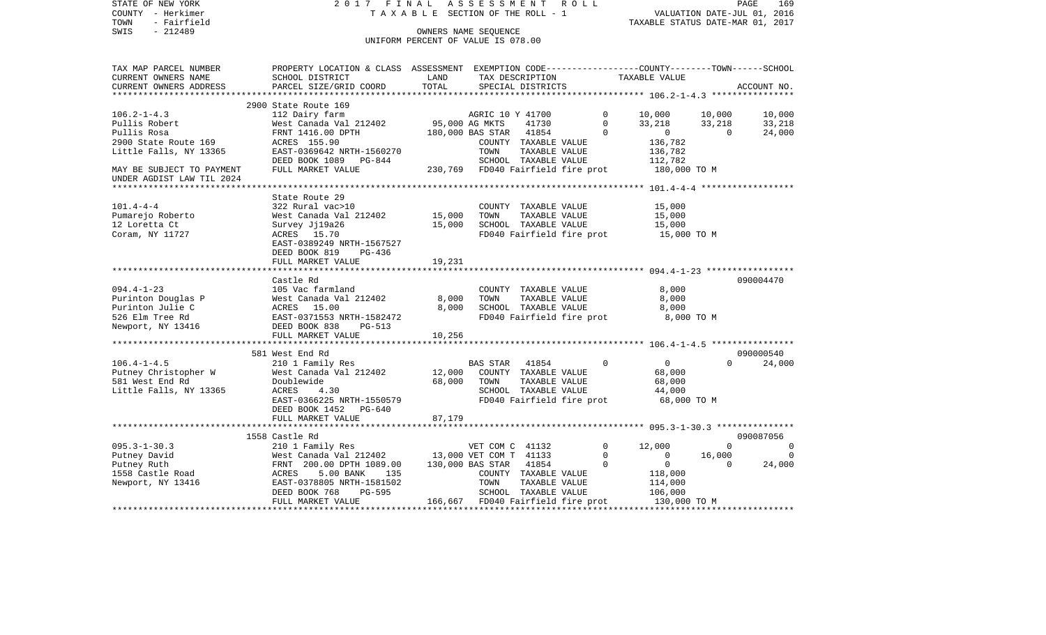STATE OF NEW YORK — 2017 FINAL ASSESSMENT ROLL — PAGE 169
COUNTY - Herkimer — TAXABLE SECTION OF THE ROLL - 1 — VALUATION DATE-JUL 01, 2016
TOWN - Fairfield — TAXABLE STATUS DATE-MAR 01, 2017
SWIS - 212489 — OWNERS NAME SEQUENCE
UNIFORM PERCENT OF VALUE IS 078.00

```
TAX MAP PARCEL NUMBER     PROPERTY LOCATION & CLASS  ASSESSMENT  EXEMPTION CODE-----------------COUNTY--------TOWN------SCHOOL
CURRENT OWNERS NAME       SCHOOL DISTRICT              LAND      TAX DESCRIPTION              TAXABLE VALUE
CURRENT OWNERS ADDRESS    PARCEL SIZE/GRID COORD       TOTAL     SPECIAL DISTRICTS                                   ACCOUNT NO.
******************************************************************************************************* 106.2-1-4.3 ****************
                          2900 State Route 169
106.2-1-4.3               112 Dairy farm                    AGRIC 10 Y 41700        0     10,000     10,000     10,000
Pullis Robert             West Canada Val 212402    95,000 AG MKTS     41730        0     33,218     33,218     33,218
Pullis Rosa               FRNT 1416.00 DPTH        180,000 BAS STAR    41854        0          0          0     24,000
2900 State Route 169      ACRES 155.90                      COUNTY  TAXABLE VALUE           136,782
Little Falls, NY 13365    EAST-0369642 NRTH-1560270         TOWN    TAXABLE VALUE           136,782
                          DEED BOOK 1089   PG-844           SCHOOL  TAXABLE VALUE           112,782
MAY BE SUBJECT TO PAYMENT FULL MARKET VALUE        230,769  FD040 Fairfield fire prot       180,000 TO M
UNDER AGDIST LAW TIL 2024
******************************************************************************************************* 101.4-4-4 ******************
                          State Route 29
101.4-4-4                 322 Rural vac>10                  COUNTY  TAXABLE VALUE            15,000
Pumarejo Roberto          West Canada Val 212402    15,000  TOWN    TAXABLE VALUE            15,000
12 Loretta Ct             Survey Jj19a26            15,000  SCHOOL  TAXABLE VALUE            15,000
Coram, NY 11727           ACRES  15.70                      FD040 Fairfield fire prot        15,000 TO M
                          EAST-0389249 NRTH-1567527
                          DEED BOOK 819    PG-436
                          FULL MARKET VALUE         19,231
******************************************************************************************************* 094.4-1-23 *****************
                          Castle Rd                                                                              090004470
094.4-1-23                105 Vac farmland                  COUNTY  TAXABLE VALUE             8,000
Purinton Douglas P        West Canada Val 212402     8,000  TOWN    TAXABLE VALUE             8,000
Purinton Julie C          ACRES  15.00               8,000  SCHOOL  TAXABLE VALUE             8,000
526 Elm Tree Rd           EAST-0371553 NRTH-1582472         FD040 Fairfield fire prot         8,000 TO M
Newport, NY 13416         DEED BOOK 838    PG-513
                          FULL MARKET VALUE         10,256
******************************************************************************************************* 106.4-1-4.5 ****************
                          581 West End Rd                                                                        090000540
106.4-1-4.5               210 1 Family Res                  BAS STAR    41854       0          0          0     24,000
Putney Christopher W      West Canada Val 212402    12,000  COUNTY  TAXABLE VALUE            68,000
581 West End Rd           Doublewide                68,000  TOWN    TAXABLE VALUE            68,000
Little Falls, NY 13365    ACRES   4.30                      SCHOOL  TAXABLE VALUE            44,000
                          EAST-0366225 NRTH-1550579         FD040 Fairfield fire prot        68,000 TO M
                          DEED BOOK 1452   PG-640
                          FULL MARKET VALUE         87,179
******************************************************************************************************* 095.3-1-30.3 ***************
                          1558 Castle Rd                                                                         090087056
095.3-1-30.3              210 1 Family Res                  VET COM C  41132        0     12,000          0          0
Putney David              West Canada Val 212402    13,000 VET COM T  41133         0          0     16,000          0
Putney Ruth               FRNT 200.00 DPTH 1089.00 130,000 BAS STAR   41854         0          0          0     24,000
1558 Castle Road          ACRES   5.00 BANK    135          COUNTY  TAXABLE VALUE           118,000
Newport, NY 13416         EAST-0378805 NRTH-1581502         TOWN    TAXABLE VALUE           114,000
                          DEED BOOK 768    PG-595           SCHOOL  TAXABLE VALUE           106,000
                          FULL MARKET VALUE        166,667  FD040 Fairfield fire prot       130,000 TO M
************************************************************************************************************************************
```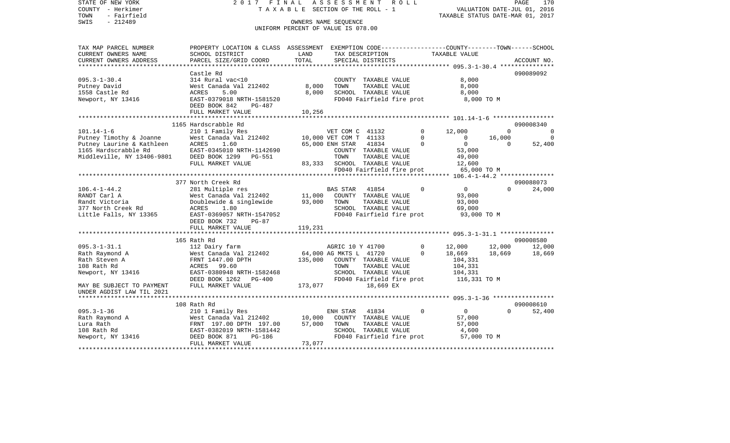STATE OF NEW YORK
COUNTY - Herkimer
TOWN - Fairfield
SWIS - 212489

2017 FINAL ASSESSMENT ROLL
TAXABLE SECTION OF THE ROLL - 1
OWNERS NAME SEQUENCE
UNIFORM PERCENT OF VALUE IS 078.00

VALUATION DATE-JUL 01, 2016
TAXABLE STATUS DATE-MAR 01, 2017

| TAX MAP PARCEL NUMBER / CURRENT OWNERS NAME / CURRENT OWNERS ADDRESS | PROPERTY LOCATION & CLASS / SCHOOL DISTRICT / PARCEL SIZE/GRID COORD | ASSESSMENT LAND / TOTAL | EXEMPTION CODE / TAX DESCRIPTION / SPECIAL DISTRICTS | | COUNTY | TOWN | SCHOOL TAXABLE VALUE | ACCOUNT NO. |
|---|---|---|---|---|---|---|---|---|
| | Castle Rd | | | | | | | 090089092 |
| 095.3-1-30.4 | 314 Rural vac<10 | | COUNTY TAXABLE VALUE | | 8,000 | | | |
| Putney David | West Canada Val 212402 | 8,000 | TOWN TAXABLE VALUE | | 8,000 | | | |
| 1558 Castle Rd | ACRES 5.00 | 8,000 | SCHOOL TAXABLE VALUE | | 8,000 | | | |
| Newport, NY 13416 | EAST-0379018 NRTH-1581520 | | FD040 Fairfield fire prot | | 8,000 TO M | | | |
| | DEED BOOK 842 PG-487 | | | | | | | |
| | FULL MARKET VALUE | 10,256 | | | | | | |
| | 1165 Hardscrabble Rd | | | | | | | 090008340 |
| 101.14-1-6 | 210 1 Family Res | | VET COM C 41132 | 0 | 12,000 | 0 | 0 | |
| Putney Timothy & Joanne | West Canada Val 212402 | 10,000 | VET COM T 41133 | 0 | 0 | 16,000 | 0 | |
| Putney Laurine & Kathleen | ACRES 1.60 | 65,000 | ENH STAR 41834 | 0 | 0 | 0 | 52,400 | |
| 1165 Hardscrabble Rd | EAST-0345010 NRTH-1142690 | | COUNTY TAXABLE VALUE | | 53,000 | | | |
| Middleville, NY 13406-9801 | DEED BOOK 1299 PG-551 | | TOWN TAXABLE VALUE | | 49,000 | | | |
| | FULL MARKET VALUE | 83,333 | SCHOOL TAXABLE VALUE | | 12,600 | | | |
| | | | FD040 Fairfield fire prot | | 65,000 TO M | | | |
| | 377 North Creek Rd | | | | | | | 090088073 |
| 106.4-1-44.2 | 281 Multiple res | | BAS STAR 41854 | 0 | 0 | 0 | 24,000 | |
| RANDT Carl A | West Canada Val 212402 | 11,000 | COUNTY TAXABLE VALUE | | 93,000 | | | |
| Randt Victoria | Doublewide & singlewide | 93,000 | TOWN TAXABLE VALUE | | 93,000 | | | |
| 377 North Creek Rd | ACRES 1.80 | | SCHOOL TAXABLE VALUE | | 69,000 | | | |
| Little Falls, NY 13365 | EAST-0369057 NRTH-1547052 | | FD040 Fairfield fire prot | | 93,000 TO M | | | |
| | DEED BOOK 732 PG-87 | | | | | | | |
| | FULL MARKET VALUE | 119,231 | | | | | | |
| | 165 Rath Rd | | | | | | | 090008580 |
| 095.3-1-31.1 | 112 Dairy farm | | AGRIC 10 Y 41700 | 0 | 12,000 | 12,000 | 12,000 | |
| Rath Raymond A | West Canada Val 212402 | 64,000 | AG MKTS L 41720 | 0 | 18,669 | 18,669 | 18,669 | |
| Rath Steven A | FRNT 1447.00 DPTH | 135,000 | COUNTY TAXABLE VALUE | | 104,331 | | | |
| 108 Rath Rd | ACRES 99.60 | | TOWN TAXABLE VALUE | | 104,331 | | | |
| Newport, NY 13416 | EAST-0380948 NRTH-1582468 | | SCHOOL TAXABLE VALUE | | 104,331 | | | |
| | DEED BOOK 1262 PG-400 | | FD040 Fairfield fire prot | | 116,331 TO M | | | |
| MAY BE SUBJECT TO PAYMENT | FULL MARKET VALUE | 173,077 | 18,669 EX | | | | | |
| UNDER AGDIST LAW TIL 2021 | | | | | | | | |
| | 108 Rath Rd | | | | | | | 090008610 |
| 095.3-1-36 | 210 1 Family Res | | ENH STAR 41834 | 0 | 0 | 0 | 52,400 | |
| Rath Raymond A | West Canada Val 212402 | 10,000 | COUNTY TAXABLE VALUE | | 57,000 | | | |
| Lura Rath | FRNT 197.00 DPTH 197.00 | 57,000 | TOWN TAXABLE VALUE | | 57,000 | | | |
| 108 Rath Rd | EAST-0382019 NRTH-1581442 | | SCHOOL TAXABLE VALUE | | 4,600 | | | |
| Newport, NY 13416 | DEED BOOK 871 PG-186 | | FD040 Fairfield fire prot | | 57,000 TO M | | | |
| | FULL MARKET VALUE | 73,077 | | | | | | |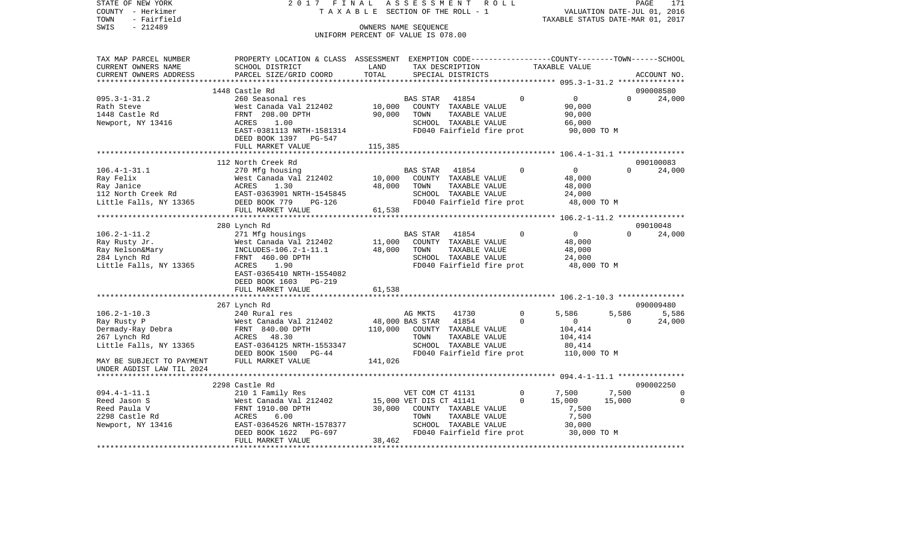STATE OF NEW YORK
COUNTY - Herkimer
TOWN - Fairfield
SWIS - 212489

2017 FINAL ASSESSMENT ROLL
TAXABLE SECTION OF THE ROLL - 1
OWNERS NAME SEQUENCE
UNIFORM PERCENT OF VALUE IS 078.00

VALUATION DATE-JUL 01, 2016
TAXABLE STATUS DATE-MAR 01, 2017

| TAX MAP PARCEL NUMBER / CURRENT OWNERS NAME / CURRENT OWNERS ADDRESS | PROPERTY LOCATION & CLASS / SCHOOL DISTRICT / PARCEL SIZE/GRID COORD | ASSESSMENT LAND / TOTAL | EXEMPTION CODE / TAX DESCRIPTION / SPECIAL DISTRICTS | | COUNTY | TOWN | SCHOOL | ACCOUNT NO. |
|---|---|---|---|---|---|---|---|---|
| | 1448 Castle Rd | | | | | | | 090008580 |
| 095.3-1-31.2 | 260 Seasonal res | | BAS STAR 41854 | 0 | 0 | 0 | 24,000 | |
| Rath Steve | West Canada Val 212402 | 10,000 | COUNTY TAXABLE VALUE | | 90,000 | | | |
| 1448 Castle Rd | FRNT 208.00 DPTH | 90,000 | TOWN TAXABLE VALUE | | 90,000 | | | |
| Newport, NY 13416 | ACRES 1.00 | | SCHOOL TAXABLE VALUE | | 66,000 | | | |
| | EAST-0381113 NRTH-1581314 | | FD040 Fairfield fire prot | | 90,000 TO M | | | |
| | DEED BOOK 1397 PG-547 | | | | | | | |
| | FULL MARKET VALUE | 115,385 | | | | | | |
| | 112 North Creek Rd | | | | | | | 090100083 |
| 106.4-1-31.1 | 270 Mfg housing | | BAS STAR 41854 | 0 | 0 | 0 | 24,000 | |
| Ray Felix | West Canada Val 212402 | 10,000 | COUNTY TAXABLE VALUE | | 48,000 | | | |
| Ray Janice | ACRES 1.30 | 48,000 | TOWN TAXABLE VALUE | | 48,000 | | | |
| 112 North Creek Rd | EAST-0363901 NRTH-1545845 | | SCHOOL TAXABLE VALUE | | 24,000 | | | |
| Little Falls, NY 13365 | DEED BOOK 779 PG-126 | | FD040 Fairfield fire prot | | 48,000 TO M | | | |
| | FULL MARKET VALUE | 61,538 | | | | | | |
| | 280 Lynch Rd | | | | | | | 09010048 |
| 106.2-1-11.2 | 271 Mfg housings | | BAS STAR 41854 | 0 | 0 | 0 | 24,000 | |
| Ray Rusty Jr. | West Canada Val 212402 | 11,000 | COUNTY TAXABLE VALUE | | 48,000 | | | |
| Ray Nelson&Mary | INCLUDES-106.2-1-11.1 | 48,000 | TOWN TAXABLE VALUE | | 48,000 | | | |
| 284 Lynch Rd | FRNT 460.00 DPTH | | SCHOOL TAXABLE VALUE | | 24,000 | | | |
| Little Falls, NY 13365 | ACRES 1.90 | | FD040 Fairfield fire prot | | 48,000 TO M | | | |
| | EAST-0365410 NRTH-1554082 | | | | | | | |
| | DEED BOOK 1603 PG-219 | | | | | | | |
| | FULL MARKET VALUE | 61,538 | | | | | | |
| | 267 Lynch Rd | | | | | | | 090009480 |
| 106.2-1-10.3 | 240 Rural res | | AG MKTS 41730 | 0 | 5,586 | 5,586 | 5,586 | |
| Ray Rusty P | West Canada Val 212402 | 48,000 | BAS STAR 41854 | 0 | 0 | 0 | 24,000 | |
| Dermady-Ray Debra | FRNT 840.00 DPTH | 110,000 | COUNTY TAXABLE VALUE | | 104,414 | | | |
| 267 Lynch Rd | ACRES 48.30 | | TOWN TAXABLE VALUE | | 104,414 | | | |
| Little Falls, NY 13365 | EAST-0364125 NRTH-1553347 | | SCHOOL TAXABLE VALUE | | 80,414 | | | |
| | DEED BOOK 1500 PG-44 | | FD040 Fairfield fire prot | | 110,000 TO M | | | |
| MAY BE SUBJECT TO PAYMENT | FULL MARKET VALUE | 141,026 | | | | | | |
| UNDER AGDIST LAW TIL 2024 | | | | | | | | |
| | 2298 Castle Rd | | | | | | | 090002250 |
| 094.4-1-11.1 | 210 1 Family Res | | VET COM CT 41131 | 0 | 7,500 | 7,500 | 0 | |
| Reed Jason S | West Canada Val 212402 | 15,000 | VET DIS CT 41141 | 0 | 15,000 | 15,000 | 0 | |
| Reed Paula V | FRNT 1910.00 DPTH | 30,000 | COUNTY TAXABLE VALUE | | 7,500 | | | |
| 2298 Castle Rd | ACRES 6.00 | | TOWN TAXABLE VALUE | | 7,500 | | | |
| Newport, NY 13416 | EAST-0364526 NRTH-1578377 | | SCHOOL TAXABLE VALUE | | 30,000 | | | |
| | DEED BOOK 1622 PG-697 | | FD040 Fairfield fire prot | | 30,000 TO M | | | |
| | FULL MARKET VALUE | 38,462 | | | | | | |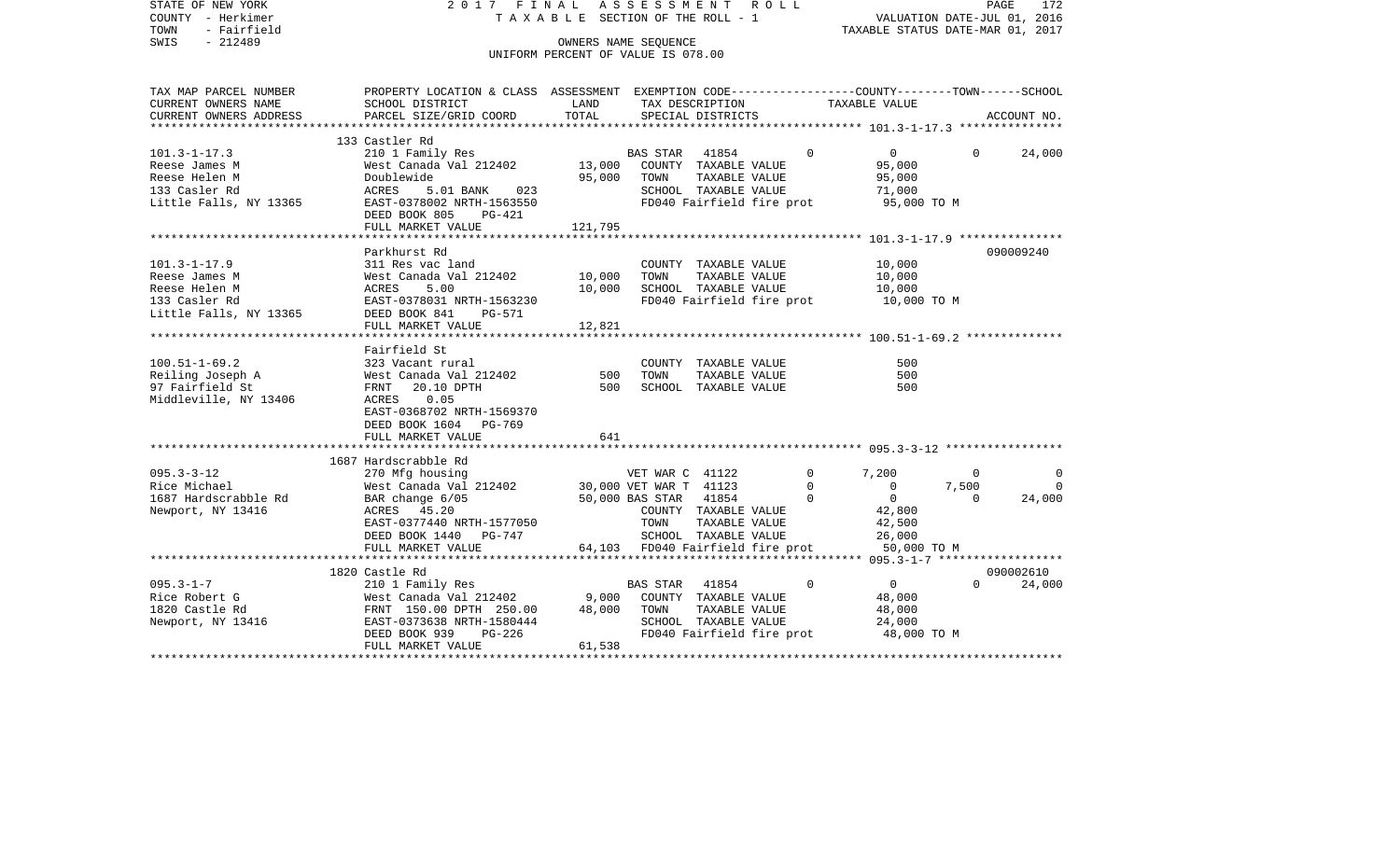STATE OF NEW YORK
COUNTY - Herkimer
TOWN - Fairfield
SWIS - 212489

2 0 1 7 F I N A L A S S E S S M E N T R O L L
T A X A B L E SECTION OF THE ROLL - 1
OWNERS NAME SEQUENCE
UNIFORM PERCENT OF VALUE IS 078.00

VALUATION DATE-JUL 01, 2016
TAXABLE STATUS DATE-MAR 01, 2017

```
TAX MAP PARCEL NUMBER     PROPERTY LOCATION & CLASS  ASSESSMENT  EXEMPTION CODE-----------------COUNTY--------TOWN------SCHOOL
CURRENT OWNERS NAME       SCHOOL DISTRICT               LAND      TAX DESCRIPTION            TAXABLE VALUE
CURRENT OWNERS ADDRESS    PARCEL SIZE/GRID COORD        TOTAL     SPECIAL DISTRICTS                                  ACCOUNT NO.
******************************************************************************************* 101.3-1-17.3 ***************
                          133 Castler Rd
101.3-1-17.3              210 1 Family Res                  BAS STAR   41854          0          0           0      24,000
Reese James M             West Canada Val 212402    13,000    COUNTY  TAXABLE VALUE          95,000
Reese Helen M             Doublewide                95,000    TOWN    TAXABLE VALUE          95,000
133 Casler Rd             ACRES     5.01 BANK    023          SCHOOL  TAXABLE VALUE          71,000
Little Falls, NY 13365    EAST-0378002 NRTH-1563550           FD040 Fairfield fire prot       95,000 TO M
                          DEED BOOK 805     PG-421
                          FULL MARKET VALUE           121,795
******************************************************************************************* 101.3-1-17.9 ***************
                          Parkhurst Rd                                                                           090009240
101.3-1-17.9              311 Res vac land                    COUNTY  TAXABLE VALUE          10,000
Reese James M             West Canada Val 212402    10,000    TOWN    TAXABLE VALUE          10,000
Reese Helen M             ACRES     5.00            10,000    SCHOOL  TAXABLE VALUE          10,000
133 Casler Rd             EAST-0378031 NRTH-1563230           FD040 Fairfield fire prot       10,000 TO M
Little Falls, NY 13365    DEED BOOK 841     PG-571
                          FULL MARKET VALUE            12,821
******************************************************************************************* 100.51-1-69.2 **************
                          Fairfield St
100.51-1-69.2             323 Vacant rural                    COUNTY  TAXABLE VALUE             500
Reiling Joseph A          West Canada Val 212402       500    TOWN    TAXABLE VALUE             500
97 Fairfield St           FRNT    20.10 DPTH               500    SCHOOL  TAXABLE VALUE             500
Middleville, NY 13406     ACRES     0.05
                          EAST-0368702 NRTH-1569370
                          DEED BOOK 1604    PG-769
                          FULL MARKET VALUE               641
******************************************************************************************* 095.3-3-12 *****************
                          1687 Hardscrabble Rd
095.3-3-12                270 Mfg housing                   VET WAR C  41122          0      7,200           0           0
Rice Michael              West Canada Val 212402    30,000 VET WAR T  41123          0          0       7,500           0
1687 Hardscrabble Rd      BAR change 6/05           50,000 BAS STAR   41854          0          0           0      24,000
Newport, NY 13416         ACRES    45.20                      COUNTY  TAXABLE VALUE          42,800
                          EAST-0377440 NRTH-1577050           TOWN    TAXABLE VALUE          42,500
                          DEED BOOK 1440    PG-747            SCHOOL  TAXABLE VALUE          26,000
                          FULL MARKET VALUE            64,103 FD040 Fairfield fire prot       50,000 TO M
******************************************************************************************* 095.3-1-7 ******************
                          1820 Castle Rd                                                                         090002610
095.3-1-7                 210 1 Family Res                  BAS STAR   41854          0          0           0      24,000
Rice Robert G             West Canada Val 212402     9,000    COUNTY  TAXABLE VALUE          48,000
1820 Castle Rd            FRNT   150.00 DPTH  250.00 48,000    TOWN    TAXABLE VALUE          48,000
Newport, NY 13416         EAST-0373638 NRTH-1580444           SCHOOL  TAXABLE VALUE          24,000
                          DEED BOOK 939     PG-226            FD040 Fairfield fire prot       48,000 TO M
                          FULL MARKET VALUE            61,538
****************************************************************************************************************************
```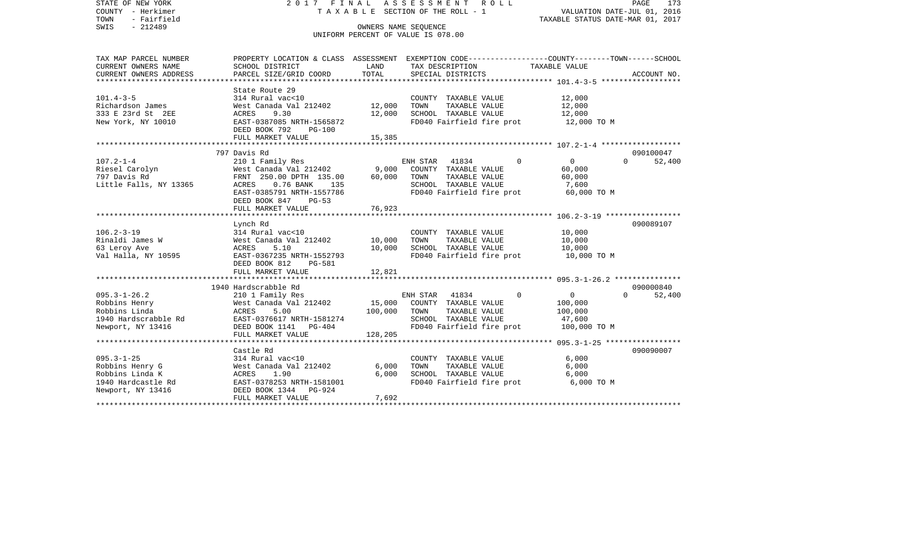STATE OF NEW YORK
COUNTY - Herkimer
TOWN - Fairfield
SWIS - 212489

2017 FINAL ASSESSMENT ROLL
TAXABLE SECTION OF THE ROLL - 1
OWNERS NAME SEQUENCE
UNIFORM PERCENT OF VALUE IS 078.00

VALUATION DATE-JUL 01, 2016
TAXABLE STATUS DATE-MAR 01, 2017

| TAX MAP PARCEL NUMBER / CURRENT OWNERS NAME / CURRENT OWNERS ADDRESS | PROPERTY LOCATION & CLASS / SCHOOL DISTRICT / PARCEL SIZE/GRID COORD | ASSESSMENT LAND | TOTAL | EXEMPTION CODE / TAX DESCRIPTION / SPECIAL DISTRICTS | COUNTY | TOWN | SCHOOL TAXABLE VALUE | ACCOUNT NO. |
|---|---|---|---|---|---|---|---|---|
| **101.4-3-5** | State Route 29 | | | | | | | |
| 101.4-3-5 | 314 Rural vac<10 | | | COUNTY TAXABLE VALUE | 12,000 | | | |
| Richardson James | West Canada Val 212402 | 12,000 | | TOWN TAXABLE VALUE | | 12,000 | | |
| 333 E 23rd St 2EE | ACRES 9.30 | | 12,000 | SCHOOL TAXABLE VALUE | | | 12,000 | |
| New York, NY 10010 | EAST-0387085 NRTH-1565872 | | | FD040 Fairfield fire prot | 12,000 TO M | | | |
| | DEED BOOK 792 PG-100 | | | | | | | |
| | FULL MARKET VALUE | | 15,385 | | | | | |
| **107.2-1-4** | 797 Davis Rd | | | | | | | 090100047 |
| 107.2-1-4 | 210 1 Family Res | | | ENH STAR 41834 0 | 0 | 0 | 52,400 | |
| Riesel Carolyn | West Canada Val 212402 | 9,000 | | COUNTY TAXABLE VALUE | 60,000 | | | |
| 797 Davis Rd | FRNT 250.00 DPTH 135.00 | | 60,000 | TOWN TAXABLE VALUE | | 60,000 | | |
| Little Falls, NY 13365 | ACRES 0.76 BANK 135 | | | SCHOOL TAXABLE VALUE | | | 7,600 | |
| | EAST-0385791 NRTH-1557786 | | | FD040 Fairfield fire prot | 60,000 TO M | | | |
| | DEED BOOK 847 PG-53 | | | | | | | |
| | FULL MARKET VALUE | | 76,923 | | | | | |
| **106.2-3-19** | Lynch Rd | | | | | | | 090089107 |
| 106.2-3-19 | 314 Rural vac<10 | | | COUNTY TAXABLE VALUE | 10,000 | | | |
| Rinaldi James W | West Canada Val 212402 | 10,000 | | TOWN TAXABLE VALUE | | 10,000 | | |
| 63 Leroy Ave | ACRES 5.10 | | 10,000 | SCHOOL TAXABLE VALUE | | | 10,000 | |
| Val Halla, NY 10595 | EAST-0367235 NRTH-1552793 | | | FD040 Fairfield fire prot | 10,000 TO M | | | |
| | DEED BOOK 812 PG-581 | | | | | | | |
| | FULL MARKET VALUE | | 12,821 | | | | | |
| **095.3-1-26.2** | 1940 Hardscrabble Rd | | | | | | | 090000840 |
| 095.3-1-26.2 | 210 1 Family Res | | | ENH STAR 41834 0 | 0 | 0 | 52,400 | |
| Robbins Henry | West Canada Val 212402 | 15,000 | | COUNTY TAXABLE VALUE | 100,000 | | | |
| Robbins Linda | ACRES 5.00 | | 100,000 | TOWN TAXABLE VALUE | | 100,000 | | |
| 1940 Hardscrabble Rd | EAST-0376617 NRTH-1581274 | | | SCHOOL TAXABLE VALUE | | | 47,600 | |
| Newport, NY 13416 | DEED BOOK 1141 PG-404 | | | FD040 Fairfield fire prot | 100,000 TO M | | | |
| | FULL MARKET VALUE | | 128,205 | | | | | |
| **095.3-1-25** | Castle Rd | | | | | | | 090090007 |
| 095.3-1-25 | 314 Rural vac<10 | | | COUNTY TAXABLE VALUE | 6,000 | | | |
| Robbins Henry G | West Canada Val 212402 | 6,000 | | TOWN TAXABLE VALUE | | 6,000 | | |
| Robbins Linda K | ACRES 1.90 | | 6,000 | SCHOOL TAXABLE VALUE | | | 6,000 | |
| 1940 Hardcastle Rd | EAST-0378253 NRTH-1581001 | | | FD040 Fairfield fire prot | 6,000 TO M | | | |
| Newport, NY 13416 | DEED BOOK 1344 PG-924 | | | | | | | |
| | FULL MARKET VALUE | | 7,692 | | | | | |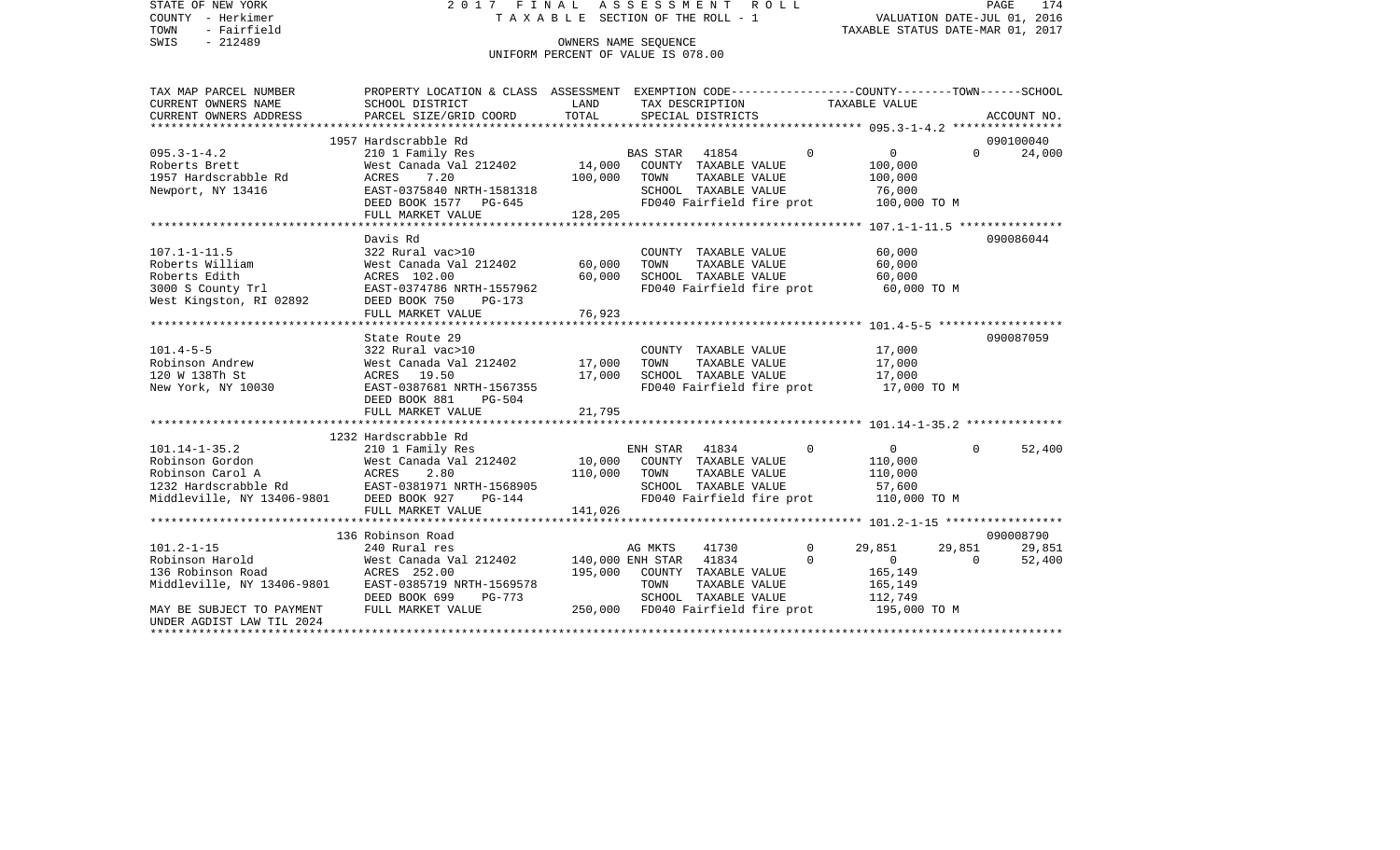STATE OF NEW YORK — COUNTY - Herkimer — TOWN - Fairfield — SWIS - 212489

2017 FINAL ASSESSMENT ROLL — TAXABLE SECTION OF THE ROLL - 1 — OWNERS NAME SEQUENCE — UNIFORM PERCENT OF VALUE IS 078.00

VALUATION DATE-JUL 01, 2016 — TAXABLE STATUS DATE-MAR 01, 2017

| TAX MAP PARCEL NUMBER / CURRENT OWNERS NAME / CURRENT OWNERS ADDRESS | PROPERTY LOCATION & CLASS / SCHOOL DISTRICT / PARCEL SIZE/GRID COORD | ASSESSMENT LAND / TOTAL | EXEMPTION CODE / TAX DESCRIPTION / SPECIAL DISTRICTS | COUNTY | TOWN | SCHOOL / ACCOUNT NO. |
|---|---|---|---|---|---|---|
| **095.3-1-4.2** | 1957 Hardscrabble Rd | | | | | 090100040 |
| 095.3-1-4.2 | 210 1 Family Res | | BAS STAR 41854 0 | 0 | 0 | 24,000 |
| Roberts Brett | West Canada Val 212402 | 14,000 | COUNTY TAXABLE VALUE | 100,000 | | |
| 1957 Hardscrabble Rd | ACRES 7.20 | 100,000 | TOWN TAXABLE VALUE | | 100,000 | |
| Newport, NY 13416 | EAST-0375840 NRTH-1581318 | | SCHOOL TAXABLE VALUE | | | 76,000 |
| | DEED BOOK 1577 PG-645 | | FD040 Fairfield fire prot | 100,000 TO M | | |
| | FULL MARKET VALUE | 128,205 | | | | |
| **107.1-1-11.5** | Davis Rd | | | | | 090086044 |
| 107.1-1-11.5 | 322 Rural vac>10 | | COUNTY TAXABLE VALUE | 60,000 | | |
| Roberts William | West Canada Val 212402 | 60,000 | TOWN TAXABLE VALUE | | 60,000 | |
| Roberts Edith | ACRES 102.00 | 60,000 | SCHOOL TAXABLE VALUE | | | 60,000 |
| 3000 S County Trl | EAST-0374786 NRTH-1557962 | | FD040 Fairfield fire prot | 60,000 TO M | | |
| West Kingston, RI 02892 | DEED BOOK 750 PG-173 | | | | | |
| | FULL MARKET VALUE | 76,923 | | | | |
| **101.4-5-5** | State Route 29 | | | | | 090087059 |
| 101.4-5-5 | 322 Rural vac>10 | | COUNTY TAXABLE VALUE | 17,000 | | |
| Robinson Andrew | West Canada Val 212402 | 17,000 | TOWN TAXABLE VALUE | | 17,000 | |
| 120 W 138Th St | ACRES 19.50 | 17,000 | SCHOOL TAXABLE VALUE | | | 17,000 |
| New York, NY 10030 | EAST-0387681 NRTH-1567355 | | FD040 Fairfield fire prot | 17,000 TO M | | |
| | DEED BOOK 881 PG-504 | | | | | |
| | FULL MARKET VALUE | 21,795 | | | | |
| **101.14-1-35.2** | 1232 Hardscrabble Rd | | | | | |
| 101.14-1-35.2 | 210 1 Family Res | | ENH STAR 41834 0 | 0 | 0 | 52,400 |
| Robinson Gordon | West Canada Val 212402 | 10,000 | COUNTY TAXABLE VALUE | 110,000 | | |
| Robinson Carol A | ACRES 2.80 | 110,000 | TOWN TAXABLE VALUE | | 110,000 | |
| 1232 Hardscrabble Rd | EAST-0381971 NRTH-1568905 | | SCHOOL TAXABLE VALUE | | | 57,600 |
| Middleville, NY 13406-9801 | DEED BOOK 927 PG-144 | | FD040 Fairfield fire prot | 110,000 TO M | | |
| | FULL MARKET VALUE | 141,026 | | | | |
| **101.2-1-15** | 136 Robinson Road | | | | | 090008790 |
| 101.2-1-15 | 240 Rural res | | AG MKTS 41730 0 | 29,851 | 29,851 | 29,851 |
| Robinson Harold | West Canada Val 212402 | 140,000 | ENH STAR 41834 0 | 0 | 0 | 52,400 |
| 136 Robinson Road | ACRES 252.00 | 195,000 | COUNTY TAXABLE VALUE | 165,149 | | |
| Middleville, NY 13406-9801 | EAST-0385719 NRTH-1569578 | | TOWN TAXABLE VALUE | | 165,149 | |
| | DEED BOOK 699 PG-773 | | SCHOOL TAXABLE VALUE | | | 112,749 |
| MAY BE SUBJECT TO PAYMENT | FULL MARKET VALUE | 250,000 | FD040 Fairfield fire prot | 195,000 TO M | | |
| UNDER AGDIST LAW TIL 2024 | | | | | | |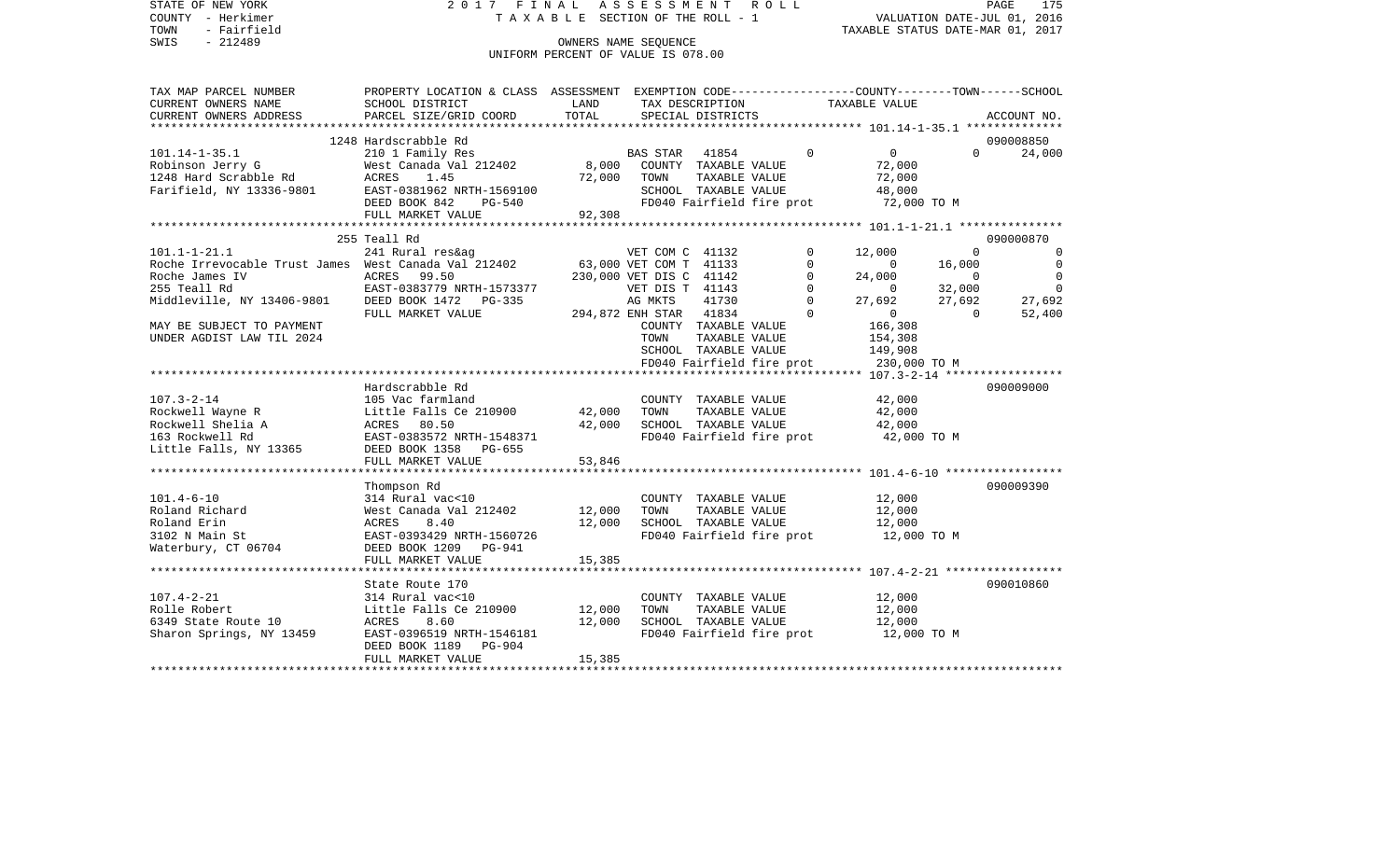STATE OF NEW YORK — 2017 FINAL ASSESSMENT ROLL
COUNTY - Herkimer — TAXABLE SECTION OF THE ROLL - 1 — VALUATION DATE-JUL 01, 2016
TOWN - Fairfield — TAXABLE STATUS DATE-MAR 01, 2017
SWIS - 212489 — OWNERS NAME SEQUENCE
UNIFORM PERCENT OF VALUE IS 078.00

| TAX MAP PARCEL NUMBER / CURRENT OWNERS NAME / CURRENT OWNERS ADDRESS | PROPERTY LOCATION & CLASS / SCHOOL DISTRICT / PARCEL SIZE/GRID COORD | ASSESSMENT LAND | TOTAL | EXEMPTION CODE / TAX DESCRIPTION / SPECIAL DISTRICTS | | COUNTY TAXABLE VALUE | TOWN | SCHOOL | ACCOUNT NO. |
|---|---|---|---|---|---|---|---|---|---|
| | 1248 Hardscrabble Rd | | | | | | | | 090008850 |
| 101.14-1-35.1 | 210 1 Family Res | | | BAS STAR 41854 | 0 | 0 | 0 | 24,000 | |
| Robinson Jerry G | West Canada Val 212402 | 8,000 | | COUNTY TAXABLE VALUE | | 72,000 | | | |
| 1248 Hard Scrabble Rd | ACRES 1.45 | | 72,000 | TOWN TAXABLE VALUE | | 72,000 | | | |
| Farifield, NY 13336-9801 | EAST-0381962 NRTH-1569100 | | | SCHOOL TAXABLE VALUE | | 48,000 | | | |
| | DEED BOOK 842 PG-540 | | | FD040 Fairfield fire prot | | 72,000 TO M | | | |
| | FULL MARKET VALUE | | 92,308 | | | | | | |
| | 255 Teall Rd | | | | | | | | 090000870 |
| 101.1-1-21.1 | 241 Rural res&ag | | | VET COM C 41132 | 0 | 12,000 | 0 | 0 | |
| Roche Irrevocable Trust James | West Canada Val 212402 | 63,000 | | VET COM T 41133 | 0 | 0 | 16,000 | 0 | |
| Roche James IV | ACRES 99.50 | | 230,000 | VET DIS C 41142 | 0 | 24,000 | 0 | 0 | |
| 255 Teall Rd | EAST-0383779 NRTH-1573377 | | | VET DIS T 41143 | 0 | 0 | 32,000 | 0 | |
| Middleville, NY 13406-9801 | DEED BOOK 1472 PG-335 | | | AG MKTS 41730 | 0 | 27,692 | 27,692 | 27,692 | |
| | FULL MARKET VALUE | | 294,872 | ENH STAR 41834 | 0 | 0 | 0 | 52,400 | |
| MAY BE SUBJECT TO PAYMENT | | | | COUNTY TAXABLE VALUE | | 166,308 | | | |
| UNDER AGDIST LAW TIL 2024 | | | | TOWN TAXABLE VALUE | | 154,308 | | | |
| | | | | SCHOOL TAXABLE VALUE | | 149,908 | | | |
| | | | | FD040 Fairfield fire prot | | 230,000 TO M | | | |
| | Hardscrabble Rd | | | | | | | | 090009000 |
| 107.3-2-14 | 105 Vac farmland | | | COUNTY TAXABLE VALUE | | 42,000 | | | |
| Rockwell Wayne R | Little Falls Ce 210900 | 42,000 | | TOWN TAXABLE VALUE | | 42,000 | | | |
| Rockwell Shelia A | ACRES 80.50 | | 42,000 | SCHOOL TAXABLE VALUE | | 42,000 | | | |
| 163 Rockwell Rd | EAST-0383572 NRTH-1548371 | | | FD040 Fairfield fire prot | | 42,000 TO M | | | |
| Little Falls, NY 13365 | DEED BOOK 1358 PG-655 | | | | | | | | |
| | FULL MARKET VALUE | | 53,846 | | | | | | |
| | Thompson Rd | | | | | | | | 090009390 |
| 101.4-6-10 | 314 Rural vac<10 | | | COUNTY TAXABLE VALUE | | 12,000 | | | |
| Roland Richard | West Canada Val 212402 | 12,000 | | TOWN TAXABLE VALUE | | 12,000 | | | |
| Roland Erin | ACRES 8.40 | | 12,000 | SCHOOL TAXABLE VALUE | | 12,000 | | | |
| 3102 N Main St | EAST-0393429 NRTH-1560726 | | | FD040 Fairfield fire prot | | 12,000 TO M | | | |
| Waterbury, CT 06704 | DEED BOOK 1209 PG-941 | | | | | | | | |
| | FULL MARKET VALUE | | 15,385 | | | | | | |
| | State Route 170 | | | | | | | | 090010860 |
| 107.4-2-21 | 314 Rural vac<10 | | | COUNTY TAXABLE VALUE | | 12,000 | | | |
| Rolle Robert | Little Falls Ce 210900 | 12,000 | | TOWN TAXABLE VALUE | | 12,000 | | | |
| 6349 State Route 10 | ACRES 8.60 | | 12,000 | SCHOOL TAXABLE VALUE | | 12,000 | | | |
| Sharon Springs, NY 13459 | EAST-0396519 NRTH-1546181 | | | FD040 Fairfield fire prot | | 12,000 TO M | | | |
| | DEED BOOK 1189 PG-904 | | | | | | | | |
| | FULL MARKET VALUE | | 15,385 | | | | | | |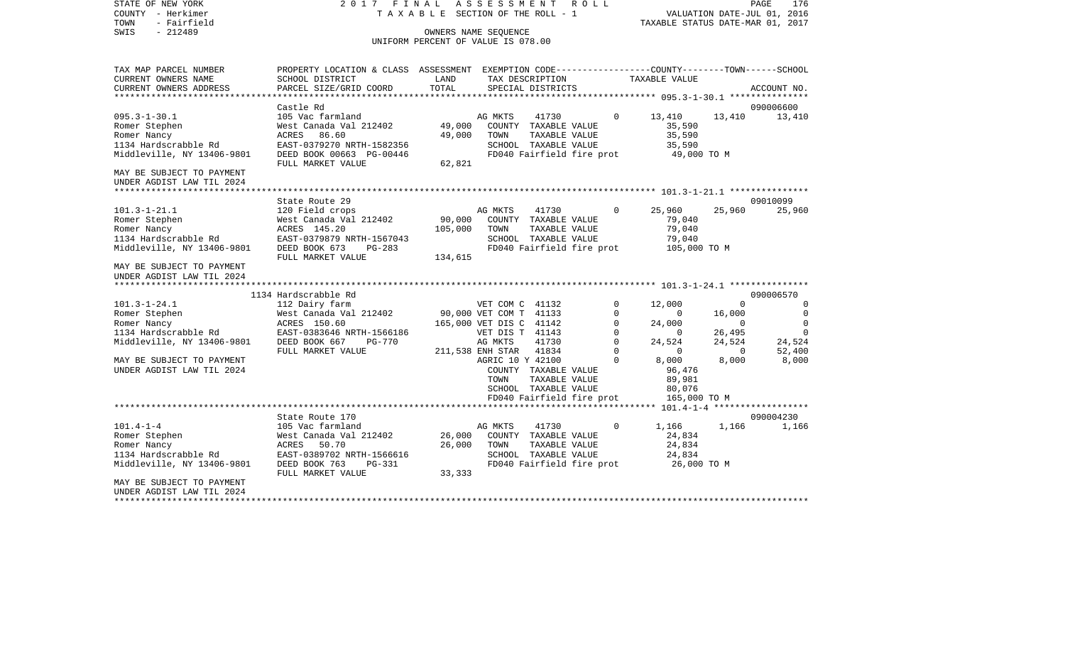STATE OF NEW YORK — 2017 FINAL ASSESSMENT ROLL — TAXABLE SECTION OF THE ROLL - 1
COUNTY - Herkimer — VALUATION DATE-JUL 01, 2016
TOWN - Fairfield — TAXABLE STATUS DATE-MAR 01, 2017
SWIS - 212489 — OWNERS NAME SEQUENCE — UNIFORM PERCENT OF VALUE IS 078.00

| TAX MAP PARCEL NUMBER / CURRENT OWNERS NAME / CURRENT OWNERS ADDRESS | PROPERTY LOCATION & CLASS / SCHOOL DISTRICT / PARCEL SIZE/GRID COORD | ASSESSMENT LAND / TOTAL | EXEMPTION CODE / TAX DESCRIPTION / SPECIAL DISTRICTS | | COUNTY | TOWN | SCHOOL / ACCOUNT NO. |
|---|---|---|---|---|---|---|---|
| | Castle Rd | | | | | | 090006600 |
| 095.3-1-30.1 | 105 Vac farmland | | AG MKTS 41730 | 0 | 13,410 | 13,410 | 13,410 |
| Romer Stephen | West Canada Val 212402 | 49,000 | COUNTY TAXABLE VALUE | | 35,590 | | |
| Romer Nancy | ACRES 86.60 | 49,000 | TOWN TAXABLE VALUE | | 35,590 | | |
| 1134 Hardscrabble Rd | EAST-0379270 NRTH-1582356 | | SCHOOL TAXABLE VALUE | | 35,590 | | |
| Middleville, NY 13406-9801 | DEED BOOK 00663 PG-00446 | | FD040 Fairfield fire prot | | 49,000 TO M | | |
| | FULL MARKET VALUE | 62,821 | | | | | |
| MAY BE SUBJECT TO PAYMENT UNDER AGDIST LAW TIL 2024 | | | | | | | |
| | State Route 29 | | | | | | 09010099 |
| 101.3-1-21.1 | 120 Field crops | | AG MKTS 41730 | 0 | 25,960 | 25,960 | 25,960 |
| Romer Stephen | West Canada Val 212402 | 90,000 | COUNTY TAXABLE VALUE | | 79,040 | | |
| Romer Nancy | ACRES 145.20 | 105,000 | TOWN TAXABLE VALUE | | 79,040 | | |
| 1134 Hardscrabble Rd | EAST-0379879 NRTH-1567043 | | SCHOOL TAXABLE VALUE | | 79,040 | | |
| Middleville, NY 13406-9801 | DEED BOOK 673 PG-283 | | FD040 Fairfield fire prot | | 105,000 TO M | | |
| | FULL MARKET VALUE | 134,615 | | | | | |
| MAY BE SUBJECT TO PAYMENT UNDER AGDIST LAW TIL 2024 | | | | | | | |
| | 1134 Hardscrabble Rd | | | | | | 090006570 |
| 101.3-1-24.1 | 112 Dairy farm | | VET COM C 41132 | 0 | 12,000 | 0 | 0 |
| Romer Stephen | West Canada Val 212402 | 90,000 | VET COM T 41133 | 0 | 0 | 16,000 | 0 |
| Romer Nancy | ACRES 150.60 | 165,000 | VET DIS C 41142 | 0 | 24,000 | 0 | 0 |
| 1134 Hardscrabble Rd | EAST-0383646 NRTH-1566186 | | VET DIS T 41143 | 0 | 0 | 26,495 | 0 |
| Middleville, NY 13406-9801 | DEED BOOK 667 PG-770 | | AG MKTS 41730 | 0 | 24,524 | 24,524 | 24,524 |
| | FULL MARKET VALUE | 211,538 | ENH STAR 41834 | 0 | 0 | 0 | 52,400 |
| MAY BE SUBJECT TO PAYMENT | | | AGRIC 10 Y 42100 | 0 | 8,000 | 8,000 | 8,000 |
| UNDER AGDIST LAW TIL 2024 | | | COUNTY TAXABLE VALUE | | 96,476 | | |
| | | | TOWN TAXABLE VALUE | | 89,981 | | |
| | | | SCHOOL TAXABLE VALUE | | 80,076 | | |
| | | | FD040 Fairfield fire prot | | 165,000 TO M | | |
| | State Route 170 | | | | | | 090004230 |
| 101.4-1-4 | 105 Vac farmland | | AG MKTS 41730 | 0 | 1,166 | 1,166 | 1,166 |
| Romer Stephen | West Canada Val 212402 | 26,000 | COUNTY TAXABLE VALUE | | 24,834 | | |
| Romer Nancy | ACRES 50.70 | 26,000 | TOWN TAXABLE VALUE | | 24,834 | | |
| 1134 Hardscrabble Rd | EAST-0389702 NRTH-1566616 | | SCHOOL TAXABLE VALUE | | 24,834 | | |
| Middleville, NY 13406-9801 | DEED BOOK 763 PG-331 | | FD040 Fairfield fire prot | | 26,000 TO M | | |
| | FULL MARKET VALUE | 33,333 | | | | | |
| MAY BE SUBJECT TO PAYMENT UNDER AGDIST LAW TIL 2024 | | | | | | | |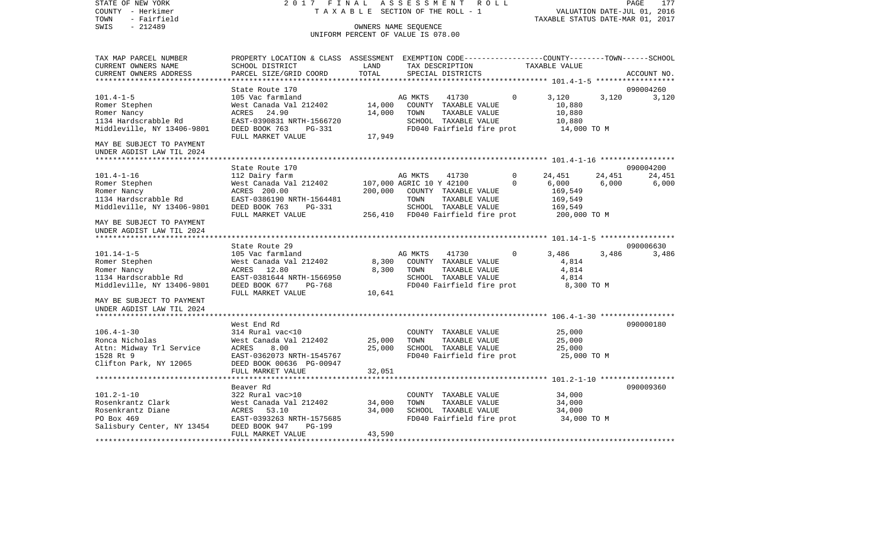STATE OF NEW YORK
COUNTY - Herkimer
TOWN - Fairfield
SWIS - 212489

2017 FINAL ASSESSMENT ROLL
TAXABLE SECTION OF THE ROLL - 1
OWNERS NAME SEQUENCE
UNIFORM PERCENT OF VALUE IS 078.00

VALUATION DATE-JUL 01, 2016
TAXABLE STATUS DATE-MAR 01, 2017

| TAX MAP PARCEL NUMBER / CURRENT OWNERS NAME / CURRENT OWNERS ADDRESS | PROPERTY LOCATION & CLASS / SCHOOL DISTRICT / PARCEL SIZE/GRID COORD | ASSESSMENT LAND | ASSESSMENT TOTAL | EXEMPTION CODE / TAX DESCRIPTION / SPECIAL DISTRICTS | COUNTY TAXABLE VALUE | TOWN | SCHOOL | ACCOUNT NO. |
|---|---|---|---|---|---|---|---|---|
| 101.4-1-5 | State Route 170 | | | | | | | 090004260 |
| Romer Stephen | 105 Vac farmland | | | AG MKTS 41730 0 | 3,120 | 3,120 | 3,120 | |
| Romer Nancy | West Canada Val 212402 | 14,000 | | COUNTY TAXABLE VALUE | 10,880 | | | |
| 1134 Hardscrabble Rd | ACRES 24.90 | | 14,000 | TOWN TAXABLE VALUE | 10,880 | | | |
| Middleville, NY 13406-9801 | EAST-0390831 NRTH-1566720 | | | SCHOOL TAXABLE VALUE | 10,880 | | | |
| | DEED BOOK 763 PG-331 | | | FD040 Fairfield fire prot | 14,000 TO M | | | |
| MAY BE SUBJECT TO PAYMENT UNDER AGDIST LAW TIL 2024 | FULL MARKET VALUE | | 17,949 | | | | | |
| 101.4-1-16 | State Route 170 | | | | | | | 090004200 |
| Romer Stephen | 112 Dairy farm | | | AG MKTS 41730 0 | 24,451 | 24,451 | 24,451 | |
| Romer Nancy | West Canada Val 212402 | 107,000 | | AGRIC 10 Y 42100 0 | 6,000 | 6,000 | 6,000 | |
| 1134 Hardscrabble Rd | ACRES 200.00 | | 200,000 | COUNTY TAXABLE VALUE | 169,549 | | | |
| Middleville, NY 13406-9801 | EAST-0386190 NRTH-1564481 | | | TOWN TAXABLE VALUE | 169,549 | | | |
| | DEED BOOK 763 PG-331 | | | SCHOOL TAXABLE VALUE | 169,549 | | | |
| MAY BE SUBJECT TO PAYMENT UNDER AGDIST LAW TIL 2024 | FULL MARKET VALUE | | 256,410 | FD040 Fairfield fire prot | 200,000 TO M | | | |
| 101.14-1-5 | State Route 29 | | | | | | | 090006630 |
| Romer Stephen | 105 Vac farmland | | | AG MKTS 41730 0 | 3,486 | 3,486 | 3,486 | |
| Romer Nancy | West Canada Val 212402 | 8,300 | | COUNTY TAXABLE VALUE | 4,814 | | | |
| 1134 Hardscrabble Rd | ACRES 12.80 | | 8,300 | TOWN TAXABLE VALUE | 4,814 | | | |
| Middleville, NY 13406-9801 | EAST-0381644 NRTH-1566950 | | | SCHOOL TAXABLE VALUE | 4,814 | | | |
| | DEED BOOK 677 PG-768 | | | FD040 Fairfield fire prot | 8,300 TO M | | | |
| MAY BE SUBJECT TO PAYMENT UNDER AGDIST LAW TIL 2024 | FULL MARKET VALUE | | 10,641 | | | | | |
| 106.4-1-30 | West End Rd | | | | | | | 090000180 |
| Ronca Nicholas | 314 Rural vac<10 | | | COUNTY TAXABLE VALUE | 25,000 | | | |
| Attn: Midway Trl Service | West Canada Val 212402 | 25,000 | | TOWN TAXABLE VALUE | 25,000 | | | |
| 1528 Rt 9 | ACRES 8.00 | | 25,000 | SCHOOL TAXABLE VALUE | 25,000 | | | |
| Clifton Park, NY 12065 | EAST-0362073 NRTH-1545767 | | | FD040 Fairfield fire prot | 25,000 TO M | | | |
| | DEED BOOK 00636 PG-00947 | | | | | | | |
| | FULL MARKET VALUE | | 32,051 | | | | | |
| 101.2-1-10 | Beaver Rd | | | | | | | 090009360 |
| Rosenkrantz Clark | 322 Rural vac>10 | | | COUNTY TAXABLE VALUE | 34,000 | | | |
| Rosenkrantz Diane | West Canada Val 212402 | 34,000 | | TOWN TAXABLE VALUE | 34,000 | | | |
| PO Box 469 | ACRES 53.10 | | 34,000 | SCHOOL TAXABLE VALUE | 34,000 | | | |
| Salisbury Center, NY 13454 | EAST-0393263 NRTH-1575685 | | | FD040 Fairfield fire prot | 34,000 TO M | | | |
| | DEED BOOK 947 PG-199 | | | | | | | |
| | FULL MARKET VALUE | | 43,590 | | | | | |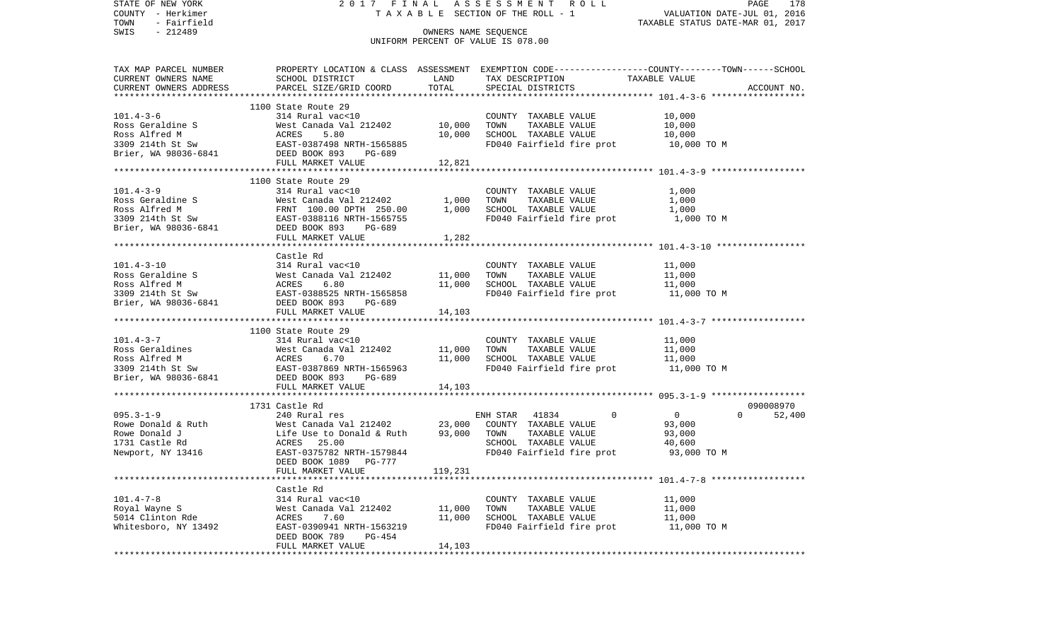STATE OF NEW YORK  2017 FINAL ASSESSMENT ROLL  
COUNTY - Herkimer  TAXABLE SECTION OF THE ROLL - 1  VALUATION DATE-JUL 01, 2016  
TOWN - Fairfield  TAXABLE STATUS DATE-MAR 01, 2017  
SWIS - 212489  OWNERS NAME SEQUENCE  
UNIFORM PERCENT OF VALUE IS 078.00

| TAX MAP PARCEL NUMBER / CURRENT OWNERS NAME / CURRENT OWNERS ADDRESS | PROPERTY LOCATION & CLASS / SCHOOL DISTRICT / PARCEL SIZE/GRID COORD | ASSESSMENT LAND | TOTAL | EXEMPTION CODE / TAX DESCRIPTION / SPECIAL DISTRICTS | COUNTY--------TOWN------SCHOOL TAXABLE VALUE | ACCOUNT NO. |
|---|---|---|---|---|---|---|
| **101.4-3-6** | 1100 State Route 29 | | | | | |
| 101.4-3-6 | 314 Rural vac<10 | | | COUNTY TAXABLE VALUE | 10,000 | |
| Ross Geraldine S | West Canada Val 212402 | 10,000 | | TOWN TAXABLE VALUE | 10,000 | |
| Ross Alfred M | ACRES 5.80 | | 10,000 | SCHOOL TAXABLE VALUE | 10,000 | |
| 3309 214th St Sw | EAST-0387498 NRTH-1565885 | | | FD040 Fairfield fire prot | 10,000 TO M | |
| Brier, WA 98036-6841 | DEED BOOK 893 PG-689 | | | | | |
| | FULL MARKET VALUE | | 12,821 | | | |
| **101.4-3-9** | 1100 State Route 29 | | | | | |
| 101.4-3-9 | 314 Rural vac<10 | | | COUNTY TAXABLE VALUE | 1,000 | |
| Ross Geraldine S | West Canada Val 212402 | 1,000 | | TOWN TAXABLE VALUE | 1,000 | |
| Ross Alfred M | FRNT 100.00 DPTH 250.00 | | 1,000 | SCHOOL TAXABLE VALUE | 1,000 | |
| 3309 214th St Sw | EAST-0388116 NRTH-1565755 | | | FD040 Fairfield fire prot | 1,000 TO M | |
| Brier, WA 98036-6841 | DEED BOOK 893 PG-689 | | | | | |
| | FULL MARKET VALUE | | 1,282 | | | |
| **101.4-3-10** | Castle Rd | | | | | |
| 101.4-3-10 | 314 Rural vac<10 | | | COUNTY TAXABLE VALUE | 11,000 | |
| Ross Geraldine S | West Canada Val 212402 | 11,000 | | TOWN TAXABLE VALUE | 11,000 | |
| Ross Alfred M | ACRES 6.80 | | 11,000 | SCHOOL TAXABLE VALUE | 11,000 | |
| 3309 214th St Sw | EAST-0388525 NRTH-1565858 | | | FD040 Fairfield fire prot | 11,000 TO M | |
| Brier, WA 98036-6841 | DEED BOOK 893 PG-689 | | | | | |
| | FULL MARKET VALUE | | 14,103 | | | |
| **101.4-3-7** | 1100 State Route 29 | | | | | |
| 101.4-3-7 | 314 Rural vac<10 | | | COUNTY TAXABLE VALUE | 11,000 | |
| Ross Geraldines | West Canada Val 212402 | 11,000 | | TOWN TAXABLE VALUE | 11,000 | |
| Ross Alfred M | ACRES 6.70 | | 11,000 | SCHOOL TAXABLE VALUE | 11,000 | |
| 3309 214th St Sw | EAST-0387869 NRTH-1565963 | | | FD040 Fairfield fire prot | 11,000 TO M | |
| Brier, WA 98036-6841 | DEED BOOK 893 PG-689 | | | | | |
| | FULL MARKET VALUE | | 14,103 | | | |
| **095.3-1-9** | 1731 Castle Rd | | | | | 090008970 |
| 095.3-1-9 | 240 Rural res | | | ENH STAR 41834 | 0 0 0 | 52,400 |
| Rowe Donald & Ruth | West Canada Val 212402 | 23,000 | | COUNTY TAXABLE VALUE | 93,000 | |
| Rowe Donald J | Life Use to Donald & Ruth | | 93,000 | TOWN TAXABLE VALUE | 93,000 | |
| 1731 Castle Rd | ACRES 25.00 | | | SCHOOL TAXABLE VALUE | 40,600 | |
| Newport, NY 13416 | EAST-0375782 NRTH-1579844 | | | FD040 Fairfield fire prot | 93,000 TO M | |
| | DEED BOOK 1089 PG-777 | | | | | |
| | FULL MARKET VALUE | | 119,231 | | | |
| **101.4-7-8** | Castle Rd | | | | | |
| 101.4-7-8 | 314 Rural vac<10 | | | COUNTY TAXABLE VALUE | 11,000 | |
| Royal Wayne S | West Canada Val 212402 | 11,000 | | TOWN TAXABLE VALUE | 11,000 | |
| 5014 Clinton Rde | ACRES 7.60 | | 11,000 | SCHOOL TAXABLE VALUE | 11,000 | |
| Whitesboro, NY 13492 | EAST-0390941 NRTH-1563219 | | | FD040 Fairfield fire prot | 11,000 TO M | |
| | DEED BOOK 789 PG-454 | | | | | |
| | FULL MARKET VALUE | | 14,103 | | | |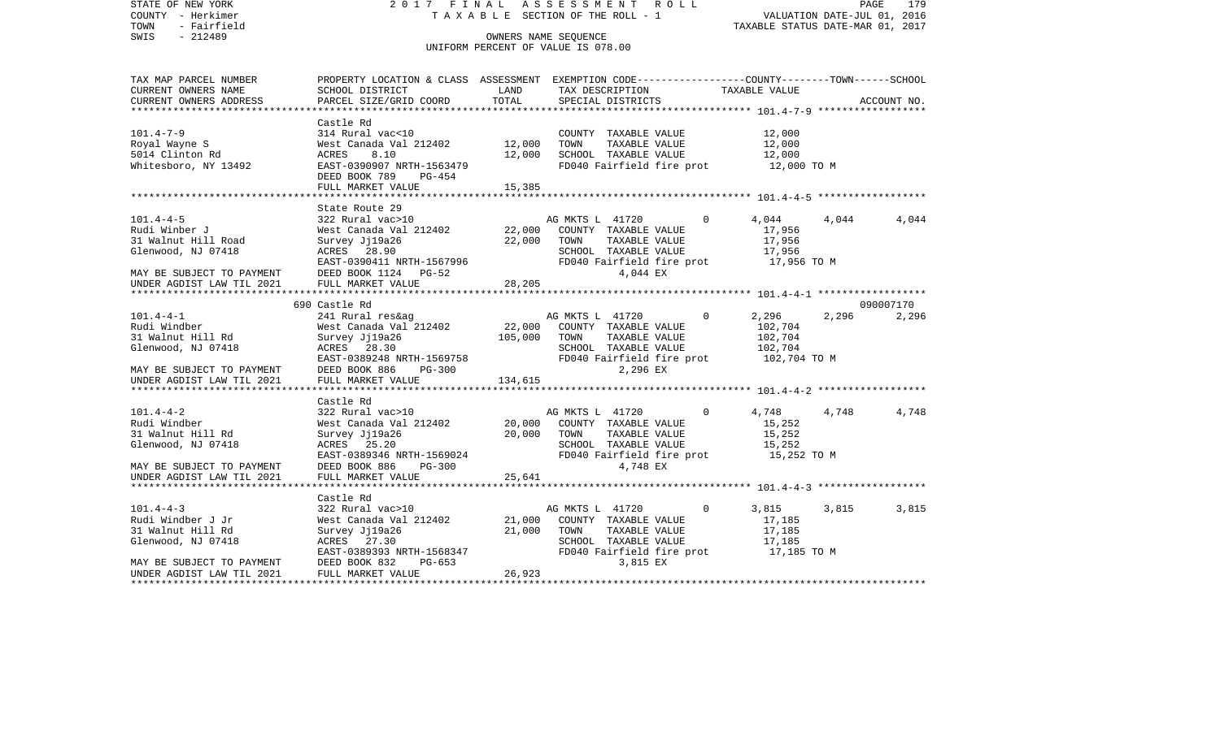STATE OF NEW YORK
COUNTY - Herkimer
TOWN - Fairfield
SWIS - 212489

2 0 1 7 F I N A L A S S E S S M E N T R O L L
T A X A B L E SECTION OF THE ROLL - 1

VALUATION DATE-JUL 01, 2016
TAXABLE STATUS DATE-MAR 01, 2017

OWNERS NAME SEQUENCE
UNIFORM PERCENT OF VALUE IS 078.00

| TAX MAP PARCEL NUMBER / CURRENT OWNERS NAME / CURRENT OWNERS ADDRESS | PROPERTY LOCATION & CLASS / SCHOOL DISTRICT / PARCEL SIZE/GRID COORD | ASSESSMENT LAND | TOTAL | EXEMPTION CODE / TAX DESCRIPTION / SPECIAL DISTRICTS | COUNTY | TOWN | SCHOOL / ACCOUNT NO. |
|---|---|---|---|---|---|---|---|
| **101.4-7-9** | Castle Rd | | | | | | |
| Royal Wayne S | 314 Rural vac<10 | | | COUNTY TAXABLE VALUE | 12,000 | | |
| 5014 Clinton Rd | West Canada Val 212402 | 12,000 | | TOWN TAXABLE VALUE | | 12,000 | |
| Whitesboro, NY 13492 | ACRES 8.10 | | 12,000 | SCHOOL TAXABLE VALUE | | | 12,000 |
| | EAST-0390907 NRTH-1563479 | | | FD040 Fairfield fire prot | 12,000 TO M | | |
| | DEED BOOK 789 PG-454 | | | | | | |
| | FULL MARKET VALUE | 15,385 | | | | | |
| **101.4-4-5** | State Route 29 | | | | | | |
| Rudi Winber J | 322 Rural vac>10 | | | AG MKTS L 41720 0 | 4,044 | 4,044 | 4,044 |
| 31 Walnut Hill Road | West Canada Val 212402 | 22,000 | | COUNTY TAXABLE VALUE | 17,956 | | |
| Glenwood, NJ 07418 | Survey Jj19a26 | | 22,000 | TOWN TAXABLE VALUE | | 17,956 | |
| | ACRES 28.90 | | | SCHOOL TAXABLE VALUE | | | 17,956 |
| | EAST-0390411 NRTH-1567996 | | | FD040 Fairfield fire prot | 17,956 TO M | | |
| MAY BE SUBJECT TO PAYMENT | DEED BOOK 1124 PG-52 | | | 4,044 EX | | | |
| UNDER AGDIST LAW TIL 2021 | FULL MARKET VALUE | 28,205 | | | | | |
| **101.4-4-1** | 690 Castle Rd | | | | | | 090007170 |
| Rudi Windber | 241 Rural res&ag | | | AG MKTS L 41720 0 | 2,296 | 2,296 | 2,296 |
| 31 Walnut Hill Rd | West Canada Val 212402 | 22,000 | | COUNTY TAXABLE VALUE | 102,704 | | |
| Glenwood, NJ 07418 | Survey Jj19a26 | | 105,000 | TOWN TAXABLE VALUE | | 102,704 | |
| | ACRES 28.30 | | | SCHOOL TAXABLE VALUE | | | 102,704 |
| | EAST-0389248 NRTH-1569758 | | | FD040 Fairfield fire prot | 102,704 TO M | | |
| MAY BE SUBJECT TO PAYMENT | DEED BOOK 886 PG-300 | | | 2,296 EX | | | |
| UNDER AGDIST LAW TIL 2021 | FULL MARKET VALUE | 134,615 | | | | | |
| **101.4-4-2** | Castle Rd | | | | | | |
| Rudi Windber | 322 Rural vac>10 | | | AG MKTS L 41720 0 | 4,748 | 4,748 | 4,748 |
| 31 Walnut Hill Rd | West Canada Val 212402 | 20,000 | | COUNTY TAXABLE VALUE | 15,252 | | |
| Glenwood, NJ 07418 | Survey Jj19a26 | | 20,000 | TOWN TAXABLE VALUE | | 15,252 | |
| | ACRES 25.20 | | | SCHOOL TAXABLE VALUE | | | 15,252 |
| | EAST-0389346 NRTH-1569024 | | | FD040 Fairfield fire prot | 15,252 TO M | | |
| MAY BE SUBJECT TO PAYMENT | DEED BOOK 886 PG-300 | | | 4,748 EX | | | |
| UNDER AGDIST LAW TIL 2021 | FULL MARKET VALUE | 25,641 | | | | | |
| **101.4-4-3** | Castle Rd | | | | | | |
| Rudi Windber J Jr | 322 Rural vac>10 | | | AG MKTS L 41720 0 | 3,815 | 3,815 | 3,815 |
| 31 Walnut Hill Rd | West Canada Val 212402 | 21,000 | | COUNTY TAXABLE VALUE | 17,185 | | |
| Glenwood, NJ 07418 | Survey Jj19a26 | | 21,000 | TOWN TAXABLE VALUE | | 17,185 | |
| | ACRES 27.30 | | | SCHOOL TAXABLE VALUE | | | 17,185 |
| | EAST-0389393 NRTH-1568347 | | | FD040 Fairfield fire prot | 17,185 TO M | | |
| MAY BE SUBJECT TO PAYMENT | DEED BOOK 832 PG-653 | | | 3,815 EX | | | |
| UNDER AGDIST LAW TIL 2021 | FULL MARKET VALUE | 26,923 | | | | | |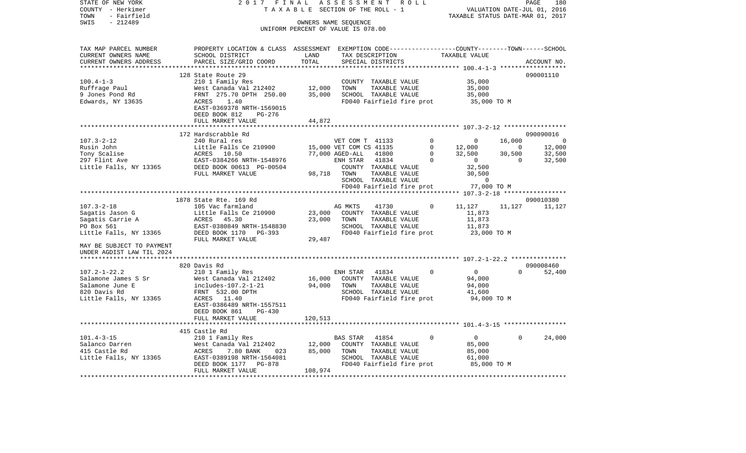STATE OF NEW YORK    2 0 1 7   F I N A L   A S S E S S M E N T   R O L L    PAGE 180
COUNTY - Herkimer    T A X A B L E  SECTION OF THE ROLL - 1    VALUATION DATE-JUL 01, 2016
TOWN - Fairfield    TAXABLE STATUS DATE-MAR 01, 2017
SWIS - 212489    OWNERS NAME SEQUENCE
UNIFORM PERCENT OF VALUE IS 078.00

| TAX MAP PARCEL NUMBER / CURRENT OWNERS NAME / CURRENT OWNERS ADDRESS | PROPERTY LOCATION & CLASS / SCHOOL DISTRICT / PARCEL SIZE/GRID COORD | ASSESSMENT LAND | TOTAL | EXEMPTION CODE / TAX DESCRIPTION / SPECIAL DISTRICTS | | COUNTY TAXABLE VALUE | TOWN | SCHOOL / ACCOUNT NO. |
|---|---|---|---|---|---|---|---|---|
| **100.4-1-3** | 128 State Route 29 | | | | | | | 090001110 |
| 100.4-1-3 | 210 1 Family Res | | | COUNTY TAXABLE VALUE | | 35,000 | | |
| Ruffrage Paul | West Canada Val 212402 | 12,000 | | TOWN TAXABLE VALUE | | 35,000 | | |
| 9 Jones Pond Rd | FRNT 275.70 DPTH 250.00 | | 35,000 | SCHOOL TAXABLE VALUE | | 35,000 | | |
| Edwards, NY 13635 | ACRES 1.40 | | | FD040 Fairfield fire prot | | 35,000 TO M | | |
| | EAST-0369378 NRTH-1569015 | | | | | | | |
| | DEED BOOK 812 PG-276 | | | | | | | |
| | FULL MARKET VALUE | 44,872 | | | | | | |
| **107.3-2-12** | 172 Hardscrabble Rd | | | | | | | 090090016 |
| 107.3-2-12 | 240 Rural res | | | VET COM T 41133 | 0 | 0 | 16,000 | 0 |
| Rusin John | Little Falls Ce 210900 | 15,000 | | VET COM CS 41135 | 0 | 12,000 | 0 | 12,000 |
| Tony Scalise | ACRES 10.50 | | 77,000 | AGED-ALL 41800 | 0 | 32,500 | 30,500 | 32,500 |
| 297 Flint Ave | EAST-0384266 NRTH-1548976 | | | ENH STAR 41834 | 0 | 0 | 0 | 32,500 |
| Little Falls, NY 13365 | DEED BOOK 00613 PG-00504 | | | COUNTY TAXABLE VALUE | | 32,500 | | |
| | FULL MARKET VALUE | 98,718 | | TOWN TAXABLE VALUE | | 30,500 | | |
| | | | | SCHOOL TAXABLE VALUE | | 0 | | |
| | | | | FD040 Fairfield fire prot | | 77,000 TO M | | |
| **107.3-2-18** | 1878 State Rte. 169 Rd | | | | | | | 090010380 |
| 107.3-2-18 | 105 Vac farmland | | | AG MKTS 41730 | 0 | 11,127 | 11,127 | 11,127 |
| Sagatis Jason G | Little Falls Ce 210900 | 23,000 | | COUNTY TAXABLE VALUE | | 11,873 | | |
| Sagatis Carrie A | ACRES 45.30 | | 23,000 | TOWN TAXABLE VALUE | | 11,873 | | |
| PO Box 561 | EAST-0380849 NRTH-1548830 | | | SCHOOL TAXABLE VALUE | | 11,873 | | |
| Little Falls, NY 13365 | DEED BOOK 1170 PG-393 | | | FD040 Fairfield fire prot | | 23,000 TO M | | |
| | FULL MARKET VALUE | 29,487 | | | | | | |
| MAY BE SUBJECT TO PAYMENT UNDER AGDIST LAW TIL 2024 | | | | | | | | |
| **107.2-1-22.2** | 820 Davis Rd | | | | | | | 090008460 |
| 107.2-1-22.2 | 210 1 Family Res | | | ENH STAR 41834 | 0 | 0 | 0 | 52,400 |
| Salamone James S Sr | West Canada Val 212402 | 16,000 | | COUNTY TAXABLE VALUE | | 94,000 | | |
| Salamone June E | includes-107.2-1-21 | | 94,000 | TOWN TAXABLE VALUE | | 94,000 | | |
| 820 Davis Rd | FRNT 532.00 DPTH | | | SCHOOL TAXABLE VALUE | | 41,600 | | |
| Little Falls, NY 13365 | ACRES 11.40 | | | FD040 Fairfield fire prot | | 94,000 TO M | | |
| | EAST-0386489 NRTH-1557511 | | | | | | | |
| | DEED BOOK 861 PG-430 | | | | | | | |
| | FULL MARKET VALUE | 120,513 | | | | | | |
| **101.4-3-15** | 415 Castle Rd | | | | | | | |
| 101.4-3-15 | 210 1 Family Res | | | BAS STAR 41854 | 0 | 0 | 0 | 24,000 |
| Salanco Darren | West Canada Val 212402 | 12,000 | | COUNTY TAXABLE VALUE | | 85,000 | | |
| 415 Castle Rd | ACRES 7.80 BANK 023 | | 85,000 | TOWN TAXABLE VALUE | | 85,000 | | |
| Little Falls, NY 13365 | EAST-0389198 NRTH-1564081 | | | SCHOOL TAXABLE VALUE | | 61,000 | | |
| | DEED BOOK 1177 PG-878 | | | FD040 Fairfield fire prot | | 85,000 TO M | | |
| | FULL MARKET VALUE | 108,974 | | | | | | |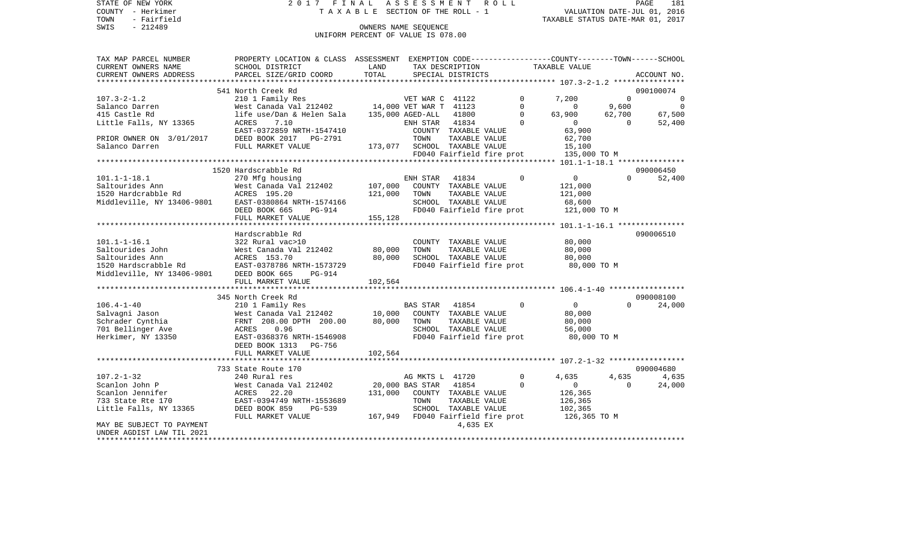STATE OF NEW YORK
COUNTY - Herkimer
TOWN - Fairfield
SWIS - 212489

2017 FINAL ASSESSMENT ROLL
TAXABLE SECTION OF THE ROLL - 1
OWNERS NAME SEQUENCE
UNIFORM PERCENT OF VALUE IS 078.00

VALUATION DATE-JUL 01, 2016
TAXABLE STATUS DATE-MAR 01, 2017

| TAX MAP PARCEL NUMBER / CURRENT OWNERS NAME / CURRENT OWNERS ADDRESS | PROPERTY LOCATION & CLASS / SCHOOL DISTRICT / PARCEL SIZE/GRID COORD | ASSESSMENT LAND | TOTAL | EXEMPTION CODE / TAX DESCRIPTION / SPECIAL DISTRICTS | | COUNTY | TOWN | SCHOOL | ACCOUNT NO. |
|---|---|---|---|---|---|---|---|---|---|
| | 541 North Creek Rd | | | | | | | | 090100074 |
| 107.3-2-1.2 | 210 1 Family Res | | | VET WAR C 41122 | 0 | 7,200 | 0 | 0 | |
| Salanco Darren | West Canada Val 212402 | 14,000 | | VET WAR T 41123 | 0 | 0 | 9,600 | 0 | |
| 415 Castle Rd | life use/Dan & Helen Sala | | 135,000 | AGED-ALL 41800 | 0 | 63,900 | 62,700 | 67,500 | |
| Little Falls, NY 13365 | ACRES 7.10 | | | ENH STAR 41834 | 0 | 0 | 0 | 52,400 | |
| | EAST-0372859 NRTH-1547410 | | | COUNTY TAXABLE VALUE | | 63,900 | | | |
| PRIOR OWNER ON 3/01/2017 | DEED BOOK 2017 PG-2791 | | | TOWN TAXABLE VALUE | | 62,700 | | | |
| Salanco Darren | FULL MARKET VALUE | | 173,077 | SCHOOL TAXABLE VALUE | | 15,100 | | | |
| | | | | FD040 Fairfield fire prot | | 135,000 TO M | | | |
| | 1520 Hardscrabble Rd | | | | | | | | 090006450 |
| 101.1-1-18.1 | 270 Mfg housing | | | ENH STAR 41834 | 0 | 0 | 0 | 52,400 | |
| Saltourides Ann | West Canada Val 212402 | 107,000 | | COUNTY TAXABLE VALUE | | 121,000 | | | |
| 1520 Hardcrabble Rd | ACRES 195.20 | | 121,000 | TOWN TAXABLE VALUE | | 121,000 | | | |
| Middleville, NY 13406-9801 | EAST-0380864 NRTH-1574166 | | | SCHOOL TAXABLE VALUE | | 68,600 | | | |
| | DEED BOOK 665 PG-914 | | | FD040 Fairfield fire prot | | 121,000 TO M | | | |
| | FULL MARKET VALUE | | 155,128 | | | | | | |
| | Hardscrabble Rd | | | | | | | | 090006510 |
| 101.1-1-16.1 | 322 Rural vac>10 | | | COUNTY TAXABLE VALUE | | 80,000 | | | |
| Saltourides John | West Canada Val 212402 | 80,000 | | TOWN TAXABLE VALUE | | 80,000 | | | |
| Saltourides Ann | ACRES 153.70 | | 80,000 | SCHOOL TAXABLE VALUE | | 80,000 | | | |
| 1520 Hardscrabble Rd | EAST-0378786 NRTH-1573729 | | | FD040 Fairfield fire prot | | 80,000 TO M | | | |
| Middleville, NY 13406-9801 | DEED BOOK 665 PG-914 | | | | | | | | |
| | FULL MARKET VALUE | | 102,564 | | | | | | |
| | 345 North Creek Rd | | | | | | | | 090008100 |
| 106.4-1-40 | 210 1 Family Res | | | BAS STAR 41854 | 0 | 0 | 0 | 24,000 | |
| Salvagni Jason | West Canada Val 212402 | 10,000 | | COUNTY TAXABLE VALUE | | 80,000 | | | |
| Schrader Cynthia | FRNT 208.00 DPTH 200.00 | | 80,000 | TOWN TAXABLE VALUE | | 80,000 | | | |
| 701 Bellinger Ave | ACRES 0.96 | | | SCHOOL TAXABLE VALUE | | 56,000 | | | |
| Herkimer, NY 13350 | EAST-0368376 NRTH-1546908 | | | FD040 Fairfield fire prot | | 80,000 TO M | | | |
| | DEED BOOK 1313 PG-756 | | | | | | | | |
| | FULL MARKET VALUE | | 102,564 | | | | | | |
| | 733 State Route 170 | | | | | | | | 090004680 |
| 107.2-1-32 | 240 Rural res | | | AG MKTS L 41720 | 0 | 4,635 | 4,635 | 4,635 | |
| Scanlon John P | West Canada Val 212402 | 20,000 | | BAS STAR 41854 | 0 | 0 | 0 | 24,000 | |
| Scanlon Jennifer | ACRES 22.20 | | 131,000 | COUNTY TAXABLE VALUE | | 126,365 | | | |
| 733 State Rte 170 | EAST-0394749 NRTH-1553689 | | | TOWN TAXABLE VALUE | | 126,365 | | | |
| Little Falls, NY 13365 | DEED BOOK 859 PG-539 | | | SCHOOL TAXABLE VALUE | | 102,365 | | | |
| | FULL MARKET VALUE | | 167,949 | FD040 Fairfield fire prot | | 126,365 TO M | | | |
| MAY BE SUBJECT TO PAYMENT | | | | 4,635 EX | | | | | |
| UNDER AGDIST LAW TIL 2021 | | | | | | | | | |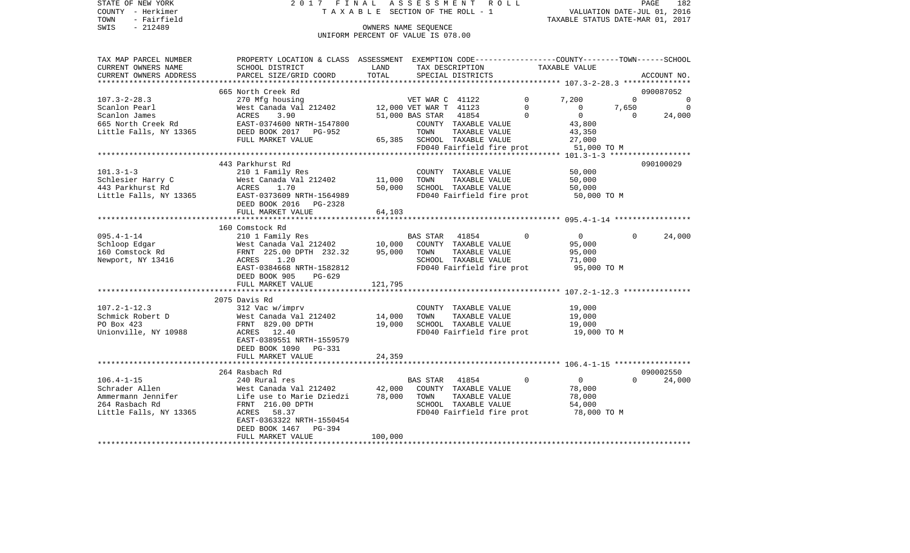STATE OF NEW YORK 2017 FINAL ASSESSMENT ROLL
COUNTY - Herkimer TAXABLE SECTION OF THE ROLL - 1 VALUATION DATE-JUL 01, 2016
TOWN - Fairfield TAXABLE STATUS DATE-MAR 01, 2017
SWIS - 212489 OWNERS NAME SEQUENCE
UNIFORM PERCENT OF VALUE IS 078.00

| TAX MAP PARCEL NUMBER / CURRENT OWNERS NAME / CURRENT OWNERS ADDRESS | PROPERTY LOCATION & CLASS / SCHOOL DISTRICT / PARCEL SIZE/GRID COORD | ASSESSMENT LAND / TOTAL | EXEMPTION CODE / TAX DESCRIPTION / SPECIAL DISTRICTS | COUNTY TAXABLE VALUE | TOWN | SCHOOL | ACCOUNT NO. |
|---|---|---|---|---|---|---|---|
| | 665 North Creek Rd | | | | | | 090087052 |
| 107.3-2-28.3 | 270 Mfg housing | | VET WAR C 41122 0 | 7,200 | 0 | 0 | |
| Scanlon Pearl | West Canada Val 212402 | 12,000 | VET WAR T 41123 0 | 0 | 7,650 | 0 | |
| Scanlon James | ACRES 3.90 | 51,000 | BAS STAR 41854 0 | 0 | 0 | 24,000 | |
| 665 North Creek Rd | EAST-0374600 NRTH-1547800 | | COUNTY TAXABLE VALUE | 43,800 | | | |
| Little Falls, NY 13365 | DEED BOOK 2017 PG-952 | | TOWN TAXABLE VALUE | 43,350 | | | |
| | FULL MARKET VALUE | 65,385 | SCHOOL TAXABLE VALUE | 27,000 | | | |
| | | | FD040 Fairfield fire prot | 51,000 TO M | | | |
| | 443 Parkhurst Rd | | | | | | 090100029 |
| 101.3-1-3 | 210 1 Family Res | | COUNTY TAXABLE VALUE | 50,000 | | | |
| Schlesier Harry C | West Canada Val 212402 | 11,000 | TOWN TAXABLE VALUE | 50,000 | | | |
| 443 Parkhurst Rd | ACRES 1.70 | 50,000 | SCHOOL TAXABLE VALUE | 50,000 | | | |
| Little Falls, NY 13365 | EAST-0373609 NRTH-1564989 | | FD040 Fairfield fire prot | 50,000 TO M | | | |
| | DEED BOOK 2016 PG-2328 | | | | | | |
| | FULL MARKET VALUE | 64,103 | | | | | |
| | 160 Comstock Rd | | | | | | |
| 095.4-1-14 | 210 1 Family Res | | BAS STAR 41854 0 | 0 | 0 | 24,000 | |
| Schloop Edgar | West Canada Val 212402 | 10,000 | COUNTY TAXABLE VALUE | 95,000 | | | |
| 160 Comstock Rd | FRNT 225.00 DPTH 232.32 | 95,000 | TOWN TAXABLE VALUE | 95,000 | | | |
| Newport, NY 13416 | ACRES 1.20 | | SCHOOL TAXABLE VALUE | 71,000 | | | |
| | EAST-0384668 NRTH-1582812 | | FD040 Fairfield fire prot | 95,000 TO M | | | |
| | DEED BOOK 905 PG-629 | | | | | | |
| | FULL MARKET VALUE | 121,795 | | | | | |
| | 2075 Davis Rd | | | | | | |
| 107.2-1-12.3 | 312 Vac w/imprv | | COUNTY TAXABLE VALUE | 19,000 | | | |
| Schmick Robert D | West Canada Val 212402 | 14,000 | TOWN TAXABLE VALUE | 19,000 | | | |
| PO Box 423 | FRNT 829.00 DPTH | 19,000 | SCHOOL TAXABLE VALUE | 19,000 | | | |
| Unionville, NY 10988 | ACRES 12.40 | | FD040 Fairfield fire prot | 19,000 TO M | | | |
| | EAST-0389551 NRTH-1559579 | | | | | | |
| | DEED BOOK 1090 PG-331 | | | | | | |
| | FULL MARKET VALUE | 24,359 | | | | | |
| | 264 Rasbach Rd | | | | | | 090002550 |
| 106.4-1-15 | 240 Rural res | | BAS STAR 41854 0 | 0 | 0 | 24,000 | |
| Schrader Allen | West Canada Val 212402 | 42,000 | COUNTY TAXABLE VALUE | 78,000 | | | |
| Ammermann Jennifer | Life use to Marie Dziedzi | 78,000 | TOWN TAXABLE VALUE | 78,000 | | | |
| 264 Rasbach Rd | FRNT 216.00 DPTH | | SCHOOL TAXABLE VALUE | 54,000 | | | |
| Little Falls, NY 13365 | ACRES 58.37 | | FD040 Fairfield fire prot | 78,000 TO M | | | |
| | EAST-0363322 NRTH-1550454 | | | | | | |
| | DEED BOOK 1467 PG-394 | | | | | | |
| | FULL MARKET VALUE | 100,000 | | | | | |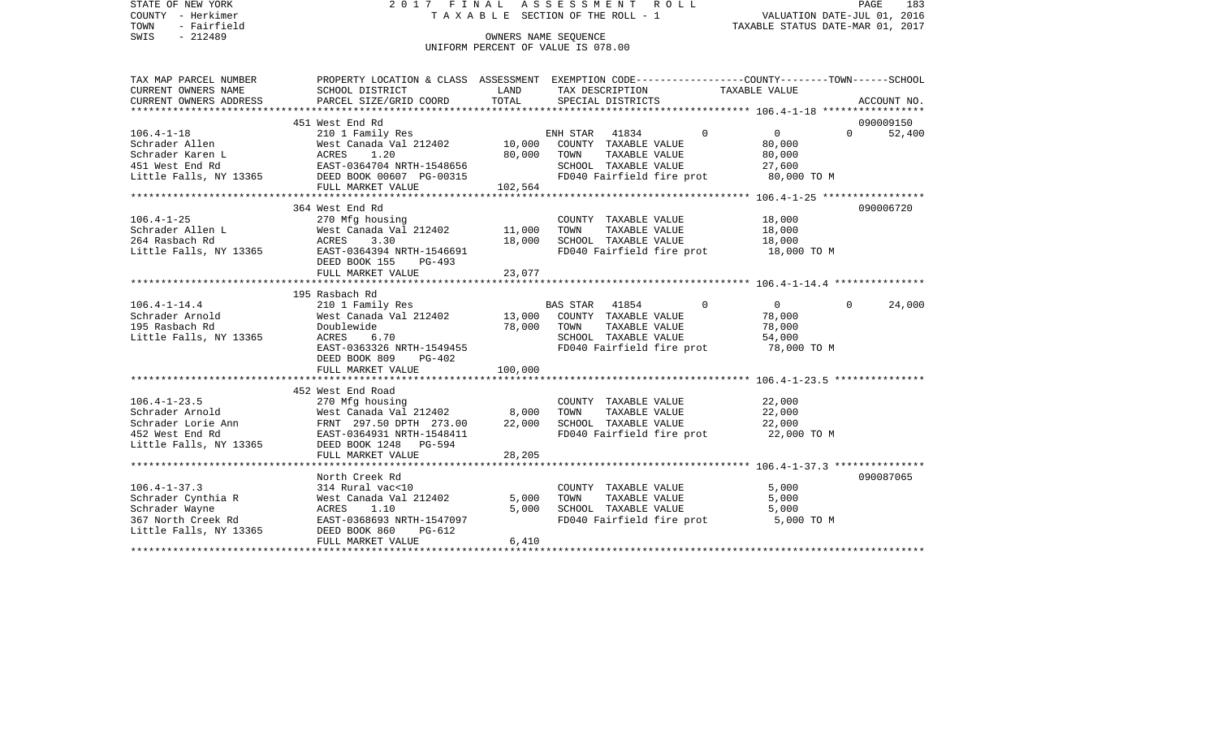STATE OF NEW YORK 2 0 1 7 F I N A L A S S E S S M E N T R O L L
COUNTY - Herkimer T A X A B L E SECTION OF THE ROLL - 1 VALUATION DATE-JUL 01, 2016
TOWN - Fairfield TAXABLE STATUS DATE-MAR 01, 2017
SWIS - 212489 OWNERS NAME SEQUENCE
UNIFORM PERCENT OF VALUE IS 078.00

| TAX MAP PARCEL NUMBER / CURRENT OWNERS NAME / CURRENT OWNERS ADDRESS | PROPERTY LOCATION & CLASS / SCHOOL DISTRICT / PARCEL SIZE/GRID COORD | ASSESSMENT LAND | TOTAL | EXEMPTION CODE / TAX DESCRIPTION / SPECIAL DISTRICTS | COUNTY | TOWN | SCHOOL / TAXABLE VALUE | ACCOUNT NO. |
|---|---|---|---|---|---|---|---|---|
| | 451 West End Rd | | | | | | | 090009150 |
| 106.4-1-18 | 210 1 Family Res | | | ENH STAR 41834 | 0 | 0 | 0 | 52,400 |
| Schrader Allen | West Canada Val 212402 | 10,000 | | COUNTY TAXABLE VALUE | 80,000 | | | |
| Schrader Karen L | ACRES 1.20 | | 80,000 | TOWN TAXABLE VALUE | | 80,000 | | |
| 451 West End Rd | EAST-0364704 NRTH-1548656 | | | SCHOOL TAXABLE VALUE | | | 27,600 | |
| Little Falls, NY 13365 | DEED BOOK 00607 PG-00315 | | | FD040 Fairfield fire prot | 80,000 TO M | | | |
| | FULL MARKET VALUE | | 102,564 | | | | | |
| | 364 West End Rd | | | | | | | 090006720 |
| 106.4-1-25 | 270 Mfg housing | | | COUNTY TAXABLE VALUE | 18,000 | | | |
| Schrader Allen L | West Canada Val 212402 | 11,000 | | TOWN TAXABLE VALUE | | 18,000 | | |
| 264 Rasbach Rd | ACRES 3.30 | | 18,000 | SCHOOL TAXABLE VALUE | | | 18,000 | |
| Little Falls, NY 13365 | EAST-0364394 NRTH-1546691 | | | FD040 Fairfield fire prot | 18,000 TO M | | | |
| | DEED BOOK 155 PG-493 | | | | | | | |
| | FULL MARKET VALUE | | 23,077 | | | | | |
| | 195 Rasbach Rd | | | | | | | |
| 106.4-1-14.4 | 210 1 Family Res | | | BAS STAR 41854 | 0 | 0 | 0 | 24,000 |
| Schrader Arnold | West Canada Val 212402 | 13,000 | | COUNTY TAXABLE VALUE | 78,000 | | | |
| 195 Rasbach Rd | Doublewide | | 78,000 | TOWN TAXABLE VALUE | | 78,000 | | |
| Little Falls, NY 13365 | ACRES 6.70 | | | SCHOOL TAXABLE VALUE | | | 54,000 | |
| | EAST-0363326 NRTH-1549455 | | | FD040 Fairfield fire prot | 78,000 TO M | | | |
| | DEED BOOK 809 PG-402 | | | | | | | |
| | FULL MARKET VALUE | | 100,000 | | | | | |
| | 452 West End Road | | | | | | | |
| 106.4-1-23.5 | 270 Mfg housing | | | COUNTY TAXABLE VALUE | 22,000 | | | |
| Schrader Arnold | West Canada Val 212402 | 8,000 | | TOWN TAXABLE VALUE | | 22,000 | | |
| Schrader Lorie Ann | FRNT 297.50 DPTH 273.00 | | 22,000 | SCHOOL TAXABLE VALUE | | | 22,000 | |
| 452 West End Rd | EAST-0364931 NRTH-1548411 | | | FD040 Fairfield fire prot | 22,000 TO M | | | |
| Little Falls, NY 13365 | DEED BOOK 1248 PG-594 | | | | | | | |
| | FULL MARKET VALUE | | 28,205 | | | | | |
| | North Creek Rd | | | | | | | 090087065 |
| 106.4-1-37.3 | 314 Rural vac<10 | | | COUNTY TAXABLE VALUE | 5,000 | | | |
| Schrader Cynthia R | West Canada Val 212402 | 5,000 | | TOWN TAXABLE VALUE | | 5,000 | | |
| Schrader Wayne | ACRES 1.10 | | 5,000 | SCHOOL TAXABLE VALUE | | | 5,000 | |
| 367 North Creek Rd | EAST-0368693 NRTH-1547097 | | | FD040 Fairfield fire prot | 5,000 TO M | | | |
| Little Falls, NY 13365 | DEED BOOK 860 PG-612 | | | | | | | |
| | FULL MARKET VALUE | | 6,410 | | | | | |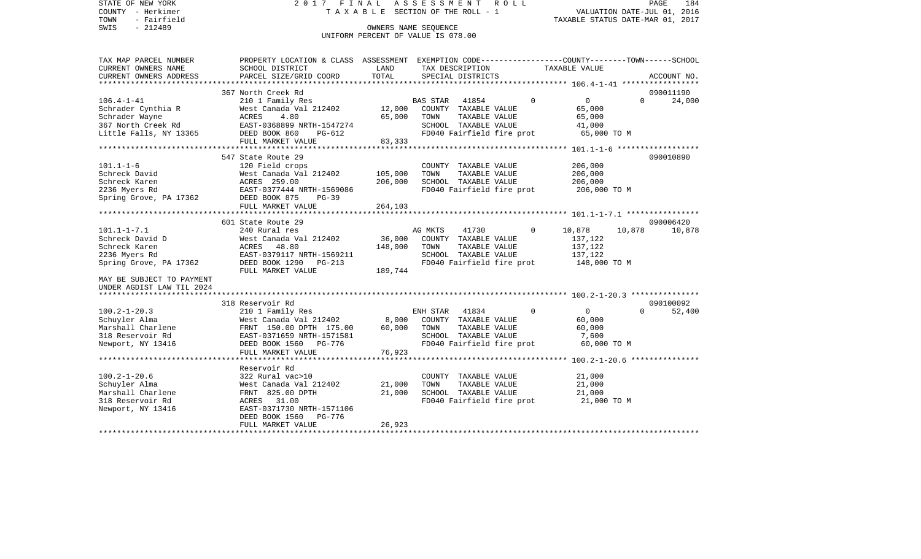STATE OF NEW YORK
COUNTY - Herkimer
TOWN - Fairfield
SWIS - 212489

2017 FINAL ASSESSMENT ROLL
TAXABLE SECTION OF THE ROLL - 1
OWNERS NAME SEQUENCE
UNIFORM PERCENT OF VALUE IS 078.00

VALUATION DATE-JUL 01, 2016
TAXABLE STATUS DATE-MAR 01, 2017

| TAX MAP PARCEL NUMBER / CURRENT OWNERS NAME / CURRENT OWNERS ADDRESS | PROPERTY LOCATION & CLASS / SCHOOL DISTRICT / PARCEL SIZE/GRID COORD | ASSESSMENT LAND | TOTAL | EXEMPTION CODE / TAX DESCRIPTION / SPECIAL DISTRICTS | COUNTY | TOWN | SCHOOL | ACCOUNT NO. |
|---|---|---|---|---|---|---|---|---|
| **106.4-1-41** | 367 North Creek Rd | | | | | | | 090011190 |
| 106.4-1-41 | 210 1 Family Res | | | BAS STAR 41854 | 0 | 0 | 0 | 24,000 |
| Schrader Cynthia R | West Canada Val 212402 | 12,000 | | COUNTY TAXABLE VALUE | 65,000 | | | |
| Schrader Wayne | ACRES 4.80 | | 65,000 | TOWN TAXABLE VALUE | 65,000 | | | |
| 367 North Creek Rd | EAST-0368899 NRTH-1547274 | | | SCHOOL TAXABLE VALUE | 41,000 | | | |
| Little Falls, NY 13365 | DEED BOOK 860 PG-612 | | | FD040 Fairfield fire prot | 65,000 TO M | | | |
| | FULL MARKET VALUE | | 83,333 | | | | | |
| **101.1-1-6** | 547 State Route 29 | | | | | | | 090010890 |
| 101.1-1-6 | 120 Field crops | | | COUNTY TAXABLE VALUE | 206,000 | | | |
| Schreck David | West Canada Val 212402 | 105,000 | | TOWN TAXABLE VALUE | 206,000 | | | |
| Schreck Karen | ACRES 259.00 | | 206,000 | SCHOOL TAXABLE VALUE | 206,000 | | | |
| 2236 Myers Rd | EAST-0377444 NRTH-1569086 | | | FD040 Fairfield fire prot | 206,000 TO M | | | |
| Spring Grove, PA 17362 | DEED BOOK 875 PG-39 | | | | | | | |
| | FULL MARKET VALUE | | 264,103 | | | | | |
| **101.1-1-7.1** | 601 State Route 29 | | | | | | | 090006420 |
| 101.1-1-7.1 | 240 Rural res | | | AG MKTS 41730 | 0 | 10,878 | 10,878 | 10,878 |
| Schreck David D | West Canada Val 212402 | 36,000 | | COUNTY TAXABLE VALUE | 137,122 | | | |
| Schreck Karen | ACRES 48.80 | | 148,000 | TOWN TAXABLE VALUE | 137,122 | | | |
| 2236 Myers Rd | EAST-0379117 NRTH-1569211 | | | SCHOOL TAXABLE VALUE | 137,122 | | | |
| Spring Grove, PA 17362 | DEED BOOK 1290 PG-213 | | | FD040 Fairfield fire prot | 148,000 TO M | | | |
| | FULL MARKET VALUE | | 189,744 | | | | | |
| MAY BE SUBJECT TO PAYMENT UNDER AGDIST LAW TIL 2024 | | | | | | | | |
| **100.2-1-20.3** | 318 Reservoir Rd | | | | | | | 090100092 |
| 100.2-1-20.3 | 210 1 Family Res | | | ENH STAR 41834 | 0 | 0 | 0 | 52,400 |
| Schuyler Alma | West Canada Val 212402 | 8,000 | | COUNTY TAXABLE VALUE | 60,000 | | | |
| Marshall Charlene | FRNT 150.00 DPTH 175.00 | | 60,000 | TOWN TAXABLE VALUE | 60,000 | | | |
| 318 Reservoir Rd | EAST-0371659 NRTH-1571581 | | | SCHOOL TAXABLE VALUE | 7,600 | | | |
| Newport, NY 13416 | DEED BOOK 1560 PG-776 | | | FD040 Fairfield fire prot | 60,000 TO M | | | |
| | FULL MARKET VALUE | | 76,923 | | | | | |
| **100.2-1-20.6** | Reservoir Rd | | | | | | | |
| 100.2-1-20.6 | 322 Rural vac>10 | | | COUNTY TAXABLE VALUE | 21,000 | | | |
| Schuyler Alma | West Canada Val 212402 | 21,000 | | TOWN TAXABLE VALUE | 21,000 | | | |
| Marshall Charlene | FRNT 825.00 DPTH | | 21,000 | SCHOOL TAXABLE VALUE | 21,000 | | | |
| 318 Reservoir Rd | ACRES 31.00 | | | FD040 Fairfield fire prot | 21,000 TO M | | | |
| Newport, NY 13416 | EAST-0371730 NRTH-1571106 | | | | | | | |
| | DEED BOOK 1560 PG-776 | | | | | | | |
| | FULL MARKET VALUE | | 26,923 | | | | | |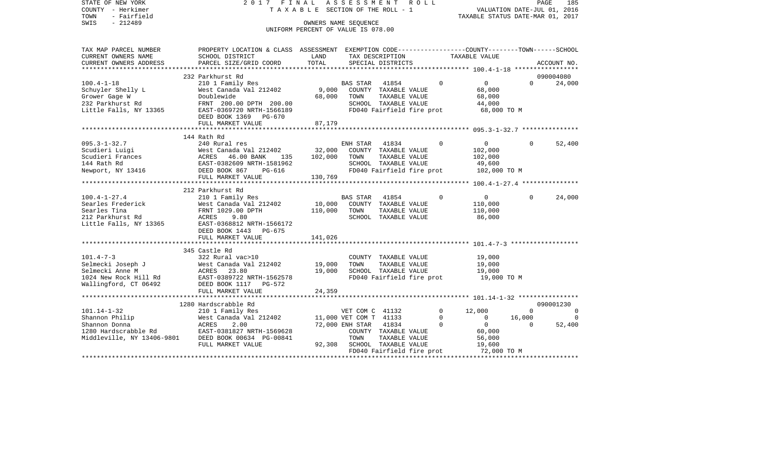STATE OF NEW YORK
COUNTY - Herkimer
TOWN - Fairfield
SWIS - 212489

2 0 1 7 F I N A L A S S E S S M E N T R O L L
T A X A B L E SECTION OF THE ROLL - 1
OWNERS NAME SEQUENCE
UNIFORM PERCENT OF VALUE IS 078.00

VALUATION DATE-JUL 01, 2016
TAXABLE STATUS DATE-MAR 01, 2017

| TAX MAP PARCEL NUMBER<br>CURRENT OWNERS NAME<br>CURRENT OWNERS ADDRESS | PROPERTY LOCATION & CLASS<br>SCHOOL DISTRICT<br>PARCEL SIZE/GRID COORD | ASSESSMENT<br>LAND<br>TOTAL | EXEMPTION CODE<br>TAX DESCRIPTION<br>SPECIAL DISTRICTS | | COUNTY<br>TAXABLE VALUE | TOWN | SCHOOL<br>ACCOUNT NO. |
|---|---|---|---|---|---|---|---|
| **100.4-1-18** | 232 Parkhurst Rd | | | | | | 090004080 |
| 100.4-1-18 | 210 1 Family Res | | BAS STAR 41854 | 0 | 0 | 0 | 24,000 |
| Schuyler Shelly L | West Canada Val 212402 | 9,000 | COUNTY TAXABLE VALUE | | 68,000 | | |
| Grower Gage W | Doublewide | 68,000 | TOWN TAXABLE VALUE | | 68,000 | | |
| 232 Parkhurst Rd | FRNT 200.00 DPTH 200.00 | | SCHOOL TAXABLE VALUE | | 44,000 | | |
| Little Falls, NY 13365 | EAST-0369720 NRTH-1566189 | | FD040 Fairfield fire prot | | 68,000 TO M | | |
| | DEED BOOK 1369 PG-670 | | | | | | |
| | FULL MARKET VALUE | 87,179 | | | | | |
| **095.3-1-32.7** | 144 Rath Rd | | | | | | |
| 095.3-1-32.7 | 240 Rural res | | ENH STAR 41834 | 0 | 0 | 0 | 52,400 |
| Scudieri Luigi | West Canada Val 212402 | 32,000 | COUNTY TAXABLE VALUE | | 102,000 | | |
| Scudieri Frances | ACRES 46.00 BANK 135 | 102,000 | TOWN TAXABLE VALUE | | 102,000 | | |
| 144 Rath Rd | EAST-0382609 NRTH-1581962 | | SCHOOL TAXABLE VALUE | | 49,600 | | |
| Newport, NY 13416 | DEED BOOK 867 PG-616 | | FD040 Fairfield fire prot | | 102,000 TO M | | |
| | FULL MARKET VALUE | 130,769 | | | | | |
| **100.4-1-27.4** | 212 Parkhurst Rd | | | | | | |
| 100.4-1-27.4 | 210 1 Family Res | | BAS STAR 41854 | 0 | 0 | 0 | 24,000 |
| Searles Frederick | West Canada Val 212402 | 10,000 | COUNTY TAXABLE VALUE | | 110,000 | | |
| Searles Tina | FRNT 1029.00 DPTH | 110,000 | TOWN TAXABLE VALUE | | 110,000 | | |
| 212 Parkhurst Rd | ACRES 9.80 | | SCHOOL TAXABLE VALUE | | 86,000 | | |
| Little Falls, NY 13365 | EAST-0368812 NRTH-1566172 | | | | | | |
| | DEED BOOK 1443 PG-675 | | | | | | |
| | FULL MARKET VALUE | 141,026 | | | | | |
| **101.4-7-3** | 345 Castle Rd | | | | | | |
| 101.4-7-3 | 322 Rural vac>10 | | COUNTY TAXABLE VALUE | | 19,000 | | |
| Selmecki Joseph J | West Canada Val 212402 | 19,000 | TOWN TAXABLE VALUE | | 19,000 | | |
| Selmecki Anne M | ACRES 23.80 | 19,000 | SCHOOL TAXABLE VALUE | | 19,000 | | |
| 1024 New Rock Hill Rd | EAST-0389722 NRTH-1562578 | | FD040 Fairfield fire prot | | 19,000 TO M | | |
| Wallingford, CT 06492 | DEED BOOK 1117 PG-572 | | | | | | |
| | FULL MARKET VALUE | 24,359 | | | | | |
| **101.14-1-32** | 1280 Hardscrabble Rd | | | | | | 090001230 |
| 101.14-1-32 | 210 1 Family Res | | VET COM C 41132 | 0 | 12,000 | 0 | 0 |
| Shannon Philip | West Canada Val 212402 | 11,000 | VET COM T 41133 | 0 | 0 | 16,000 | 0 |
| Shannon Donna | ACRES 2.00 | 72,000 | ENH STAR 41834 | 0 | 0 | 0 | 52,400 |
| 1280 Hardscrabble Rd | EAST-0381827 NRTH-1569628 | | COUNTY TAXABLE VALUE | | 60,000 | | |
| Middleville, NY 13406-9801 | DEED BOOK 00634 PG-00841 | | TOWN TAXABLE VALUE | | 56,000 | | |
| | FULL MARKET VALUE | 92,308 | SCHOOL TAXABLE VALUE | | 19,600 | | |
| | | | FD040 Fairfield fire prot | | 72,000 TO M | | |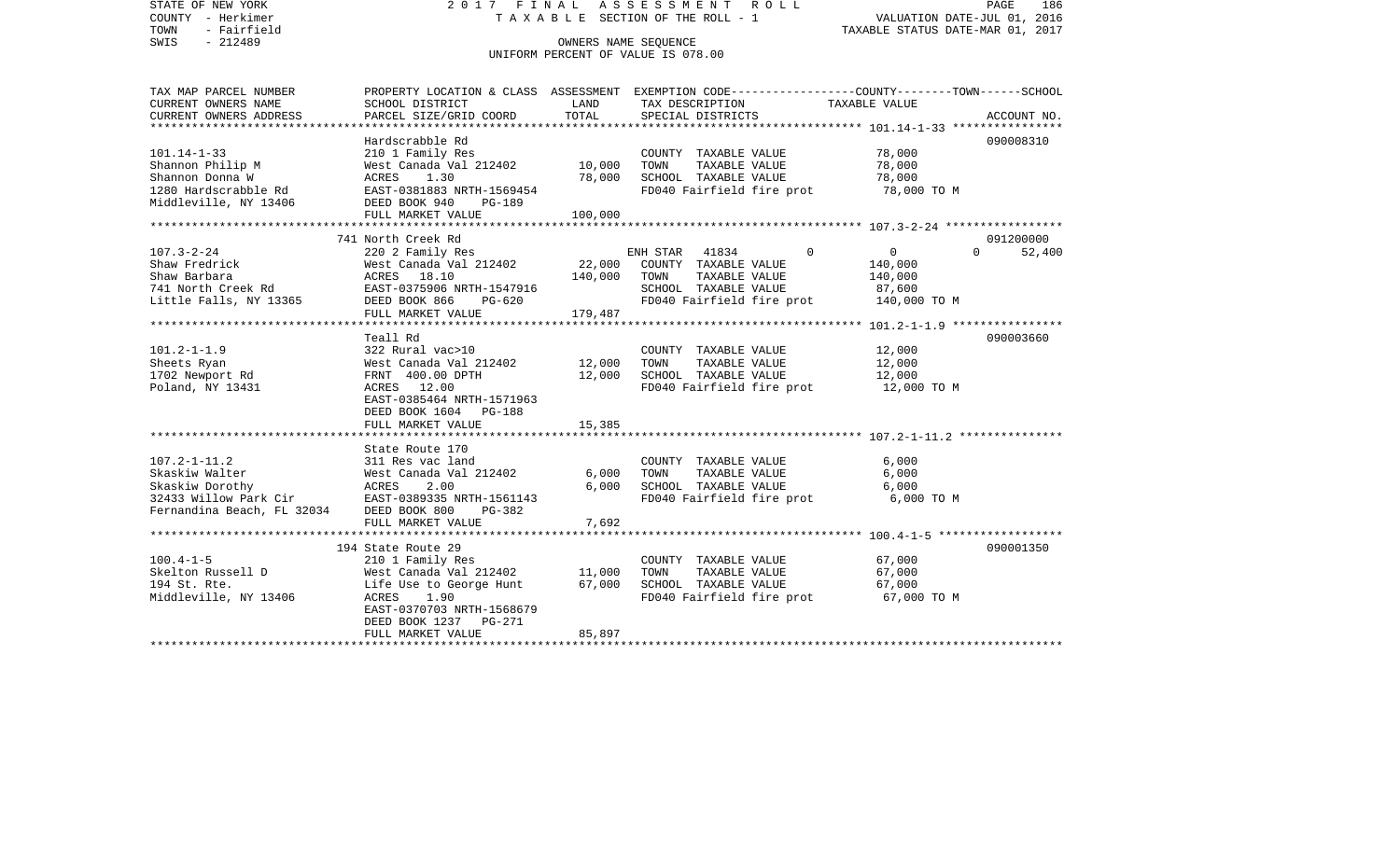STATE OF NEW YORK 2 0 1 7 F I N A L A S S E S S M E N T R O L L
COUNTY - Herkimer T A X A B L E SECTION OF THE ROLL - 1 VALUATION DATE-JUL 01, 2016
TOWN - Fairfield TAXABLE STATUS DATE-MAR 01, 2017
SWIS - 212489 OWNERS NAME SEQUENCE
UNIFORM PERCENT OF VALUE IS 078.00

```
TAX MAP PARCEL NUMBER     PROPERTY LOCATION & CLASS  ASSESSMENT  EXEMPTION CODE-----------------COUNTY--------TOWN------SCHOOL
CURRENT OWNERS NAME       SCHOOL DISTRICT             LAND       TAX DESCRIPTION              TAXABLE VALUE
CURRENT OWNERS ADDRESS    PARCEL SIZE/GRID COORD      TOTAL      SPECIAL DISTRICTS                                     ACCOUNT NO.
******************************************************************************************************* 101.14-1-33 ****************
                          Hardscrabble Rd                                                                            090008310
101.14-1-33               210 1 Family Res                       COUNTY  TAXABLE VALUE            78,000
Shannon Philip M          West Canada Val 212402      10,000     TOWN    TAXABLE VALUE            78,000
Shannon Donna W           ACRES    1.30               78,000     SCHOOL  TAXABLE VALUE            78,000
1280 Hardscrabble Rd      EAST-0381883 NRTH-1569454              FD040 Fairfield fire prot         78,000 TO M
Middleville, NY 13406     DEED BOOK 940    PG-189
                          FULL MARKET VALUE          100,000
******************************************************************************************************* 107.3-2-24 *****************
                          741 North Creek Rd                                                                         091200000
107.3-2-24                220 2 Family Res                       ENH STAR  41834         0          0            0        52,400
Shaw Fredrick             West Canada Val 212402      22,000     COUNTY  TAXABLE VALUE           140,000
Shaw Barbara              ACRES   18.10              140,000     TOWN    TAXABLE VALUE           140,000
741 North Creek Rd        EAST-0375906 NRTH-1547916              SCHOOL  TAXABLE VALUE            87,600
Little Falls, NY 13365    DEED BOOK 866    PG-620                FD040 Fairfield fire prot        140,000 TO M
                          FULL MARKET VALUE          179,487
******************************************************************************************************* 101.2-1-1.9 ****************
                          Teall Rd                                                                                   090003660
101.2-1-1.9               322 Rural vac>10                       COUNTY  TAXABLE VALUE            12,000
Sheets Ryan               West Canada Val 212402      12,000     TOWN    TAXABLE VALUE            12,000
1702 Newport Rd           FRNT  400.00 DPTH           12,000     SCHOOL  TAXABLE VALUE            12,000
Poland, NY 13431          ACRES   12.00                          FD040 Fairfield fire prot         12,000 TO M
                          EAST-0385464 NRTH-1571963
                          DEED BOOK 1604   PG-188
                          FULL MARKET VALUE           15,385
******************************************************************************************************* 107.2-1-11.2 ***************
                          State Route 170
107.2-1-11.2              311 Res vac land                       COUNTY  TAXABLE VALUE             6,000
Skaskiw Walter            West Canada Val 212402       6,000     TOWN    TAXABLE VALUE             6,000
Skaskiw Dorothy           ACRES    2.00                6,000     SCHOOL  TAXABLE VALUE             6,000
32433 Willow Park Cir     EAST-0389335 NRTH-1561143              FD040 Fairfield fire prot          6,000 TO M
Fernandina Beach, FL 32034 DEED BOOK 800   PG-382
                          FULL MARKET VALUE            7,692
******************************************************************************************************* 100.4-1-5 ******************
                          194 State Route 29                                                                         090001350
100.4-1-5                 210 1 Family Res                       COUNTY  TAXABLE VALUE            67,000
Skelton Russell D         West Canada Val 212402      11,000     TOWN    TAXABLE VALUE            67,000
194 St. Rte.              Life Use to George Hunt     67,000     SCHOOL  TAXABLE VALUE            67,000
Middleville, NY 13406     ACRES    1.90                          FD040 Fairfield fire prot         67,000 TO M
                          EAST-0370703 NRTH-1568679
                          DEED BOOK 1237   PG-271
                          FULL MARKET VALUE           85,897
************************************************************************************************************************************
```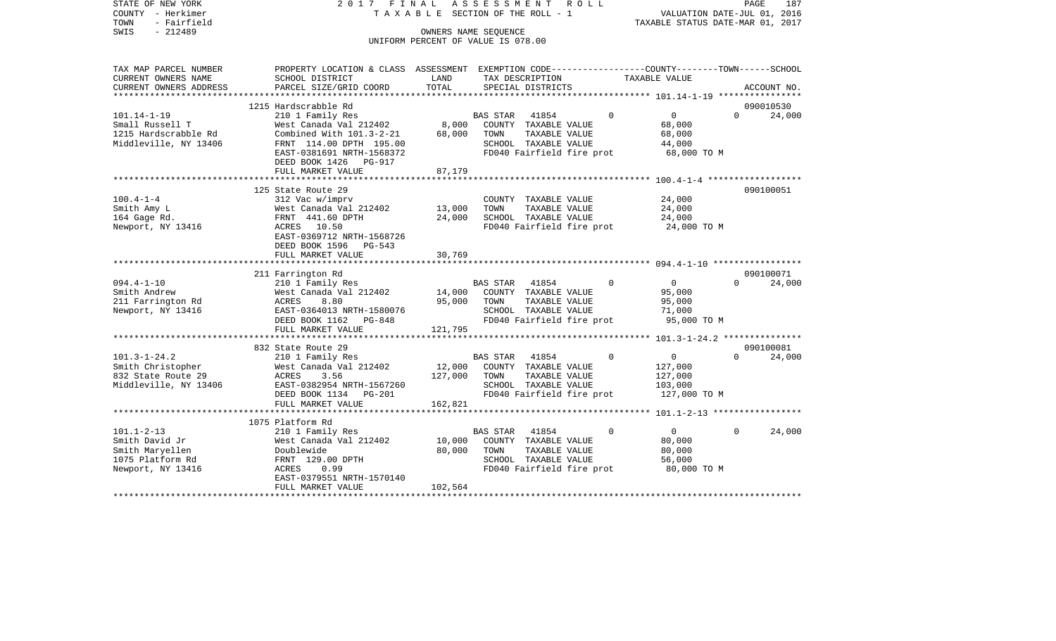STATE OF NEW YORK
COUNTY - Herkimer
TOWN - Fairfield
SWIS - 212489

2 0 1 7 F I N A L A S S E S S M E N T R O L L
T A X A B L E SECTION OF THE ROLL - 1
OWNERS NAME SEQUENCE
UNIFORM PERCENT OF VALUE IS 078.00

VALUATION DATE-JUL 01, 2016
TAXABLE STATUS DATE-MAR 01, 2017

| TAX MAP PARCEL NUMBER<br>CURRENT OWNERS NAME<br>CURRENT OWNERS ADDRESS | PROPERTY LOCATION & CLASS<br>SCHOOL DISTRICT<br>PARCEL SIZE/GRID COORD | ASSESSMENT<br>LAND<br>TOTAL | EXEMPTION CODE-----COUNTY-----TOWN------SCHOOL<br>TAX DESCRIPTION<br>SPECIAL DISTRICTS | TAXABLE VALUE | ACCOUNT NO. |
|---|---|---|---|---|---|
| 101.14-1-19 | 1215 Hardscrabble Rd | | | | 090010530 |
| 101.14-1-19 | 210 1 Family Res | | BAS STAR 41854 0 | 0 | 0 24,000 |
| Small Russell T | West Canada Val 212402 | 8,000 | COUNTY TAXABLE VALUE | 68,000 | |
| 1215 Hardscrabble Rd | Combined With 101.3-2-21 | 68,000 | TOWN TAXABLE VALUE | 68,000 | |
| Middleville, NY 13406 | FRNT 114.00 DPTH 195.00 | | SCHOOL TAXABLE VALUE | 44,000 | |
| | EAST-0381691 NRTH-1568372 | | FD040 Fairfield fire prot | 68,000 TO M | |
| | DEED BOOK 1426 PG-917 | | | | |
| | FULL MARKET VALUE | 87,179 | | | |
| 100.4-1-4 | 125 State Route 29 | | | | 090100051 |
| 100.4-1-4 | 312 Vac w/imprv | | COUNTY TAXABLE VALUE | 24,000 | |
| Smith Amy L | West Canada Val 212402 | 13,000 | TOWN TAXABLE VALUE | 24,000 | |
| 164 Gage Rd. | FRNT 441.60 DPTH | 24,000 | SCHOOL TAXABLE VALUE | 24,000 | |
| Newport, NY 13416 | ACRES 10.50 | | FD040 Fairfield fire prot | 24,000 TO M | |
| | EAST-0369712 NRTH-1568726 | | | | |
| | DEED BOOK 1596 PG-543 | | | | |
| | FULL MARKET VALUE | 30,769 | | | |
| 094.4-1-10 | 211 Farrington Rd | | | | 090100071 |
| 094.4-1-10 | 210 1 Family Res | | BAS STAR 41854 0 | 0 | 0 24,000 |
| Smith Andrew | West Canada Val 212402 | 14,000 | COUNTY TAXABLE VALUE | 95,000 | |
| 211 Farrington Rd | ACRES 8.80 | 95,000 | TOWN TAXABLE VALUE | 95,000 | |
| Newport, NY 13416 | EAST-0364013 NRTH-1580076 | | SCHOOL TAXABLE VALUE | 71,000 | |
| | DEED BOOK 1162 PG-848 | | FD040 Fairfield fire prot | 95,000 TO M | |
| | FULL MARKET VALUE | 121,795 | | | |
| 101.3-1-24.2 | 832 State Route 29 | | | | 090100081 |
| 101.3-1-24.2 | 210 1 Family Res | | BAS STAR 41854 0 | 0 | 0 24,000 |
| Smith Christopher | West Canada Val 212402 | 12,000 | COUNTY TAXABLE VALUE | 127,000 | |
| 832 State Route 29 | ACRES 3.56 | 127,000 | TOWN TAXABLE VALUE | 127,000 | |
| Middleville, NY 13406 | EAST-0382954 NRTH-1567260 | | SCHOOL TAXABLE VALUE | 103,000 | |
| | DEED BOOK 1134 PG-201 | | FD040 Fairfield fire prot | 127,000 TO M | |
| | FULL MARKET VALUE | 162,821 | | | |
| 101.1-2-13 | 1075 Platform Rd | | | | |
| 101.1-2-13 | 210 1 Family Res | | BAS STAR 41854 0 | 0 | 0 24,000 |
| Smith David Jr | West Canada Val 212402 | 10,000 | COUNTY TAXABLE VALUE | 80,000 | |
| Smith Maryellen | Doublewide | 80,000 | TOWN TAXABLE VALUE | 80,000 | |
| 1075 Platform Rd | FRNT 129.00 DPTH | | SCHOOL TAXABLE VALUE | 56,000 | |
| Newport, NY 13416 | ACRES 0.99 | | FD040 Fairfield fire prot | 80,000 TO M | |
| | EAST-0379551 NRTH-1570140 | | | | |
| | FULL MARKET VALUE | 102,564 | | | |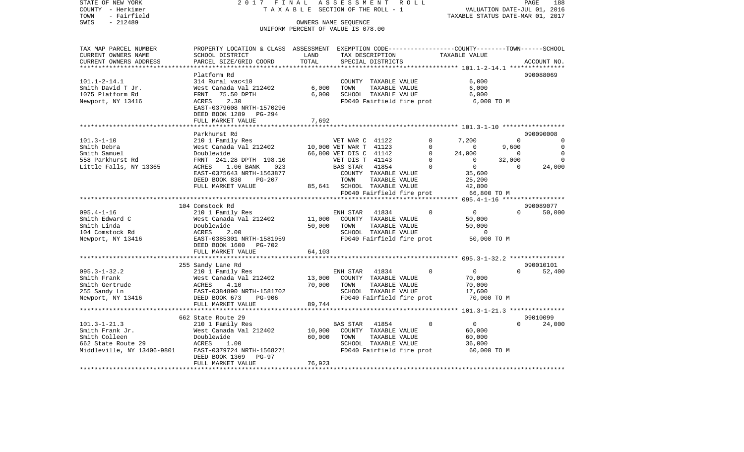STATE OF NEW YORK — 2017 FINAL ASSESSMENT ROLL — PAGE 188
COUNTY - Herkimer — TAXABLE SECTION OF THE ROLL - 1 — VALUATION DATE-JUL 01, 2016
TOWN - Fairfield — TAXABLE STATUS DATE-MAR 01, 2017
SWIS - 212489 — OWNERS NAME SEQUENCE
UNIFORM PERCENT OF VALUE IS 078.00

| TAX MAP PARCEL NUMBER / CURRENT OWNERS NAME / CURRENT OWNERS ADDRESS | PROPERTY LOCATION & CLASS / SCHOOL DISTRICT / PARCEL SIZE/GRID COORD | ASSESSMENT LAND | TOTAL | EXEMPTION CODE / TAX DESCRIPTION / SPECIAL DISTRICTS | COUNTY | TOWN | SCHOOL | ACCOUNT NO. |
|---|---|---|---|---|---|---|---|---|
| **101.1-2-14.1** | Platform Rd | | | | | | | 090088069 |
| Smith David T Jr. | 314 Rural vac<10 | | | COUNTY TAXABLE VALUE | 6,000 | | | |
| 1075 Platform Rd | West Canada Val 212402 | 6,000 | | TOWN TAXABLE VALUE | | 6,000 | | |
| Newport, NY 13416 | FRNT 75.50 DPTH | | 6,000 | SCHOOL TAXABLE VALUE | | | 6,000 | |
| | ACRES 2.30 | | | FD040 Fairfield fire prot | 6,000 TO M | | | |
| | EAST-0379608 NRTH-1570296 | | | | | | | |
| | DEED BOOK 1289 PG-294 | | | | | | | |
| | FULL MARKET VALUE | | 7,692 | | | | | |
| **101.3-1-10** | Parkhurst Rd | | | | | | | 090090008 |
| Smith Debra | 210 1 Family Res | | | VET WAR C 41122 0 | 7,200 | 0 | 0 | |
| Smith Samuel | West Canada Val 212402 | 10,000 | | VET WAR T 41123 0 | 0 | 9,600 | 0 | |
| 558 Parkhurst Rd | Doublewide | | 66,800 | VET DIS C 41142 0 | 24,000 | 0 | 0 | |
| Little Falls, NY 13365 | FRNT 241.28 DPTH 198.10 | | | VET DIS T 41143 0 | 0 | 32,000 | 0 | |
| | ACRES 1.06 BANK 023 | | | BAS STAR 41854 0 | 0 | 0 | 24,000 | |
| | EAST-0375643 NRTH-1563877 | | | COUNTY TAXABLE VALUE | 35,600 | | | |
| | DEED BOOK 830 PG-207 | | | TOWN TAXABLE VALUE | | 25,200 | | |
| | FULL MARKET VALUE | | 85,641 | SCHOOL TAXABLE VALUE | | | 42,800 | |
| | | | | FD040 Fairfield fire prot | 66,800 TO M | | | |
| **095.4-1-16** | 104 Comstock Rd | | | | | | | 090089077 |
| Smith Edward C | 210 1 Family Res | | | ENH STAR 41834 0 | 0 | 0 | 50,000 | |
| Smith Linda | West Canada Val 212402 | 11,000 | | COUNTY TAXABLE VALUE | 50,000 | | | |
| 104 Comstock Rd | Doublewide | | 50,000 | TOWN TAXABLE VALUE | | 50,000 | | |
| Newport, NY 13416 | ACRES 2.00 | | | SCHOOL TAXABLE VALUE | | | 0 | |
| | EAST-0385301 NRTH-1581959 | | | FD040 Fairfield fire prot | 50,000 TO M | | | |
| | DEED BOOK 1600 PG-702 | | | | | | | |
| | FULL MARKET VALUE | | 64,103 | | | | | |
| **095.3-1-32.2** | 255 Sandy Lane Rd | | | | | | | 090010101 |
| Smith Frank | 210 1 Family Res | | | ENH STAR 41834 0 | 0 | 0 | 52,400 | |
| Smith Gertrude | West Canada Val 212402 | 13,000 | | COUNTY TAXABLE VALUE | 70,000 | | | |
| 255 Sandy Ln | ACRES 4.10 | | 70,000 | TOWN TAXABLE VALUE | | 70,000 | | |
| Newport, NY 13416 | EAST-0384890 NRTH-1581702 | | | SCHOOL TAXABLE VALUE | | | 17,600 | |
| | DEED BOOK 673 PG-906 | | | FD040 Fairfield fire prot | 70,000 TO M | | | |
| | FULL MARKET VALUE | | 89,744 | | | | | |
| **101.3-1-21.3** | 662 State Route 29 | | | | | | | 09010099 |
| Smith Frank Jr. | 210 1 Family Res | | | BAS STAR 41854 0 | 0 | 0 | 24,000 | |
| Smith Colleen | West Canada Val 212402 | 10,000 | | COUNTY TAXABLE VALUE | 60,000 | | | |
| 662 State Route 29 | Doublewide | | 60,000 | TOWN TAXABLE VALUE | | 60,000 | | |
| Middleville, NY 13406-9801 | ACRES 1.00 | | | SCHOOL TAXABLE VALUE | | | 36,000 | |
| | EAST-0379724 NRTH-1568271 | | | FD040 Fairfield fire prot | 60,000 TO M | | | |
| | DEED BOOK 1369 PG-97 | | | | | | | |
| | FULL MARKET VALUE | | 76,923 | | | | | |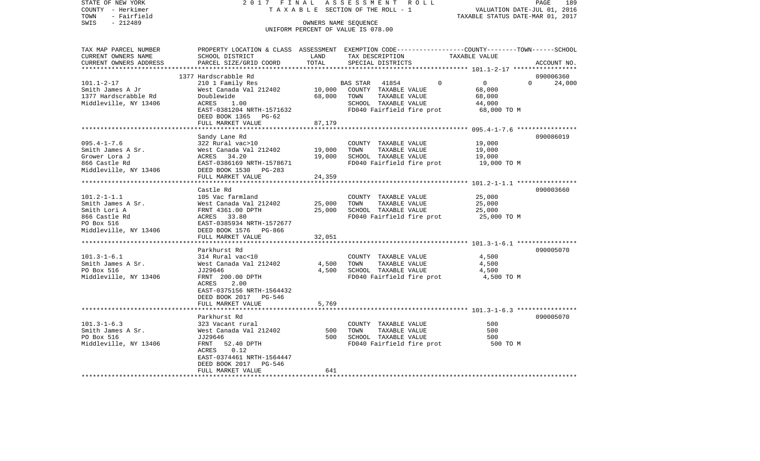STATE OF NEW YORK | COUNTY - Herkimer | TOWN - Fairfield | SWIS - 212489

2017 FINAL ASSESSMENT ROLL
TAXABLE SECTION OF THE ROLL - 1
OWNERS NAME SEQUENCE
UNIFORM PERCENT OF VALUE IS 078.00

VALUATION DATE-JUL 01, 2016
TAXABLE STATUS DATE-MAR 01, 2017

| TAX MAP PARCEL NUMBER / CURRENT OWNERS NAME / CURRENT OWNERS ADDRESS | PROPERTY LOCATION & CLASS / SCHOOL DISTRICT / PARCEL SIZE/GRID COORD | ASSESSMENT LAND | TOTAL | EXEMPTION CODE / TAX DESCRIPTION / SPECIAL DISTRICTS | COUNTY | TOWN | SCHOOL TAXABLE VALUE | ACCOUNT NO. |
|---|---|---|---|---|---|---|---|---|
| **101.1-2-17** | 1377 Hardscrabble Rd | | | | | | | 090006360 |
| Smith James A Jr | 210 1 Family Res | | | BAS STAR 41854 | 0 | 0 | 24,000 | |
| 1377 Hardscrabble Rd | West Canada Val 212402 | 10,000 | | COUNTY TAXABLE VALUE | 68,000 | | | |
| Middleville, NY 13406 | Doublewide | | 68,000 | TOWN TAXABLE VALUE | | 68,000 | | |
| | ACRES 1.00 | | | SCHOOL TAXABLE VALUE | | | 44,000 | |
| | EAST-0381204 NRTH-1571632 | | | FD040 Fairfield fire prot | 68,000 TO M | | | |
| | DEED BOOK 1365 PG-62 | | | | | | | |
| | FULL MARKET VALUE | | 87,179 | | | | | |
| **095.4-1-7.6** | Sandy Lane Rd | | | | | | | 090086019 |
| Smith James A Sr. | 322 Rural vac>10 | | | COUNTY TAXABLE VALUE | 19,000 | | | |
| Grower Lora J | West Canada Val 212402 | 19,000 | | TOWN TAXABLE VALUE | | 19,000 | | |
| 866 Castle Rd | ACRES 34.20 | | 19,000 | SCHOOL TAXABLE VALUE | | | 19,000 | |
| Middleville, NY 13406 | EAST-0386169 NRTH-1578671 | | | FD040 Fairfield fire prot | 19,000 TO M | | | |
| | DEED BOOK 1530 PG-283 | | | | | | | |
| | FULL MARKET VALUE | | 24,359 | | | | | |
| **101.2-1-1.1** | Castle Rd | | | | | | | 090003660 |
| Smith James A Sr. | 105 Vac farmland | | | COUNTY TAXABLE VALUE | 25,000 | | | |
| Smith Lori A | West Canada Val 212402 | 25,000 | | TOWN TAXABLE VALUE | | 25,000 | | |
| 866 Castle Rd | FRNT 4361.00 DPTH | | 25,000 | SCHOOL TAXABLE VALUE | | | 25,000 | |
| PO Box 516 | ACRES 33.80 | | | FD040 Fairfield fire prot | 25,000 TO M | | | |
| Middleville, NY 13406 | EAST-0385934 NRTH-1572677 | | | | | | | |
| | DEED BOOK 1576 PG-866 | | | | | | | |
| | FULL MARKET VALUE | | 32,051 | | | | | |
| **101.3-1-6.1** | Parkhurst Rd | | | | | | | 090005070 |
| Smith James A Sr. | 314 Rural vac<10 | | | COUNTY TAXABLE VALUE | 4,500 | | | |
| PO Box 516 | West Canada Val 212402 | 4,500 | | TOWN TAXABLE VALUE | | 4,500 | | |
| Middleville, NY 13406 | JJ29646 | | 4,500 | SCHOOL TAXABLE VALUE | | | 4,500 | |
| | FRNT 200.00 DPTH | | | FD040 Fairfield fire prot | 4,500 TO M | | | |
| | ACRES 2.00 | | | | | | | |
| | EAST-0375156 NRTH-1564432 | | | | | | | |
| | DEED BOOK 2017 PG-546 | | | | | | | |
| | FULL MARKET VALUE | | 5,769 | | | | | |
| **101.3-1-6.3** | Parkhurst Rd | | | | | | | 090005070 |
| Smith James A Sr. | 323 Vacant rural | | | COUNTY TAXABLE VALUE | 500 | | | |
| PO Box 516 | West Canada Val 212402 | 500 | | TOWN TAXABLE VALUE | | 500 | | |
| Middleville, NY 13406 | JJ29646 | | 500 | SCHOOL TAXABLE VALUE | | | 500 | |
| | FRNT 52.40 DPTH | | | FD040 Fairfield fire prot | 500 TO M | | | |
| | ACRES 0.12 | | | | | | | |
| | EAST-0374461 NRTH-1564447 | | | | | | | |
| | DEED BOOK 2017 PG-546 | | | | | | | |
| | FULL MARKET VALUE | | 641 | | | | | |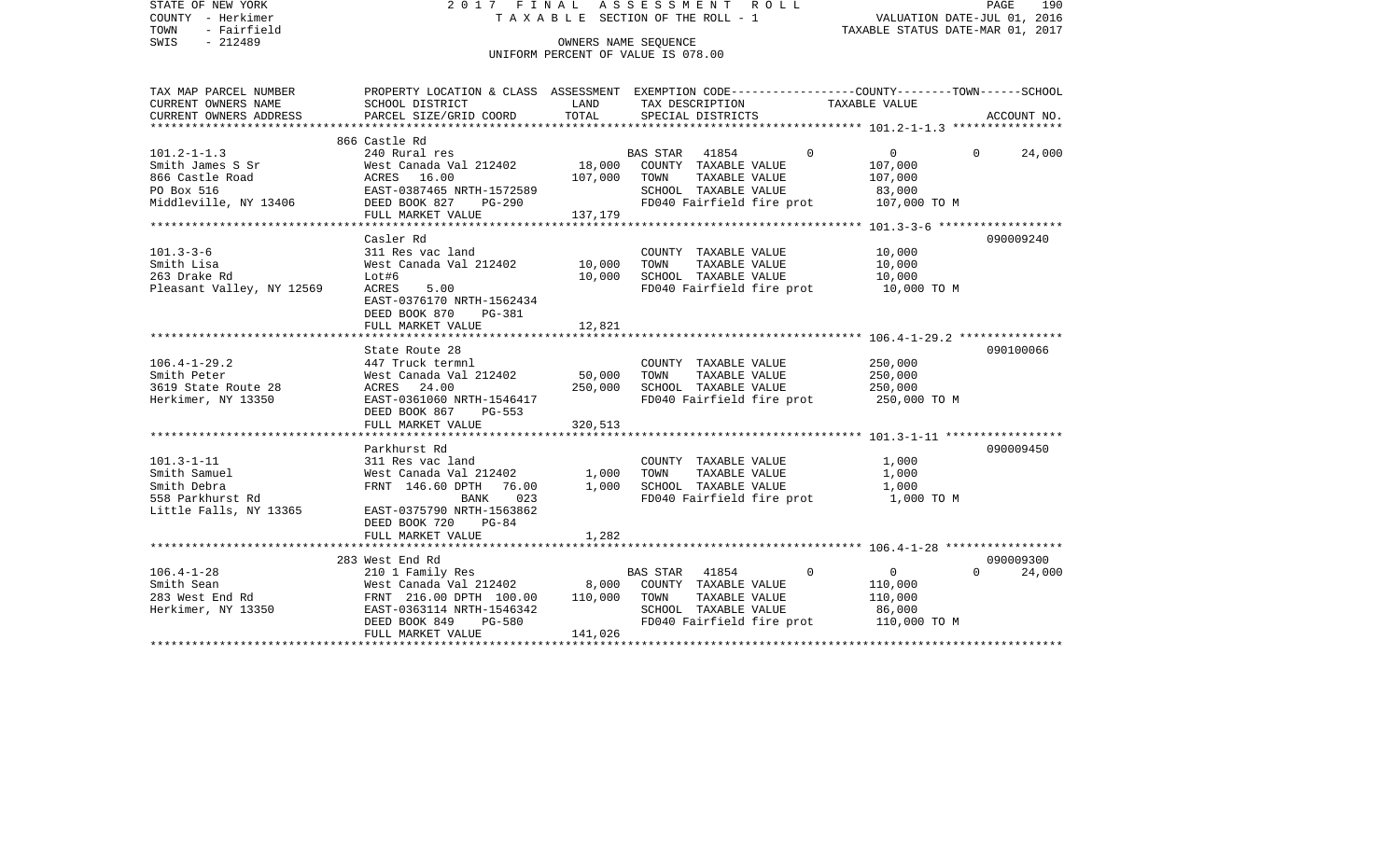STATE OF NEW YORK
COUNTY - Herkimer
TOWN - Fairfield
SWIS - 212489

2 0 1 7 F I N A L A S S E S S M E N T R O L L
T A X A B L E SECTION OF THE ROLL - 1
OWNERS NAME SEQUENCE
UNIFORM PERCENT OF VALUE IS 078.00

VALUATION DATE-JUL 01, 2016
TAXABLE STATUS DATE-MAR 01, 2017

| TAX MAP PARCEL NUMBER / CURRENT OWNERS NAME / CURRENT OWNERS ADDRESS | PROPERTY LOCATION & CLASS / SCHOOL DISTRICT / PARCEL SIZE/GRID COORD | ASSESSMENT LAND / TOTAL | EXEMPTION CODE / TAX DESCRIPTION / SPECIAL DISTRICTS | COUNTY | TOWN | SCHOOL TAXABLE VALUE / ACCOUNT NO. |
|---|---|---|---|---|---|---|
| **101.2-1-1.3** | 866 Castle Rd | | | | | |
| 101.2-1-1.3 | 240 Rural res | | BAS STAR 41854 | 0 | 0 | 24,000 |
| Smith James S Sr | West Canada Val 212402 | 18,000 | COUNTY TAXABLE VALUE | 107,000 | | |
| 866 Castle Road | ACRES 16.00 | 107,000 | TOWN TAXABLE VALUE | | 107,000 | |
| PO Box 516 | EAST-0387465 NRTH-1572589 | | SCHOOL TAXABLE VALUE | | | 83,000 |
| Middleville, NY 13406 | DEED BOOK 827 PG-290 | | FD040 Fairfield fire prot | 107,000 TO M | | |
| | FULL MARKET VALUE | 137,179 | | | | |
| **101.3-3-6** | Casler Rd | | | | | 090009240 |
| 101.3-3-6 | 311 Res vac land | | COUNTY TAXABLE VALUE | 10,000 | | |
| Smith Lisa | West Canada Val 212402 | 10,000 | TOWN TAXABLE VALUE | | 10,000 | |
| 263 Drake Rd | Lot#6 | 10,000 | SCHOOL TAXABLE VALUE | | | 10,000 |
| Pleasant Valley, NY 12569 | ACRES 5.00 | | FD040 Fairfield fire prot | 10,000 TO M | | |
| | EAST-0376170 NRTH-1562434 | | | | | |
| | DEED BOOK 870 PG-381 | | | | | |
| | FULL MARKET VALUE | 12,821 | | | | |
| **106.4-1-29.2** | State Route 28 | | | | | 090100066 |
| 106.4-1-29.2 | 447 Truck termnl | | COUNTY TAXABLE VALUE | 250,000 | | |
| Smith Peter | West Canada Val 212402 | 50,000 | TOWN TAXABLE VALUE | | 250,000 | |
| 3619 State Route 28 | ACRES 24.00 | 250,000 | SCHOOL TAXABLE VALUE | | | 250,000 |
| Herkimer, NY 13350 | EAST-0361060 NRTH-1546417 | | FD040 Fairfield fire prot | 250,000 TO M | | |
| | DEED BOOK 867 PG-553 | | | | | |
| | FULL MARKET VALUE | 320,513 | | | | |
| **101.3-1-11** | Parkhurst Rd | | | | | 090009450 |
| 101.3-1-11 | 311 Res vac land | | COUNTY TAXABLE VALUE | 1,000 | | |
| Smith Samuel | West Canada Val 212402 | 1,000 | TOWN TAXABLE VALUE | | 1,000 | |
| Smith Debra | FRNT 146.60 DPTH 76.00 | 1,000 | SCHOOL TAXABLE VALUE | | | 1,000 |
| 558 Parkhurst Rd | BANK 023 | | FD040 Fairfield fire prot | 1,000 TO M | | |
| Little Falls, NY 13365 | EAST-0375790 NRTH-1563862 | | | | | |
| | DEED BOOK 720 PG-84 | | | | | |
| | FULL MARKET VALUE | 1,282 | | | | |
| **106.4-1-28** | 283 West End Rd | | | | | 090009300 |
| 106.4-1-28 | 210 1 Family Res | | BAS STAR 41854 | 0 | 0 | 24,000 |
| Smith Sean | West Canada Val 212402 | 8,000 | COUNTY TAXABLE VALUE | 110,000 | | |
| 283 West End Rd | FRNT 216.00 DPTH 100.00 | 110,000 | TOWN TAXABLE VALUE | | 110,000 | |
| Herkimer, NY 13350 | EAST-0363114 NRTH-1546342 | | SCHOOL TAXABLE VALUE | | | 86,000 |
| | DEED BOOK 849 PG-580 | | FD040 Fairfield fire prot | 110,000 TO M | | |
| | FULL MARKET VALUE | 141,026 | | | | |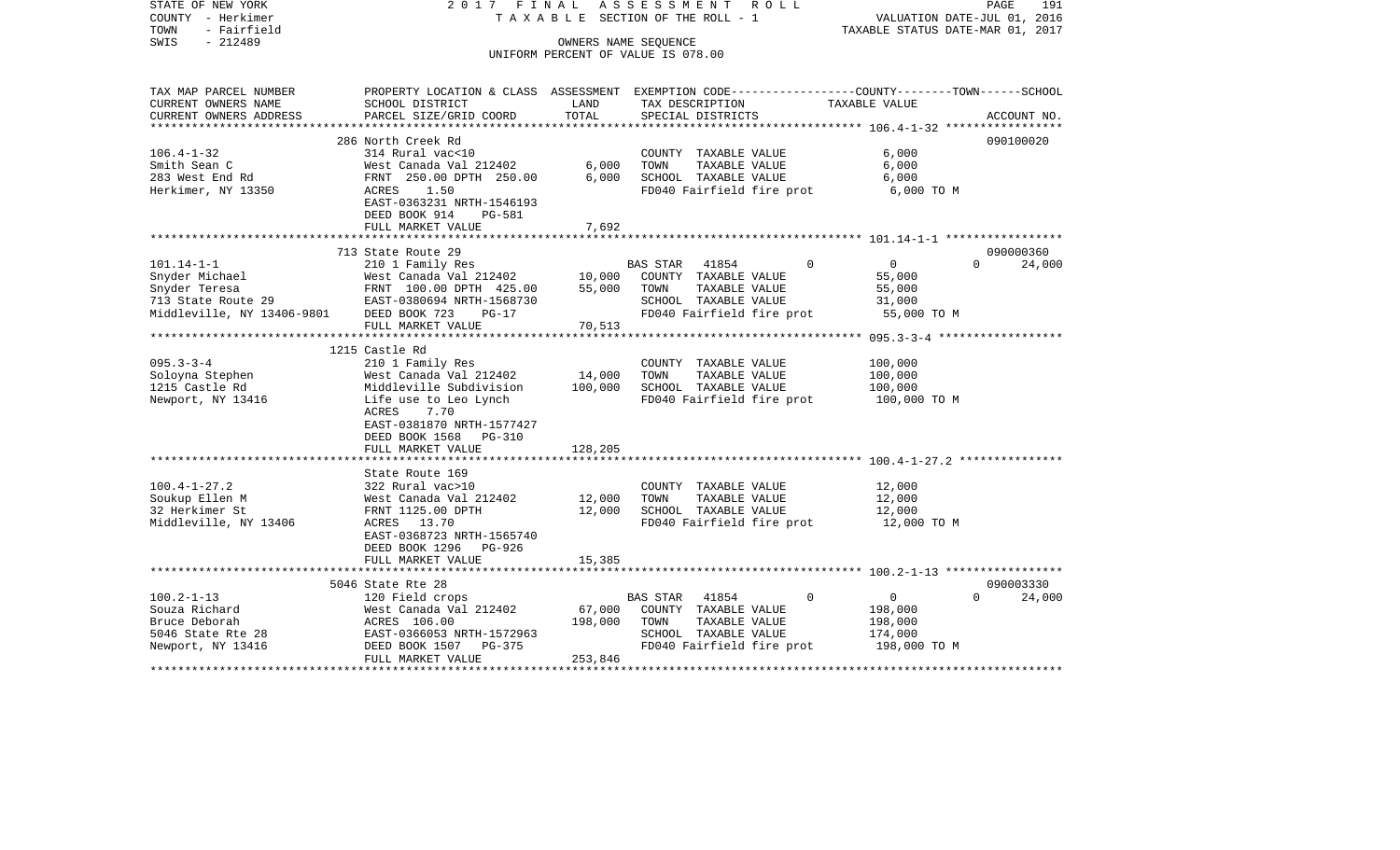STATE OF NEW YORK 2017 FINAL ASSESSMENT ROLL
COUNTY - Herkimer TAXABLE SECTION OF THE ROLL - 1 VALUATION DATE-JUL 01, 2016
TOWN - Fairfield TAXABLE STATUS DATE-MAR 01, 2017
SWIS - 212489 OWNERS NAME SEQUENCE
UNIFORM PERCENT OF VALUE IS 078.00

| TAX MAP PARCEL NUMBER / CURRENT OWNERS NAME / CURRENT OWNERS ADDRESS | PROPERTY LOCATION & CLASS / SCHOOL DISTRICT / PARCEL SIZE/GRID COORD | ASSESSMENT LAND | TOTAL | EXEMPTION CODE / TAX DESCRIPTION / SPECIAL DISTRICTS | COUNTY-TOWN-SCHOOL TAXABLE VALUE | ACCOUNT NO. |
|---|---|---|---|---|---|---|
| 106.4-1-32 | 286 North Creek Rd | | | | | 090100020 |
| Smith Sean C | 314 Rural vac<10 | | | COUNTY TAXABLE VALUE | 6,000 | |
| 283 West End Rd | West Canada Val 212402 | 6,000 | | TOWN TAXABLE VALUE | 6,000 | |
| Herkimer, NY 13350 | FRNT 250.00 DPTH 250.00 | | 6,000 | SCHOOL TAXABLE VALUE | 6,000 | |
| | ACRES 1.50 | | | FD040 Fairfield fire prot | 6,000 TO M | |
| | EAST-0363231 NRTH-1546193 | | | | | |
| | DEED BOOK 914 PG-581 | | | | | |
| | FULL MARKET VALUE | | 7,692 | | | |
| 101.14-1-1 | 713 State Route 29 | | | | | 090000360 |
| Snyder Michael | 210 1 Family Res | | | BAS STAR 41854 0 | 0 0 24,000 | |
| Snyder Teresa | West Canada Val 212402 | 10,000 | | COUNTY TAXABLE VALUE | 55,000 | |
| 713 State Route 29 | FRNT 100.00 DPTH 425.00 | | 55,000 | TOWN TAXABLE VALUE | 55,000 | |
| Middleville, NY 13406-9801 | EAST-0380694 NRTH-1568730 | | | SCHOOL TAXABLE VALUE | 31,000 | |
| | DEED BOOK 723 PG-17 | | | FD040 Fairfield fire prot | 55,000 TO M | |
| | FULL MARKET VALUE | | 70,513 | | | |
| 095.3-3-4 | 1215 Castle Rd | | | | | |
| Soloyna Stephen | 210 1 Family Res | | | COUNTY TAXABLE VALUE | 100,000 | |
| 1215 Castle Rd | West Canada Val 212402 | 14,000 | | TOWN TAXABLE VALUE | 100,000 | |
| Newport, NY 13416 | Middleville Subdivision | | 100,000 | SCHOOL TAXABLE VALUE | 100,000 | |
| | Life use to Leo Lynch | | | FD040 Fairfield fire prot | 100,000 TO M | |
| | ACRES 7.70 | | | | | |
| | EAST-0381870 NRTH-1577427 | | | | | |
| | DEED BOOK 1568 PG-310 | | | | | |
| | FULL MARKET VALUE | | 128,205 | | | |
| 100.4-1-27.2 | State Route 169 | | | | | |
| Soukup Ellen M | 322 Rural vac>10 | | | COUNTY TAXABLE VALUE | 12,000 | |
| 32 Herkimer St | West Canada Val 212402 | 12,000 | | TOWN TAXABLE VALUE | 12,000 | |
| Middleville, NY 13406 | FRNT 1125.00 DPTH | | 12,000 | SCHOOL TAXABLE VALUE | 12,000 | |
| | ACRES 13.70 | | | FD040 Fairfield fire prot | 12,000 TO M | |
| | EAST-0368723 NRTH-1565740 | | | | | |
| | DEED BOOK 1296 PG-926 | | | | | |
| | FULL MARKET VALUE | | 15,385 | | | |
| 100.2-1-13 | 5046 State Rte 28 | | | | | 090003330 |
| Souza Richard | 120 Field crops | | | BAS STAR 41854 0 | 0 0 24,000 | |
| Bruce Deborah | West Canada Val 212402 | 67,000 | | COUNTY TAXABLE VALUE | 198,000 | |
| 5046 State Rte 28 | ACRES 106.00 | | 198,000 | TOWN TAXABLE VALUE | 198,000 | |
| Newport, NY 13416 | EAST-0366053 NRTH-1572963 | | | SCHOOL TAXABLE VALUE | 174,000 | |
| | DEED BOOK 1507 PG-375 | | | FD040 Fairfield fire prot | 198,000 TO M | |
| | FULL MARKET VALUE | | 253,846 | | | |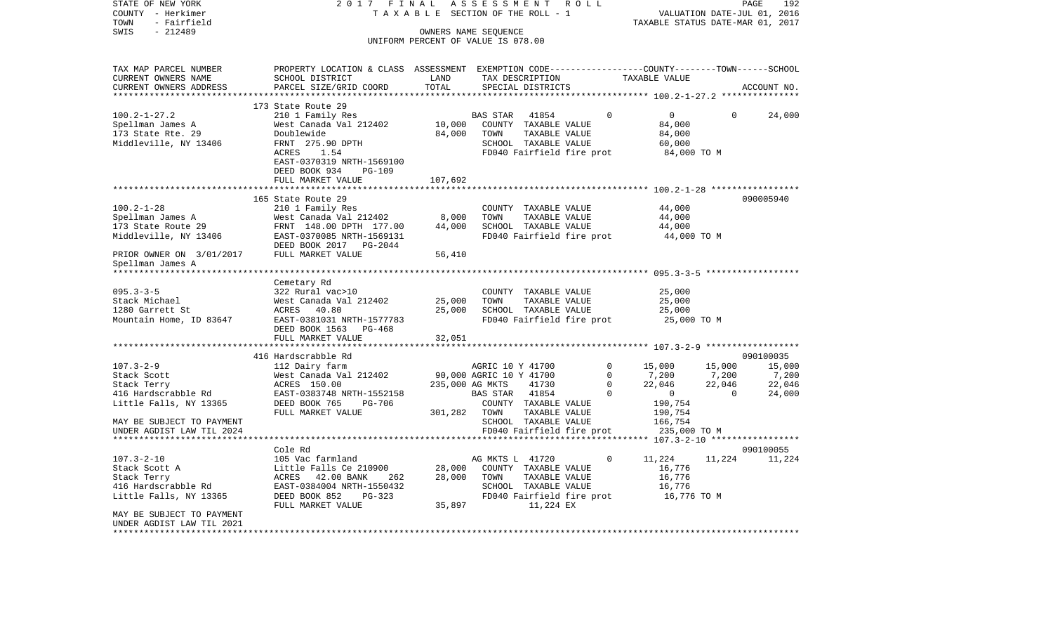STATE OF NEW YORK 2017 FINAL ASSESSMENT ROLL
COUNTY - Herkimer TAXABLE SECTION OF THE ROLL - 1 VALUATION DATE-JUL 01, 2016
TOWN - Fairfield TAXABLE STATUS DATE-MAR 01, 2017
SWIS - 212489 OWNERS NAME SEQUENCE
UNIFORM PERCENT OF VALUE IS 078.00

```
TAX MAP PARCEL NUMBER     PROPERTY LOCATION & CLASS  ASSESSMENT  EXEMPTION CODE-----------------COUNTY--------TOWN------SCHOOL
CURRENT OWNERS NAME       SCHOOL DISTRICT               LAND      TAX DESCRIPTION            TAXABLE VALUE
CURRENT OWNERS ADDRESS    PARCEL SIZE/GRID COORD        TOTAL     SPECIAL DISTRICTS                                    ACCOUNT NO.
******************************************************************************************************* 100.2-1-27.2 ***************
                          173 State Route 29
100.2-1-27.2              210 1 Family Res                        BAS STAR   41854            0         0          0      24,000
Spellman James A          West Canada Val 212402       10,000     COUNTY  TAXABLE VALUE              84,000
173 State Rte. 29         Doublewide                   84,000     TOWN    TAXABLE VALUE              84,000
Middleville, NY 13406     FRNT  275.90 DPTH                       SCHOOL  TAXABLE VALUE              60,000
                          ACRES     1.54                          FD040 Fairfield fire prot           84,000 TO M
                          EAST-0370319 NRTH-1569100
                          DEED BOOK 934     PG-109
                          FULL MARKET VALUE           107,692
******************************************************************************************************* 100.2-1-28 *****************
                          165 State Route 29                                                                        090005940
100.2-1-28                210 1 Family Res                        COUNTY  TAXABLE VALUE              44,000
Spellman James A          West Canada Val 212402        8,000     TOWN    TAXABLE VALUE              44,000
173 State Route 29        FRNT  148.00 DPTH  177.00    44,000     SCHOOL  TAXABLE VALUE              44,000
Middleville, NY 13406     EAST-0370085 NRTH-1569131               FD040 Fairfield fire prot           44,000 TO M
                          DEED BOOK 2017    PG-2044
PRIOR OWNER ON 3/01/2017  FULL MARKET VALUE            56,410
Spellman James A
******************************************************************************************************* 095.3-3-5 ******************
                          Cemetary Rd
095.3-3-5                 322 Rural vac>10                        COUNTY  TAXABLE VALUE              25,000
Stack Michael             West Canada Val 212402       25,000     TOWN    TAXABLE VALUE              25,000
1280 Garrett St           ACRES    40.80               25,000     SCHOOL  TAXABLE VALUE              25,000
Mountain Home, ID 83647   EAST-0381031 NRTH-1577783               FD040 Fairfield fire prot           25,000 TO M
                          DEED BOOK 1563    PG-468
                          FULL MARKET VALUE            32,051
******************************************************************************************************* 107.3-2-9 ******************
                          416 Hardscrabble Rd                                                                       090100035
107.3-2-9                 112 Dairy farm                          AGRIC 10 Y 41700            0    15,000     15,000      15,000
Stack Scott               West Canada Val 212402       90,000 AGRIC 10 Y 41700            0     7,200      7,200       7,200
Stack Terry               ACRES   150.00              235,000 AG MKTS    41730            0    22,046     22,046      22,046
416 Hardscrabble Rd       EAST-0383748 NRTH-1552158               BAS STAR   41854            0         0          0      24,000
Little Falls, NY 13365    DEED BOOK 765     PG-706                COUNTY  TAXABLE VALUE             190,754
                          FULL MARKET VALUE           301,282     TOWN    TAXABLE VALUE             190,754
MAY BE SUBJECT TO PAYMENT                                         SCHOOL  TAXABLE VALUE             166,754
UNDER AGDIST LAW TIL 2024                                         FD040 Fairfield fire prot          235,000 TO M
******************************************************************************************************* 107.3-2-10 *****************
                          Cole Rd                                                                                   090100055
107.3-2-10                105 Vac farmland                        AG MKTS L  41720            0    11,224     11,224      11,224
Stack Scott A             Little Falls Ce 210900       28,000     COUNTY  TAXABLE VALUE              16,776
Stack Terry               ACRES    42.00 BANK     262  28,000     TOWN    TAXABLE VALUE              16,776
416 Hardscrabble Rd       EAST-0384004 NRTH-1550432               SCHOOL  TAXABLE VALUE              16,776
Little Falls, NY 13365    DEED BOOK 852     PG-323                FD040 Fairfield fire prot           16,776 TO M
                          FULL MARKET VALUE            35,897                11,224 EX
MAY BE SUBJECT TO PAYMENT
UNDER AGDIST LAW TIL 2021
************************************************************************************************************************************
```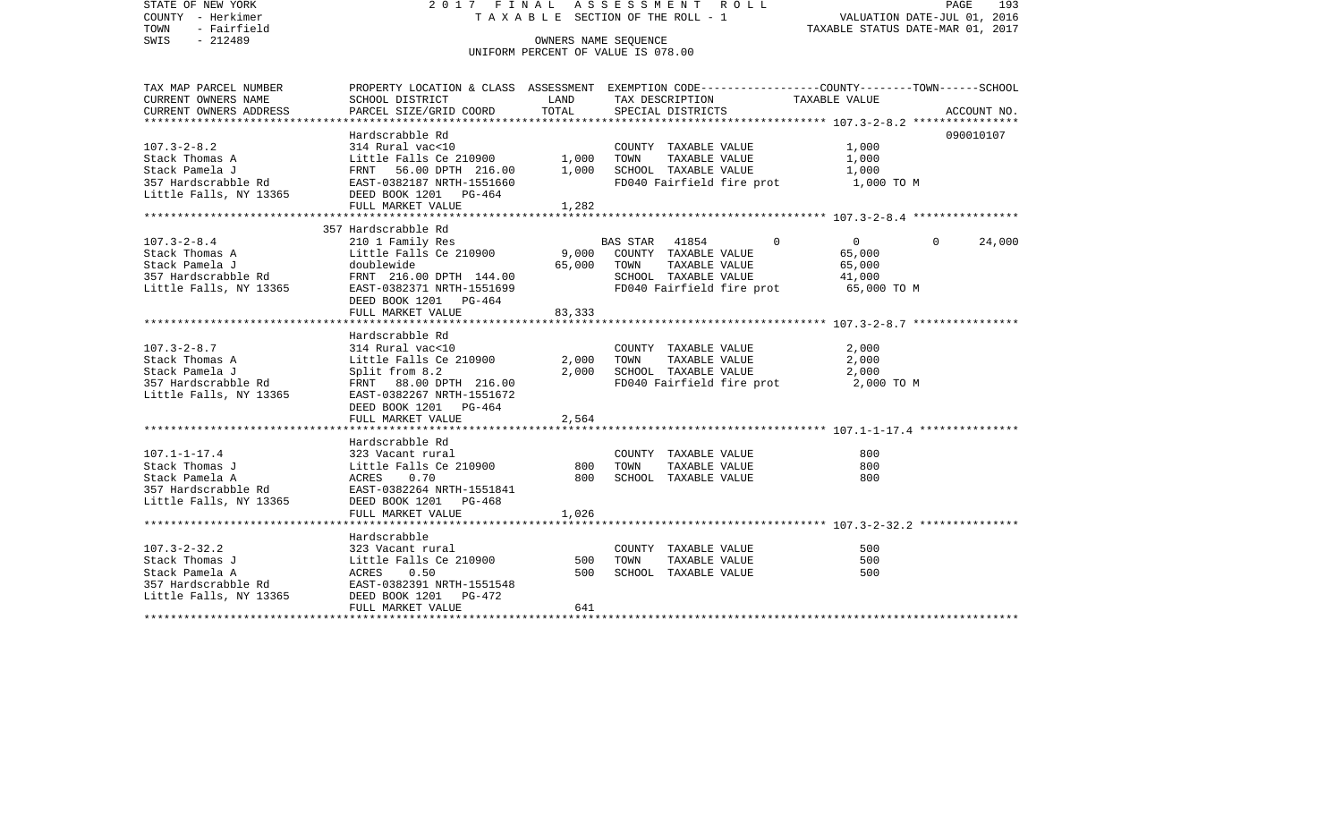STATE OF NEW YORK 2017 FINAL ASSESSMENT ROLL
COUNTY - Herkimer TAXABLE SECTION OF THE ROLL - 1 VALUATION DATE-JUL 01, 2016
TOWN - Fairfield TAXABLE STATUS DATE-MAR 01, 2017
SWIS - 212489 OWNERS NAME SEQUENCE
UNIFORM PERCENT OF VALUE IS 078.00

| TAX MAP PARCEL NUMBER / CURRENT OWNERS NAME / CURRENT OWNERS ADDRESS | PROPERTY LOCATION & CLASS / SCHOOL DISTRICT / PARCEL SIZE/GRID COORD | ASSESSMENT LAND | ASSESSMENT TOTAL | EXEMPTION CODE / TAX DESCRIPTION / SPECIAL DISTRICTS | COUNTY | TOWN | SCHOOL | TAXABLE VALUE | ACCOUNT NO. |
|---|---|---|---|---|---|---|---|---|---|
| **107.3-2-8.2** | Hardscrabble Rd | | | | | | | | 090010107 |
| 107.3-2-8.2 | 314 Rural vac<10 | | | COUNTY TAXABLE VALUE | | | | 1,000 | |
| Stack Thomas A | Little Falls Ce 210900 | 1,000 | | TOWN TAXABLE VALUE | | | | 1,000 | |
| Stack Pamela J | FRNT 56.00 DPTH 216.00 | | 1,000 | SCHOOL TAXABLE VALUE | | | | 1,000 | |
| 357 Hardscrabble Rd | EAST-0382187 NRTH-1551660 | | | FD040 Fairfield fire prot | | | | 1,000 TO M | |
| Little Falls, NY 13365 | DEED BOOK 1201 PG-464 | | | | | | | | |
| | FULL MARKET VALUE | | 1,282 | | | | | | |
| **107.3-2-8.4** | 357 Hardscrabble Rd | | | | | | | | |
| 107.3-2-8.4 | 210 1 Family Res | | | BAS STAR 41854 | 0 | 0 | 24,000 | | |
| Stack Thomas A | Little Falls Ce 210900 | 9,000 | | COUNTY TAXABLE VALUE | | | | 65,000 | |
| Stack Pamela J | doublewide | | 65,000 | TOWN TAXABLE VALUE | | | | 65,000 | |
| 357 Hardscrabble Rd | FRNT 216.00 DPTH 144.00 | | | SCHOOL TAXABLE VALUE | | | | 41,000 | |
| Little Falls, NY 13365 | EAST-0382371 NRTH-1551699 | | | FD040 Fairfield fire prot | | | | 65,000 TO M | |
| | DEED BOOK 1201 PG-464 | | | | | | | | |
| | FULL MARKET VALUE | | 83,333 | | | | | | |
| **107.3-2-8.7** | Hardscrabble Rd | | | | | | | | |
| 107.3-2-8.7 | 314 Rural vac<10 | | | COUNTY TAXABLE VALUE | | | | 2,000 | |
| Stack Thomas A | Little Falls Ce 210900 | 2,000 | | TOWN TAXABLE VALUE | | | | 2,000 | |
| Stack Pamela J | Split from 8.2 | | 2,000 | SCHOOL TAXABLE VALUE | | | | 2,000 | |
| 357 Hardscrabble Rd | FRNT 88.00 DPTH 216.00 | | | FD040 Fairfield fire prot | | | | 2,000 TO M | |
| Little Falls, NY 13365 | EAST-0382267 NRTH-1551672 | | | | | | | | |
| | DEED BOOK 1201 PG-464 | | | | | | | | |
| | FULL MARKET VALUE | | 2,564 | | | | | | |
| **107.1-1-17.4** | Hardscrabble Rd | | | | | | | | |
| 107.1-1-17.4 | 323 Vacant rural | | | COUNTY TAXABLE VALUE | | | | 800 | |
| Stack Thomas J | Little Falls Ce 210900 | 800 | | TOWN TAXABLE VALUE | | | | 800 | |
| Stack Pamela A | ACRES 0.70 | | 800 | SCHOOL TAXABLE VALUE | | | | 800 | |
| 357 Hardscrabble Rd | EAST-0382264 NRTH-1551841 | | | | | | | | |
| Little Falls, NY 13365 | DEED BOOK 1201 PG-468 | | | | | | | | |
| | FULL MARKET VALUE | | 1,026 | | | | | | |
| **107.3-2-32.2** | Hardscrabble | | | | | | | | |
| 107.3-2-32.2 | 323 Vacant rural | | | COUNTY TAXABLE VALUE | | | | 500 | |
| Stack Thomas J | Little Falls Ce 210900 | 500 | | TOWN TAXABLE VALUE | | | | 500 | |
| Stack Pamela A | ACRES 0.50 | | 500 | SCHOOL TAXABLE VALUE | | | | 500 | |
| 357 Hardscrabble Rd | EAST-0382391 NRTH-1551548 | | | | | | | | |
| Little Falls, NY 13365 | DEED BOOK 1201 PG-472 | | | | | | | | |
| | FULL MARKET VALUE | | 641 | | | | | | |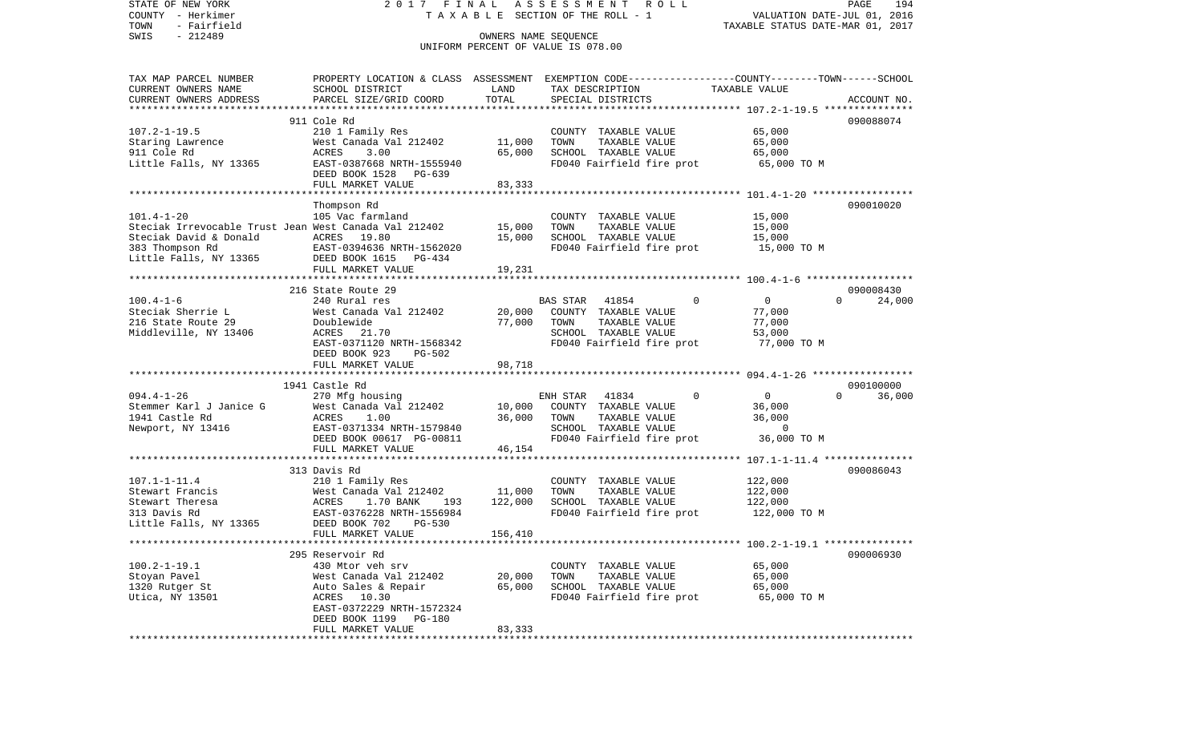STATE OF NEW YORK | 2017 FINAL ASSESSMENT ROLL | PAGE 194
COUNTY - Herkimer | TAXABLE SECTION OF THE ROLL - 1 | VALUATION DATE-JUL 01, 2016
TOWN - Fairfield | | TAXABLE STATUS DATE-MAR 01, 2017
SWIS - 212489 | OWNERS NAME SEQUENCE
UNIFORM PERCENT OF VALUE IS 078.00

| TAX MAP PARCEL NUMBER / CURRENT OWNERS NAME / CURRENT OWNERS ADDRESS | PROPERTY LOCATION & CLASS / SCHOOL DISTRICT / PARCEL SIZE/GRID COORD | ASSESSMENT LAND | TOTAL | EXEMPTION CODE / TAX DESCRIPTION / SPECIAL DISTRICTS | COUNTY | TOWN | SCHOOL | TAXABLE VALUE | ACCOUNT NO. |
|---|---|---|---|---|---|---|---|---|---|
| **107.2-1-19.5** | 911 Cole Rd | | | | | | | | 090088074 |
| 107.2-1-19.5 | 210 1 Family Res | | | COUNTY TAXABLE VALUE | | | | 65,000 | |
| Staring Lawrence | West Canada Val 212402 | 11,000 | | TOWN TAXABLE VALUE | | | | 65,000 | |
| 911 Cole Rd | ACRES 3.00 | | 65,000 | SCHOOL TAXABLE VALUE | | | | 65,000 | |
| Little Falls, NY 13365 | EAST-0387668 NRTH-1555940 | | | FD040 Fairfield fire prot | | | | 65,000 TO M | |
| | DEED BOOK 1528 PG-639 | | | | | | | | |
| | FULL MARKET VALUE | | 83,333 | | | | | | |
| **101.4-1-20** | Thompson Rd | | | | | | | | 090010020 |
| 101.4-1-20 | 105 Vac farmland | | | COUNTY TAXABLE VALUE | | | | 15,000 | |
| Steciak Irrevocable Trust Jean | West Canada Val 212402 | 15,000 | | TOWN TAXABLE VALUE | | | | 15,000 | |
| Steciak David & Donald | ACRES 19.80 | | 15,000 | SCHOOL TAXABLE VALUE | | | | 15,000 | |
| 383 Thompson Rd | EAST-0394636 NRTH-1562020 | | | FD040 Fairfield fire prot | | | | 15,000 TO M | |
| Little Falls, NY 13365 | DEED BOOK 1615 PG-434 | | | | | | | | |
| | FULL MARKET VALUE | | 19,231 | | | | | | |
| **100.4-1-6** | 216 State Route 29 | | | | | | | | 090008430 |
| 100.4-1-6 | 240 Rural res | | | BAS STAR 41854 | 0 | 0 | 24,000 | | |
| Steciak Sherrie L | West Canada Val 212402 | 20,000 | | COUNTY TAXABLE VALUE | | | | 77,000 | |
| 216 State Route 29 | Doublewide | | 77,000 | TOWN TAXABLE VALUE | | | | 77,000 | |
| Middleville, NY 13406 | ACRES 21.70 | | | SCHOOL TAXABLE VALUE | | | | 53,000 | |
| | EAST-0371120 NRTH-1568342 | | | FD040 Fairfield fire prot | | | | 77,000 TO M | |
| | DEED BOOK 923 PG-502 | | | | | | | | |
| | FULL MARKET VALUE | | 98,718 | | | | | | |
| **094.4-1-26** | 1941 Castle Rd | | | | | | | | 090100000 |
| 094.4-1-26 | 270 Mfg housing | | | ENH STAR 41834 | 0 | 0 | 36,000 | | |
| Stemmer Karl J Janice G | West Canada Val 212402 | 10,000 | | COUNTY TAXABLE VALUE | | | | 36,000 | |
| 1941 Castle Rd | ACRES 1.00 | | 36,000 | TOWN TAXABLE VALUE | | | | 36,000 | |
| Newport, NY 13416 | EAST-0371334 NRTH-1579840 | | | SCHOOL TAXABLE VALUE | | | | 0 | |
| | DEED BOOK 00617 PG-00811 | | | FD040 Fairfield fire prot | | | | 36,000 TO M | |
| | FULL MARKET VALUE | | 46,154 | | | | | | |
| **107.1-1-11.4** | 313 Davis Rd | | | | | | | | 090086043 |
| 107.1-1-11.4 | 210 1 Family Res | | | COUNTY TAXABLE VALUE | | | | 122,000 | |
| Stewart Francis | West Canada Val 212402 | 11,000 | | TOWN TAXABLE VALUE | | | | 122,000 | |
| Stewart Theresa | ACRES 1.70 BANK 193 | | 122,000 | SCHOOL TAXABLE VALUE | | | | 122,000 | |
| 313 Davis Rd | EAST-0376228 NRTH-1556984 | | | FD040 Fairfield fire prot | | | | 122,000 TO M | |
| Little Falls, NY 13365 | DEED BOOK 702 PG-530 | | | | | | | | |
| | FULL MARKET VALUE | | 156,410 | | | | | | |
| **100.2-1-19.1** | 295 Reservoir Rd | | | | | | | | 090006930 |
| 100.2-1-19.1 | 430 Mtor veh srv | | | COUNTY TAXABLE VALUE | | | | 65,000 | |
| Stoyan Pavel | West Canada Val 212402 | 20,000 | | TOWN TAXABLE VALUE | | | | 65,000 | |
| 1320 Rutger St | Auto Sales & Repair | | 65,000 | SCHOOL TAXABLE VALUE | | | | 65,000 | |
| Utica, NY 13501 | ACRES 10.30 | | | FD040 Fairfield fire prot | | | | 65,000 TO M | |
| | EAST-0372229 NRTH-1572324 | | | | | | | | |
| | DEED BOOK 1199 PG-180 | | | | | | | | |
| | FULL MARKET VALUE | | 83,333 | | | | | | |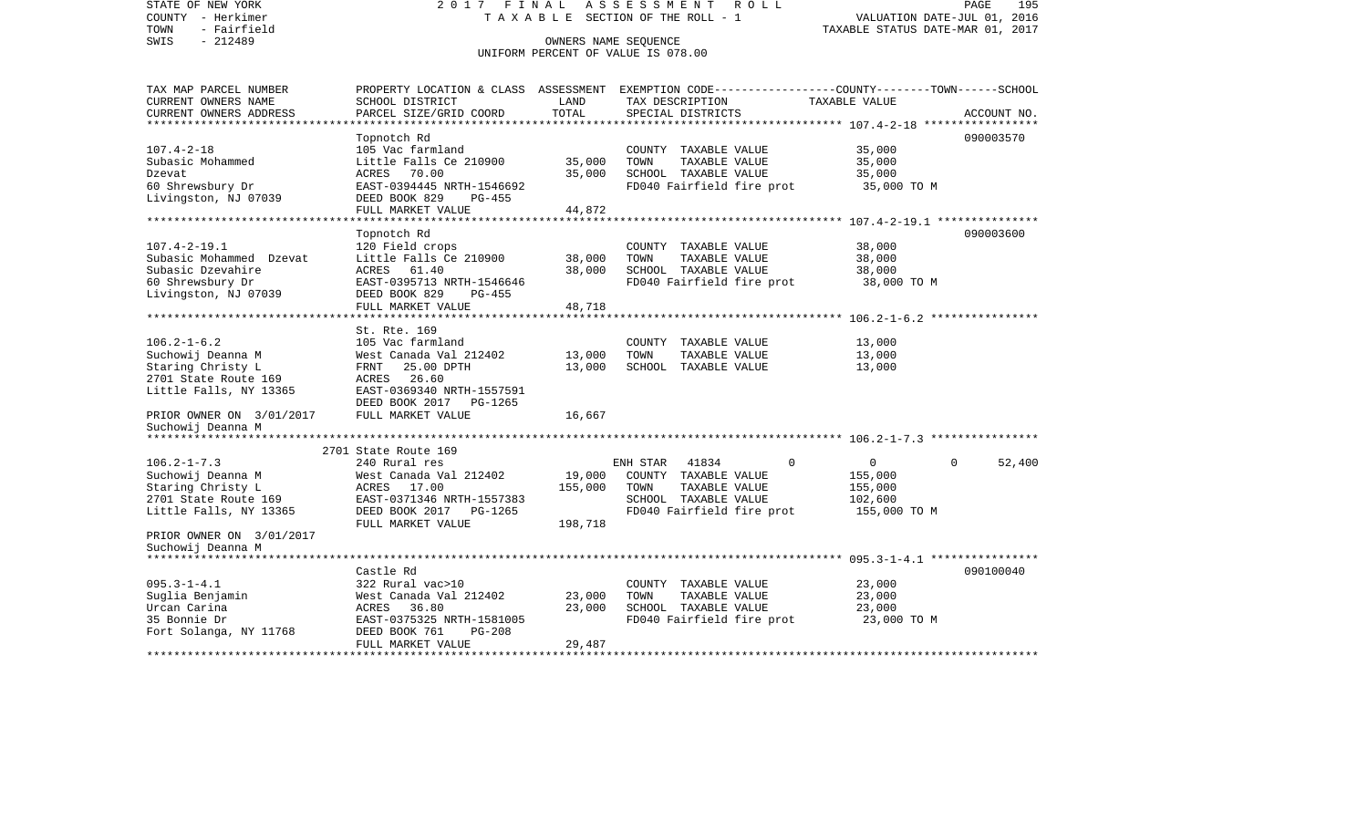STATE OF NEW YORK
COUNTY - Herkimer
TOWN - Fairfield
SWIS - 212489

2 0 1 7 F I N A L A S S E S S M E N T R O L L
T A X A B L E SECTION OF THE ROLL - 1
OWNERS NAME SEQUENCE
UNIFORM PERCENT OF VALUE IS 078.00

VALUATION DATE-JUL 01, 2016
TAXABLE STATUS DATE-MAR 01, 2017

| TAX MAP PARCEL NUMBER<br>CURRENT OWNERS NAME<br>CURRENT OWNERS ADDRESS | PROPERTY LOCATION & CLASS<br>SCHOOL DISTRICT<br>PARCEL SIZE/GRID COORD | ASSESSMENT<br>LAND<br>TOTAL | EXEMPTION CODE-----COUNTY-----TOWN-----SCHOOL<br>TAX DESCRIPTION<br>SPECIAL DISTRICTS | TAXABLE VALUE | ACCOUNT NO. |
|---|---|---|---|---|---|
| 107.4-2-18 | Topnotch Rd | | | | 090003570 |
| 107.4-2-18 | 105 Vac farmland | | COUNTY TAXABLE VALUE | 35,000 | |
| Subasic Mohammed | Little Falls Ce 210900 | 35,000 | TOWN TAXABLE VALUE | 35,000 | |
| Dzevat | ACRES 70.00 | 35,000 | SCHOOL TAXABLE VALUE | 35,000 | |
| 60 Shrewsbury Dr | EAST-0394445 NRTH-1546692 | | FD040 Fairfield fire prot | 35,000 TO M | |
| Livingston, NJ 07039 | DEED BOOK 829 PG-455 | | | | |
| | FULL MARKET VALUE | 44,872 | | | |
| 107.4-2-19.1 | Topnotch Rd | | | | 090003600 |
| 107.4-2-19.1 | 120 Field crops | | COUNTY TAXABLE VALUE | 38,000 | |
| Subasic Mohammed Dzevat | Little Falls Ce 210900 | 38,000 | TOWN TAXABLE VALUE | 38,000 | |
| Subasic Dzevahire | ACRES 61.40 | 38,000 | SCHOOL TAXABLE VALUE | 38,000 | |
| 60 Shrewsbury Dr | EAST-0395713 NRTH-1546646 | | FD040 Fairfield fire prot | 38,000 TO M | |
| Livingston, NJ 07039 | DEED BOOK 829 PG-455 | | | | |
| | FULL MARKET VALUE | 48,718 | | | |
| 106.2-1-6.2 | St. Rte. 169 | | | | |
| 106.2-1-6.2 | 105 Vac farmland | | COUNTY TAXABLE VALUE | 13,000 | |
| Suchowij Deanna M | West Canada Val 212402 | 13,000 | TOWN TAXABLE VALUE | 13,000 | |
| Staring Christy L | FRNT 25.00 DPTH | 13,000 | SCHOOL TAXABLE VALUE | 13,000 | |
| 2701 State Route 169 | ACRES 26.60 | | | | |
| Little Falls, NY 13365 | EAST-0369340 NRTH-1557591 | | | | |
| | DEED BOOK 2017 PG-1265 | | | | |
| PRIOR OWNER ON 3/01/2017 | FULL MARKET VALUE | 16,667 | | | |
| Suchowij Deanna M | | | | | |
| 106.2-1-7.3 | 2701 State Route 169 | | | | |
| 106.2-1-7.3 | 240 Rural res | | ENH STAR 41834 0 | 0 0 | 52,400 |
| Suchowij Deanna M | West Canada Val 212402 | 19,000 | COUNTY TAXABLE VALUE | 155,000 | |
| Staring Christy L | ACRES 17.00 | 155,000 | TOWN TAXABLE VALUE | 155,000 | |
| 2701 State Route 169 | EAST-0371346 NRTH-1557383 | | SCHOOL TAXABLE VALUE | 102,600 | |
| Little Falls, NY 13365 | DEED BOOK 2017 PG-1265 | | FD040 Fairfield fire prot | 155,000 TO M | |
| | FULL MARKET VALUE | 198,718 | | | |
| PRIOR OWNER ON 3/01/2017 | | | | | |
| Suchowij Deanna M | | | | | |
| 095.3-1-4.1 | Castle Rd | | | | 090100040 |
| 095.3-1-4.1 | 322 Rural vac>10 | | COUNTY TAXABLE VALUE | 23,000 | |
| Suglia Benjamin | West Canada Val 212402 | 23,000 | TOWN TAXABLE VALUE | 23,000 | |
| Urcan Carina | ACRES 36.80 | 23,000 | SCHOOL TAXABLE VALUE | 23,000 | |
| 35 Bonnie Dr | EAST-0375325 NRTH-1581005 | | FD040 Fairfield fire prot | 23,000 TO M | |
| Fort Solanga, NY 11768 | DEED BOOK 761 PG-208 | | | | |
| | FULL MARKET VALUE | 29,487 | | | |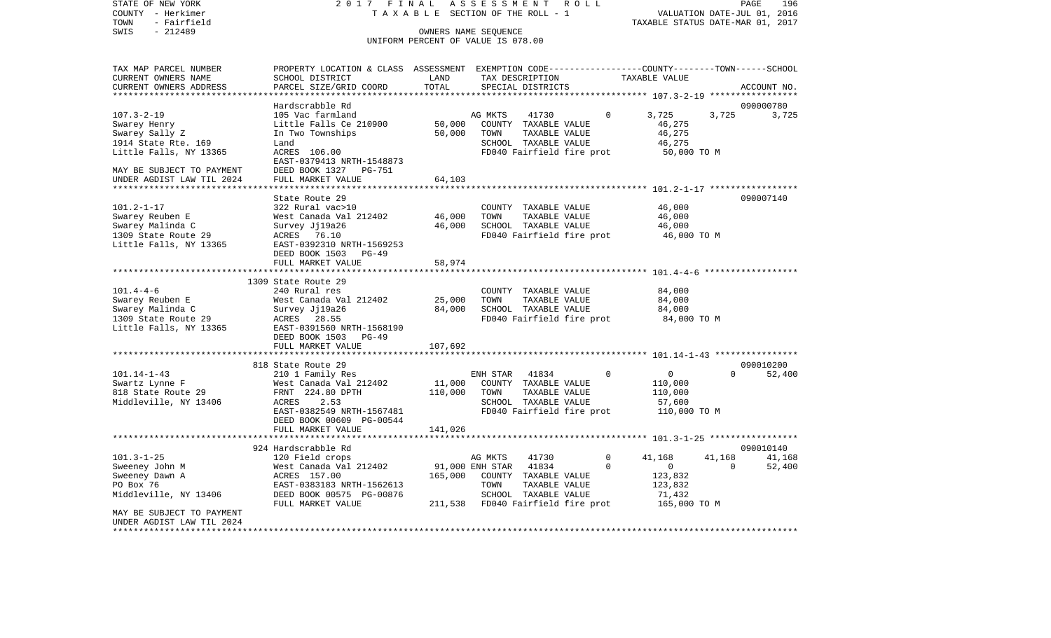STATE OF NEW YORK | 2017 FINAL ASSESSMENT ROLL | PAGE 196
COUNTY - Herkimer | TAXABLE SECTION OF THE ROLL - 1 | VALUATION DATE-JUL 01, 2016
TOWN - Fairfield | | TAXABLE STATUS DATE-MAR 01, 2017
SWIS - 212489 | OWNERS NAME SEQUENCE
UNIFORM PERCENT OF VALUE IS 078.00

| TAX MAP PARCEL NUMBER<br>CURRENT OWNERS NAME<br>CURRENT OWNERS ADDRESS | PROPERTY LOCATION & CLASS<br>SCHOOL DISTRICT<br>PARCEL SIZE/GRID COORD | ASSESSMENT LAND | TOTAL | EXEMPTION CODE<br>TAX DESCRIPTION<br>SPECIAL DISTRICTS | COUNTY TAXABLE VALUE | TOWN | SCHOOL | ACCOUNT NO. |
|---|---|---|---|---|---|---|---|---|
| **107.3-2-19** | Hardscrabble Rd | | | | | | | 090000780 |
| 107.3-2-19 | 105 Vac farmland | | | AG MKTS 41730 0 | 3,725 | 3,725 | 3,725 | |
| Swarey Henry | Little Falls Ce 210900 | 50,000 | | COUNTY TAXABLE VALUE | 46,275 | | | |
| Swarey Sally Z | In Two Townships | | 50,000 | TOWN TAXABLE VALUE | 46,275 | | | |
| 1914 State Rte. 169 | Land | | | SCHOOL TAXABLE VALUE | 46,275 | | | |
| Little Falls, NY 13365 | ACRES 106.00 | | | FD040 Fairfield fire prot | 50,000 TO M | | | |
| | EAST-0379413 NRTH-1548873 | | | | | | | |
| MAY BE SUBJECT TO PAYMENT | DEED BOOK 1327 PG-751 | | | | | | | |
| UNDER AGDIST LAW TIL 2024 | FULL MARKET VALUE | | 64,103 | | | | | |
| **101.2-1-17** | State Route 29 | | | | | | | 090007140 |
| 101.2-1-17 | 322 Rural vac>10 | | | COUNTY TAXABLE VALUE | 46,000 | | | |
| Swarey Reuben E | West Canada Val 212402 | 46,000 | | TOWN TAXABLE VALUE | 46,000 | | | |
| Swarey Malinda C | Survey Jj19a26 | | 46,000 | SCHOOL TAXABLE VALUE | 46,000 | | | |
| 1309 State Route 29 | ACRES 76.10 | | | FD040 Fairfield fire prot | 46,000 TO M | | | |
| Little Falls, NY 13365 | EAST-0392310 NRTH-1569253 | | | | | | | |
| | DEED BOOK 1503 PG-49 | | | | | | | |
| | FULL MARKET VALUE | | 58,974 | | | | | |
| **101.4-4-6** | 1309 State Route 29 | | | | | | | |
| 101.4-4-6 | 240 Rural res | | | COUNTY TAXABLE VALUE | 84,000 | | | |
| Swarey Reuben E | West Canada Val 212402 | 25,000 | | TOWN TAXABLE VALUE | 84,000 | | | |
| Swarey Malinda C | Survey Jj19a26 | | 84,000 | SCHOOL TAXABLE VALUE | 84,000 | | | |
| 1309 State Route 29 | ACRES 28.55 | | | FD040 Fairfield fire prot | 84,000 TO M | | | |
| Little Falls, NY 13365 | EAST-0391560 NRTH-1568190 | | | | | | | |
| | DEED BOOK 1503 PG-49 | | | | | | | |
| | FULL MARKET VALUE | | 107,692 | | | | | |
| **101.14-1-43** | 818 State Route 29 | | | | | | | 090010200 |
| 101.14-1-43 | 210 1 Family Res | | | ENH STAR 41834 0 | 0 | 0 | 52,400 | |
| Swartz Lynne F | West Canada Val 212402 | 11,000 | | COUNTY TAXABLE VALUE | 110,000 | | | |
| 818 State Route 29 | FRNT 224.80 DPTH | | 110,000 | TOWN TAXABLE VALUE | 110,000 | | | |
| Middleville, NY 13406 | ACRES 2.53 | | | SCHOOL TAXABLE VALUE | 57,600 | | | |
| | EAST-0382549 NRTH-1567481 | | | FD040 Fairfield fire prot | 110,000 TO M | | | |
| | DEED BOOK 00609 PG-00544 | | | | | | | |
| | FULL MARKET VALUE | | 141,026 | | | | | |
| **101.3-1-25** | 924 Hardscrabble Rd | | | | | | | 090010140 |
| 101.3-1-25 | 120 Field crops | | | AG MKTS 41730 0 | 41,168 | 41,168 | 41,168 | |
| Sweeney John M | West Canada Val 212402 | 91,000 | | ENH STAR 41834 0 | 0 | 0 | 52,400 | |
| Sweeney Dawn A | ACRES 157.00 | | 165,000 | COUNTY TAXABLE VALUE | 123,832 | | | |
| PO Box 76 | EAST-0383183 NRTH-1562613 | | | TOWN TAXABLE VALUE | 123,832 | | | |
| Middleville, NY 13406 | DEED BOOK 00575 PG-00876 | | | SCHOOL TAXABLE VALUE | 71,432 | | | |
| | FULL MARKET VALUE | | 211,538 | FD040 Fairfield fire prot | 165,000 TO M | | | |
| MAY BE SUBJECT TO PAYMENT | | | | | | | | |
| UNDER AGDIST LAW TIL 2024 | | | | | | | | |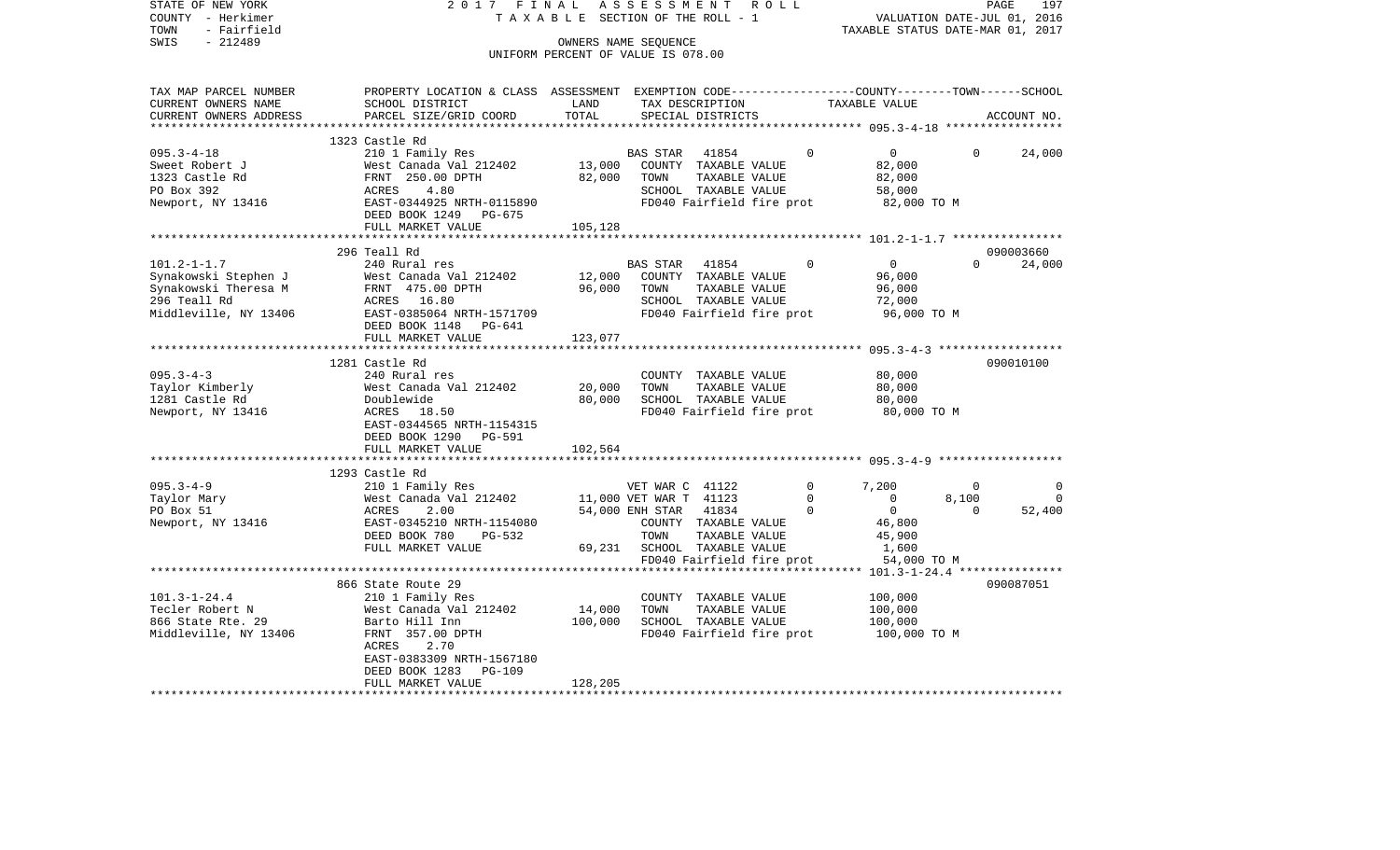STATE OF NEW YORK 2017 FINAL ASSESSMENT ROLL
COUNTY - Herkimer TAXABLE SECTION OF THE ROLL - 1 VALUATION DATE-JUL 01, 2016
TOWN - Fairfield TAXABLE STATUS DATE-MAR 01, 2017
SWIS - 212489 OWNERS NAME SEQUENCE
UNIFORM PERCENT OF VALUE IS 078.00

```
TAX MAP PARCEL NUMBER     PROPERTY LOCATION & CLASS  ASSESSMENT  EXEMPTION CODE-----------------COUNTY--------TOWN------SCHOOL
CURRENT OWNERS NAME       SCHOOL DISTRICT             LAND       TAX DESCRIPTION              TAXABLE VALUE
CURRENT OWNERS ADDRESS    PARCEL SIZE/GRID COORD      TOTAL      SPECIAL DISTRICTS                                         ACCOUNT NO.
******************************************************************************************************* 095.3-4-18 *****************
                          1323 Castle Rd
095.3-4-18                210 1 Family Res                       BAS STAR   41854          0           0            0      24,000
Sweet Robert J            West Canada Val 212402      13,000     COUNTY  TAXABLE VALUE                 82,000
1323 Castle Rd            FRNT  250.00 DPTH           82,000     TOWN    TAXABLE VALUE                 82,000
PO Box 392                ACRES    4.80                          SCHOOL  TAXABLE VALUE                 58,000
Newport, NY 13416         EAST-0344925 NRTH-0115890              FD040 Fairfield fire prot             82,000 TO M
                          DEED BOOK 1249   PG-675
                          FULL MARKET VALUE          105,128
******************************************************************************************************* 101.2-1-1.7 ****************
                          296 Teall Rd                                                                                 090003660
101.2-1-1.7               240 Rural res                          BAS STAR   41854          0           0            0      24,000
Synakowski Stephen J      West Canada Val 212402      12,000     COUNTY  TAXABLE VALUE                 96,000
Synakowski Theresa M      FRNT  475.00 DPTH           96,000     TOWN    TAXABLE VALUE                 96,000
296 Teall Rd              ACRES   16.80                          SCHOOL  TAXABLE VALUE                 72,000
Middleville, NY 13406     EAST-0385064 NRTH-1571709              FD040 Fairfield fire prot             96,000 TO M
                          DEED BOOK 1148   PG-641
                          FULL MARKET VALUE          123,077
******************************************************************************************************* 095.3-4-3 ******************
                          1281 Castle Rd                                                                               090010100
095.3-4-3                 240 Rural res                          COUNTY  TAXABLE VALUE                 80,000
Taylor Kimberly           West Canada Val 212402      20,000     TOWN    TAXABLE VALUE                 80,000
1281 Castle Rd            Doublewide                  80,000     SCHOOL  TAXABLE VALUE                 80,000
Newport, NY 13416         ACRES   18.50                          FD040 Fairfield fire prot             80,000 TO M
                          EAST-0344565 NRTH-1154315
                          DEED BOOK 1290   PG-591
                          FULL MARKET VALUE          102,564
******************************************************************************************************* 095.3-4-9 ******************
                          1293 Castle Rd
095.3-4-9                 210 1 Family Res                       VET WAR C  41122          0       7,200            0           0
Taylor Mary               West Canada Val 212402      11,000     VET WAR T  41123          0           0        8,100           0
PO Box 51                 ACRES    2.00               54,000     ENH STAR   41834          0           0            0      52,400
Newport, NY 13416         EAST-0345210 NRTH-1154080              COUNTY  TAXABLE VALUE                 46,800
                          DEED BOOK 780    PG-532                TOWN    TAXABLE VALUE                 45,900
                          FULL MARKET VALUE           69,231     SCHOOL  TAXABLE VALUE                  1,600
                                                                 FD040 Fairfield fire prot             54,000 TO M
******************************************************************************************************* 101.3-1-24.4 ***************
                          866 State Route 29                                                                           090087051
101.3-1-24.4              210 1 Family Res                       COUNTY  TAXABLE VALUE                100,000
Tecler Robert N           West Canada Val 212402      14,000     TOWN    TAXABLE VALUE                100,000
866 State Rte. 29         Barto Hill Inn             100,000     SCHOOL  TAXABLE VALUE                100,000
Middleville, NY 13406     FRNT  357.00 DPTH                      FD040 Fairfield fire prot            100,000 TO M
                          ACRES    2.70
                          EAST-0383309 NRTH-1567180
                          DEED BOOK 1283   PG-109
                          FULL MARKET VALUE          128,205
************************************************************************************************************************************
```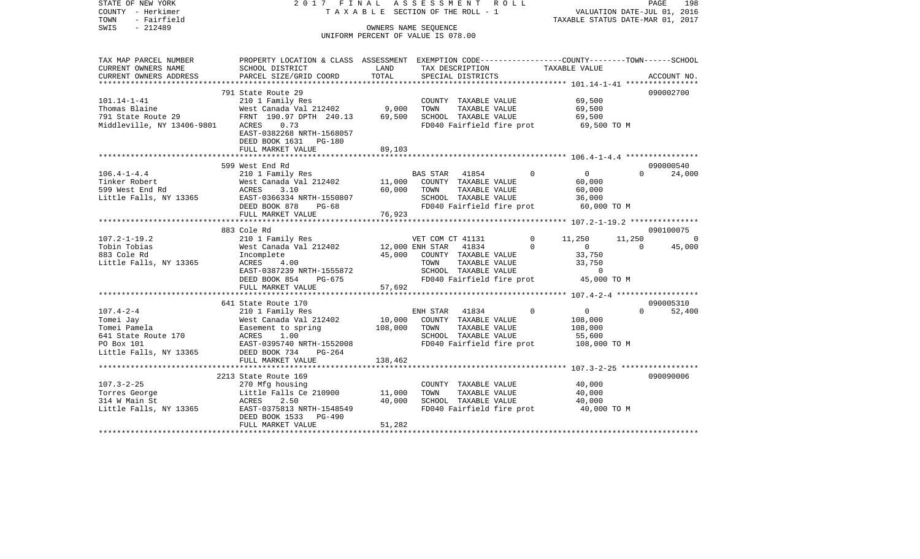STATE OF NEW YORK 2 0 1 7 F I N A L A S S E S S M E N T R O L L
COUNTY - Herkimer T A X A B L E SECTION OF THE ROLL - 1 VALUATION DATE-JUL 01, 2016
TOWN - Fairfield TAXABLE STATUS DATE-MAR 01, 2017
SWIS - 212489 OWNERS NAME SEQUENCE
UNIFORM PERCENT OF VALUE IS 078.00

```
TAX MAP PARCEL NUMBER         PROPERTY LOCATION & CLASS  ASSESSMENT  EXEMPTION CODE-----------------COUNTY--------TOWN------SCHOOL
CURRENT OWNERS NAME           SCHOOL DISTRICT               LAND      TAX DESCRIPTION             TAXABLE VALUE
CURRENT OWNERS ADDRESS        PARCEL SIZE/GRID COORD        TOTAL     SPECIAL DISTRICTS                                   ACCOUNT NO.
******************************************************************************************************* 101.14-1-41 ****************
                              791 State Route 29                                                                      090002700
101.14-1-41                   210 1 Family Res                          COUNTY  TAXABLE VALUE          69,500
Thomas Blaine                 West Canada Val 212402        9,000       TOWN    TAXABLE VALUE          69,500
791 State Route 29            FRNT 190.97 DPTH 240.13      69,500       SCHOOL  TAXABLE VALUE          69,500
Middleville, NY 13406-9801    ACRES    0.73                             FD040 Fairfield fire prot       69,500 TO M
                              EAST-0382268 NRTH-1568057
                              DEED BOOK 1631   PG-180
                              FULL MARKET VALUE            89,103
******************************************************************************************************* 106.4-1-4.4 ****************
                              599 West End Rd                                                                         090000540
106.4-1-4.4                   210 1 Family Res                          BAS STAR   41854         0           0            0      24,000
Tinker Robert                 West Canada Val 212402       11,000       COUNTY  TAXABLE VALUE          60,000
599 West End Rd               ACRES    3.10                60,000       TOWN    TAXABLE VALUE          60,000
Little Falls, NY 13365        EAST-0366334 NRTH-1550807                 SCHOOL  TAXABLE VALUE          36,000
                              DEED BOOK 878    PG-68                    FD040 Fairfield fire prot       60,000 TO M
                              FULL MARKET VALUE            76,923
******************************************************************************************************* 107.2-1-19.2 ***************
                              883 Cole Rd                                                                             090100075
107.2-1-19.2                  210 1 Family Res                          VET COM CT 41131         0      11,250       11,250           0
Tobin Tobias                  West Canada Val 212402       12,000 ENH STAR   41834               0           0            0      45,000
883 Cole Rd                   Incomplete                   45,000       COUNTY  TAXABLE VALUE          33,750
Little Falls, NY 13365        ACRES    4.00                             TOWN    TAXABLE VALUE          33,750
                              EAST-0387239 NRTH-1555872                 SCHOOL  TAXABLE VALUE               0
                              DEED BOOK 854    PG-675                   FD040 Fairfield fire prot       45,000 TO M
                              FULL MARKET VALUE            57,692
******************************************************************************************************* 107.4-2-4 ******************
                              641 State Route 170                                                                     090005310
107.4-2-4                     210 1 Family Res                          ENH STAR   41834         0           0            0      52,400
Tomei Jay                     West Canada Val 212402       10,000       COUNTY  TAXABLE VALUE         108,000
Tomei Pamela                  Easement to spring          108,000       TOWN    TAXABLE VALUE         108,000
641 State Route 170           ACRES    1.00                             SCHOOL  TAXABLE VALUE          55,600
PO Box 101                    EAST-0395740 NRTH-1552008                 FD040 Fairfield fire prot      108,000 TO M
Little Falls, NY 13365        DEED BOOK 734    PG-264
                              FULL MARKET VALUE           138,462
******************************************************************************************************* 107.3-2-25 *****************
                              2213 State Route 169                                                                    090090006
107.3-2-25                    270 Mfg housing                           COUNTY  TAXABLE VALUE          40,000
Torres George                 Little Falls Ce 210900       11,000       TOWN    TAXABLE VALUE          40,000
314 W Main St                 ACRES    2.50                40,000       SCHOOL  TAXABLE VALUE          40,000
Little Falls, NY 13365        EAST-0375813 NRTH-1548549                 FD040 Fairfield fire prot       40,000 TO M
                              DEED BOOK 1533   PG-490
                              FULL MARKET VALUE            51,282
************************************************************************************************************************************
```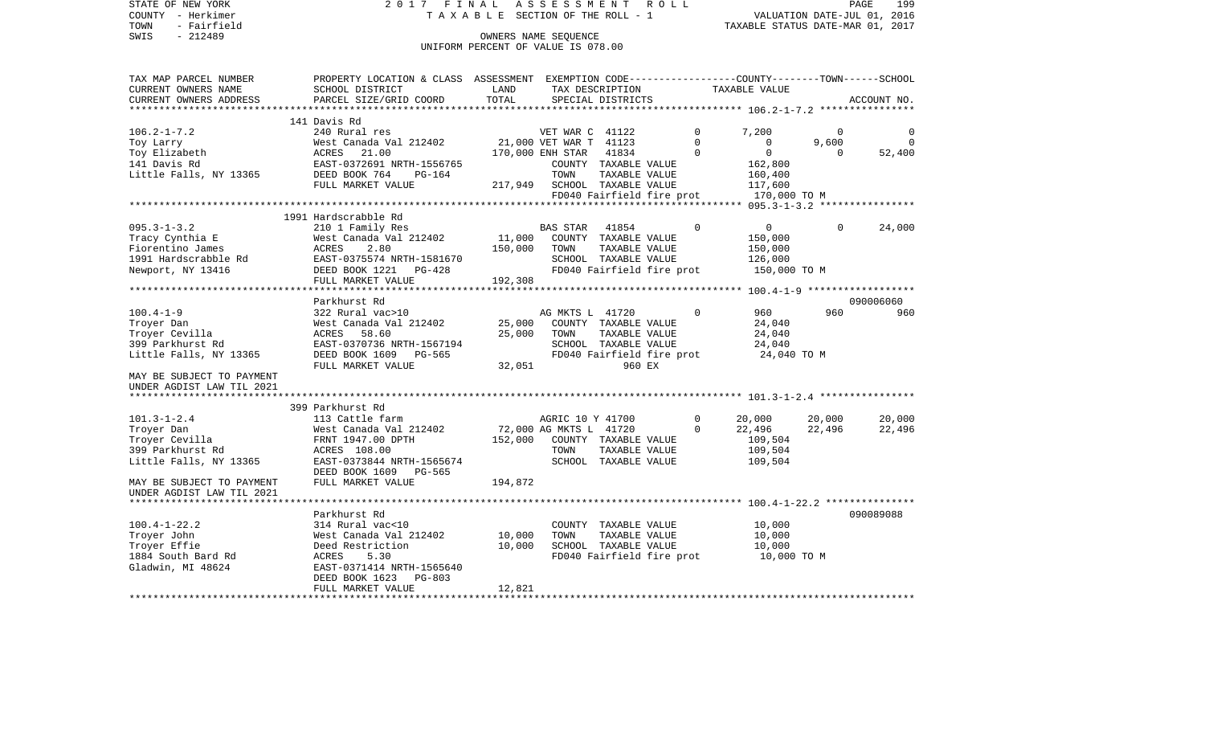STATE OF NEW YORK
COUNTY - Herkimer
TOWN - Fairfield
SWIS - 212489

2017 FINAL ASSESSMENT ROLL
TAXABLE SECTION OF THE ROLL - 1
OWNERS NAME SEQUENCE
UNIFORM PERCENT OF VALUE IS 078.00

VALUATION DATE-JUL 01, 2016
TAXABLE STATUS DATE-MAR 01, 2017

| TAX MAP PARCEL NUMBER / CURRENT OWNERS NAME / CURRENT OWNERS ADDRESS | PROPERTY LOCATION & CLASS / SCHOOL DISTRICT / PARCEL SIZE/GRID COORD | ASSESSMENT LAND | TOTAL | EXEMPTION CODE / TAX DESCRIPTION / SPECIAL DISTRICTS | | COUNTY TAXABLE VALUE | TOWN | SCHOOL / ACCOUNT NO. |
|---|---|---|---|---|---|---|---|---|
| | 141 Davis Rd | | | | | | | |
| 106.2-1-7.2 | 240 Rural res | | | VET WAR C 41122 | 0 | 7,200 | 0 | 0 |
| Toy Larry | West Canada Val 212402 | 21,000 | | VET WAR T 41123 | 0 | 0 | 9,600 | 0 |
| Toy Elizabeth | ACRES 21.00 | | 170,000 | ENH STAR 41834 | 0 | 0 | 0 | 52,400 |
| 141 Davis Rd | EAST-0372691 NRTH-1556765 | | | COUNTY TAXABLE VALUE | | 162,800 | | |
| Little Falls, NY 13365 | DEED BOOK 764 PG-164 | | | TOWN TAXABLE VALUE | | 160,400 | | |
| | FULL MARKET VALUE | | 217,949 | SCHOOL TAXABLE VALUE | | 117,600 | | |
| | | | | FD040 Fairfield fire prot | | 170,000 TO M | | |
| | 1991 Hardscrabble Rd | | | | | | | |
| 095.3-1-3.2 | 210 1 Family Res | | | BAS STAR 41854 | 0 | 0 | 0 | 24,000 |
| Tracy Cynthia E | West Canada Val 212402 | 11,000 | | COUNTY TAXABLE VALUE | | 150,000 | | |
| Fiorentino James | ACRES 2.80 | | 150,000 | TOWN TAXABLE VALUE | | 150,000 | | |
| 1991 Hardscrabble Rd | EAST-0375574 NRTH-1581670 | | | SCHOOL TAXABLE VALUE | | 126,000 | | |
| Newport, NY 13416 | DEED BOOK 1221 PG-428 | | | FD040 Fairfield fire prot | | 150,000 TO M | | |
| | FULL MARKET VALUE | | 192,308 | | | | | |
| | Parkhurst Rd | | | | | | | 090006060 |
| 100.4-1-9 | 322 Rural vac>10 | | | AG MKTS L 41720 | 0 | 960 | 960 | 960 |
| Troyer Dan | West Canada Val 212402 | 25,000 | | COUNTY TAXABLE VALUE | | 24,040 | | |
| Troyer Cevilla | ACRES 58.60 | | 25,000 | TOWN TAXABLE VALUE | | 24,040 | | |
| 399 Parkhurst Rd | EAST-0370736 NRTH-1567194 | | | SCHOOL TAXABLE VALUE | | 24,040 | | |
| Little Falls, NY 13365 | DEED BOOK 1609 PG-565 | | | FD040 Fairfield fire prot | | 24,040 TO M | | |
| | FULL MARKET VALUE | | 32,051 | 960 EX | | | | |
| MAY BE SUBJECT TO PAYMENT UNDER AGDIST LAW TIL 2021 | | | | | | | | |
| | 399 Parkhurst Rd | | | | | | | |
| 101.3-1-2.4 | 113 Cattle farm | | | AGRIC 10 Y 41700 | 0 | 20,000 | 20,000 | 20,000 |
| Troyer Dan | West Canada Val 212402 | 72,000 | | AG MKTS L 41720 | 0 | 22,496 | 22,496 | 22,496 |
| Troyer Cevilla | FRNT 1947.00 DPTH | | 152,000 | COUNTY TAXABLE VALUE | | 109,504 | | |
| 399 Parkhurst Rd | ACRES 108.00 | | | TOWN TAXABLE VALUE | | 109,504 | | |
| Little Falls, NY 13365 | EAST-0373844 NRTH-1565674 | | | SCHOOL TAXABLE VALUE | | 109,504 | | |
| | DEED BOOK 1609 PG-565 | | | | | | | |
| MAY BE SUBJECT TO PAYMENT UNDER AGDIST LAW TIL 2021 | FULL MARKET VALUE | | 194,872 | | | | | |
| | Parkhurst Rd | | | | | | | 090089088 |
| 100.4-1-22.2 | 314 Rural vac<10 | | | COUNTY TAXABLE VALUE | | 10,000 | | |
| Troyer John | West Canada Val 212402 | 10,000 | | TOWN TAXABLE VALUE | | 10,000 | | |
| Troyer Effie | Deed Restriction | | 10,000 | SCHOOL TAXABLE VALUE | | 10,000 | | |
| 1884 South Bard Rd | ACRES 5.30 | | | FD040 Fairfield fire prot | | 10,000 TO M | | |
| Gladwin, MI 48624 | EAST-0371414 NRTH-1565640 | | | | | | | |
| | DEED BOOK 1623 PG-803 | | | | | | | |
| | FULL MARKET VALUE | | 12,821 | | | | | |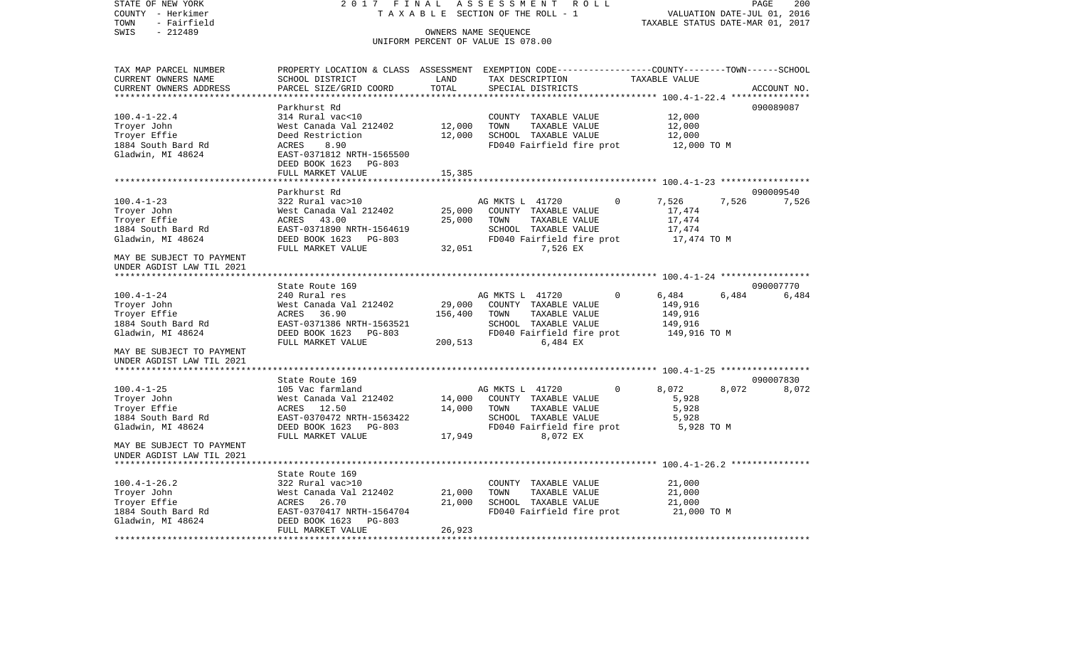STATE OF NEW YORK 2 0 1 7 F I N A L A S S E S S M E N T R O L L
COUNTY - Herkimer T A X A B L E SECTION OF THE ROLL - 1 VALUATION DATE-JUL 01, 2016
TOWN - Fairfield TAXABLE STATUS DATE-MAR 01, 2017
SWIS - 212489 OWNERS NAME SEQUENCE
UNIFORM PERCENT OF VALUE IS 078.00

| TAX MAP PARCEL NUMBER / CURRENT OWNERS NAME / CURRENT OWNERS ADDRESS | PROPERTY LOCATION & CLASS / SCHOOL DISTRICT / PARCEL SIZE/GRID COORD | ASSESSMENT LAND | TOTAL | EXEMPTION CODE / TAX DESCRIPTION / SPECIAL DISTRICTS | COUNTY | TOWN | SCHOOL / TAXABLE VALUE | ACCOUNT NO. |
|---|---|---|---|---|---|---|---|---|
| **100.4-1-22.4** | Parkhurst Rd | | | | | | | 090089087 |
| Troyer John | 314 Rural vac<10 | | | COUNTY TAXABLE VALUE | 12,000 | | | |
| Troyer Effie | West Canada Val 212402 | 12,000 | | TOWN TAXABLE VALUE | 12,000 | | | |
| 1884 South Bard Rd | Deed Restriction | | 12,000 | SCHOOL TAXABLE VALUE | 12,000 | | | |
| Gladwin, MI 48624 | ACRES 8.90 | | | FD040 Fairfield fire prot | 12,000 TO M | | | |
| | EAST-0371812 NRTH-1565500 | | | | | | | |
| | DEED BOOK 1623 PG-803 | | | | | | | |
| | FULL MARKET VALUE | | 15,385 | | | | | |
| **100.4-1-23** | Parkhurst Rd | | | | | | | 090009540 |
| Troyer John | 322 Rural vac>10 | | | AG MKTS L 41720 0 | 7,526 | 7,526 | 7,526 | |
| Troyer Effie | West Canada Val 212402 | 25,000 | | COUNTY TAXABLE VALUE | 17,474 | | | |
| 1884 South Bard Rd | ACRES 43.00 | | 25,000 | TOWN TAXABLE VALUE | 17,474 | | | |
| Gladwin, MI 48624 | EAST-0371890 NRTH-1564619 | | | SCHOOL TAXABLE VALUE | 17,474 | | | |
| | DEED BOOK 1623 PG-803 | | | FD040 Fairfield fire prot | 17,474 TO M | | | |
| MAY BE SUBJECT TO PAYMENT | FULL MARKET VALUE | | 32,051 | 7,526 EX | | | | |
| UNDER AGDIST LAW TIL 2021 | | | | | | | | |
| **100.4-1-24** | State Route 169 | | | | | | | 090007770 |
| Troyer John | 240 Rural res | | | AG MKTS L 41720 0 | 6,484 | 6,484 | 6,484 | |
| Troyer Effie | West Canada Val 212402 | 29,000 | | COUNTY TAXABLE VALUE | 149,916 | | | |
| 1884 South Bard Rd | ACRES 36.90 | | 156,400 | TOWN TAXABLE VALUE | 149,916 | | | |
| Gladwin, MI 48624 | EAST-0371386 NRTH-1563521 | | | SCHOOL TAXABLE VALUE | 149,916 | | | |
| | DEED BOOK 1623 PG-803 | | | FD040 Fairfield fire prot | 149,916 TO M | | | |
| MAY BE SUBJECT TO PAYMENT | FULL MARKET VALUE | | 200,513 | 6,484 EX | | | | |
| UNDER AGDIST LAW TIL 2021 | | | | | | | | |
| **100.4-1-25** | State Route 169 | | | | | | | 090007830 |
| Troyer John | 105 Vac farmland | | | AG MKTS L 41720 0 | 8,072 | 8,072 | 8,072 | |
| Troyer Effie | West Canada Val 212402 | 14,000 | | COUNTY TAXABLE VALUE | 5,928 | | | |
| 1884 South Bard Rd | ACRES 12.50 | | 14,000 | TOWN TAXABLE VALUE | 5,928 | | | |
| Gladwin, MI 48624 | EAST-0370472 NRTH-1563422 | | | SCHOOL TAXABLE VALUE | 5,928 | | | |
| | DEED BOOK 1623 PG-803 | | | FD040 Fairfield fire prot | 5,928 TO M | | | |
| MAY BE SUBJECT TO PAYMENT | FULL MARKET VALUE | | 17,949 | 8,072 EX | | | | |
| UNDER AGDIST LAW TIL 2021 | | | | | | | | |
| **100.4-1-26.2** | State Route 169 | | | | | | | |
| Troyer John | 322 Rural vac>10 | | | COUNTY TAXABLE VALUE | 21,000 | | | |
| Troyer Effie | West Canada Val 212402 | 21,000 | | TOWN TAXABLE VALUE | 21,000 | | | |
| 1884 South Bard Rd | ACRES 26.70 | | 21,000 | SCHOOL TAXABLE VALUE | 21,000 | | | |
| Gladwin, MI 48624 | EAST-0370417 NRTH-1564704 | | | FD040 Fairfield fire prot | 21,000 TO M | | | |
| | DEED BOOK 1623 PG-803 | | | | | | | |
| | FULL MARKET VALUE | | 26,923 | | | | | |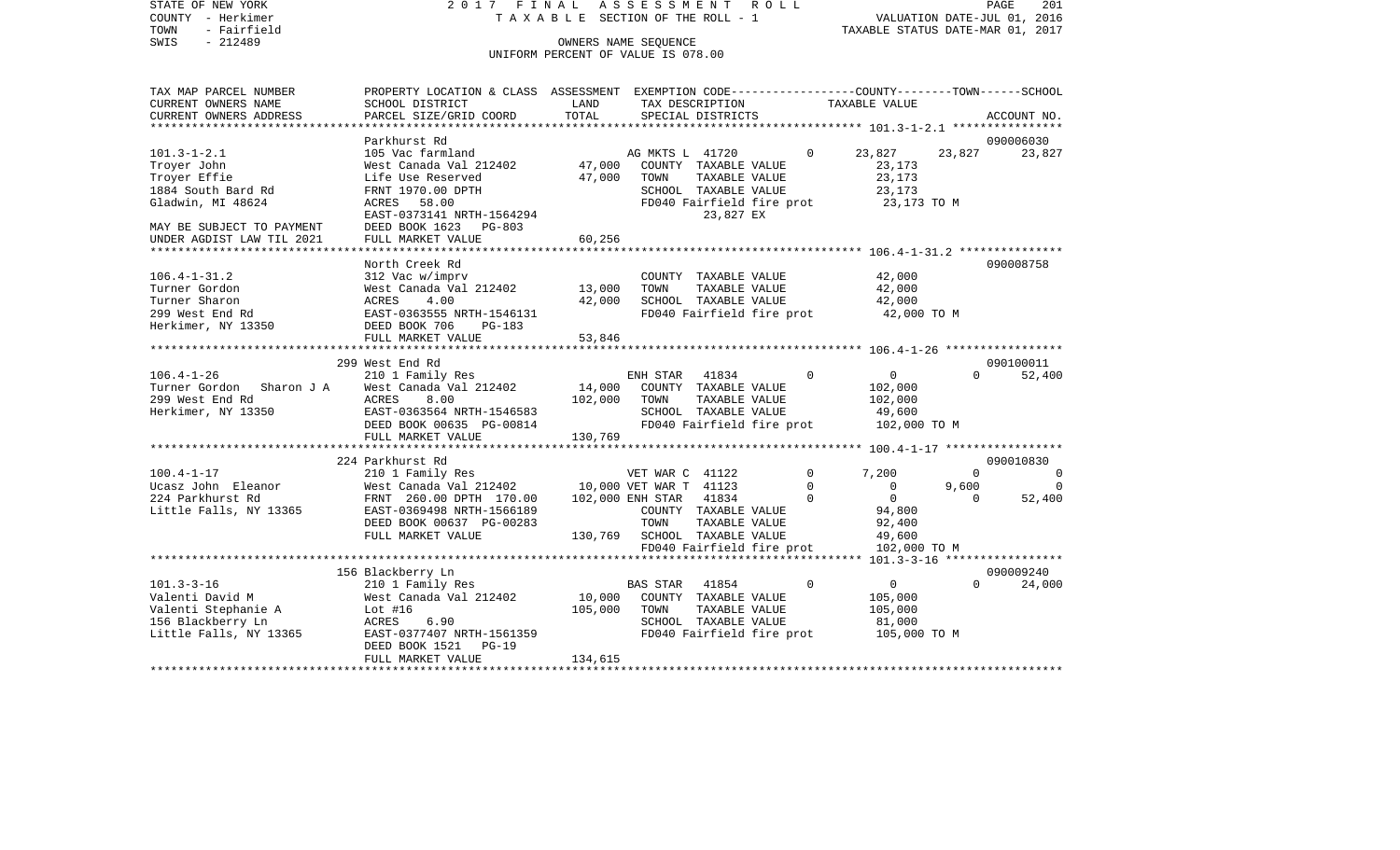STATE OF NEW YORK | 2017 FINAL ASSESSMENT ROLL | PAGE 201
COUNTY - Herkimer | TAXABLE SECTION OF THE ROLL - 1 | VALUATION DATE-JUL 01, 2016
TOWN - Fairfield | | TAXABLE STATUS DATE-MAR 01, 2017
SWIS - 212489 | OWNERS NAME SEQUENCE
UNIFORM PERCENT OF VALUE IS 078.00

| TAX MAP PARCEL NUMBER / CURRENT OWNERS NAME / CURRENT OWNERS ADDRESS | PROPERTY LOCATION & CLASS / SCHOOL DISTRICT / PARCEL SIZE/GRID COORD | ASSESSMENT LAND / TOTAL | EXEMPTION CODE / TAX DESCRIPTION / SPECIAL DISTRICTS | | COUNTY TAXABLE VALUE | TOWN | SCHOOL | ACCOUNT NO. |
|---|---|---|---|---|---|---|---|---|
| | Parkhurst Rd | | | | | | | 090006030 |
| 101.3-1-2.1 | 105 Vac farmland | | AG MKTS L 41720 | 0 | 23,827 | 23,827 | 23,827 | |
| Troyer John | West Canada Val 212402 | 47,000 | COUNTY TAXABLE VALUE | | 23,173 | | | |
| Troyer Effie | Life Use Reserved | 47,000 | TOWN TAXABLE VALUE | | 23,173 | | | |
| 1884 South Bard Rd | FRNT 1970.00 DPTH | | SCHOOL TAXABLE VALUE | | 23,173 | | | |
| Gladwin, MI 48624 | ACRES 58.00 | | FD040 Fairfield fire prot | | 23,173 TO M | | | |
| | EAST-0373141 NRTH-1564294 | | 23,827 EX | | | | | |
| MAY BE SUBJECT TO PAYMENT | DEED BOOK 1623 PG-803 | | | | | | | |
| UNDER AGDIST LAW TIL 2021 | FULL MARKET VALUE | 60,256 | | | | | | |
| | North Creek Rd | | | | | | | 090008758 |
| 106.4-1-31.2 | 312 Vac w/imprv | | COUNTY TAXABLE VALUE | | 42,000 | | | |
| Turner Gordon | West Canada Val 212402 | 13,000 | TOWN TAXABLE VALUE | | 42,000 | | | |
| Turner Sharon | ACRES 4.00 | 42,000 | SCHOOL TAXABLE VALUE | | 42,000 | | | |
| 299 West End Rd | EAST-0363555 NRTH-1546131 | | FD040 Fairfield fire prot | | 42,000 TO M | | | |
| Herkimer, NY 13350 | DEED BOOK 706 PG-183 | | | | | | | |
| | FULL MARKET VALUE | 53,846 | | | | | | |
| | 299 West End Rd | | | | | | | 090100011 |
| 106.4-1-26 | 210 1 Family Res | | ENH STAR 41834 | 0 | 0 | 0 | 52,400 | |
| Turner Gordon Sharon J A | West Canada Val 212402 | 14,000 | COUNTY TAXABLE VALUE | | 102,000 | | | |
| 299 West End Rd | ACRES 8.00 | 102,000 | TOWN TAXABLE VALUE | | 102,000 | | | |
| Herkimer, NY 13350 | EAST-0363564 NRTH-1546583 | | SCHOOL TAXABLE VALUE | | 49,600 | | | |
| | DEED BOOK 00635 PG-00814 | | FD040 Fairfield fire prot | | 102,000 TO M | | | |
| | FULL MARKET VALUE | 130,769 | | | | | | |
| | 224 Parkhurst Rd | | | | | | | 090010830 |
| 100.4-1-17 | 210 1 Family Res | | VET WAR C 41122 | 0 | 7,200 | 0 | 0 | |
| Ucasz John Eleanor | West Canada Val 212402 | 10,000 | VET WAR T 41123 | 0 | 0 | 9,600 | 0 | |
| 224 Parkhurst Rd | FRNT 260.00 DPTH 170.00 | 102,000 | ENH STAR 41834 | 0 | 0 | 0 | 52,400 | |
| Little Falls, NY 13365 | EAST-0369498 NRTH-1566189 | | COUNTY TAXABLE VALUE | | 94,800 | | | |
| | DEED BOOK 00637 PG-00283 | | TOWN TAXABLE VALUE | | 92,400 | | | |
| | FULL MARKET VALUE | 130,769 | SCHOOL TAXABLE VALUE | | 49,600 | | | |
| | | | FD040 Fairfield fire prot | | 102,000 TO M | | | |
| | 156 Blackberry Ln | | | | | | | 090009240 |
| 101.3-3-16 | 210 1 Family Res | | BAS STAR 41854 | 0 | 0 | 0 | 24,000 | |
| Valenti David M | West Canada Val 212402 | 10,000 | COUNTY TAXABLE VALUE | | 105,000 | | | |
| Valenti Stephanie A | Lot #16 | 105,000 | TOWN TAXABLE VALUE | | 105,000 | | | |
| 156 Blackberry Ln | ACRES 6.90 | | SCHOOL TAXABLE VALUE | | 81,000 | | | |
| Little Falls, NY 13365 | EAST-0377407 NRTH-1561359 | | FD040 Fairfield fire prot | | 105,000 TO M | | | |
| | DEED BOOK 1521 PG-19 | | | | | | | |
| | FULL MARKET VALUE | 134,615 | | | | | | |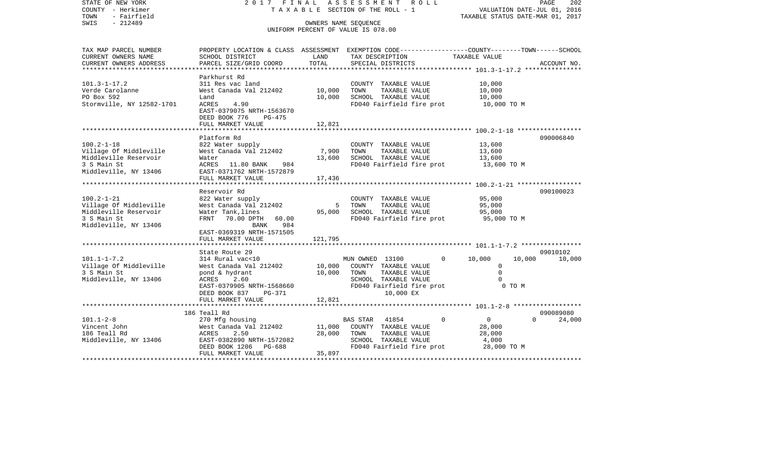STATE OF NEW YORK — 2017 FINAL ASSESSMENT ROLL — PAGE 202
COUNTY - Herkimer — TAXABLE SECTION OF THE ROLL - 1 — VALUATION DATE-JUL 01, 2016
TOWN - Fairfield — TAXABLE STATUS DATE-MAR 01, 2017
SWIS - 212489 — OWNERS NAME SEQUENCE
UNIFORM PERCENT OF VALUE IS 078.00

| TAX MAP PARCEL NUMBER / CURRENT OWNERS NAME / CURRENT OWNERS ADDRESS | PROPERTY LOCATION & CLASS / SCHOOL DISTRICT / PARCEL SIZE/GRID COORD | ASSESSMENT LAND | TOTAL | EXEMPTION CODE / TAX DESCRIPTION / SPECIAL DISTRICTS | COUNTY | TOWN | SCHOOL | ACCOUNT NO. |
|---|---|---|---|---|---|---|---|---|
| 101.3-1-17.2 | Parkhurst Rd | | | | | | | |
| Verde Carolanne | 311 Res vac land | | | COUNTY TAXABLE VALUE | 10,000 | | | |
| PO Box 592 | West Canada Val 212402 | 10,000 | | TOWN TAXABLE VALUE | 10,000 | | | |
| Stormville, NY 12582-1701 | Land | | 10,000 | SCHOOL TAXABLE VALUE | 10,000 | | | |
| | ACRES 4.90 | | | FD040 Fairfield fire prot | 10,000 TO M | | | |
| | EAST-0379075 NRTH-1563670 | | | | | | | |
| | DEED BOOK 776 PG-475 | | | | | | | |
| | FULL MARKET VALUE | | 12,821 | | | | | |
| 100.2-1-18 | Platform Rd | | | | | | | 090006840 |
| Village Of Middleville | 822 Water supply | | | COUNTY TAXABLE VALUE | 13,600 | | | |
| Middleville Reservoir | West Canada Val 212402 | 7,900 | | TOWN TAXABLE VALUE | 13,600 | | | |
| 3 S Main St | Water | | 13,600 | SCHOOL TAXABLE VALUE | 13,600 | | | |
| Middleville, NY 13406 | ACRES 11.80 BANK 984 | | | FD040 Fairfield fire prot | 13,600 TO M | | | |
| | EAST-0371762 NRTH-1572879 | | | | | | | |
| | FULL MARKET VALUE | | 17,436 | | | | | |
| 100.2-1-21 | Reservoir Rd | | | | | | | 090100023 |
| Village Of Middleville | 822 Water supply | | | COUNTY TAXABLE VALUE | 95,000 | | | |
| Middleville Reservoir | West Canada Val 212402 | 5 | | TOWN TAXABLE VALUE | 95,000 | | | |
| 3 S Main St | Water Tank,lines | | 95,000 | SCHOOL TAXABLE VALUE | 95,000 | | | |
| Middleville, NY 13406 | FRNT 70.00 DPTH 60.00 | | | FD040 Fairfield fire prot | 95,000 TO M | | | |
| | BANK 984 | | | | | | | |
| | EAST-0369319 NRTH-1571505 | | | | | | | |
| | FULL MARKET VALUE | | 121,795 | | | | | |
| 101.1-1-7.2 | State Route 29 | | | | | | | 09010102 |
| Village Of Middleville | 314 Rural vac<10 | | | MUN OWNED 13100 0 | 10,000 | 10,000 | 10,000 | |
| 3 S Main St | West Canada Val 212402 | 10,000 | | COUNTY TAXABLE VALUE | 0 | | | |
| Middleville, NY 13406 | pond & hydrant | | 10,000 | TOWN TAXABLE VALUE | 0 | | | |
| | ACRES 2.60 | | | SCHOOL TAXABLE VALUE | 0 | | | |
| | EAST-0379905 NRTH-1568660 | | | FD040 Fairfield fire prot | 0 TO M | | | |
| | DEED BOOK 837 PG-371 | | | 10,000 EX | | | | |
| | FULL MARKET VALUE | | 12,821 | | | | | |
| 101.1-2-8 | 186 Teall Rd | | | | | | | 090089080 |
| Vincent John | 270 Mfg housing | | | BAS STAR 41854 0 | 0 | 0 | 24,000 | |
| 186 Teall Rd | West Canada Val 212402 | 11,000 | | COUNTY TAXABLE VALUE | 28,000 | | | |
| Middleville, NY 13406 | ACRES 2.50 | | 28,000 | TOWN TAXABLE VALUE | 28,000 | | | |
| | EAST-0382890 NRTH-1572082 | | | SCHOOL TAXABLE VALUE | 4,000 | | | |
| | DEED BOOK 1206 PG-688 | | | FD040 Fairfield fire prot | 28,000 TO M | | | |
| | FULL MARKET VALUE | | 35,897 | | | | | |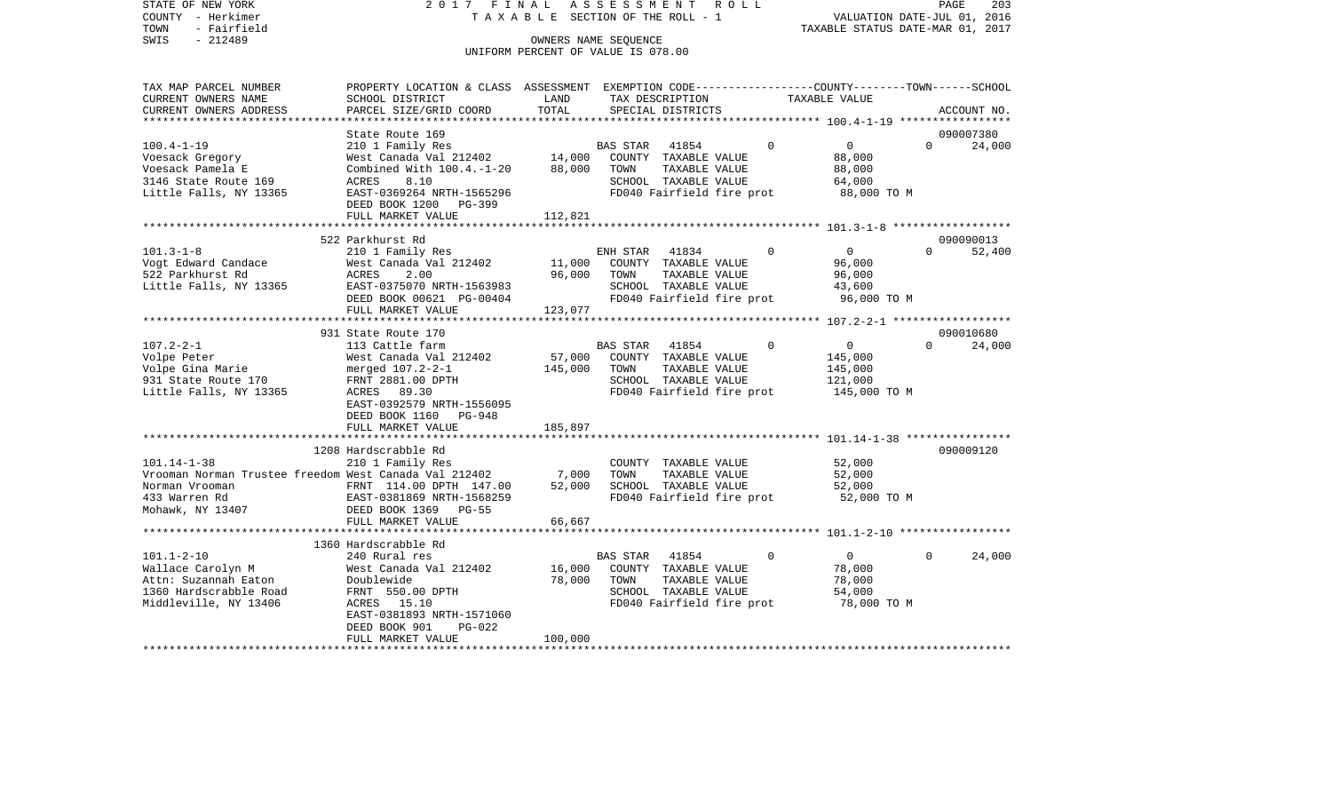STATE OF NEW YORK — COUNTY - Herkimer — TOWN - Fairfield — SWIS - 212489

2017 FINAL ASSESSMENT ROLL
TAXABLE SECTION OF THE ROLL - 1
OWNERS NAME SEQUENCE
UNIFORM PERCENT OF VALUE IS 078.00

VALUATION DATE-JUL 01, 2016
TAXABLE STATUS DATE-MAR 01, 2017

| TAX MAP PARCEL NUMBER / CURRENT OWNERS NAME / CURRENT OWNERS ADDRESS | PROPERTY LOCATION & CLASS / SCHOOL DISTRICT / PARCEL SIZE/GRID COORD | ASSESSMENT LAND | TOTAL | EXEMPTION CODE / TAX DESCRIPTION / SPECIAL DISTRICTS | COUNTY | TOWN | SCHOOL | TAXABLE VALUE | ACCOUNT NO. |
|---|---|---|---|---|---|---|---|---|---|
| 100.4-1-19 | State Route 169 | | | | | | | | 090007380 |
| Voesack Gregory | 210 1 Family Res | | | BAS STAR 41854 | 0 | 0 | 0 | | 24,000 |
| Voesack Pamela E | West Canada Val 212402 | 14,000 | | COUNTY TAXABLE VALUE | | | | 88,000 | |
| 3146 State Route 169 | Combined With 100.4.-1-20 | | 88,000 | TOWN TAXABLE VALUE | | | | 88,000 | |
| Little Falls, NY 13365 | ACRES 8.10 | | | SCHOOL TAXABLE VALUE | | | | 64,000 | |
| | EAST-0369264 NRTH-1565296 | | | FD040 Fairfield fire prot | | | | 88,000 TO M | |
| | DEED BOOK 1200 PG-399 | | | | | | | | |
| | FULL MARKET VALUE | | 112,821 | | | | | | |
| 101.3-1-8 | 522 Parkhurst Rd | | | | | | | | 090090013 |
| Vogt Edward Candace | 210 1 Family Res | | | ENH STAR 41834 | 0 | 0 | 0 | | 52,400 |
| 522 Parkhurst Rd | West Canada Val 212402 | 11,000 | | COUNTY TAXABLE VALUE | | | | 96,000 | |
| Little Falls, NY 13365 | ACRES 2.00 | | 96,000 | TOWN TAXABLE VALUE | | | | 96,000 | |
| | EAST-0375070 NRTH-1563983 | | | SCHOOL TAXABLE VALUE | | | | 43,600 | |
| | DEED BOOK 00621 PG-00404 | | | FD040 Fairfield fire prot | | | | 96,000 TO M | |
| | FULL MARKET VALUE | | 123,077 | | | | | | |
| 107.2-2-1 | 931 State Route 170 | | | | | | | | 090010680 |
| Volpe Peter | 113 Cattle farm | | | BAS STAR 41854 | 0 | 0 | 0 | | 24,000 |
| Volpe Gina Marie | West Canada Val 212402 | 57,000 | | COUNTY TAXABLE VALUE | | | | 145,000 | |
| 931 State Route 170 | merged 107.2-2-1 | | 145,000 | TOWN TAXABLE VALUE | | | | 145,000 | |
| Little Falls, NY 13365 | FRNT 2881.00 DPTH | | | SCHOOL TAXABLE VALUE | | | | 121,000 | |
| | ACRES 89.30 | | | FD040 Fairfield fire prot | | | | 145,000 TO M | |
| | EAST-0392579 NRTH-1556095 | | | | | | | | |
| | DEED BOOK 1160 PG-948 | | | | | | | | |
| | FULL MARKET VALUE | | 185,897 | | | | | | |
| 101.14-1-38 | 1208 Hardscrabble Rd | | | | | | | | 090009120 |
| Vrooman Norman Trustee freedom | 210 1 Family Res | | | COUNTY TAXABLE VALUE | | | | 52,000 | |
| Norman Vrooman | West Canada Val 212402 | 7,000 | | TOWN TAXABLE VALUE | | | | 52,000 | |
| 433 Warren Rd | FRNT 114.00 DPTH 147.00 | | 52,000 | SCHOOL TAXABLE VALUE | | | | 52,000 | |
| Mohawk, NY 13407 | EAST-0381869 NRTH-1568259 | | | FD040 Fairfield fire prot | | | | 52,000 TO M | |
| | DEED BOOK 1369 PG-55 | | | | | | | | |
| | FULL MARKET VALUE | | 66,667 | | | | | | |
| 101.1-2-10 | 1360 Hardscrabble Rd | | | | | | | | |
| Wallace Carolyn M | 240 Rural res | | | BAS STAR 41854 | 0 | 0 | 0 | | 24,000 |
| Attn: Suzannah Eaton | West Canada Val 212402 | 16,000 | | COUNTY TAXABLE VALUE | | | | 78,000 | |
| 1360 Hardscrabble Road | Doublewide | | 78,000 | TOWN TAXABLE VALUE | | | | 78,000 | |
| Middleville, NY 13406 | FRNT 550.00 DPTH | | | SCHOOL TAXABLE VALUE | | | | 54,000 | |
| | ACRES 15.10 | | | FD040 Fairfield fire prot | | | | 78,000 TO M | |
| | EAST-0381893 NRTH-1571060 | | | | | | | | |
| | DEED BOOK 901 PG-022 | | | | | | | | |
| | FULL MARKET VALUE | | 100,000 | | | | | | |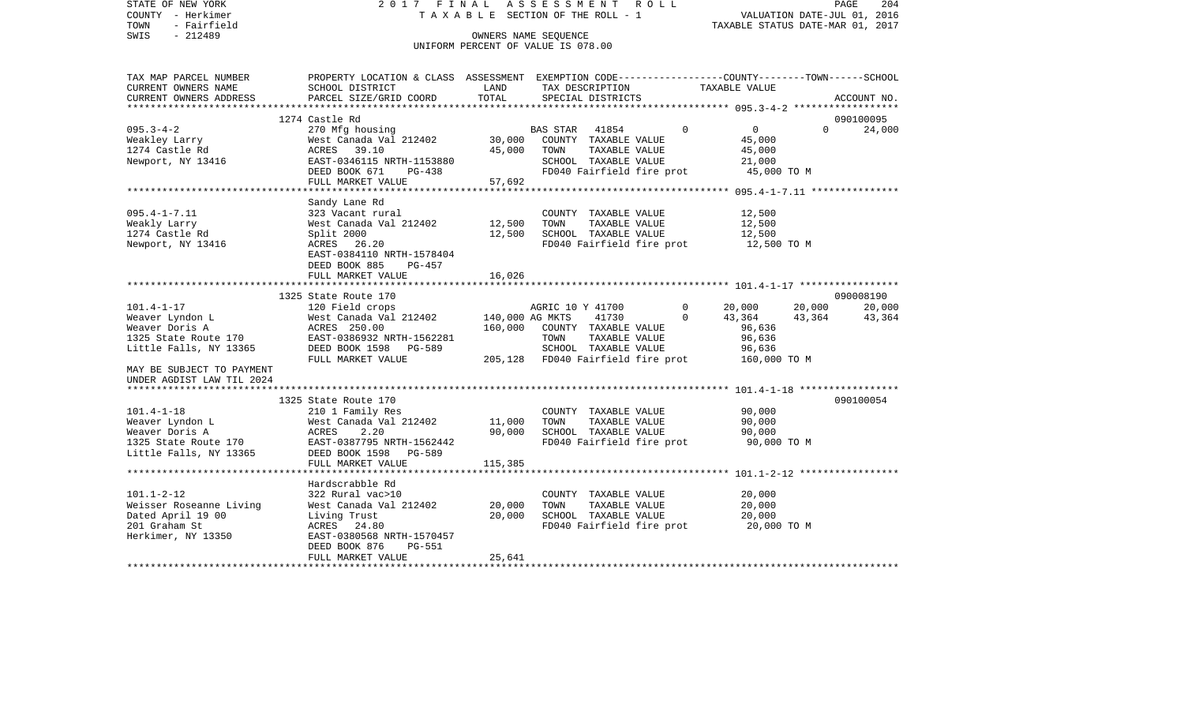STATE OF NEW YORK 2 0 1 7 F I N A L A S S E S S M E N T R O L L
COUNTY - Herkimer T A X A B L E SECTION OF THE ROLL - 1 VALUATION DATE-JUL 01, 2016
TOWN - Fairfield TAXABLE STATUS DATE-MAR 01, 2017
SWIS - 212489 OWNERS NAME SEQUENCE
UNIFORM PERCENT OF VALUE IS 078.00

```
TAX MAP PARCEL NUMBER     PROPERTY LOCATION & CLASS  ASSESSMENT  EXEMPTION CODE------------------COUNTY--------TOWN------SCHOOL
CURRENT OWNERS NAME       SCHOOL DISTRICT               LAND      TAX DESCRIPTION                  TAXABLE VALUE
CURRENT OWNERS ADDRESS    PARCEL SIZE/GRID COORD        TOTAL     SPECIAL DISTRICTS                                          ACCOUNT NO.
******************************************************************************************************* 095.3-4-2 ******************
                          1274 Castle Rd                                                                                    090100095
095.3-4-2                 270 Mfg housing                         BAS STAR  41854           0         0           0        24,000
Weakley Larry             West Canada Val 212402       30,000     COUNTY  TAXABLE VALUE               45,000
1274 Castle Rd            ACRES   39.10                45,000     TOWN    TAXABLE VALUE               45,000
Newport, NY 13416         EAST-0346115 NRTH-1153880               SCHOOL  TAXABLE VALUE               21,000
                          DEED BOOK 671    PG-438                 FD040 Fairfield fire prot            45,000 TO M
                          FULL MARKET VALUE            57,692
******************************************************************************************************* 095.4-1-7.11 ***************
                          Sandy Lane Rd
095.4-1-7.11              323 Vacant rural                        COUNTY  TAXABLE VALUE               12,500
Weakly Larry              West Canada Val 212402       12,500     TOWN    TAXABLE VALUE               12,500
1274 Castle Rd            Split 2000                   12,500     SCHOOL  TAXABLE VALUE               12,500
Newport, NY 13416         ACRES   26.20                           FD040 Fairfield fire prot            12,500 TO M
                          EAST-0384110 NRTH-1578404
                          DEED BOOK 885    PG-457
                          FULL MARKET VALUE            16,026
******************************************************************************************************* 101.4-1-17 *****************
                          1325 State Route 170                                                                              090008190
101.4-1-17                120 Field crops                         AGRIC 10 Y 41700          0    20,000      20,000        20,000
Weaver Lyndon L           West Canada Val 212402      140,000 AG MKTS    41730              0    43,364      43,364        43,364
Weaver Doris A            ACRES  250.00               160,000     COUNTY  TAXABLE VALUE               96,636
1325 State Route 170      EAST-0386932 NRTH-1562281               TOWN    TAXABLE VALUE               96,636
Little Falls, NY 13365    DEED BOOK 1598   PG-589                 SCHOOL  TAXABLE VALUE               96,636
                          FULL MARKET VALUE           205,128     FD040 Fairfield fire prot           160,000 TO M
MAY BE SUBJECT TO PAYMENT
UNDER AGDIST LAW TIL 2024
******************************************************************************************************* 101.4-1-18 *****************
                          1325 State Route 170                                                                              090100054
101.4-1-18                210 1 Family Res                        COUNTY  TAXABLE VALUE               90,000
Weaver Lyndon L           West Canada Val 212402       11,000     TOWN    TAXABLE VALUE               90,000
Weaver Doris A            ACRES    2.20                90,000     SCHOOL  TAXABLE VALUE               90,000
1325 State Route 170      EAST-0387795 NRTH-1562442               FD040 Fairfield fire prot            90,000 TO M
Little Falls, NY 13365    DEED BOOK 1598   PG-589
                          FULL MARKET VALUE           115,385
******************************************************************************************************* 101.1-2-12 *****************
                          Hardscrabble Rd
101.1-2-12                322 Rural vac>10                        COUNTY  TAXABLE VALUE               20,000
Weisser Roseanne Living   West Canada Val 212402       20,000     TOWN    TAXABLE VALUE               20,000
Dated April 19 00         Living Trust                 20,000     SCHOOL  TAXABLE VALUE               20,000
201 Graham St             ACRES   24.80                           FD040 Fairfield fire prot            20,000 TO M
Herkimer, NY 13350        EAST-0380568 NRTH-1570457
                          DEED BOOK 876    PG-551
                          FULL MARKET VALUE            25,641
************************************************************************************************************************************
```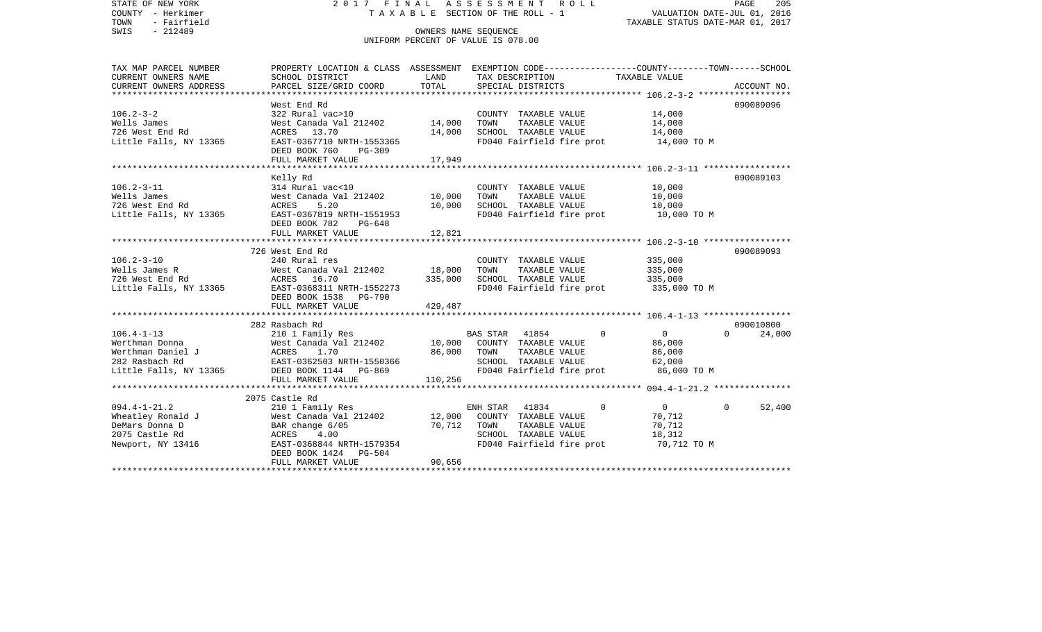STATE OF NEW YORK
COUNTY - Herkimer
TOWN - Fairfield
SWIS - 212489

2017 FINAL ASSESSMENT ROLL
TAXABLE SECTION OF THE ROLL - 1
OWNERS NAME SEQUENCE
UNIFORM PERCENT OF VALUE IS 078.00

VALUATION DATE-JUL 01, 2016
TAXABLE STATUS DATE-MAR 01, 2017

| TAX MAP PARCEL NUMBER / CURRENT OWNERS NAME / CURRENT OWNERS ADDRESS | PROPERTY LOCATION & CLASS / SCHOOL DISTRICT / PARCEL SIZE/GRID COORD | ASSESSMENT LAND / TOTAL | EXEMPTION CODE / TAX DESCRIPTION / SPECIAL DISTRICTS | COUNTY / TOWN / SCHOOL TAXABLE VALUE | ACCOUNT NO. |
|---|---|---|---|---|---|
| 106.2-3-2 | West End Rd | | | | 090089096 |
| Wells James | 322 Rural vac>10 | | COUNTY TAXABLE VALUE | 14,000 | |
| 726 West End Rd | West Canada Val 212402 | 14,000 | TOWN TAXABLE VALUE | 14,000 | |
| Little Falls, NY 13365 | ACRES 13.70 | 14,000 | SCHOOL TAXABLE VALUE | 14,000 | |
| | EAST-0367710 NRTH-1553365 | | FD040 Fairfield fire prot | 14,000 TO M | |
| | DEED BOOK 760 PG-309 | | | | |
| | FULL MARKET VALUE | 17,949 | | | |
| 106.2-3-11 | Kelly Rd | | | | 090089103 |
| Wells James | 314 Rural vac<10 | | COUNTY TAXABLE VALUE | 10,000 | |
| 726 West End Rd | West Canada Val 212402 | 10,000 | TOWN TAXABLE VALUE | 10,000 | |
| Little Falls, NY 13365 | ACRES 5.20 | 10,000 | SCHOOL TAXABLE VALUE | 10,000 | |
| | EAST-0367819 NRTH-1551953 | | FD040 Fairfield fire prot | 10,000 TO M | |
| | DEED BOOK 782 PG-648 | | | | |
| | FULL MARKET VALUE | 12,821 | | | |
| 106.2-3-10 | 726 West End Rd | | | | 090089093 |
| Wells James R | 240 Rural res | | COUNTY TAXABLE VALUE | 335,000 | |
| 726 West End Rd | West Canada Val 212402 | 18,000 | TOWN TAXABLE VALUE | 335,000 | |
| Little Falls, NY 13365 | ACRES 16.70 | 335,000 | SCHOOL TAXABLE VALUE | 335,000 | |
| | EAST-0368311 NRTH-1552273 | | FD040 Fairfield fire prot | 335,000 TO M | |
| | DEED BOOK 1538 PG-790 | | | | |
| | FULL MARKET VALUE | 429,487 | | | |
| 106.4-1-13 | 282 Rasbach Rd | | | | 090010800 |
| Werthman Donna | 210 1 Family Res | | BAS STAR 41854 | 0 / 0 / 0 / 24,000 | |
| Werthman Daniel J | West Canada Val 212402 | 10,000 | COUNTY TAXABLE VALUE | 86,000 | |
| 282 Rasbach Rd | ACRES 1.70 | 86,000 | TOWN TAXABLE VALUE | 86,000 | |
| Little Falls, NY 13365 | EAST-0362503 NRTH-1550366 | | SCHOOL TAXABLE VALUE | 62,000 | |
| | DEED BOOK 1144 PG-869 | | FD040 Fairfield fire prot | 86,000 TO M | |
| | FULL MARKET VALUE | 110,256 | | | |
| 094.4-1-21.2 | 2075 Castle Rd | | | | |
| Wheatley Ronald J | 210 1 Family Res | | ENH STAR 41834 | 0 / 0 / 0 / 52,400 | |
| DeMars Donna D | West Canada Val 212402 | 12,000 | COUNTY TAXABLE VALUE | 70,712 | |
| 2075 Castle Rd | BAR change 6/05 | 70,712 | TOWN TAXABLE VALUE | 70,712 | |
| Newport, NY 13416 | ACRES 4.00 | | SCHOOL TAXABLE VALUE | 18,312 | |
| | EAST-0368844 NRTH-1579354 | | FD040 Fairfield fire prot | 70,712 TO M | |
| | DEED BOOK 1424 PG-504 | | | | |
| | FULL MARKET VALUE | 90,656 | | | |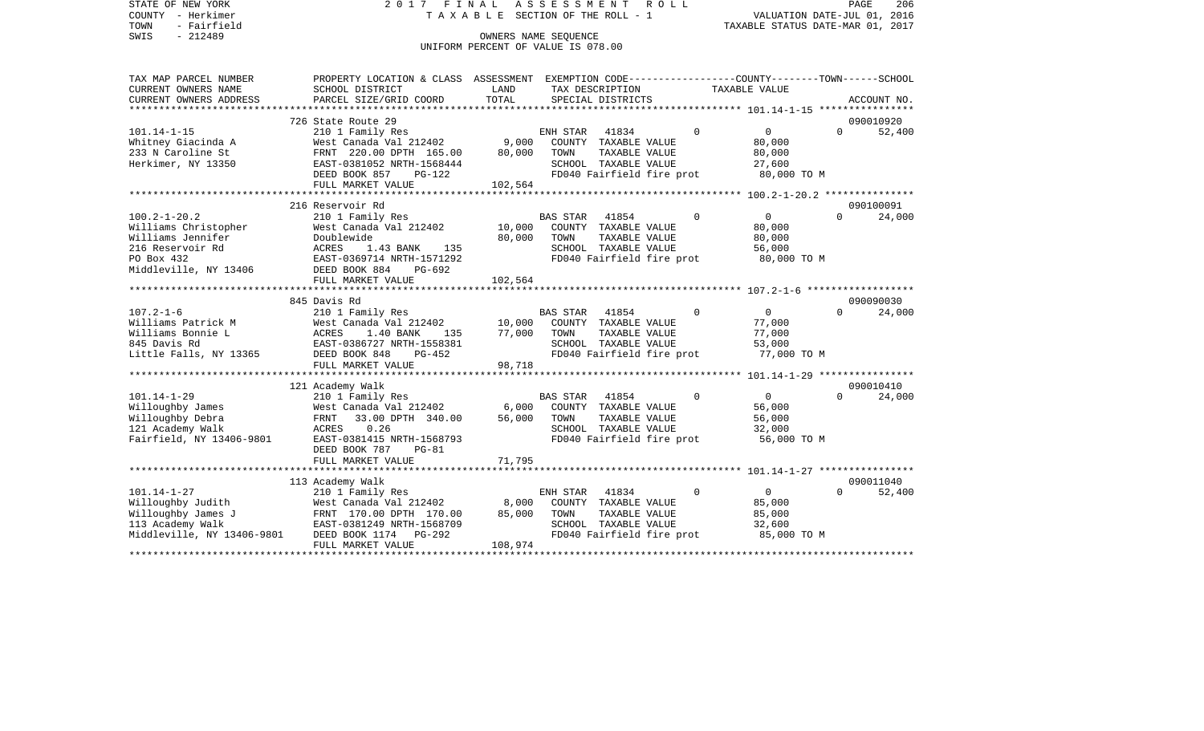STATE OF NEW YORK | 2017 FINAL ASSESSMENT ROLL
COUNTY - Herkimer | TAXABLE SECTION OF THE ROLL - 1 | VALUATION DATE-JUL 01, 2016
TOWN - Fairfield | TAXABLE STATUS DATE-MAR 01, 2017
SWIS - 212489 | OWNERS NAME SEQUENCE
UNIFORM PERCENT OF VALUE IS 078.00

| TAX MAP PARCEL NUMBER / CURRENT OWNERS NAME / CURRENT OWNERS ADDRESS | PROPERTY LOCATION & CLASS / SCHOOL DISTRICT / PARCEL SIZE/GRID COORD | ASSESSMENT LAND / TOTAL | EXEMPTION CODE / TAX DESCRIPTION / SPECIAL DISTRICTS | COUNTY | TOWN | SCHOOL / TAXABLE VALUE | ACCOUNT NO. |
|---|---|---|---|---|---|---|---|
| | 726 State Route 29 | | | | | | 090010920 |
| 101.14-1-15 | 210 1 Family Res | | ENH STAR 41834 | 0 | 0 | 0 / 52,400 | |
| Whitney Giacinda A | West Canada Val 212402 | 9,000 | COUNTY TAXABLE VALUE | 80,000 | | | |
| 233 N Caroline St | FRNT 220.00 DPTH 165.00 | 80,000 | TOWN TAXABLE VALUE | | 80,000 | | |
| Herkimer, NY 13350 | EAST-0381052 NRTH-1568444 | | SCHOOL TAXABLE VALUE | | | 27,600 | |
| | DEED BOOK 857 PG-122 | | FD040 Fairfield fire prot | 80,000 TO M | | | |
| | FULL MARKET VALUE | 102,564 | | | | | |
| | 216 Reservoir Rd | | | | | | 090100091 |
| 100.2-1-20.2 | 210 1 Family Res | | BAS STAR 41854 | 0 | 0 | 0 / 24,000 | |
| Williams Christopher | West Canada Val 212402 | 10,000 | COUNTY TAXABLE VALUE | 80,000 | | | |
| Williams Jennifer | Doublewide | 80,000 | TOWN TAXABLE VALUE | | 80,000 | | |
| 216 Reservoir Rd | ACRES 1.43 BANK 135 | | SCHOOL TAXABLE VALUE | | | 56,000 | |
| PO Box 432 | EAST-0369714 NRTH-1571292 | | FD040 Fairfield fire prot | 80,000 TO M | | | |
| Middleville, NY 13406 | DEED BOOK 884 PG-692 | | | | | | |
| | FULL MARKET VALUE | 102,564 | | | | | |
| | 845 Davis Rd | | | | | | 090090030 |
| 107.2-1-6 | 210 1 Family Res | | BAS STAR 41854 | 0 | 0 | 0 / 24,000 | |
| Williams Patrick M | West Canada Val 212402 | 10,000 | COUNTY TAXABLE VALUE | 77,000 | | | |
| Williams Bonnie L | ACRES 1.40 BANK 135 | 77,000 | TOWN TAXABLE VALUE | | 77,000 | | |
| 845 Davis Rd | EAST-0386727 NRTH-1558381 | | SCHOOL TAXABLE VALUE | | | 53,000 | |
| Little Falls, NY 13365 | DEED BOOK 848 PG-452 | | FD040 Fairfield fire prot | 77,000 TO M | | | |
| | FULL MARKET VALUE | 98,718 | | | | | |
| | 121 Academy Walk | | | | | | 090010410 |
| 101.14-1-29 | 210 1 Family Res | | BAS STAR 41854 | 0 | 0 | 0 / 24,000 | |
| Willoughby James | West Canada Val 212402 | 6,000 | COUNTY TAXABLE VALUE | 56,000 | | | |
| Willoughby Debra | FRNT 33.00 DPTH 340.00 | 56,000 | TOWN TAXABLE VALUE | | 56,000 | | |
| 121 Academy Walk | ACRES 0.26 | | SCHOOL TAXABLE VALUE | | | 32,000 | |
| Fairfield, NY 13406-9801 | EAST-0381415 NRTH-1568793 | | FD040 Fairfield fire prot | 56,000 TO M | | | |
| | DEED BOOK 787 PG-81 | | | | | | |
| | FULL MARKET VALUE | 71,795 | | | | | |
| | 113 Academy Walk | | | | | | 090011040 |
| 101.14-1-27 | 210 1 Family Res | | ENH STAR 41834 | 0 | 0 | 0 / 52,400 | |
| Willoughby Judith | West Canada Val 212402 | 8,000 | COUNTY TAXABLE VALUE | 85,000 | | | |
| Willoughby James J | FRNT 170.00 DPTH 170.00 | 85,000 | TOWN TAXABLE VALUE | | 85,000 | | |
| 113 Academy Walk | EAST-0381249 NRTH-1568709 | | SCHOOL TAXABLE VALUE | | | 32,600 | |
| Middleville, NY 13406-9801 | DEED BOOK 1174 PG-292 | | FD040 Fairfield fire prot | 85,000 TO M | | | |
| | FULL MARKET VALUE | 108,974 | | | | | |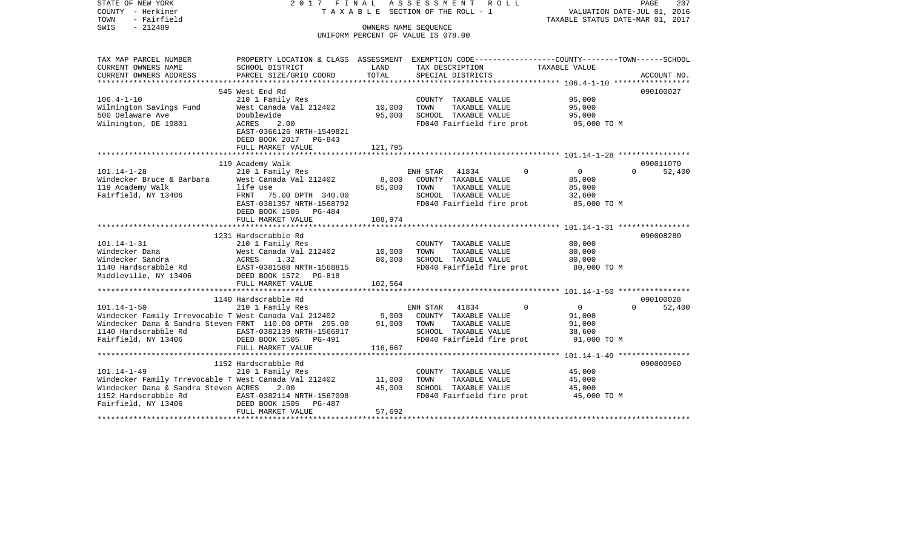STATE OF NEW YORK
COUNTY - Herkimer
TOWN - Fairfield
SWIS - 212489

2 0 1 7 F I N A L A S S E S S M E N T R O L L
T A X A B L E SECTION OF THE ROLL - 1
OWNERS NAME SEQUENCE
UNIFORM PERCENT OF VALUE IS 078.00

VALUATION DATE-JUL 01, 2016
TAXABLE STATUS DATE-MAR 01, 2017

| TAX MAP PARCEL NUMBER / CURRENT OWNERS NAME / CURRENT OWNERS ADDRESS | PROPERTY LOCATION & CLASS / SCHOOL DISTRICT / PARCEL SIZE/GRID COORD | ASSESSMENT LAND / TOTAL | EXEMPTION CODE / TAX DESCRIPTION / SPECIAL DISTRICTS | COUNTY | TOWN | SCHOOL / TAXABLE VALUE | ACCOUNT NO. |
|---|---|---|---|---|---|---|---|
| | 545 West End Rd | | | | | | 090100027 |
| 106.4-1-10 | 210 1 Family Res | | COUNTY TAXABLE VALUE | 95,000 | | | |
| Wilmington Savings Fund | West Canada Val 212402 | 10,000 | TOWN TAXABLE VALUE | 95,000 | | | |
| 500 Delaware Ave | Doublewide | 95,000 | SCHOOL TAXABLE VALUE | 95,000 | | | |
| Wilmington, DE 19801 | ACRES 2.00 | | FD040 Fairfield fire prot | 95,000 TO M | | | |
| | EAST-0366126 NRTH-1549821 | | | | | | |
| | DEED BOOK 2017 PG-843 | | | | | | |
| | FULL MARKET VALUE | 121,795 | | | | | |
| | 119 Academy Walk | | | | | | 090011070 |
| 101.14-1-28 | 210 1 Family Res | | ENH STAR 41834 | 0 | 0 | 0 | 52,400 |
| Windecker Bruce & Barbara | West Canada Val 212402 | 8,000 | COUNTY TAXABLE VALUE | 85,000 | | | |
| 119 Academy Walk | life use | 85,000 | TOWN TAXABLE VALUE | 85,000 | | | |
| Fairfield, NY 13406 | FRNT 75.00 DPTH 340.00 | | SCHOOL TAXABLE VALUE | 32,600 | | | |
| | EAST-0381357 NRTH-1568792 | | FD040 Fairfield fire prot | 85,000 TO M | | | |
| | DEED BOOK 1505 PG-484 | | | | | | |
| | FULL MARKET VALUE | 108,974 | | | | | |
| | 1231 Hardscrabble Rd | | | | | | 090008280 |
| 101.14-1-31 | 210 1 Family Res | | COUNTY TAXABLE VALUE | 80,000 | | | |
| Windecker Dana | West Canada Val 212402 | 10,000 | TOWN TAXABLE VALUE | 80,000 | | | |
| Windecker Sandra | ACRES 1.32 | 80,000 | SCHOOL TAXABLE VALUE | 80,000 | | | |
| 1140 Hardscrabble Rd | EAST-0381588 NRTH-1568815 | | FD040 Fairfield fire prot | 80,000 TO M | | | |
| Middleville, NY 13406 | DEED BOOK 1572 PG-818 | | | | | | |
| | FULL MARKET VALUE | 102,564 | | | | | |
| | 1140 Hardscrabble Rd | | | | | | 090100028 |
| 101.14-1-50 | 210 1 Family Res | | ENH STAR 41834 | 0 | 0 | 0 | 52,400 |
| Windecker Family Irrevocable T | West Canada Val 212402 | 9,000 | COUNTY TAXABLE VALUE | 91,000 | | | |
| Windecker Dana & Sandra Steven | FRNT 110.00 DPTH 295.00 | 91,000 | TOWN TAXABLE VALUE | 91,000 | | | |
| 1140 Hardscrabble Rd | EAST-0382139 NRTH-1566917 | | SCHOOL TAXABLE VALUE | 38,600 | | | |
| Fairfield, NY 13406 | DEED BOOK 1505 PG-491 | | FD040 Fairfield fire prot | 91,000 TO M | | | |
| | FULL MARKET VALUE | 116,667 | | | | | |
| | 1152 Hardscrabble Rd | | | | | | 090000960 |
| 101.14-1-49 | 210 1 Family Res | | COUNTY TAXABLE VALUE | 45,000 | | | |
| Windecker Family Trrevocable T | West Canada Val 212402 | 11,000 | TOWN TAXABLE VALUE | 45,000 | | | |
| Windecker Dana & Sandra Steven | ACRES 2.00 | 45,000 | SCHOOL TAXABLE VALUE | 45,000 | | | |
| 1152 Hardscrabble Rd | EAST-0382114 NRTH-1567098 | | FD040 Fairfield fire prot | 45,000 TO M | | | |
| Fairfield, NY 13406 | DEED BOOK 1505 PG-487 | | | | | | |
| | FULL MARKET VALUE | 57,692 | | | | | |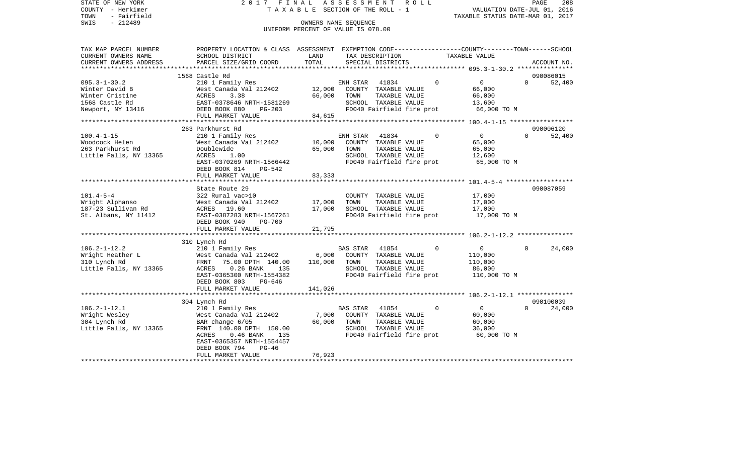STATE OF NEW YORK 2 0 1 7 F I N A L A S S E S S M E N T R O L L
COUNTY - Herkimer T A X A B L E SECTION OF THE ROLL - 1 VALUATION DATE-JUL 01, 2016
TOWN - Fairfield TAXABLE STATUS DATE-MAR 01, 2017
SWIS - 212489 OWNERS NAME SEQUENCE
UNIFORM PERCENT OF VALUE IS 078.00

| TAX MAP PARCEL NUMBER / CURRENT OWNERS NAME / CURRENT OWNERS ADDRESS | PROPERTY LOCATION & CLASS / SCHOOL DISTRICT / PARCEL SIZE/GRID COORD | ASSESSMENT LAND | TOTAL | EXEMPTION CODE / TAX DESCRIPTION / SPECIAL DISTRICTS | COUNTY | TOWN | SCHOOL / TAXABLE VALUE | ACCOUNT NO. |
|---|---|---|---|---|---|---|---|---|
| **095.3-1-30.2** | 1568 Castle Rd | | | | | | | 090086015 |
| 095.3-1-30.2 | 210 1 Family Res | | | ENH STAR 41834 | 0 | 0 | 0 | 52,400 |
| Winter David B | West Canada Val 212402 | 12,000 | | COUNTY TAXABLE VALUE | | | 66,000 | |
| Winter Cristine | ACRES 3.38 | | 66,000 | TOWN TAXABLE VALUE | | | 66,000 | |
| 1568 Castle Rd | EAST-0378646 NRTH-1581269 | | | SCHOOL TAXABLE VALUE | | | 13,600 | |
| Newport, NY 13416 | DEED BOOK 880 PG-203 | | | FD040 Fairfield fire prot | | | 66,000 TO M | |
| | FULL MARKET VALUE | | 84,615 | | | | | |
| **100.4-1-15** | 263 Parkhurst Rd | | | | | | | 090006120 |
| 100.4-1-15 | 210 1 Family Res | | | ENH STAR 41834 | 0 | 0 | 0 | 52,400 |
| Woodcock Helen | West Canada Val 212402 | 10,000 | | COUNTY TAXABLE VALUE | | | 65,000 | |
| 263 Parkhurst Rd | Doublewide | | 65,000 | TOWN TAXABLE VALUE | | | 65,000 | |
| Little Falls, NY 13365 | ACRES 1.00 | | | SCHOOL TAXABLE VALUE | | | 12,600 | |
| | EAST-0370269 NRTH-1566442 | | | FD040 Fairfield fire prot | | | 65,000 TO M | |
| | DEED BOOK 814 PG-542 | | | | | | | |
| | FULL MARKET VALUE | | 83,333 | | | | | |
| **101.4-5-4** | State Route 29 | | | | | | | 090087059 |
| 101.4-5-4 | 322 Rural vac>10 | | | COUNTY TAXABLE VALUE | | | 17,000 | |
| Wright Alphanso | West Canada Val 212402 | 17,000 | | TOWN TAXABLE VALUE | | | 17,000 | |
| 187-23 Sullivan Rd | ACRES 19.60 | | 17,000 | SCHOOL TAXABLE VALUE | | | 17,000 | |
| St. Albans, NY 11412 | EAST-0387283 NRTH-1567261 | | | FD040 Fairfield fire prot | | | 17,000 TO M | |
| | DEED BOOK 940 PG-700 | | | | | | | |
| | FULL MARKET VALUE | | 21,795 | | | | | |
| **106.2-1-12.2** | 310 Lynch Rd | | | | | | | |
| 106.2-1-12.2 | 210 1 Family Res | | | BAS STAR 41854 | 0 | 0 | 0 | 24,000 |
| Wright Heather L | West Canada Val 212402 | 6,000 | | COUNTY TAXABLE VALUE | | | 110,000 | |
| 310 Lynch Rd | FRNT 75.00 DPTH 140.00 | | 110,000 | TOWN TAXABLE VALUE | | | 110,000 | |
| Little Falls, NY 13365 | ACRES 0.26 BANK 135 | | | SCHOOL TAXABLE VALUE | | | 86,000 | |
| | EAST-0365300 NRTH-1554382 | | | FD040 Fairfield fire prot | | | 110,000 TO M | |
| | DEED BOOK 803 PG-646 | | | | | | | |
| | FULL MARKET VALUE | | 141,026 | | | | | |
| **106.2-1-12.1** | 304 Lynch Rd | | | | | | | 090100039 |
| 106.2-1-12.1 | 210 1 Family Res | | | BAS STAR 41854 | 0 | 0 | 0 | 24,000 |
| Wright Wesley | West Canada Val 212402 | 7,000 | | COUNTY TAXABLE VALUE | | | 60,000 | |
| 304 Lynch Rd | BAR change 6/05 | | 60,000 | TOWN TAXABLE VALUE | | | 60,000 | |
| Little Falls, NY 13365 | FRNT 140.00 DPTH 150.00 | | | SCHOOL TAXABLE VALUE | | | 36,000 | |
| | ACRES 0.46 BANK 135 | | | FD040 Fairfield fire prot | | | 60,000 TO M | |
| | EAST-0365357 NRTH-1554457 | | | | | | | |
| | DEED BOOK 794 PG-46 | | | | | | | |
| | FULL MARKET VALUE | | 76,923 | | | | | |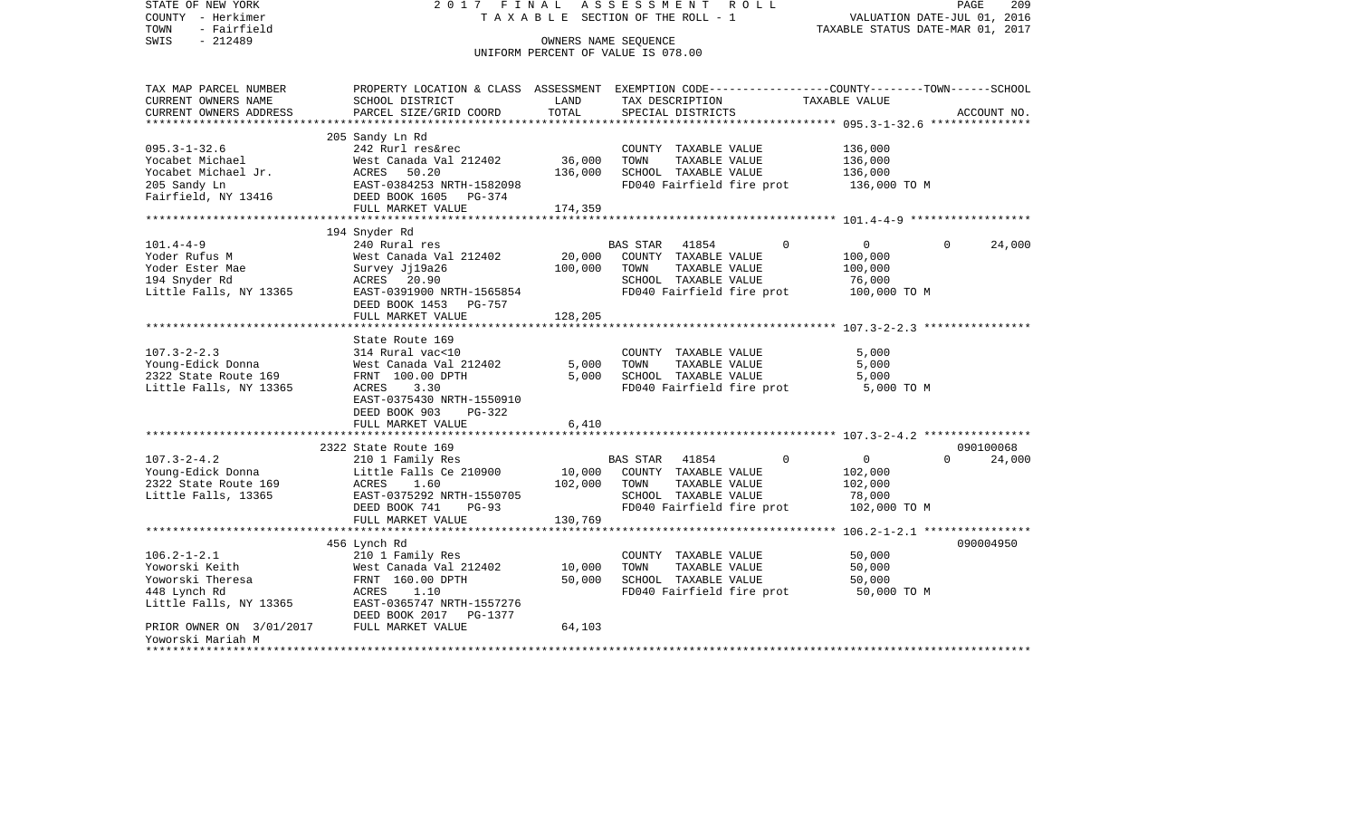STATE OF NEW YORK
COUNTY - Herkimer
TOWN - Fairfield
SWIS - 212489

2 0 1 7 F I N A L A S S E S S M E N T R O L L
T A X A B L E SECTION OF THE ROLL - 1
OWNERS NAME SEQUENCE
UNIFORM PERCENT OF VALUE IS 078.00

VALUATION DATE-JUL 01, 2016
TAXABLE STATUS DATE-MAR 01, 2017

| TAX MAP PARCEL NUMBER / CURRENT OWNERS NAME / CURRENT OWNERS ADDRESS | PROPERTY LOCATION & CLASS / SCHOOL DISTRICT / PARCEL SIZE/GRID COORD | ASSESSMENT LAND / TOTAL | EXEMPTION CODE / TAX DESCRIPTION / SPECIAL DISTRICTS | COUNTY | TOWN | SCHOOL | TAXABLE VALUE | ACCOUNT NO. |
|---|---|---|---|---|---|---|---|---|
| **095.3-1-32.6** | 205 Sandy Ln Rd | | | | | | | |
| 095.3-1-32.6 | 242 Rurl res&rec | | COUNTY TAXABLE VALUE | | | | 136,000 | |
| Yocabet Michael | West Canada Val 212402 | 36,000 | TOWN TAXABLE VALUE | | | | 136,000 | |
| Yocabet Michael Jr. | ACRES 50.20 | 136,000 | SCHOOL TAXABLE VALUE | | | | 136,000 | |
| 205 Sandy Ln | EAST-0384253 NRTH-1582098 | | FD040 Fairfield fire prot | | | | 136,000 TO M | |
| Fairfield, NY 13416 | DEED BOOK 1605 PG-374 | | | | | | | |
| | FULL MARKET VALUE | 174,359 | | | | | | |
| **101.4-4-9** | 194 Snyder Rd | | | | | | | |
| 101.4-4-9 | 240 Rural res | | BAS STAR 41854 | 0 | 0 | 24,000 | | |
| Yoder Rufus M | West Canada Val 212402 | 20,000 | COUNTY TAXABLE VALUE | | | | 100,000 | |
| Yoder Ester Mae | Survey Jj19a26 | 100,000 | TOWN TAXABLE VALUE | | | | 100,000 | |
| 194 Snyder Rd | ACRES 20.90 | | SCHOOL TAXABLE VALUE | | | | 76,000 | |
| Little Falls, NY 13365 | EAST-0391900 NRTH-1565854 | | FD040 Fairfield fire prot | | | | 100,000 TO M | |
| | DEED BOOK 1453 PG-757 | | | | | | | |
| | FULL MARKET VALUE | 128,205 | | | | | | |
| **107.3-2-2.3** | State Route 169 | | | | | | | |
| 107.3-2-2.3 | 314 Rural vac<10 | | COUNTY TAXABLE VALUE | | | | 5,000 | |
| Young-Edick Donna | West Canada Val 212402 | 5,000 | TOWN TAXABLE VALUE | | | | 5,000 | |
| 2322 State Route 169 | FRNT 100.00 DPTH | 5,000 | SCHOOL TAXABLE VALUE | | | | 5,000 | |
| Little Falls, NY 13365 | ACRES 3.30 | | FD040 Fairfield fire prot | | | | 5,000 TO M | |
| | EAST-0375430 NRTH-1550910 | | | | | | | |
| | DEED BOOK 903 PG-322 | | | | | | | |
| | FULL MARKET VALUE | 6,410 | | | | | | |
| **107.3-2-4.2** | 2322 State Route 169 | | | | | | | 090100068 |
| 107.3-2-4.2 | 210 1 Family Res | | BAS STAR 41854 | 0 | 0 | 24,000 | | |
| Young-Edick Donna | Little Falls Ce 210900 | 10,000 | COUNTY TAXABLE VALUE | | | | 102,000 | |
| 2322 State Route 169 | ACRES 1.60 | 102,000 | TOWN TAXABLE VALUE | | | | 102,000 | |
| Little Falls, 13365 | EAST-0375292 NRTH-1550705 | | SCHOOL TAXABLE VALUE | | | | 78,000 | |
| | DEED BOOK 741 PG-93 | | FD040 Fairfield fire prot | | | | 102,000 TO M | |
| | FULL MARKET VALUE | 130,769 | | | | | | |
| **106.2-1-2.1** | 456 Lynch Rd | | | | | | | 090004950 |
| 106.2-1-2.1 | 210 1 Family Res | | COUNTY TAXABLE VALUE | | | | 50,000 | |
| Yoworski Keith | West Canada Val 212402 | 10,000 | TOWN TAXABLE VALUE | | | | 50,000 | |
| Yoworski Theresa | FRNT 160.00 DPTH | 50,000 | SCHOOL TAXABLE VALUE | | | | 50,000 | |
| 448 Lynch Rd | ACRES 1.10 | | FD040 Fairfield fire prot | | | | 50,000 TO M | |
| Little Falls, NY 13365 | EAST-0365747 NRTH-1557276 | | | | | | | |
| | DEED BOOK 2017 PG-1377 | | | | | | | |
| PRIOR OWNER ON 3/01/2017 | FULL MARKET VALUE | 64,103 | | | | | | |
| Yoworski Mariah M | | | | | | | | |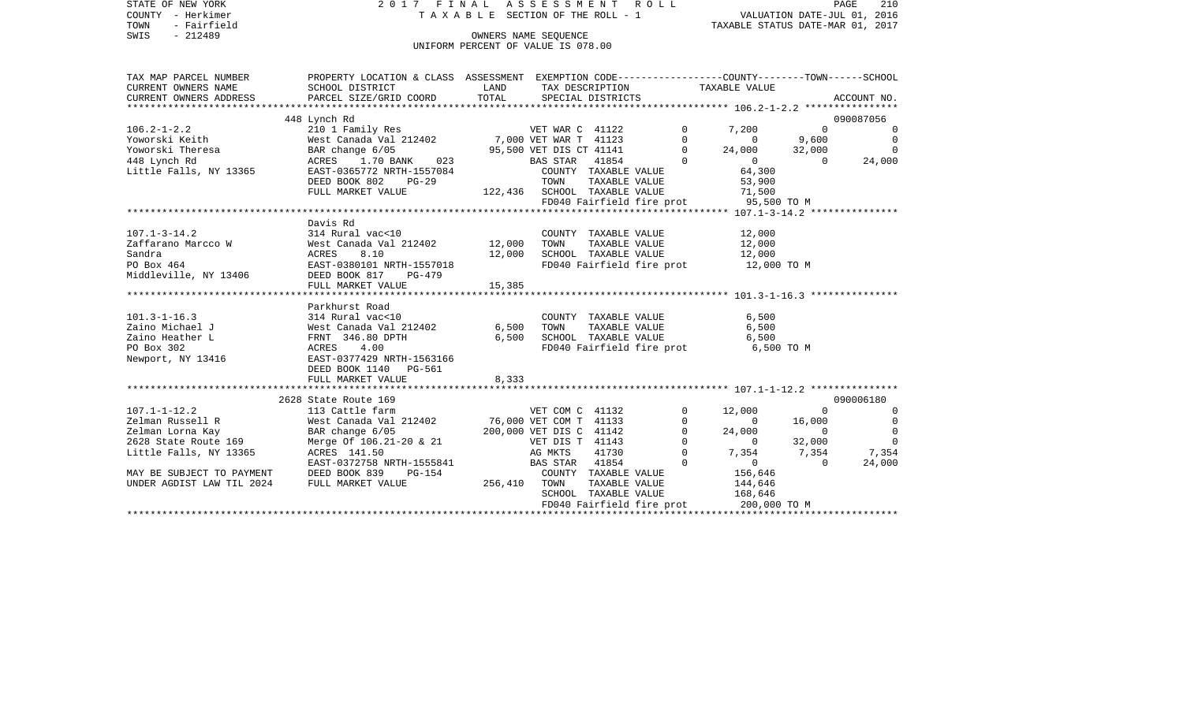STATE OF NEW YORK                    2 0 1 7   F I N A L   A S S E S S M E N T   R O L L                    PAGE 210
COUNTY - Herkimer                    T A X A B L E  SECTION OF THE ROLL - 1                    VALUATION DATE-JUL 01, 2016
TOWN - Fairfield                                                                                TAXABLE STATUS DATE-MAR 01, 2017
SWIS - 212489                                    OWNERS NAME SEQUENCE
                                          UNIFORM PERCENT OF VALUE IS 078.00

```
TAX MAP PARCEL NUMBER      PROPERTY LOCATION & CLASS  ASSESSMENT  EXEMPTION CODE-----------------COUNTY--------TOWN------SCHOOL
CURRENT OWNERS NAME        SCHOOL DISTRICT              LAND      TAX DESCRIPTION              TAXABLE VALUE
CURRENT OWNERS ADDRESS     PARCEL SIZE/GRID COORD       TOTAL     SPECIAL DISTRICTS                                    ACCOUNT NO.
******************************************************************************************************* 106.2-1-2.2 ****************
                           448 Lynch Rd                                                                                090087056
106.2-1-2.2                210 1 Family Res                   VET WAR C  41122          0      7,200          0             0
Yoworski Keith             West Canada Val 212402      7,000 VET WAR T  41123          0          0      9,600             0
Yoworski Theresa           BAR change 6/05            95,500 VET DIS CT 41141          0     24,000     32,000             0
448 Lynch Rd               ACRES    1.70 BANK    023          BAS STAR   41854          0          0          0        24,000
Little Falls, NY 13365     EAST-0365772 NRTH-1557084          COUNTY  TAXABLE VALUE             64,300
                           DEED BOOK 802    PG-29             TOWN    TAXABLE VALUE             53,900
                           FULL MARKET VALUE          122,436 SCHOOL  TAXABLE VALUE             71,500
                                                              FD040 Fairfield fire prot          95,500 TO M
******************************************************************************************************* 107.1-3-14.2 ***************
                           Davis Rd
107.1-3-14.2               314 Rural vac<10                   COUNTY  TAXABLE VALUE             12,000
Zaffarano Marcco W         West Canada Val 212402     12,000  TOWN    TAXABLE VALUE             12,000
Sandra                     ACRES    8.10              12,000  SCHOOL  TAXABLE VALUE             12,000
PO Box 464                 EAST-0380101 NRTH-1557018          FD040 Fairfield fire prot          12,000 TO M
Middleville, NY 13406      DEED BOOK 817    PG-479
                           FULL MARKET VALUE           15,385
******************************************************************************************************* 101.3-1-16.3 ***************
                           Parkhurst Road
101.3-1-16.3               314 Rural vac<10                   COUNTY  TAXABLE VALUE              6,500
Zaino Michael J            West Canada Val 212402      6,500  TOWN    TAXABLE VALUE              6,500
Zaino Heather L            FRNT 346.80 DPTH            6,500  SCHOOL  TAXABLE VALUE              6,500
PO Box 302                 ACRES    4.00                      FD040 Fairfield fire prot           6,500 TO M
Newport, NY 13416          EAST-0377429 NRTH-1563166
                           DEED BOOK 1140   PG-561
                           FULL MARKET VALUE            8,333
******************************************************************************************************* 107.1-1-12.2 ***************
                           2628 State Route 169                                                                        090006180
107.1-1-12.2               113 Cattle farm                    VET COM C  41132          0     12,000          0             0
Zelman Russell R           West Canada Val 212402     76,000 VET COM T  41133          0          0     16,000             0
Zelman Lorna Kay           BAR change 6/05           200,000 VET DIS C  41142          0     24,000          0             0
2628 State Route 169       Merge Of 106.21-20 & 21            VET DIS T  41143          0          0     32,000             0
Little Falls, NY 13365     ACRES  141.50                      AG MKTS    41730          0      7,354      7,354         7,354
                           EAST-0372758 NRTH-1555841          BAS STAR   41854          0          0          0        24,000
MAY BE SUBJECT TO PAYMENT  DEED BOOK 839    PG-154            COUNTY  TAXABLE VALUE            156,646
UNDER AGDIST LAW TIL 2024  FULL MARKET VALUE          256,410 TOWN    TAXABLE VALUE            144,646
                                                              SCHOOL  TAXABLE VALUE            168,646
                                                              FD040 Fairfield fire prot         200,000 TO M
************************************************************************************************************************************
```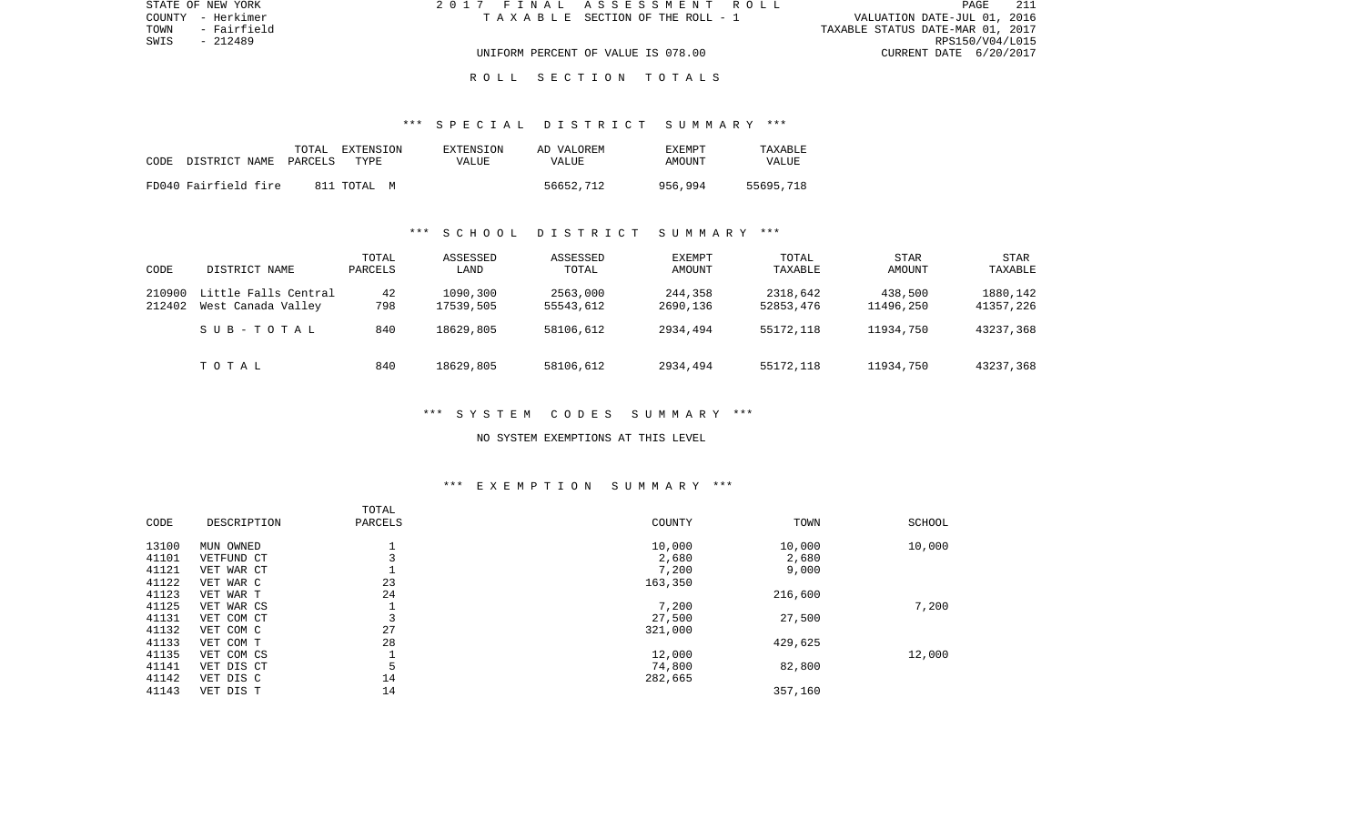STATE OF NEW YORK
COUNTY - Herkimer
TOWN - Fairfield
SWIS - 212489

2017 FINAL ASSESSMENT ROLL
TAXABLE SECTION OF THE ROLL - 1

VALUATION DATE-JUL 01, 2016
TAXABLE STATUS DATE-MAR 01, 2017
RPS150/V04/L015
CURRENT DATE 6/20/2017

UNIFORM PERCENT OF VALUE IS 078.00

## ROLL SECTION TOTALS

### *** SPECIAL DISTRICT SUMMARY ***

| CODE DISTRICT NAME | TOTAL PARCELS | EXTENSION TYPE | EXTENSION VALUE | AD VALOREM VALUE | EXEMPT AMOUNT | TAXABLE VALUE |
|---|---|---|---|---|---|---|
| FD040 Fairfield fire | 811 | TOTAL M | | 56652,712 | 956,994 | 55695,718 |

### *** SCHOOL DISTRICT SUMMARY ***

| CODE | DISTRICT NAME | TOTAL PARCELS | ASSESSED LAND | ASSESSED TOTAL | EXEMPT AMOUNT | TOTAL TAXABLE | STAR AMOUNT | STAR TAXABLE |
|---|---|---|---|---|---|---|---|---|
| 210900 | Little Falls Central | 42 | 1090,300 | 2563,000 | 244,358 | 2318,642 | 438,500 | 1880,142 |
| 212402 | West Canada Valley | 798 | 17539,505 | 55543,612 | 2690,136 | 52853,476 | 11496,250 | 41357,226 |
| | SUB-TOTAL | 840 | 18629,805 | 58106,612 | 2934,494 | 55172,118 | 11934,750 | 43237,368 |
| | TOTAL | 840 | 18629,805 | 58106,612 | 2934,494 | 55172,118 | 11934,750 | 43237,368 |

### *** SYSTEM CODES SUMMARY ***

NO SYSTEM EXEMPTIONS AT THIS LEVEL

### *** EXEMPTION SUMMARY ***

| CODE | DESCRIPTION | TOTAL PARCELS | COUNTY | TOWN | SCHOOL |
|---|---|---|---|---|---|
| 13100 | MUN OWNED | 1 | 10,000 | 10,000 | 10,000 |
| 41101 | VETFUND CT | 3 | 2,680 | 2,680 | |
| 41121 | VET WAR CT | 1 | 7,200 | 9,000 | |
| 41122 | VET WAR C | 23 | 163,350 | | |
| 41123 | VET WAR T | 24 | | 216,600 | |
| 41125 | VET WAR CS | 1 | 7,200 | | 7,200 |
| 41131 | VET COM CT | 3 | 27,500 | 27,500 | |
| 41132 | VET COM C | 27 | 321,000 | | |
| 41133 | VET COM T | 28 | | 429,625 | |
| 41135 | VET COM CS | 1 | 12,000 | | 12,000 |
| 41141 | VET DIS CT | 5 | 74,800 | 82,800 | |
| 41142 | VET DIS C | 14 | 282,665 | | |
| 41143 | VET DIS T | 14 | | 357,160 | |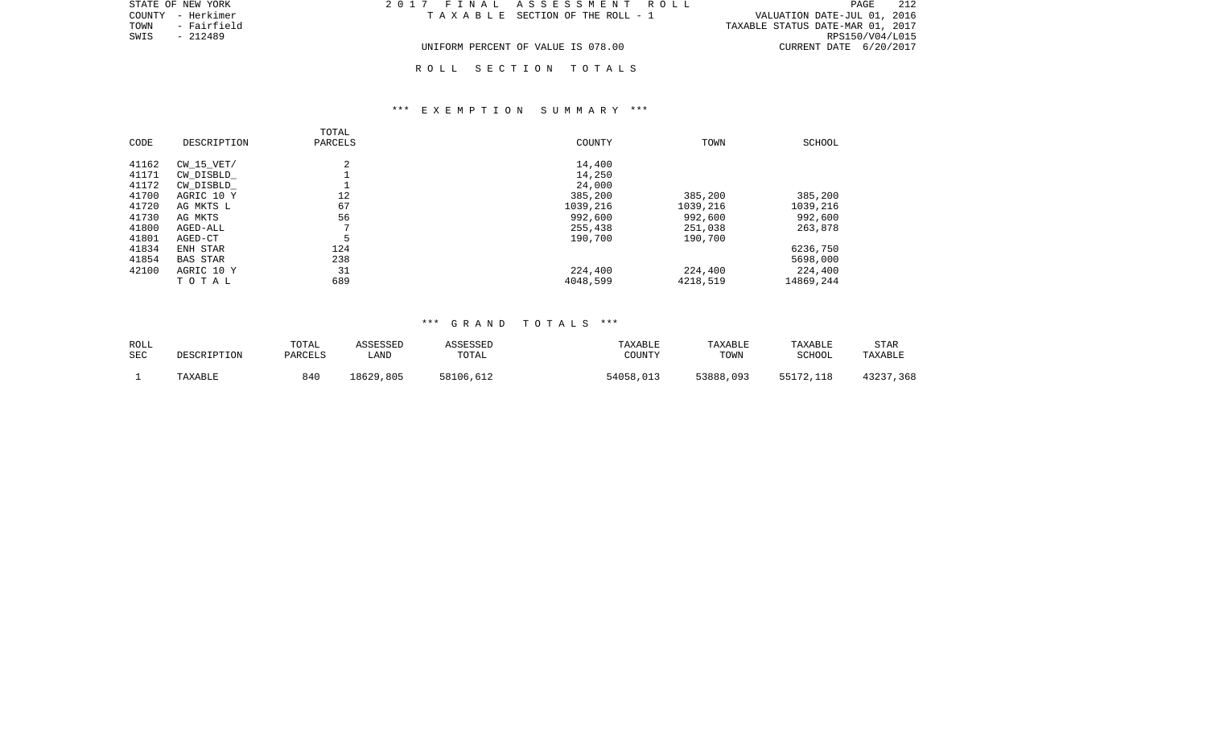STATE OF NEW YORK
COUNTY - Herkimer
TOWN - Fairfield
SWIS - 212489

2017 FINAL ASSESSMENT ROLL
TAXABLE SECTION OF THE ROLL - 1

UNIFORM PERCENT OF VALUE IS 078.00

VALUATION DATE-JUL 01, 2016
TAXABLE STATUS DATE-MAR 01, 2017
RPS150/V04/L015
CURRENT DATE 6/20/2017

## ROLL SECTION TOTALS

### *** EXEMPTION SUMMARY ***

| CODE | DESCRIPTION | TOTAL PARCELS | COUNTY | TOWN | SCHOOL |
|---|---|---|---|---|---|
| 41162 | CW_15_VET/ | 2 | 14,400 | | |
| 41171 | CW_DISBLD_ | 1 | 14,250 | | |
| 41172 | CW_DISBLD_ | 1 | 24,000 | | |
| 41700 | AGRIC 10 Y | 12 | 385,200 | 385,200 | 385,200 |
| 41720 | AG MKTS L | 67 | 1039,216 | 1039,216 | 1039,216 |
| 41730 | AG MKTS | 56 | 992,600 | 992,600 | 992,600 |
| 41800 | AGED-ALL | 7 | 255,438 | 251,038 | 263,878 |
| 41801 | AGED-CT | 5 | 190,700 | 190,700 | |
| 41834 | ENH STAR | 124 | | | 6236,750 |
| 41854 | BAS STAR | 238 | | | 5698,000 |
| 42100 | AGRIC 10 Y | 31 | 224,400 | 224,400 | 224,400 |
| | TOTAL | 689 | 4048,599 | 4218,519 | 14869,244 |

### *** GRAND TOTALS ***

| ROLL SEC | DESCRIPTION | TOTAL PARCELS | ASSESSED LAND | ASSESSED TOTAL | TAXABLE COUNTY | TAXABLE TOWN | TAXABLE SCHOOL | STAR TAXABLE |
|---|---|---|---|---|---|---|---|---|
| 1 | TAXABLE | 840 | 18629,805 | 58106,612 | 54058,013 | 53888,093 | 55172,118 | 43237,368 |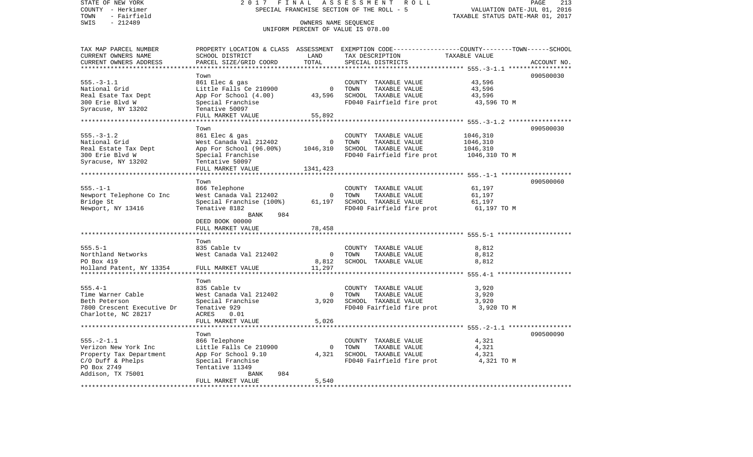STATE OF NEW YORK 2 0 1 7 F I N A L A S S E S S M E N T R O L L
COUNTY - Herkimer SPECIAL FRANCHISE SECTION OF THE ROLL - 5 VALUATION DATE-JUL 01, 2016
TOWN - Fairfield TAXABLE STATUS DATE-MAR 01, 2017
SWIS - 212489 OWNERS NAME SEQUENCE
UNIFORM PERCENT OF VALUE IS 078.00

| TAX MAP PARCEL NUMBER<br>CURRENT OWNERS NAME<br>CURRENT OWNERS ADDRESS | PROPERTY LOCATION & CLASS<br>SCHOOL DISTRICT<br>PARCEL SIZE/GRID COORD | ASSESSMENT<br>LAND<br>TOTAL | EXEMPTION CODE-----COUNTY-----TOWN------SCHOOL<br>TAX DESCRIPTION<br>SPECIAL DISTRICTS | TAXABLE VALUE | ACCOUNT NO. |
|---|---|---|---|---|---|
| 555.-3-1.1 | Town | | | | 090500030 |
| 555.-3-1.1<br>National Grid<br>Real Esate Tax Dept<br>300 Erie Blvd W<br>Syracuse, NY 13202 | 861 Elec & gas<br>Little Falls Ce 210900<br>App For School (4.00)<br>Special Franchise<br>Tenative 50097<br>FULL MARKET VALUE | 0<br>43,596<br><br><br><br>55,892 | COUNTY TAXABLE VALUE<br>TOWN TAXABLE VALUE<br>SCHOOL TAXABLE VALUE<br>FD040 Fairfield fire prot | 43,596<br>43,596<br>43,596<br>43,596 TO M | |
| 555.-3-1.2 | Town | | | | 090500030 |
| 555.-3-1.2<br>National Grid<br>Real Estate Tax Dept<br>300 Erie Blvd W<br>Syracuse, NY 13202 | 861 Elec & gas<br>West Canada Val 212402<br>App For School (96.00%)<br>Special Franchise<br>Tentative 50097<br>FULL MARKET VALUE | 0<br>1046,310<br><br><br><br>1341,423 | COUNTY TAXABLE VALUE<br>TOWN TAXABLE VALUE<br>SCHOOL TAXABLE VALUE<br>FD040 Fairfield fire prot | 1046,310<br>1046,310<br>1046,310<br>1046,310 TO M | |
| 555.-1-1 | Town | | | | 090500060 |
| 555.-1-1<br>Newport Telephone Co Inc<br>Bridge St<br>Newport, NY 13416 | 866 Telephone<br>West Canada Val 212402<br>Special Franchise (100%)<br>Tenative 8182<br>BANK 984<br>DEED BOOK 00000<br>FULL MARKET VALUE | 0<br>61,197<br><br><br><br><br>78,458 | COUNTY TAXABLE VALUE<br>TOWN TAXABLE VALUE<br>SCHOOL TAXABLE VALUE<br>FD040 Fairfield fire prot | 61,197<br>61,197<br>61,197<br>61,197 TO M | |
| 555.5-1 | Town | | | | |
| 555.5-1<br>Northland Networks<br>PO Box 419<br>Holland Patent, NY 13354 | 835 Cable tv<br>West Canada Val 212402<br><br>FULL MARKET VALUE | 0<br>8,812<br>11,297 | COUNTY TAXABLE VALUE<br>TOWN TAXABLE VALUE<br>SCHOOL TAXABLE VALUE | 8,812<br>8,812<br>8,812 | |
| 555.4-1 | Town | | | | |
| 555.4-1<br>Time Warner Cable<br>Beth Peterson<br>7800 Crescent Executive Dr<br>Charlotte, NC 28217 | 835 Cable tv<br>West Canada Val 212402<br>Special Franchise<br>Tenative 929<br>ACRES 0.01<br>FULL MARKET VALUE | 0<br>3,920<br><br><br><br>5,026 | COUNTY TAXABLE VALUE<br>TOWN TAXABLE VALUE<br>SCHOOL TAXABLE VALUE<br>FD040 Fairfield fire prot | 3,920<br>3,920<br>3,920<br>3,920 TO M | |
| 555.-2-1.1 | Town | | | | 090500090 |
| 555.-2-1.1<br>Verizon New York Inc<br>Property Tax Department<br>C/O Duff & Phelps<br>PO Box 2749<br>Addison, TX 75001 | 866 Telephone<br>Little Falls Ce 210900<br>App For School 9.10<br>Special Franchise<br>Tentative 11349<br>BANK 984<br>FULL MARKET VALUE | 0<br>4,321<br><br><br><br><br>5,540 | COUNTY TAXABLE VALUE<br>TOWN TAXABLE VALUE<br>SCHOOL TAXABLE VALUE<br>FD040 Fairfield fire prot | 4,321<br>4,321<br>4,321<br>4,321 TO M | |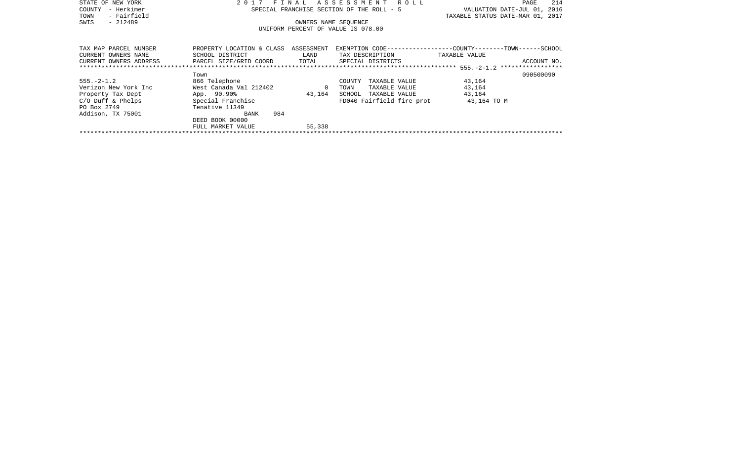STATE OF NEW YORK
COUNTY - Herkimer
TOWN - Fairfield
SWIS - 212489

2 0 1 7 F I N A L A S S E S S M E N T R O L L
SPECIAL FRANCHISE SECTION OF THE ROLL - 5
OWNERS NAME SEQUENCE
UNIFORM PERCENT OF VALUE IS 078.00

VALUATION DATE-JUL 01, 2016
TAXABLE STATUS DATE-MAR 01, 2017

| TAX MAP PARCEL NUMBER<br>CURRENT OWNERS NAME<br>CURRENT OWNERS ADDRESS | PROPERTY LOCATION & CLASS<br>SCHOOL DISTRICT<br>PARCEL SIZE/GRID COORD | ASSESSMENT<br>LAND<br>TOTAL | EXEMPTION CODE------------------COUNTY--------TOWN------SCHOOL<br>TAX DESCRIPTION<br>SPECIAL DISTRICTS | TAXABLE VALUE | ACCOUNT NO. |
|---|---|---|---|---|---|
| ***** 555.-2-1.2 ***** | | | | | |
| | Town | | | | 090500090 |
| 555.-2-1.2 | 866 Telephone | | COUNTY TAXABLE VALUE | 43,164 | |
| Verizon New York Inc | West Canada Val 212402 | 0 | TOWN TAXABLE VALUE | 43,164 | |
| Property Tax Dept | App. 90.90% | 43,164 | SCHOOL TAXABLE VALUE | 43,164 | |
| C/O Duff & Phelps | Special Franchise | | FD040 Fairfield fire prot | 43,164 TO M | |
| PO Box 2749 | Tenative 11349 | | | | |
| Addison, TX 75001 | BANK 984 | | | | |
| | DEED BOOK 00000 | | | | |
| | FULL MARKET VALUE | 55,338 | | | |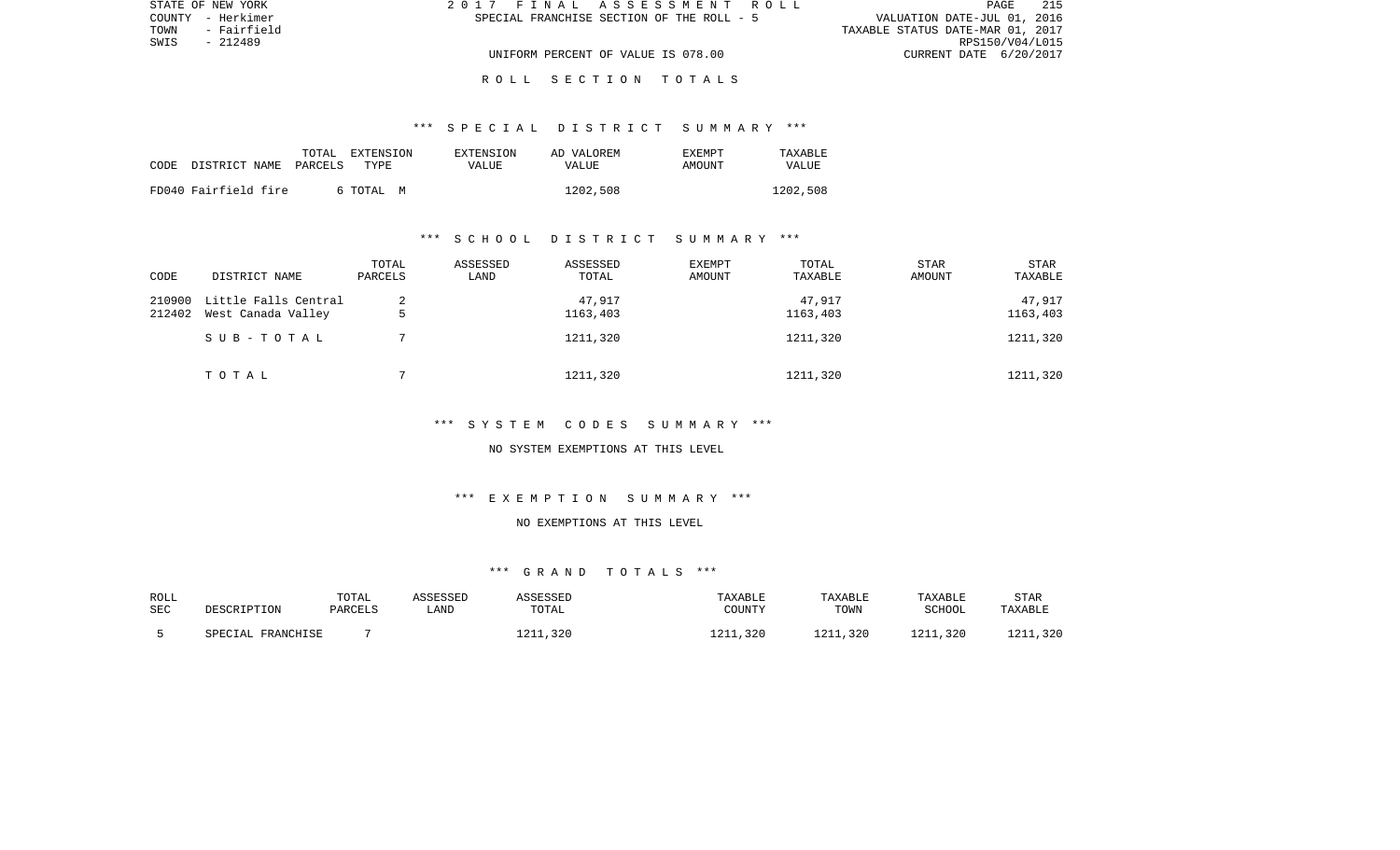STATE OF NEW YORK
COUNTY - Herkimer
TOWN - Fairfield
SWIS - 212489

2017 FINAL ASSESSMENT ROLL
SPECIAL FRANCHISE SECTION OF THE ROLL - 5

VALUATION DATE-JUL 01, 2016
TAXABLE STATUS DATE-MAR 01, 2017
RPS150/V04/L015
CURRENT DATE 6/20/2017

UNIFORM PERCENT OF VALUE IS 078.00

## ROLL SECTION TOTALS

### *** SPECIAL DISTRICT SUMMARY ***

| CODE | DISTRICT NAME | TOTAL PARCELS | EXTENSION TYPE | EXTENSION VALUE | AD VALOREM VALUE | EXEMPT AMOUNT | TAXABLE VALUE |
|---|---|---|---|---|---|---|---|
| FD040 | Fairfield fire | 6 | TOTAL M | | 1202,508 | | 1202,508 |

### *** SCHOOL DISTRICT SUMMARY ***

| CODE | DISTRICT NAME | TOTAL PARCELS | ASSESSED LAND | ASSESSED TOTAL | EXEMPT AMOUNT | TOTAL TAXABLE | STAR AMOUNT | STAR TAXABLE |
|---|---|---|---|---|---|---|---|---|
| 210900 | Little Falls Central | 2 | | 47,917 | | 47,917 | | 47,917 |
| 212402 | West Canada Valley | 5 | | 1163,403 | | 1163,403 | | 1163,403 |
| | SUB-TOTAL | 7 | | 1211,320 | | 1211,320 | | 1211,320 |
| | TOTAL | 7 | | 1211,320 | | 1211,320 | | 1211,320 |

### *** SYSTEM CODES SUMMARY ***

NO SYSTEM EXEMPTIONS AT THIS LEVEL

### *** EXEMPTION SUMMARY ***

NO EXEMPTIONS AT THIS LEVEL

### *** GRAND TOTALS ***

| ROLL SEC | DESCRIPTION | TOTAL PARCELS | ASSESSED LAND | ASSESSED TOTAL | TAXABLE COUNTY | TAXABLE TOWN | TAXABLE SCHOOL | STAR TAXABLE |
|---|---|---|---|---|---|---|---|---|
| 5 | SPECIAL FRANCHISE | 7 | | 1211,320 | 1211,320 | 1211,320 | 1211,320 | 1211,320 |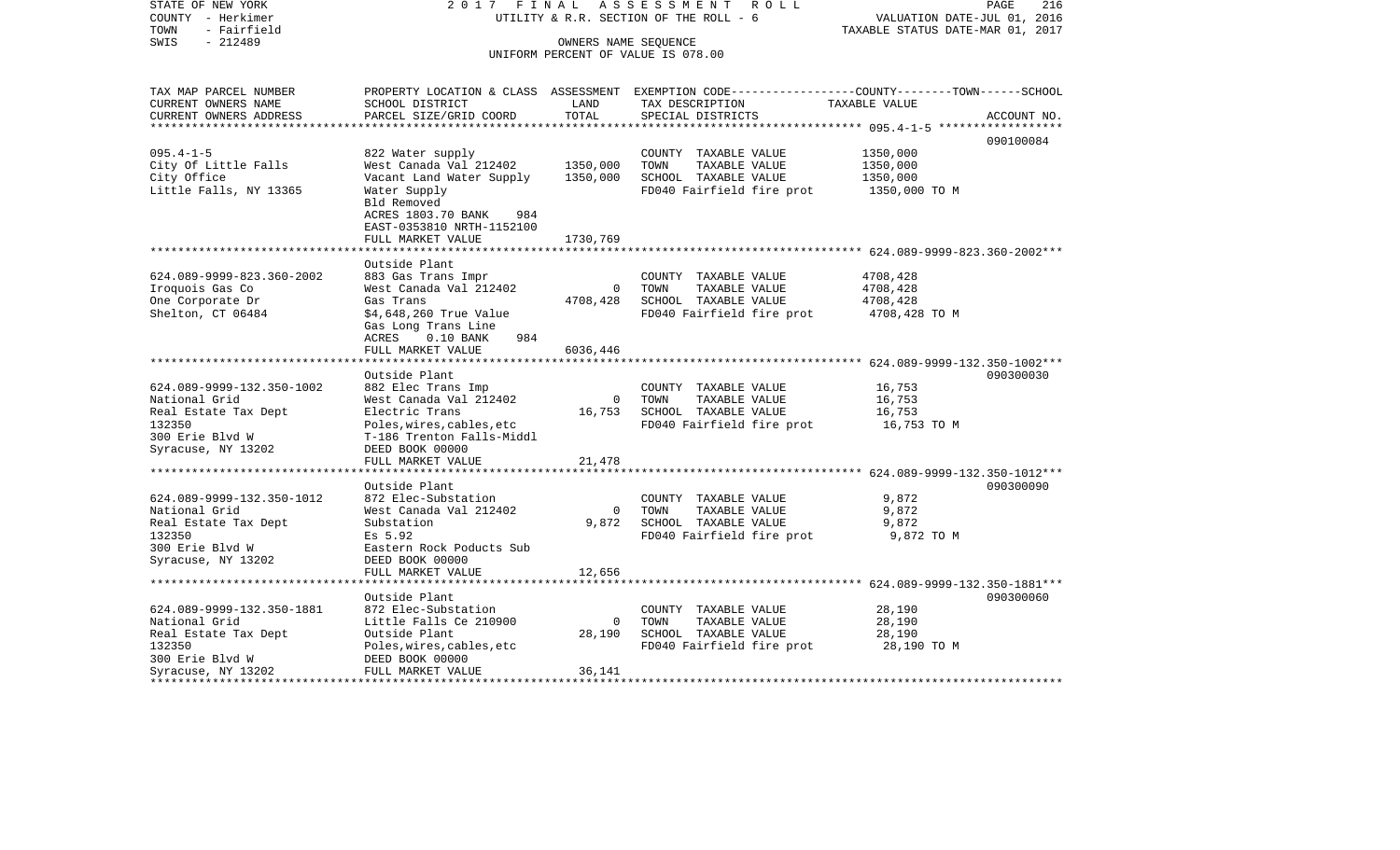STATE OF NEW YORK | 2 0 1 7 F I N A L A S S E S S M E N T R O L L | PAGE 216
COUNTY - Herkimer | UTILITY & R.R. SECTION OF THE ROLL - 6 | VALUATION DATE-JUL 01, 2016
TOWN - Fairfield | | TAXABLE STATUS DATE-MAR 01, 2017
SWIS - 212489 | OWNERS NAME SEQUENCE
UNIFORM PERCENT OF VALUE IS 078.00

| TAX MAP PARCEL NUMBER / CURRENT OWNERS NAME / CURRENT OWNERS ADDRESS | PROPERTY LOCATION & CLASS / SCHOOL DISTRICT / PARCEL SIZE/GRID COORD | ASSESSMENT LAND / TOTAL | EXEMPTION CODE / TAX DESCRIPTION / SPECIAL DISTRICTS | COUNTY--------TOWN------SCHOOL TAXABLE VALUE | ACCOUNT NO. |
|---|---|---|---|---|---|
| **095.4-1-5** | | | | | 090100084 |
| 095.4-1-5 | 822 Water supply | | COUNTY TAXABLE VALUE | 1350,000 | |
| City Of Little Falls | West Canada Val 212402 | 1350,000 | TOWN TAXABLE VALUE | 1350,000 | |
| City Office | Vacant Land Water Supply | 1350,000 | SCHOOL TAXABLE VALUE | 1350,000 | |
| Little Falls, NY 13365 | Water Supply | | FD040 Fairfield fire prot | 1350,000 TO M | |
| | Bld Removed | | | | |
| | ACRES 1803.70 BANK 984 | | | | |
| | EAST-0353810 NRTH-1152100 | | | | |
| | FULL MARKET VALUE | 1730,769 | | | |
| **624.089-9999-823.360-2002** | | | | | |
| | Outside Plant | | | | |
| 624.089-9999-823.360-2002 | 883 Gas Trans Impr | | COUNTY TAXABLE VALUE | 4708,428 | |
| Iroquois Gas Co | West Canada Val 212402 | 0 | TOWN TAXABLE VALUE | 4708,428 | |
| One Corporate Dr | Gas Trans | 4708,428 | SCHOOL TAXABLE VALUE | 4708,428 | |
| Shelton, CT 06484 | $4,648,260 True Value | | FD040 Fairfield fire prot | 4708,428 TO M | |
| | Gas Long Trans Line | | | | |
| | ACRES 0.10 BANK 984 | | | | |
| | FULL MARKET VALUE | 6036,446 | | | |
| **624.089-9999-132.350-1002** | | | | | 090300030 |
| | Outside Plant | | | | |
| 624.089-9999-132.350-1002 | 882 Elec Trans Imp | | COUNTY TAXABLE VALUE | 16,753 | |
| National Grid | West Canada Val 212402 | 0 | TOWN TAXABLE VALUE | 16,753 | |
| Real Estate Tax Dept | Electric Trans | 16,753 | SCHOOL TAXABLE VALUE | 16,753 | |
| 132350 | Poles,wires,cables,etc | | FD040 Fairfield fire prot | 16,753 TO M | |
| 300 Erie Blvd W | T-186 Trenton Falls-Middl | | | | |
| Syracuse, NY 13202 | DEED BOOK 00000 | | | | |
| | FULL MARKET VALUE | 21,478 | | | |
| **624.089-9999-132.350-1012** | | | | | 090300090 |
| | Outside Plant | | | | |
| 624.089-9999-132.350-1012 | 872 Elec-Substation | | COUNTY TAXABLE VALUE | 9,872 | |
| National Grid | West Canada Val 212402 | 0 | TOWN TAXABLE VALUE | 9,872 | |
| Real Estate Tax Dept | Substation | 9,872 | SCHOOL TAXABLE VALUE | 9,872 | |
| 132350 | Es 5.92 | | FD040 Fairfield fire prot | 9,872 TO M | |
| 300 Erie Blvd W | Eastern Rock Poducts Sub | | | | |
| Syracuse, NY 13202 | DEED BOOK 00000 | | | | |
| | FULL MARKET VALUE | 12,656 | | | |
| **624.089-9999-132.350-1881** | | | | | 090300060 |
| | Outside Plant | | | | |
| 624.089-9999-132.350-1881 | 872 Elec-Substation | | COUNTY TAXABLE VALUE | 28,190 | |
| National Grid | Little Falls Ce 210900 | 0 | TOWN TAXABLE VALUE | 28,190 | |
| Real Estate Tax Dept | Outside Plant | 28,190 | SCHOOL TAXABLE VALUE | 28,190 | |
| 132350 | Poles,wires,cables,etc | | FD040 Fairfield fire prot | 28,190 TO M | |
| 300 Erie Blvd W | DEED BOOK 00000 | | | | |
| Syracuse, NY 13202 | FULL MARKET VALUE | 36,141 | | | |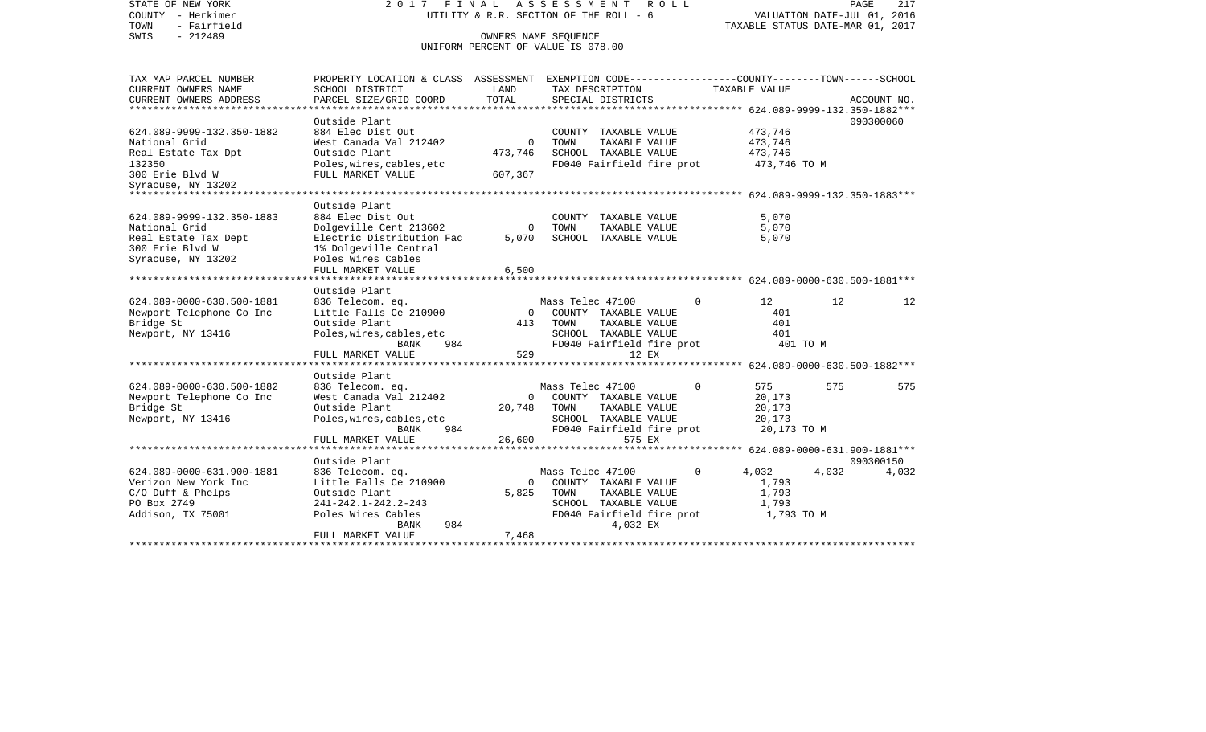STATE OF NEW YORK
COUNTY - Herkimer
TOWN - Fairfield
SWIS - 212489

2017 FINAL ASSESSMENT ROLL
UTILITY & R.R. SECTION OF THE ROLL - 6
OWNERS NAME SEQUENCE
UNIFORM PERCENT OF VALUE IS 078.00

VALUATION DATE-JUL 01, 2016
TAXABLE STATUS DATE-MAR 01, 2017

| TAX MAP PARCEL NUMBER / CURRENT OWNERS NAME / CURRENT OWNERS ADDRESS | PROPERTY LOCATION & CLASS / SCHOOL DISTRICT / PARCEL SIZE/GRID COORD | ASSESSMENT LAND | ASSESSMENT TOTAL | EXEMPTION CODE / TAX DESCRIPTION / SPECIAL DISTRICTS | COUNTY TAXABLE VALUE | TOWN | SCHOOL | ACCOUNT NO. |
|---|---|---|---|---|---|---|---|---|
| **624.089-9999-132.350-1882** | Outside Plant | | | | | | | 090300060 |
| 624.089-9999-132.350-1882 | 884 Elec Dist Out | | | COUNTY TAXABLE VALUE | 473,746 | | | |
| National Grid | West Canada Val 212402 | 0 | | TOWN TAXABLE VALUE | 473,746 | | | |
| Real Estate Tax Dpt | Outside Plant | | 473,746 | SCHOOL TAXABLE VALUE | 473,746 | | | |
| 132350 | Poles,wires,cables,etc | | | FD040 Fairfield fire prot | 473,746 TO M | | | |
| 300 Erie Blvd W | FULL MARKET VALUE | | 607,367 | | | | | |
| Syracuse, NY 13202 | | | | | | | | |
| **624.089-9999-132.350-1883** | Outside Plant | | | | | | | |
| 624.089-9999-132.350-1883 | 884 Elec Dist Out | | | COUNTY TAXABLE VALUE | 5,070 | | | |
| National Grid | Dolgeville Cent 213602 | 0 | | TOWN TAXABLE VALUE | 5,070 | | | |
| Real Estate Tax Dept | Electric Distribution Fac | | 5,070 | SCHOOL TAXABLE VALUE | 5,070 | | | |
| 300 Erie Blvd W | 1% Dolgeville Central | | | | | | | |
| Syracuse, NY 13202 | Poles Wires Cables | | | | | | | |
| | FULL MARKET VALUE | | 6,500 | | | | | |
| **624.089-0000-630.500-1881** | Outside Plant | | | | | | | |
| 624.089-0000-630.500-1881 | 836 Telecom. eq. | | | Mass Telec 47100 0 | 12 | 12 | 12 | |
| Newport Telephone Co Inc | Little Falls Ce 210900 | 0 | | COUNTY TAXABLE VALUE | 401 | | | |
| Bridge St | Outside Plant | | 413 | TOWN TAXABLE VALUE | 401 | | | |
| Newport, NY 13416 | Poles,wires,cables,etc | | | SCHOOL TAXABLE VALUE | 401 | | | |
| | BANK 984 | | | FD040 Fairfield fire prot | 401 TO M | | | |
| | FULL MARKET VALUE | | 529 | 12 EX | | | | |
| **624.089-0000-630.500-1882** | Outside Plant | | | | | | | |
| 624.089-0000-630.500-1882 | 836 Telecom. eq. | | | Mass Telec 47100 0 | 575 | 575 | 575 | |
| Newport Telephone Co Inc | West Canada Val 212402 | 0 | | COUNTY TAXABLE VALUE | 20,173 | | | |
| Bridge St | Outside Plant | | 20,748 | TOWN TAXABLE VALUE | 20,173 | | | |
| Newport, NY 13416 | Poles,wires,cables,etc | | | SCHOOL TAXABLE VALUE | 20,173 | | | |
| | BANK 984 | | | FD040 Fairfield fire prot | 20,173 TO M | | | |
| | FULL MARKET VALUE | | 26,600 | 575 EX | | | | |
| **624.089-0000-631.900-1881** | Outside Plant | | | | | | | 090300150 |
| 624.089-0000-631.900-1881 | 836 Telecom. eq. | | | Mass Telec 47100 0 | 4,032 | 4,032 | 4,032 | |
| Verizon New York Inc | Little Falls Ce 210900 | 0 | | COUNTY TAXABLE VALUE | 1,793 | | | |
| C/O Duff & Phelps | Outside Plant | | 5,825 | TOWN TAXABLE VALUE | 1,793 | | | |
| PO Box 2749 | 241-242.1-242.2-243 | | | SCHOOL TAXABLE VALUE | 1,793 | | | |
| Addison, TX 75001 | Poles Wires Cables | | | FD040 Fairfield fire prot | 1,793 TO M | | | |
| | BANK 984 | | | 4,032 EX | | | | |
| | FULL MARKET VALUE | | 7,468 | | | | | |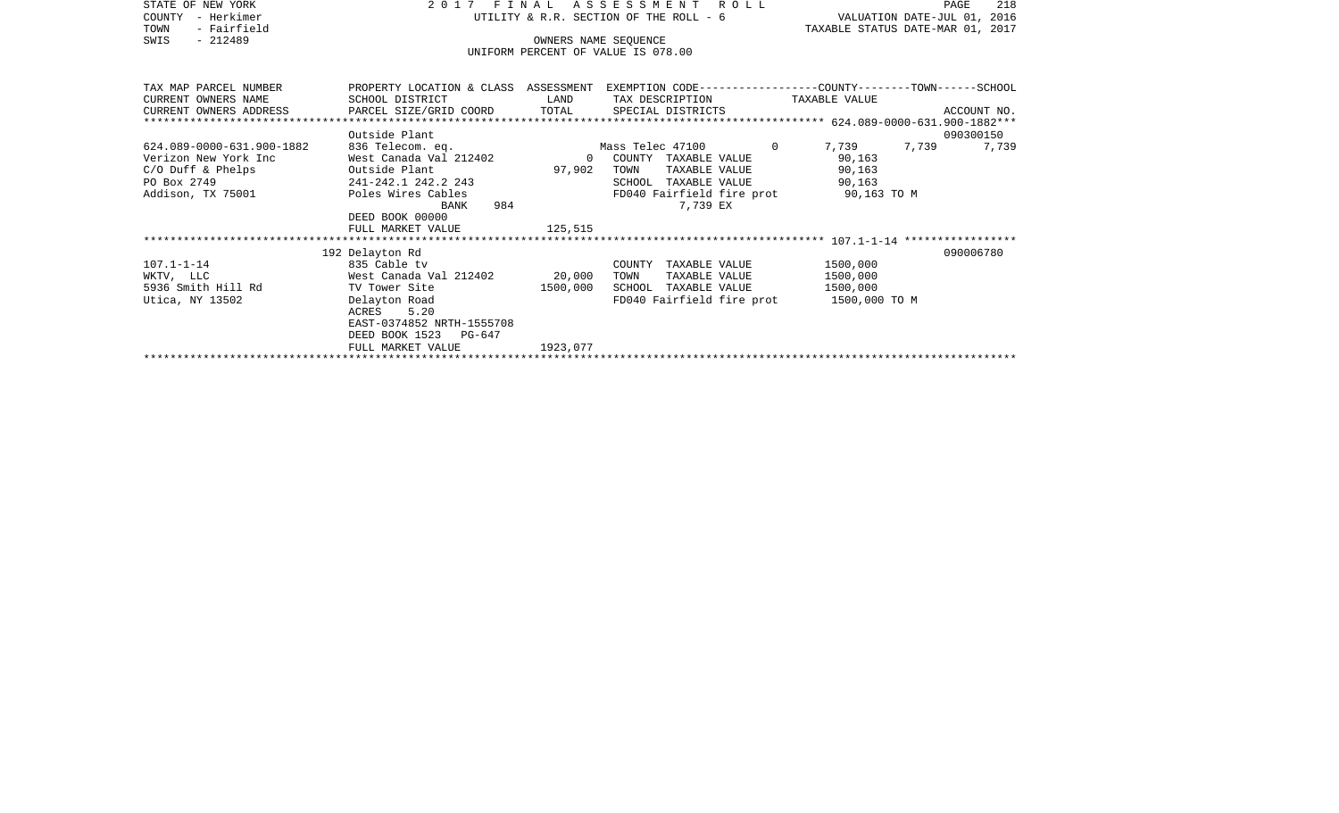STATE OF NEW YORK
COUNTY - Herkimer
TOWN - Fairfield
SWIS - 212489

2 0 1 7 F I N A L A S S E S S M E N T R O L L
UTILITY & R.R. SECTION OF THE ROLL - 6
OWNERS NAME SEQUENCE
UNIFORM PERCENT OF VALUE IS 078.00

VALUATION DATE-JUL 01, 2016
TAXABLE STATUS DATE-MAR 01, 2017

| TAX MAP PARCEL NUMBER<br>CURRENT OWNERS NAME<br>CURRENT OWNERS ADDRESS | PROPERTY LOCATION & CLASS<br>SCHOOL DISTRICT<br>PARCEL SIZE/GRID COORD | ASSESSMENT<br>LAND<br>TOTAL | EXEMPTION CODE<br>TAX DESCRIPTION<br>SPECIAL DISTRICTS | | COUNTY<br>TAXABLE VALUE | TOWN | SCHOOL<br>ACCOUNT NO. |
|---|---|---|---|---|---|---|---|
| **624.089-0000-631.900-1882** | | | | | | | |
| | Outside Plant | | | | | | 090300150 |
| 624.089-0000-631.900-1882 | 836 Telecom. eq. | | Mass Telec 47100 | 0 | 7,739 | 7,739 | 7,739 |
| Verizon New York Inc | West Canada Val 212402 | 0 | COUNTY TAXABLE VALUE | | 90,163 | | |
| C/O Duff & Phelps | Outside Plant | 97,902 | TOWN TAXABLE VALUE | | 90,163 | | |
| PO Box 2749 | 241-242.1 242.2 243 | | SCHOOL TAXABLE VALUE | | 90,163 | | |
| Addison, TX 75001 | Poles Wires Cables | | FD040 Fairfield fire prot | | 90,163 TO M | | |
| | BANK 984 | | 7,739 EX | | | | |
| | DEED BOOK 00000 | | | | | | |
| | FULL MARKET VALUE | 125,515 | | | | | |
| **107.1-1-14** | | | | | | | |
| | 192 Delayton Rd | | | | | | 090006780 |
| 107.1-1-14 | 835 Cable tv | | COUNTY TAXABLE VALUE | | 1500,000 | | |
| WKTV, LLC | West Canada Val 212402 | 20,000 | TOWN TAXABLE VALUE | | 1500,000 | | |
| 5936 Smith Hill Rd | TV Tower Site | 1500,000 | SCHOOL TAXABLE VALUE | | 1500,000 | | |
| Utica, NY 13502 | Delayton Road | | FD040 Fairfield fire prot | | 1500,000 TO M | | |
| | ACRES 5.20 | | | | | | |
| | EAST-0374852 NRTH-1555708 | | | | | | |
| | DEED BOOK 1523 PG-647 | | | | | | |
| | FULL MARKET VALUE | 1923,077 | | | | | |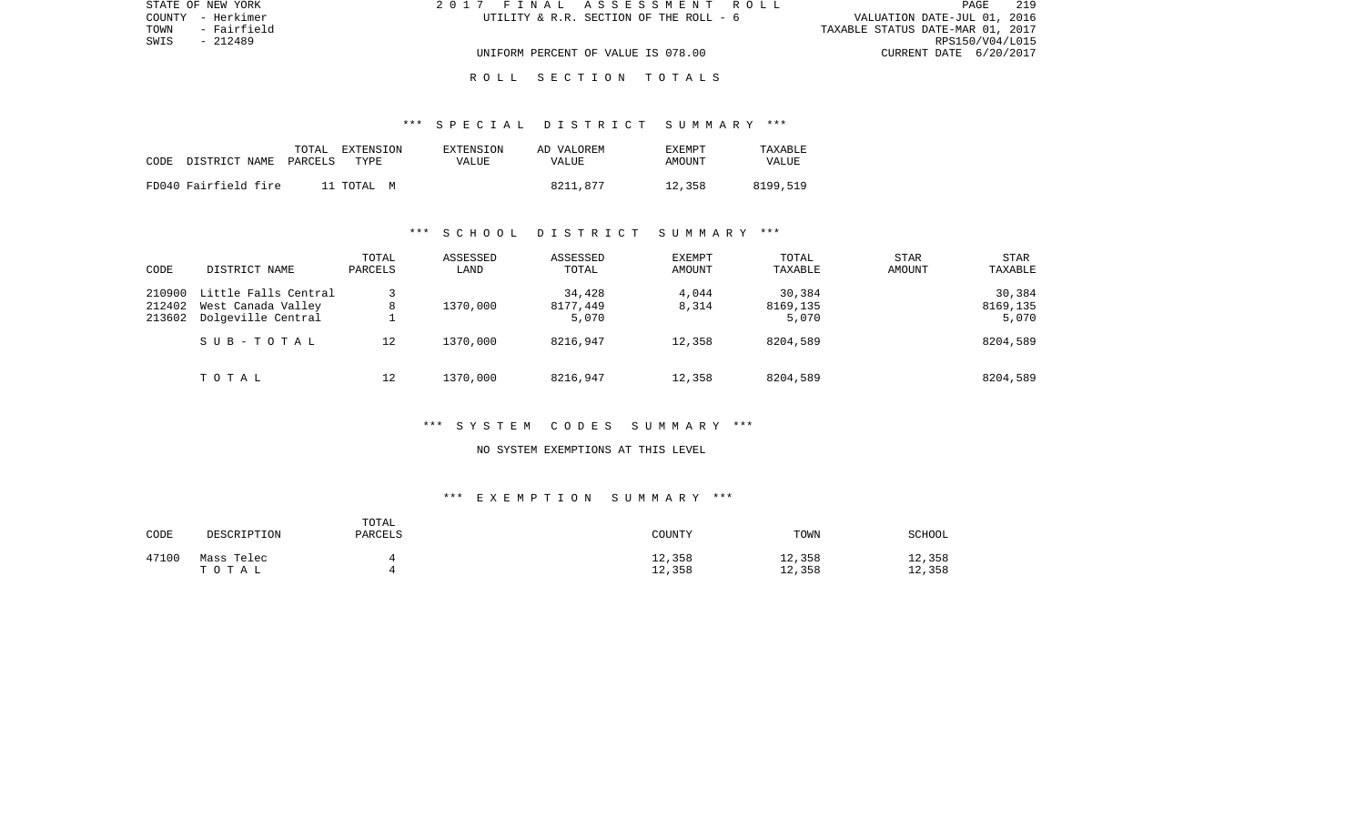# R O L L S E C T I O N T O T A L S

## *** S P E C I A L D I S T R I C T S U M M A R Y ***

| CODE | DISTRICT NAME | TOTAL PARCELS | EXTENSION TYPE | EXTENSION VALUE | AD VALOREM VALUE | EXEMPT AMOUNT | TAXABLE VALUE |
|---|---|---|---|---|---|---|---|
| FD040 | Fairfield fire | 11 | TOTAL M | | 8211,877 | 12,358 | 8199,519 |

## *** S C H O O L D I S T R I C T S U M M A R Y ***

| CODE | DISTRICT NAME | TOTAL PARCELS | ASSESSED LAND | ASSESSED TOTAL | EXEMPT AMOUNT | TOTAL TAXABLE | STAR AMOUNT | STAR TAXABLE |
|---|---|---|---|---|---|---|---|---|
| 210900 | Little Falls Central | 3 | | 34,428 | 4,044 | 30,384 | | 30,384 |
| 212402 | West Canada Valley | 8 | 1370,000 | 8177,449 | 8,314 | 8169,135 | | 8169,135 |
| 213602 | Dolgeville Central | 1 | | 5,070 | | 5,070 | | 5,070 |
| | S U B - T O T A L | 12 | 1370,000 | 8216,947 | 12,358 | 8204,589 | | 8204,589 |
| | T O T A L | 12 | 1370,000 | 8216,947 | 12,358 | 8204,589 | | 8204,589 |

## *** S Y S T E M C O D E S S U M M A R Y ***

NO SYSTEM EXEMPTIONS AT THIS LEVEL

## *** E X E M P T I O N S U M M A R Y ***

| CODE | DESCRIPTION | TOTAL PARCELS | COUNTY | TOWN | SCHOOL |
|---|---|---|---|---|---|
| 47100 | Mass Telec | 4 | 12,358 | 12,358 | 12,358 |
| | T O T A L | 4 | 12,358 | 12,358 | 12,358 |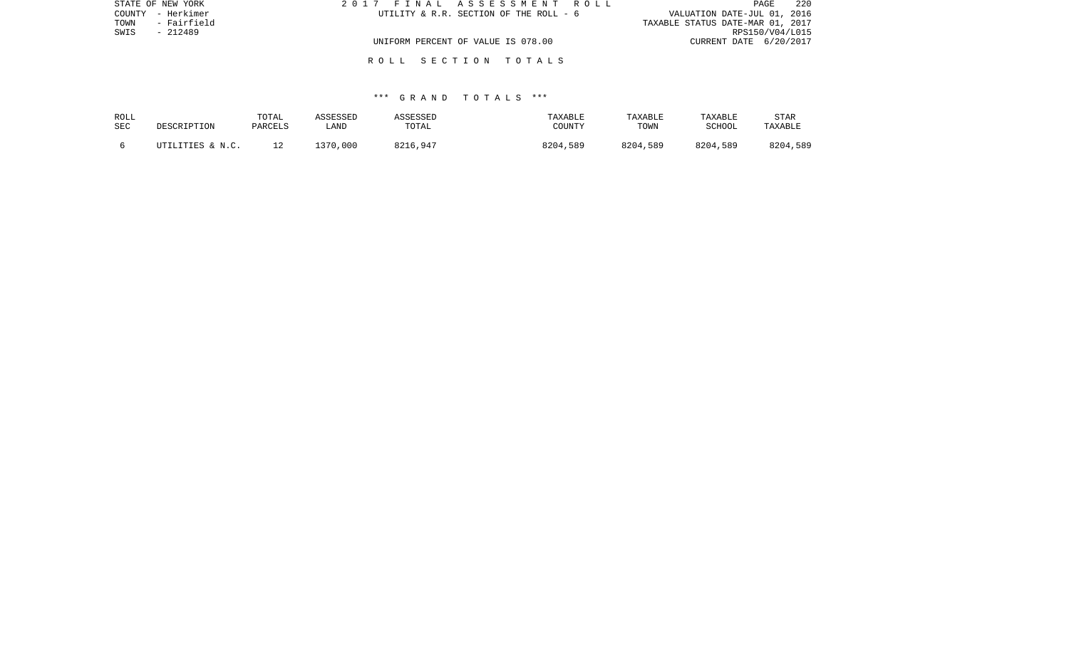STATE OF NEW YORK
COUNTY - Herkimer
TOWN - Fairfield
SWIS - 212489

2 0 1 7 F I N A L A S S E S S M E N T R O L L
UTILITY & R.R. SECTION OF THE ROLL - 6

VALUATION DATE-JUL 01, 2016
TAXABLE STATUS DATE-MAR 01, 2017
RPS150/V04/L015
CURRENT DATE 6/20/2017

UNIFORM PERCENT OF VALUE IS 078.00

R O L L S E C T I O N T O T A L S

\*\*\* G R A N D T O T A L S \*\*\*

| ROLL SEC | DESCRIPTION | TOTAL PARCELS | ASSESSED LAND | ASSESSED TOTAL | TAXABLE COUNTY | TAXABLE TOWN | TAXABLE SCHOOL | STAR TAXABLE |
|---|---|---|---|---|---|---|---|---|
| 6 | UTILITIES & N.C. | 12 | 1370,000 | 8216,947 | 8204,589 | 8204,589 | 8204,589 | 8204,589 |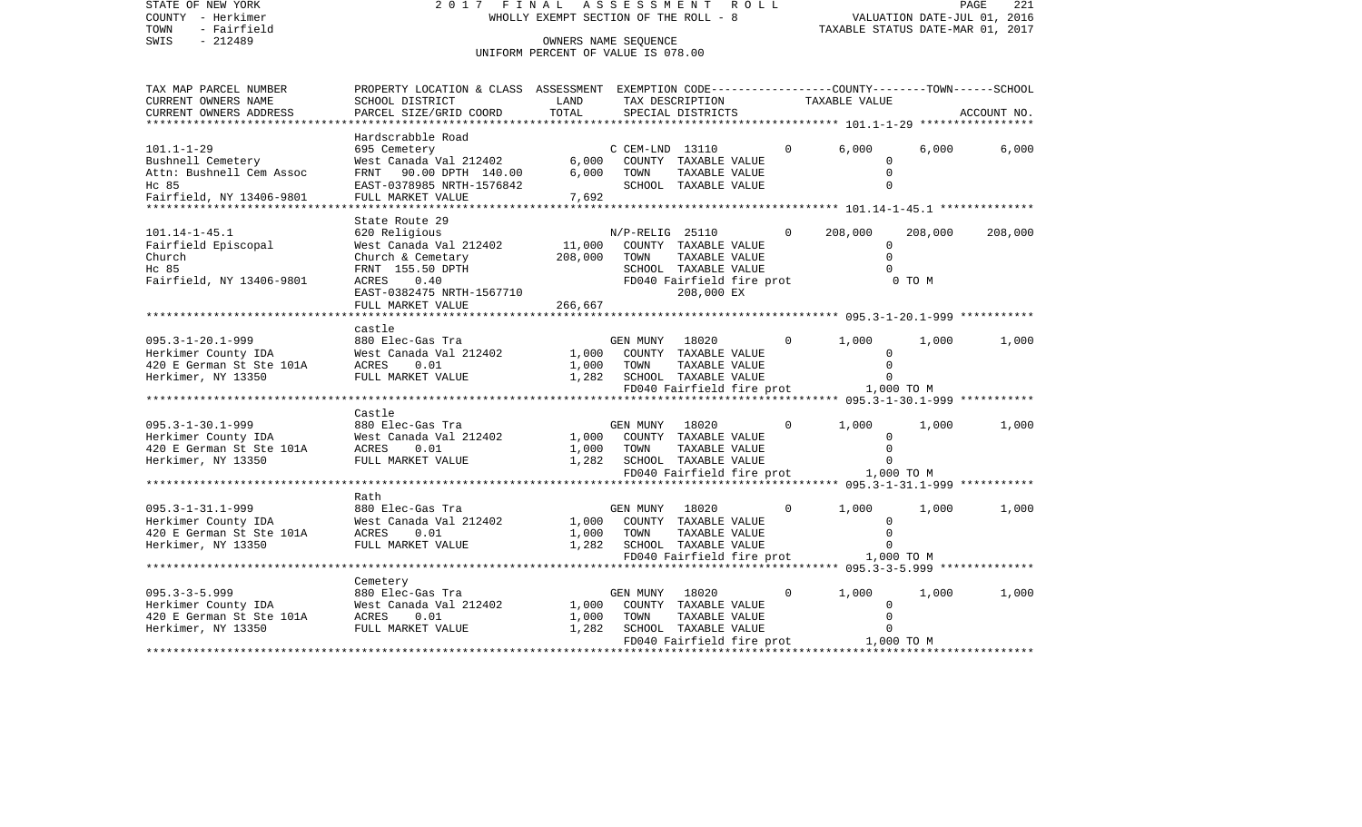STATE OF NEW YORK — 2017 FINAL ASSESSMENT ROLL
COUNTY - Herkimer — WHOLLY EXEMPT SECTION OF THE ROLL - 8 — VALUATION DATE-JUL 01, 2016
TOWN - Fairfield — TAXABLE STATUS DATE-MAR 01, 2017
SWIS - 212489 — OWNERS NAME SEQUENCE
UNIFORM PERCENT OF VALUE IS 078.00

```
TAX MAP PARCEL NUMBER          PROPERTY LOCATION & CLASS  ASSESSMENT  EXEMPTION CODE-----------------COUNTY--------TOWN------SCHOOL
CURRENT OWNERS NAME            SCHOOL DISTRICT               LAND      TAX DESCRIPTION             TAXABLE VALUE
CURRENT OWNERS ADDRESS         PARCEL SIZE/GRID COORD       TOTAL      SPECIAL DISTRICTS                                    ACCOUNT NO.
*************************************************************************************************** 101.1-1-29 *****************
                               Hardscrabble Road
101.1-1-29                     695 Cemetery                           C CEM-LND  13110          0        6,000      6,000      6,000
Bushnell Cemetery              West Canada Val 212402        6,000     COUNTY  TAXABLE VALUE                0
Attn: Bushnell Cem Assoc       FRNT    90.00 DPTH  140.00    6,000     TOWN    TAXABLE VALUE                0
Hc 85                          EAST-0378985 NRTH-1576842               SCHOOL  TAXABLE VALUE                0
Fairfield, NY 13406-9801       FULL MARKET VALUE             7,692
*************************************************************************************************** 101.14-1-45.1 **************
                               State Route 29
101.14-1-45.1                  620 Religious                          N/P-RELIG  25110          0      208,000    208,000    208,000
Fairfield Episcopal            West Canada Val 212402       11,000     COUNTY  TAXABLE VALUE                0
Church                         Church & Cemetary           208,000     TOWN    TAXABLE VALUE                0
Hc 85                          FRNT  155.50 DPTH                       SCHOOL  TAXABLE VALUE                0
Fairfield, NY 13406-9801       ACRES     0.40                          FD040 Fairfield fire prot            0 TO M
                               EAST-0382475 NRTH-1567710                    208,000 EX
                               FULL MARKET VALUE           266,667
*************************************************************************************************** 095.3-1-20.1-999 ***********
                               castle
095.3-1-20.1-999               880 Elec-Gas Tra                       GEN MUNY   18020          0        1,000      1,000      1,000
Herkimer County IDA            West Canada Val 212402        1,000     COUNTY  TAXABLE VALUE                0
420 E German St Ste 101A       ACRES     0.01                1,000     TOWN    TAXABLE VALUE                0
Herkimer, NY 13350             FULL MARKET VALUE             1,282     SCHOOL  TAXABLE VALUE                0
                                                                       FD040 Fairfield fire prot        1,000 TO M
*************************************************************************************************** 095.3-1-30.1-999 ***********
                               Castle
095.3-1-30.1-999               880 Elec-Gas Tra                       GEN MUNY   18020          0        1,000      1,000      1,000
Herkimer County IDA            West Canada Val 212402        1,000     COUNTY  TAXABLE VALUE                0
420 E German St Ste 101A       ACRES     0.01                1,000     TOWN    TAXABLE VALUE                0
Herkimer, NY 13350             FULL MARKET VALUE             1,282     SCHOOL  TAXABLE VALUE                0
                                                                       FD040 Fairfield fire prot        1,000 TO M
*************************************************************************************************** 095.3-1-31.1-999 ***********
                               Rath
095.3-1-31.1-999               880 Elec-Gas Tra                       GEN MUNY   18020          0        1,000      1,000      1,000
Herkimer County IDA            West Canada Val 212402        1,000     COUNTY  TAXABLE VALUE                0
420 E German St Ste 101A       ACRES     0.01                1,000     TOWN    TAXABLE VALUE                0
Herkimer, NY 13350             FULL MARKET VALUE             1,282     SCHOOL  TAXABLE VALUE                0
                                                                       FD040 Fairfield fire prot        1,000 TO M
*************************************************************************************************** 095.3-3-5.999 **************
                               Cemetery
095.3-3-5.999                  880 Elec-Gas Tra                       GEN MUNY   18020          0        1,000      1,000      1,000
Herkimer County IDA            West Canada Val 212402        1,000     COUNTY  TAXABLE VALUE                0
420 E German St Ste 101A       ACRES     0.01                1,000     TOWN    TAXABLE VALUE                0
Herkimer, NY 13350             FULL MARKET VALUE             1,282     SCHOOL  TAXABLE VALUE                0
                                                                       FD040 Fairfield fire prot        1,000 TO M
********************************************************************************************************************************
```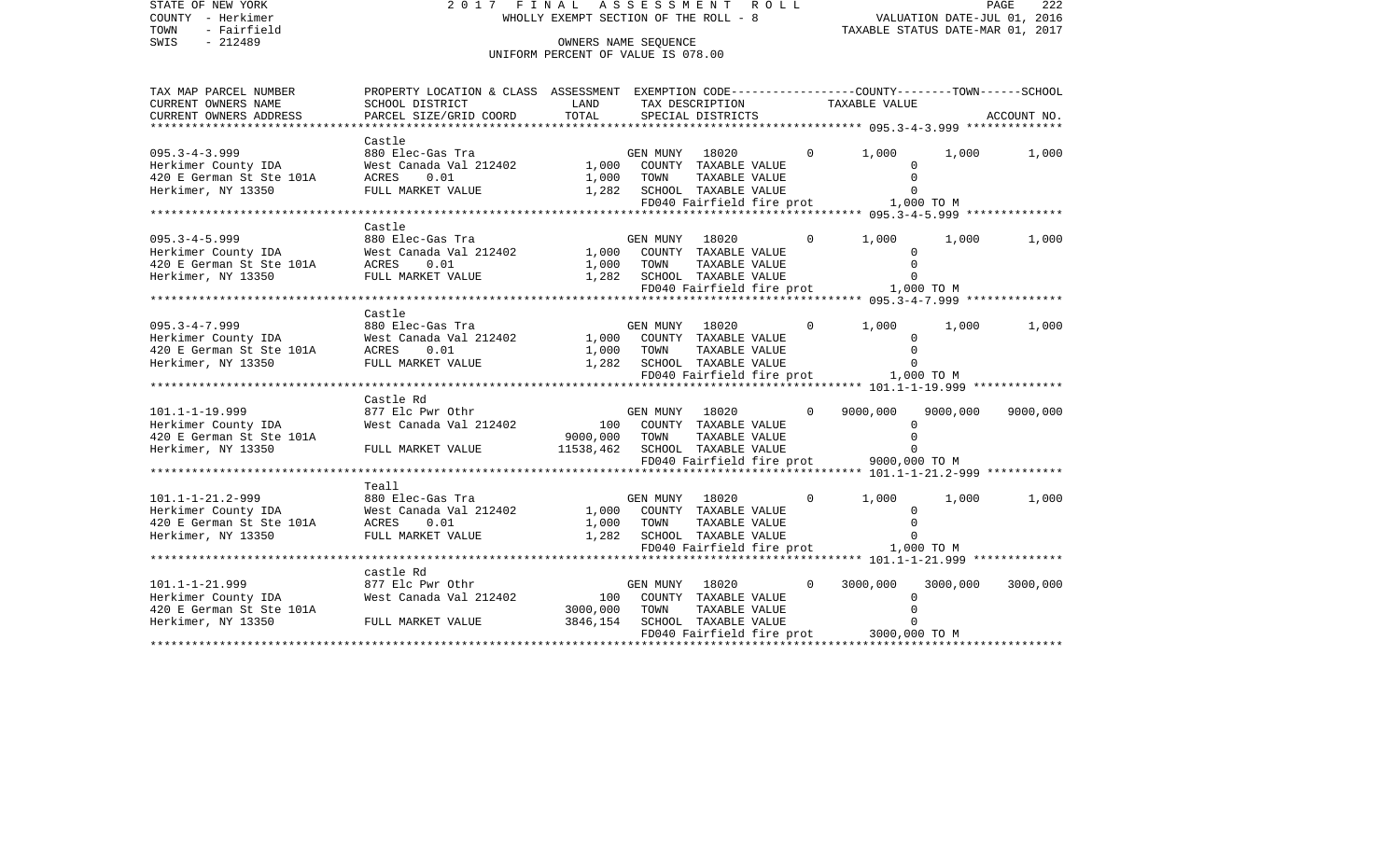STATE OF NEW YORK
COUNTY - Herkimer
TOWN - Fairfield
SWIS - 212489

2 0 1 7 F I N A L A S S E S S M E N T R O L L
WHOLLY EXEMPT SECTION OF THE ROLL - 8
OWNERS NAME SEQUENCE
UNIFORM PERCENT OF VALUE IS 078.00

VALUATION DATE-JUL 01, 2016
TAXABLE STATUS DATE-MAR 01, 2017

| TAX MAP PARCEL NUMBER / CURRENT OWNERS NAME / CURRENT OWNERS ADDRESS | PROPERTY LOCATION & CLASS / SCHOOL DISTRICT / PARCEL SIZE/GRID COORD | ASSESSMENT LAND | TOTAL | EXEMPTION CODE / TAX DESCRIPTION / SPECIAL DISTRICTS | COUNTY | TOWN | SCHOOL |
|---|---|---|---|---|---|---|---|
| **095.3-4-3.999** | Castle | | | | | | |
| | 880 Elec-Gas Tra | | | GEN MUNY 18020 0 | 1,000 | 1,000 | 1,000 |
| Herkimer County IDA | West Canada Val 212402 | 1,000 | | COUNTY TAXABLE VALUE | 0 | | |
| 420 E German St Ste 101A | ACRES 0.01 | | 1,000 | TOWN TAXABLE VALUE | | 0 | |
| Herkimer, NY 13350 | FULL MARKET VALUE | | 1,282 | SCHOOL TAXABLE VALUE | | | 0 |
| | | | | FD040 Fairfield fire prot | 1,000 TO M | | |
| **095.3-4-5.999** | Castle | | | | | | |
| | 880 Elec-Gas Tra | | | GEN MUNY 18020 0 | 1,000 | 1,000 | 1,000 |
| Herkimer County IDA | West Canada Val 212402 | 1,000 | | COUNTY TAXABLE VALUE | 0 | | |
| 420 E German St Ste 101A | ACRES 0.01 | | 1,000 | TOWN TAXABLE VALUE | | 0 | |
| Herkimer, NY 13350 | FULL MARKET VALUE | | 1,282 | SCHOOL TAXABLE VALUE | | | 0 |
| | | | | FD040 Fairfield fire prot | 1,000 TO M | | |
| **095.3-4-7.999** | Castle | | | | | | |
| | 880 Elec-Gas Tra | | | GEN MUNY 18020 0 | 1,000 | 1,000 | 1,000 |
| Herkimer County IDA | West Canada Val 212402 | 1,000 | | COUNTY TAXABLE VALUE | 0 | | |
| 420 E German St Ste 101A | ACRES 0.01 | | 1,000 | TOWN TAXABLE VALUE | | 0 | |
| Herkimer, NY 13350 | FULL MARKET VALUE | | 1,282 | SCHOOL TAXABLE VALUE | | | 0 |
| | | | | FD040 Fairfield fire prot | 1,000 TO M | | |
| **101.1-1-19.999** | Castle Rd | | | | | | |
| | 877 Elc Pwr Othr | | | GEN MUNY 18020 0 | 9000,000 | 9000,000 | 9000,000 |
| Herkimer County IDA | West Canada Val 212402 | 100 | | COUNTY TAXABLE VALUE | 0 | | |
| 420 E German St Ste 101A | | | 9000,000 | TOWN TAXABLE VALUE | | 0 | |
| Herkimer, NY 13350 | FULL MARKET VALUE | | 11538,462 | SCHOOL TAXABLE VALUE | | | 0 |
| | | | | FD040 Fairfield fire prot | 9000,000 TO M | | |
| **101.1-1-21.2-999** | Teall | | | | | | |
| | 880 Elec-Gas Tra | | | GEN MUNY 18020 0 | 1,000 | 1,000 | 1,000 |
| Herkimer County IDA | West Canada Val 212402 | 1,000 | | COUNTY TAXABLE VALUE | 0 | | |
| 420 E German St Ste 101A | ACRES 0.01 | | 1,000 | TOWN TAXABLE VALUE | | 0 | |
| Herkimer, NY 13350 | FULL MARKET VALUE | | 1,282 | SCHOOL TAXABLE VALUE | | | 0 |
| | | | | FD040 Fairfield fire prot | 1,000 TO M | | |
| **101.1-1-21.999** | castle Rd | | | | | | |
| | 877 Elc Pwr Othr | | | GEN MUNY 18020 0 | 3000,000 | 3000,000 | 3000,000 |
| Herkimer County IDA | West Canada Val 212402 | 100 | | COUNTY TAXABLE VALUE | 0 | | |
| 420 E German St Ste 101A | | | 3000,000 | TOWN TAXABLE VALUE | | 0 | |
| Herkimer, NY 13350 | FULL MARKET VALUE | | 3846,154 | SCHOOL TAXABLE VALUE | | | 0 |
| | | | | FD040 Fairfield fire prot | 3000,000 TO M | | |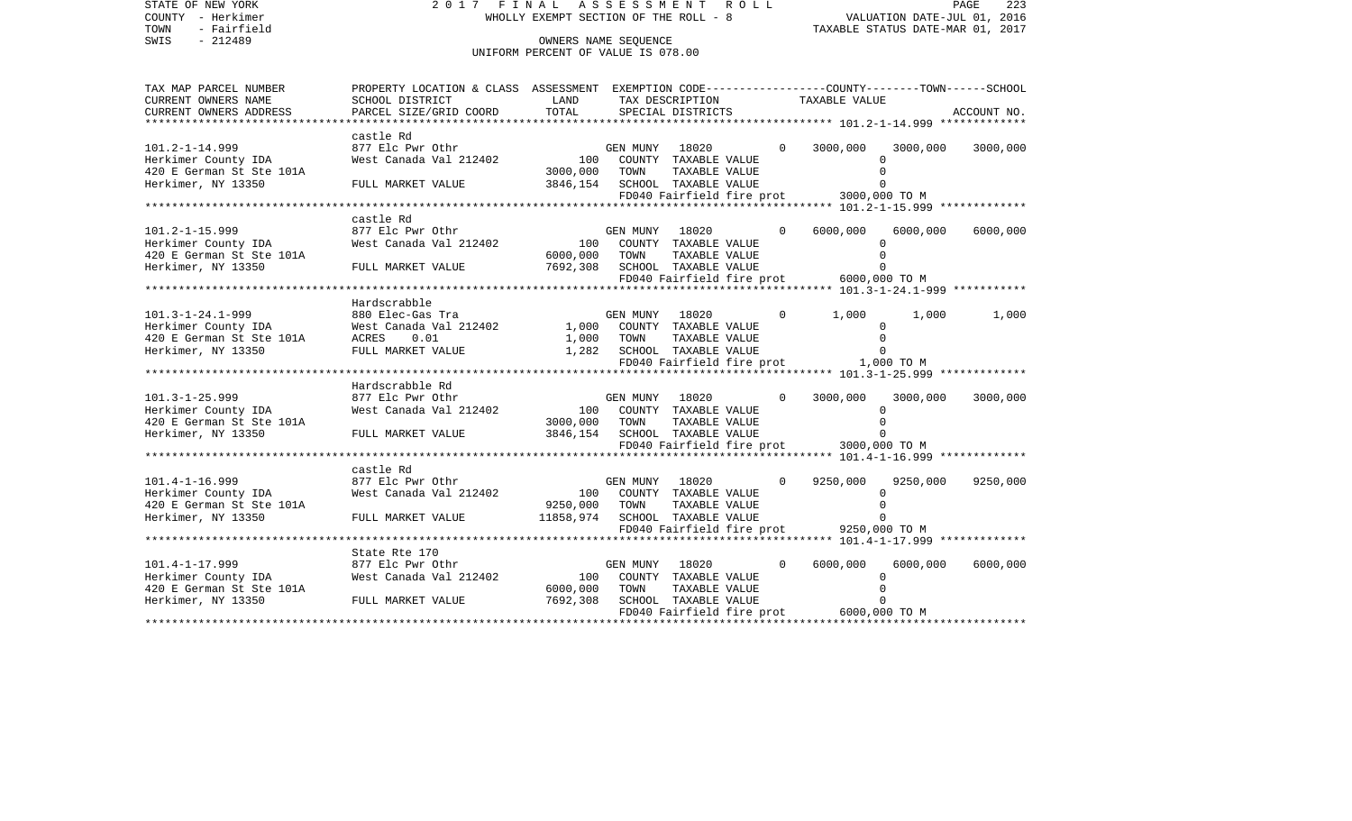STATE OF NEW YORK
COUNTY - Herkimer
TOWN - Fairfield
SWIS - 212489

2 0 1 7 F I N A L A S S E S S M E N T R O L L
WHOLLY EXEMPT SECTION OF THE ROLL - 8
OWNERS NAME SEQUENCE
UNIFORM PERCENT OF VALUE IS 078.00

VALUATION DATE-JUL 01, 2016
TAXABLE STATUS DATE-MAR 01, 2017

| TAX MAP PARCEL NUMBER<br>CURRENT OWNERS NAME<br>CURRENT OWNERS ADDRESS | PROPERTY LOCATION & CLASS<br>SCHOOL DISTRICT<br>PARCEL SIZE/GRID COORD | ASSESSMENT<br>LAND<br>TOTAL | EXEMPTION CODE<br>TAX DESCRIPTION<br>SPECIAL DISTRICTS | | COUNTY<br>TAXABLE VALUE | TOWN | SCHOOL<br>ACCOUNT NO. |
|---|---|---|---|---|---|---|---|
| 101.2-1-14.999 | castle Rd<br>877 Elc Pwr Othr | | GEN MUNY 18020 | 0 | 3000,000 | 3000,000 | 3000,000 |
| Herkimer County IDA | West Canada Val 212402 | 100 | COUNTY TAXABLE VALUE | | 0 | | |
| 420 E German St Ste 101A | | 3000,000 | TOWN TAXABLE VALUE | | 0 | | |
| Herkimer, NY 13350 | FULL MARKET VALUE | 3846,154 | SCHOOL TAXABLE VALUE | | 0 | | |
| | | | FD040 Fairfield fire prot | | 3000,000 TO M | | |
| 101.2-1-15.999 | castle Rd<br>877 Elc Pwr Othr | | GEN MUNY 18020 | 0 | 6000,000 | 6000,000 | 6000,000 |
| Herkimer County IDA | West Canada Val 212402 | 100 | COUNTY TAXABLE VALUE | | 0 | | |
| 420 E German St Ste 101A | | 6000,000 | TOWN TAXABLE VALUE | | 0 | | |
| Herkimer, NY 13350 | FULL MARKET VALUE | 7692,308 | SCHOOL TAXABLE VALUE | | 0 | | |
| | | | FD040 Fairfield fire prot | | 6000,000 TO M | | |
| 101.3-1-24.1-999 | Hardscrabble<br>880 Elec-Gas Tra | | GEN MUNY 18020 | 0 | 1,000 | 1,000 | 1,000 |
| Herkimer County IDA | West Canada Val 212402 | 1,000 | COUNTY TAXABLE VALUE | | 0 | | |
| 420 E German St Ste 101A | ACRES 0.01 | 1,000 | TOWN TAXABLE VALUE | | 0 | | |
| Herkimer, NY 13350 | FULL MARKET VALUE | 1,282 | SCHOOL TAXABLE VALUE | | 0 | | |
| | | | FD040 Fairfield fire prot | | 1,000 TO M | | |
| 101.3-1-25.999 | Hardscrabble Rd<br>877 Elc Pwr Othr | | GEN MUNY 18020 | 0 | 3000,000 | 3000,000 | 3000,000 |
| Herkimer County IDA | West Canada Val 212402 | 100 | COUNTY TAXABLE VALUE | | 0 | | |
| 420 E German St Ste 101A | | 3000,000 | TOWN TAXABLE VALUE | | 0 | | |
| Herkimer, NY 13350 | FULL MARKET VALUE | 3846,154 | SCHOOL TAXABLE VALUE | | 0 | | |
| | | | FD040 Fairfield fire prot | | 3000,000 TO M | | |
| 101.4-1-16.999 | castle Rd<br>877 Elc Pwr Othr | | GEN MUNY 18020 | 0 | 9250,000 | 9250,000 | 9250,000 |
| Herkimer County IDA | West Canada Val 212402 | 100 | COUNTY TAXABLE VALUE | | 0 | | |
| 420 E German St Ste 101A | | 9250,000 | TOWN TAXABLE VALUE | | 0 | | |
| Herkimer, NY 13350 | FULL MARKET VALUE | 11858,974 | SCHOOL TAXABLE VALUE | | 0 | | |
| | | | FD040 Fairfield fire prot | | 9250,000 TO M | | |
| 101.4-1-17.999 | State Rte 170<br>877 Elc Pwr Othr | | GEN MUNY 18020 | 0 | 6000,000 | 6000,000 | 6000,000 |
| Herkimer County IDA | West Canada Val 212402 | 100 | COUNTY TAXABLE VALUE | | 0 | | |
| 420 E German St Ste 101A | | 6000,000 | TOWN TAXABLE VALUE | | 0 | | |
| Herkimer, NY 13350 | FULL MARKET VALUE | 7692,308 | SCHOOL TAXABLE VALUE | | 0 | | |
| | | | FD040 Fairfield fire prot | | 6000,000 TO M | | |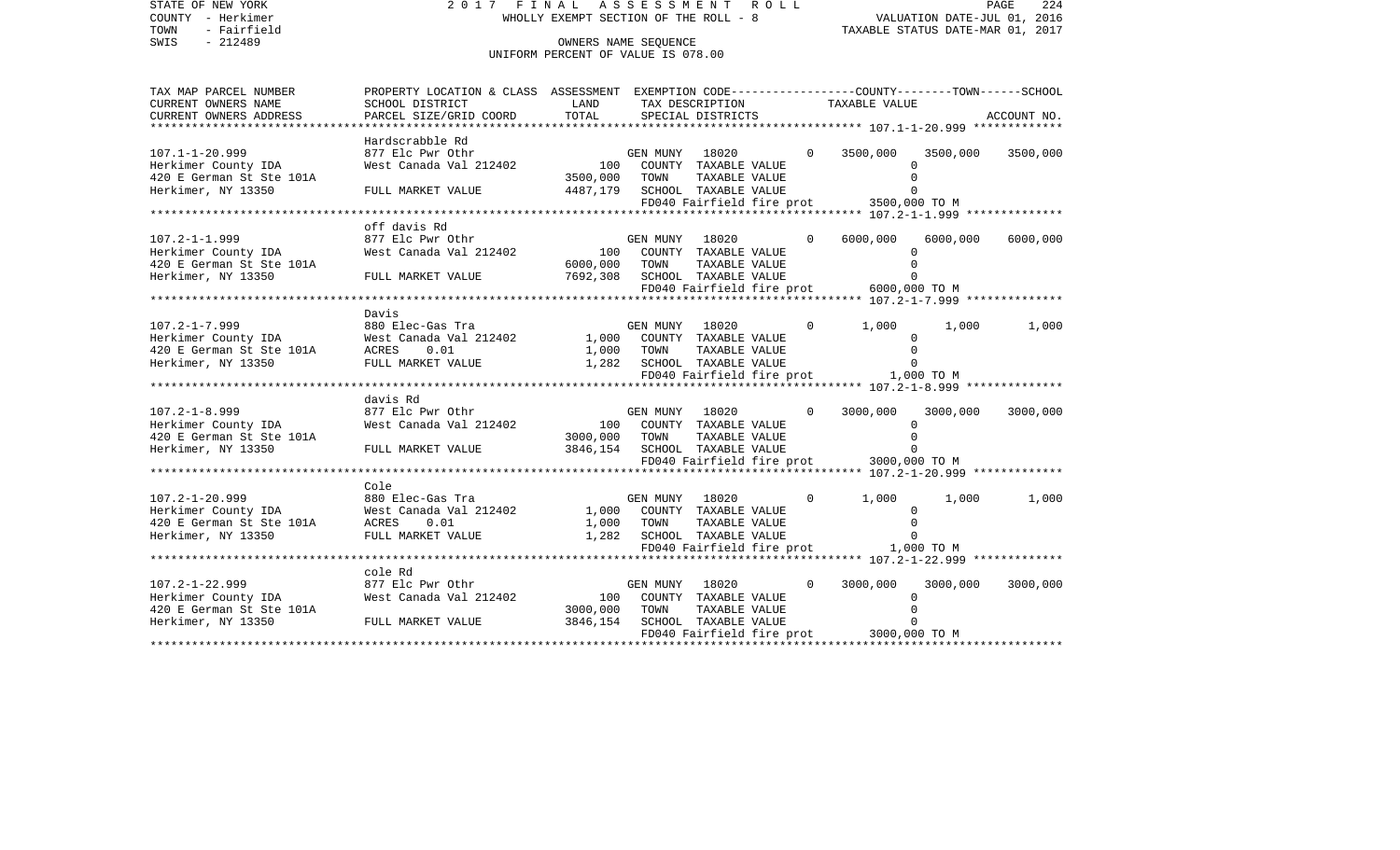STATE OF NEW YORK 2017 FINAL ASSESSMENT ROLL
COUNTY - Herkimer WHOLLY EXEMPT SECTION OF THE ROLL - 8 VALUATION DATE-JUL 01, 2016
TOWN - Fairfield TAXABLE STATUS DATE-MAR 01, 2017
SWIS - 212489 OWNERS NAME SEQUENCE
UNIFORM PERCENT OF VALUE IS 078.00

| TAX MAP PARCEL NUMBER / CURRENT OWNERS NAME / CURRENT OWNERS ADDRESS | PROPERTY LOCATION & CLASS / SCHOOL DISTRICT / PARCEL SIZE/GRID COORD | ASSESSMENT LAND / TOTAL | EXEMPTION CODE / TAX DESCRIPTION / SPECIAL DISTRICTS | | COUNTY TAXABLE VALUE | TOWN | SCHOOL | ACCOUNT NO. |
|---|---|---|---|---|---|---|---|---|
| **107.1-1-20.999** | Hardscrabble Rd | | | | | | | |
| | 877 Elc Pwr Othr | | GEN MUNY 18020 | 0 | 3500,000 | 3500,000 | 3500,000 | |
| Herkimer County IDA | West Canada Val 212402 | 100 | COUNTY TAXABLE VALUE | | 0 | | | |
| 420 E German St Ste 101A | | 3500,000 | TOWN TAXABLE VALUE | | 0 | | | |
| Herkimer, NY 13350 | FULL MARKET VALUE | 4487,179 | SCHOOL TAXABLE VALUE | | 0 | | | |
| | | | FD040 Fairfield fire prot | | 3500,000 TO M | | | |
| **107.2-1-1.999** | off davis Rd | | | | | | | |
| | 877 Elc Pwr Othr | | GEN MUNY 18020 | 0 | 6000,000 | 6000,000 | 6000,000 | |
| Herkimer County IDA | West Canada Val 212402 | 100 | COUNTY TAXABLE VALUE | | 0 | | | |
| 420 E German St Ste 101A | | 6000,000 | TOWN TAXABLE VALUE | | 0 | | | |
| Herkimer, NY 13350 | FULL MARKET VALUE | 7692,308 | SCHOOL TAXABLE VALUE | | 0 | | | |
| | | | FD040 Fairfield fire prot | | 6000,000 TO M | | | |
| **107.2-1-7.999** | Davis | | | | | | | |
| | 880 Elec-Gas Tra | | GEN MUNY 18020 | 0 | 1,000 | 1,000 | 1,000 | |
| Herkimer County IDA | West Canada Val 212402 | 1,000 | COUNTY TAXABLE VALUE | | 0 | | | |
| 420 E German St Ste 101A | ACRES 0.01 | 1,000 | TOWN TAXABLE VALUE | | 0 | | | |
| Herkimer, NY 13350 | FULL MARKET VALUE | 1,282 | SCHOOL TAXABLE VALUE | | 0 | | | |
| | | | FD040 Fairfield fire prot | | 1,000 TO M | | | |
| **107.2-1-8.999** | davis Rd | | | | | | | |
| | 877 Elc Pwr Othr | | GEN MUNY 18020 | 0 | 3000,000 | 3000,000 | 3000,000 | |
| Herkimer County IDA | West Canada Val 212402 | 100 | COUNTY TAXABLE VALUE | | 0 | | | |
| 420 E German St Ste 101A | | 3000,000 | TOWN TAXABLE VALUE | | 0 | | | |
| Herkimer, NY 13350 | FULL MARKET VALUE | 3846,154 | SCHOOL TAXABLE VALUE | | 0 | | | |
| | | | FD040 Fairfield fire prot | | 3000,000 TO M | | | |
| **107.2-1-20.999** | Cole | | | | | | | |
| | 880 Elec-Gas Tra | | GEN MUNY 18020 | 0 | 1,000 | 1,000 | 1,000 | |
| Herkimer County IDA | West Canada Val 212402 | 1,000 | COUNTY TAXABLE VALUE | | 0 | | | |
| 420 E German St Ste 101A | ACRES 0.01 | 1,000 | TOWN TAXABLE VALUE | | 0 | | | |
| Herkimer, NY 13350 | FULL MARKET VALUE | 1,282 | SCHOOL TAXABLE VALUE | | 0 | | | |
| | | | FD040 Fairfield fire prot | | 1,000 TO M | | | |
| **107.2-1-22.999** | cole Rd | | | | | | | |
| | 877 Elc Pwr Othr | | GEN MUNY 18020 | 0 | 3000,000 | 3000,000 | 3000,000 | |
| Herkimer County IDA | West Canada Val 212402 | 100 | COUNTY TAXABLE VALUE | | 0 | | | |
| 420 E German St Ste 101A | | 3000,000 | TOWN TAXABLE VALUE | | 0 | | | |
| Herkimer, NY 13350 | FULL MARKET VALUE | 3846,154 | SCHOOL TAXABLE VALUE | | 0 | | | |
| | | | FD040 Fairfield fire prot | | 3000,000 TO M | | | |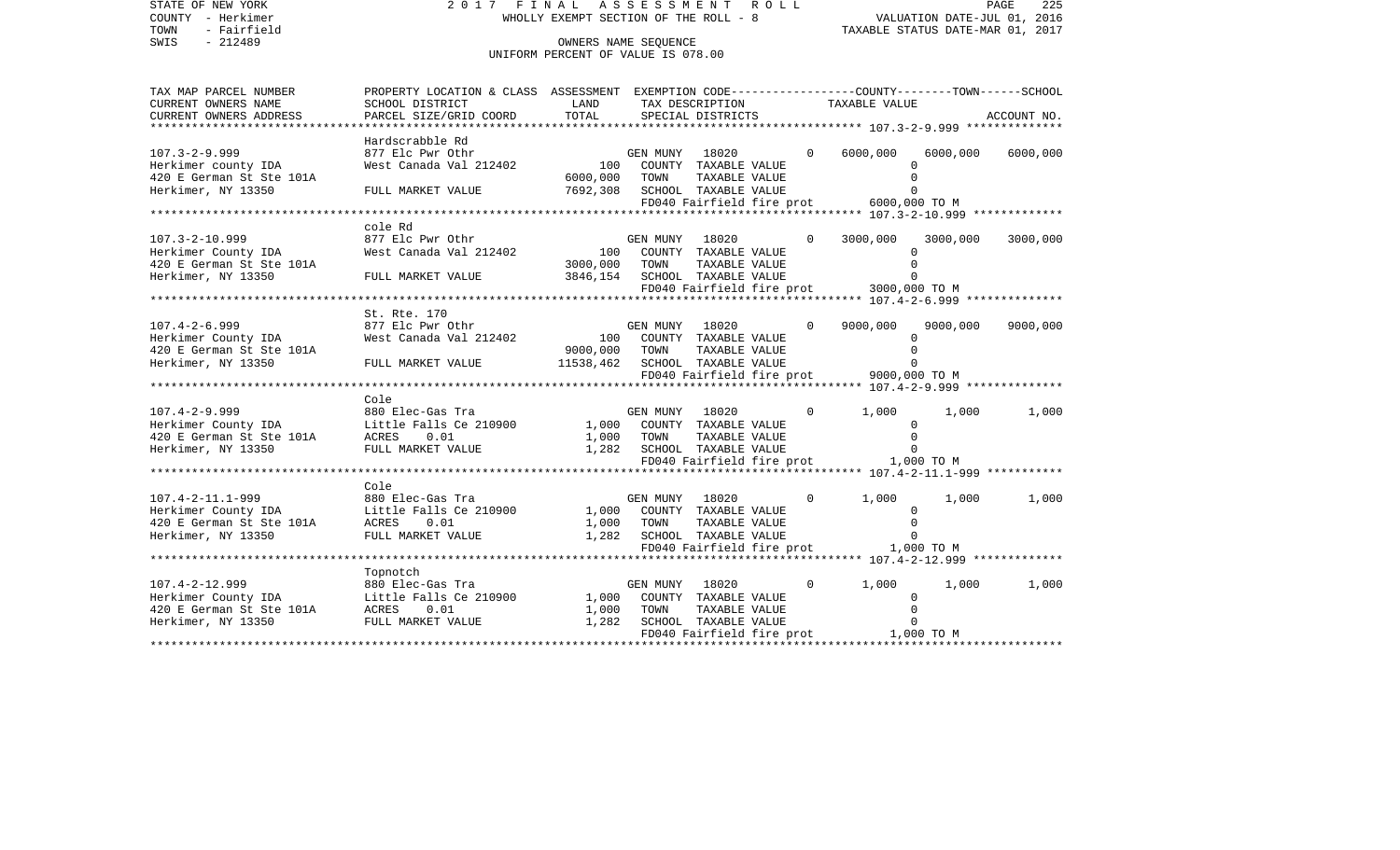STATE OF NEW YORK | 2017 FINAL ASSESSMENT ROLL | PAGE 225
COUNTY - Herkimer | WHOLLY EXEMPT SECTION OF THE ROLL - 8 | VALUATION DATE-JUL 01, 2016
TOWN - Fairfield | | TAXABLE STATUS DATE-MAR 01, 2017
SWIS - 212489 | OWNERS NAME SEQUENCE
UNIFORM PERCENT OF VALUE IS 078.00

| TAX MAP PARCEL NUMBER / CURRENT OWNERS NAME / CURRENT OWNERS ADDRESS | PROPERTY LOCATION & CLASS / SCHOOL DISTRICT / PARCEL SIZE/GRID COORD | ASSESSMENT LAND / TOTAL | EXEMPTION CODE / TAX DESCRIPTION / SPECIAL DISTRICTS | COUNTY | TOWN | SCHOOL |
|---|---|---|---|---|---|---|
| **107.3-2-9.999** | Hardscrabble Rd | | | | | |
| | 877 Elc Pwr Othr | | GEN MUNY 18020 0 | 6000,000 | 6000,000 | 6000,000 |
| Herkimer county IDA | West Canada Val 212402 | 100 | COUNTY TAXABLE VALUE | 0 | | |
| 420 E German St Ste 101A | | 6000,000 | TOWN TAXABLE VALUE | | 0 | |
| Herkimer, NY 13350 | FULL MARKET VALUE | 7692,308 | SCHOOL TAXABLE VALUE | | | 0 |
| | | | FD040 Fairfield fire prot | 6000,000 TO M | | |
| **107.3-2-10.999** | cole Rd | | | | | |
| | 877 Elc Pwr Othr | | GEN MUNY 18020 0 | 3000,000 | 3000,000 | 3000,000 |
| Herkimer County IDA | West Canada Val 212402 | 100 | COUNTY TAXABLE VALUE | 0 | | |
| 420 E German St Ste 101A | | 3000,000 | TOWN TAXABLE VALUE | | 0 | |
| Herkimer, NY 13350 | FULL MARKET VALUE | 3846,154 | SCHOOL TAXABLE VALUE | | | 0 |
| | | | FD040 Fairfield fire prot | 3000,000 TO M | | |
| **107.4-2-6.999** | St. Rte. 170 | | | | | |
| | 877 Elc Pwr Othr | | GEN MUNY 18020 0 | 9000,000 | 9000,000 | 9000,000 |
| Herkimer County IDA | West Canada Val 212402 | 100 | COUNTY TAXABLE VALUE | 0 | | |
| 420 E German St Ste 101A | | 9000,000 | TOWN TAXABLE VALUE | | 0 | |
| Herkimer, NY 13350 | FULL MARKET VALUE | 11538,462 | SCHOOL TAXABLE VALUE | | | 0 |
| | | | FD040 Fairfield fire prot | 9000,000 TO M | | |
| **107.4-2-9.999** | Cole | | | | | |
| | 880 Elec-Gas Tra | | GEN MUNY 18020 0 | 1,000 | 1,000 | 1,000 |
| Herkimer County IDA | Little Falls Ce 210900 | 1,000 | COUNTY TAXABLE VALUE | 0 | | |
| 420 E German St Ste 101A | ACRES 0.01 | 1,000 | TOWN TAXABLE VALUE | | 0 | |
| Herkimer, NY 13350 | FULL MARKET VALUE | 1,282 | SCHOOL TAXABLE VALUE | | | 0 |
| | | | FD040 Fairfield fire prot | 1,000 TO M | | |
| **107.4-2-11.1-999** | Cole | | | | | |
| | 880 Elec-Gas Tra | | GEN MUNY 18020 0 | 1,000 | 1,000 | 1,000 |
| Herkimer County IDA | Little Falls Ce 210900 | 1,000 | COUNTY TAXABLE VALUE | 0 | | |
| 420 E German St Ste 101A | ACRES 0.01 | 1,000 | TOWN TAXABLE VALUE | | 0 | |
| Herkimer, NY 13350 | FULL MARKET VALUE | 1,282 | SCHOOL TAXABLE VALUE | | | 0 |
| | | | FD040 Fairfield fire prot | 1,000 TO M | | |
| **107.4-2-12.999** | Topnotch | | | | | |
| | 880 Elec-Gas Tra | | GEN MUNY 18020 0 | 1,000 | 1,000 | 1,000 |
| Herkimer County IDA | Little Falls Ce 210900 | 1,000 | COUNTY TAXABLE VALUE | 0 | | |
| 420 E German St Ste 101A | ACRES 0.01 | 1,000 | TOWN TAXABLE VALUE | | 0 | |
| Herkimer, NY 13350 | FULL MARKET VALUE | 1,282 | SCHOOL TAXABLE VALUE | | | 0 |
| | | | FD040 Fairfield fire prot | 1,000 TO M | | |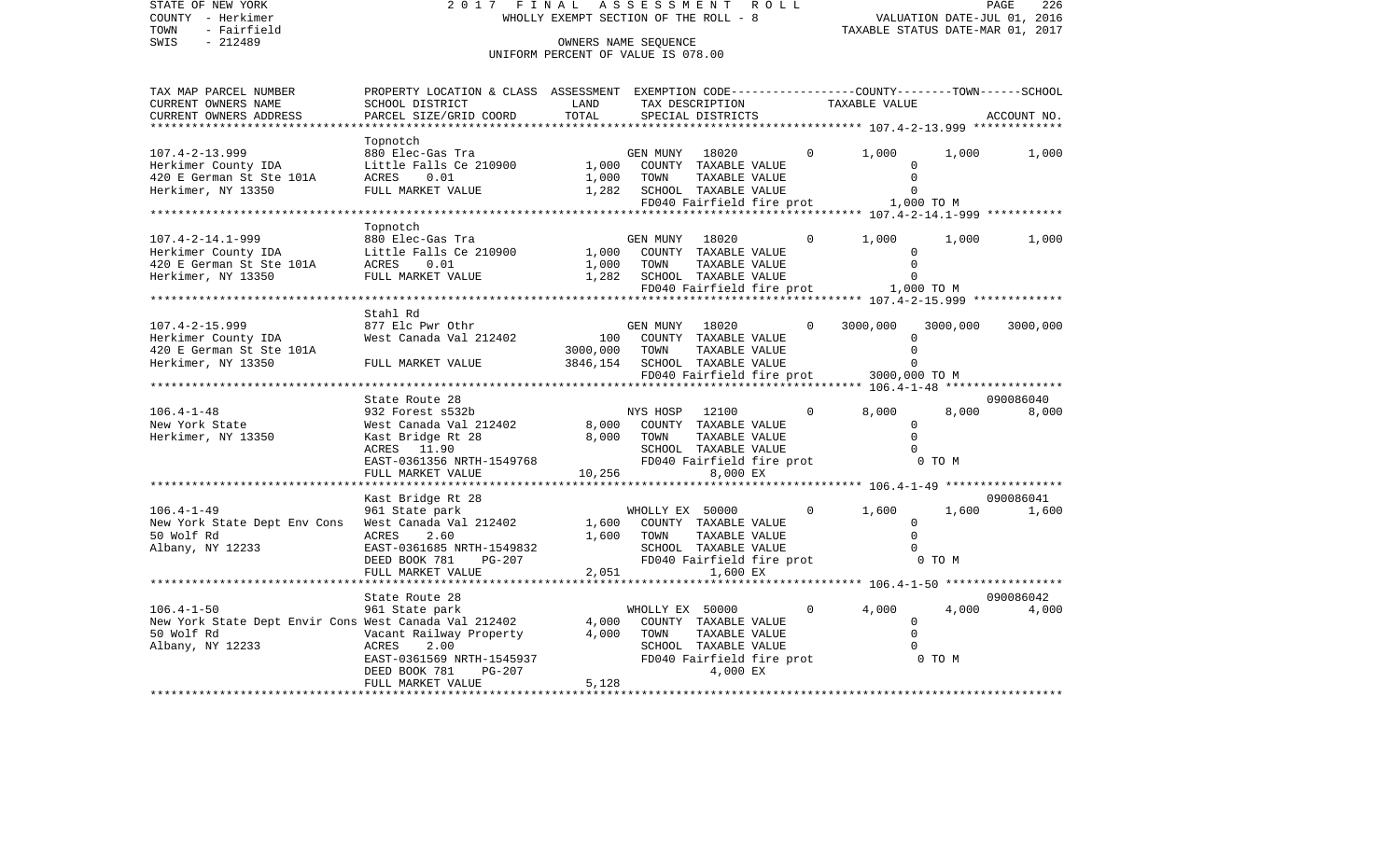STATE OF NEW YORK 2 0 1 7 F I N A L A S S E S S M E N T R O L L

COUNTY - Herkimer WHOLLY EXEMPT SECTION OF THE ROLL - 8 VALUATION DATE-JUL 01, 2016

TOWN - Fairfield TAXABLE STATUS DATE-MAR 01, 2017

SWIS - 212489 OWNERS NAME SEQUENCE

UNIFORM PERCENT OF VALUE IS 078.00

```
TAX MAP PARCEL NUMBER          PROPERTY LOCATION & CLASS  ASSESSMENT  EXEMPTION CODE-----------------COUNTY--------TOWN------SCHOOL
CURRENT OWNERS NAME            SCHOOL DISTRICT              LAND      TAX DESCRIPTION            TAXABLE VALUE
CURRENT OWNERS ADDRESS         PARCEL SIZE/GRID COORD       TOTAL     SPECIAL DISTRICTS                                    ACCOUNT NO.
******************************************************************************************************* 107.4-2-13.999 *************
                               Topnotch
107.4-2-13.999                 880 Elec-Gas Tra                       GEN MUNY   18020        0      1,000      1,000      1,000
Herkimer County IDA            Little Falls Ce 210900        1,000    COUNTY  TAXABLE VALUE              0
420 E German St Ste 101A       ACRES     0.01                1,000    TOWN    TAXABLE VALUE              0
Herkimer, NY 13350             FULL MARKET VALUE             1,282    SCHOOL  TAXABLE VALUE              0
                                                                      FD040 Fairfield fire prot        1,000 TO M
******************************************************************************************************* 107.4-2-14.1-999 ***********
                               Topnotch
107.4-2-14.1-999               880 Elec-Gas Tra                       GEN MUNY   18020        0      1,000      1,000      1,000
Herkimer County IDA            Little Falls Ce 210900        1,000    COUNTY  TAXABLE VALUE              0
420 E German St Ste 101A       ACRES     0.01                1,000    TOWN    TAXABLE VALUE              0
Herkimer, NY 13350             FULL MARKET VALUE             1,282    SCHOOL  TAXABLE VALUE              0
                                                                      FD040 Fairfield fire prot        1,000 TO M
******************************************************************************************************* 107.4-2-15.999 *************
                               Stahl Rd
107.4-2-15.999                 877 Elc Pwr Othr                       GEN MUNY   18020        0   3000,000   3000,000   3000,000
Herkimer County IDA            West Canada Val 212402          100    COUNTY  TAXABLE VALUE              0
420 E German St Ste 101A                                  3000,000    TOWN    TAXABLE VALUE              0
Herkimer, NY 13350             FULL MARKET VALUE          3846,154    SCHOOL  TAXABLE VALUE              0
                                                                      FD040 Fairfield fire prot     3000,000 TO M
******************************************************************************************************* 106.4-1-48 *****************
                               State Route 28                                                                          090086040
106.4-1-48                     932 Forest s532b                       NYS HOSP   12100        0      8,000      8,000      8,000
New York State                 West Canada Val 212402        8,000    COUNTY  TAXABLE VALUE              0
Herkimer, NY 13350             Kast Bridge Rt 28             8,000    TOWN    TAXABLE VALUE              0
                               ACRES    11.90                         SCHOOL  TAXABLE VALUE              0
                               EAST-0361356 NRTH-1549768              FD040 Fairfield fire prot            0 TO M
                               FULL MARKET VALUE            10,256               8,000 EX
******************************************************************************************************* 106.4-1-49 *****************
                               Kast Bridge Rt 28                                                                       090086041
106.4-1-49                     961 State park                         WHOLLY EX  50000        0      1,600      1,600      1,600
New York State Dept Env Cons   West Canada Val 212402        1,600    COUNTY  TAXABLE VALUE              0
50 Wolf Rd                     ACRES     2.60                1,600    TOWN    TAXABLE VALUE              0
Albany, NY 12233               EAST-0361685 NRTH-1549832              SCHOOL  TAXABLE VALUE              0
                               DEED BOOK 781    PG-207                FD040 Fairfield fire prot            0 TO M
                               FULL MARKET VALUE             2,051               1,600 EX
******************************************************************************************************* 106.4-1-50 *****************
                               State Route 28                                                                          090086042
106.4-1-50                     961 State park                         WHOLLY EX  50000        0      4,000      4,000      4,000
New York State Dept Envir Cons West Canada Val 212402        4,000    COUNTY  TAXABLE VALUE              0
50 Wolf Rd                     Vacant Railway Property       4,000    TOWN    TAXABLE VALUE              0
Albany, NY 12233               ACRES     2.00                         SCHOOL  TAXABLE VALUE              0
                               EAST-0361569 NRTH-1545937              FD040 Fairfield fire prot            0 TO M
                               DEED BOOK 781    PG-207                           4,000 EX
                               FULL MARKET VALUE             5,128
************************************************************************************************************************************
```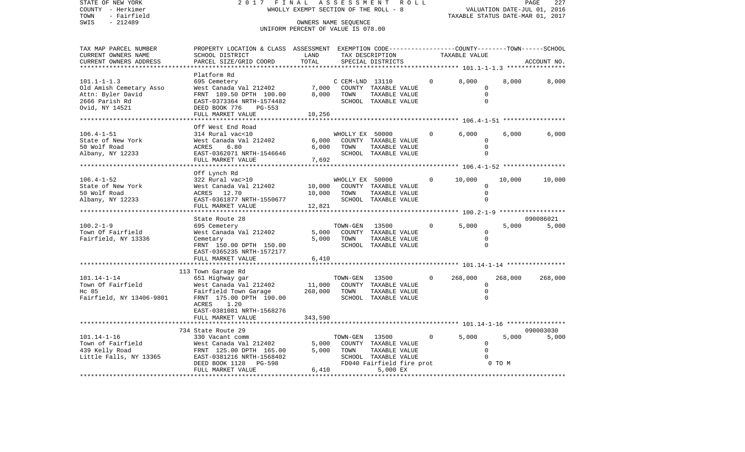STATE OF NEW YORK 2 0 1 7 F I N A L A S S E S S M E N T R O L L
COUNTY - Herkimer WHOLLY EXEMPT SECTION OF THE ROLL - 8 VALUATION DATE-JUL 01, 2016
TOWN - Fairfield TAXABLE STATUS DATE-MAR 01, 2017
SWIS - 212489 OWNERS NAME SEQUENCE
UNIFORM PERCENT OF VALUE IS 078.00

```
TAX MAP PARCEL NUMBER     PROPERTY LOCATION & CLASS  ASSESSMENT  EXEMPTION CODE-----------------COUNTY--------TOWN------SCHOOL
CURRENT OWNERS NAME       SCHOOL DISTRICT             LAND        TAX DESCRIPTION            TAXABLE VALUE
CURRENT OWNERS ADDRESS    PARCEL SIZE/GRID COORD      TOTAL       SPECIAL DISTRICTS                                        ACCOUNT NO.
******************************************************************************************* 101.1-1-1.3 ****************
                          Platform Rd
101.1-1-1.3               695 Cemetery                            C CEM-LND  13110          0      8,000      8,000       8,000
Old Amish Cemetary Asso   West Canada Val 212402       7,000      COUNTY  TAXABLE VALUE                0
Attn: Byler David         FRNT 189.50 DPTH 100.00      8,000      TOWN    TAXABLE VALUE                0
2666 Parish Rd            EAST-0373364 NRTH-1574482               SCHOOL  TAXABLE VALUE                0
Ovid, NY 14521            DEED BOOK 776    PG-553
                          FULL MARKET VALUE           10,256
******************************************************************************************* 106.4-1-51 *****************
                          Off West End Road
106.4-1-51                314 Rural vac<10                        WHOLLY EX  50000          0      6,000      6,000       6,000
State of New York         West Canada Val 212402       6,000      COUNTY  TAXABLE VALUE                0
50 Wolf Road              ACRES    6.80                6,000      TOWN    TAXABLE VALUE                0
Albany, NY 12233          EAST-0362071 NRTH-1546646               SCHOOL  TAXABLE VALUE                0
                          FULL MARKET VALUE            7,692
******************************************************************************************* 106.4-1-52 *****************
                          Off Lynch Rd
106.4-1-52                322 Rural vac>10                        WHOLLY EX  50000          0     10,000     10,000      10,000
State of New York         West Canada Val 212402      10,000      COUNTY  TAXABLE VALUE                0
50 Wolf Road              ACRES   12.70               10,000      TOWN    TAXABLE VALUE                0
Albany, NY 12233          EAST-0361877 NRTH-1550677               SCHOOL  TAXABLE VALUE                0
                          FULL MARKET VALUE           12,821
******************************************************************************************* 100.2-1-9 ******************
                          State Route 28                                                                          090086021
100.2-1-9                 695 Cemetery                            TOWN-GEN   13500          0      5,000      5,000       5,000
Town Of Fairfield         West Canada Val 212402       5,000      COUNTY  TAXABLE VALUE                0
Fairfield, NY 13336       Cemetary                     5,000      TOWN    TAXABLE VALUE                0
                          FRNT 150.00 DPTH 150.00                 SCHOOL  TAXABLE VALUE                0
                          EAST-0365235 NRTH-1572177
                          FULL MARKET VALUE            6,410
******************************************************************************************* 101.14-1-14 ****************
                          113 Town Garage Rd
101.14-1-14               651 Highway gar                         TOWN-GEN   13500          0    268,000    268,000     268,000
Town Of Fairfield         West Canada Val 212402      11,000      COUNTY  TAXABLE VALUE                0
Hc 85                     Fairfield Town Garage      268,000      TOWN    TAXABLE VALUE                0
Fairfield, NY 13406-9801  FRNT 175.00 DPTH 190.00                 SCHOOL  TAXABLE VALUE                0
                          ACRES    1.20
                          EAST-0381081 NRTH-1568276
                          FULL MARKET VALUE          343,590
******************************************************************************************* 101.14-1-16 ****************
                          734 State Route 29                                                                      090003030
101.14-1-16               330 Vacant comm                         TOWN-GEN   13500          0      5,000      5,000       5,000
Town of Fairfield         West Canada Val 212402       5,000      COUNTY  TAXABLE VALUE                0
439 Kelly Road            FRNT 125.00 DPTH 165.00      5,000      TOWN    TAXABLE VALUE                0
Little Falls, NY 13365    EAST-0381216 NRTH-1568402               SCHOOL  TAXABLE VALUE                0
                          DEED BOOK 1128   PG-598                 FD040 Fairfield fire prot               0 TO M
                          FULL MARKET VALUE            6,410            5,000 EX
**************************************************************************************************************************
```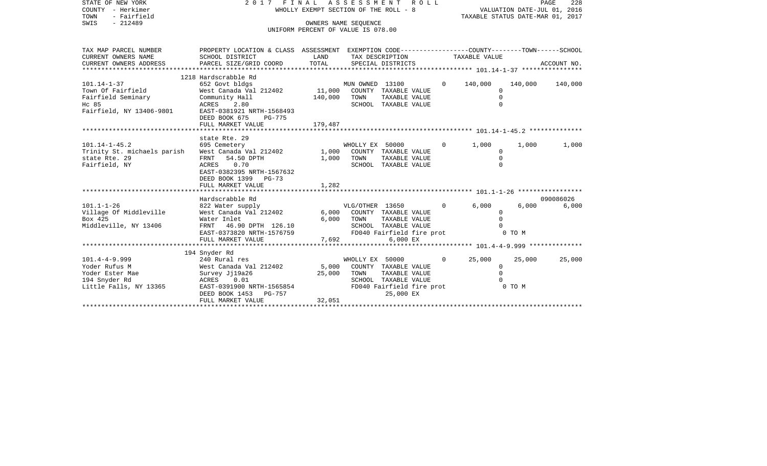STATE OF NEW YORK
COUNTY - Herkimer
TOWN - Fairfield
SWIS - 212489

2017 FINAL ASSESSMENT ROLL
WHOLLY EXEMPT SECTION OF THE ROLL - 8
OWNERS NAME SEQUENCE
UNIFORM PERCENT OF VALUE IS 078.00

VALUATION DATE-JUL 01, 2016
TAXABLE STATUS DATE-MAR 01, 2017

```
TAX MAP PARCEL NUMBER       PROPERTY LOCATION & CLASS  ASSESSMENT  EXEMPTION CODE------------------COUNTY--------TOWN------SCHOOL
CURRENT OWNERS NAME         SCHOOL DISTRICT              LAND      TAX DESCRIPTION              TAXABLE VALUE
CURRENT OWNERS ADDRESS      PARCEL SIZE/GRID COORD       TOTAL     SPECIAL DISTRICTS                                     ACCOUNT NO.
****************************************************************************************************** 101.14-1-37 ****************
                            1218 Hardscrabble Rd
101.14-1-37                 652 Govt bldgs                          MUN OWNED  13100          0    140,000    140,000    140,000
Town Of Fairfield           West Canada Val 212402      11,000     COUNTY  TAXABLE VALUE                 0
Fairfield Seminary          Community Hall             140,000     TOWN    TAXABLE VALUE                 0
Hc 85                       ACRES     2.80                         SCHOOL  TAXABLE VALUE                 0
Fairfield, NY 13406-9801    EAST-0381921 NRTH-1568493
                            DEED BOOK 675    PG-775
                            FULL MARKET VALUE          179,487
****************************************************************************************************** 101.14-1-45.2 **************
                            state Rte. 29
101.14-1-45.2               695 Cemetery                            WHOLLY EX  50000          0      1,000      1,000      1,000
Trinity St. michaels parish West Canada Val 212402       1,000     COUNTY  TAXABLE VALUE                 0
state Rte. 29               FRNT    54.50 DPTH                1,000     TOWN    TAXABLE VALUE                 0
Fairfield, NY               ACRES     0.70                         SCHOOL  TAXABLE VALUE                 0
                            EAST-0382395 NRTH-1567632
                            DEED BOOK 1399   PG-73
                            FULL MARKET VALUE            1,282
****************************************************************************************************** 101.1-1-26 *****************
                            Hardscrabble Rd                                                                          090086026
101.1-1-26                  822 Water supply                        VLG/OTHER  13650          0      6,000      6,000      6,000
Village Of Middleville      West Canada Val 212402       6,000     COUNTY  TAXABLE VALUE                 0
Box 425                     Water Inlet                  6,000     TOWN    TAXABLE VALUE                 0
Middleville, NY 13406       FRNT    46.90 DPTH  126.10             SCHOOL  TAXABLE VALUE                 0
                            EAST-0373820 NRTH-1576759              FD040 Fairfield fire prot                 0 TO M
                            FULL MARKET VALUE            7,692              6,000 EX
****************************************************************************************************** 101.4-4-9.999 **************
                            194 Snyder Rd
101.4-4-9.999               240 Rural res                           WHOLLY EX  50000          0     25,000     25,000     25,000
Yoder Rufus M               West Canada Val 212402       5,000     COUNTY  TAXABLE VALUE                 0
Yoder Ester Mae             Survey Jj19a26              25,000     TOWN    TAXABLE VALUE                 0
194 Snyder Rd               ACRES     0.01                         SCHOOL  TAXABLE VALUE                 0
Little Falls, NY 13365      EAST-0391900 NRTH-1565854              FD040 Fairfield fire prot                 0 TO M
                            DEED BOOK 1453   PG-757                         25,000 EX
                            FULL MARKET VALUE           32,051
************************************************************************************************************************************
```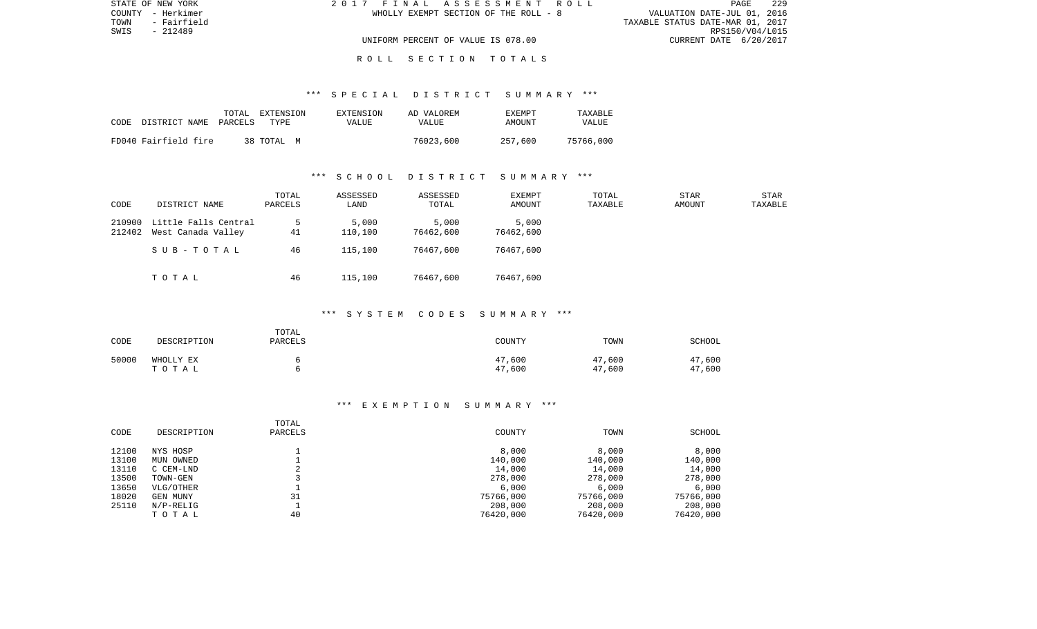STATE OF NEW YORK
COUNTY - Herkimer
TOWN - Fairfield
SWIS - 212489

2017 FINAL ASSESSMENT ROLL
WHOLLY EXEMPT SECTION OF THE ROLL - 8
UNIFORM PERCENT OF VALUE IS 078.00

VALUATION DATE-JUL 01, 2016
TAXABLE STATUS DATE-MAR 01, 2017
RPS150/V04/L015
CURRENT DATE 6/20/2017

## ROLL SECTION TOTALS

### *** SPECIAL DISTRICT SUMMARY ***

| CODE | DISTRICT NAME | TOTAL PARCELS | EXTENSION TYPE | EXTENSION VALUE | AD VALOREM VALUE | EXEMPT AMOUNT | TAXABLE VALUE |
|---|---|---|---|---|---|---|---|
| FD040 | Fairfield fire | 38 | TOTAL M | | 76023,600 | 257,600 | 75766,000 |

### *** SCHOOL DISTRICT SUMMARY ***

| CODE | DISTRICT NAME | TOTAL PARCELS | ASSESSED LAND | ASSESSED TOTAL | EXEMPT AMOUNT | TOTAL TAXABLE | STAR AMOUNT | STAR TAXABLE |
|---|---|---|---|---|---|---|---|---|
| 210900 | Little Falls Central | 5 | 5,000 | 5,000 | 5,000 | | | |
| 212402 | West Canada Valley | 41 | 110,100 | 76462,600 | 76462,600 | | | |
| | SUB-TOTAL | 46 | 115,100 | 76467,600 | 76467,600 | | | |
| | TOTAL | 46 | 115,100 | 76467,600 | 76467,600 | | | |

### *** SYSTEM CODES SUMMARY ***

| CODE | DESCRIPTION | TOTAL PARCELS | COUNTY | TOWN | SCHOOL |
|---|---|---|---|---|---|
| 50000 | WHOLLY EX | 6 | 47,600 | 47,600 | 47,600 |
| | TOTAL | 6 | 47,600 | 47,600 | 47,600 |

### *** EXEMPTION SUMMARY ***

| CODE | DESCRIPTION | TOTAL PARCELS | COUNTY | TOWN | SCHOOL |
|---|---|---|---|---|---|
| 12100 | NYS HOSP | 1 | 8,000 | 8,000 | 8,000 |
| 13100 | MUN OWNED | 1 | 140,000 | 140,000 | 140,000 |
| 13110 | C CEM-LND | 2 | 14,000 | 14,000 | 14,000 |
| 13500 | TOWN-GEN | 3 | 278,000 | 278,000 | 278,000 |
| 13650 | VLG/OTHER | 1 | 6,000 | 6,000 | 6,000 |
| 18020 | GEN MUNY | 31 | 75766,000 | 75766,000 | 75766,000 |
| 25110 | N/P-RELIG | 1 | 208,000 | 208,000 | 208,000 |
| | TOTAL | 40 | 76420,000 | 76420,000 | 76420,000 |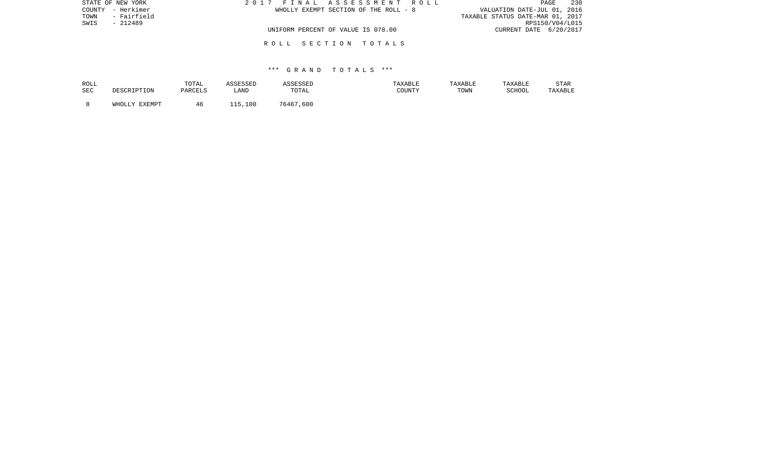STATE OF NEW YORK
COUNTY - Herkimer
TOWN - Fairfield
SWIS - 212489

2 0 1 7 F I N A L A S S E S S M E N T R O L L
WHOLLY EXEMPT SECTION OF THE ROLL - 8

UNIFORM PERCENT OF VALUE IS 078.00

VALUATION DATE-JUL 01, 2016
TAXABLE STATUS DATE-MAR 01, 2017
RPS150/V04/L015
CURRENT DATE 6/20/2017

R O L L S E C T I O N T O T A L S

\*\*\* G R A N D T O T A L S \*\*\*

| ROLL SEC | DESCRIPTION | TOTAL PARCELS | ASSESSED LAND | ASSESSED TOTAL | TAXABLE COUNTY | TAXABLE TOWN | TAXABLE SCHOOL | STAR TAXABLE |
|---|---|---|---|---|---|---|---|---|
| 8 | WHOLLY EXEMPT | 46 | 115,100 | 76467,600 | | | | |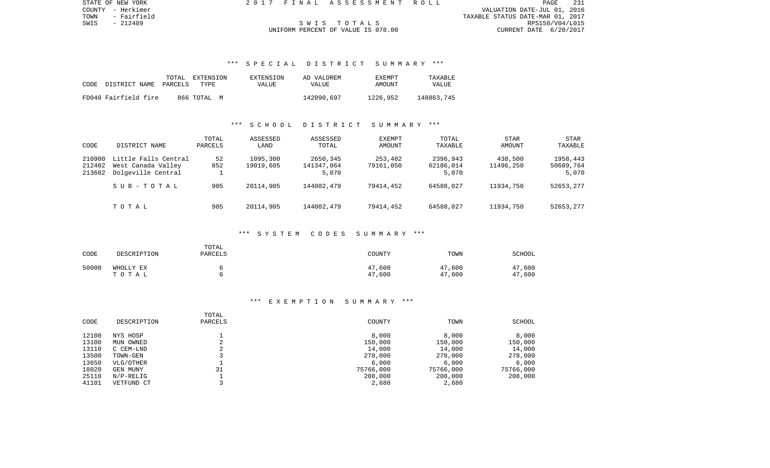STATE OF NEW YORK | COUNTY - Herkimer | TOWN - Fairfield | SWIS - 212489

**2017 FINAL ASSESSMENT ROLL**

**SWIS TOTALS**

UNIFORM PERCENT OF VALUE IS 078.00

VALUATION DATE-JUL 01, 2016
TAXABLE STATUS DATE-MAR 01, 2017
RPS150/V04/L015
CURRENT DATE 6/20/2017

### *** SPECIAL DISTRICT SUMMARY ***

| CODE | DISTRICT NAME | TOTAL PARCELS | EXTENSION TYPE | EXTENSION VALUE | AD VALOREM VALUE | EXEMPT AMOUNT | TAXABLE VALUE |
|---|---|---|---|---|---|---|---|
| FD040 | Fairfield fire | 866 | TOTAL M | | 142090,697 | 1226,952 | 140863,745 |

### *** SCHOOL DISTRICT SUMMARY ***

| CODE | DISTRICT NAME | TOTAL PARCELS | ASSESSED LAND | ASSESSED TOTAL | EXEMPT AMOUNT | TOTAL TAXABLE | STAR AMOUNT | STAR TAXABLE |
|---|---|---|---|---|---|---|---|---|
| 210900 | Little Falls Central | 52 | 1095,300 | 2650,345 | 253,402 | 2396,943 | 438,500 | 1958,443 |
| 212402 | West Canada Valley | 852 | 19019,605 | 141347,064 | 79161,050 | 62186,014 | 11496,250 | 50689,764 |
| 213602 | Dolgeville Central | 1 | | 5,070 | | 5,070 | | 5,070 |
| | SUB-TOTAL | 905 | 20114,905 | 144002,479 | 79414,452 | 64588,027 | 11934,750 | 52653,277 |
| | TOTAL | 905 | 20114,905 | 144002,479 | 79414,452 | 64588,027 | 11934,750 | 52653,277 |

### *** SYSTEM CODES SUMMARY ***

| CODE | DESCRIPTION | TOTAL PARCELS | COUNTY | TOWN | SCHOOL |
|---|---|---|---|---|---|
| 50000 | WHOLLY EX | 6 | 47,600 | 47,600 | 47,600 |
| | TOTAL | 6 | 47,600 | 47,600 | 47,600 |

### *** EXEMPTION SUMMARY ***

| CODE | DESCRIPTION | TOTAL PARCELS | COUNTY | TOWN | SCHOOL |
|---|---|---|---|---|---|
| 12100 | NYS HOSP | 1 | 8,000 | 8,000 | 8,000 |
| 13100 | MUN OWNED | 2 | 150,000 | 150,000 | 150,000 |
| 13110 | C CEM-LND | 2 | 14,000 | 14,000 | 14,000 |
| 13500 | TOWN-GEN | 3 | 278,000 | 278,000 | 278,000 |
| 13650 | VLG/OTHER | 1 | 6,000 | 6,000 | 6,000 |
| 18020 | GEN MUNY | 31 | 75766,000 | 75766,000 | 75766,000 |
| 25110 | N/P-RELIG | 1 | 208,000 | 208,000 | 208,000 |
| 41101 | VETFUND CT | 3 | 2,680 | 2,680 | |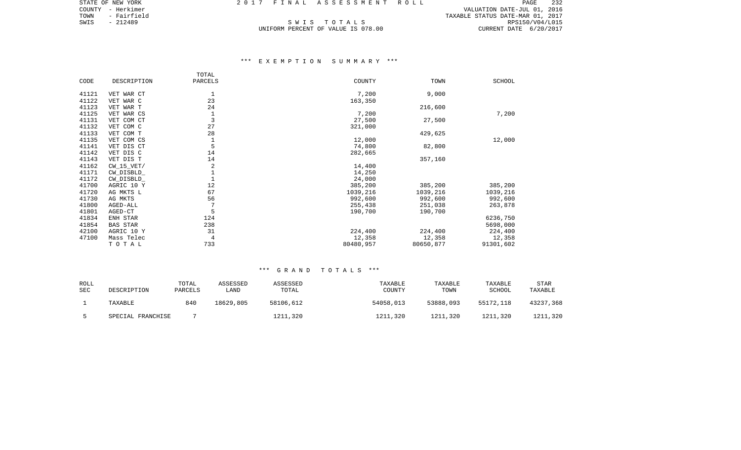STATE OF NEW YORK
COUNTY - Herkimer
TOWN - Fairfield
SWIS - 212489

2 0 1 7 F I N A L A S S E S S M E N T R O L L

S W I S T O T A L S
UNIFORM PERCENT OF VALUE IS 078.00

VALUATION DATE-JUL 01, 2016
TAXABLE STATUS DATE-MAR 01, 2017
RPS150/V04/L015
CURRENT DATE 6/20/2017

### *** E X E M P T I O N S U M M A R Y ***

| CODE | DESCRIPTION | TOTAL PARCELS | COUNTY | TOWN | SCHOOL |
|---|---|---|---|---|---|
| 41121 | VET WAR CT | 1 | 7,200 | 9,000 | |
| 41122 | VET WAR C | 23 | 163,350 | | |
| 41123 | VET WAR T | 24 | | 216,600 | |
| 41125 | VET WAR CS | 1 | 7,200 | | 7,200 |
| 41131 | VET COM CT | 3 | 27,500 | 27,500 | |
| 41132 | VET COM C | 27 | 321,000 | | |
| 41133 | VET COM T | 28 | | 429,625 | |
| 41135 | VET COM CS | 1 | 12,000 | | 12,000 |
| 41141 | VET DIS CT | 5 | 74,800 | 82,800 | |
| 41142 | VET DIS C | 14 | 282,665 | | |
| 41143 | VET DIS T | 14 | | 357,160 | |
| 41162 | CW_15_VET/ | 2 | 14,400 | | |
| 41171 | CW_DISBLD_ | 1 | 14,250 | | |
| 41172 | CW_DISBLD_ | 1 | 24,000 | | |
| 41700 | AGRIC 10 Y | 12 | 385,200 | 385,200 | 385,200 |
| 41720 | AG MKTS L | 67 | 1039,216 | 1039,216 | 1039,216 |
| 41730 | AG MKTS | 56 | 992,600 | 992,600 | 992,600 |
| 41800 | AGED-ALL | 7 | 255,438 | 251,038 | 263,878 |
| 41801 | AGED-CT | 5 | 190,700 | 190,700 | |
| 41834 | ENH STAR | 124 | | | 6236,750 |
| 41854 | BAS STAR | 238 | | | 5698,000 |
| 42100 | AGRIC 10 Y | 31 | 224,400 | 224,400 | 224,400 |
| 47100 | Mass Telec | 4 | 12,358 | 12,358 | 12,358 |
| | T O T A L | 733 | 80480,957 | 80650,877 | 91301,602 |

### *** G R A N D T O T A L S ***

| ROLL SEC | DESCRIPTION | TOTAL PARCELS | ASSESSED LAND | ASSESSED TOTAL | TAXABLE COUNTY | TAXABLE TOWN | TAXABLE SCHOOL | STAR TAXABLE |
|---|---|---|---|---|---|---|---|---|
| 1 | TAXABLE | 840 | 18629,805 | 58106,612 | 54058,013 | 53888,093 | 55172,118 | 43237,368 |
| 5 | SPECIAL FRANCHISE | 7 | | 1211,320 | 1211,320 | 1211,320 | 1211,320 | 1211,320 |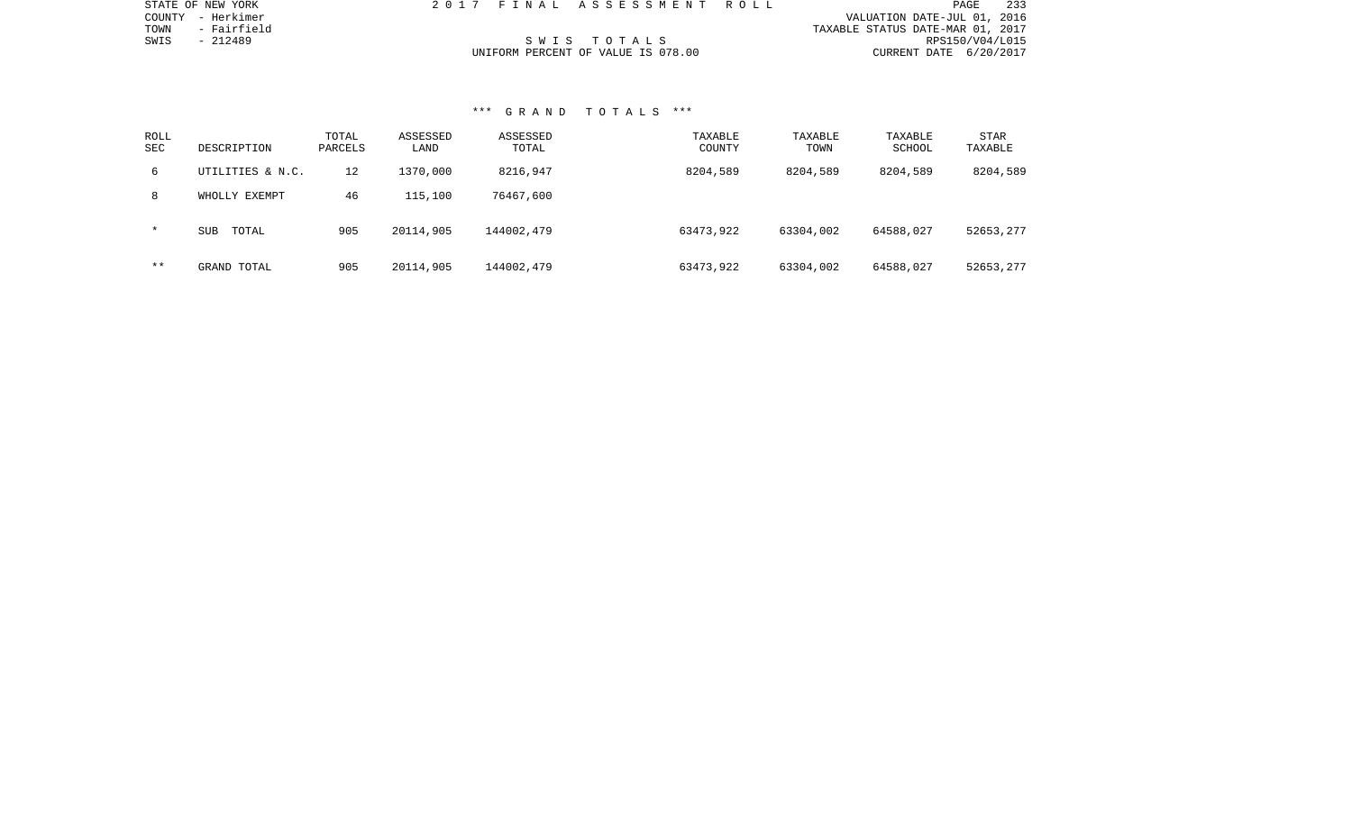STATE OF NEW YORK
COUNTY - Herkimer
TOWN - Fairfield
SWIS - 212489

2 0 1 7 F I N A L A S S E S S M E N T R O L L

S W I S T O T A L S
UNIFORM PERCENT OF VALUE IS 078.00

VALUATION DATE-JUL 01, 2016
TAXABLE STATUS DATE-MAR 01, 2017
RPS150/V04/L015
CURRENT DATE 6/20/2017

### *** G R A N D T O T A L S ***

| ROLL SEC | DESCRIPTION | TOTAL PARCELS | ASSESSED LAND | ASSESSED TOTAL | TAXABLE COUNTY | TAXABLE TOWN | TAXABLE SCHOOL | STAR TAXABLE |
|---|---|---|---|---|---|---|---|---|
| 6 | UTILITIES & N.C. | 12 | 1370,000 | 8216,947 | 8204,589 | 8204,589 | 8204,589 | 8204,589 |
| 8 | WHOLLY EXEMPT | 46 | 115,100 | 76467,600 | | | | |
| * | SUB TOTAL | 905 | 20114,905 | 144002,479 | 63473,922 | 63304,002 | 64588,027 | 52653,277 |
| ** | GRAND TOTAL | 905 | 20114,905 | 144002,479 | 63473,922 | 63304,002 | 64588,027 | 52653,277 |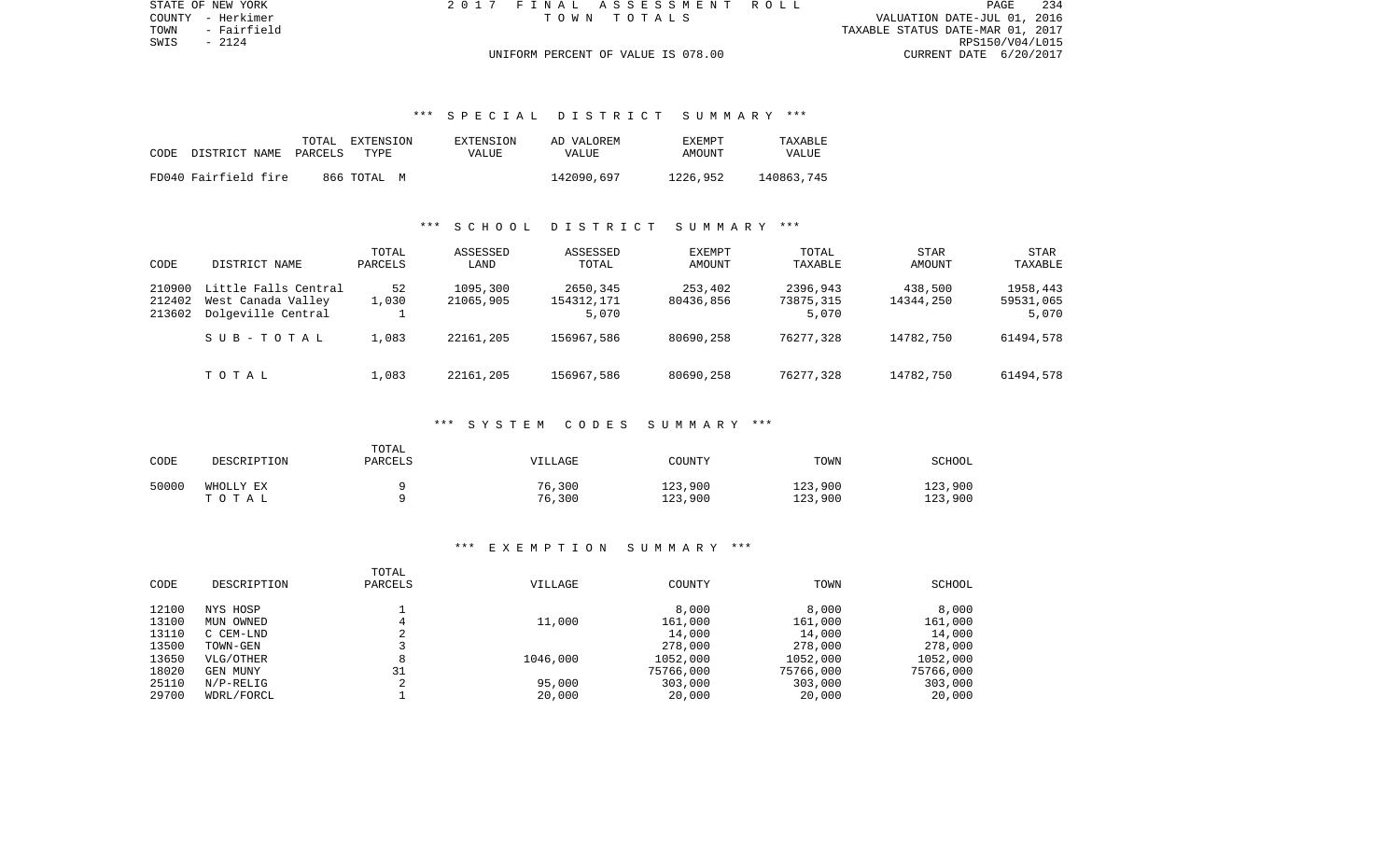STATE OF NEW YORK  
COUNTY - Herkimer  
TOWN - Fairfield  
SWIS - 2124

2 0 1 7 F I N A L A S S E S S M E N T R O L L  
T O W N T O T A L S

UNIFORM PERCENT OF VALUE IS 078.00

VALUATION DATE-JUL 01, 2016  
TAXABLE STATUS DATE-MAR 01, 2017  
RPS150/V04/L015  
CURRENT DATE 6/20/2017

### *** S P E C I A L D I S T R I C T S U M M A R Y ***

| CODE | DISTRICT NAME | TOTAL PARCELS | EXTENSION TYPE | EXTENSION VALUE | AD VALOREM VALUE | EXEMPT AMOUNT | TAXABLE VALUE |
|---|---|---|---|---|---|---|---|
| FD040 | Fairfield fire | 866 | TOTAL M | | 142090,697 | 1226,952 | 140863,745 |

### *** S C H O O L D I S T R I C T S U M M A R Y ***

| CODE | DISTRICT NAME | TOTAL PARCELS | ASSESSED LAND | ASSESSED TOTAL | EXEMPT AMOUNT | TOTAL TAXABLE | STAR AMOUNT | STAR TAXABLE |
|---|---|---|---|---|---|---|---|---|
| 210900 | Little Falls Central | 52 | 1095,300 | 2650,345 | 253,402 | 2396,943 | 438,500 | 1958,443 |
| 212402 | West Canada Valley | 1,030 | 21065,905 | 154312,171 | 80436,856 | 73875,315 | 14344,250 | 59531,065 |
| 213602 | Dolgeville Central | 1 | | 5,070 | | 5,070 | | 5,070 |
| | S U B - T O T A L | 1,083 | 22161,205 | 156967,586 | 80690,258 | 76277,328 | 14782,750 | 61494,578 |
| | T O T A L | 1,083 | 22161,205 | 156967,586 | 80690,258 | 76277,328 | 14782,750 | 61494,578 |

### *** S Y S T E M C O D E S S U M M A R Y ***

| CODE | DESCRIPTION | TOTAL PARCELS | VILLAGE | COUNTY | TOWN | SCHOOL |
|---|---|---|---|---|---|---|
| 50000 | WHOLLY EX | 9 | 76,300 | 123,900 | 123,900 | 123,900 |
| | T O T A L | 9 | 76,300 | 123,900 | 123,900 | 123,900 |

### *** E X E M P T I O N S U M M A R Y ***

| CODE | DESCRIPTION | TOTAL PARCELS | VILLAGE | COUNTY | TOWN | SCHOOL |
|---|---|---|---|---|---|---|
| 12100 | NYS HOSP | 1 | | 8,000 | 8,000 | 8,000 |
| 13100 | MUN OWNED | 4 | 11,000 | 161,000 | 161,000 | 161,000 |
| 13110 | C CEM-LND | 2 | | 14,000 | 14,000 | 14,000 |
| 13500 | TOWN-GEN | 3 | | 278,000 | 278,000 | 278,000 |
| 13650 | VLG/OTHER | 8 | 1046,000 | 1052,000 | 1052,000 | 1052,000 |
| 18020 | GEN MUNY | 31 | | 75766,000 | 75766,000 | 75766,000 |
| 25110 | N/P-RELIG | 2 | 95,000 | 303,000 | 303,000 | 303,000 |
| 29700 | WDRL/FORCL | 1 | 20,000 | 20,000 | 20,000 | 20,000 |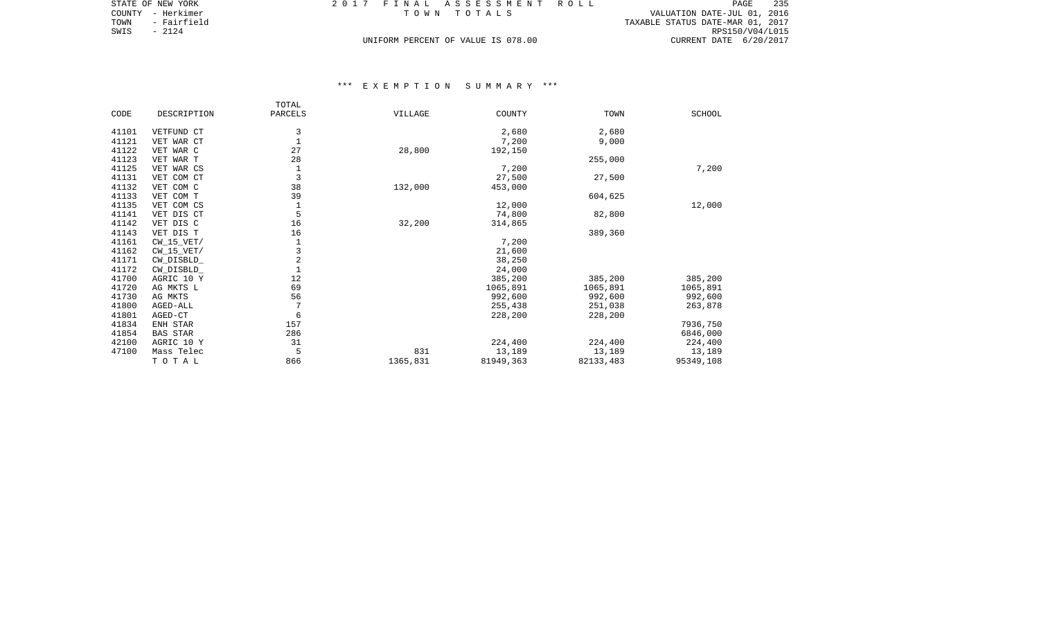STATE OF NEW YORK | 2017 FINAL ASSESSMENT ROLL | PAGE 235
COUNTY - Herkimer | TOWN TOTALS | VALUATION DATE-JUL 01, 2016
TOWN - Fairfield | | TAXABLE STATUS DATE-MAR 01, 2017
SWIS - 2124 | | RPS150/V04/L015
UNIFORM PERCENT OF VALUE IS 078.00 | CURRENT DATE 6/20/2017

### *** EXEMPTION SUMMARY ***

| CODE | DESCRIPTION | TOTAL PARCELS | VILLAGE | COUNTY | TOWN | SCHOOL |
|---|---|---|---|---|---|---|
| 41101 | VETFUND CT | 3 | | 2,680 | 2,680 | |
| 41121 | VET WAR CT | 1 | | 7,200 | 9,000 | |
| 41122 | VET WAR C | 27 | 28,800 | 192,150 | | |
| 41123 | VET WAR T | 28 | | | 255,000 | |
| 41125 | VET WAR CS | 1 | | 7,200 | | 7,200 |
| 41131 | VET COM CT | 3 | | 27,500 | 27,500 | |
| 41132 | VET COM C | 38 | 132,000 | 453,000 | | |
| 41133 | VET COM T | 39 | | | 604,625 | |
| 41135 | VET COM CS | 1 | | 12,000 | | 12,000 |
| 41141 | VET DIS CT | 5 | | 74,800 | 82,800 | |
| 41142 | VET DIS C | 16 | 32,200 | 314,865 | | |
| 41143 | VET DIS T | 16 | | | 389,360 | |
| 41161 | CW_15_VET/ | 1 | | 7,200 | | |
| 41162 | CW_15_VET/ | 3 | | 21,600 | | |
| 41171 | CW_DISBLD_ | 2 | | 38,250 | | |
| 41172 | CW_DISBLD_ | 1 | | 24,000 | | |
| 41700 | AGRIC 10 Y | 12 | | 385,200 | 385,200 | 385,200 |
| 41720 | AG MKTS L | 69 | | 1065,891 | 1065,891 | 1065,891 |
| 41730 | AG MKTS | 56 | | 992,600 | 992,600 | 992,600 |
| 41800 | AGED-ALL | 7 | | 255,438 | 251,038 | 263,878 |
| 41801 | AGED-CT | 6 | | 228,200 | 228,200 | |
| 41834 | ENH STAR | 157 | | | | 7936,750 |
| 41854 | BAS STAR | 286 | | | | 6846,000 |
| 42100 | AGRIC 10 Y | 31 | | 224,400 | 224,400 | 224,400 |
| 47100 | Mass Telec | 5 | 831 | 13,189 | 13,189 | 13,189 |
| | T O T A L | 866 | 1365,831 | 81949,363 | 82133,483 | 95349,108 |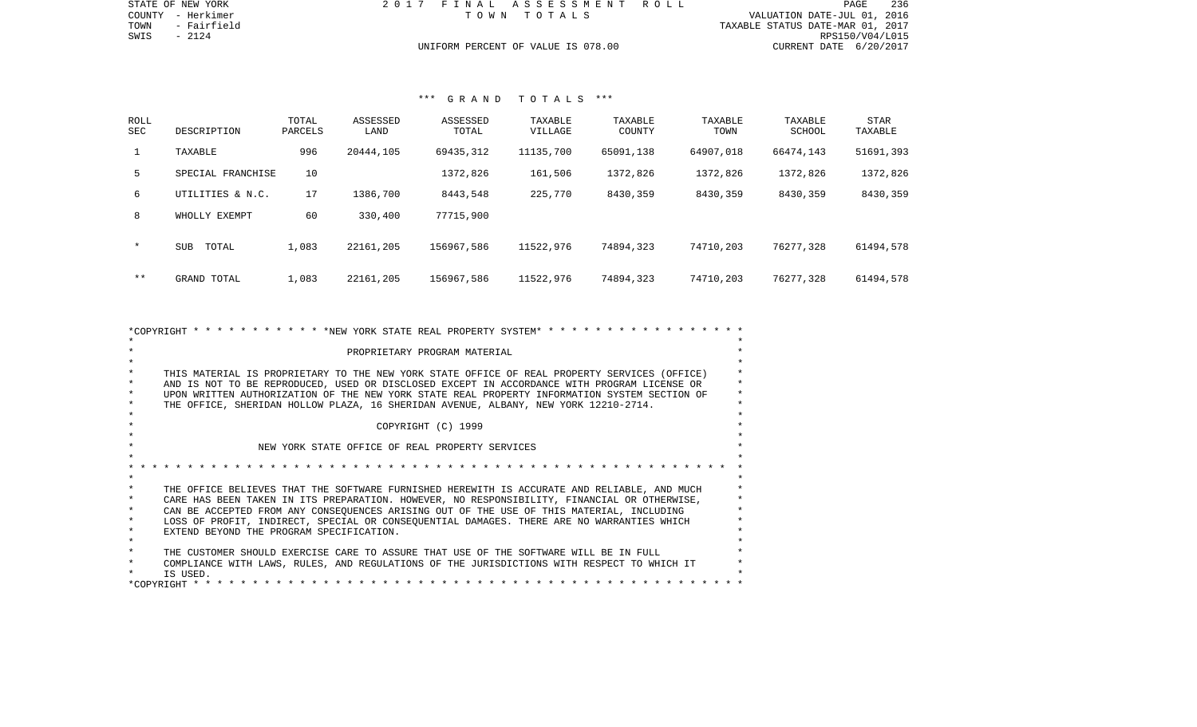STATE OF NEW YORK
COUNTY - Herkimer
TOWN - Fairfield
SWIS - 2124

2 0 1 7 F I N A L A S S E S S M E N T R O L L
T O W N T O T A L S

UNIFORM PERCENT OF VALUE IS 078.00

VALUATION DATE-JUL 01, 2016
TAXABLE STATUS DATE-MAR 01, 2017
RPS150/V04/L015
CURRENT DATE 6/20/2017

### *** G R A N D T O T A L S ***

| ROLL SEC | DESCRIPTION | TOTAL PARCELS | ASSESSED LAND | ASSESSED TOTAL | TAXABLE VILLAGE | TAXABLE COUNTY | TAXABLE TOWN | TAXABLE SCHOOL | STAR TAXABLE |
|---|---|---|---|---|---|---|---|---|---|
| 1 | TAXABLE | 996 | 20444,105 | 69435,312 | 11135,700 | 65091,138 | 64907,018 | 66474,143 | 51691,393 |
| 5 | SPECIAL FRANCHISE | 10 | | 1372,826 | 161,506 | 1372,826 | 1372,826 | 1372,826 | 1372,826 |
| 6 | UTILITIES & N.C. | 17 | 1386,700 | 8443,548 | 225,770 | 8430,359 | 8430,359 | 8430,359 | 8430,359 |
| 8 | WHOLLY EXEMPT | 60 | 330,400 | 77715,900 | | | | | |
| * | SUB TOTAL | 1,083 | 22161,205 | 156967,586 | 11522,976 | 74894,323 | 74710,203 | 76277,328 | 61494,578 |
| ** | GRAND TOTAL | 1,083 | 22161,205 | 156967,586 | 11522,976 | 74894,323 | 74710,203 | 76277,328 | 61494,578 |

```
*COPYRIGHT * * * * * * * * * * * *NEW YORK STATE REAL PROPERTY SYSTEM* * * * * * * * * * * * * * * * * *
*                                                                                                       *
*                                    PROPRIETARY PROGRAM MATERIAL                                       *
*                                                                                                       *
*     THIS MATERIAL IS PROPRIETARY TO THE NEW YORK STATE OFFICE OF REAL PROPERTY SERVICES (OFFICE)      *
*     AND IS NOT TO BE REPRODUCED, USED OR DISCLOSED EXCEPT IN ACCORDANCE WITH PROGRAM LICENSE OR       *
*     UPON WRITTEN AUTHORIZATION OF THE NEW YORK STATE REAL PROPERTY INFORMATION SYSTEM SECTION OF      *
*     THE OFFICE, SHERIDAN HOLLOW PLAZA, 16 SHERIDAN AVENUE, ALBANY, NEW YORK 12210-2714.               *
*                                                                                                       *
*                                         COPYRIGHT (C) 1999                                            *
*                                                                                                       *
*                          NEW YORK STATE OFFICE OF REAL PROPERTY SERVICES                              *
*                                                                                                       *
* * * * * * * * * * * * * * * * * * * * * * * * * * * * * * * * * * * * * * * * * * * * * * * * * * * *
*                                                                                                       *
*     THE OFFICE BELIEVES THAT THE SOFTWARE FURNISHED HEREWITH IS ACCURATE AND RELIABLE, AND MUCH        *
*     CARE HAS BEEN TAKEN IN ITS PREPARATION. HOWEVER, NO RESPONSIBILITY, FINANCIAL OR OTHERWISE,       *
*     CAN BE ACCEPTED FROM ANY CONSEQUENCES ARISING OUT OF THE USE OF THIS MATERIAL, INCLUDING          *
*     LOSS OF PROFIT, INDIRECT, SPECIAL OR CONSEQUENTIAL DAMAGES. THERE ARE NO WARRANTIES WHICH         *
*     EXTEND BEYOND THE PROGRAM SPECIFICATION.                                                          *
*                                                                                                       *
*     THE CUSTOMER SHOULD EXERCISE CARE TO ASSURE THAT USE OF THE SOFTWARE WILL BE IN FULL              *
*     COMPLIANCE WITH LAWS, RULES, AND REGULATIONS OF THE JURISDICTIONS WITH RESPECT TO WHICH IT        *
*     IS USED.                                                                                          *
*COPYRIGHT * * * * * * * * * * * * * * * * * * * * * * * * * * * * * * * * * * * * * * * * * * * * * *
```